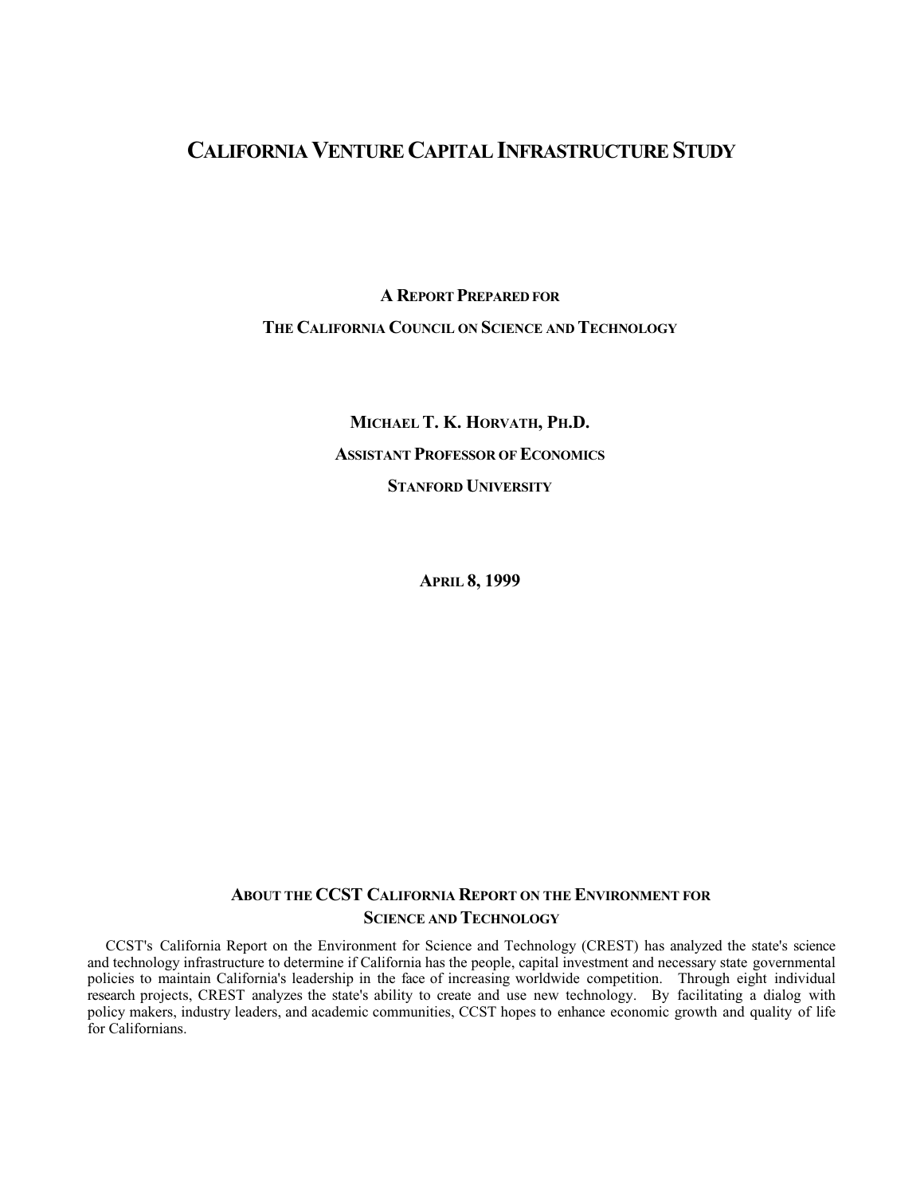# CALIFORNIA VENTURE CAPITAL INFRASTRUCTURE STUDY

**A REPORT PREPARED FOR**

**THE CALIFORNIA COUNCIL ON SCIENCE AND TECHNOLOGY**

**MICHAEL T. K. HORVATH, PH.D.**

**ASSISTANT PROFESSOR OF ECONOMICS**

**STANFORD UNIVERSITY**

**APRIL 8, 1999**

## ABOUT THE CCST CALIFORNIA REPORT ON THE ENVIRONMENT FOR SCIENCE AND TECHNOLOGY

CCST's California Report on the Environment for Science and Technology (CREST) has analyzed the state's science and technology infrastructure to determine if California has the people, capital investment and necessary state governmental policies to maintain California's leadership in the face of increasing worldwide competition. Through eight individual research projects, CREST analyzes the state's ability to create and use new technology. By facilitating a dialog with policy makers, industry leaders, and academic communities, CCST hopes to enhance economic growth and quality of life for Californians.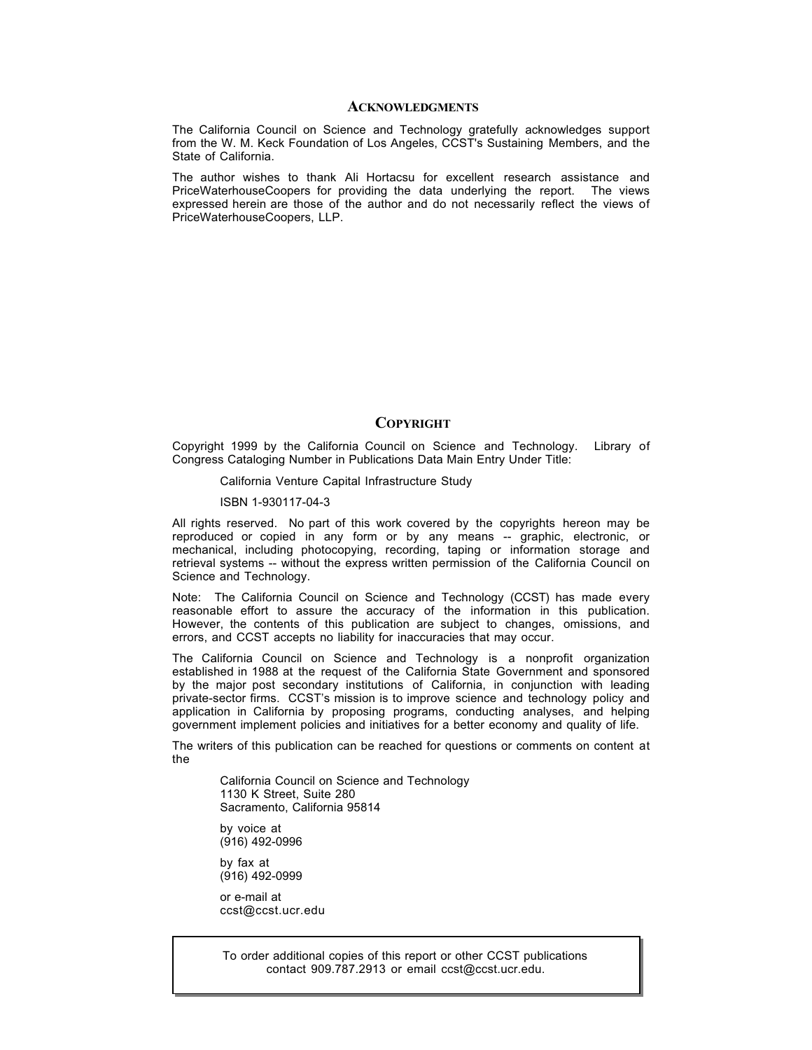## Acknowledgments

The California Council on Science and Technology gratefully acknowledges support from the W. M. Keck Foundation of Los Angeles, CCST's Sustaining Members, and the State of California.

The author wishes to thank Ali Hortacsu for excellent research assistance and PriceWaterhouseCoopers for providing the data underlying the report. The views expressed herein are those of the author and do not necessarily reflect the views of PriceWaterhouseCoopers, LLP.

## Copyright

Copyright 1999 by the California Council on Science and Technology. Library of Congress Cataloging Number in Publications Data Main Entry Under Title:

California Venture Capital Infrastructure Study

ISBN 1-930117-04-3

All rights reserved. No part of this work covered by the copyrights hereon may be reproduced or copied in any form or by any means -- graphic, electronic, or mechanical, including photocopying, recording, taping or information storage and retrieval systems -- without the express written permission of the California Council on Science and Technology.

Note: The California Council on Science and Technology (CCST) has made every reasonable effort to assure the accuracy of the information in this publication. However, the contents of this publication are subject to changes, omissions, and errors, and CCST accepts no liability for inaccuracies that may occur.

The California Council on Science and Technology is a nonprofit organization established in 1988 at the request of the California State Government and sponsored by the major post secondary institutions of California, in conjunction with leading private-sector firms. CCST's mission is to improve science and technology policy and application in California by proposing programs, conducting analyses, and helping government implement policies and initiatives for a better economy and quality of life.

The writers of this publication can be reached for questions or comments on content at the

California Council on Science and Technology
1130 K Street, Suite 280
Sacramento, California 95814

by voice at
(916) 492-0996

by fax at
(916) 492-0999

or e-mail at
ccst@ccst.ucr.edu

To order additional copies of this report or other CCST publications contact 909.787.2913 or email ccst@ccst.ucr.edu.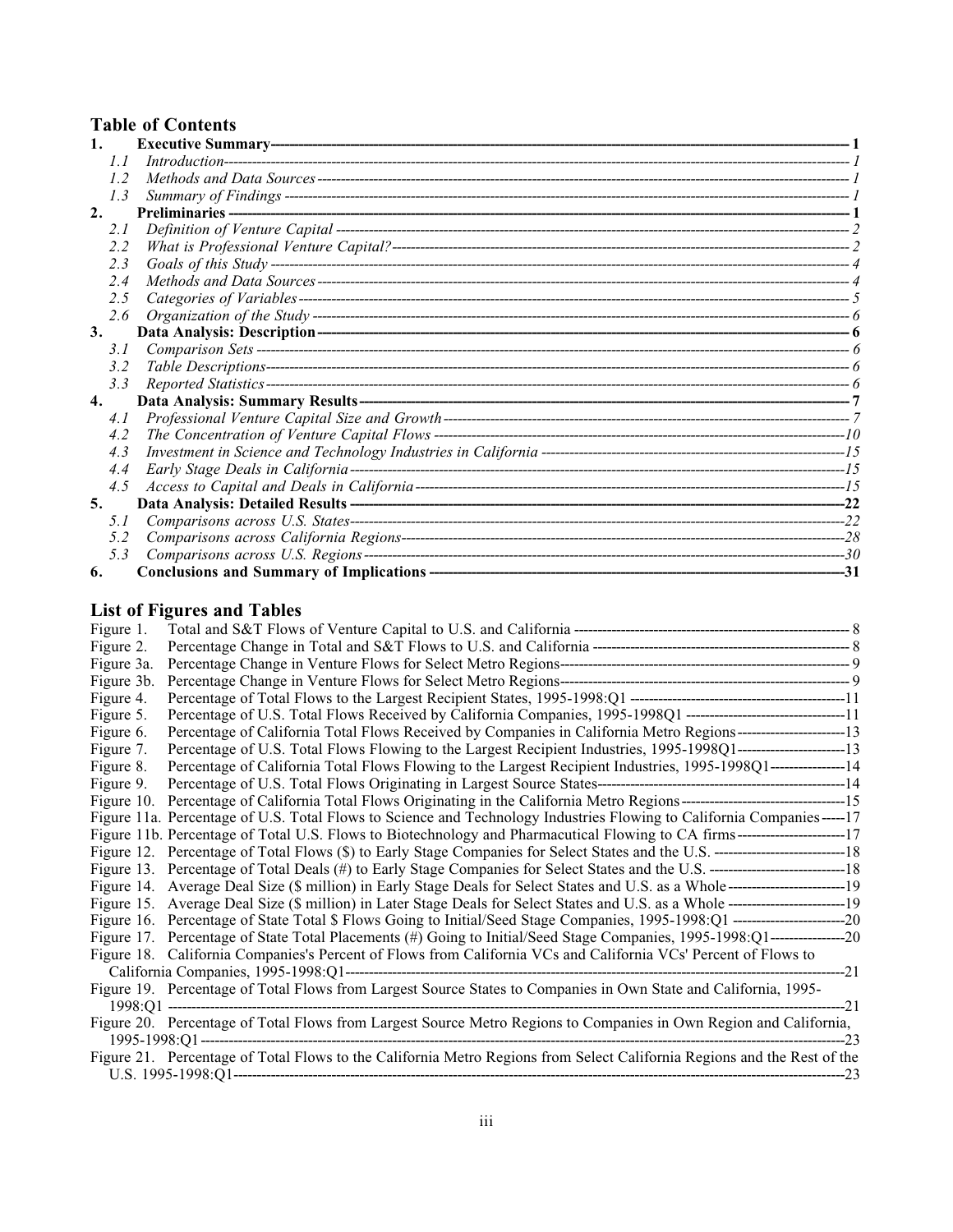## Table of Contents

**1. Executive Summary** ---------- **1**

- *1.1 Introduction* ---------- *1*
- *1.2 Methods and Data Sources* ---------- *1*
- *1.3 Summary of Findings* ---------- *1*

**2. Preliminaries** ---------- **1**

- *2.1 Definition of Venture Capital* ---------- *2*
- *2.2 What is Professional Venture Capital?* ---------- *2*
- *2.3 Goals of this Study* ---------- *4*
- *2.4 Methods and Data Sources* ---------- *4*
- *2.5 Categories of Variables* ---------- *5*
- *2.6 Organization of the Study* ---------- *6*

**3. Data Analysis: Description** ---------- **6**

- *3.1 Comparison Sets* ---------- *6*
- *3.2 Table Descriptions* ---------- *6*
- *3.3 Reported Statistics* ---------- *6*

**4. Data Analysis: Summary Results** ---------- **7**

- *4.1 Professional Venture Capital Size and Growth* ---------- *7*
- *4.2 The Concentration of Venture Capital Flows* ---------- *10*
- *4.3 Investment in Science and Technology Industries in California* ---------- *15*
- *4.4 Early Stage Deals in California* ---------- *15*
- *4.5 Access to Capital and Deals in California* ---------- *15*

**5. Data Analysis: Detailed Results** ---------- **22**

- *5.1 Comparisons across U.S. States* ---------- *22*
- *5.2 Comparisons across California Regions* ---------- *28*
- *5.3 Comparisons across U.S. Regions* ---------- *30*

**6. Conclusions and Summary of Implications** ---------- **31**

## List of Figures and Tables

- Figure 1. Total and S&T Flows of Venture Capital to U.S. and California ---------- 8
- Figure 2. Percentage Change in Total and S&T Flows to U.S. and California ---------- 8
- Figure 3a. Percentage Change in Venture Flows for Select Metro Regions ---------- 9
- Figure 3b. Percentage Change in Venture Flows for Select Metro Regions ---------- 9
- Figure 4. Percentage of Total Flows to the Largest Recipient States, 1995-1998:Q1 ---------- 11
- Figure 5. Percentage of U.S. Total Flows Received by California Companies, 1995-1998Q1 ---------- 11
- Figure 6. Percentage of California Total Flows Received by Companies in California Metro Regions ---------- 13
- Figure 7. Percentage of U.S. Total Flows Flowing to the Largest Recipient Industries, 1995-1998Q1 ---------- 13
- Figure 8. Percentage of California Total Flows Flowing to the Largest Recipient Industries, 1995-1998Q1 ---------- 14
- Figure 9. Percentage of U.S. Total Flows Originating in Largest Source States ---------- 14
- Figure 10. Percentage of California Total Flows Originating in the California Metro Regions ---------- 15
- Figure 11a. Percentage of U.S. Total Flows to Science and Technology Industries Flowing to California Companies ---------- 17
- Figure 11b. Percentage of Total U.S. Flows to Biotechnology and Pharmacutical Flowing to CA firms ---------- 17
- Figure 12. Percentage of Total Flows ($) to Early Stage Companies for Select States and the U.S. ---------- 18
- Figure 13. Percentage of Total Deals (#) to Early Stage Companies for Select States and the U.S. ---------- 18
- Figure 14. Average Deal Size ($ million) in Early Stage Deals for Select States and U.S. as a Whole ---------- 19
- Figure 15. Average Deal Size ($ million) in Later Stage Deals for Select States and U.S. as a Whole ---------- 19
- Figure 16. Percentage of State Total $ Flows Going to Initial/Seed Stage Companies, 1995-1998:Q1 ---------- 20
- Figure 17. Percentage of State Total Placements (#) Going to Initial/Seed Stage Companies, 1995-1998:Q1 ---------- 20
- Figure 18. California Companies's Percent of Flows from California VCs and California VCs' Percent of Flows to California Companies, 1995-1998:Q1 ---------- 21
- Figure 19. Percentage of Total Flows from Largest Source States to Companies in Own State and California, 1995-1998:Q1 ---------- 21
- Figure 20. Percentage of Total Flows from Largest Source Metro Regions to Companies in Own Region and California, 1995-1998:Q1 ---------- 23
- Figure 21. Percentage of Total Flows to the California Metro Regions from Select California Regions and the Rest of the U.S. 1995-1998:Q1 ---------- 23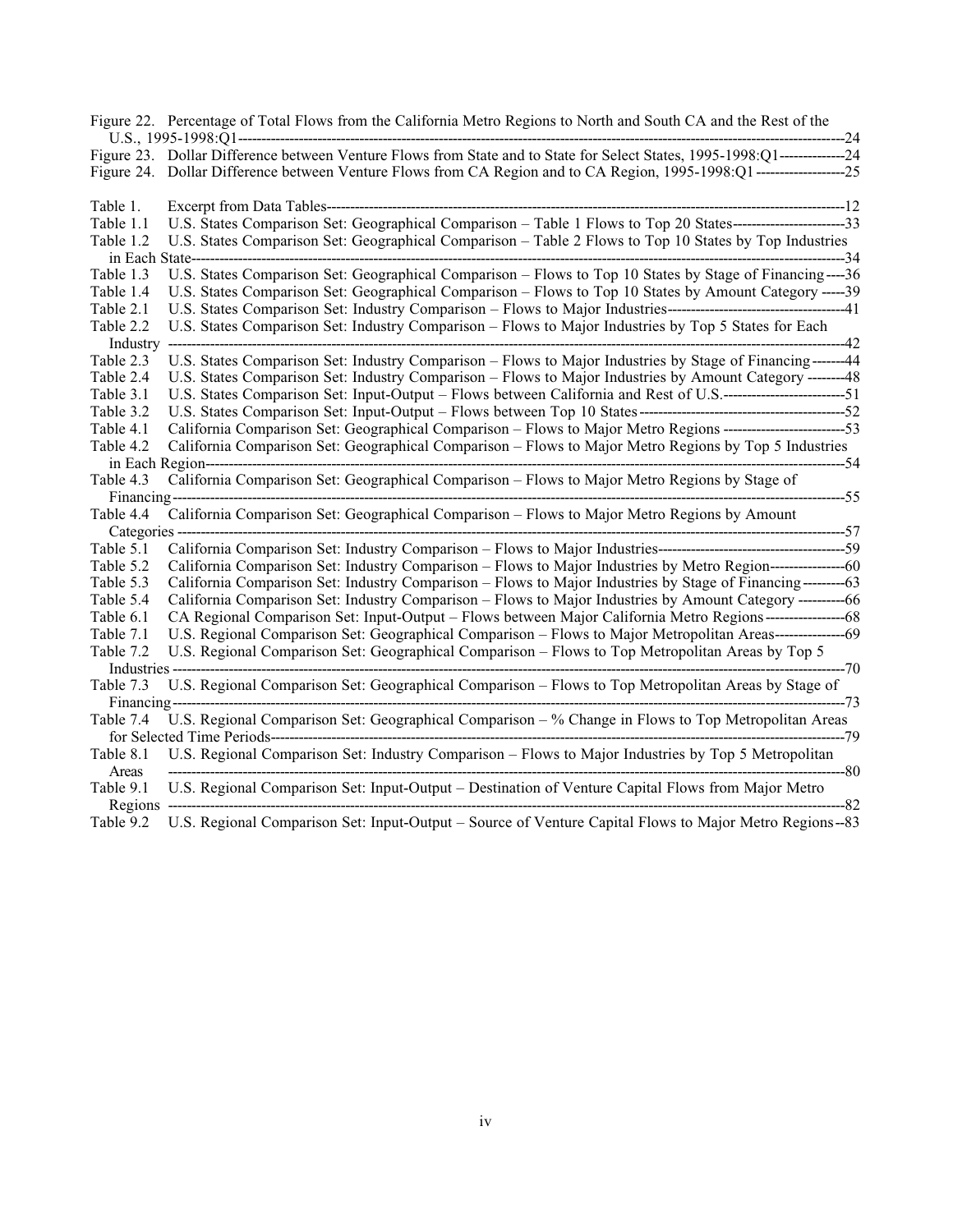Figure 22. Percentage of Total Flows from the California Metro Regions to North and South CA and the Rest of the U.S., 1995-1998:Q1----------24
Figure 23. Dollar Difference between Venture Flows from State and to State for Select States, 1995-1998:Q1----------24
Figure 24. Dollar Difference between Venture Flows from CA Region and to CA Region, 1995-1998:Q1----------25

Table 1. Excerpt from Data Tables----------12
Table 1.1 U.S. States Comparison Set: Geographical Comparison – Table 1 Flows to Top 20 States----------33
Table 1.2 U.S. States Comparison Set: Geographical Comparison – Table 2 Flows to Top 10 States by Top Industries in Each State----------34
Table 1.3 U.S. States Comparison Set: Geographical Comparison – Flows to Top 10 States by Stage of Financing----------36
Table 1.4 U.S. States Comparison Set: Geographical Comparison – Flows to Top 10 States by Amount Category----------39
Table 2.1 U.S. States Comparison Set: Industry Comparison – Flows to Major Industries----------41
Table 2.2 U.S. States Comparison Set: Industry Comparison – Flows to Major Industries by Top 5 States for Each Industry----------42
Table 2.3 U.S. States Comparison Set: Industry Comparison – Flows to Major Industries by Stage of Financing----------44
Table 2.4 U.S. States Comparison Set: Industry Comparison – Flows to Major Industries by Amount Category----------48
Table 3.1 U.S. States Comparison Set: Input-Output – Flows between California and Rest of U.S.----------51
Table 3.2 U.S. States Comparison Set: Input-Output – Flows between Top 10 States----------52
Table 4.1 California Comparison Set: Geographical Comparison – Flows to Major Metro Regions----------53
Table 4.2 California Comparison Set: Geographical Comparison – Flows to Major Metro Regions by Top 5 Industries in Each Region----------54
Table 4.3 California Comparison Set: Geographical Comparison – Flows to Major Metro Regions by Stage of Financing----------55
Table 4.4 California Comparison Set: Geographical Comparison – Flows to Major Metro Regions by Amount Categories----------57
Table 5.1 California Comparison Set: Industry Comparison – Flows to Major Industries----------59
Table 5.2 California Comparison Set: Industry Comparison – Flows to Major Industries by Metro Region----------60
Table 5.3 California Comparison Set: Industry Comparison – Flows to Major Industries by Stage of Financing----------63
Table 5.4 California Comparison Set: Industry Comparison – Flows to Major Industries by Amount Category----------66
Table 6.1 CA Regional Comparison Set: Input-Output – Flows between Major California Metro Regions----------68
Table 7.1 U.S. Regional Comparison Set: Geographical Comparison – Flows to Major Metropolitan Areas----------69
Table 7.2 U.S. Regional Comparison Set: Geographical Comparison – Flows to Top Metropolitan Areas by Top 5 Industries----------70
Table 7.3 U.S. Regional Comparison Set: Geographical Comparison – Flows to Top Metropolitan Areas by Stage of Financing----------73
Table 7.4 U.S. Regional Comparison Set: Geographical Comparison – % Change in Flows to Top Metropolitan Areas for Selected Time Periods----------79
Table 8.1 U.S. Regional Comparison Set: Industry Comparison – Flows to Major Industries by Top 5 Metropolitan Areas----------80
Table 9.1 U.S. Regional Comparison Set: Input-Output – Destination of Venture Capital Flows from Major Metro Regions----------82
Table 9.2 U.S. Regional Comparison Set: Input-Output – Source of Venture Capital Flows to Major Metro Regions----------83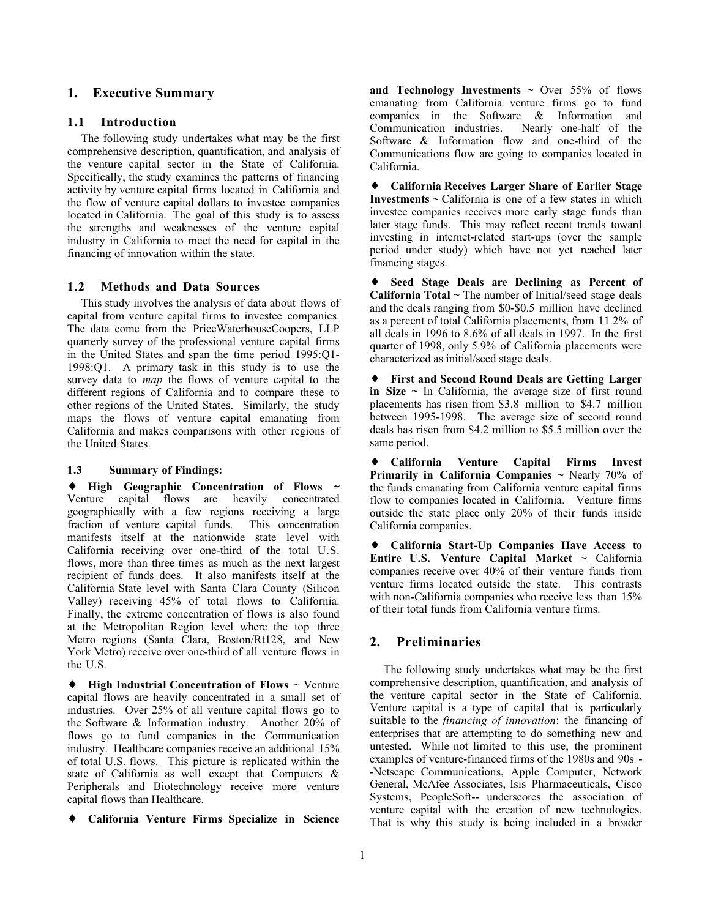# 1. Executive Summary

## 1.1 Introduction

The following study undertakes what may be the first comprehensive description, quantification, and analysis of the venture capital sector in the State of California. Specifically, the study examines the patterns of financing activity by venture capital firms located in California and the flow of venture capital dollars to investee companies located in California. The goal of this study is to assess the strengths and weaknesses of the venture capital industry in California to meet the need for capital in the financing of innovation within the state.

## 1.2 Methods and Data Sources

This study involves the analysis of data about flows of capital from venture capital firms to investee companies. The data come from the PriceWaterhouseCoopers, LLP quarterly survey of the professional venture capital firms in the United States and span the time period 1995:Q1-1998:Q1. A primary task in this study is to use the survey data to *map* the flows of venture capital to the different regions of California and to compare these to other regions of the United States. Similarly, the study maps the flows of venture capital emanating from California and makes comparisons with other regions of the United States.

### 1.3 Summary of Findings:

♦ **High Geographic Concentration of Flows ~** Venture capital flows are heavily concentrated geographically with a few regions receiving a large fraction of venture capital funds. This concentration manifests itself at the nationwide state level with California receiving over one-third of the total U.S. flows, more than three times as much as the next largest recipient of funds does. It also manifests itself at the California State level with Santa Clara County (Silicon Valley) receiving 45% of total flows to California. Finally, the extreme concentration of flows is also found at the Metropolitan Region level where the top three Metro regions (Santa Clara, Boston/Rt128, and New York Metro) receive over one-third of all venture flows in the U.S.

♦ **High Industrial Concentration of Flows ~** Venture capital flows are heavily concentrated in a small set of industries. Over 25% of all venture capital flows go to the Software & Information industry. Another 20% of flows go to fund companies in the Communication industry. Healthcare companies receive an additional 15% of total U.S. flows. This picture is replicated within the state of California as well except that Computers & Peripherals and Biotechnology receive more venture capital flows than Healthcare.

♦ **California Venture Firms Specialize in Science and Technology Investments ~** Over 55% of flows emanating from California venture firms go to fund companies in the Software & Information and Communication industries. Nearly one-half of the Software & Information flow and one-third of the Communications flow are going to companies located in California.

♦ **California Receives Larger Share of Earlier Stage Investments ~** California is one of a few states in which investee companies receives more early stage funds than later stage funds. This may reflect recent trends toward investing in internet-related start-ups (over the sample period under study) which have not yet reached later financing stages.

♦ **Seed Stage Deals are Declining as Percent of California Total ~** The number of Initial/seed stage deals and the deals ranging from \$0-\$0.5 million have declined as a percent of total California placements, from 11.2% of all deals in 1996 to 8.6% of all deals in 1997. In the first quarter of 1998, only 5.9% of California placements were characterized as initial/seed stage deals.

♦ **First and Second Round Deals are Getting Larger in Size ~** In California, the average size of first round placements has risen from \$3.8 million to \$4.7 million between 1995-1998. The average size of second round deals has risen from \$4.2 million to \$5.5 million over the same period.

♦ **California Venture Capital Firms Invest Primarily in California Companies ~** Nearly 70% of the funds emanating from California venture capital firms flow to companies located in California. Venture firms outside the state place only 20% of their funds inside California companies.

♦ **California Start-Up Companies Have Access to Entire U.S. Venture Capital Market ~** California companies receive over 40% of their venture funds from venture firms located outside the state. This contrasts with non-California companies who receive less than 15% of their total funds from California venture firms.

# 2. Preliminaries

The following study undertakes what may be the first comprehensive description, quantification, and analysis of the venture capital sector in the State of California. Venture capital is a type of capital that is particularly suitable to the *financing of innovation*: the financing of enterprises that are attempting to do something new and untested. While not limited to this use, the prominent examples of venture-financed firms of the 1980s and 90s --Netscape Communications, Apple Computer, Network General, McAfee Associates, Isis Pharmaceuticals, Cisco Systems, PeopleSoft-- underscores the association of venture capital with the creation of new technologies. That is why this study is being included in a broader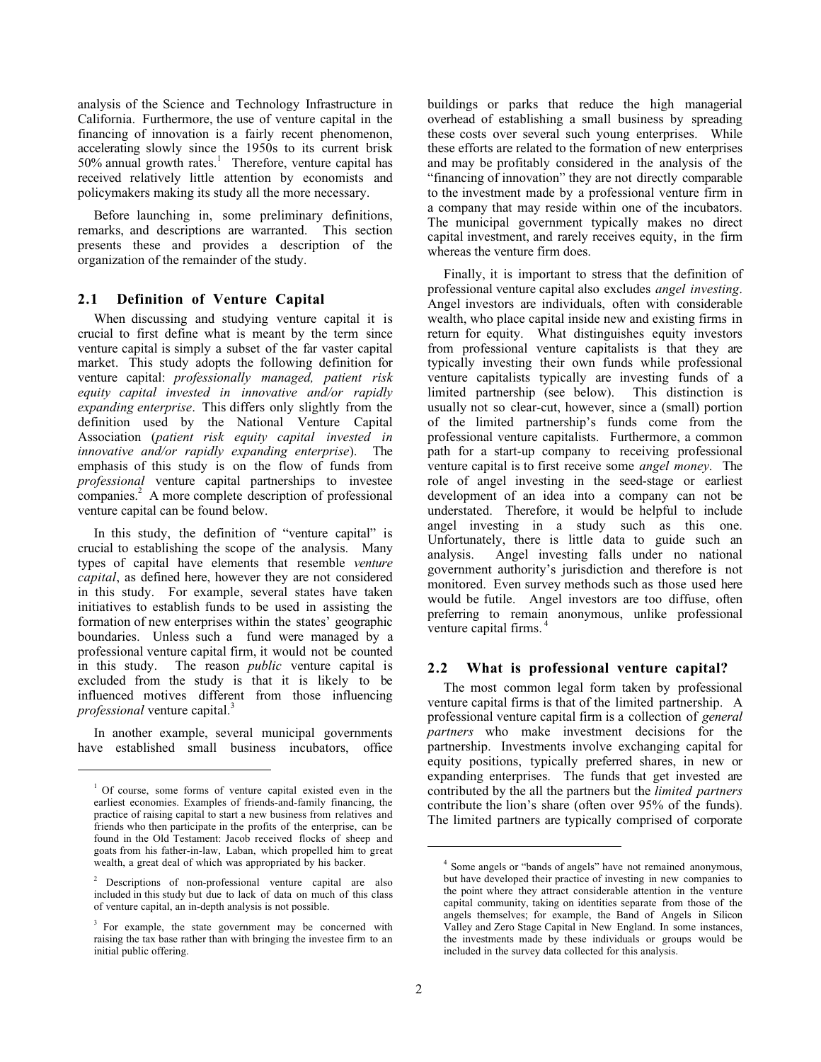analysis of the Science and Technology Infrastructure in California. Furthermore, the use of venture capital in the financing of innovation is a fairly recent phenomenon, accelerating slowly since the 1950s to its current brisk 50% annual growth rates.[1] Therefore, venture capital has received relatively little attention by economists and policymakers making its study all the more necessary.

Before launching in, some preliminary definitions, remarks, and descriptions are warranted. This section presents these and provides a description of the organization of the remainder of the study.

## 2.1 Definition of Venture Capital

When discussing and studying venture capital it is crucial to first define what is meant by the term since venture capital is simply a subset of the far vaster capital market. This study adopts the following definition for venture capital: *professionally managed, patient risk equity capital invested in innovative and/or rapidly expanding enterprise*. This differs only slightly from the definition used by the National Venture Capital Association (*patient risk equity capital invested in innovative and/or rapidly expanding enterprise*). The emphasis of this study is on the flow of funds from *professional* venture capital partnerships to investee companies.[2] A more complete description of professional venture capital can be found below.

In this study, the definition of "venture capital" is crucial to establishing the scope of the analysis. Many types of capital have elements that resemble *venture capital*, as defined here, however they are not considered in this study. For example, several states have taken initiatives to establish funds to be used in assisting the formation of new enterprises within the states' geographic boundaries. Unless such a fund were managed by a professional venture capital firm, it would not be counted in this study. The reason *public* venture capital is excluded from the study is that it is likely to be influenced motives different from those influencing *professional* venture capital.[3]

In another example, several municipal governments have established small business incubators, office buildings or parks that reduce the high managerial overhead of establishing a small business by spreading these costs over several such young enterprises. While these efforts are related to the formation of new enterprises and may be profitably considered in the analysis of the "financing of innovation" they are not directly comparable to the investment made by a professional venture firm in a company that may reside within one of the incubators. The municipal government typically makes no direct capital investment, and rarely receives equity, in the firm whereas the venture firm does.

Finally, it is important to stress that the definition of professional venture capital also excludes *angel investing*. Angel investors are individuals, often with considerable wealth, who place capital inside new and existing firms in return for equity. What distinguishes equity investors from professional venture capitalists is that they are typically investing their own funds while professional venture capitalists typically are investing funds of a limited partnership (see below). This distinction is usually not so clear-cut, however, since a (small) portion of the limited partnership's funds come from the professional venture capitalists. Furthermore, a common path for a start-up company to receiving professional venture capital is to first receive some *angel money*. The role of angel investing in the seed-stage or earliest development of an idea into a company can not be understated. Therefore, it would be helpful to include angel investing in a study such as this one. Unfortunately, there is little data to guide such an analysis. Angel investing falls under no national government authority's jurisdiction and therefore is not monitored. Even survey methods such as those used here would be futile. Angel investors are too diffuse, often preferring to remain anonymous, unlike professional venture capital firms.[4]

## 2.2 What is professional venture capital?

The most common legal form taken by professional venture capital firms is that of the limited partnership. A professional venture capital firm is a collection of *general partners* who make investment decisions for the partnership. Investments involve exchanging capital for equity positions, typically preferred shares, in new or expanding enterprises. The funds that get invested are contributed by the all the partners but the *limited partners* contribute the lion's share (often over 95% of the funds). The limited partners are typically comprised of corporate

---

[1] Of course, some forms of venture capital existed even in the earliest economies. Examples of friends-and-family financing, the practice of raising capital to start a new business from relatives and friends who then participate in the profits of the enterprise, can be found in the Old Testament: Jacob received flocks of sheep and goats from his father-in-law, Laban, which propelled him to great wealth, a great deal of which was appropriated by his backer.

[2] Descriptions of non-professional venture capital are also included in this study but due to lack of data on much of this class of venture capital, an in-depth analysis is not possible.

[3] For example, the state government may be concerned with raising the tax base rather than with bringing the investee firm to an initial public offering.

[4] Some angels or "bands of angels" have not remained anonymous, but have developed their practice of investing in new companies to the point where they attract considerable attention in the venture capital community, taking on identities separate from those of the angels themselves; for example, the Band of Angels in Silicon Valley and Zero Stage Capital in New England. In some instances, the investments made by these individuals or groups would be included in the survey data collected for this analysis.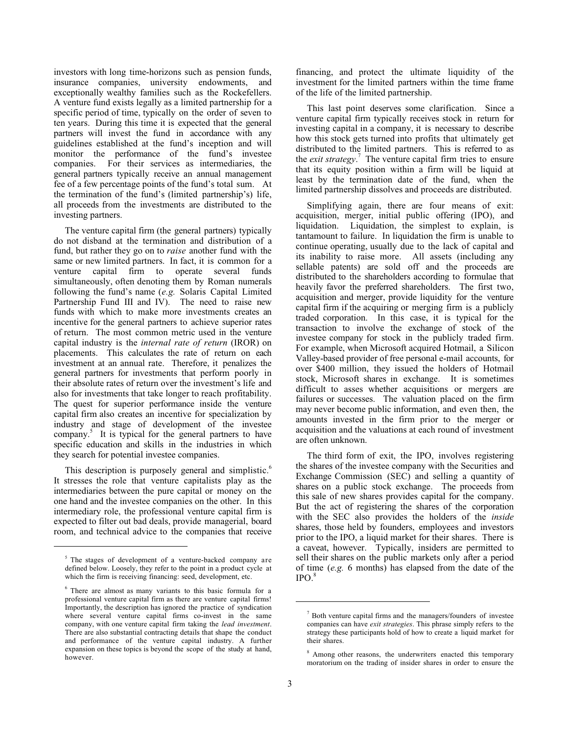investors with long time-horizons such as pension funds, insurance companies, university endowments, and exceptionally wealthy families such as the Rockefellers. A venture fund exists legally as a limited partnership for a specific period of time, typically on the order of seven to ten years. During this time it is expected that the general partners will invest the fund in accordance with any guidelines established at the fund's inception and will monitor the performance of the fund's investee companies. For their services as intermediaries, the general partners typically receive an annual management fee of a few percentage points of the fund's total sum. At the termination of the fund's (limited partnership's) life, all proceeds from the investments are distributed to the investing partners.

The venture capital firm (the general partners) typically do not disband at the termination and distribution of a fund, but rather they go on to *raise* another fund with the same or new limited partners. In fact, it is common for a venture capital firm to operate several funds simultaneously, often denoting them by Roman numerals following the fund's name (*e.g.* Solaris Capital Limited Partnership Fund III and IV). The need to raise new funds with which to make more investments creates an incentive for the general partners to achieve superior rates of return. The most common metric used in the venture capital industry is the *internal rate of return* (IROR) on placements. This calculates the rate of return on each investment at an annual rate. Therefore, it penalizes the general partners for investments that perform poorly in their absolute rates of return over the investment's life and also for investments that take longer to reach profitability. The quest for superior performance inside the venture capital firm also creates an incentive for specialization by industry and stage of development of the investee company.[5] It is typical for the general partners to have specific education and skills in the industries in which they search for potential investee companies.

This description is purposely general and simplistic.[6] It stresses the role that venture capitalists play as the intermediaries between the pure capital or money on the one hand and the investee companies on the other. In this intermediary role, the professional venture capital firm is expected to filter out bad deals, provide managerial, board room, and technical advice to the companies that receive financing, and protect the ultimate liquidity of the investment for the limited partners within the time frame of the life of the limited partnership.

This last point deserves some clarification. Since a venture capital firm typically receives stock in return for investing capital in a company, it is necessary to describe how this stock gets turned into profits that ultimately get distributed to the limited partners. This is referred to as the *exit strategy*.[7] The venture capital firm tries to ensure that its equity position within a firm will be liquid at least by the termination date of the fund, when the limited partnership dissolves and proceeds are distributed.

Simplifying again, there are four means of exit: acquisition, merger, initial public offering (IPO), and liquidation. Liquidation, the simplest to explain, is tantamount to failure. In liquidation the firm is unable to continue operating, usually due to the lack of capital and its inability to raise more. All assets (including any sellable patents) are sold off and the proceeds are distributed to the shareholders according to formulae that heavily favor the preferred shareholders. The first two, acquisition and merger, provide liquidity for the venture capital firm if the acquiring or merging firm is a publicly traded corporation. In this case, it is typical for the transaction to involve the exchange of stock of the investee company for stock in the publicly traded firm. For example, when Microsoft acquired Hotmail, a Silicon Valley-based provider of free personal e-mail accounts, for over $400 million, they issued the holders of Hotmail stock, Microsoft shares in exchange. It is sometimes difficult to asses whether acquisitions or mergers are failures or successes. The valuation placed on the firm may never become public information, and even then, the amounts invested in the firm prior to the merger or acquisition and the valuations at each round of investment are often unknown.

The third form of exit, the IPO, involves registering the shares of the investee company with the Securities and Exchange Commission (SEC) and selling a quantity of shares on a public stock exchange. The proceeds from this sale of new shares provides capital for the company. But the act of registering the shares of the corporation with the SEC also provides the holders of the *inside* shares, those held by founders, employees and investors prior to the IPO, a liquid market for their shares. There is a caveat, however. Typically, insiders are permitted to sell their shares on the public markets only after a period of time (*e.g.* 6 months) has elapsed from the date of the IPO.[8]

---

[5] The stages of development of a venture-backed company are defined below. Loosely, they refer to the point in a product cycle at which the firm is receiving financing: seed, development, etc.

[6] There are almost as many variants to this basic formula for a professional venture capital firm as there are venture capital firms! Importantly, the description has ignored the practice of syndication where several venture capital firms co-invest in the same company, with one venture capital firm taking the *lead investment*. There are also substantial contracting details that shape the conduct and performance of the venture capital industry. A further expansion on these topics is beyond the scope of the study at hand, however.

[7] Both venture capital firms and the managers/founders of investee companies can have *exit strategies*. This phrase simply refers to the strategy these participants hold of how to create a liquid market for their shares.

[8] Among other reasons, the underwriters enacted this temporary moratorium on the trading of insider shares in order to ensure the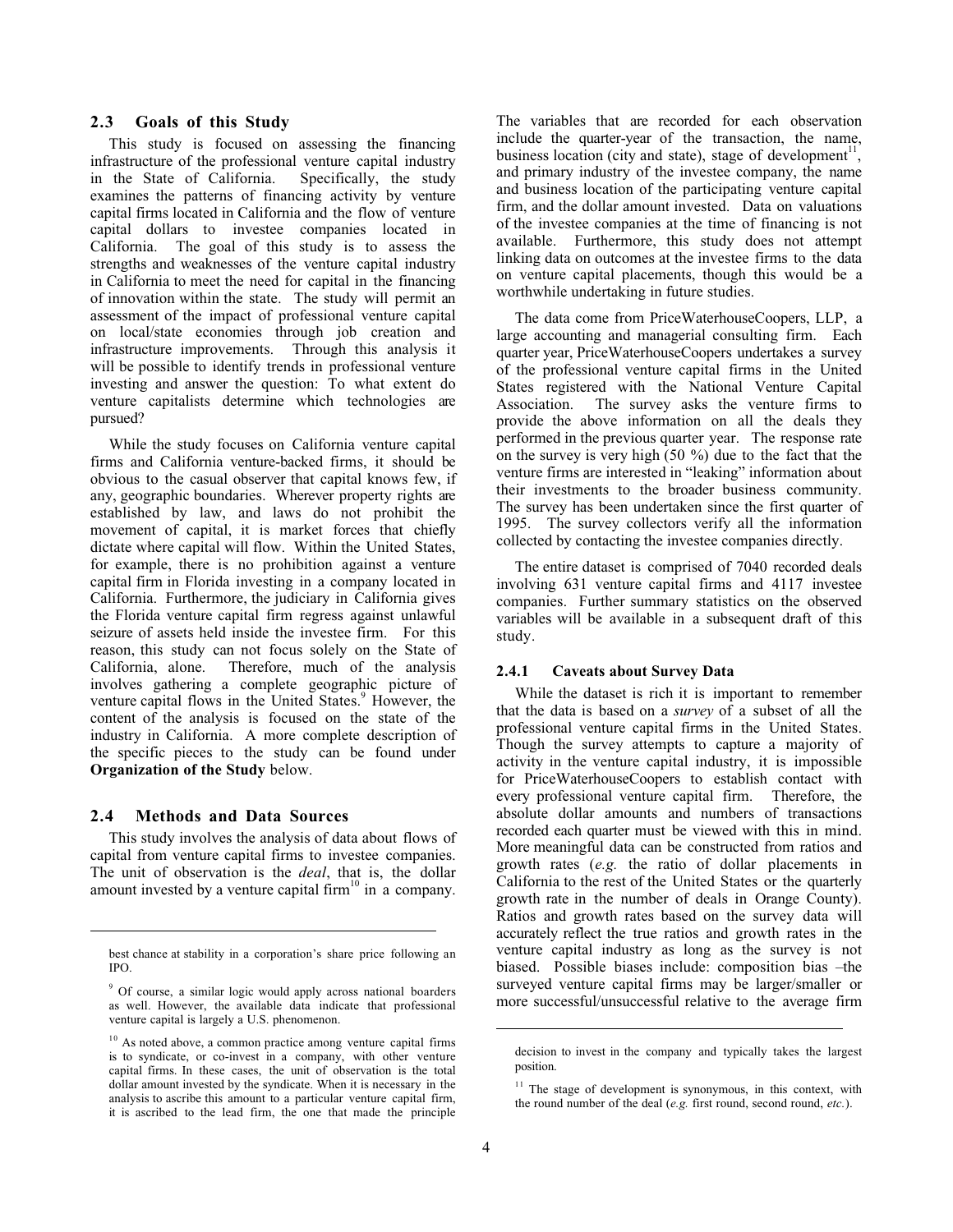## 2.3 Goals of this Study

This study is focused on assessing the financing infrastructure of the professional venture capital industry in the State of California. Specifically, the study examines the patterns of financing activity by venture capital firms located in California and the flow of venture capital dollars to investee companies located in California. The goal of this study is to assess the strengths and weaknesses of the venture capital industry in California to meet the need for capital in the financing of innovation within the state. The study will permit an assessment of the impact of professional venture capital on local/state economies through job creation and infrastructure improvements. Through this analysis it will be possible to identify trends in professional venture investing and answer the question: To what extent do venture capitalists determine which technologies are pursued?

While the study focuses on California venture capital firms and California venture-backed firms, it should be obvious to the casual observer that capital knows few, if any, geographic boundaries. Wherever property rights are established by law, and laws do not prohibit the movement of capital, it is market forces that chiefly dictate where capital will flow. Within the United States, for example, there is no prohibition against a venture capital firm in Florida investing in a company located in California. Furthermore, the judiciary in California gives the Florida venture capital firm regress against unlawful seizure of assets held inside the investee firm. For this reason, this study can not focus solely on the State of California, alone. Therefore, much of the analysis involves gathering a complete geographic picture of venture capital flows in the United States.[9] However, the content of the analysis is focused on the state of the industry in California. A more complete description of the specific pieces to the study can be found under **Organization of the Study** below.

## 2.4 Methods and Data Sources

This study involves the analysis of data about flows of capital from venture capital firms to investee companies. The unit of observation is the *deal*, that is, the dollar amount invested by a venture capital firm[10] in a company. The variables that are recorded for each observation include the quarter-year of the transaction, the name, business location (city and state), stage of development[11], and primary industry of the investee company, the name and business location of the participating venture capital firm, and the dollar amount invested. Data on valuations of the investee companies at the time of financing is not available. Furthermore, this study does not attempt linking data on outcomes at the investee firms to the data on venture capital placements, though this would be a worthwhile undertaking in future studies.

The data come from PriceWaterhouseCoopers, LLP, a large accounting and managerial consulting firm. Each quarter year, PriceWaterhouseCoopers undertakes a survey of the professional venture capital firms in the United States registered with the National Venture Capital Association. The survey asks the venture firms to provide the above information on all the deals they performed in the previous quarter year. The response rate on the survey is very high (50 %) due to the fact that the venture firms are interested in "leaking" information about their investments to the broader business community. The survey has been undertaken since the first quarter of 1995. The survey collectors verify all the information collected by contacting the investee companies directly.

The entire dataset is comprised of 7040 recorded deals involving 631 venture capital firms and 4117 investee companies. Further summary statistics on the observed variables will be available in a subsequent draft of this study.

### 2.4.1 Caveats about Survey Data

While the dataset is rich it is important to remember that the data is based on a *survey* of a subset of all the professional venture capital firms in the United States. Though the survey attempts to capture a majority of activity in the venture capital industry, it is impossible for PriceWaterhouseCoopers to establish contact with every professional venture capital firm. Therefore, the absolute dollar amounts and numbers of transactions recorded each quarter must be viewed with this in mind. More meaningful data can be constructed from ratios and growth rates (*e.g.* the ratio of dollar placements in California to the rest of the United States or the quarterly growth rate in the number of deals in Orange County). Ratios and growth rates based on the survey data will accurately reflect the true ratios and growth rates in the venture capital industry as long as the survey is not biased. Possible biases include: composition bias –the surveyed venture capital firms may be larger/smaller or more successful/unsuccessful relative to the average firm

---

best chance at stability in a corporation's share price following an IPO.

[9] Of course, a similar logic would apply across national boarders as well. However, the available data indicate that professional venture capital is largely a U.S. phenomenon.

[10] As noted above, a common practice among venture capital firms is to syndicate, or co-invest in a company, with other venture capital firms. In these cases, the unit of observation is the total dollar amount invested by the syndicate. When it is necessary in the analysis to ascribe this amount to a particular venture capital firm, it is ascribed to the lead firm, the one that made the principle decision to invest in the company and typically takes the largest position.

[11] The stage of development is synonymous, in this context, with the round number of the deal (*e.g.* first round, second round, *etc.*).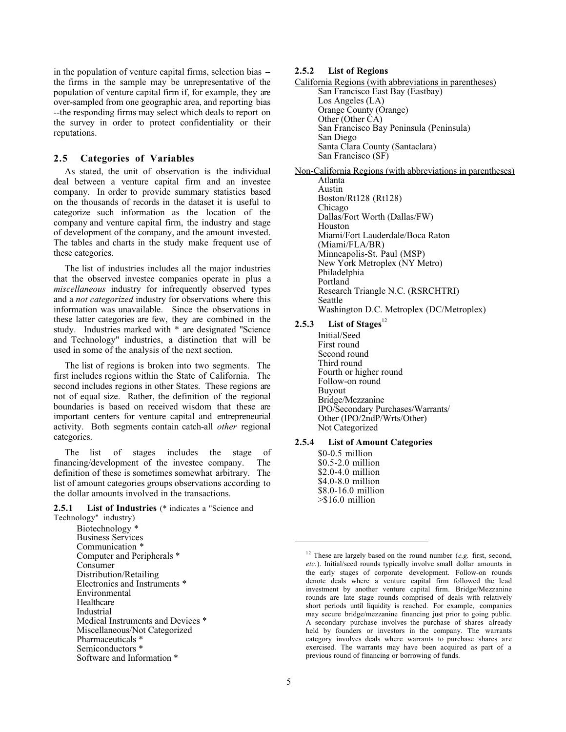in the population of venture capital firms, selection bias – the firms in the sample may be unrepresentative of the population of venture capital firm if, for example, they are over-sampled from one geographic area, and reporting bias --the responding firms may select which deals to report on the survey in order to protect confidentiality or their reputations.

## 2.5 Categories of Variables

As stated, the unit of observation is the individual deal between a venture capital firm and an investee company. In order to provide summary statistics based on the thousands of records in the dataset it is useful to categorize such information as the location of the company and venture capital firm, the industry and stage of development of the company, and the amount invested. The tables and charts in the study make frequent use of these categories.

The list of industries includes all the major industries that the observed investee companies operate in plus a *miscellaneous* industry for infrequently observed types and a *not categorized* industry for observations where this information was unavailable. Since the observations in these latter categories are few, they are combined in the study. Industries marked with * are designated "Science and Technology" industries, a distinction that will be used in some of the analysis of the next section.

The list of regions is broken into two segments. The first includes regions within the State of California. The second includes regions in other States. These regions are not of equal size. Rather, the definition of the regional boundaries is based on received wisdom that these are important centers for venture capital and entrepreneurial activity. Both segments contain catch-all *other* regional categories.

The list of stages includes the stage of financing/development of the investee company. The definition of these is sometimes somewhat arbitrary. The list of amount categories groups observations according to the dollar amounts involved in the transactions.

### 2.5.1 List of Industries (* indicates a "Science and Technology" industry)

- Biotechnology *
- Business Services
- Communication *
- Computer and Peripherals *
- Consumer
- Distribution/Retailing
- Electronics and Instruments *
- Environmental
- Healthcare
- Industrial
- Medical Instruments and Devices *
- Miscellaneous/Not Categorized
- Pharmaceuticals *
- Semiconductors *
- Software and Information *

### 2.5.2 List of Regions

California Regions (with abbreviations in parentheses)

- San Francisco East Bay (Eastbay)
- Los Angeles (LA)
- Orange County (Orange)
- Other (Other CA)
- San Francisco Bay Peninsula (Peninsula)
- San Diego
- Santa Clara County (Santaclara)
- San Francisco (SF)

Non-California Regions (with abbreviations in parentheses)

- Atlanta
- Austin
- Boston/Rt128 (Rt128)
- Chicago
- Dallas/Fort Worth (Dallas/FW)
- Houston
- Miami/Fort Lauderdale/Boca Raton (Miami/FLA/BR)
- Minneapolis-St. Paul (MSP)
- New York Metroplex (NY Metro)
- Philadelphia
- Portland
- Research Triangle N.C. (RSRCHTRI)
- Seattle
- Washington D.C. Metroplex (DC/Metroplex)

### 2.5.3 List of Stages[12]

- Initial/Seed
- First round
- Second round
- Third round
- Fourth or higher round
- Follow-on round
- Buyout
- Bridge/Mezzanine
- IPO/Secondary Purchases/Warrants/ Other (IPO/2ndP/Wrts/Other)
- Not Categorized

### 2.5.4 List of Amount Categories

- $0-0.5 million
- $0.5-2.0 million
- $2.0-4.0 million
- $4.0-8.0 million
- $8.0-16.0 million
- >$16.0 million

[12] These are largely based on the round number (*e.g.* first, second, *etc.*). Initial/seed rounds typically involve small dollar amounts in the early stages of corporate development. Follow-on rounds denote deals where a venture capital firm followed the lead investment by another venture capital firm. Bridge/Mezzanine rounds are late stage rounds comprised of deals with relatively short periods until liquidity is reached. For example, companies may secure bridge/mezzanine financing just prior to going public. A secondary purchase involves the purchase of shares already held by founders or investors in the company. The warrants category involves deals where warrants to purchase shares are exercised. The warrants may have been acquired as part of a previous round of financing or borrowing of funds.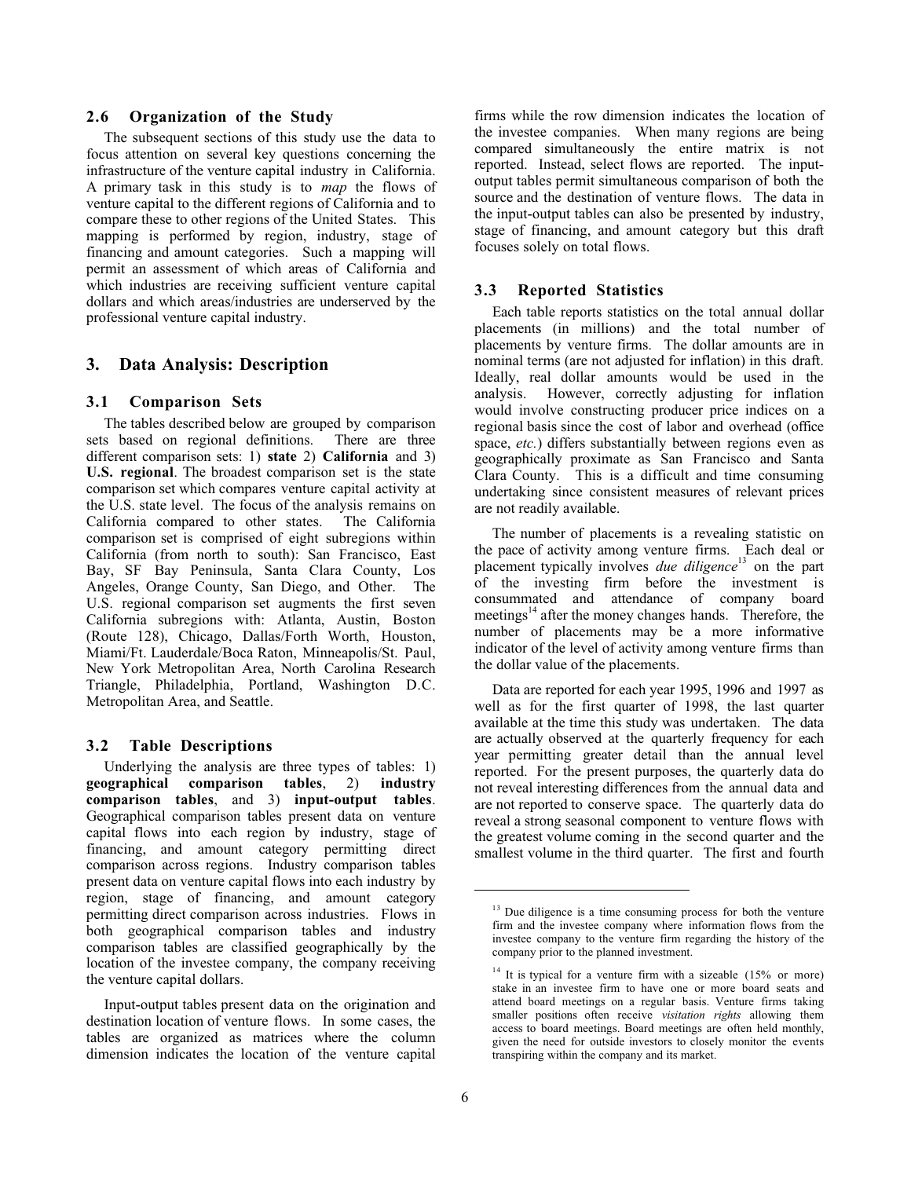### 2.6 Organization of the Study

The subsequent sections of this study use the data to focus attention on several key questions concerning the infrastructure of the venture capital industry in California. A primary task in this study is to *map* the flows of venture capital to the different regions of California and to compare these to other regions of the United States. This mapping is performed by region, industry, stage of financing and amount categories. Such a mapping will permit an assessment of which areas of California and which industries are receiving sufficient venture capital dollars and which areas/industries are underserved by the professional venture capital industry.

## 3. Data Analysis: Description

### 3.1 Comparison Sets

The tables described below are grouped by comparison sets based on regional definitions. There are three different comparison sets: 1) **state** 2) **California** and 3) **U.S. regional**. The broadest comparison set is the state comparison set which compares venture capital activity at the U.S. state level. The focus of the analysis remains on California compared to other states. The California comparison set is comprised of eight subregions within California (from north to south): San Francisco, East Bay, SF Bay Peninsula, Santa Clara County, Los Angeles, Orange County, San Diego, and Other. The U.S. regional comparison set augments the first seven California subregions with: Atlanta, Austin, Boston (Route 128), Chicago, Dallas/Forth Worth, Houston, Miami/Ft. Lauderdale/Boca Raton, Minneapolis/St. Paul, New York Metropolitan Area, North Carolina Research Triangle, Philadelphia, Portland, Washington D.C. Metropolitan Area, and Seattle.

### 3.2 Table Descriptions

Underlying the analysis are three types of tables: 1) **geographical comparison tables**, 2) **industry comparison tables**, and 3) **input-output tables**. Geographical comparison tables present data on venture capital flows into each region by industry, stage of financing, and amount category permitting direct comparison across regions. Industry comparison tables present data on venture capital flows into each industry by region, stage of financing, and amount category permitting direct comparison across industries. Flows in both geographical comparison tables and industry comparison tables are classified geographically by the location of the investee company, the company receiving the venture capital dollars.

Input-output tables present data on the origination and destination location of venture flows. In some cases, the tables are organized as matrices where the column dimension indicates the location of the venture capital firms while the row dimension indicates the location of the investee companies. When many regions are being compared simultaneously the entire matrix is not reported. Instead, select flows are reported. The input-output tables permit simultaneous comparison of both the source and the destination of venture flows. The data in the input-output tables can also be presented by industry, stage of financing, and amount category but this draft focuses solely on total flows.

### 3.3 Reported Statistics

Each table reports statistics on the total annual dollar placements (in millions) and the total number of placements by venture firms. The dollar amounts are in nominal terms (are not adjusted for inflation) in this draft. Ideally, real dollar amounts would be used in the analysis. However, correctly adjusting for inflation would involve constructing producer price indices on a regional basis since the cost of labor and overhead (office space, *etc.*) differs substantially between regions even as geographically proximate as San Francisco and Santa Clara County. This is a difficult and time consuming undertaking since consistent measures of relevant prices are not readily available.

The number of placements is a revealing statistic on the pace of activity among venture firms. Each deal or placement typically involves *due diligence*[13] on the part of the investing firm before the investment is consummated and attendance of company board meetings[14] after the money changes hands. Therefore, the number of placements may be a more informative indicator of the level of activity among venture firms than the dollar value of the placements.

Data are reported for each year 1995, 1996 and 1997 as well as for the first quarter of 1998, the last quarter available at the time this study was undertaken. The data are actually observed at the quarterly frequency for each year permitting greater detail than the annual level reported. For the present purposes, the quarterly data do not reveal interesting differences from the annual data and are not reported to conserve space. The quarterly data do reveal a strong seasonal component to venture flows with the greatest volume coming in the second quarter and the smallest volume in the third quarter. The first and fourth

---

[13] Due diligence is a time consuming process for both the venture firm and the investee company where information flows from the investee company to the venture firm regarding the history of the company prior to the planned investment.

[14] It is typical for a venture firm with a sizeable (15% or more) stake in an investee firm to have one or more board seats and attend board meetings on a regular basis. Venture firms taking smaller positions often receive *visitation rights* allowing them access to board meetings. Board meetings are often held monthly, given the need for outside investors to closely monitor the events transpiring within the company and its market.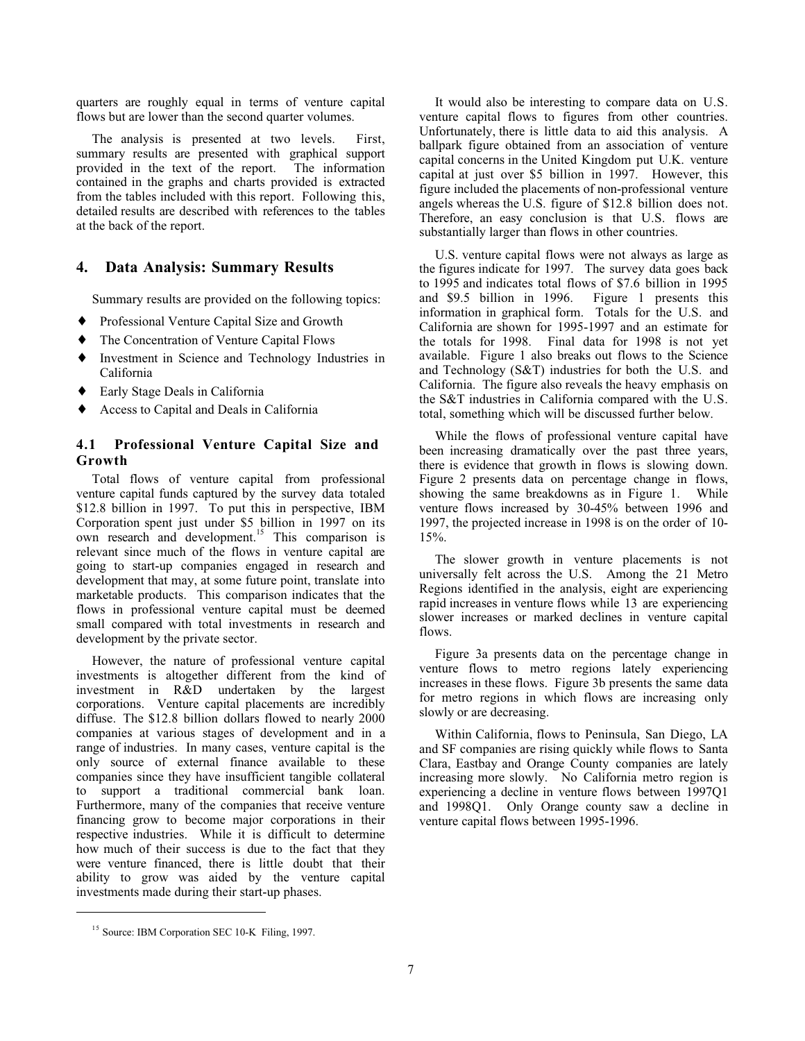quarters are roughly equal in terms of venture capital flows but are lower than the second quarter volumes.

The analysis is presented at two levels. First, summary results are presented with graphical support provided in the text of the report. The information contained in the graphs and charts provided is extracted from the tables included with this report. Following this, detailed results are described with references to the tables at the back of the report.

## 4. Data Analysis: Summary Results

Summary results are provided on the following topics:

- Professional Venture Capital Size and Growth
- The Concentration of Venture Capital Flows
- Investment in Science and Technology Industries in California
- Early Stage Deals in California
- Access to Capital and Deals in California

### 4.1 Professional Venture Capital Size and Growth

Total flows of venture capital from professional venture capital funds captured by the survey data totaled $12.8 billion in 1997. To put this in perspective, IBM Corporation spent just under $5 billion in 1997 on its own research and development.[15] This comparison is relevant since much of the flows in venture capital are going to start-up companies engaged in research and development that may, at some future point, translate into marketable products. This comparison indicates that the flows in professional venture capital must be deemed small compared with total investments in research and development by the private sector.

However, the nature of professional venture capital investments is altogether different from the kind of investment in R&D undertaken by the largest corporations. Venture capital placements are incredibly diffuse. The $12.8 billion dollars flowed to nearly 2000 companies at various stages of development and in a range of industries. In many cases, venture capital is the only source of external finance available to these companies since they have insufficient tangible collateral to support a traditional commercial bank loan. Furthermore, many of the companies that receive venture financing grow to become major corporations in their respective industries. While it is difficult to determine how much of their success is due to the fact that they were venture financed, there is little doubt that their ability to grow was aided by the venture capital investments made during their start-up phases.

[15] Source: IBM Corporation SEC 10-K Filing, 1997.

It would also be interesting to compare data on U.S. venture capital flows to figures from other countries. Unfortunately, there is little data to aid this analysis. A ballpark figure obtained from an association of venture capital concerns in the United Kingdom put U.K. venture capital at just over $5 billion in 1997. However, this figure included the placements of non-professional venture angels whereas the U.S. figure of $12.8 billion does not. Therefore, an easy conclusion is that U.S. flows are substantially larger than flows in other countries.

U.S. venture capital flows were not always as large as the figures indicate for 1997. The survey data goes back to 1995 and indicates total flows of $7.6 billion in 1995 and $9.5 billion in 1996. Figure 1 presents this information in graphical form. Totals for the U.S. and California are shown for 1995-1997 and an estimate for the totals for 1998. Final data for 1998 is not yet available. Figure 1 also breaks out flows to the Science and Technology (S&T) industries for both the U.S. and California. The figure also reveals the heavy emphasis on the S&T industries in California compared with the U.S. total, something which will be discussed further below.

While the flows of professional venture capital have been increasing dramatically over the past three years, there is evidence that growth in flows is slowing down. Figure 2 presents data on percentage change in flows, showing the same breakdowns as in Figure 1. While venture flows increased by 30-45% between 1996 and 1997, the projected increase in 1998 is on the order of 10-15%.

The slower growth in venture placements is not universally felt across the U.S. Among the 21 Metro Regions identified in the analysis, eight are experiencing rapid increases in venture flows while 13 are experiencing slower increases or marked declines in venture capital flows.

Figure 3a presents data on the percentage change in venture flows to metro regions lately experiencing increases in these flows. Figure 3b presents the same data for metro regions in which flows are increasing only slowly or are decreasing.

Within California, flows to Peninsula, San Diego, LA and SF companies are rising quickly while flows to Santa Clara, Eastbay and Orange County companies are lately increasing more slowly. No California metro region is experiencing a decline in venture flows between 1997Q1 and 1998Q1. Only Orange county saw a decline in venture capital flows between 1995-1996.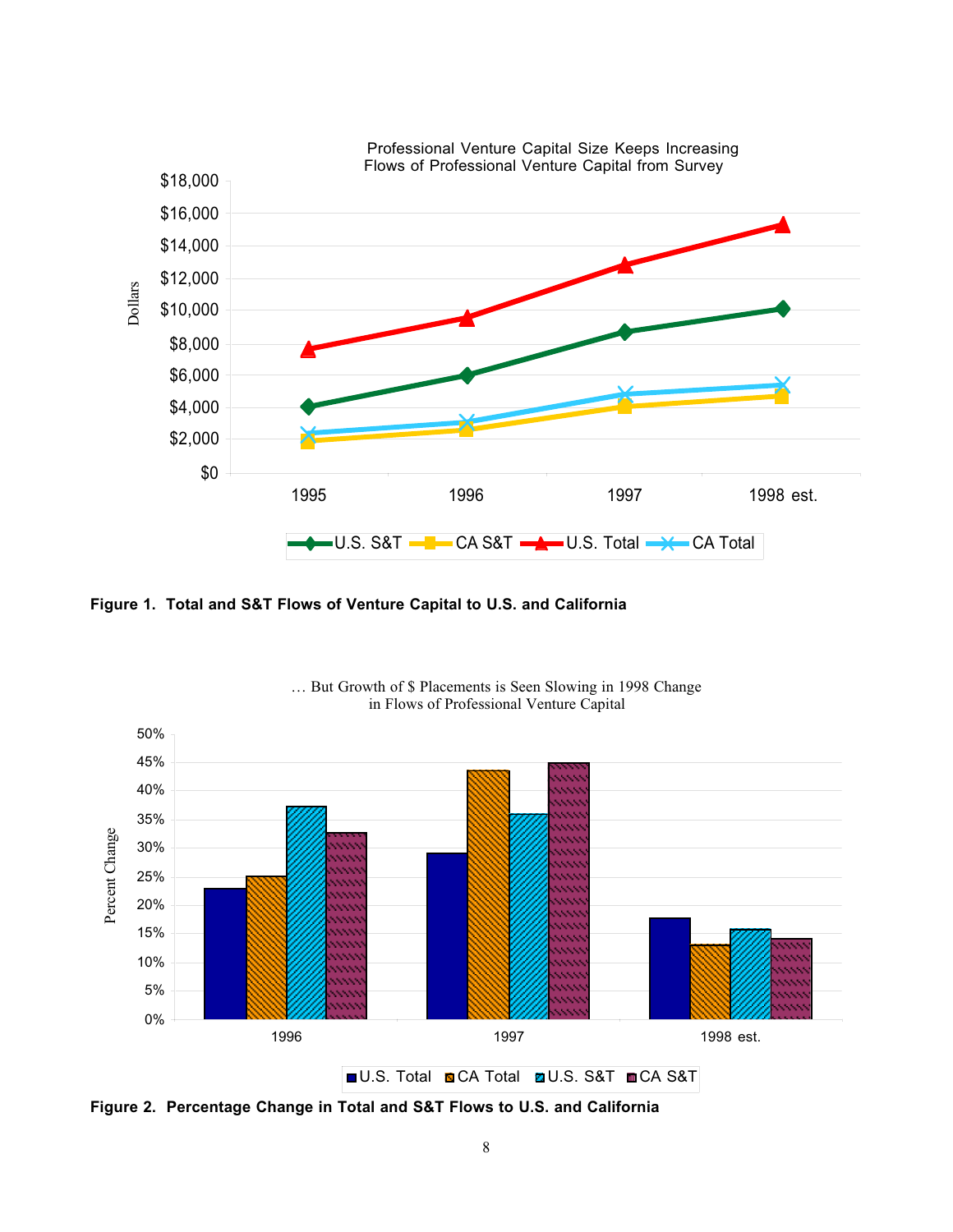Professional Venture Capital Size Keeps Increasing
Flows of Professional Venture Capital from Survey

**Figure 1. Total and S&T Flows of Venture Capital to U.S. and California**

… But Growth of $ Placements is Seen Slowing in 1998 Change in Flows of Professional Venture Capital

**Figure 2. Percentage Change in Total and S&T Flows to U.S. and California**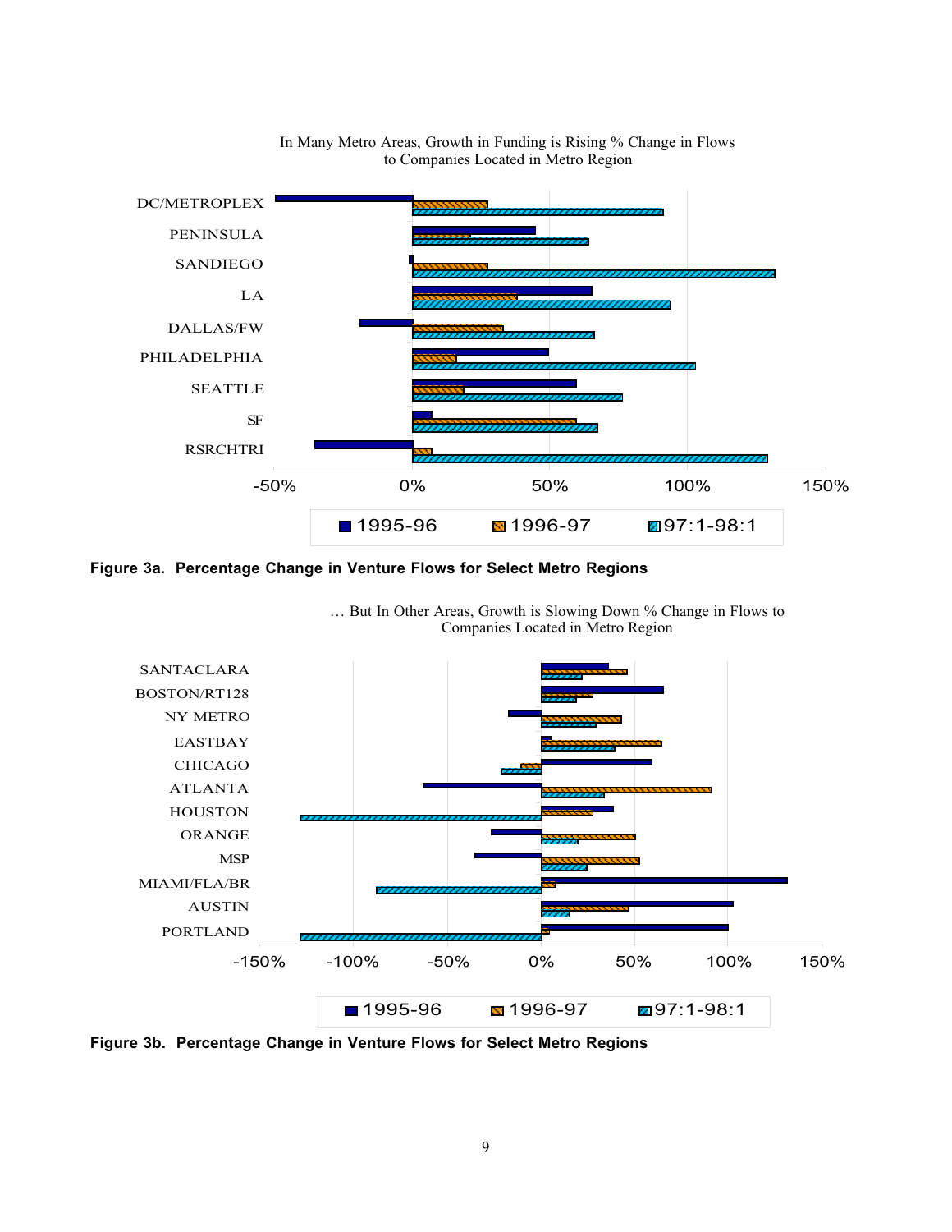In Many Metro Areas, Growth in Funding is Rising % Change in Flows to Companies Located in Metro Region

**Figure 3a. Percentage Change in Venture Flows for Select Metro Regions**

… But In Other Areas, Growth is Slowing Down % Change in Flows to Companies Located in Metro Region

**Figure 3b. Percentage Change in Venture Flows for Select Metro Regions**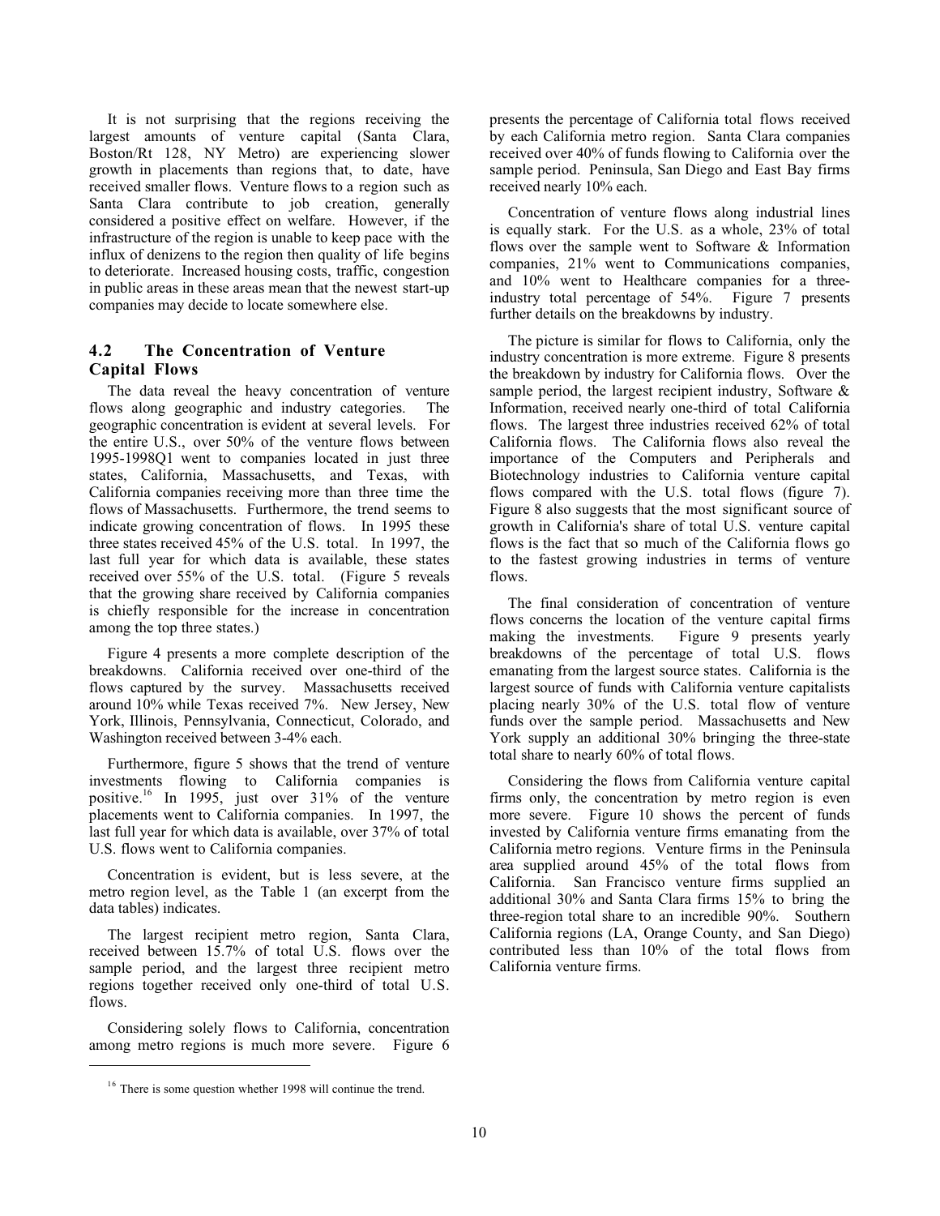It is not surprising that the regions receiving the largest amounts of venture capital (Santa Clara, Boston/Rt 128, NY Metro) are experiencing slower growth in placements than regions that, to date, have received smaller flows. Venture flows to a region such as Santa Clara contribute to job creation, generally considered a positive effect on welfare. However, if the infrastructure of the region is unable to keep pace with the influx of denizens to the region then quality of life begins to deteriorate. Increased housing costs, traffic, congestion in public areas in these areas mean that the newest start-up companies may decide to locate somewhere else.

### 4.2 The Concentration of Venture Capital Flows

The data reveal the heavy concentration of venture flows along geographic and industry categories. The geographic concentration is evident at several levels. For the entire U.S., over 50% of the venture flows between 1995-1998Q1 went to companies located in just three states, California, Massachusetts, and Texas, with California companies receiving more than three time the flows of Massachusetts. Furthermore, the trend seems to indicate growing concentration of flows. In 1995 these three states received 45% of the U.S. total. In 1997, the last full year for which data is available, these states received over 55% of the U.S. total. (Figure 5 reveals that the growing share received by California companies is chiefly responsible for the increase in concentration among the top three states.)

Figure 4 presents a more complete description of the breakdowns. California received over one-third of the flows captured by the survey. Massachusetts received around 10% while Texas received 7%. New Jersey, New York, Illinois, Pennsylvania, Connecticut, Colorado, and Washington received between 3-4% each.

Furthermore, figure 5 shows that the trend of venture investments flowing to California companies is positive.[16] In 1995, just over 31% of the venture placements went to California companies. In 1997, the last full year for which data is available, over 37% of total U.S. flows went to California companies.

Concentration is evident, but is less severe, at the metro region level, as the Table 1 (an excerpt from the data tables) indicates.

The largest recipient metro region, Santa Clara, received between 15.7% of total U.S. flows over the sample period, and the largest three recipient metro regions together received only one-third of total U.S. flows.

Considering solely flows to California, concentration among metro regions is much more severe. Figure 6 presents the percentage of California total flows received by each California metro region. Santa Clara companies received over 40% of funds flowing to California over the sample period. Peninsula, San Diego and East Bay firms received nearly 10% each.

Concentration of venture flows along industrial lines is equally stark. For the U.S. as a whole, 23% of total flows over the sample went to Software & Information companies, 21% went to Communications companies, and 10% went to Healthcare companies for a three-industry total percentage of 54%. Figure 7 presents further details on the breakdowns by industry.

The picture is similar for flows to California, only the industry concentration is more extreme. Figure 8 presents the breakdown by industry for California flows. Over the sample period, the largest recipient industry, Software & Information, received nearly one-third of total California flows. The largest three industries received 62% of total California flows. The California flows also reveal the importance of the Computers and Peripherals and Biotechnology industries to California venture capital flows compared with the U.S. total flows (figure 7). Figure 8 also suggests that the most significant source of growth in California's share of total U.S. venture capital flows is the fact that so much of the California flows go to the fastest growing industries in terms of venture flows.

The final consideration of concentration of venture flows concerns the location of the venture capital firms making the investments. Figure 9 presents yearly breakdowns of the percentage of total U.S. flows emanating from the largest source states. California is the largest source of funds with California venture capitalists placing nearly 30% of the U.S. total flow of venture funds over the sample period. Massachusetts and New York supply an additional 30% bringing the three-state total share to nearly 60% of total flows.

Considering the flows from California venture capital firms only, the concentration by metro region is even more severe. Figure 10 shows the percent of funds invested by California venture firms emanating from the California metro regions. Venture firms in the Peninsula area supplied around 45% of the total flows from California. San Francisco venture firms supplied an additional 30% and Santa Clara firms 15% to bring the three-region total share to an incredible 90%. Southern California regions (LA, Orange County, and San Diego) contributed less than 10% of the total flows from California venture firms.

[16] There is some question whether 1998 will continue the trend.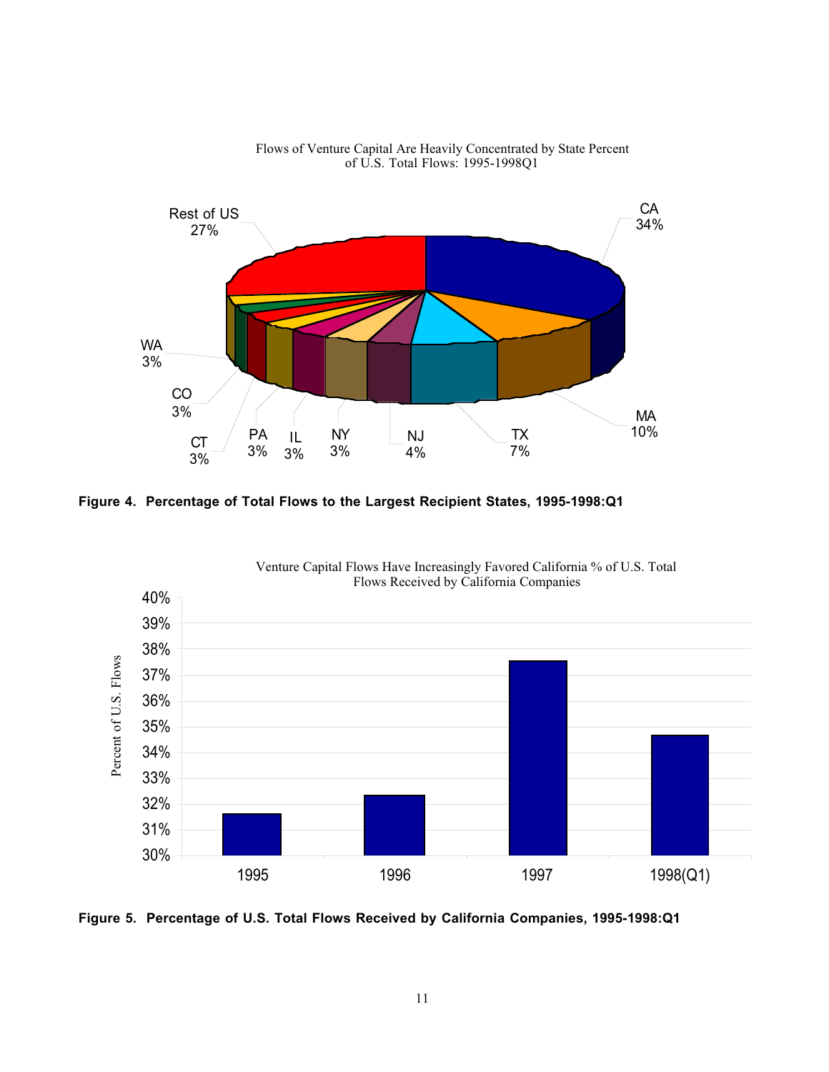Flows of Venture Capital Are Heavily Concentrated by State Percent of U.S. Total Flows: 1995-1998Q1

| State | Percent |
|---|---|
| CA | 34% |
| MA | 10% |
| TX | 7% |
| NJ | 4% |
| NY | 3% |
| IL | 3% |
| PA | 3% |
| CT | 3% |
| CO | 3% |
| WA | 3% |
| Rest of US | 27% |

**Figure 4. Percentage of Total Flows to the Largest Recipient States, 1995-1998:Q1**

Venture Capital Flows Have Increasingly Favored California % of U.S. Total Flows Received by California Companies

| Year | Percent of U.S. Flows |
|---|---|
| 1995 | ~31.6% |
| 1996 | ~32.4% |
| 1997 | ~37.6% |
| 1998(Q1) | ~34.7% |

**Figure 5. Percentage of U.S. Total Flows Received by California Companies, 1995-1998:Q1**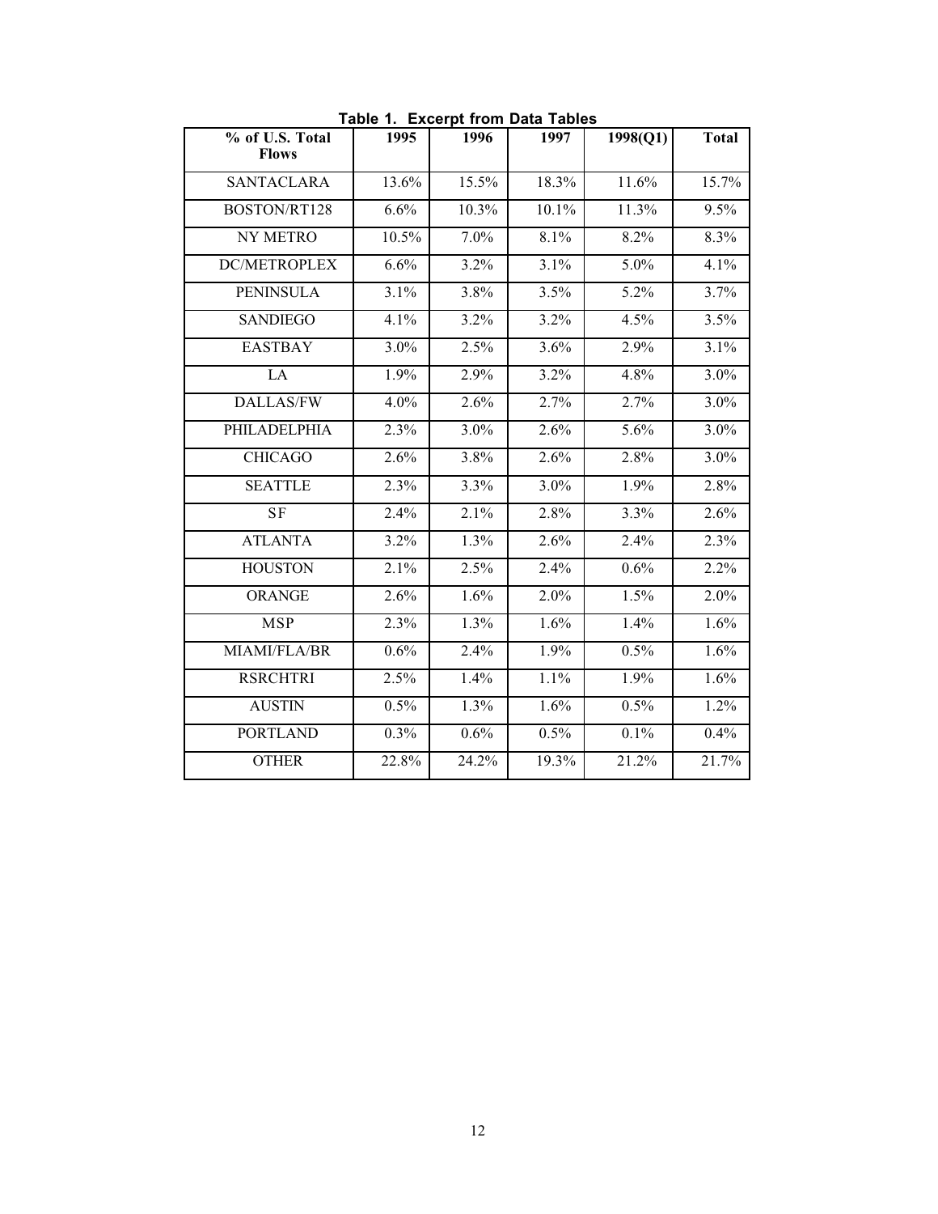**Table 1. Excerpt from Data Tables**

| % of U.S. Total Flows | 1995 | 1996 | 1997 | 1998(Q1) | Total |
|---|---|---|---|---|---|
| SANTACLARA | 13.6% | 15.5% | 18.3% | 11.6% | 15.7% |
| BOSTON/RT128 | 6.6% | 10.3% | 10.1% | 11.3% | 9.5% |
| NY METRO | 10.5% | 7.0% | 8.1% | 8.2% | 8.3% |
| DC/METROPLEX | 6.6% | 3.2% | 3.1% | 5.0% | 4.1% |
| PENINSULA | 3.1% | 3.8% | 3.5% | 5.2% | 3.7% |
| SANDIEGO | 4.1% | 3.2% | 3.2% | 4.5% | 3.5% |
| EASTBAY | 3.0% | 2.5% | 3.6% | 2.9% | 3.1% |
| LA | 1.9% | 2.9% | 3.2% | 4.8% | 3.0% |
| DALLAS/FW | 4.0% | 2.6% | 2.7% | 2.7% | 3.0% |
| PHILADELPHIA | 2.3% | 3.0% | 2.6% | 5.6% | 3.0% |
| CHICAGO | 2.6% | 3.8% | 2.6% | 2.8% | 3.0% |
| SEATTLE | 2.3% | 3.3% | 3.0% | 1.9% | 2.8% |
| SF | 2.4% | 2.1% | 2.8% | 3.3% | 2.6% |
| ATLANTA | 3.2% | 1.3% | 2.6% | 2.4% | 2.3% |
| HOUSTON | 2.1% | 2.5% | 2.4% | 0.6% | 2.2% |
| ORANGE | 2.6% | 1.6% | 2.0% | 1.5% | 2.0% |
| MSP | 2.3% | 1.3% | 1.6% | 1.4% | 1.6% |
| MIAMI/FLA/BR | 0.6% | 2.4% | 1.9% | 0.5% | 1.6% |
| RSRCHTRI | 2.5% | 1.4% | 1.1% | 1.9% | 1.6% |
| AUSTIN | 0.5% | 1.3% | 1.6% | 0.5% | 1.2% |
| PORTLAND | 0.3% | 0.6% | 0.5% | 0.1% | 0.4% |
| OTHER | 22.8% | 24.2% | 19.3% | 21.2% | 21.7% |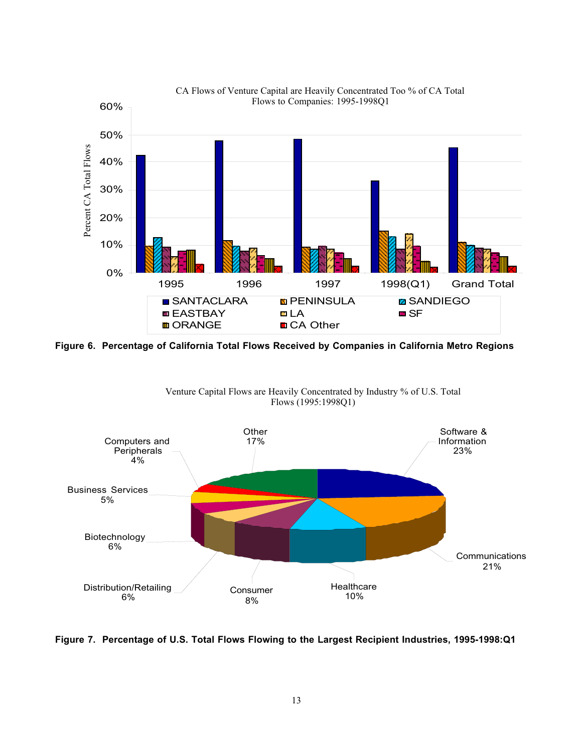CA Flows of Venture Capital are Heavily Concentrated Too % of CA Total Flows to Companies: 1995-1998Q1

**Figure 6. Percentage of California Total Flows Received by Companies in California Metro Regions**

Venture Capital Flows are Heavily Concentrated by Industry % of U.S. Total Flows (1995:1998Q1)

**Figure 7. Percentage of U.S. Total Flows Flowing to the Largest Recipient Industries, 1995-1998:Q1**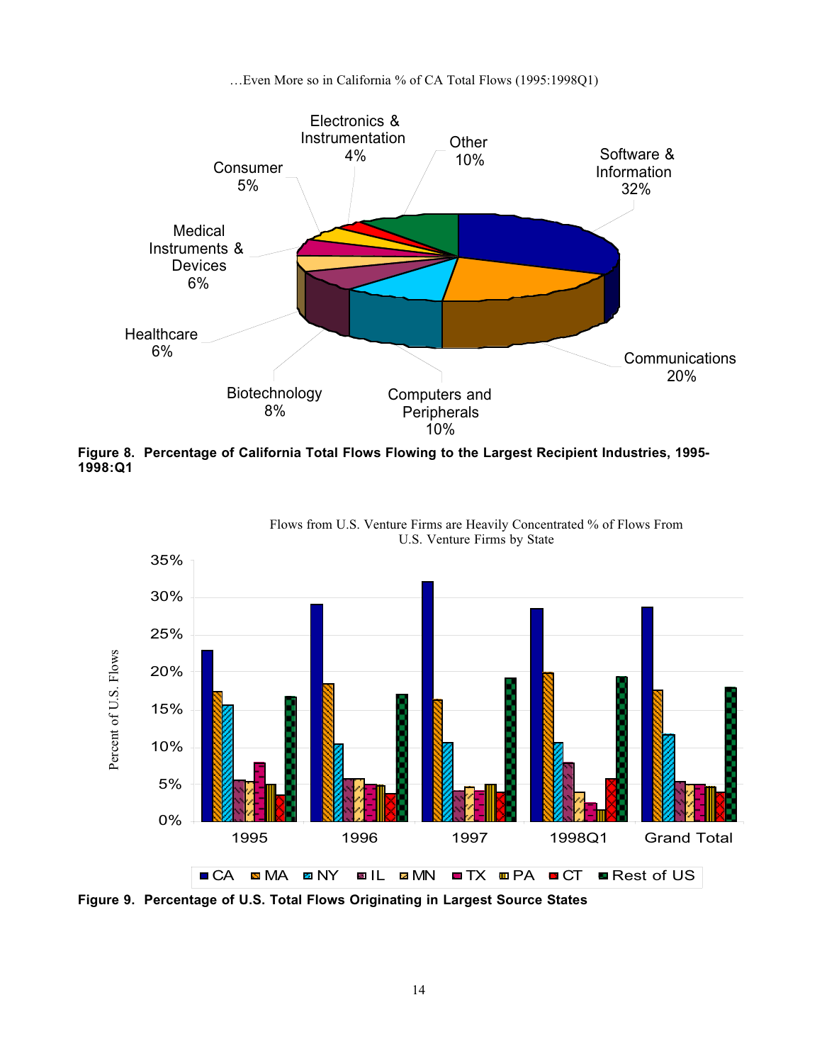…Even More so in California % of CA Total Flows (1995:1998Q1)

Software & Information 32%

Communications 20%

Computers and Peripherals 10%

Biotechnology 8%

Healthcare 6%

Medical Instruments & Devices 6%

Consumer 5%

Electronics & Instrumentation 4%

Other 10%

**Figure 8. Percentage of California Total Flows Flowing to the Largest Recipient Industries, 1995-1998:Q1**

Flows from U.S. Venture Firms are Heavily Concentrated % of Flows From U.S. Venture Firms by State

Percent of U.S. Flows

35%
30%
25%
20%
15%
10%
5%
0%

1995 1996 1997 1998Q1 Grand Total

CA MA NY IL MN TX PA CT Rest of US

**Figure 9. Percentage of U.S. Total Flows Originating in Largest Source States**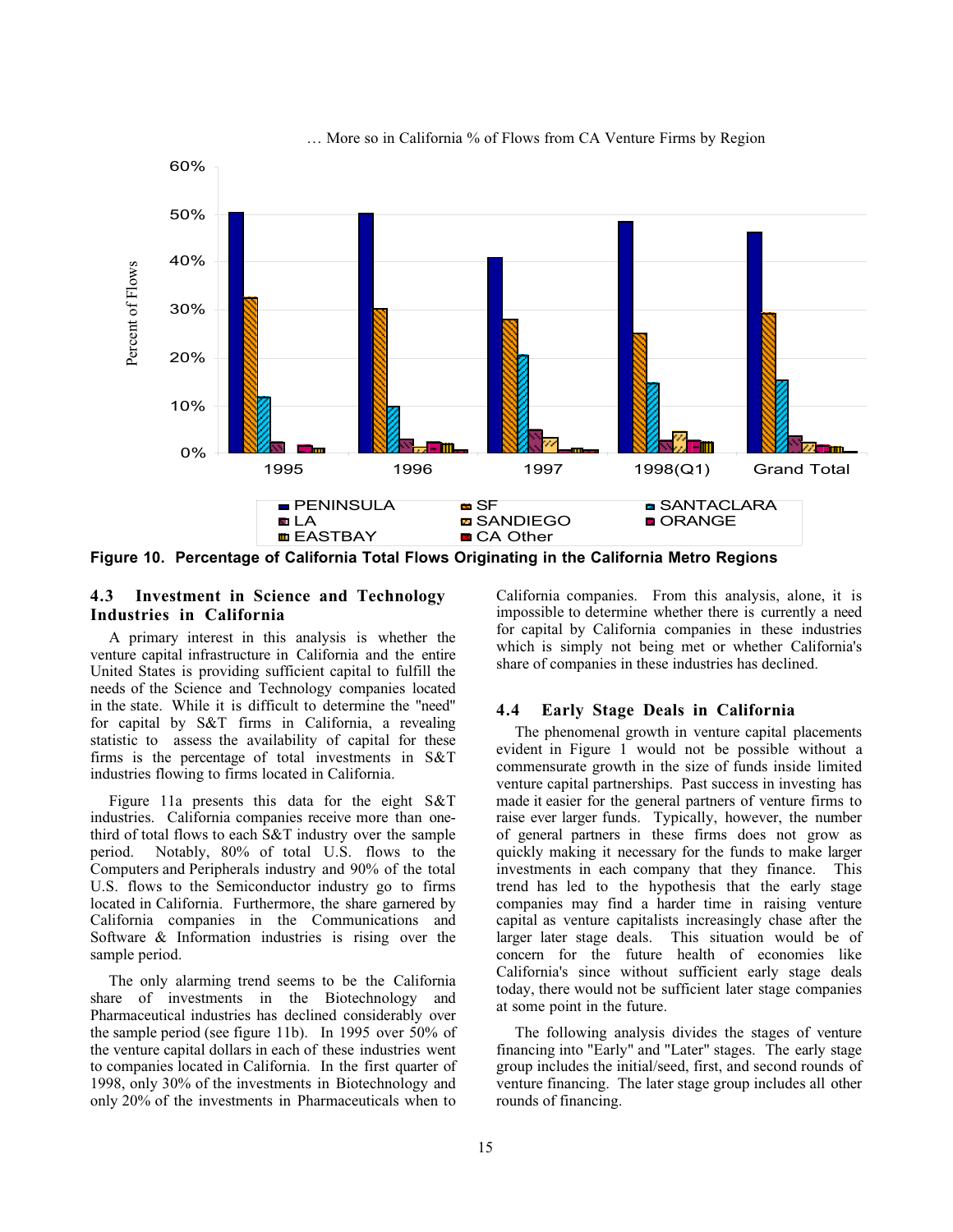… More so in California % of Flows from CA Venture Firms by Region

**Figure 10. Percentage of California Total Flows Originating in the California Metro Regions**

### 4.3 Investment in Science and Technology Industries in California

A primary interest in this analysis is whether the venture capital infrastructure in California and the entire United States is providing sufficient capital to fulfill the needs of the Science and Technology companies located in the state. While it is difficult to determine the "need" for capital by S&T firms in California, a revealing statistic to assess the availability of capital for these firms is the percentage of total investments in S&T industries flowing to firms located in California.

Figure 11a presents this data for the eight S&T industries. California companies receive more than one-third of total flows to each S&T industry over the sample period. Notably, 80% of total U.S. flows to the Computers and Peripherals industry and 90% of the total U.S. flows to the Semiconductor industry go to firms located in California. Furthermore, the share garnered by California companies in the Communications and Software & Information industries is rising over the sample period.

The only alarming trend seems to be the California share of investments in the Biotechnology and Pharmaceutical industries has declined considerably over the sample period (see figure 11b). In 1995 over 50% of the venture capital dollars in each of these industries went to companies located in California. In the first quarter of 1998, only 30% of the investments in Biotechnology and only 20% of the investments in Pharmaceuticals when to California companies. From this analysis, alone, it is impossible to determine whether there is currently a need for capital by California companies in these industries which is simply not being met or whether California's share of companies in these industries has declined.

### 4.4 Early Stage Deals in California

The phenomenal growth in venture capital placements evident in Figure 1 would not be possible without a commensurate growth in the size of funds inside limited venture capital partnerships. Past success in investing has made it easier for the general partners of venture firms to raise ever larger funds. Typically, however, the number of general partners in these firms does not grow as quickly making it necessary for the funds to make larger investments in each company that they finance. This trend has led to the hypothesis that the early stage companies may find a harder time in raising venture capital as venture capitalists increasingly chase after the larger later stage deals. This situation would be of concern for the future health of economies like California's since without sufficient early stage deals today, there would not be sufficient later stage companies at some point in the future.

The following analysis divides the stages of venture financing into "Early" and "Later" stages. The early stage group includes the initial/seed, first, and second rounds of venture financing. The later stage group includes all other rounds of financing.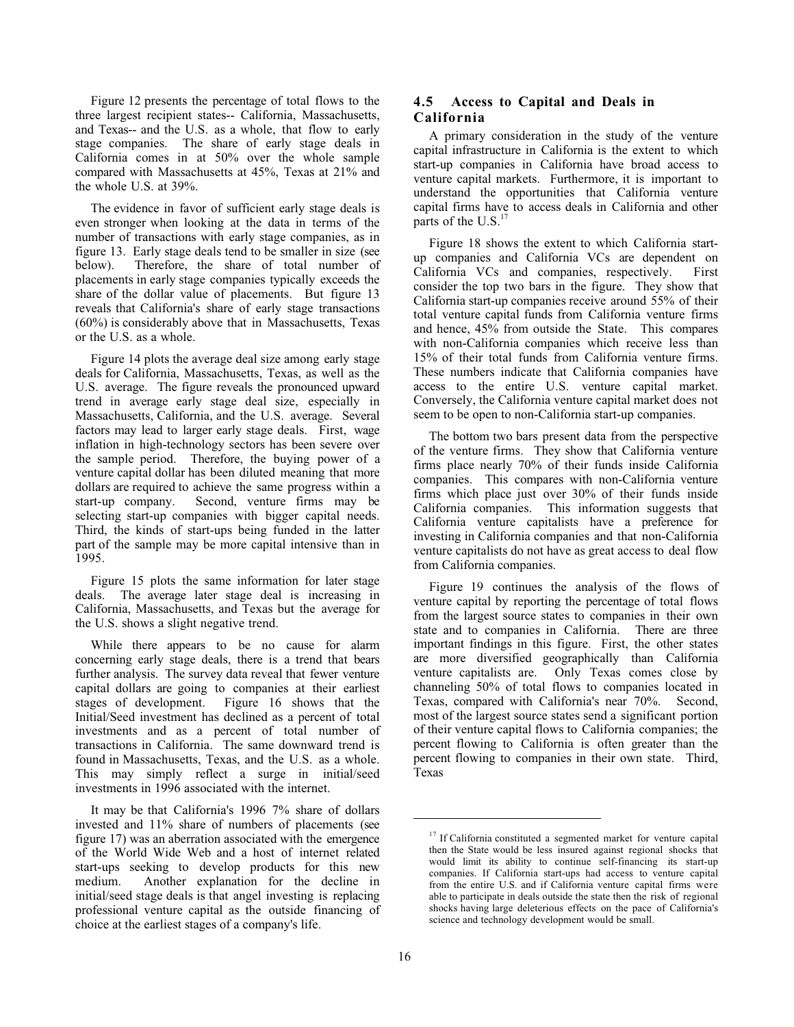Figure 12 presents the percentage of total flows to the three largest recipient states-- California, Massachusetts, and Texas-- and the U.S. as a whole, that flow to early stage companies. The share of early stage deals in California comes in at 50% over the whole sample compared with Massachusetts at 45%, Texas at 21% and the whole U.S. at 39%.

The evidence in favor of sufficient early stage deals is even stronger when looking at the data in terms of the number of transactions with early stage companies, as in figure 13. Early stage deals tend to be smaller in size (see below). Therefore, the share of total number of placements in early stage companies typically exceeds the share of the dollar value of placements. But figure 13 reveals that California's share of early stage transactions (60%) is considerably above that in Massachusetts, Texas or the U.S. as a whole.

Figure 14 plots the average deal size among early stage deals for California, Massachusetts, Texas, as well as the U.S. average. The figure reveals the pronounced upward trend in average early stage deal size, especially in Massachusetts, California, and the U.S. average. Several factors may lead to larger early stage deals. First, wage inflation in high-technology sectors has been severe over the sample period. Therefore, the buying power of a venture capital dollar has been diluted meaning that more dollars are required to achieve the same progress within a start-up company. Second, venture firms may be selecting start-up companies with bigger capital needs. Third, the kinds of start-ups being funded in the latter part of the sample may be more capital intensive than in 1995.

Figure 15 plots the same information for later stage deals. The average later stage deal is increasing in California, Massachusetts, and Texas but the average for the U.S. shows a slight negative trend.

While there appears to be no cause for alarm concerning early stage deals, there is a trend that bears further analysis. The survey data reveal that fewer venture capital dollars are going to companies at their earliest stages of development. Figure 16 shows that the Initial/Seed investment has declined as a percent of total investments and as a percent of total number of transactions in California. The same downward trend is found in Massachusetts, Texas, and the U.S. as a whole. This may simply reflect a surge in initial/seed investments in 1996 associated with the internet.

It may be that California's 1996 7% share of dollars invested and 11% share of numbers of placements (see figure 17) was an aberration associated with the emergence of the World Wide Web and a host of internet related start-ups seeking to develop products for this new medium. Another explanation for the decline in initial/seed stage deals is that angel investing is replacing professional venture capital as the outside financing of choice at the earliest stages of a company's life.

## 4.5 Access to Capital and Deals in California

A primary consideration in the study of the venture capital infrastructure in California is the extent to which start-up companies in California have broad access to venture capital markets. Furthermore, it is important to understand the opportunities that California venture capital firms have to access deals in California and other parts of the U.S.[17]

Figure 18 shows the extent to which California start-up companies and California VCs are dependent on California VCs and companies, respectively. First consider the top two bars in the figure. They show that California start-up companies receive around 55% of their total venture capital funds from California venture firms and hence, 45% from outside the State. This compares with non-California companies which receive less than 15% of their total funds from California venture firms. These numbers indicate that California companies have access to the entire U.S. venture capital market. Conversely, the California venture capital market does not seem to be open to non-California start-up companies.

The bottom two bars present data from the perspective of the venture firms. They show that California venture firms place nearly 70% of their funds inside California companies. This compares with non-California venture firms which place just over 30% of their funds inside California companies. This information suggests that California venture capitalists have a preference for investing in California companies and that non-California venture capitalists do not have as great access to deal flow from California companies.

Figure 19 continues the analysis of the flows of venture capital by reporting the percentage of total flows from the largest source states to companies in their own state and to companies in California. There are three important findings in this figure. First, the other states are more diversified geographically than California venture capitalists are. Only Texas comes close by channeling 50% of total flows to companies located in Texas, compared with California's near 70%. Second, most of the largest source states send a significant portion of their venture capital flows to California companies; the percent flowing to California is often greater than the percent flowing to companies in their own state. Third, Texas

[17] If California constituted a segmented market for venture capital then the State would be less insured against regional shocks that would limit its ability to continue self-financing its start-up companies. If California start-ups had access to venture capital from the entire U.S. and if California venture capital firms were able to participate in deals outside the state then the risk of regional shocks having large deleterious effects on the pace of California's science and technology development would be small.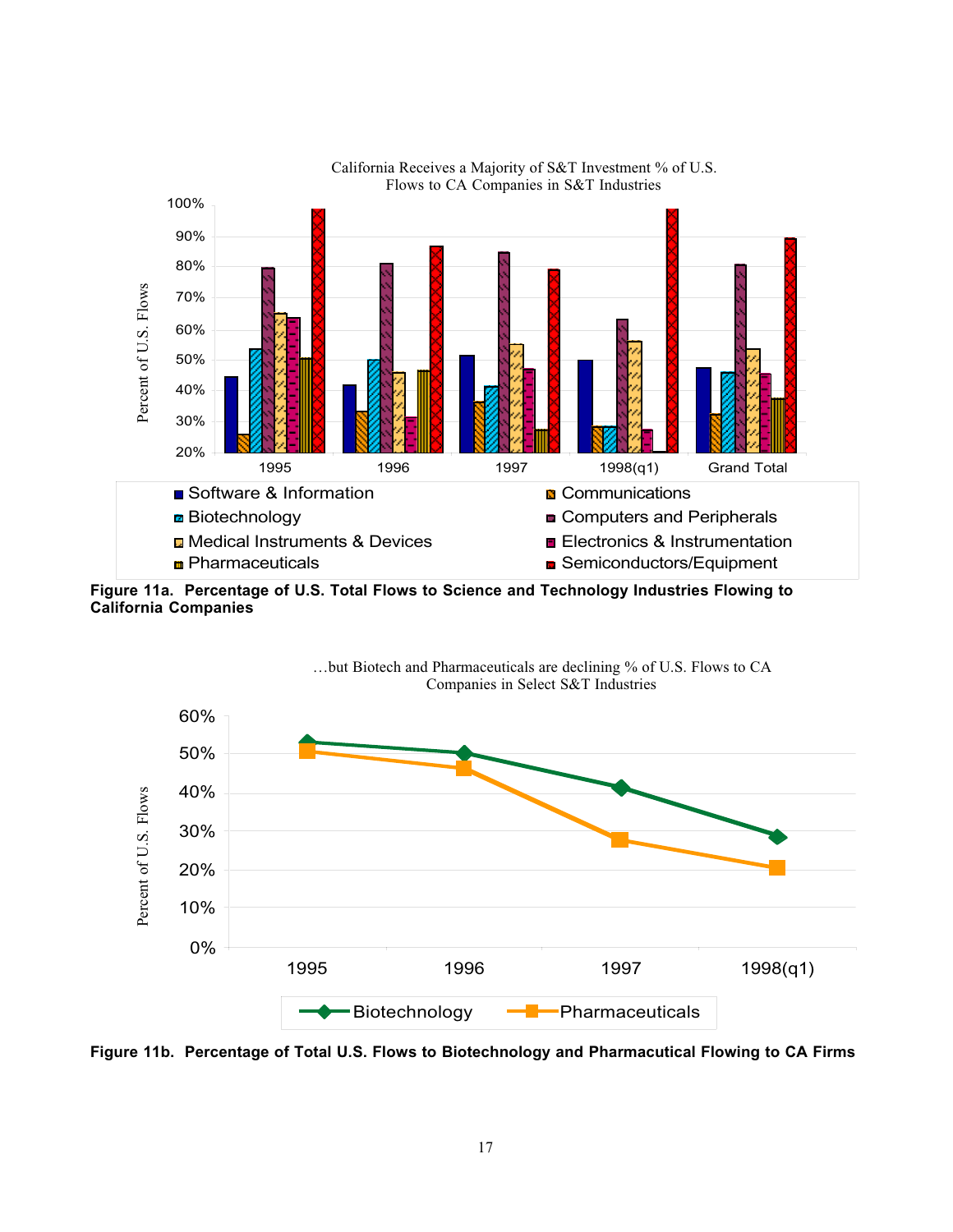California Receives a Majority of S&T Investment % of U.S. Flows to CA Companies in S&T Industries

**Figure 11a. Percentage of U.S. Total Flows to Science and Technology Industries Flowing to California Companies**

…but Biotech and Pharmaceuticals are declining % of U.S. Flows to CA Companies in Select S&T Industries

**Figure 11b. Percentage of Total U.S. Flows to Biotechnology and Pharmacutical Flowing to CA Firms**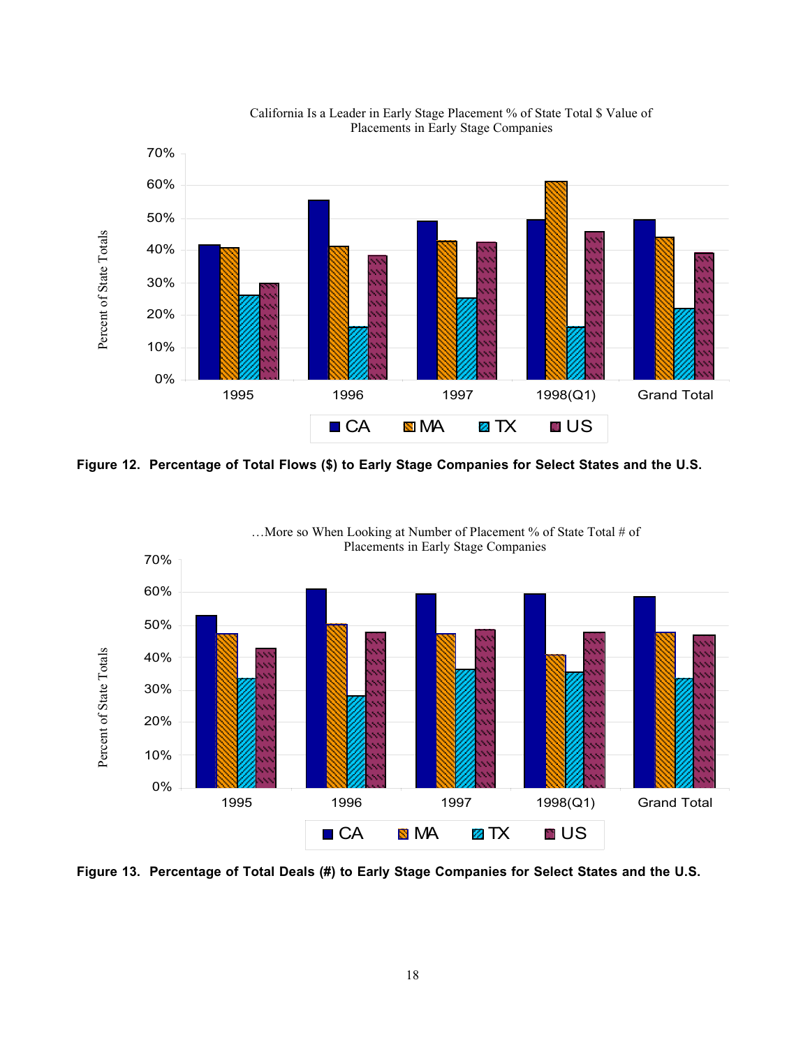California Is a Leader in Early Stage Placement % of State Total $ Value of Placements in Early Stage Companies

**Figure 12. Percentage of Total Flows ($) to Early Stage Companies for Select States and the U.S.**

…More so When Looking at Number of Placement % of State Total # of Placements in Early Stage Companies

**Figure 13. Percentage of Total Deals (#) to Early Stage Companies for Select States and the U.S.**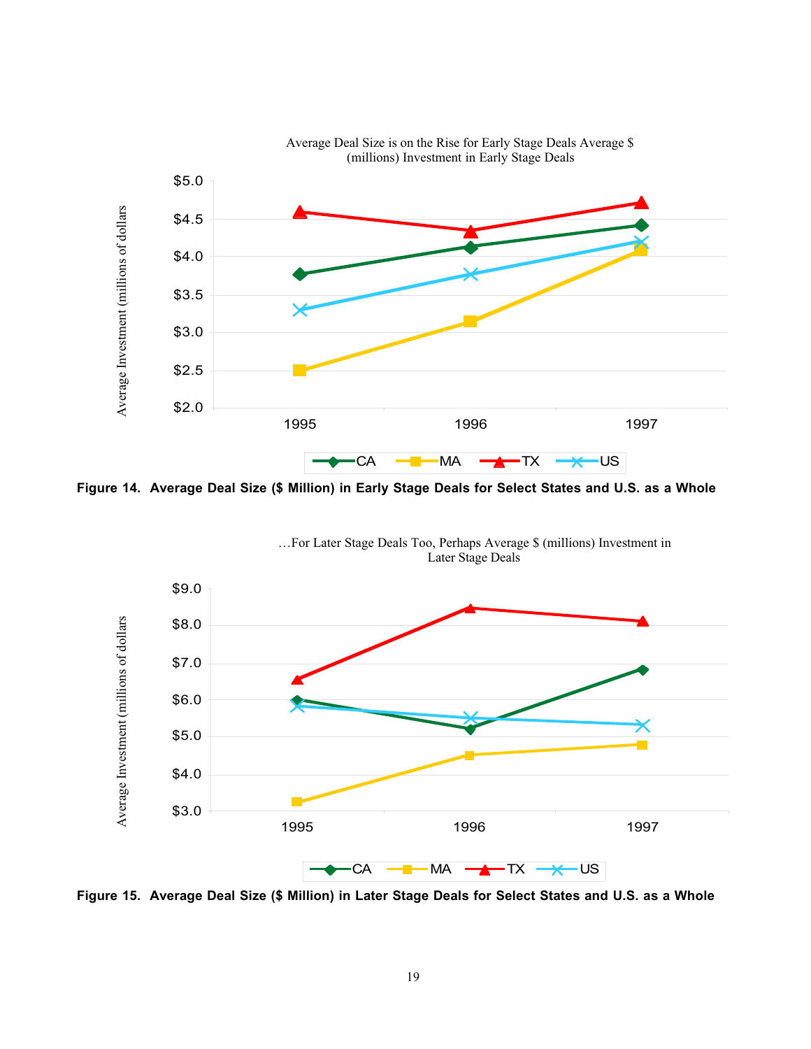Average Deal Size is on the Rise for Early Stage Deals Average $ (millions) Investment in Early Stage Deals

**Figure 14. Average Deal Size ($ Million) in Early Stage Deals for Select States and U.S. as a Whole**

…For Later Stage Deals Too, Perhaps Average $ (millions) Investment in Later Stage Deals

**Figure 15. Average Deal Size ($ Million) in Later Stage Deals for Select States and U.S. as a Whole**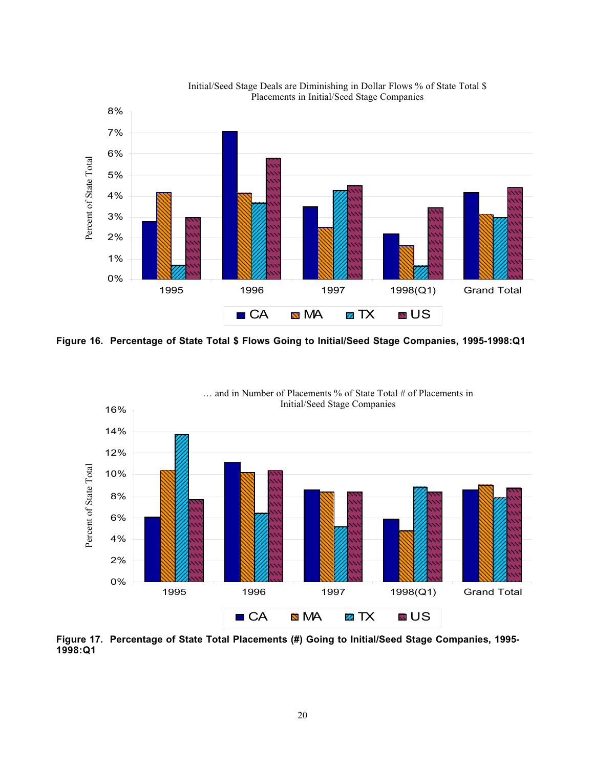Initial/Seed Stage Deals are Diminishing in Dollar Flows % of State Total $ Placements in Initial/Seed Stage Companies

**Figure 16. Percentage of State Total $ Flows Going to Initial/Seed Stage Companies, 1995-1998:Q1**

… and in Number of Placements % of State Total # of Placements in Initial/Seed Stage Companies

**Figure 17. Percentage of State Total Placements (#) Going to Initial/Seed Stage Companies, 1995-1998:Q1**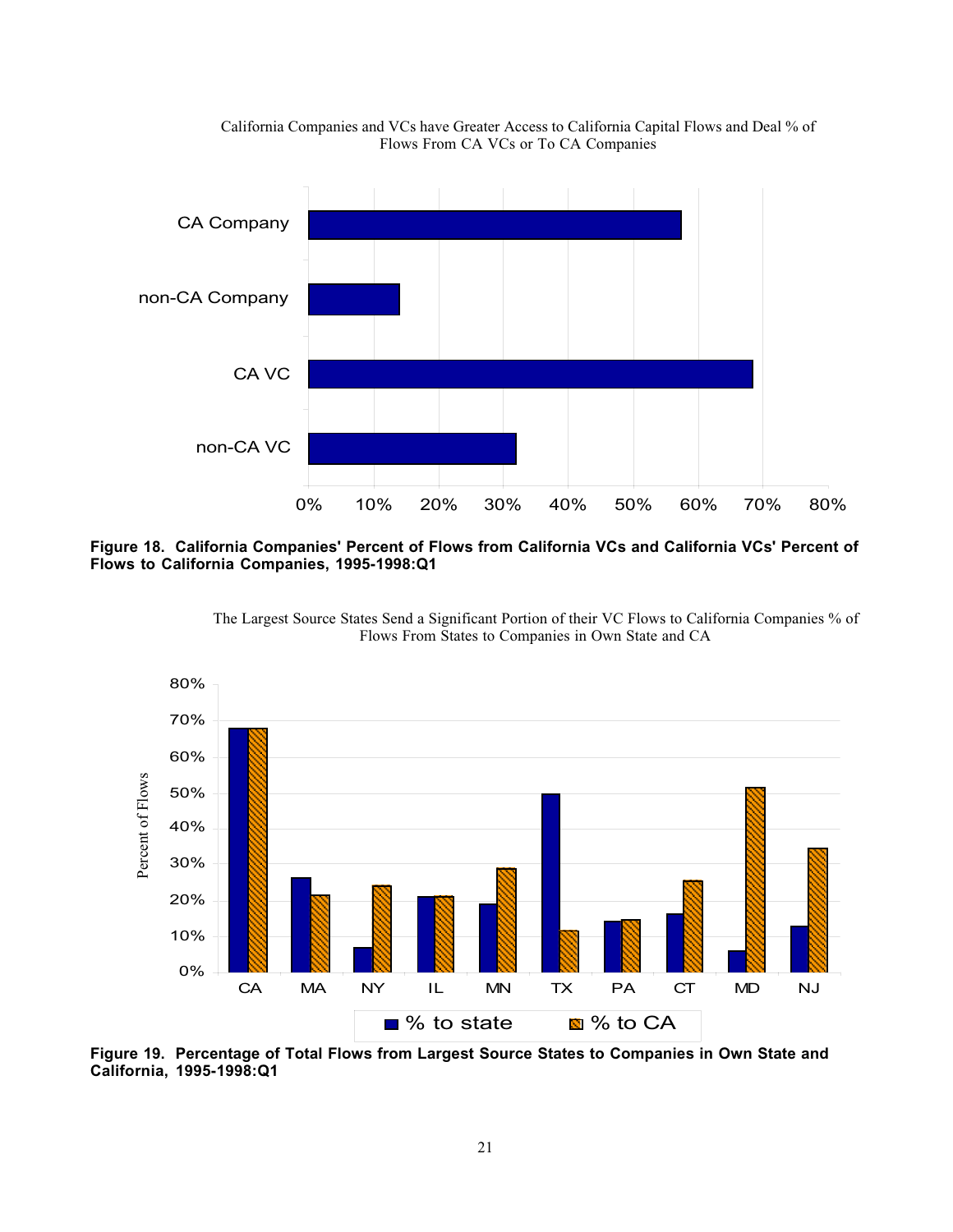California Companies and VCs have Greater Access to California Capital Flows and Deal % of Flows From CA VCs or To CA Companies

**Figure 18. California Companies' Percent of Flows from California VCs and California VCs' Percent of Flows to California Companies, 1995-1998:Q1**

The Largest Source States Send a Significant Portion of their VC Flows to California Companies % of Flows From States to Companies in Own State and CA

**Figure 19. Percentage of Total Flows from Largest Source States to Companies in Own State and California, 1995-1998:Q1**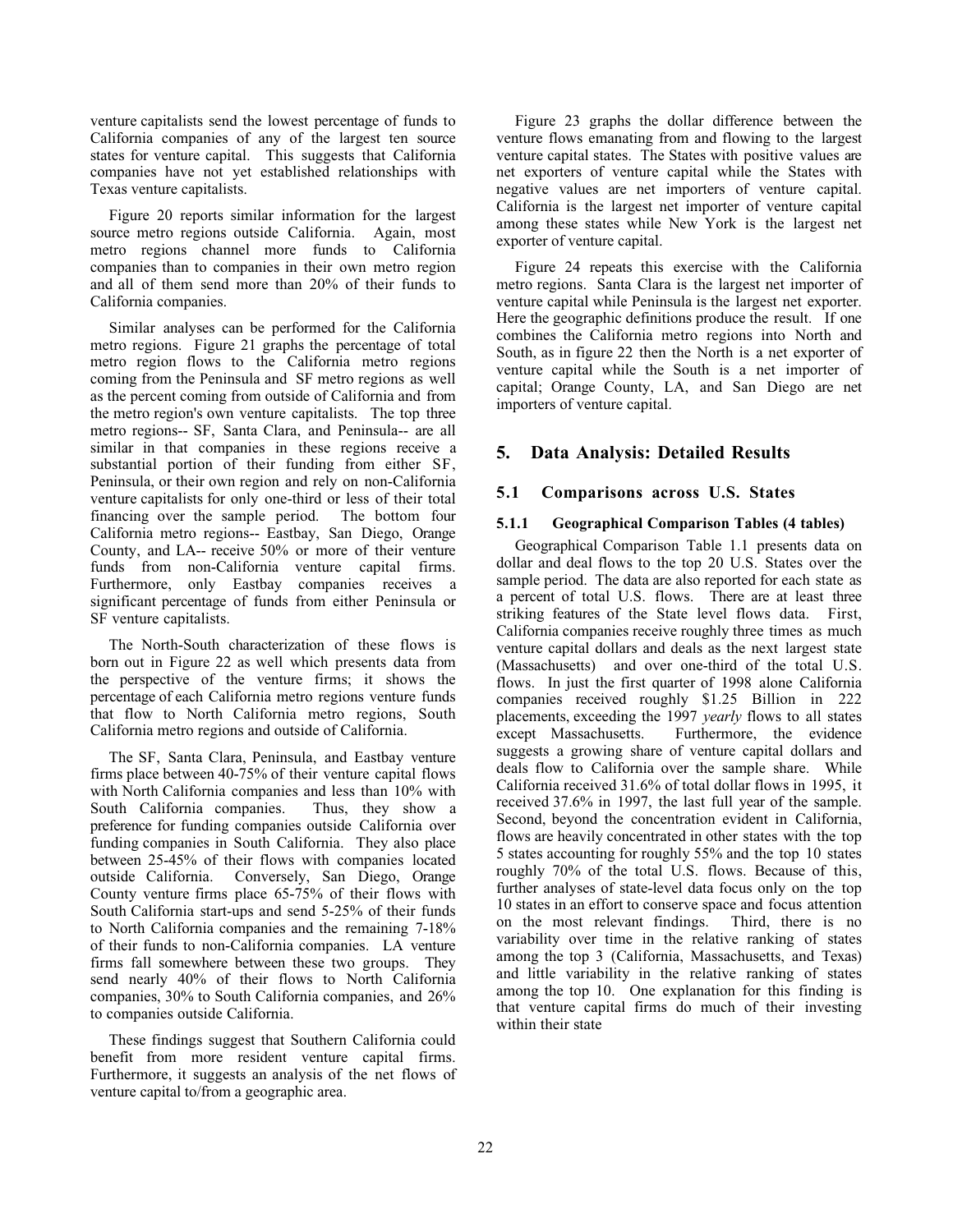venture capitalists send the lowest percentage of funds to California companies of any of the largest ten source states for venture capital. This suggests that California companies have not yet established relationships with Texas venture capitalists.

Figure 20 reports similar information for the largest source metro regions outside California. Again, most metro regions channel more funds to California companies than to companies in their own metro region and all of them send more than 20% of their funds to California companies.

Similar analyses can be performed for the California metro regions. Figure 21 graphs the percentage of total metro region flows to the California metro regions coming from the Peninsula and SF metro regions as well as the percent coming from outside of California and from the metro region's own venture capitalists. The top three metro regions-- SF, Santa Clara, and Peninsula-- are all similar in that companies in these regions receive a substantial portion of their funding from either SF, Peninsula, or their own region and rely on non-California venture capitalists for only one-third or less of their total financing over the sample period. The bottom four California metro regions-- Eastbay, San Diego, Orange County, and LA-- receive 50% or more of their venture funds from non-California venture capital firms. Furthermore, only Eastbay companies receives a significant percentage of funds from either Peninsula or SF venture capitalists.

The North-South characterization of these flows is born out in Figure 22 as well which presents data from the perspective of the venture firms; it shows the percentage of each California metro regions venture funds that flow to North California metro regions, South California metro regions and outside of California.

The SF, Santa Clara, Peninsula, and Eastbay venture firms place between 40-75% of their venture capital flows with North California companies and less than 10% with South California companies. Thus, they show a preference for funding companies outside California over funding companies in South California. They also place between 25-45% of their flows with companies located outside California. Conversely, San Diego, Orange County venture firms place 65-75% of their flows with South California start-ups and send 5-25% of their funds to North California companies and the remaining 7-18% of their funds to non-California companies. LA venture firms fall somewhere between these two groups. They send nearly 40% of their flows to North California companies, 30% to South California companies, and 26% to companies outside California.

These findings suggest that Southern California could benefit from more resident venture capital firms. Furthermore, it suggests an analysis of the net flows of venture capital to/from a geographic area.

Figure 23 graphs the dollar difference between the venture flows emanating from and flowing to the largest venture capital states. The States with positive values are net exporters of venture capital while the States with negative values are net importers of venture capital. California is the largest net importer of venture capital among these states while New York is the largest net exporter of venture capital.

Figure 24 repeats this exercise with the California metro regions. Santa Clara is the largest net importer of venture capital while Peninsula is the largest net exporter. Here the geographic definitions produce the result. If one combines the California metro regions into North and South, as in figure 22 then the North is a net exporter of venture capital while the South is a net importer of capital; Orange County, LA, and San Diego are net importers of venture capital.

## 5. Data Analysis: Detailed Results

### 5.1 Comparisons across U.S. States

#### 5.1.1 Geographical Comparison Tables (4 tables)

Geographical Comparison Table 1.1 presents data on dollar and deal flows to the top 20 U.S. States over the sample period. The data are also reported for each state as a percent of total U.S. flows. There are at least three striking features of the State level flows data. First, California companies receive roughly three times as much venture capital dollars and deals as the next largest state (Massachusetts) and over one-third of the total U.S. flows. In just the first quarter of 1998 alone California companies received roughly \$1.25 Billion in 222 placements, exceeding the 1997 *yearly* flows to all states except Massachusetts. Furthermore, the evidence suggests a growing share of venture capital dollars and deals flow to California over the sample share. While California received 31.6% of total dollar flows in 1995, it received 37.6% in 1997, the last full year of the sample. Second, beyond the concentration evident in California, flows are heavily concentrated in other states with the top 5 states accounting for roughly 55% and the top 10 states roughly 70% of the total U.S. flows. Because of this, further analyses of state-level data focus only on the top 10 states in an effort to conserve space and focus attention on the most relevant findings. Third, there is no variability over time in the relative ranking of states among the top 3 (California, Massachusetts, and Texas) and little variability in the relative ranking of states among the top 10. One explanation for this finding is that venture capital firms do much of their investing within their state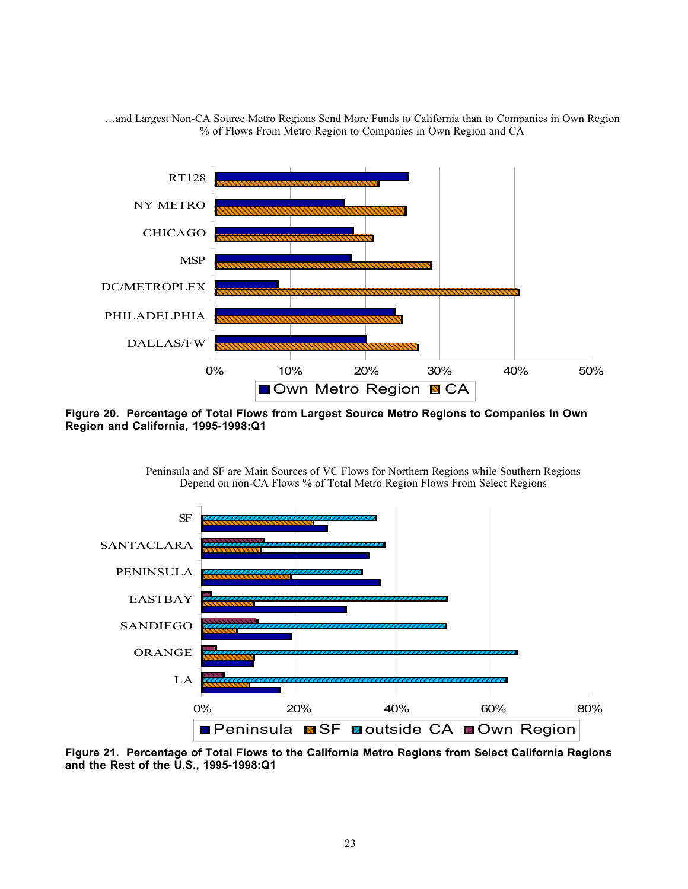…and Largest Non-CA Source Metro Regions Send More Funds to California than to Companies in Own Region
% of Flows From Metro Region to Companies in Own Region and CA

RT128
NY METRO
CHICAGO
MSP
DC/METROPLEX
PHILADELPHIA
DALLAS/FW

0% 10% 20% 30% 40% 50%

Own Metro Region · CA

**Figure 20. Percentage of Total Flows from Largest Source Metro Regions to Companies in Own Region and California, 1995-1998:Q1**

Peninsula and SF are Main Sources of VC Flows for Northern Regions while Southern Regions Depend on non-CA Flows % of Total Metro Region Flows From Select Regions

SF
SANTACLARA
PENINSULA
EASTBAY
SANDIEGO
ORANGE
LA

0% 20% 40% 60% 80%

Peninsula · SF · outside CA · Own Region

**Figure 21. Percentage of Total Flows to the California Metro Regions from Select California Regions and the Rest of the U.S., 1995-1998:Q1**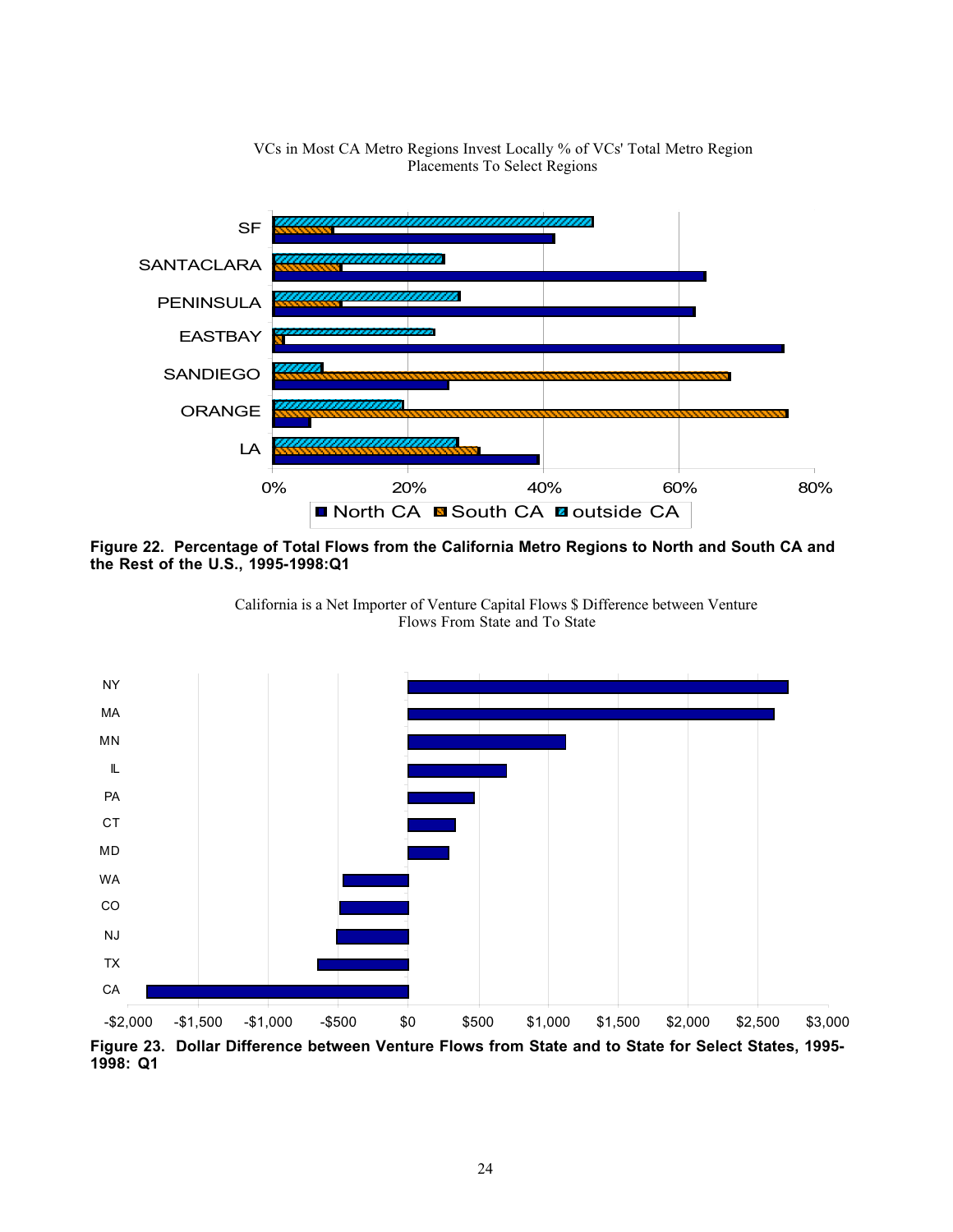VCs in Most CA Metro Regions Invest Locally % of VCs' Total Metro Region Placements To Select Regions

**Figure 22. Percentage of Total Flows from the California Metro Regions to North and South CA and the Rest of the U.S., 1995-1998:Q1**

California is a Net Importer of Venture Capital Flows $ Difference between Venture Flows From State and To State

**Figure 23. Dollar Difference between Venture Flows from State and to State for Select States, 1995-1998: Q1**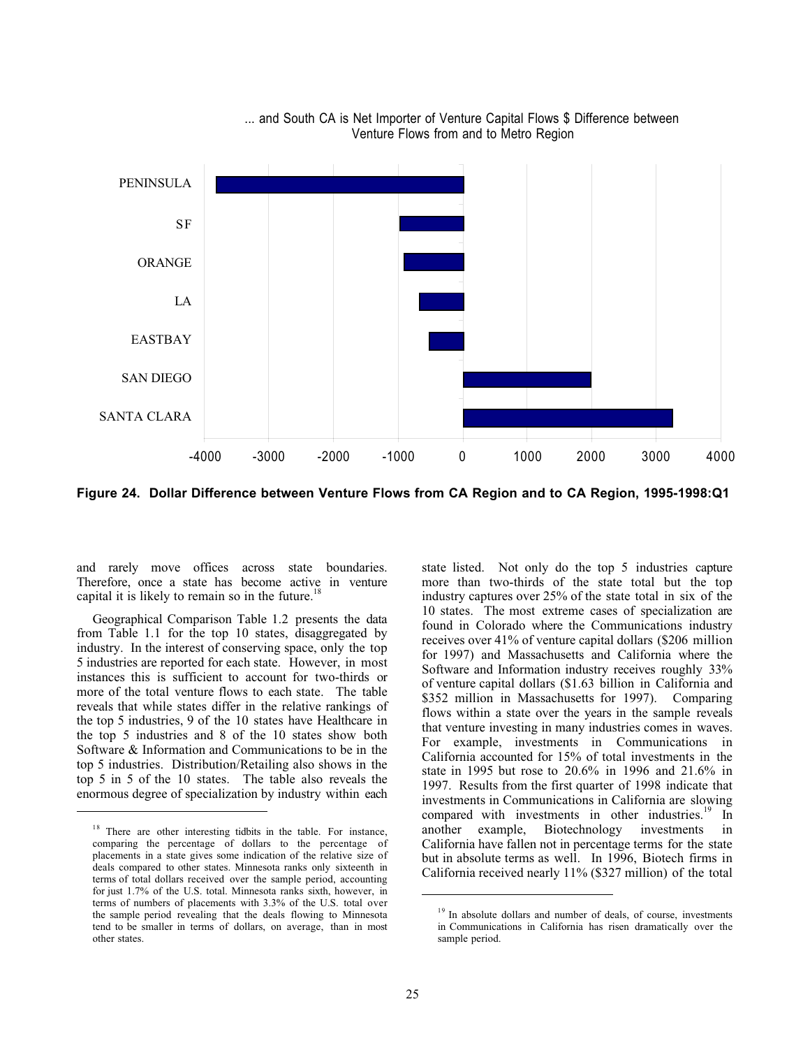... and South CA is Net Importer of Venture Capital Flows $ Difference between Venture Flows from and to Metro Region

**Figure 24. Dollar Difference between Venture Flows from CA Region and to CA Region, 1995-1998:Q1**

and rarely move offices across state boundaries. Therefore, once a state has become active in venture capital it is likely to remain so in the future.[18]

Geographical Comparison Table 1.2 presents the data from Table 1.1 for the top 10 states, disaggregated by industry. In the interest of conserving space, only the top 5 industries are reported for each state. However, in most instances this is sufficient to account for two-thirds or more of the total venture flows to each state. The table reveals that while states differ in the relative rankings of the top 5 industries, 9 of the 10 states have Healthcare in the top 5 industries and 8 of the 10 states show both Software & Information and Communications to be in the top 5 industries. Distribution/Retailing also shows in the top 5 in 5 of the 10 states. The table also reveals the enormous degree of specialization by industry within each state listed. Not only do the top 5 industries capture more than two-thirds of the state total but the top industry captures over 25% of the state total in six of the 10 states. The most extreme cases of specialization are found in Colorado where the Communications industry receives over 41% of venture capital dollars ($206 million for 1997) and Massachusetts and California where the Software and Information industry receives roughly 33% of venture capital dollars ($1.63 billion in California and $352 million in Massachusetts for 1997). Comparing flows within a state over the years in the sample reveals that venture investing in many industries comes in waves. For example, investments in Communications in California accounted for 15% of total investments in the state in 1995 but rose to 20.6% in 1996 and 21.6% in 1997. Results from the first quarter of 1998 indicate that investments in Communications in California are slowing compared with investments in other industries.[19] In another example, Biotechnology investments in California have fallen not in percentage terms for the state but in absolute terms as well. In 1996, Biotech firms in California received nearly 11% ($327 million) of the total

[18] There are other interesting tidbits in the table. For instance, comparing the percentage of dollars to the percentage of placements in a state gives some indication of the relative size of deals compared to other states. Minnesota ranks only sixteenth in terms of total dollars received over the sample period, accounting for just 1.7% of the U.S. total. Minnesota ranks sixth, however, in terms of numbers of placements with 3.3% of the U.S. total over the sample period revealing that the deals flowing to Minnesota tend to be smaller in terms of dollars, on average, than in most other states.

[19] In absolute dollars and number of deals, of course, investments in Communications in California has risen dramatically over the sample period.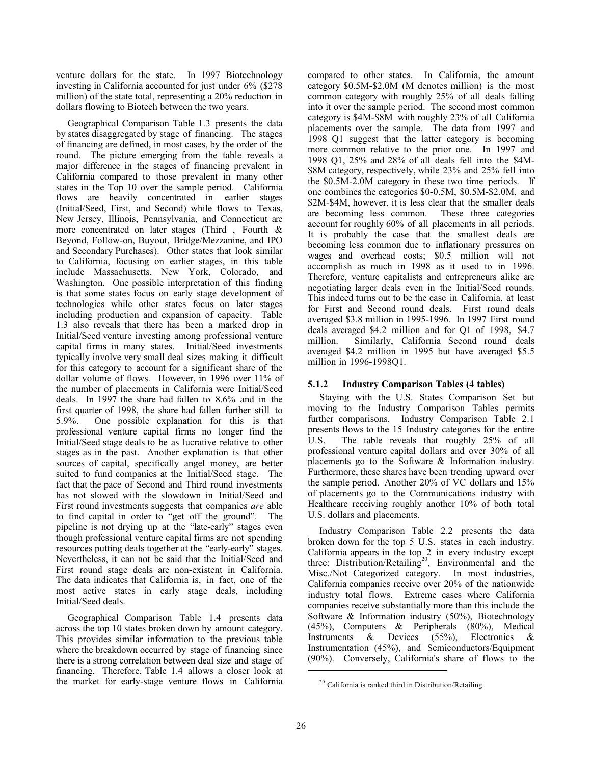venture dollars for the state. In 1997 Biotechnology investing in California accounted for just under 6% ($278 million) of the state total, representing a 20% reduction in dollars flowing to Biotech between the two years.

Geographical Comparison Table 1.3 presents the data by states disaggregated by stage of financing. The stages of financing are defined, in most cases, by the order of the round. The picture emerging from the table reveals a major difference in the stages of financing prevalent in California compared to those prevalent in many other states in the Top 10 over the sample period. California flows are heavily concentrated in earlier stages (Initial/Seed, First, and Second) while flows to Texas, New Jersey, Illinois, Pennsylvania, and Connecticut are more concentrated on later stages (Third , Fourth & Beyond, Follow-on, Buyout, Bridge/Mezzanine, and IPO and Secondary Purchases). Other states that look similar to California, focusing on earlier stages, in this table include Massachusetts, New York, Colorado, and Washington. One possible interpretation of this finding is that some states focus on early stage development of technologies while other states focus on later stages including production and expansion of capacity. Table 1.3 also reveals that there has been a marked drop in Initial/Seed venture investing among professional venture capital firms in many states. Initial/Seed investments typically involve very small deal sizes making it difficult for this category to account for a significant share of the dollar volume of flows. However, in 1996 over 11% of the number of placements in California were Initial/Seed deals. In 1997 the share had fallen to 8.6% and in the first quarter of 1998, the share had fallen further still to 5.9%. One possible explanation for this is that professional venture capital firms no longer find the Initial/Seed stage deals to be as lucrative relative to other stages as in the past. Another explanation is that other sources of capital, specifically angel money, are better suited to fund companies at the Initial/Seed stage. The fact that the pace of Second and Third round investments has not slowed with the slowdown in Initial/Seed and First round investments suggests that companies *are* able to find capital in order to "get off the ground". The pipeline is not drying up at the "late-early" stages even though professional venture capital firms are not spending resources putting deals together at the "early-early" stages. Nevertheless, it can not be said that the Initial/Seed and First round stage deals are non-existent in California. The data indicates that California is, in fact, one of the most active states in early stage deals, including Initial/Seed deals.

Geographical Comparison Table 1.4 presents data across the top 10 states broken down by amount category. This provides similar information to the previous table where the breakdown occurred by stage of financing since there is a strong correlation between deal size and stage of financing. Therefore, Table 1.4 allows a closer look at the market for early-stage venture flows in California compared to other states. In California, the amount category $0.5M-$2.0M (M denotes million) is the most common category with roughly 25% of all deals falling into it over the sample period. The second most common category is $4M-$8M with roughly 23% of all California placements over the sample. The data from 1997 and 1998 Q1 suggest that the latter category is becoming more common relative to the prior one. In 1997 and 1998 Q1, 25% and 28% of all deals fell into the $4M-$8M category, respectively, while 23% and 25% fell into the $0.5M-2.0M category in these two time periods. If one combines the categories $0-0.5M, $0.5M-$2.0M, and $2M-$4M, however, it is less clear that the smaller deals are becoming less common. These three categories account for roughly 60% of all placements in all periods. It is probably the case that the smallest deals are becoming less common due to inflationary pressures on wages and overhead costs; $0.5 million will not accomplish as much in 1998 as it used to in 1996. Therefore, venture capitalists and entrepreneurs alike are negotiating larger deals even in the Initial/Seed rounds. This indeed turns out to be the case in California, at least for First and Second round deals. First round deals averaged $3.8 million in 1995-1996. In 1997 First round deals averaged $4.2 million and for Q1 of 1998, $4.7 million. Similarly, California Second round deals averaged $4.2 million in 1995 but have averaged $5.5 million in 1996-1998Q1.

### 5.1.2 Industry Comparison Tables (4 tables)

Staying with the U.S. States Comparison Set but moving to the Industry Comparison Tables permits further comparisons. Industry Comparison Table 2.1 presents flows to the 15 Industry categories for the entire U.S. The table reveals that roughly 25% of all professional venture capital dollars and over 30% of all placements go to the Software & Information industry. Furthermore, these shares have been trending upward over the sample period. Another 20% of VC dollars and 15% of placements go to the Communications industry with Healthcare receiving roughly another 10% of both total U.S. dollars and placements.

Industry Comparison Table 2.2 presents the data broken down for the top 5 U.S. states in each industry. California appears in the top 2 in every industry except three: Distribution/Retailing[20], Environmental and the Misc./Not Categorized category. In most industries, California companies receive over 20% of the nationwide industry total flows. Extreme cases where California companies receive substantially more than this include the Software & Information industry (50%), Biotechnology (45%), Computers & Peripherals (80%), Medical Instruments & Devices (55%), Electronics & Instrumentation (45%), and Semiconductors/Equipment (90%). Conversely, California's share of flows to the

[20] California is ranked third in Distribution/Retailing.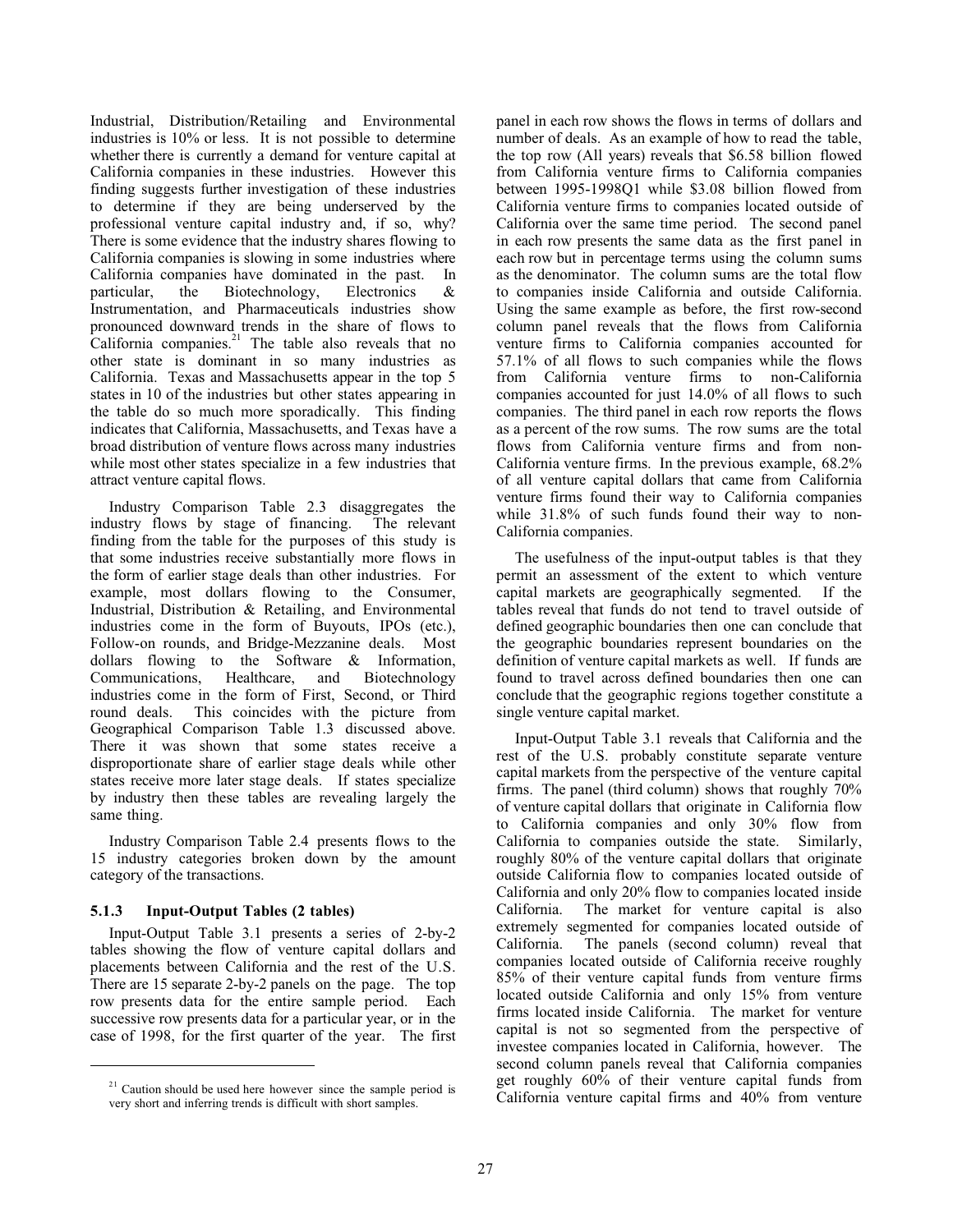Industrial, Distribution/Retailing and Environmental industries is 10% or less. It is not possible to determine whether there is currently a demand for venture capital at California companies in these industries. However this finding suggests further investigation of these industries to determine if they are being underserved by the professional venture capital industry and, if so, why? There is some evidence that the industry shares flowing to California companies is slowing in some industries where California companies have dominated in the past. In particular, the Biotechnology, Electronics & Instrumentation, and Pharmaceuticals industries show pronounced downward trends in the share of flows to California companies.[21] The table also reveals that no other state is dominant in so many industries as California. Texas and Massachusetts appear in the top 5 states in 10 of the industries but other states appearing in the table do so much more sporadically. This finding indicates that California, Massachusetts, and Texas have a broad distribution of venture flows across many industries while most other states specialize in a few industries that attract venture capital flows.

Industry Comparison Table 2.3 disaggregates the industry flows by stage of financing. The relevant finding from the table for the purposes of this study is that some industries receive substantially more flows in the form of earlier stage deals than other industries. For example, most dollars flowing to the Consumer, Industrial, Distribution & Retailing, and Environmental industries come in the form of Buyouts, IPOs (etc.), Follow-on rounds, and Bridge-Mezzanine deals. Most dollars flowing to the Software & Information, Communications, Healthcare, and Biotechnology industries come in the form of First, Second, or Third round deals. This coincides with the picture from Geographical Comparison Table 1.3 discussed above. There it was shown that some states receive a disproportionate share of earlier stage deals while other states receive more later stage deals. If states specialize by industry then these tables are revealing largely the same thing.

Industry Comparison Table 2.4 presents flows to the 15 industry categories broken down by the amount category of the transactions.

### 5.1.3 Input-Output Tables (2 tables)

Input-Output Table 3.1 presents a series of 2-by-2 tables showing the flow of venture capital dollars and placements between California and the rest of the U.S. There are 15 separate 2-by-2 panels on the page. The top row presents data for the entire sample period. Each successive row presents data for a particular year, or in the case of 1998, for the first quarter of the year. The first panel in each row shows the flows in terms of dollars and number of deals. As an example of how to read the table, the top row (All years) reveals that \$6.58 billion flowed from California venture firms to California companies between 1995-1998Q1 while \$3.08 billion flowed from California venture firms to companies located outside of California over the same time period. The second panel in each row presents the same data as the first panel in each row but in percentage terms using the column sums as the denominator. The column sums are the total flow to companies inside California and outside California. Using the same example as before, the first row-second column panel reveals that the flows from California venture firms to California companies accounted for 57.1% of all flows to such companies while the flows from California venture firms to non-California companies accounted for just 14.0% of all flows to such companies. The third panel in each row reports the flows as a percent of the row sums. The row sums are the total flows from California venture firms and from non-California venture firms. In the previous example, 68.2% of all venture capital dollars that came from California venture firms found their way to California companies while 31.8% of such funds found their way to non-California companies.

The usefulness of the input-output tables is that they permit an assessment of the extent to which venture capital markets are geographically segmented. If the tables reveal that funds do not tend to travel outside of defined geographic boundaries then one can conclude that the geographic boundaries represent boundaries on the definition of venture capital markets as well. If funds are found to travel across defined boundaries then one can conclude that the geographic regions together constitute a single venture capital market.

Input-Output Table 3.1 reveals that California and the rest of the U.S. probably constitute separate venture capital markets from the perspective of the venture capital firms. The panel (third column) shows that roughly 70% of venture capital dollars that originate in California flow to California companies and only 30% flow from California to companies outside the state. Similarly, roughly 80% of the venture capital dollars that originate outside California flow to companies located outside of California and only 20% flow to companies located inside California. The market for venture capital is also extremely segmented for companies located outside of California. The panels (second column) reveal that companies located outside of California receive roughly 85% of their venture capital funds from venture firms located outside California and only 15% from venture firms located inside California. The market for venture capital is not so segmented from the perspective of investee companies located in California, however. The second column panels reveal that California companies get roughly 60% of their venture capital funds from California venture capital firms and 40% from venture

[21] Caution should be used here however since the sample period is very short and inferring trends is difficult with short samples.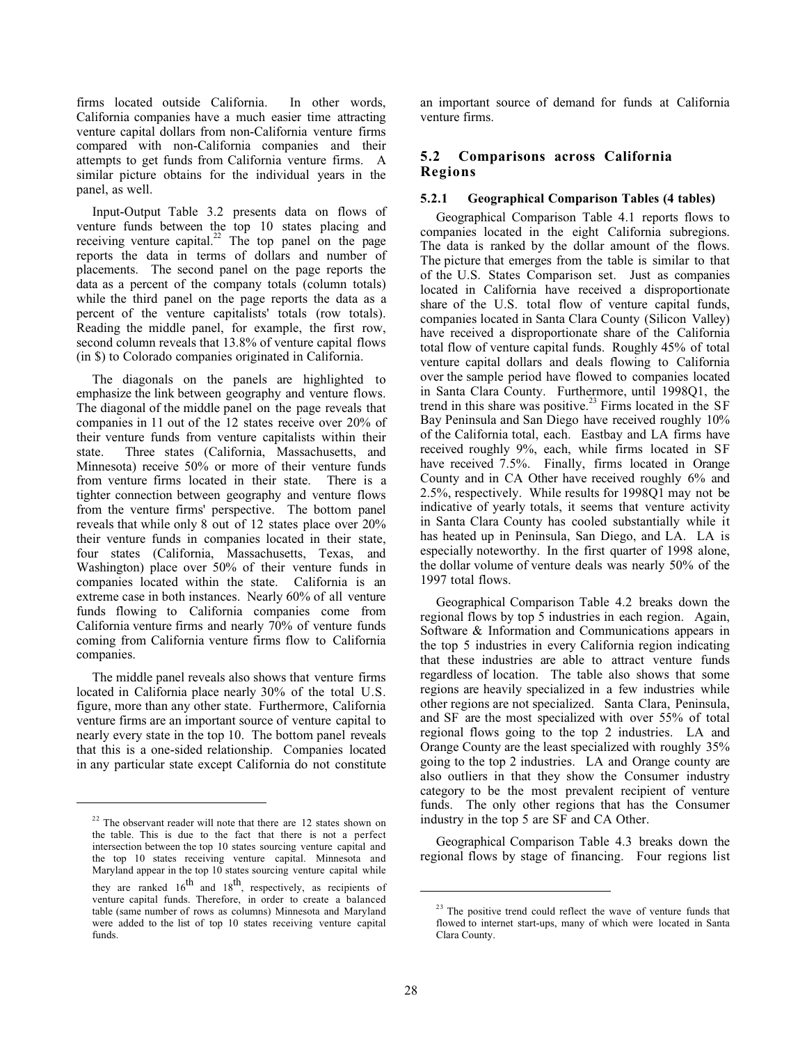firms located outside California. In other words, California companies have a much easier time attracting venture capital dollars from non-California venture firms compared with non-California companies and their attempts to get funds from California venture firms. A similar picture obtains for the individual years in the panel, as well.

Input-Output Table 3.2 presents data on flows of venture funds between the top 10 states placing and receiving venture capital.[22] The top panel on the page reports the data in terms of dollars and number of placements. The second panel on the page reports the data as a percent of the company totals (column totals) while the third panel on the page reports the data as a percent of the venture capitalists' totals (row totals). Reading the middle panel, for example, the first row, second column reveals that 13.8% of venture capital flows (in $) to Colorado companies originated in California.

The diagonals on the panels are highlighted to emphasize the link between geography and venture flows. The diagonal of the middle panel on the page reveals that companies in 11 out of the 12 states receive over 20% of their venture funds from venture capitalists within their state. Three states (California, Massachusetts, and Minnesota) receive 50% or more of their venture funds from venture firms located in their state. There is a tighter connection between geography and venture flows from the venture firms' perspective. The bottom panel reveals that while only 8 out of 12 states place over 20% their venture funds in companies located in their state, four states (California, Massachusetts, Texas, and Washington) place over 50% of their venture funds in companies located within the state. California is an extreme case in both instances. Nearly 60% of all venture funds flowing to California companies come from California venture firms and nearly 70% of venture funds coming from California venture firms flow to California companies.

The middle panel reveals also shows that venture firms located in California place nearly 30% of the total U.S. figure, more than any other state. Furthermore, California venture firms are an important source of venture capital to nearly every state in the top 10. The bottom panel reveals that this is a one-sided relationship. Companies located in any particular state except California do not constitute an important source of demand for funds at California venture firms.

## 5.2 Comparisons across California Regions

### 5.2.1 Geographical Comparison Tables (4 tables)

Geographical Comparison Table 4.1 reports flows to companies located in the eight California subregions. The data is ranked by the dollar amount of the flows. The picture that emerges from the table is similar to that of the U.S. States Comparison set. Just as companies located in California have received a disproportionate share of the U.S. total flow of venture capital funds, companies located in Santa Clara County (Silicon Valley) have received a disproportionate share of the California total flow of venture capital funds. Roughly 45% of total venture capital dollars and deals flowing to California over the sample period have flowed to companies located in Santa Clara County. Furthermore, until 1998Q1, the trend in this share was positive.[23] Firms located in the SF Bay Peninsula and San Diego have received roughly 10% of the California total, each. Eastbay and LA firms have received roughly 9%, each, while firms located in SF have received 7.5%. Finally, firms located in Orange County and in CA Other have received roughly 6% and 2.5%, respectively. While results for 1998Q1 may not be indicative of yearly totals, it seems that venture activity in Santa Clara County has cooled substantially while it has heated up in Peninsula, San Diego, and LA. LA is especially noteworthy. In the first quarter of 1998 alone, the dollar volume of venture deals was nearly 50% of the 1997 total flows.

Geographical Comparison Table 4.2 breaks down the regional flows by top 5 industries in each region. Again, Software & Information and Communications appears in the top 5 industries in every California region indicating that these industries are able to attract venture funds regardless of location. The table also shows that some regions are heavily specialized in a few industries while other regions are not specialized. Santa Clara, Peninsula, and SF are the most specialized with over 55% of total regional flows going to the top 2 industries. LA and Orange County are the least specialized with roughly 35% going to the top 2 industries. LA and Orange county are also outliers in that they show the Consumer industry category to be the most prevalent recipient of venture funds. The only other regions that has the Consumer industry in the top 5 are SF and CA Other.

Geographical Comparison Table 4.3 breaks down the regional flows by stage of financing. Four regions list

---

[22] The observant reader will note that there are 12 states shown on the table. This is due to the fact that there is not a perfect intersection between the top 10 states sourcing venture capital and the top 10 states receiving venture capital. Minnesota and Maryland appear in the top 10 states sourcing venture capital while they are ranked 16th and 18th, respectively, as recipients of venture capital funds. Therefore, in order to create a balanced table (same number of rows as columns) Minnesota and Maryland were added to the list of top 10 states receiving venture capital funds.

[23] The positive trend could reflect the wave of venture funds that flowed to internet start-ups, many of which were located in Santa Clara County.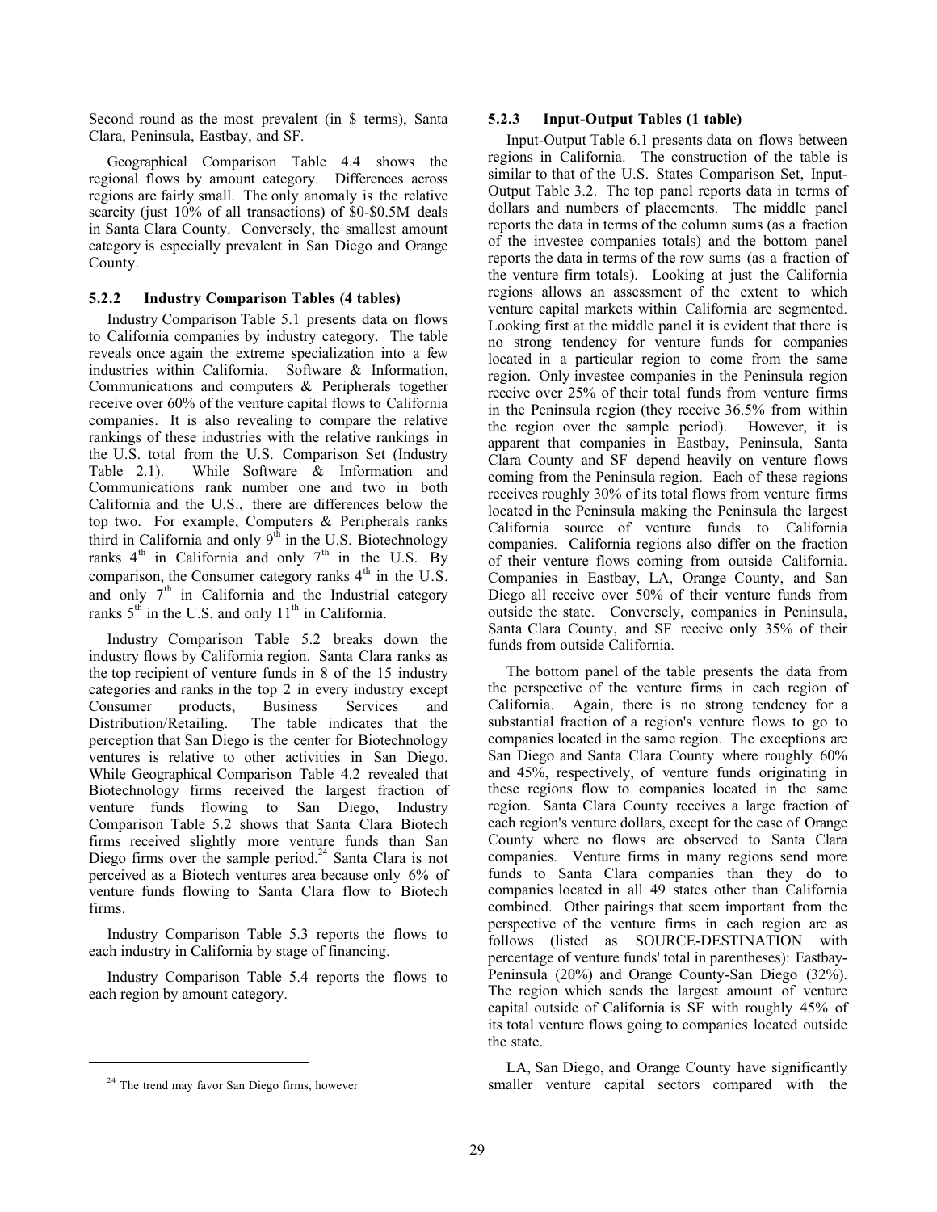Second round as the most prevalent (in $ terms), Santa Clara, Peninsula, Eastbay, and SF.

Geographical Comparison Table 4.4 shows the regional flows by amount category. Differences across regions are fairly small. The only anomaly is the relative scarcity (just 10% of all transactions) of $0-$0.5M deals in Santa Clara County. Conversely, the smallest amount category is especially prevalent in San Diego and Orange County.

### 5.2.2 Industry Comparison Tables (4 tables)

Industry Comparison Table 5.1 presents data on flows to California companies by industry category. The table reveals once again the extreme specialization into a few industries within California. Software & Information, Communications and computers & Peripherals together receive over 60% of the venture capital flows to California companies. It is also revealing to compare the relative rankings of these industries with the relative rankings in the U.S. total from the U.S. Comparison Set (Industry Table 2.1). While Software & Information and Communications rank number one and two in both California and the U.S., there are differences below the top two. For example, Computers & Peripherals ranks third in California and only 9th in the U.S. Biotechnology ranks 4th in California and only 7th in the U.S. By comparison, the Consumer category ranks 4th in the U.S. and only 7th in California and the Industrial category ranks 5th in the U.S. and only 11th in California.

Industry Comparison Table 5.2 breaks down the industry flows by California region. Santa Clara ranks as the top recipient of venture funds in 8 of the 15 industry categories and ranks in the top 2 in every industry except Consumer products, Business Services and Distribution/Retailing. The table indicates that the perception that San Diego is the center for Biotechnology ventures is relative to other activities in San Diego. While Geographical Comparison Table 4.2 revealed that Biotechnology firms received the largest fraction of venture funds flowing to San Diego, Industry Comparison Table 5.2 shows that Santa Clara Biotech firms received slightly more venture funds than San Diego firms over the sample period.[24] Santa Clara is not perceived as a Biotech ventures area because only 6% of venture funds flowing to Santa Clara flow to Biotech firms.

Industry Comparison Table 5.3 reports the flows to each industry in California by stage of financing.

Industry Comparison Table 5.4 reports the flows to each region by amount category.

### 5.2.3 Input-Output Tables (1 table)

Input-Output Table 6.1 presents data on flows between regions in California. The construction of the table is similar to that of the U.S. States Comparison Set, Input-Output Table 3.2. The top panel reports data in terms of dollars and numbers of placements. The middle panel reports the data in terms of the column sums (as a fraction of the investee companies totals) and the bottom panel reports the data in terms of the row sums (as a fraction of the venture firm totals). Looking at just the California regions allows an assessment of the extent to which venture capital markets within California are segmented. Looking first at the middle panel it is evident that there is no strong tendency for venture funds for companies located in a particular region to come from the same region. Only investee companies in the Peninsula region receive over 25% of their total funds from venture firms in the Peninsula region (they receive 36.5% from within the region over the sample period). However, it is apparent that companies in Eastbay, Peninsula, Santa Clara County and SF depend heavily on venture flows coming from the Peninsula region. Each of these regions receives roughly 30% of its total flows from venture firms located in the Peninsula making the Peninsula the largest California source of venture funds to California companies. California regions also differ on the fraction of their venture flows coming from outside California. Companies in Eastbay, LA, Orange County, and San Diego all receive over 50% of their venture funds from outside the state. Conversely, companies in Peninsula, Santa Clara County, and SF receive only 35% of their funds from outside California.

The bottom panel of the table presents the data from the perspective of the venture firms in each region of California. Again, there is no strong tendency for a substantial fraction of a region's venture flows to go to companies located in the same region. The exceptions are San Diego and Santa Clara County where roughly 60% and 45%, respectively, of venture funds originating in these regions flow to companies located in the same region. Santa Clara County receives a large fraction of each region's venture dollars, except for the case of Orange County where no flows are observed to Santa Clara companies. Venture firms in many regions send more funds to Santa Clara companies than they do to companies located in all 49 states other than California combined. Other pairings that seem important from the perspective of the venture firms in each region are as follows (listed as SOURCE-DESTINATION with percentage of venture funds' total in parentheses): Eastbay-Peninsula (20%) and Orange County-San Diego (32%). The region which sends the largest amount of venture capital outside of California is SF with roughly 45% of its total venture flows going to companies located outside the state.

LA, San Diego, and Orange County have significantly smaller venture capital sectors compared with the

---

[24] The trend may favor San Diego firms, however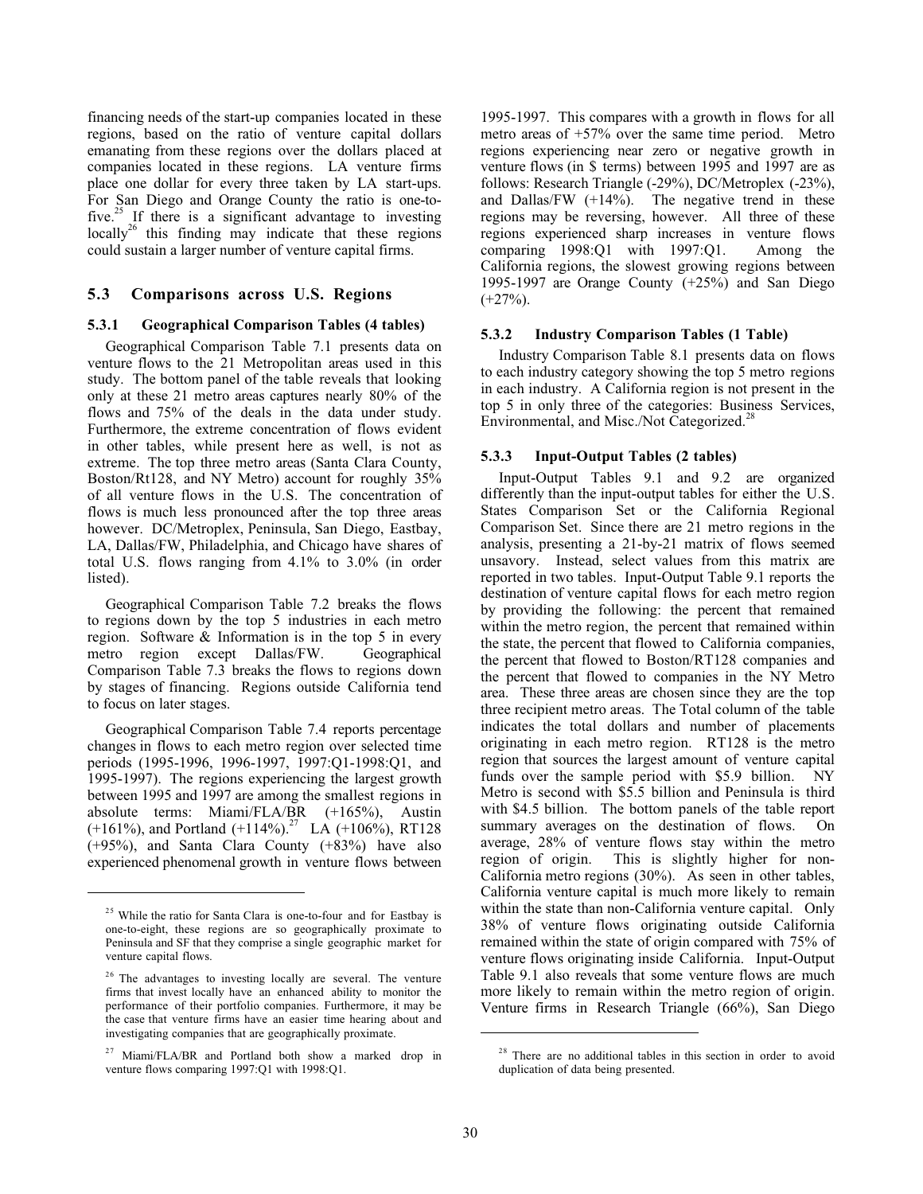financing needs of the start-up companies located in these regions, based on the ratio of venture capital dollars emanating from these regions over the dollars placed at companies located in these regions. LA venture firms place one dollar for every three taken by LA start-ups. For San Diego and Orange County the ratio is one-to-five.[25] If there is a significant advantage to investing locally[26] this finding may indicate that these regions could sustain a larger number of venture capital firms.

## 5.3 Comparisons across U.S. Regions

### 5.3.1 Geographical Comparison Tables (4 tables)

Geographical Comparison Table 7.1 presents data on venture flows to the 21 Metropolitan areas used in this study. The bottom panel of the table reveals that looking only at these 21 metro areas captures nearly 80% of the flows and 75% of the deals in the data under study. Furthermore, the extreme concentration of flows evident in other tables, while present here as well, is not as extreme. The top three metro areas (Santa Clara County, Boston/Rt128, and NY Metro) account for roughly 35% of all venture flows in the U.S. The concentration of flows is much less pronounced after the top three areas however. DC/Metroplex, Peninsula, San Diego, Eastbay, LA, Dallas/FW, Philadelphia, and Chicago have shares of total U.S. flows ranging from 4.1% to 3.0% (in order listed).

Geographical Comparison Table 7.2 breaks the flows to regions down by the top 5 industries in each metro region. Software & Information is in the top 5 in every metro region except Dallas/FW. Geographical Comparison Table 7.3 breaks the flows to regions down by stages of financing. Regions outside California tend to focus on later stages.

Geographical Comparison Table 7.4 reports percentage changes in flows to each metro region over selected time periods (1995-1996, 1996-1997, 1997:Q1-1998:Q1, and 1995-1997). The regions experiencing the largest growth between 1995 and 1997 are among the smallest regions in absolute terms: Miami/FLA/BR (+165%), Austin (+161%), and Portland (+114%).[27] LA (+106%), RT128 (+95%), and Santa Clara County (+83%) have also experienced phenomenal growth in venture flows between 1995-1997. This compares with a growth in flows for all metro areas of +57% over the same time period. Metro regions experiencing near zero or negative growth in venture flows (in $ terms) between 1995 and 1997 are as follows: Research Triangle (-29%), DC/Metroplex (-23%), and Dallas/FW (+14%). The negative trend in these regions may be reversing, however. All three of these regions experienced sharp increases in venture flows comparing 1998:Q1 with 1997:Q1. Among the California regions, the slowest growing regions between 1995-1997 are Orange County (+25%) and San Diego (+27%).

### 5.3.2 Industry Comparison Tables (1 Table)

Industry Comparison Table 8.1 presents data on flows to each industry category showing the top 5 metro regions in each industry. A California region is not present in the top 5 in only three of the categories: Business Services, Environmental, and Misc./Not Categorized.[28]

### 5.3.3 Input-Output Tables (2 tables)

Input-Output Tables 9.1 and 9.2 are organized differently than the input-output tables for either the U.S. States Comparison Set or the California Regional Comparison Set. Since there are 21 metro regions in the analysis, presenting a 21-by-21 matrix of flows seemed unsavory. Instead, select values from this matrix are reported in two tables. Input-Output Table 9.1 reports the destination of venture capital flows for each metro region by providing the following: the percent that remained within the metro region, the percent that remained within the state, the percent that flowed to California companies, the percent that flowed to Boston/RT128 companies and the percent that flowed to companies in the NY Metro area. These three areas are chosen since they are the top three recipient metro areas. The Total column of the table indicates the total dollars and number of placements originating in each metro region. RT128 is the metro region that sources the largest amount of venture capital funds over the sample period with $5.9 billion. NY Metro is second with $5.5 billion and Peninsula is third with $4.5 billion. The bottom panels of the table report summary averages on the destination of flows. On average, 28% of venture flows stay within the metro region of origin. This is slightly higher for non-California metro regions (30%). As seen in other tables, California venture capital is much more likely to remain within the state than non-California venture capital. Only 38% of venture flows originating outside California remained within the state of origin compared with 75% of venture flows originating inside California. Input-Output Table 9.1 also reveals that some venture flows are much more likely to remain within the metro region of origin. Venture firms in Research Triangle (66%), San Diego

---

[25] While the ratio for Santa Clara is one-to-four and for Eastbay is one-to-eight, these regions are so geographically proximate to Peninsula and SF that they comprise a single geographic market for venture capital flows.

[26] The advantages to investing locally are several. The venture firms that invest locally have an enhanced ability to monitor the performance of their portfolio companies. Furthermore, it may be the case that venture firms have an easier time hearing about and investigating companies that are geographically proximate.

[27] Miami/FLA/BR and Portland both show a marked drop in venture flows comparing 1997:Q1 with 1998:Q1.

[28] There are no additional tables in this section in order to avoid duplication of data being presented.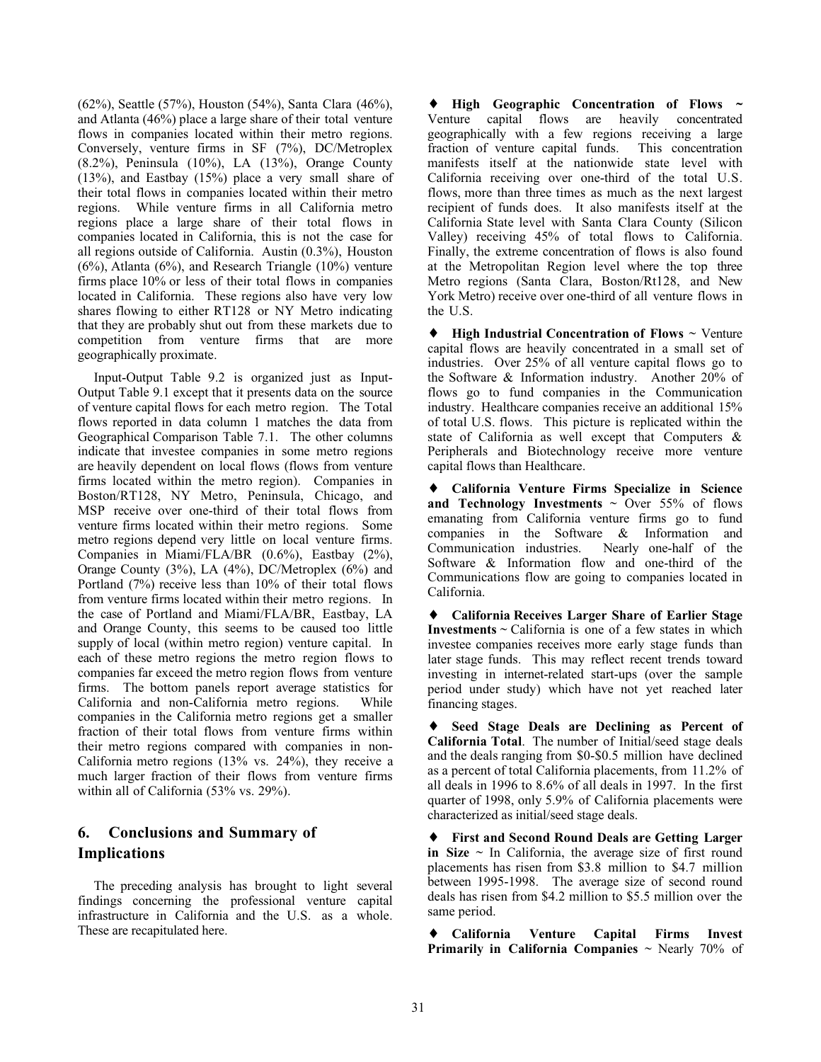(62%), Seattle (57%), Houston (54%), Santa Clara (46%), and Atlanta (46%) place a large share of their total venture flows in companies located within their metro regions. Conversely, venture firms in SF (7%), DC/Metroplex (8.2%), Peninsula (10%), LA (13%), Orange County (13%), and Eastbay (15%) place a very small share of their total flows in companies located within their metro regions. While venture firms in all California metro regions place a large share of their total flows in companies located in California, this is not the case for all regions outside of California. Austin (0.3%), Houston (6%), Atlanta (6%), and Research Triangle (10%) venture firms place 10% or less of their total flows in companies located in California. These regions also have very low shares flowing to either RT128 or NY Metro indicating that they are probably shut out from these markets due to competition from venture firms that are more geographically proximate.

Input-Output Table 9.2 is organized just as Input-Output Table 9.1 except that it presents data on the source of venture capital flows for each metro region. The Total flows reported in data column 1 matches the data from Geographical Comparison Table 7.1. The other columns indicate that investee companies in some metro regions are heavily dependent on local flows (flows from venture firms located within the metro region). Companies in Boston/RT128, NY Metro, Peninsula, Chicago, and MSP receive over one-third of their total flows from venture firms located within their metro regions. Some metro regions depend very little on local venture firms. Companies in Miami/FLA/BR (0.6%), Eastbay (2%), Orange County (3%), LA (4%), DC/Metroplex (6%) and Portland (7%) receive less than 10% of their total flows from venture firms located within their metro regions. In the case of Portland and Miami/FLA/BR, Eastbay, LA and Orange County, this seems to be caused too little supply of local (within metro region) venture capital. In each of these metro regions the metro region flows to companies far exceed the metro region flows from venture firms. The bottom panels report average statistics for California and non-California metro regions. While companies in the California metro regions get a smaller fraction of their total flows from venture firms within their metro regions compared with companies in non-California metro regions (13% vs. 24%), they receive a much larger fraction of their flows from venture firms within all of California (53% vs. 29%).

## 6. Conclusions and Summary of Implications

The preceding analysis has brought to light several findings concerning the professional venture capital infrastructure in California and the U.S. as a whole. These are recapitulated here.

♦ **High Geographic Concentration of Flows ~** Venture capital flows are heavily concentrated geographically with a few regions receiving a large fraction of venture capital funds. This concentration manifests itself at the nationwide state level with California receiving over one-third of the total U.S. flows, more than three times as much as the next largest recipient of funds does. It also manifests itself at the California State level with Santa Clara County (Silicon Valley) receiving 45% of total flows to California. Finally, the extreme concentration of flows is also found at the Metropolitan Region level where the top three Metro regions (Santa Clara, Boston/Rt128, and New York Metro) receive over one-third of all venture flows in the U.S.

♦ **High Industrial Concentration of Flows** ~ Venture capital flows are heavily concentrated in a small set of industries. Over 25% of all venture capital flows go to the Software & Information industry. Another 20% of flows go to fund companies in the Communication industry. Healthcare companies receive an additional 15% of total U.S. flows. This picture is replicated within the state of California as well except that Computers & Peripherals and Biotechnology receive more venture capital flows than Healthcare.

♦ **California Venture Firms Specialize in Science and Technology Investments** ~ Over 55% of flows emanating from California venture firms go to fund companies in the Software & Information and Communication industries. Nearly one-half of the Software & Information flow and one-third of the Communications flow are going to companies located in California.

♦ **California Receives Larger Share of Earlier Stage Investments ~** California is one of a few states in which investee companies receives more early stage funds than later stage funds. This may reflect recent trends toward investing in internet-related start-ups (over the sample period under study) which have not yet reached later financing stages.

♦ **Seed Stage Deals are Declining as Percent of California Total**. The number of Initial/seed stage deals and the deals ranging from \$0-\$0.5 million have declined as a percent of total California placements, from 11.2% of all deals in 1996 to 8.6% of all deals in 1997. In the first quarter of 1998, only 5.9% of California placements were characterized as initial/seed stage deals.

♦ **First and Second Round Deals are Getting Larger in Size ~** In California, the average size of first round placements has risen from \$3.8 million to \$4.7 million between 1995-1998. The average size of second round deals has risen from \$4.2 million to \$5.5 million over the same period.

♦ **California Venture Capital Firms Invest Primarily in California Companies ~** Nearly 70% of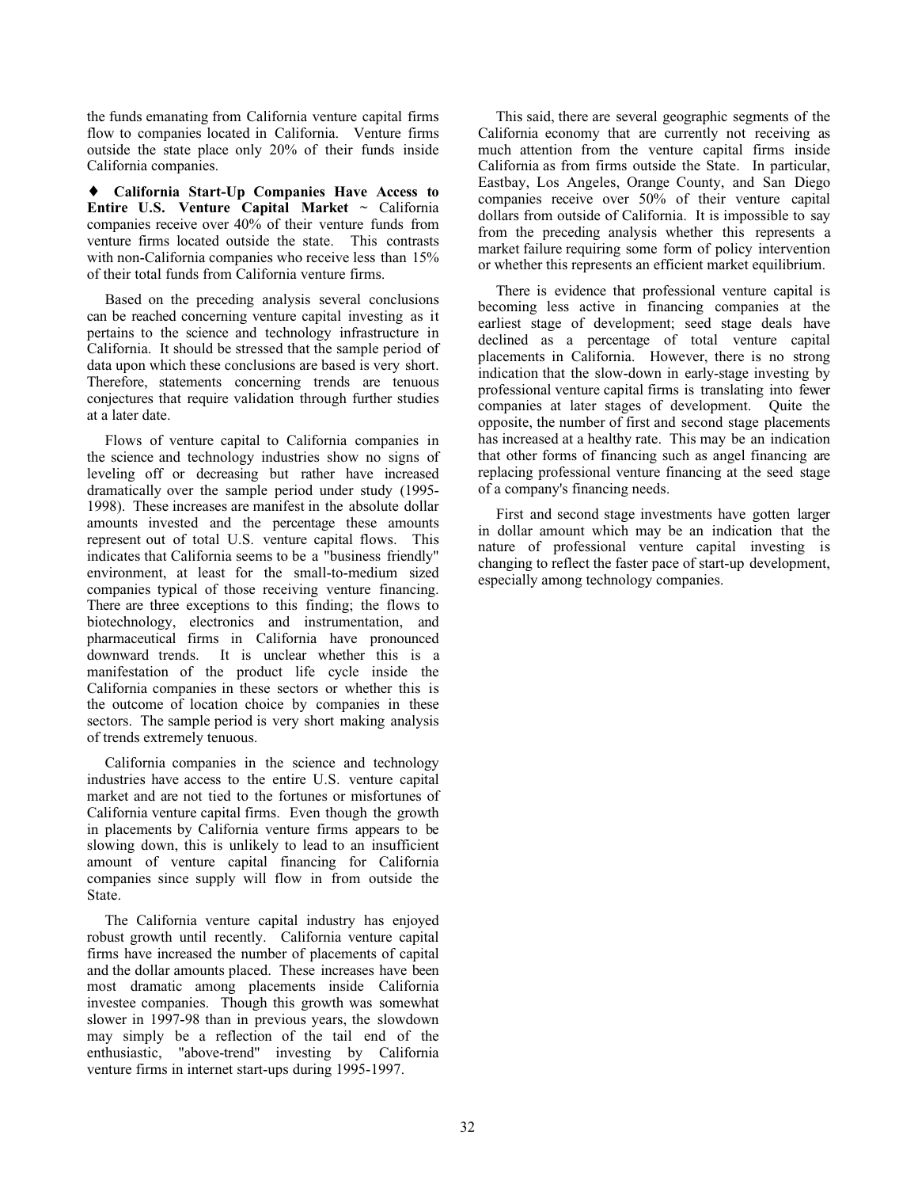the funds emanating from California venture capital firms flow to companies located in California. Venture firms outside the state place only 20% of their funds inside California companies.

♦ **California Start-Up Companies Have Access to Entire U.S. Venture Capital Market** ~ California companies receive over 40% of their venture funds from venture firms located outside the state. This contrasts with non-California companies who receive less than 15% of their total funds from California venture firms.

Based on the preceding analysis several conclusions can be reached concerning venture capital investing as it pertains to the science and technology infrastructure in California. It should be stressed that the sample period of data upon which these conclusions are based is very short. Therefore, statements concerning trends are tenuous conjectures that require validation through further studies at a later date.

Flows of venture capital to California companies in the science and technology industries show no signs of leveling off or decreasing but rather have increased dramatically over the sample period under study (1995-1998). These increases are manifest in the absolute dollar amounts invested and the percentage these amounts represent out of total U.S. venture capital flows. This indicates that California seems to be a "business friendly" environment, at least for the small-to-medium sized companies typical of those receiving venture financing. There are three exceptions to this finding; the flows to biotechnology, electronics and instrumentation, and pharmaceutical firms in California have pronounced downward trends. It is unclear whether this is a manifestation of the product life cycle inside the California companies in these sectors or whether this is the outcome of location choice by companies in these sectors. The sample period is very short making analysis of trends extremely tenuous.

California companies in the science and technology industries have access to the entire U.S. venture capital market and are not tied to the fortunes or misfortunes of California venture capital firms. Even though the growth in placements by California venture firms appears to be slowing down, this is unlikely to lead to an insufficient amount of venture capital financing for California companies since supply will flow in from outside the State.

The California venture capital industry has enjoyed robust growth until recently. California venture capital firms have increased the number of placements of capital and the dollar amounts placed. These increases have been most dramatic among placements inside California investee companies. Though this growth was somewhat slower in 1997-98 than in previous years, the slowdown may simply be a reflection of the tail end of the enthusiastic, "above-trend" investing by California venture firms in internet start-ups during 1995-1997.

This said, there are several geographic segments of the California economy that are currently not receiving as much attention from the venture capital firms inside California as from firms outside the State. In particular, Eastbay, Los Angeles, Orange County, and San Diego companies receive over 50% of their venture capital dollars from outside of California. It is impossible to say from the preceding analysis whether this represents a market failure requiring some form of policy intervention or whether this represents an efficient market equilibrium.

There is evidence that professional venture capital is becoming less active in financing companies at the earliest stage of development; seed stage deals have declined as a percentage of total venture capital placements in California. However, there is no strong indication that the slow-down in early-stage investing by professional venture capital firms is translating into fewer companies at later stages of development. Quite the opposite, the number of first and second stage placements has increased at a healthy rate. This may be an indication that other forms of financing such as angel financing are replacing professional venture financing at the seed stage of a company's financing needs.

First and second stage investments have gotten larger in dollar amount which may be an indication that the nature of professional venture capital investing is changing to reflect the faster pace of start-up development, especially among technology companies.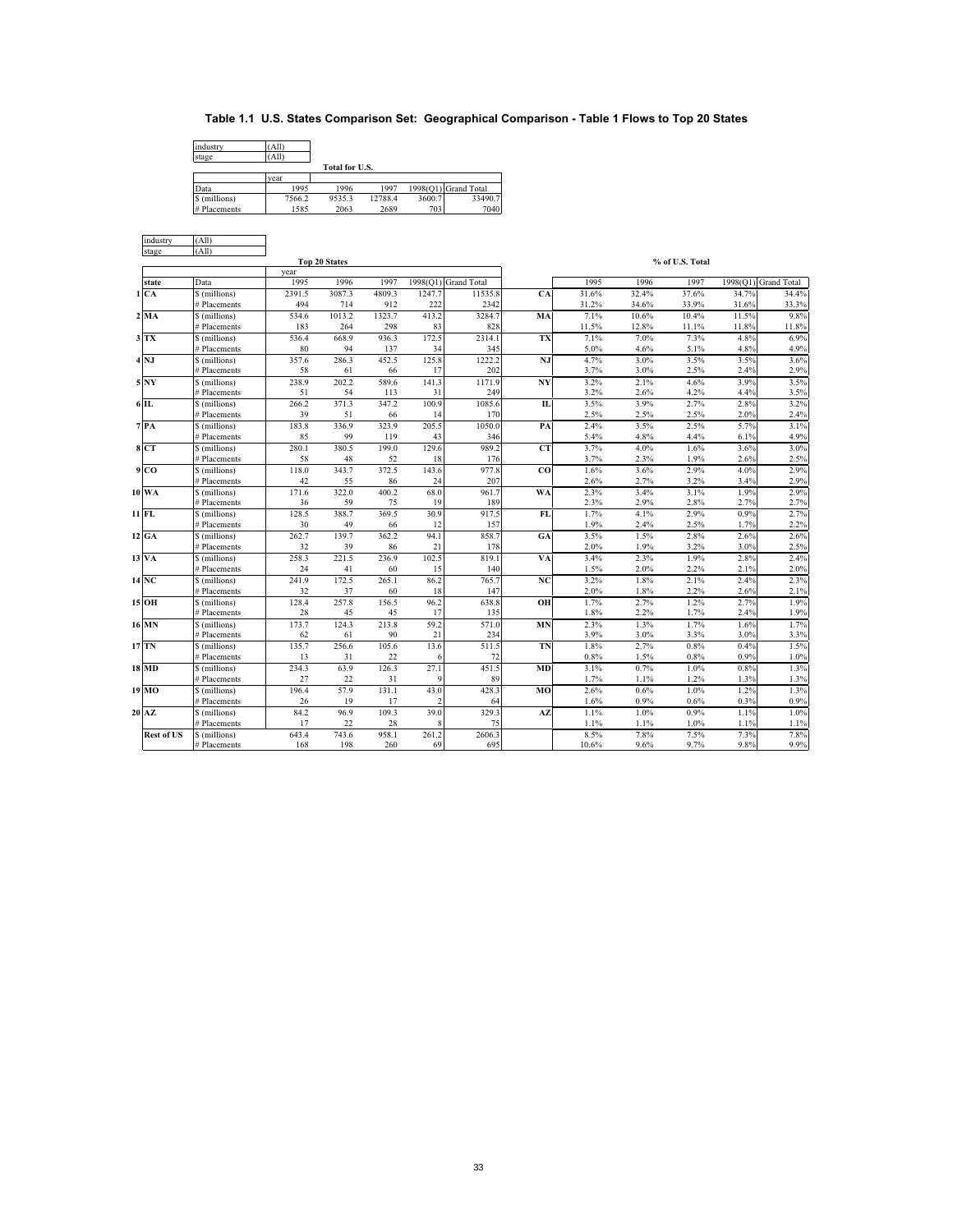## Table 1.1 U.S. States Comparison Set: Geographical Comparison - Table 1 Flows to Top 20 States

| industry | (All) |
|---|---|
| stage | (All) |

**Total for U.S.**

| Data | 1995 | 1996 | 1997 | 1998(Q1) | Grand Total |
|---|---|---|---|---|---|
| $ (millions) | 7566.2 | 9535.3 | 12788.4 | 3600.7 | 33490.7 |
| # Placements | 1585 | 2063 | 2689 | 703 | 7040 |

| industry | (All) |
|---|---|
| stage | (All) |

| | state | Data | Top 20 States 1995 | 1996 | 1997 | 1998(Q1) | Grand Total | | % of U.S. Total 1995 | 1996 | 1997 | 1998(Q1) | Grand Total |
|---|---|---|---|---|---|---|---|---|---|---|---|---|---|
| 1 | CA | $ (millions) | 2391.5 | 3087.3 | 4809.3 | 1247.7 | 11535.8 | CA | 31.6% | 32.4% | 37.6% | 34.7% | 34.4% |
| | | # Placements | 494 | 714 | 912 | 222 | 2342 | | 31.2% | 34.6% | 33.9% | 31.6% | 33.3% |
| 2 | MA | $ (millions) | 534.6 | 1013.2 | 1323.7 | 413.2 | 3284.7 | MA | 7.1% | 10.6% | 10.4% | 11.5% | 9.8% |
| | | # Placements | 183 | 264 | 298 | 83 | 828 | | 11.5% | 12.8% | 11.1% | 11.8% | 11.8% |
| 3 | TX | $ (millions) | 536.4 | 668.9 | 936.3 | 172.5 | 2314.1 | TX | 7.1% | 7.0% | 7.3% | 4.8% | 6.9% |
| | | # Placements | 80 | 94 | 137 | 34 | 345 | | 5.0% | 4.6% | 5.1% | 4.8% | 4.9% |
| 4 | NJ | $ (millions) | 357.6 | 286.3 | 452.5 | 125.8 | 1222.2 | NJ | 4.7% | 3.0% | 3.5% | 3.5% | 3.6% |
| | | # Placements | 58 | 61 | 66 | 17 | 202 | | 3.7% | 3.0% | 2.5% | 2.4% | 2.9% |
| 5 | NY | $ (millions) | 238.9 | 202.2 | 589.6 | 141.3 | 1171.9 | NY | 3.2% | 2.1% | 4.6% | 3.9% | 3.5% |
| | | # Placements | 51 | 54 | 113 | 31 | 249 | | 3.2% | 2.6% | 4.2% | 4.4% | 3.5% |
| 6 | IL | $ (millions) | 266.2 | 371.3 | 347.2 | 100.9 | 1085.6 | IL | 3.5% | 3.9% | 2.7% | 2.8% | 3.2% |
| | | # Placements | 39 | 51 | 66 | 14 | 170 | | 2.5% | 2.5% | 2.5% | 2.0% | 2.4% |
| 7 | PA | $ (millions) | 183.8 | 336.9 | 323.9 | 205.5 | 1050.0 | PA | 2.4% | 3.5% | 2.5% | 5.7% | 3.1% |
| | | # Placements | 85 | 99 | 119 | 43 | 346 | | 5.4% | 4.8% | 4.4% | 6.1% | 4.9% |
| 8 | CT | $ (millions) | 280.1 | 380.5 | 199.0 | 129.6 | 989.2 | CT | 3.7% | 4.0% | 1.6% | 3.6% | 3.0% |
| | | # Placements | 58 | 48 | 52 | 18 | 176 | | 3.7% | 2.3% | 1.9% | 2.6% | 2.5% |
| 9 | CO | $ (millions) | 118.0 | 343.7 | 372.5 | 143.6 | 977.8 | CO | 1.6% | 3.6% | 2.9% | 4.0% | 2.9% |
| | | # Placements | 42 | 55 | 86 | 24 | 207 | | 2.6% | 2.7% | 3.2% | 3.4% | 2.9% |
| 10 | WA | $ (millions) | 171.6 | 322.0 | 400.2 | 68.0 | 961.7 | WA | 2.3% | 3.4% | 3.1% | 1.9% | 2.9% |
| | | # Placements | 36 | 59 | 75 | 19 | 189 | | 2.3% | 2.9% | 2.8% | 2.7% | 2.7% |
| 11 | FL | $ (millions) | 128.5 | 388.7 | 369.5 | 30.9 | 917.5 | FL | 1.7% | 4.1% | 2.9% | 0.9% | 2.7% |
| | | # Placements | 30 | 49 | 66 | 12 | 157 | | 1.9% | 2.4% | 2.5% | 1.7% | 2.2% |
| 12 | GA | $ (millions) | 262.7 | 139.7 | 362.2 | 94.1 | 858.7 | GA | 3.5% | 1.5% | 2.8% | 2.6% | 2.6% |
| | | # Placements | 32 | 39 | 86 | 21 | 178 | | 2.0% | 1.9% | 3.2% | 3.0% | 2.5% |
| 13 | VA | $ (millions) | 258.3 | 221.5 | 236.9 | 102.5 | 819.1 | VA | 3.4% | 2.3% | 1.9% | 2.8% | 2.4% |
| | | # Placements | 24 | 41 | 60 | 15 | 140 | | 1.5% | 2.0% | 2.2% | 2.1% | 2.0% |
| 14 | NC | $ (millions) | 241.9 | 172.5 | 265.1 | 86.2 | 765.7 | NC | 3.2% | 1.8% | 2.1% | 2.4% | 2.3% |
| | | # Placements | 32 | 37 | 60 | 18 | 147 | | 2.0% | 1.8% | 2.2% | 2.6% | 2.1% |
| 15 | OH | $ (millions) | 128.4 | 257.8 | 156.5 | 96.2 | 638.8 | OH | 1.7% | 2.7% | 1.2% | 2.7% | 1.9% |
| | | # Placements | 28 | 45 | 45 | 17 | 135 | | 1.8% | 2.2% | 1.7% | 2.4% | 1.9% |
| 16 | MN | $ (millions) | 173.7 | 124.3 | 213.8 | 59.2 | 571.0 | MN | 2.3% | 1.3% | 1.7% | 1.6% | 1.7% |
| | | # Placements | 62 | 61 | 90 | 21 | 234 | | 3.9% | 3.0% | 3.3% | 3.0% | 3.3% |
| 17 | TN | $ (millions) | 135.7 | 256.6 | 105.6 | 13.6 | 511.5 | TN | 1.8% | 2.7% | 0.8% | 0.4% | 1.5% |
| | | # Placements | 13 | 31 | 22 | 6 | 72 | | 0.8% | 1.5% | 0.8% | 0.9% | 1.0% |
| 18 | MD | $ (millions) | 234.3 | 63.9 | 126.3 | 27.1 | 451.5 | MD | 3.1% | 0.7% | 1.0% | 0.8% | 1.3% |
| | | # Placements | 27 | 22 | 31 | 9 | 89 | | 1.7% | 1.1% | 1.2% | 1.3% | 1.3% |
| 19 | MO | $ (millions) | 196.4 | 57.9 | 131.1 | 43.0 | 428.3 | MO | 2.6% | 0.6% | 1.0% | 1.2% | 1.3% |
| | | # Placements | 26 | 19 | 17 | 2 | 64 | | 1.6% | 0.9% | 0.6% | 0.3% | 0.9% |
| 20 | AZ | $ (millions) | 84.2 | 96.9 | 109.3 | 39.0 | 329.3 | AZ | 1.1% | 1.0% | 0.9% | 1.1% | 1.0% |
| | | # Placements | 17 | 22 | 28 | 8 | 75 | | 1.1% | 1.1% | 1.0% | 1.1% | 1.1% |
| | Rest of US | $ (millions) | 643.4 | 743.6 | 958.1 | 261.2 | 2606.3 | | 8.5% | 7.8% | 7.5% | 7.3% | 7.8% |
| | | # Placements | 168 | 198 | 260 | 69 | 695 | | 10.6% | 9.6% | 9.7% | 9.8% | 9.9% |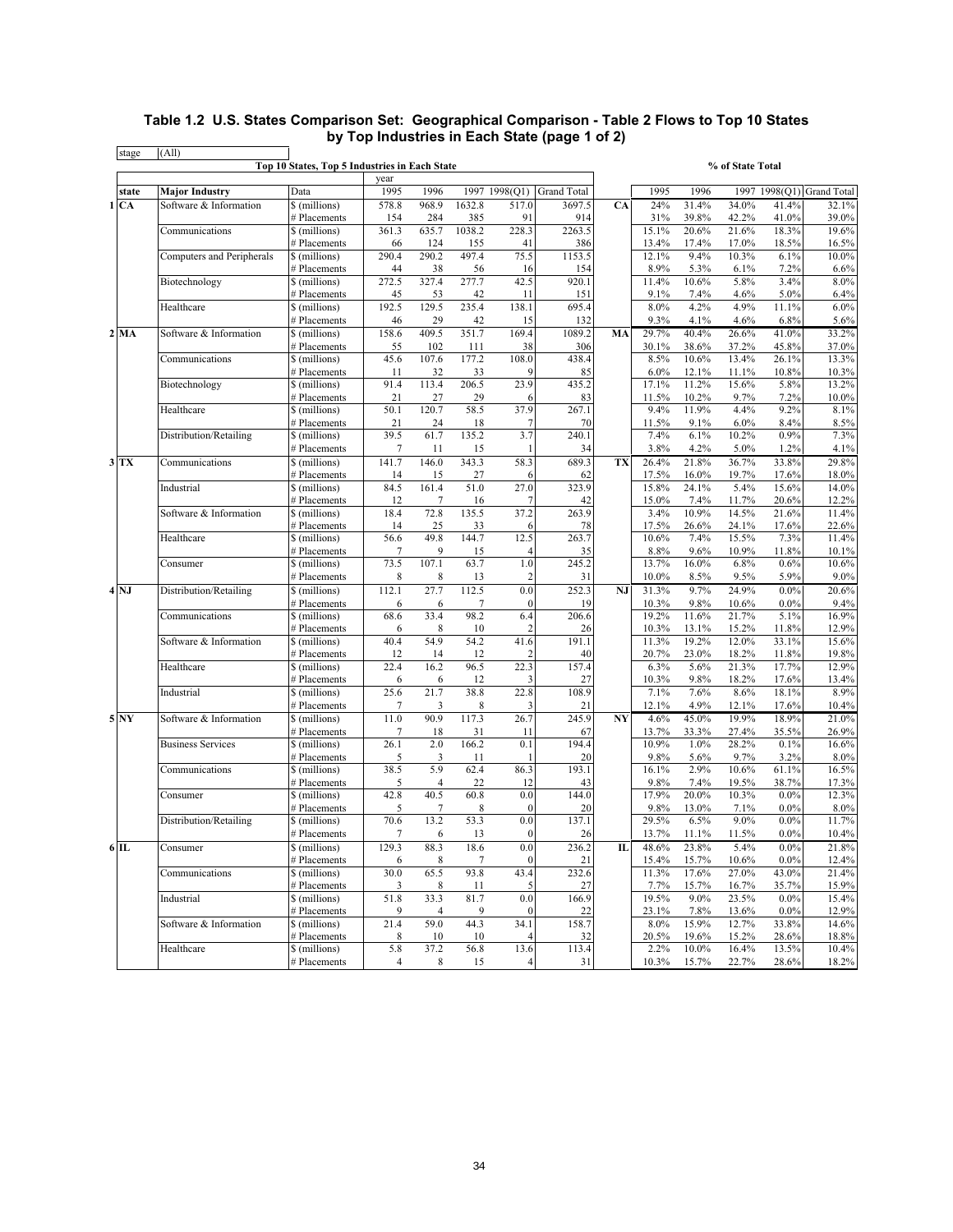## Table 1.2 U.S. States Comparison Set: Geographical Comparison - Table 2 Flows to Top 10 States by Top Industries in Each State (page 1 of 2)

stage (All)

**Top 10 States, Top 5 Industries in Each State** / **% of State Total**

| | state | Major Industry | Data | 1995 | 1996 | 1997 | 1998(Q1) | Grand Total | | 1995 | 1996 | 1997 | 1998(Q1) | Grand Total |
|---|---|---|---|---|---|---|---|---|---|---|---|---|---|---|
| 1 | CA | Software & Information | $ (millions) | 578.8 | 968.9 | 1632.8 | 517.0 | 3697.5 | CA | 24% | 31.4% | 34.0% | 41.4% | 32.1% |
| | | | # Placements | 154 | 284 | 385 | 91 | 914 | | 31% | 39.8% | 42.2% | 41.0% | 39.0% |
| | | Communications | $ (millions) | 361.3 | 635.7 | 1038.2 | 228.3 | 2263.5 | | 15.1% | 20.6% | 21.6% | 18.3% | 19.6% |
| | | | # Placements | 66 | 124 | 155 | 41 | 386 | | 13.4% | 17.4% | 17.0% | 18.5% | 16.5% |
| | | Computers and Peripherals | $ (millions) | 290.4 | 290.2 | 497.4 | 75.5 | 1153.5 | | 12.1% | 9.4% | 10.3% | 6.1% | 10.0% |
| | | | # Placements | 44 | 38 | 56 | 16 | 154 | | 8.9% | 5.3% | 6.1% | 7.2% | 6.6% |
| | | Biotechnology | $ (millions) | 272.5 | 327.4 | 277.7 | 42.5 | 920.1 | | 11.4% | 10.6% | 5.8% | 3.4% | 8.0% |
| | | | # Placements | 45 | 53 | 42 | 11 | 151 | | 9.1% | 7.4% | 4.6% | 5.0% | 6.4% |
| | | Healthcare | $ (millions) | 192.5 | 129.5 | 235.4 | 138.1 | 695.4 | | 8.0% | 4.2% | 4.9% | 11.1% | 6.0% |
| | | | # Placements | 46 | 29 | 42 | 15 | 132 | | 9.3% | 4.1% | 4.6% | 6.8% | 5.6% |
| 2 | MA | Software & Information | $ (millions) | 158.6 | 409.5 | 351.7 | 169.4 | 1089.2 | MA | 29.7% | 40.4% | 26.6% | 41.0% | 33.2% |
| | | | # Placements | 55 | 102 | 111 | 38 | 306 | | 30.1% | 38.6% | 37.2% | 45.8% | 37.0% |
| | | Communications | $ (millions) | 45.6 | 107.6 | 177.2 | 108.0 | 438.4 | | 8.5% | 10.6% | 13.4% | 26.1% | 13.3% |
| | | | # Placements | 11 | 32 | 33 | 9 | 85 | | 6.0% | 12.1% | 11.1% | 10.8% | 10.3% |
| | | Biotechnology | $ (millions) | 91.4 | 113.4 | 206.5 | 23.9 | 435.2 | | 17.1% | 11.2% | 15.6% | 5.8% | 13.2% |
| | | | # Placements | 21 | 27 | 29 | 6 | 83 | | 11.5% | 10.2% | 9.7% | 7.2% | 10.0% |
| | | Healthcare | $ (millions) | 50.1 | 120.7 | 58.5 | 37.9 | 267.1 | | 9.4% | 11.9% | 4.4% | 9.2% | 8.1% |
| | | | # Placements | 21 | 24 | 18 | 7 | 70 | | 11.5% | 9.1% | 6.0% | 8.4% | 8.5% |
| | | Distribution/Retailing | $ (millions) | 39.5 | 61.7 | 135.2 | 3.7 | 240.1 | | 7.4% | 6.1% | 10.2% | 0.9% | 7.3% |
| | | | # Placements | 7 | 11 | 15 | 1 | 34 | | 3.8% | 4.2% | 5.0% | 1.2% | 4.1% |
| 3 | TX | Communications | $ (millions) | 141.7 | 146.0 | 343.3 | 58.3 | 689.3 | TX | 26.4% | 21.8% | 36.7% | 33.8% | 29.8% |
| | | | # Placements | 14 | 15 | 27 | 6 | 62 | | 17.5% | 16.0% | 19.7% | 17.6% | 18.0% |
| | | Industrial | $ (millions) | 84.5 | 161.4 | 51.0 | 27.0 | 323.9 | | 15.8% | 24.1% | 5.4% | 15.6% | 14.0% |
| | | | # Placements | 12 | 7 | 16 | 7 | 42 | | 15.0% | 7.4% | 11.7% | 20.6% | 12.2% |
| | | Software & Information | $ (millions) | 18.4 | 72.8 | 135.5 | 37.2 | 263.9 | | 3.4% | 10.9% | 14.5% | 21.6% | 11.4% |
| | | | # Placements | 14 | 25 | 33 | 6 | 78 | | 17.5% | 26.6% | 24.1% | 17.6% | 22.6% |
| | | Healthcare | $ (millions) | 56.6 | 49.8 | 144.7 | 12.5 | 263.7 | | 10.6% | 7.4% | 15.5% | 7.3% | 11.4% |
| | | | # Placements | 7 | 9 | 15 | 4 | 35 | | 8.8% | 9.6% | 10.9% | 11.8% | 10.1% |
| | | Consumer | $ (millions) | 73.5 | 107.1 | 63.7 | 1.0 | 245.2 | | 13.7% | 16.0% | 6.8% | 0.6% | 10.6% |
| | | | # Placements | 8 | 8 | 13 | 2 | 31 | | 10.0% | 8.5% | 9.5% | 5.9% | 9.0% |
| 4 | NJ | Distribution/Retailing | $ (millions) | 112.1 | 27.7 | 112.5 | 0.0 | 252.3 | NJ | 31.3% | 9.7% | 24.9% | 0.0% | 20.6% |
| | | | # Placements | 6 | 6 | 7 | 0 | 19 | | 10.3% | 9.8% | 10.6% | 0.0% | 9.4% |
| | | Communications | $ (millions) | 68.6 | 33.4 | 98.2 | 6.4 | 206.6 | | 19.2% | 11.6% | 21.7% | 5.1% | 16.9% |
| | | | # Placements | 6 | 8 | 10 | 2 | 26 | | 10.3% | 13.1% | 15.2% | 11.8% | 12.9% |
| | | Software & Information | $ (millions) | 40.4 | 54.9 | 54.2 | 41.6 | 191.1 | | 11.3% | 19.2% | 12.0% | 33.1% | 15.6% |
| | | | # Placements | 12 | 14 | 12 | 2 | 40 | | 20.7% | 23.0% | 18.2% | 11.8% | 19.8% |
| | | Healthcare | $ (millions) | 22.4 | 16.2 | 96.5 | 22.3 | 157.4 | | 6.3% | 5.6% | 21.3% | 17.7% | 12.9% |
| | | | # Placements | 6 | 6 | 12 | 3 | 27 | | 10.3% | 9.8% | 18.2% | 17.6% | 13.4% |
| | | Industrial | $ (millions) | 25.6 | 21.7 | 38.8 | 22.8 | 108.9 | | 7.1% | 7.6% | 8.6% | 18.1% | 8.9% |
| | | | # Placements | 7 | 3 | 8 | 3 | 21 | | 12.1% | 4.9% | 12.1% | 17.6% | 10.4% |
| 5 | NY | Software & Information | $ (millions) | 11.0 | 90.9 | 117.3 | 26.7 | 245.9 | NY | 4.6% | 45.0% | 19.9% | 18.9% | 21.0% |
| | | | # Placements | 7 | 18 | 31 | 11 | 67 | | 13.7% | 33.3% | 27.4% | 35.5% | 26.9% |
| | | Business Services | $ (millions) | 26.1 | 2.0 | 166.2 | 0.1 | 194.4 | | 10.9% | 1.0% | 28.2% | 0.1% | 16.6% |
| | | | # Placements | 5 | 3 | 11 | 1 | 20 | | 9.8% | 5.6% | 9.7% | 3.2% | 8.0% |
| | | Communications | $ (millions) | 38.5 | 5.9 | 62.4 | 86.3 | 193.1 | | 16.1% | 2.9% | 10.6% | 61.1% | 16.5% |
| | | | # Placements | 5 | 4 | 22 | 12 | 43 | | 9.8% | 7.4% | 19.5% | 38.7% | 17.3% |
| | | Consumer | $ (millions) | 42.8 | 40.5 | 60.8 | 0.0 | 144.0 | | 17.9% | 20.0% | 10.3% | 0.0% | 12.3% |
| | | | # Placements | 5 | 7 | 8 | 0 | 20 | | 9.8% | 13.0% | 7.1% | 0.0% | 8.0% |
| | | Distribution/Retailing | $ (millions) | 70.6 | 13.2 | 53.3 | 0.0 | 137.1 | | 29.5% | 6.5% | 9.0% | 0.0% | 11.7% |
| | | | # Placements | 7 | 6 | 13 | 0 | 26 | | 13.7% | 11.1% | 11.5% | 0.0% | 10.4% |
| 6 | IL | Consumer | $ (millions) | 129.3 | 88.3 | 18.6 | 0.0 | 236.2 | IL | 48.6% | 23.8% | 5.4% | 0.0% | 21.8% |
| | | | # Placements | 6 | 8 | 7 | 0 | 21 | | 15.4% | 15.7% | 10.6% | 0.0% | 12.4% |
| | | Communications | $ (millions) | 30.0 | 65.5 | 93.8 | 43.4 | 232.6 | | 11.3% | 17.6% | 27.0% | 43.0% | 21.4% |
| | | | # Placements | 3 | 8 | 11 | 5 | 27 | | 7.7% | 15.7% | 16.7% | 35.7% | 15.9% |
| | | Industrial | $ (millions) | 51.8 | 33.3 | 81.7 | 0.0 | 166.9 | | 19.5% | 9.0% | 23.5% | 0.0% | 15.4% |
| | | | # Placements | 9 | 4 | 9 | 0 | 22 | | 23.1% | 7.8% | 13.6% | 0.0% | 12.9% |
| | | Software & Information | $ (millions) | 21.4 | 59.0 | 44.3 | 34.1 | 158.7 | | 8.0% | 15.9% | 12.7% | 33.8% | 14.6% |
| | | | # Placements | 8 | 10 | 10 | 4 | 32 | | 20.5% | 19.6% | 15.2% | 28.6% | 18.8% |
| | | Healthcare | $ (millions) | 5.8 | 37.2 | 56.8 | 13.6 | 113.4 | | 2.2% | 10.0% | 16.4% | 13.5% | 10.4% |
| | | | # Placements | 4 | 8 | 15 | 4 | 31 | | 10.3% | 15.7% | 22.7% | 28.6% | 18.2% |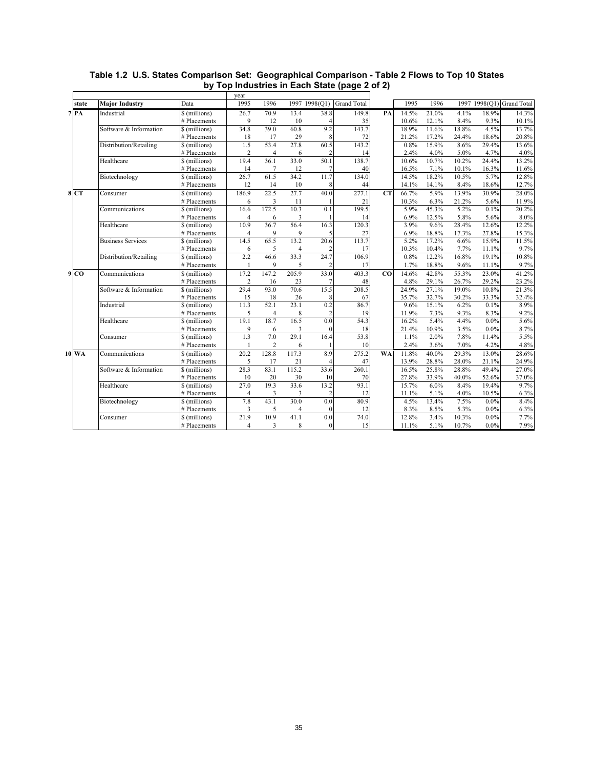**Table 1.2 U.S. States Comparison Set: Geographical Comparison - Table 2 Flows to Top 10 States by Top Industries in Each State (page 2 of 2)**

| | state | Major Industry | Data | 1995 | 1996 | 1997 | 1998(Q1) | Grand Total | | 1995 | 1996 | 1997 | 1998(Q1) | Grand Total |
|---|---|---|---|---|---|---|---|---|---|---|---|---|---|---|
| 7 | PA | Industrial | $ (millions) | 26.7 | 70.9 | 13.4 | 38.8 | 149.8 | PA | 14.5% | 21.0% | 4.1% | 18.9% | 14.3% |
| | | | # Placements | 9 | 12 | 10 | 4 | 35 | | 10.6% | 12.1% | 8.4% | 9.3% | 10.1% |
| | | Software & Information | $ (millions) | 34.8 | 39.0 | 60.8 | 9.2 | 143.7 | | 18.9% | 11.6% | 18.8% | 4.5% | 13.7% |
| | | | # Placements | 18 | 17 | 29 | 8 | 72 | | 21.2% | 17.2% | 24.4% | 18.6% | 20.8% |
| | | Distribution/Retailing | $ (millions) | 1.5 | 53.4 | 27.8 | 60.5 | 143.2 | | 0.8% | 15.9% | 8.6% | 29.4% | 13.6% |
| | | | # Placements | 2 | 4 | 6 | 2 | 14 | | 2.4% | 4.0% | 5.0% | 4.7% | 4.0% |
| | | Healthcare | $ (millions) | 19.4 | 36.1 | 33.0 | 50.1 | 138.7 | | 10.6% | 10.7% | 10.2% | 24.4% | 13.2% |
| | | | # Placements | 14 | 7 | 12 | 7 | 40 | | 16.5% | 7.1% | 10.1% | 16.3% | 11.6% |
| | | Biotechnology | $ (millions) | 26.7 | 61.5 | 34.2 | 11.7 | 134.0 | | 14.5% | 18.2% | 10.5% | 5.7% | 12.8% |
| | | | # Placements | 12 | 14 | 10 | 8 | 44 | | 14.1% | 14.1% | 8.4% | 18.6% | 12.7% |
| 8 | CT | Consumer | $ (millions) | 186.9 | 22.5 | 27.7 | 40.0 | 277.1 | CT | 66.7% | 5.9% | 13.9% | 30.9% | 28.0% |
| | | | # Placements | 6 | 3 | 11 | 1 | 21 | | 10.3% | 6.3% | 21.2% | 5.6% | 11.9% |
| | | Communications | $ (millions) | 16.6 | 172.5 | 10.3 | 0.1 | 199.5 | | 5.9% | 45.3% | 5.2% | 0.1% | 20.2% |
| | | | # Placements | 4 | 6 | 3 | 1 | 14 | | 6.9% | 12.5% | 5.8% | 5.6% | 8.0% |
| | | Healthcare | $ (millions) | 10.9 | 36.7 | 56.4 | 16.3 | 120.3 | | 3.9% | 9.6% | 28.4% | 12.6% | 12.2% |
| | | | # Placements | 4 | 9 | 9 | 5 | 27 | | 6.9% | 18.8% | 17.3% | 27.8% | 15.3% |
| | | Business Services | $ (millions) | 14.5 | 65.5 | 13.2 | 20.6 | 113.7 | | 5.2% | 17.2% | 6.6% | 15.9% | 11.5% |
| | | | # Placements | 6 | 5 | 4 | 2 | 17 | | 10.3% | 10.4% | 7.7% | 11.1% | 9.7% |
| | | Distribution/Retailing | $ (millions) | 2.2 | 46.6 | 33.3 | 24.7 | 106.9 | | 0.8% | 12.2% | 16.8% | 19.1% | 10.8% |
| | | | # Placements | 1 | 9 | 5 | 2 | 17 | | 1.7% | 18.8% | 9.6% | 11.1% | 9.7% |
| 9 | CO | Communications | $ (millions) | 17.2 | 147.2 | 205.9 | 33.0 | 403.3 | CO | 14.6% | 42.8% | 55.3% | 23.0% | 41.2% |
| | | | # Placements | 2 | 16 | 23 | 7 | 48 | | 4.8% | 29.1% | 26.7% | 29.2% | 23.2% |
| | | Software & Information | $ (millions) | 29.4 | 93.0 | 70.6 | 15.5 | 208.5 | | 24.9% | 27.1% | 19.0% | 10.8% | 21.3% |
| | | | # Placements | 15 | 18 | 26 | 8 | 67 | | 35.7% | 32.7% | 30.2% | 33.3% | 32.4% |
| | | Industrial | $ (millions) | 11.3 | 52.1 | 23.1 | 0.2 | 86.7 | | 9.6% | 15.1% | 6.2% | 0.1% | 8.9% |
| | | | # Placements | 5 | 4 | 8 | 2 | 19 | | 11.9% | 7.3% | 9.3% | 8.3% | 9.2% |
| | | Healthcare | $ (millions) | 19.1 | 18.7 | 16.5 | 0.0 | 54.3 | | 16.2% | 5.4% | 4.4% | 0.0% | 5.6% |
| | | | # Placements | 9 | 6 | 3 | 0 | 18 | | 21.4% | 10.9% | 3.5% | 0.0% | 8.7% |
| | | Consumer | $ (millions) | 1.3 | 7.0 | 29.1 | 16.4 | 53.8 | | 1.1% | 2.0% | 7.8% | 11.4% | 5.5% |
| | | | # Placements | 1 | 2 | 6 | 1 | 10 | | 2.4% | 3.6% | 7.0% | 4.2% | 4.8% |
| 10 | WA | Communications | $ (millions) | 20.2 | 128.8 | 117.3 | 8.9 | 275.2 | WA | 11.8% | 40.0% | 29.3% | 13.0% | 28.6% |
| | | | # Placements | 5 | 17 | 21 | 4 | 47 | | 13.9% | 28.8% | 28.0% | 21.1% | 24.9% |
| | | Software & Information | $ (millions) | 28.3 | 83.1 | 115.2 | 33.6 | 260.1 | | 16.5% | 25.8% | 28.8% | 49.4% | 27.0% |
| | | | # Placements | 10 | 20 | 30 | 10 | 70 | | 27.8% | 33.9% | 40.0% | 52.6% | 37.0% |
| | | Healthcare | $ (millions) | 27.0 | 19.3 | 33.6 | 13.2 | 93.1 | | 15.7% | 6.0% | 8.4% | 19.4% | 9.7% |
| | | | # Placements | 4 | 3 | 3 | 2 | 12 | | 11.1% | 5.1% | 4.0% | 10.5% | 6.3% |
| | | Biotechnology | $ (millions) | 7.8 | 43.1 | 30.0 | 0.0 | 80.9 | | 4.5% | 13.4% | 7.5% | 0.0% | 8.4% |
| | | | # Placements | 3 | 5 | 4 | 0 | 12 | | 8.3% | 8.5% | 5.3% | 0.0% | 6.3% |
| | | Consumer | $ (millions) | 21.9 | 10.9 | 41.1 | 0.0 | 74.0 | | 12.8% | 3.4% | 10.3% | 0.0% | 7.7% |
| | | | # Placements | 4 | 3 | 8 | 0 | 15 | | 11.1% | 5.1% | 10.7% | 0.0% | 7.9% |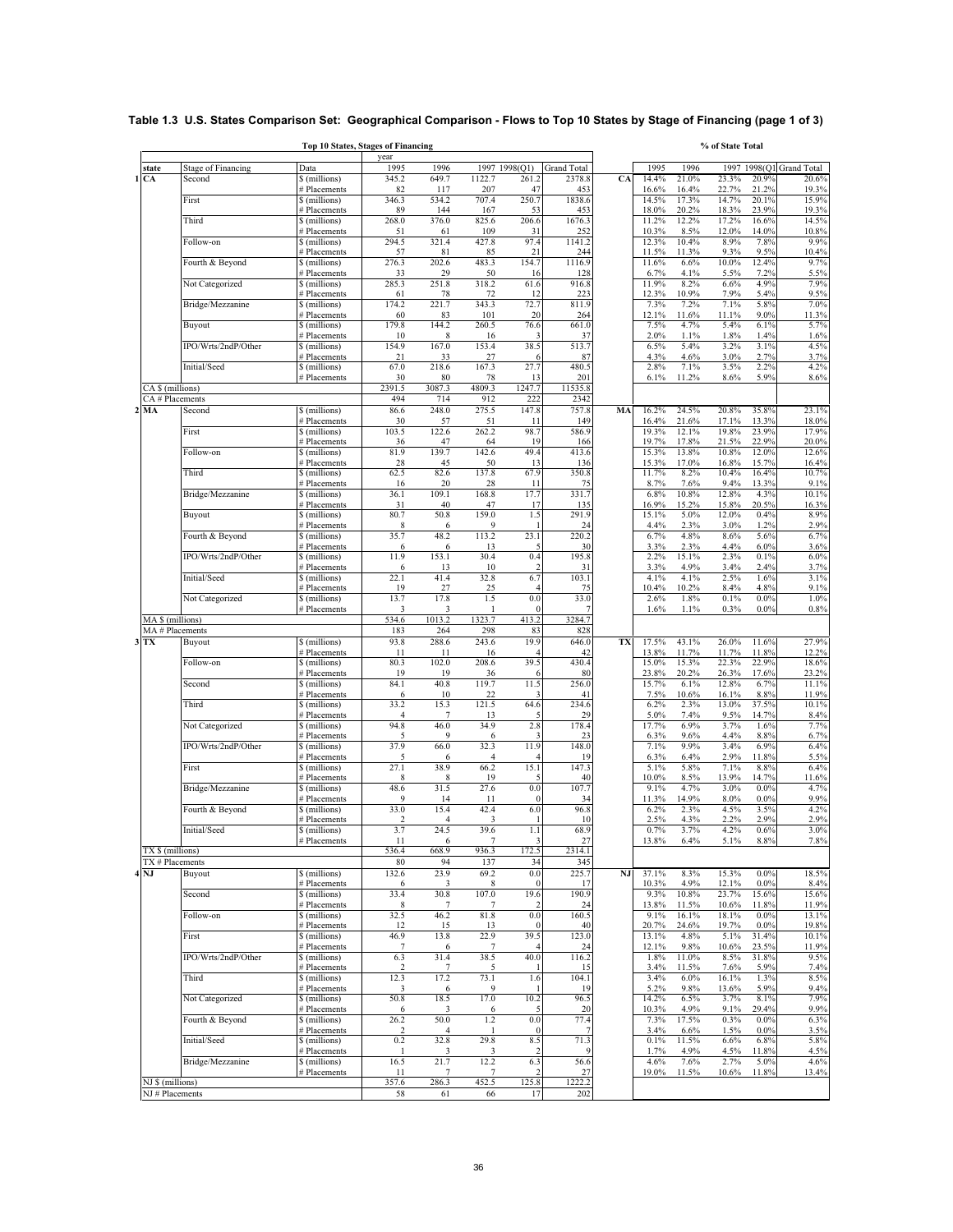## Table 1.3 U.S. States Comparison Set: Geographical Comparison - Flows to Top 10 States by Stage of Financing (page 1 of 3)

| | | | Top 10 States, Stages of Financing | | | | | | % of State Total | | | | |
|---|---|---|---|---|---|---|---|---|---|---|---|---|---|
| | | | year | | | | | | | | | | |
| state | Stage of Financing | Data | 1995 | 1996 | 1997 | 1998(Q1) | Grand Total | | 1995 | 1996 | 1997 | 1998(Q1) | Grand Total |
| 1 CA | Second | $ (millions) | 345.2 | 649.7 | 1122.7 | 261.2 | 2378.8 | CA | 14.4% | 21.0% | 23.3% | 20.9% | 20.6% |
| | | # Placements | 82 | 117 | 207 | 47 | 453 | | 16.6% | 16.4% | 22.7% | 21.2% | 19.3% |
| | First | $ (millions) | 346.3 | 534.2 | 707.4 | 250.7 | 1838.6 | | 14.5% | 17.3% | 14.7% | 20.1% | 15.9% |
| | | # Placements | 89 | 144 | 167 | 53 | 453 | | 18.0% | 20.2% | 18.3% | 23.9% | 19.3% |
| | Third | $ (millions) | 268.0 | 376.0 | 825.6 | 206.6 | 1676.3 | | 11.2% | 12.2% | 17.2% | 16.6% | 14.5% |
| | | # Placements | 51 | 61 | 109 | 31 | 252 | | 10.3% | 8.5% | 12.0% | 14.0% | 10.8% |
| | Follow-on | $ (millions) | 294.5 | 321.4 | 427.8 | 97.4 | 1141.2 | | 12.3% | 10.4% | 8.9% | 7.8% | 9.9% |
| | | # Placements | 57 | 81 | 85 | 21 | 244 | | 11.5% | 11.3% | 9.3% | 9.5% | 10.4% |
| | Fourth & Beyond | $ (millions) | 276.3 | 202.6 | 483.3 | 154.7 | 1116.9 | | 11.6% | 6.6% | 10.0% | 12.4% | 9.7% |
| | | # Placements | 33 | 29 | 50 | 16 | 128 | | 6.7% | 4.1% | 5.5% | 7.2% | 5.5% |
| | Not Categorized | $ (millions) | 285.3 | 251.8 | 318.2 | 61.6 | 916.8 | | 11.9% | 8.2% | 6.6% | 4.9% | 7.9% |
| | | # Placements | 61 | 78 | 72 | 12 | 223 | | 12.3% | 10.9% | 7.9% | 5.4% | 9.5% |
| | Bridge/Mezzanine | $ (millions) | 174.2 | 221.7 | 343.3 | 72.7 | 811.9 | | 7.3% | 7.2% | 7.1% | 5.8% | 7.0% |
| | | # Placements | 60 | 83 | 101 | 20 | 264 | | 12.1% | 11.6% | 11.1% | 9.0% | 11.3% |
| | Buyout | $ (millions) | 179.8 | 144.2 | 260.5 | 76.6 | 661.0 | | 7.5% | 4.7% | 5.4% | 6.1% | 5.7% |
| | | # Placements | 10 | 8 | 16 | 3 | 37 | | 2.0% | 1.1% | 1.8% | 1.4% | 1.6% |
| | IPO/Wrts/2ndP/Other | $ (millions) | 154.9 | 167.0 | 153.4 | 38.5 | 513.7 | | 6.5% | 5.4% | 3.2% | 3.1% | 4.5% |
| | | # Placements | 21 | 33 | 27 | 6 | 87 | | 4.3% | 4.6% | 3.0% | 2.7% | 3.7% |
| | Initial/Seed | $ (millions) | 67.0 | 218.6 | 167.3 | 27.7 | 480.5 | | 2.8% | 7.1% | 3.5% | 2.2% | 4.2% |
| | | # Placements | 30 | 80 | 78 | 13 | 201 | | 6.1% | 11.2% | 8.6% | 5.9% | 8.6% |
| CA $ (millions) | | | 2391.5 | 3087.3 | 4809.3 | 1247.7 | 11535.8 | | | | | | |
| CA # Placements | | | 494 | 714 | 912 | 222 | 2342 | | | | | | |
| 2 MA | Second | $ (millions) | 86.6 | 248.0 | 275.5 | 147.8 | 757.8 | MA | 16.2% | 24.5% | 20.8% | 35.8% | 23.1% |
| | | # Placements | 30 | 57 | 51 | 11 | 149 | | 16.4% | 21.6% | 17.1% | 13.3% | 18.0% |
| | First | $ (millions) | 103.5 | 122.6 | 262.2 | 98.7 | 586.9 | | 19.3% | 12.1% | 19.8% | 23.9% | 17.9% |
| | | # Placements | 36 | 47 | 64 | 19 | 166 | | 19.7% | 17.8% | 21.5% | 22.9% | 20.0% |
| | Follow-on | $ (millions) | 81.9 | 139.7 | 142.6 | 49.4 | 413.6 | | 15.3% | 13.8% | 10.8% | 12.0% | 12.6% |
| | | # Placements | 28 | 45 | 50 | 13 | 136 | | 15.3% | 17.0% | 16.8% | 15.7% | 16.4% |
| | Third | $ (millions) | 62.5 | 82.6 | 137.8 | 67.9 | 350.8 | | 11.7% | 8.2% | 10.4% | 16.4% | 10.7% |
| | | # Placements | 16 | 20 | 28 | 11 | 75 | | 8.7% | 7.6% | 9.4% | 13.3% | 9.1% |
| | Bridge/Mezzanine | $ (millions) | 36.1 | 109.1 | 168.8 | 17.7 | 331.7 | | 6.8% | 10.8% | 12.8% | 4.3% | 10.1% |
| | | # Placements | 31 | 40 | 47 | 17 | 135 | | 16.9% | 15.2% | 15.8% | 20.5% | 16.3% |
| | Buyout | $ (millions) | 80.7 | 50.8 | 159.0 | 1.5 | 291.9 | | 15.1% | 5.0% | 12.0% | 0.4% | 8.9% |
| | | # Placements | 8 | 6 | 9 | 1 | 24 | | 4.4% | 2.3% | 3.0% | 1.2% | 2.9% |
| | Fourth & Beyond | $ (millions) | 35.7 | 48.2 | 113.2 | 23.1 | 220.2 | | 6.7% | 4.8% | 8.6% | 5.6% | 6.7% |
| | | # Placements | 6 | 6 | 13 | 5 | 30 | | 3.3% | 2.3% | 4.4% | 6.0% | 3.6% |
| | IPO/Wrts/2ndP/Other | $ (millions) | 11.9 | 153.1 | 30.4 | 0.4 | 195.8 | | 2.2% | 15.1% | 2.3% | 0.1% | 6.0% |
| | | # Placements | 6 | 13 | 10 | 2 | 31 | | 3.3% | 4.9% | 3.4% | 2.4% | 3.7% |
| | Initial/Seed | $ (millions) | 22.1 | 41.4 | 32.8 | 6.7 | 103.1 | | 4.1% | 4.1% | 2.5% | 1.6% | 3.1% |
| | | # Placements | 19 | 27 | 25 | 4 | 75 | | 10.4% | 10.2% | 8.4% | 4.8% | 9.1% |
| | Not Categorized | $ (millions) | 13.7 | 17.8 | 1.5 | 0.0 | 33.0 | | 2.6% | 1.8% | 0.1% | 0.0% | 1.0% |
| | | # Placements | 3 | 3 | 1 | 0 | 7 | | 1.6% | 1.1% | 0.3% | 0.0% | 0.8% |
| MA $ (millions) | | | 534.6 | 1013.2 | 1323.7 | 413.2 | 3284.7 | | | | | | |
| MA # Placements | | | 183 | 264 | 298 | 83 | 828 | | | | | | |
| 3 TX | Buyout | $ (millions) | 93.8 | 288.6 | 243.6 | 19.9 | 646.0 | TX | 17.5% | 43.1% | 26.0% | 11.6% | 27.9% |
| | | # Placements | 11 | 11 | 16 | 4 | 42 | | 13.8% | 11.7% | 11.7% | 11.8% | 12.2% |
| | Follow-on | $ (millions) | 80.3 | 102.0 | 208.6 | 39.5 | 430.4 | | 15.0% | 15.3% | 22.3% | 22.9% | 18.6% |
| | | # Placements | 19 | 19 | 36 | 6 | 80 | | 23.8% | 20.2% | 26.3% | 17.6% | 23.2% |
| | Second | $ (millions) | 84.1 | 40.8 | 119.7 | 11.5 | 256.0 | | 15.7% | 6.1% | 12.8% | 6.7% | 11.1% |
| | | # Placements | 6 | 10 | 22 | 3 | 41 | | 7.5% | 10.6% | 16.1% | 8.8% | 11.9% |
| | Third | $ (millions) | 33.2 | 15.3 | 121.5 | 64.6 | 234.6 | | 6.2% | 2.3% | 13.0% | 37.5% | 10.1% |
| | | # Placements | 4 | 7 | 13 | 5 | 29 | | 5.0% | 7.4% | 9.5% | 14.7% | 8.4% |
| | Not Categorized | $ (millions) | 94.8 | 46.0 | 34.9 | 2.8 | 178.4 | | 17.7% | 6.9% | 3.7% | 1.6% | 7.7% |
| | | # Placements | 5 | 9 | 6 | 3 | 23 | | 6.3% | 9.6% | 4.4% | 8.8% | 6.7% |
| | IPO/Wrts/2ndP/Other | $ (millions) | 37.9 | 66.0 | 32.3 | 11.9 | 148.0 | | 7.1% | 9.9% | 3.4% | 6.9% | 6.4% |
| | | # Placements | 5 | 6 | 4 | 4 | 19 | | 6.3% | 6.4% | 2.9% | 11.8% | 5.5% |
| | First | $ (millions) | 27.1 | 38.9 | 66.2 | 15.1 | 147.3 | | 5.1% | 5.8% | 7.1% | 8.8% | 6.4% |
| | | # Placements | 8 | 8 | 19 | 5 | 40 | | 10.0% | 8.5% | 13.9% | 14.7% | 11.6% |
| | Bridge/Mezzanine | $ (millions) | 48.6 | 31.5 | 27.6 | 0.0 | 107.7 | | 9.1% | 4.7% | 3.0% | 0.0% | 4.7% |
| | | # Placements | 9 | 14 | 11 | 0 | 34 | | 11.3% | 14.9% | 8.0% | 0.0% | 9.9% |
| | Fourth & Beyond | $ (millions) | 33.0 | 15.4 | 42.4 | 6.0 | 96.8 | | 6.2% | 2.3% | 4.5% | 3.5% | 4.2% |
| | | # Placements | 2 | 4 | 3 | 1 | 10 | | 2.5% | 4.3% | 2.2% | 2.9% | 2.9% |
| | Initial/Seed | $ (millions) | 3.7 | 24.5 | 39.6 | 1.1 | 68.9 | | 0.7% | 3.7% | 4.2% | 0.6% | 3.0% |
| | | # Placements | 11 | 6 | 7 | 3 | 27 | | 13.8% | 6.4% | 5.1% | 8.8% | 7.8% |
| TX $ (millions) | | | 536.4 | 668.9 | 936.3 | 172.5 | 2314.1 | | | | | | |
| TX # Placements | | | 80 | 94 | 137 | 34 | 345 | | | | | | |
| 4 NJ | Buyout | $ (millions) | 132.6 | 23.9 | 69.2 | 0.0 | 225.7 | NJ | 37.1% | 8.3% | 15.3% | 0.0% | 18.5% |
| | | # Placements | 6 | 3 | 8 | 0 | 17 | | 10.3% | 4.9% | 12.1% | 0.0% | 8.4% |
| | Second | $ (millions) | 33.4 | 30.8 | 107.0 | 19.6 | 190.9 | | 9.3% | 10.8% | 23.7% | 15.6% | 15.6% |
| | | # Placements | 8 | 7 | 7 | 2 | 24 | | 13.8% | 11.5% | 10.6% | 11.8% | 11.9% |
| | Follow-on | $ (millions) | 32.5 | 46.2 | 81.8 | 0.0 | 160.5 | | 9.1% | 16.1% | 18.1% | 0.0% | 13.1% |
| | | # Placements | 12 | 15 | 13 | 0 | 40 | | 20.7% | 24.6% | 19.7% | 0.0% | 19.8% |
| | First | $ (millions) | 46.9 | 13.8 | 22.9 | 39.5 | 123.0 | | 13.1% | 4.8% | 5.1% | 31.4% | 10.1% |
| | | # Placements | 7 | 6 | 7 | 4 | 24 | | 12.1% | 9.8% | 10.6% | 23.5% | 11.9% |
| | IPO/Wrts/2ndP/Other | $ (millions) | 6.3 | 31.4 | 38.5 | 40.0 | 116.2 | | 1.8% | 11.0% | 8.5% | 31.8% | 9.5% |
| | | # Placements | 2 | 7 | 5 | 1 | 15 | | 3.4% | 11.5% | 7.6% | 5.9% | 7.4% |
| | Third | $ (millions) | 12.3 | 17.2 | 73.1 | 1.6 | 104.1 | | 3.4% | 6.0% | 16.1% | 1.3% | 8.5% |
| | | # Placements | 3 | 6 | 9 | 1 | 19 | | 5.2% | 9.8% | 13.6% | 5.9% | 9.4% |
| | Not Categorized | $ (millions) | 50.8 | 18.5 | 17.0 | 10.2 | 96.5 | | 14.2% | 6.5% | 3.7% | 8.1% | 7.9% |
| | | # Placements | 6 | 3 | 6 | 5 | 20 | | 10.3% | 4.9% | 9.1% | 29.4% | 9.9% |
| | Fourth & Beyond | $ (millions) | 26.2 | 50.0 | 1.2 | 0.0 | 77.4 | | 7.3% | 17.5% | 0.3% | 0.0% | 6.3% |
| | | # Placements | 2 | 4 | 1 | 0 | 7 | | 3.4% | 6.6% | 1.5% | 0.0% | 3.5% |
| | Initial/Seed | $ (millions) | 0.2 | 32.8 | 29.8 | 8.5 | 71.3 | | 0.1% | 11.5% | 6.6% | 6.8% | 5.8% |
| | | # Placements | 1 | 3 | 3 | 2 | 9 | | 1.7% | 4.9% | 4.5% | 11.8% | 4.5% |
| | Bridge/Mezzanine | $ (millions) | 16.5 | 21.7 | 12.2 | 6.3 | 56.6 | | 4.6% | 7.6% | 2.7% | 5.0% | 4.6% |
| | | # Placements | 11 | 7 | 7 | 2 | 27 | | 19.0% | 11.5% | 10.6% | 11.8% | 13.4% |
| NJ $ (millions) | | | 357.6 | 286.3 | 452.5 | 125.8 | 1222.2 | | | | | | |
| NJ # Placements | | | 58 | 61 | 66 | 17 | 202 | | | | | | |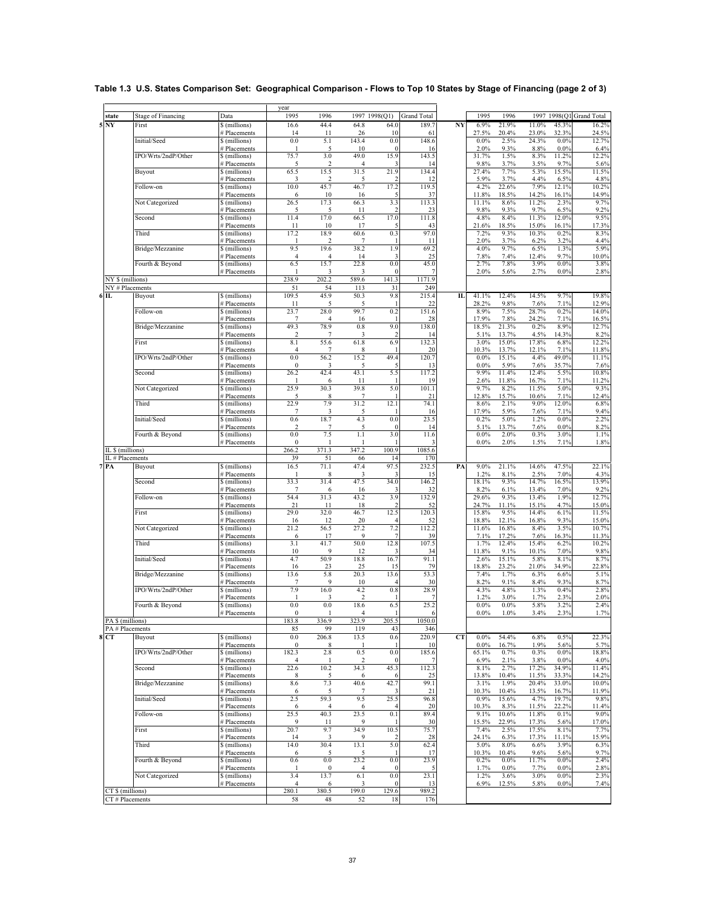**Table 1.3 U.S. States Comparison Set: Geographical Comparison - Flows to Top 10 States by Stage of Financing (page 2 of 3)**

| state | Stage of Financing | Data | 1995 | 1996 | 1997 | 1998(Q1) | Grand Total | | 1995 | 1996 | 1997 | 1998(Q1) | Grand Total |
|---|---|---|---|---|---|---|---|---|---|---|---|---|---|
| 5 NY | First | $ (millions) | 16.6 | 44.4 | 64.8 | 64.0 | 189.7 | NY | 6.9% | 21.9% | 11.0% | 45.3% | 16.2% |
| | | # Placements | 14 | 11 | 26 | 10 | 61 | | 27.5% | 20.4% | 23.0% | 32.3% | 24.5% |
| | Initial/Seed | $ (millions) | 0.0 | 5.1 | 143.4 | 0.0 | 148.6 | | 0.0% | 2.5% | 24.3% | 0.0% | 12.7% |
| | | # Placements | 1 | 5 | 10 | 0 | 16 | | 2.0% | 9.3% | 8.8% | 0.0% | 6.4% |
| | IPO/Wrts/2ndP/Other | $ (millions) | 75.7 | 3.0 | 49.0 | 15.9 | 143.5 | | 31.7% | 1.5% | 8.3% | 11.2% | 12.2% |
| | | # Placements | 5 | 2 | 4 | 3 | 14 | | 9.8% | 3.7% | 3.5% | 9.7% | 5.6% |
| | Buyout | $ (millions) | 65.5 | 15.5 | 31.5 | 21.9 | 134.4 | | 27.4% | 7.7% | 5.3% | 15.5% | 11.5% |
| | | # Placements | 3 | 2 | 5 | 2 | 12 | | 5.9% | 3.7% | 4.4% | 6.5% | 4.8% |
| | Follow-on | $ (millions) | 10.0 | 45.7 | 46.7 | 17.2 | 119.5 | | 4.2% | 22.6% | 7.9% | 12.1% | 10.2% |
| | | # Placements | 6 | 10 | 16 | 5 | 37 | | 11.8% | 18.5% | 14.2% | 16.1% | 14.9% |
| | Not Categorized | $ (millions) | 26.5 | 17.3 | 66.3 | 3.3 | 113.3 | | 11.1% | 8.6% | 11.2% | 2.3% | 9.7% |
| | | # Placements | 5 | 5 | 11 | 2 | 23 | | 9.8% | 9.3% | 9.7% | 6.5% | 9.2% |
| | Second | $ (millions) | 11.4 | 17.0 | 66.5 | 17.0 | 111.8 | | 4.8% | 8.4% | 11.3% | 12.0% | 9.5% |
| | | # Placements | 11 | 10 | 17 | 5 | 43 | | 21.6% | 18.5% | 15.0% | 16.1% | 17.3% |
| | Third | $ (millions) | 17.2 | 18.9 | 60.6 | 0.3 | 97.0 | | 7.2% | 9.3% | 10.3% | 0.2% | 8.3% |
| | | # Placements | 1 | 2 | 7 | 1 | 11 | | 2.0% | 3.7% | 6.2% | 3.2% | 4.4% |
| | Bridge/Mezzanine | $ (millions) | 9.5 | 19.6 | 38.2 | 1.9 | 69.2 | | 4.0% | 9.7% | 6.5% | 1.3% | 5.9% |
| | | # Placements | 4 | 4 | 14 | 3 | 25 | | 7.8% | 7.4% | 12.4% | 9.7% | 10.0% |
| | Fourth & Beyond | $ (millions) | 6.5 | 15.7 | 22.8 | 0.0 | 45.0 | | 2.7% | 7.8% | 3.9% | 0.0% | 3.8% |
| | | # Placements | 1 | 3 | 3 | 0 | 7 | | 2.0% | 5.6% | 2.7% | 0.0% | 2.8% |
| NY $ (millions) | | | 238.9 | 202.2 | 589.6 | 141.3 | 1171.9 | | | | | | |
| NY # Placements | | | 51 | 54 | 113 | 31 | 249 | | | | | | |
| 6 IL | Buyout | $ (millions) | 109.5 | 45.9 | 50.3 | 9.8 | 215.4 | IL | 41.1% | 12.4% | 14.5% | 9.7% | 19.8% |
| | | # Placements | 11 | 5 | 5 | 1 | 22 | | 28.2% | 9.8% | 7.6% | 7.1% | 12.9% |
| | Follow-on | $ (millions) | 23.7 | 28.0 | 99.7 | 0.2 | 151.6 | | 8.9% | 7.5% | 28.7% | 0.2% | 14.0% |
| | | # Placements | 7 | 4 | 16 | 1 | 28 | | 17.9% | 7.8% | 24.2% | 7.1% | 16.5% |
| | Bridge/Mezzanine | $ (millions) | 49.3 | 78.9 | 0.8 | 9.0 | 138.0 | | 18.5% | 21.3% | 0.2% | 8.9% | 12.7% |
| | | # Placements | 2 | 7 | 3 | 2 | 14 | | 5.1% | 13.7% | 4.5% | 14.3% | 8.2% |
| | First | $ (millions) | 8.1 | 55.6 | 61.8 | 6.9 | 132.3 | | 3.0% | 15.0% | 17.8% | 6.8% | 12.2% |
| | | # Placements | 4 | 7 | 8 | 1 | 20 | | 10.3% | 13.7% | 12.1% | 7.1% | 11.8% |
| | IPO/Wrts/2ndP/Other | $ (millions) | 0.0 | 56.2 | 15.2 | 49.4 | 120.7 | | 0.0% | 15.1% | 4.4% | 49.0% | 11.1% |
| | | # Placements | 0 | 3 | 5 | 5 | 13 | | 0.0% | 5.9% | 7.6% | 35.7% | 7.6% |
| | Second | $ (millions) | 26.2 | 42.4 | 43.1 | 5.5 | 117.2 | | 9.9% | 11.4% | 12.4% | 5.5% | 10.8% |
| | | # Placements | 1 | 6 | 11 | 1 | 19 | | 2.6% | 11.8% | 16.7% | 7.1% | 11.2% |
| | Not Categorized | $ (millions) | 25.9 | 30.3 | 39.8 | 5.0 | 101.1 | | 9.7% | 8.2% | 11.5% | 5.0% | 9.3% |
| | | # Placements | 5 | 8 | 7 | 1 | 21 | | 12.8% | 15.7% | 10.6% | 7.1% | 12.4% |
| | Third | $ (millions) | 22.9 | 7.9 | 31.2 | 12.1 | 74.1 | | 8.6% | 2.1% | 9.0% | 12.0% | 6.8% |
| | | # Placements | 7 | 3 | 5 | 1 | 16 | | 17.9% | 5.9% | 7.6% | 7.1% | 9.4% |
| | Initial/Seed | $ (millions) | 0.6 | 18.7 | 4.3 | 0.0 | 23.5 | | 0.2% | 5.0% | 1.2% | 0.0% | 2.2% |
| | | # Placements | 2 | 7 | 5 | 0 | 14 | | 5.1% | 13.7% | 7.6% | 0.0% | 8.2% |
| | Fourth & Beyond | $ (millions) | 0.0 | 7.5 | 1.1 | 3.0 | 11.6 | | 0.0% | 2.0% | 0.3% | 3.0% | 1.1% |
| | | # Placements | 0 | 1 | 1 | 1 | 3 | | 0.0% | 2.0% | 1.5% | 7.1% | 1.8% |
| IL $ (millions) | | | 266.2 | 371.3 | 347.2 | 100.9 | 1085.6 | | | | | | |
| IL # Placements | | | 39 | 51 | 66 | 14 | 170 | | | | | | |
| 7 PA | Buyout | $ (millions) | 16.5 | 71.1 | 47.4 | 97.5 | 232.5 | PA | 9.0% | 21.1% | 14.6% | 47.5% | 22.1% |
| | | # Placements | 1 | 8 | 3 | 3 | 15 | | 1.2% | 8.1% | 2.5% | 7.0% | 4.3% |
| | Second | $ (millions) | 33.3 | 31.4 | 47.5 | 34.0 | 146.2 | | 18.1% | 9.3% | 14.7% | 16.5% | 13.9% |
| | | # Placements | 7 | 6 | 16 | 3 | 32 | | 8.2% | 6.1% | 13.4% | 7.0% | 9.2% |
| | Follow-on | $ (millions) | 54.4 | 31.3 | 43.2 | 3.9 | 132.9 | | 29.6% | 9.3% | 13.4% | 1.9% | 12.7% |
| | | # Placements | 21 | 11 | 18 | 2 | 52 | | 24.7% | 11.1% | 15.1% | 4.7% | 15.0% |
| | First | $ (millions) | 29.0 | 32.0 | 46.7 | 12.5 | 120.3 | | 15.8% | 9.5% | 14.4% | 6.1% | 11.5% |
| | | # Placements | 16 | 12 | 20 | 4 | 52 | | 18.8% | 12.1% | 16.8% | 9.3% | 15.0% |
| | Not Categorized | $ (millions) | 21.2 | 56.5 | 27.2 | 7.2 | 112.2 | | 11.6% | 16.8% | 8.4% | 3.5% | 10.7% |
| | | # Placements | 6 | 17 | 9 | 7 | 39 | | 7.1% | 17.2% | 7.6% | 16.3% | 11.3% |
| | Third | $ (millions) | 3.1 | 41.7 | 50.0 | 12.8 | 107.5 | | 1.7% | 12.4% | 15.4% | 6.2% | 10.2% |
| | | # Placements | 10 | 9 | 12 | 3 | 34 | | 11.8% | 9.1% | 10.1% | 7.0% | 9.8% |
| | Initial/Seed | $ (millions) | 4.7 | 50.9 | 18.8 | 16.7 | 91.1 | | 2.6% | 15.1% | 5.8% | 8.1% | 8.7% |
| | | # Placements | 16 | 23 | 25 | 15 | 79 | | 18.8% | 23.2% | 21.0% | 34.9% | 22.8% |
| | Bridge/Mezzanine | $ (millions) | 13.6 | 5.8 | 20.3 | 13.6 | 53.3 | | 7.4% | 1.7% | 6.3% | 6.6% | 5.1% |
| | | # Placements | 7 | 9 | 10 | 4 | 30 | | 8.2% | 9.1% | 8.4% | 9.3% | 8.7% |
| | IPO/Wrts/2ndP/Other | $ (millions) | 7.9 | 16.0 | 4.2 | 0.8 | 28.9 | | 4.3% | 4.8% | 1.3% | 0.4% | 2.8% |
| | | # Placements | 1 | 3 | 2 | 1 | 7 | | 1.2% | 3.0% | 1.7% | 2.3% | 2.0% |
| | Fourth & Beyond | $ (millions) | 0.0 | 0.0 | 18.6 | 6.5 | 25.2 | | 0.0% | 0.0% | 5.8% | 3.2% | 2.4% |
| | | # Placements | 0 | 1 | 4 | 1 | 6 | | 0.0% | 1.0% | 3.4% | 2.3% | 1.7% |
| PA $ (millions) | | | 183.8 | 336.9 | 323.9 | 205.5 | 1050.0 | | | | | | |
| PA # Placements | | | 85 | 99 | 119 | 43 | 346 | | | | | | |
| 8 CT | Buyout | $ (millions) | 0.0 | 206.8 | 13.5 | 0.6 | 220.9 | CT | 0.0% | 54.4% | 6.8% | 0.5% | 22.3% |
| | | # Placements | 0 | 8 | 1 | 1 | 10 | | 0.0% | 16.7% | 1.9% | 5.6% | 5.7% |
| | IPO/Wrts/2ndP/Other | $ (millions) | 182.3 | 2.8 | 0.5 | 0.0 | 185.6 | | 65.1% | 0.7% | 0.3% | 0.0% | 18.8% |
| | | # Placements | 4 | 1 | 2 | 0 | 7 | | 6.9% | 2.1% | 3.8% | 0.0% | 4.0% |
| | Second | $ (millions) | 22.6 | 10.2 | 34.3 | 45.3 | 112.3 | | 8.1% | 2.7% | 17.2% | 34.9% | 11.4% |
| | | # Placements | 8 | 5 | 6 | 6 | 25 | | 13.8% | 10.4% | 11.5% | 33.3% | 14.2% |
| | Bridge/Mezzanine | $ (millions) | 8.6 | 7.3 | 40.6 | 42.7 | 99.1 | | 3.1% | 1.9% | 20.4% | 33.0% | 10.0% |
| | | # Placements | 6 | 5 | 7 | 3 | 21 | | 10.3% | 10.4% | 13.5% | 16.7% | 11.9% |
| | Initial/Seed | $ (millions) | 2.5 | 59.3 | 9.5 | 25.5 | 96.8 | | 0.9% | 15.6% | 4.7% | 19.7% | 9.8% |
| | | # Placements | 6 | 4 | 6 | 4 | 20 | | 10.3% | 8.3% | 11.5% | 22.2% | 11.4% |
| | Follow-on | $ (millions) | 25.5 | 40.3 | 23.5 | 0.1 | 89.4 | | 9.1% | 10.6% | 11.8% | 0.1% | 9.0% |
| | | # Placements | 9 | 11 | 9 | 1 | 30 | | 15.5% | 22.9% | 17.3% | 5.6% | 17.0% |
| | First | $ (millions) | 20.7 | 9.7 | 34.9 | 10.5 | 75.7 | | 7.4% | 2.5% | 17.5% | 8.1% | 7.7% |
| | | # Placements | 14 | 3 | 9 | 2 | 28 | | 24.1% | 6.3% | 17.3% | 11.1% | 15.9% |
| | Third | $ (millions) | 14.0 | 30.4 | 13.1 | 5.0 | 62.4 | | 5.0% | 8.0% | 6.6% | 3.9% | 6.3% |
| | | # Placements | 6 | 5 | 5 | 1 | 17 | | 10.3% | 10.4% | 9.6% | 5.6% | 9.7% |
| | Fourth & Beyond | $ (millions) | 0.6 | 0.0 | 23.2 | 0.0 | 23.9 | | 0.2% | 0.0% | 11.7% | 0.0% | 2.4% |
| | | # Placements | 1 | 0 | 4 | 0 | 5 | | 1.7% | 0.0% | 7.7% | 0.0% | 2.8% |
| | Not Categorized | $ (millions) | 3.4 | 13.7 | 6.1 | 0.0 | 23.1 | | 1.2% | 3.6% | 3.0% | 0.0% | 2.3% |
| | | # Placements | 4 | 6 | 3 | 0 | 13 | | 6.9% | 12.5% | 5.8% | 0.0% | 7.4% |
| CT $ (millions) | | | 280.1 | 380.5 | 199.0 | 129.6 | 989.2 | | | | | | |
| CT # Placements | | | 58 | 48 | 52 | 18 | 176 | | | | | | |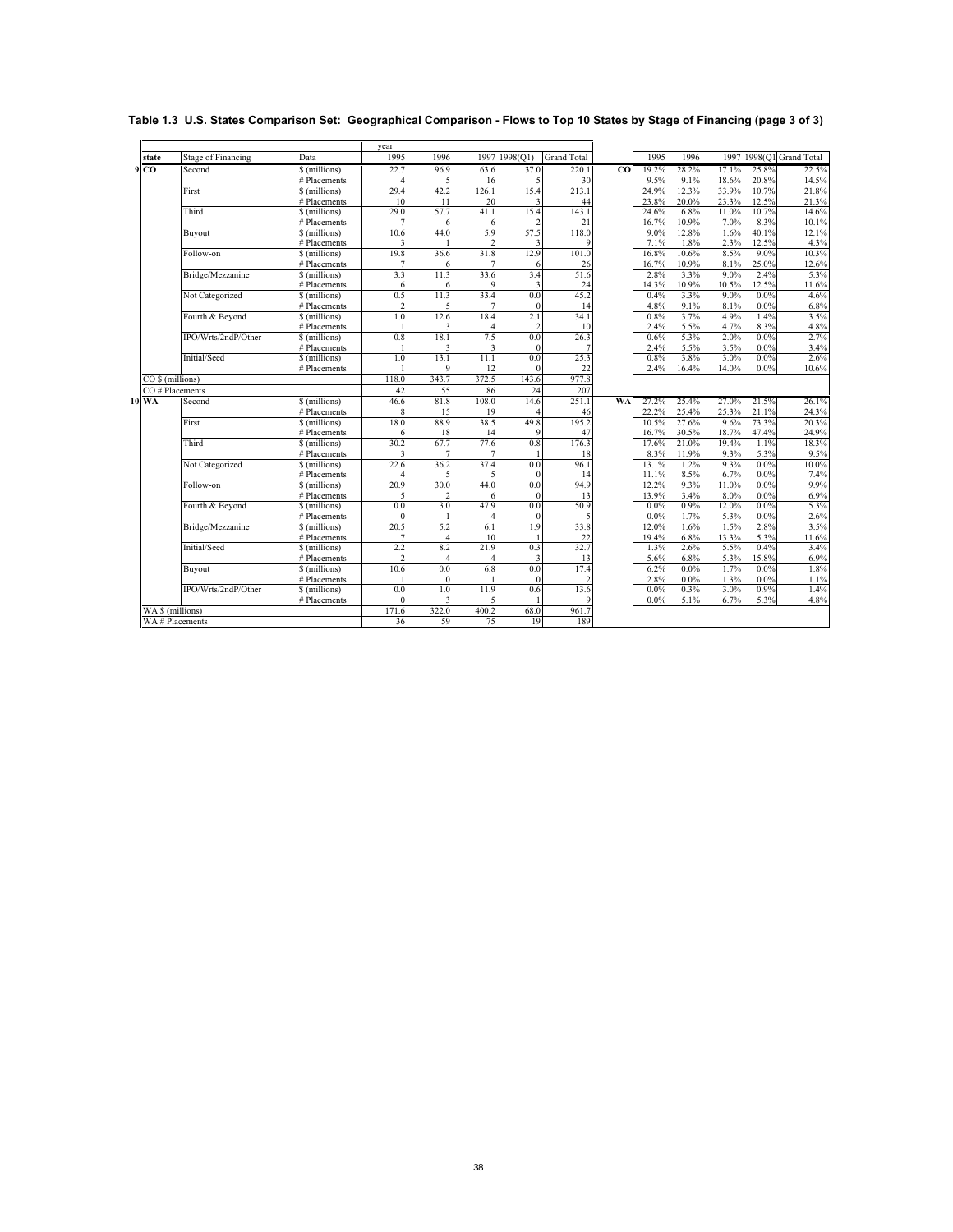**Table 1.3 U.S. States Comparison Set: Geographical Comparison - Flows to Top 10 States by Stage of Financing (page 3 of 3)**

| | state | Stage of Financing | Data | 1995 | 1996 | 1997 | 1998(Q1) | Grand Total | | 1995 | 1996 | 1997 | 1998(Q1) | Grand Total |
|---|---|---|---|---|---|---|---|---|---|---|---|---|---|---|
| 9 | CO | Second | $ (millions) | 22.7 | 96.9 | 63.6 | 37.0 | 220.1 | CO | 19.2% | 28.2% | 17.1% | 25.8% | 22.5% |
| | | | # Placements | 4 | 5 | 16 | 5 | 30 | | 9.5% | 9.1% | 18.6% | 20.8% | 14.5% |
| | | First | $ (millions) | 29.4 | 42.2 | 126.1 | 15.4 | 213.1 | | 24.9% | 12.3% | 33.9% | 10.7% | 21.8% |
| | | | # Placements | 10 | 11 | 20 | 3 | 44 | | 23.8% | 20.0% | 23.3% | 12.5% | 21.3% |
| | | Third | $ (millions) | 29.0 | 57.7 | 41.1 | 15.4 | 143.1 | | 24.6% | 16.8% | 11.0% | 10.7% | 14.6% |
| | | | # Placements | 7 | 6 | 6 | 2 | 21 | | 16.7% | 10.9% | 7.0% | 8.3% | 10.1% |
| | | Buyout | $ (millions) | 10.6 | 44.0 | 5.9 | 57.5 | 118.0 | | 9.0% | 12.8% | 1.6% | 40.1% | 12.1% |
| | | | # Placements | 3 | 1 | 2 | 3 | 9 | | 7.1% | 1.8% | 2.3% | 12.5% | 4.3% |
| | | Follow-on | $ (millions) | 19.8 | 36.6 | 31.8 | 12.9 | 101.0 | | 16.8% | 10.6% | 8.5% | 9.0% | 10.3% |
| | | | # Placements | 7 | 6 | 7 | 6 | 26 | | 16.7% | 10.9% | 8.1% | 25.0% | 12.6% |
| | | Bridge/Mezzanine | $ (millions) | 3.3 | 11.3 | 33.6 | 3.4 | 51.6 | | 2.8% | 3.3% | 9.0% | 2.4% | 5.3% |
| | | | # Placements | 6 | 6 | 9 | 3 | 24 | | 14.3% | 10.9% | 10.5% | 12.5% | 11.6% |
| | | Not Categorized | $ (millions) | 0.5 | 11.3 | 33.4 | 0.0 | 45.2 | | 0.4% | 3.3% | 9.0% | 0.0% | 4.6% |
| | | | # Placements | 2 | 5 | 7 | 0 | 14 | | 4.8% | 9.1% | 8.1% | 0.0% | 6.8% |
| | | Fourth & Beyond | $ (millions) | 1.0 | 12.6 | 18.4 | 2.1 | 34.1 | | 0.8% | 3.7% | 4.9% | 1.4% | 3.5% |
| | | | # Placements | 1 | 3 | 4 | 2 | 10 | | 2.4% | 5.5% | 4.7% | 8.3% | 4.8% |
| | | IPO/Wrts/2ndP/Other | $ (millions) | 0.8 | 18.1 | 7.5 | 0.0 | 26.3 | | 0.6% | 5.3% | 2.0% | 0.0% | 2.7% |
| | | | # Placements | 1 | 3 | 3 | 0 | 7 | | 2.4% | 5.5% | 3.5% | 0.0% | 3.4% |
| | | Initial/Seed | $ (millions) | 1.0 | 13.1 | 11.1 | 0.0 | 25.3 | | 0.8% | 3.8% | 3.0% | 0.0% | 2.6% |
| | | | # Placements | 1 | 9 | 12 | 0 | 22 | | 2.4% | 16.4% | 14.0% | 0.0% | 10.6% |
| | CO $ (millions) | | | 118.0 | 343.7 | 372.5 | 143.6 | 977.8 | | | | | | |
| | CO # Placements | | | 42 | 55 | 86 | 24 | 207 | | | | | | |
| 10 | WA | Second | $ (millions) | 46.6 | 81.8 | 108.0 | 14.6 | 251.1 | WA | 27.2% | 25.4% | 27.0% | 21.5% | 26.1% |
| | | | # Placements | 8 | 15 | 19 | 4 | 46 | | 22.2% | 25.4% | 25.3% | 21.1% | 24.3% |
| | | First | $ (millions) | 18.0 | 88.9 | 38.5 | 49.8 | 195.2 | | 10.5% | 27.6% | 9.6% | 73.3% | 20.3% |
| | | | # Placements | 6 | 18 | 14 | 9 | 47 | | 16.7% | 30.5% | 18.7% | 47.4% | 24.9% |
| | | Third | $ (millions) | 30.2 | 67.7 | 77.6 | 0.8 | 176.3 | | 17.6% | 21.0% | 19.4% | 1.1% | 18.3% |
| | | | # Placements | 3 | 7 | 7 | 1 | 18 | | 8.3% | 11.9% | 9.3% | 5.3% | 9.5% |
| | | Not Categorized | $ (millions) | 22.6 | 36.2 | 37.4 | 0.0 | 96.1 | | 13.1% | 11.2% | 9.3% | 0.0% | 10.0% |
| | | | # Placements | 4 | 5 | 5 | 0 | 14 | | 11.1% | 8.5% | 6.7% | 0.0% | 7.4% |
| | | Follow-on | $ (millions) | 20.9 | 30.0 | 44.0 | 0.0 | 94.9 | | 12.2% | 9.3% | 11.0% | 0.0% | 9.9% |
| | | | # Placements | 5 | 2 | 6 | 0 | 13 | | 13.9% | 3.4% | 8.0% | 0.0% | 6.9% |
| | | Fourth & Beyond | $ (millions) | 0.0 | 3.0 | 47.9 | 0.0 | 50.9 | | 0.0% | 0.9% | 12.0% | 0.0% | 5.3% |
| | | | # Placements | 0 | 1 | 4 | 0 | 5 | | 0.0% | 1.7% | 5.3% | 0.0% | 2.6% |
| | | Bridge/Mezzanine | $ (millions) | 20.5 | 5.2 | 6.1 | 1.9 | 33.8 | | 12.0% | 1.6% | 1.5% | 2.8% | 3.5% |
| | | | # Placements | 7 | 4 | 10 | 1 | 22 | | 19.4% | 6.8% | 13.3% | 5.3% | 11.6% |
| | | Initial/Seed | $ (millions) | 2.2 | 8.2 | 21.9 | 0.3 | 32.7 | | 1.3% | 2.6% | 5.5% | 0.4% | 3.4% |
| | | | # Placements | 2 | 4 | 4 | 3 | 13 | | 5.6% | 6.8% | 5.3% | 15.8% | 6.9% |
| | | Buyout | $ (millions) | 10.6 | 0.0 | 6.8 | 0.0 | 17.4 | | 6.2% | 0.0% | 1.7% | 0.0% | 1.8% |
| | | | # Placements | 1 | 0 | 1 | 0 | 2 | | 2.8% | 0.0% | 1.3% | 0.0% | 1.1% |
| | | IPO/Wrts/2ndP/Other | $ (millions) | 0.0 | 1.0 | 11.9 | 0.6 | 13.6 | | 0.0% | 0.3% | 3.0% | 0.9% | 1.4% |
| | | | # Placements | 0 | 3 | 5 | 1 | 9 | | 0.0% | 5.1% | 6.7% | 5.3% | 4.8% |
| | WA $ (millions) | | | 171.6 | 322.0 | 400.2 | 68.0 | 961.7 | | | | | | |
| | WA # Placements | | | 36 | 59 | 75 | 19 | 189 | | | | | | |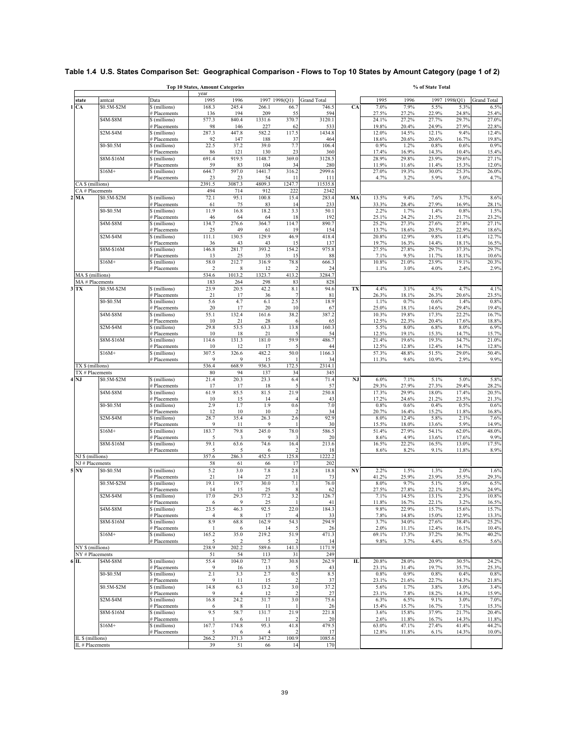## Table 1.4 U.S. States Comparison Set: Geographical Comparison - Flows to Top 10 States by Amount Category (page 1 of 2)

| | | | Top 10 States, Amount Categories | | | | | | % of State Total | | | | |
|---|---|---|---|---|---|---|---|---|---|---|---|---|---|
| | | | year | | | | | | | | | | |
| state | amtcat | Data | 1995 | 1996 | 1997 | 1998(Q1) | Grand Total | | 1995 | 1996 | 1997 | 1998(Q1) | Grand Total |
| 1 CA | $0.5M-$2M | $ (millions) | 168.3 | 245.4 | 266.1 | 66.7 | 746.5 | CA | 7.0% | 7.9% | 5.5% | 5.3% | 6.5% |
| | | # Placements | 136 | 194 | 209 | 55 | 594 | | 27.5% | 27.2% | 22.9% | 24.8% | 25.4% |
| | $4M-$8M | $ (millions) | 577.3 | 840.4 | 1331.6 | 370.7 | 3120.1 | | 24.1% | 27.2% | 27.7% | 29.7% | 27.0% |
| | | # Placements | 98 | 146 | 227 | 62 | 533 | | 19.8% | 20.4% | 24.9% | 27.9% | 22.8% |
| | $2M-$4M | $ (millions) | 287.3 | 447.8 | 582.2 | 117.5 | 1434.8 | | 12.0% | 14.5% | 12.1% | 9.4% | 12.4% |
| | | # Placements | 92 | 147 | 188 | 37 | 464 | | 18.6% | 20.6% | 20.6% | 16.7% | 19.8% |
| | $0-$0.5M | $ (millions) | 22.5 | 37.2 | 39.0 | 7.7 | 106.4 | | 0.9% | 1.2% | 0.8% | 0.6% | 0.9% |
| | | # Placements | 86 | 121 | 130 | 23 | 360 | | 17.4% | 16.9% | 14.3% | 10.4% | 15.4% |
| | $8M-$16M | $ (millions) | 691.4 | 919.5 | 1148.7 | 369.0 | 3128.5 | | 28.9% | 29.8% | 23.9% | 29.6% | 27.1% |
| | | # Placements | 59 | 83 | 104 | 34 | 280 | | 11.9% | 11.6% | 11.4% | 15.3% | 12.0% |
| | $16M+ | $ (millions) | 644.7 | 597.0 | 1441.7 | 316.2 | 2999.6 | | 27.0% | 19.3% | 30.0% | 25.3% | 26.0% |
| | | # Placements | 23 | 23 | 54 | 11 | 111 | | 4.7% | 3.2% | 5.9% | 5.0% | 4.7% |
| CA $ (millions) | | | 2391.5 | 3087.3 | 4809.3 | 1247.7 | 11535.8 | | | | | | |
| CA # Placements | | | 494 | 714 | 912 | 222 | 2342 | | | | | | |
| 2 MA | $0.5M-$2M | $ (millions) | 72.1 | 95.1 | 100.8 | 15.4 | 283.4 | MA | 13.5% | 9.4% | 7.6% | 3.7% | 8.6% |
| | | # Placements | 61 | 75 | 83 | 14 | 233 | | 33.3% | 28.4% | 27.9% | 16.9% | 28.1% |
| | $0-$0.5M | $ (millions) | 11.9 | 16.8 | 18.2 | 3.3 | 50.1 | | 2.2% | 1.7% | 1.4% | 0.8% | 1.5% |
| | | # Placements | 46 | 64 | 64 | 18 | 192 | | 25.1% | 24.2% | 21.5% | 21.7% | 23.2% |
| | $4M-$8M | $ (millions) | 134.7 | 276.6 | 364.7 | 114.7 | 890.7 | | 25.2% | 27.3% | 27.6% | 27.8% | 27.1% |
| | | # Placements | 25 | 49 | 61 | 19 | 154 | | 13.7% | 18.6% | 20.5% | 22.9% | 18.6% |
| | $2M-$4M | $ (millions) | 111.1 | 130.5 | 129.9 | 46.9 | 418.4 | | 20.8% | 12.9% | 9.8% | 11.4% | 12.7% |
| | | # Placements | 36 | 43 | 43 | 15 | 137 | | 19.7% | 16.3% | 14.4% | 18.1% | 16.5% |
| | $8M-$16M | $ (millions) | 146.8 | 281.7 | 393.2 | 154.2 | 975.8 | | 27.5% | 27.8% | 29.7% | 37.3% | 29.7% |
| | | # Placements | 13 | 25 | 35 | 15 | 88 | | 7.1% | 9.5% | 11.7% | 18.1% | 10.6% |
| | $16M+ | $ (millions) | 58.0 | 212.7 | 316.9 | 78.8 | 666.3 | | 10.8% | 21.0% | 23.9% | 19.1% | 20.3% |
| | | # Placements | 2 | 8 | 12 | 2 | 24 | | 1.1% | 3.0% | 4.0% | 2.4% | 2.9% |
| MA $ (millions) | | | 534.6 | 1013.2 | 1323.7 | 413.2 | 3284.7 | | | | | | |
| MA # Placements | | | 183 | 264 | 298 | 83 | 828 | | | | | | |
| 3 TX | $0.5M-$2M | $ (millions) | 23.9 | 20.5 | 42.2 | 8.1 | 94.6 | TX | 4.4% | 3.1% | 4.5% | 4.7% | 4.1% |
| | | # Placements | 21 | 17 | 36 | 7 | 81 | | 26.3% | 18.1% | 26.3% | 20.6% | 23.5% |
| | $0-$0.5M | $ (millions) | 5.6 | 4.7 | 6.1 | 2.5 | 18.9 | | 1.1% | 0.7% | 0.6% | 1.4% | 0.8% |
| | | # Placements | 20 | 17 | 20 | 10 | 67 | | 25.0% | 18.1% | 14.6% | 29.4% | 19.4% |
| | $4M-$8M | $ (millions) | 55.1 | 132.4 | 161.6 | 38.2 | 387.2 | | 10.3% | 19.8% | 17.3% | 22.2% | 16.7% |
| | | # Placements | 10 | 21 | 28 | 6 | 65 | | 12.5% | 22.3% | 20.4% | 17.6% | 18.8% |
| | $2M-$4M | $ (millions) | 29.8 | 53.5 | 63.3 | 13.8 | 160.3 | | 5.5% | 8.0% | 6.8% | 8.0% | 6.9% |
| | | # Placements | 10 | 18 | 21 | 5 | 54 | | 12.5% | 19.1% | 15.3% | 14.7% | 15.7% |
| | $8M-$16M | $ (millions) | 114.6 | 131.3 | 181.0 | 59.9 | 486.7 | | 21.4% | 19.6% | 19.3% | 34.7% | 21.0% |
| | | # Placements | 10 | 12 | 17 | 5 | 44 | | 12.5% | 12.8% | 12.4% | 14.7% | 12.8% |
| | $16M+ | $ (millions) | 307.5 | 326.6 | 482.2 | 50.0 | 1166.3 | | 57.3% | 48.8% | 51.5% | 29.0% | 50.4% |
| | | # Placements | 9 | 9 | 15 | 1 | 34 | | 11.3% | 9.6% | 10.9% | 2.9% | 9.9% |
| TX $ (millions) | | | 536.4 | 668.9 | 936.3 | 172.5 | 2314.1 | | | | | | |
| TX # Placements | | | 80 | 94 | 137 | 34 | 345 | | | | | | |
| 4 NJ | $0.5M-$2M | $ (millions) | 21.4 | 20.3 | 23.3 | 6.4 | 71.4 | NJ | 6.0% | 7.1% | 5.1% | 5.0% | 5.8% |
| | | # Placements | 17 | 17 | 18 | 5 | 57 | | 29.3% | 27.9% | 27.3% | 29.4% | 28.2% |
| | $4M-$8M | $ (millions) | 61.9 | 85.5 | 81.5 | 21.9 | 250.8 | | 17.3% | 29.9% | 18.0% | 17.4% | 20.5% |
| | | # Placements | 10 | 15 | 14 | 4 | 43 | | 17.2% | 24.6% | 21.2% | 23.5% | 21.3% |
| | $0-$0.5M | $ (millions) | 2.9 | 1.7 | 1.9 | 0.6 | 7.0 | | 0.8% | 0.6% | 0.4% | 0.5% | 0.6% |
| | | # Placements | 12 | 10 | 10 | 2 | 34 | | 20.7% | 16.4% | 15.2% | 11.8% | 16.8% |
| | $2M-$4M | $ (millions) | 28.7 | 35.4 | 26.3 | 2.6 | 92.9 | | 8.0% | 12.4% | 5.8% | 2.1% | 7.6% |
| | | # Placements | 9 | 11 | 9 | 1 | 30 | | 15.5% | 18.0% | 13.6% | 5.9% | 14.9% |
| | $16M+ | $ (millions) | 183.7 | 79.8 | 245.0 | 78.0 | 586.5 | | 51.4% | 27.9% | 54.1% | 62.0% | 48.0% |
| | | # Placements | 5 | 3 | 9 | 3 | 20 | | 8.6% | 4.9% | 13.6% | 17.6% | 9.9% |
| | $8M-$16M | $ (millions) | 59.1 | 63.6 | 74.6 | 16.4 | 213.6 | | 16.5% | 22.2% | 16.5% | 13.0% | 17.5% |
| | | # Placements | 5 | 5 | 6 | 2 | 18 | | 8.6% | 8.2% | 9.1% | 11.8% | 8.9% |
| NJ $ (millions) | | | 357.6 | 286.3 | 452.5 | 125.8 | 1222.2 | | | | | | |
| NJ # Placements | | | 58 | 61 | 66 | 17 | 202 | | | | | | |
| 5 NY | $0-$0.5M | $ (millions) | 5.2 | 3.0 | 7.8 | 2.8 | 18.8 | NY | 2.2% | 1.5% | 1.3% | 2.0% | 1.6% |
| | | # Placements | 21 | 14 | 27 | 11 | 73 | | 41.2% | 25.9% | 23.9% | 35.5% | 29.3% |
| | $0.5M-$2M | $ (millions) | 19.1 | 19.7 | 30.0 | 7.1 | 76.0 | | 8.0% | 9.7% | 5.1% | 5.0% | 6.5% |
| | | # Placements | 14 | 15 | 25 | 8 | 62 | | 27.5% | 27.8% | 22.1% | 25.8% | 24.9% |
| | $2M-$4M | $ (millions) | 17.0 | 29.3 | 77.2 | 3.2 | 126.7 | | 7.1% | 14.5% | 13.1% | 2.3% | 10.8% |
| | | # Placements | 6 | 9 | 25 | 1 | 41 | | 11.8% | 16.7% | 22.1% | 3.2% | 16.5% |
| | $4M-$8M | $ (millions) | 23.5 | 46.3 | 92.5 | 22.0 | 184.3 | | 9.8% | 22.9% | 15.7% | 15.6% | 15.7% |
| | | # Placements | 4 | 8 | 17 | 4 | 33 | | 7.8% | 14.8% | 15.0% | 12.9% | 13.3% |
| | $8M-$16M | $ (millions) | 8.9 | 68.8 | 162.9 | 54.3 | 294.9 | | 3.7% | 34.0% | 27.6% | 38.4% | 25.2% |
| | | # Placements | 1 | 6 | 14 | 5 | 26 | | 2.0% | 11.1% | 12.4% | 16.1% | 10.4% |
| | $16M+ | $ (millions) | 165.2 | 35.0 | 219.2 | 51.9 | 471.3 | | 69.1% | 17.3% | 37.2% | 36.7% | 40.2% |
| | | # Placements | 5 | 2 | 5 | 2 | 14 | | 9.8% | 3.7% | 4.4% | 6.5% | 5.6% |
| NY $ (millions) | | | 238.9 | 202.2 | 589.6 | 141.3 | 1171.9 | | | | | | |
| NY # Placements | | | 51 | 54 | 113 | 31 | 249 | | | | | | |
| 6 IL | $4M-$8M | $ (millions) | 55.4 | 104.0 | 72.7 | 30.8 | 262.9 | IL | 20.8% | 28.0% | 20.9% | 30.5% | 24.2% |
| | | # Placements | 9 | 16 | 13 | 5 | 43 | | 23.1% | 31.4% | 19.7% | 35.7% | 25.3% |
| | $0-$0.5M | $ (millions) | 2.1 | 3.3 | 2.7 | 0.5 | 8.5 | | 0.8% | 0.9% | 0.8% | 0.4% | 0.8% |
| | | # Placements | 9 | 11 | 15 | 2 | 37 | | 23.1% | 21.6% | 22.7% | 14.3% | 21.8% |
| | $0.5M-$2M | $ (millions) | 14.8 | 6.3 | 13.2 | 3.0 | 37.2 | | 5.6% | 1.7% | 3.8% | 3.0% | 3.4% |
| | | # Placements | 9 | 4 | 12 | 2 | 27 | | 23.1% | 7.8% | 18.2% | 14.3% | 15.9% |
| | $2M-$4M | $ (millions) | 16.8 | 24.2 | 31.7 | 3.0 | 75.6 | | 6.3% | 6.5% | 9.1% | 3.0% | 7.0% |
| | | # Placements | 6 | 8 | 11 | 1 | 26 | | 15.4% | 15.7% | 16.7% | 7.1% | 15.3% |
| | $8M-$16M | $ (millions) | 9.5 | 58.7 | 131.7 | 21.9 | 221.8 | | 3.6% | 15.8% | 37.9% | 21.7% | 20.4% |
| | | # Placements | 1 | 6 | 11 | 2 | 20 | | 2.6% | 11.8% | 16.7% | 14.3% | 11.8% |
| | $16M+ | $ (millions) | 167.7 | 174.8 | 95.3 | 41.8 | 479.5 | | 63.0% | 47.1% | 27.4% | 41.4% | 44.2% |
| | | # Placements | 5 | 6 | 4 | 2 | 17 | | 12.8% | 11.8% | 6.1% | 14.3% | 10.0% |
| IL $ (millions) | | | 266.2 | 371.3 | 347.2 | 100.9 | 1085.6 | | | | | | |
| IL # Placements | | | 39 | 51 | 66 | 14 | 170 | | | | | | |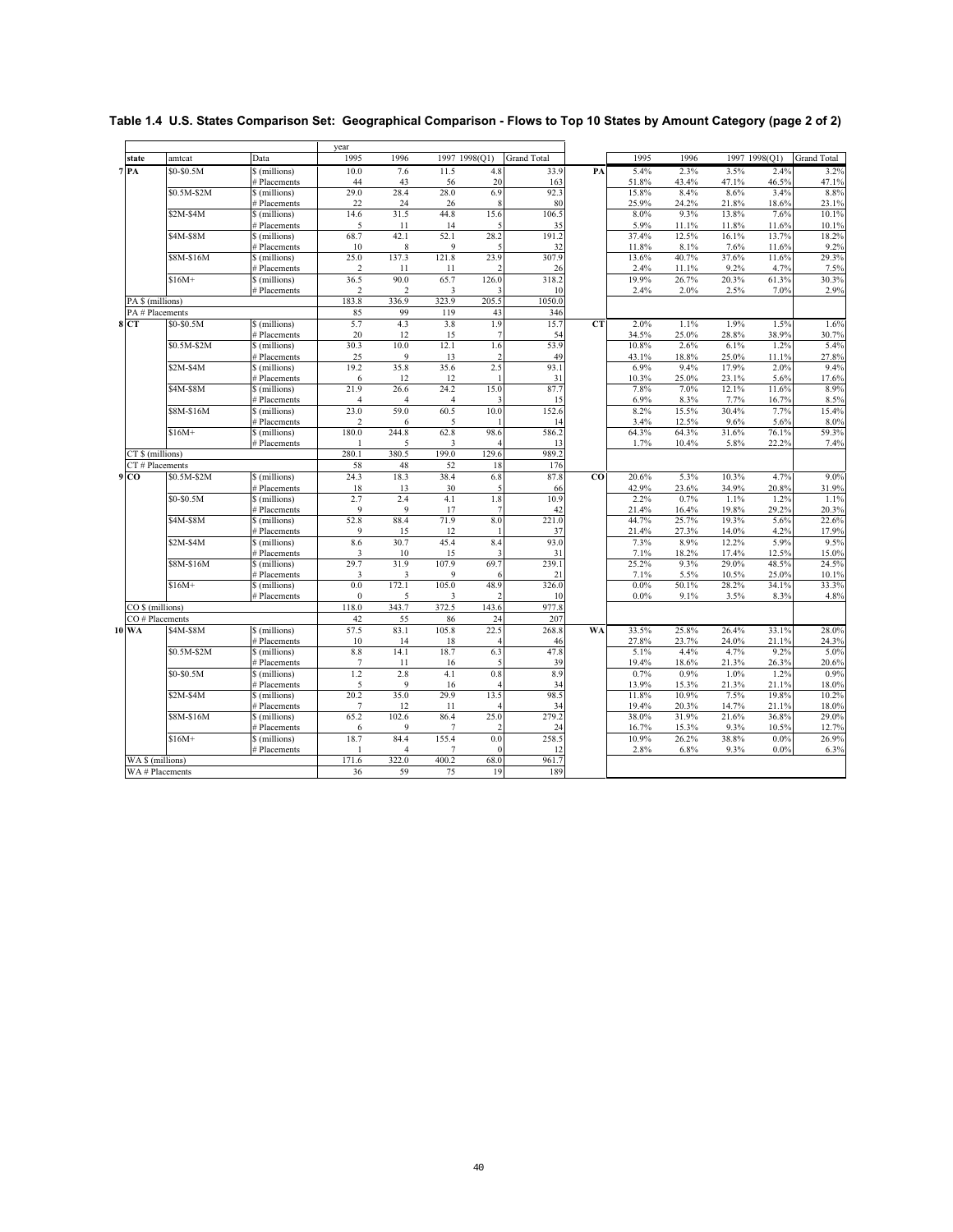**Table 1.4 U.S. States Comparison Set: Geographical Comparison - Flows to Top 10 States by Amount Category (page 2 of 2)**

| | state | amtcat | Data | 1995 | 1996 | 1997 | 1998(Q1) | Grand Total | | 1995 | 1996 | 1997 | 1998(Q1) | Grand Total |
|---|---|---|---|---|---|---|---|---|---|---|---|---|---|---|
| 7 | PA | $0-$0.5M | $ (millions) | 10.0 | 7.6 | 11.5 | 4.8 | 33.9 | PA | 5.4% | 2.3% | 3.5% | 2.4% | 3.2% |
| | | | # Placements | 44 | 43 | 56 | 20 | 163 | | 51.8% | 43.4% | 47.1% | 46.5% | 47.1% |
| | | $0.5M-$2M | $ (millions) | 29.0 | 28.4 | 28.0 | 6.9 | 92.3 | | 15.8% | 8.4% | 8.6% | 3.4% | 8.8% |
| | | | # Placements | 22 | 24 | 26 | 8 | 80 | | 25.9% | 24.2% | 21.8% | 18.6% | 23.1% |
| | | $2M-$4M | $ (millions) | 14.6 | 31.5 | 44.8 | 15.6 | 106.5 | | 8.0% | 9.3% | 13.8% | 7.6% | 10.1% |
| | | | # Placements | 5 | 11 | 14 | 5 | 35 | | 5.9% | 11.1% | 11.8% | 11.6% | 10.1% |
| | | $4M-$8M | $ (millions) | 68.7 | 42.1 | 52.1 | 28.2 | 191.2 | | 37.4% | 12.5% | 16.1% | 13.7% | 18.2% |
| | | | # Placements | 10 | 8 | 9 | 5 | 32 | | 11.8% | 8.1% | 7.6% | 11.6% | 9.2% |
| | | $8M-$16M | $ (millions) | 25.0 | 137.3 | 121.8 | 23.9 | 307.9 | | 13.6% | 40.7% | 37.6% | 11.6% | 29.3% |
| | | | # Placements | 2 | 11 | 11 | 2 | 26 | | 2.4% | 11.1% | 9.2% | 4.7% | 7.5% |
| | | $16M+ | $ (millions) | 36.5 | 90.0 | 65.7 | 126.0 | 318.2 | | 19.9% | 26.7% | 20.3% | 61.3% | 30.3% |
| | | | # Placements | 2 | 2 | 3 | 3 | 10 | | 2.4% | 2.0% | 2.5% | 7.0% | 2.9% |
| | PA $ (millions) | | | 183.8 | 336.9 | 323.9 | 205.5 | 1050.0 | | | | | | |
| | PA # Placements | | | 85 | 99 | 119 | 43 | 346 | | | | | | |
| 8 | CT | $0-$0.5M | $ (millions) | 5.7 | 4.3 | 3.8 | 1.9 | 15.7 | CT | 2.0% | 1.1% | 1.9% | 1.5% | 1.6% |
| | | | # Placements | 20 | 12 | 15 | 7 | 54 | | 34.5% | 25.0% | 28.8% | 38.9% | 30.7% |
| | | $0.5M-$2M | $ (millions) | 30.3 | 10.0 | 12.1 | 1.6 | 53.9 | | 10.8% | 2.6% | 6.1% | 1.2% | 5.4% |
| | | | # Placements | 25 | 9 | 13 | 2 | 49 | | 43.1% | 18.8% | 25.0% | 11.1% | 27.8% |
| | | $2M-$4M | $ (millions) | 19.2 | 35.8 | 35.6 | 2.5 | 93.1 | | 6.9% | 9.4% | 17.9% | 2.0% | 9.4% |
| | | | # Placements | 6 | 12 | 12 | 1 | 31 | | 10.3% | 25.0% | 23.1% | 5.6% | 17.6% |
| | | $4M-$8M | $ (millions) | 21.9 | 26.6 | 24.2 | 15.0 | 87.7 | | 7.8% | 7.0% | 12.1% | 11.6% | 8.9% |
| | | | # Placements | 4 | 4 | 4 | 3 | 15 | | 6.9% | 8.3% | 7.7% | 16.7% | 8.5% |
| | | $8M-$16M | $ (millions) | 23.0 | 59.0 | 60.5 | 10.0 | 152.6 | | 8.2% | 15.5% | 30.4% | 7.7% | 15.4% |
| | | | # Placements | 2 | 6 | 5 | 1 | 14 | | 3.4% | 12.5% | 9.6% | 5.6% | 8.0% |
| | | $16M+ | $ (millions) | 180.0 | 244.8 | 62.8 | 98.6 | 586.2 | | 64.3% | 64.3% | 31.6% | 76.1% | 59.3% |
| | | | # Placements | 1 | 5 | 3 | 4 | 13 | | 1.7% | 10.4% | 5.8% | 22.2% | 7.4% |
| | CT $ (millions) | | | 280.1 | 380.5 | 199.0 | 129.6 | 989.2 | | | | | | |
| | CT # Placements | | | 58 | 48 | 52 | 18 | 176 | | | | | | |
| 9 | CO | $0.5M-$2M | $ (millions) | 24.3 | 18.3 | 38.4 | 6.8 | 87.8 | CO | 20.6% | 5.3% | 10.3% | 4.7% | 9.0% |
| | | | # Placements | 18 | 13 | 30 | 5 | 66 | | 42.9% | 23.6% | 34.9% | 20.8% | 31.9% |
| | | $0-$0.5M | $ (millions) | 2.7 | 2.4 | 4.1 | 1.8 | 10.9 | | 2.2% | 0.7% | 1.1% | 1.2% | 1.1% |
| | | | # Placements | 9 | 9 | 17 | 7 | 42 | | 21.4% | 16.4% | 19.8% | 29.2% | 20.3% |
| | | $4M-$8M | $ (millions) | 52.8 | 88.4 | 71.9 | 8.0 | 221.0 | | 44.7% | 25.7% | 19.3% | 5.6% | 22.6% |
| | | | # Placements | 9 | 15 | 12 | 1 | 37 | | 21.4% | 27.3% | 14.0% | 4.2% | 17.9% |
| | | $2M-$4M | $ (millions) | 8.6 | 30.7 | 45.4 | 8.4 | 93.0 | | 7.3% | 8.9% | 12.2% | 5.9% | 9.5% |
| | | | # Placements | 3 | 10 | 15 | 3 | 31 | | 7.1% | 18.2% | 17.4% | 12.5% | 15.0% |
| | | $8M-$16M | $ (millions) | 29.7 | 31.9 | 107.9 | 69.7 | 239.1 | | 25.2% | 9.3% | 29.0% | 48.5% | 24.5% |
| | | | # Placements | 3 | 3 | 9 | 6 | 21 | | 7.1% | 5.5% | 10.5% | 25.0% | 10.1% |
| | | $16M+ | $ (millions) | 0.0 | 172.1 | 105.0 | 48.9 | 326.0 | | 0.0% | 50.1% | 28.2% | 34.1% | 33.3% |
| | | | # Placements | 0 | 5 | 3 | 2 | 10 | | 0.0% | 9.1% | 3.5% | 8.3% | 4.8% |
| | CO $ (millions) | | | 118.0 | 343.7 | 372.5 | 143.6 | 977.8 | | | | | | |
| | CO # Placements | | | 42 | 55 | 86 | 24 | 207 | | | | | | |
| 10 | WA | $4M-$8M | $ (millions) | 57.5 | 83.1 | 105.8 | 22.5 | 268.8 | WA | 33.5% | 25.8% | 26.4% | 33.1% | 28.0% |
| | | | # Placements | 10 | 14 | 18 | 4 | 46 | | 27.8% | 23.7% | 24.0% | 21.1% | 24.3% |
| | | $0.5M-$2M | $ (millions) | 8.8 | 14.1 | 18.7 | 6.3 | 47.8 | | 5.1% | 4.4% | 4.7% | 9.2% | 5.0% |
| | | | # Placements | 7 | 11 | 16 | 5 | 39 | | 19.4% | 18.6% | 21.3% | 26.3% | 20.6% |
| | | $0-$0.5M | $ (millions) | 1.2 | 2.8 | 4.1 | 0.8 | 8.9 | | 0.7% | 0.9% | 1.0% | 1.2% | 0.9% |
| | | | # Placements | 5 | 9 | 16 | 4 | 34 | | 13.9% | 15.3% | 21.3% | 21.1% | 18.0% |
| | | $2M-$4M | $ (millions) | 20.2 | 35.0 | 29.9 | 13.5 | 98.5 | | 11.8% | 10.9% | 7.5% | 19.8% | 10.2% |
| | | | # Placements | 7 | 12 | 11 | 4 | 34 | | 19.4% | 20.3% | 14.7% | 21.1% | 18.0% |
| | | $8M-$16M | $ (millions) | 65.2 | 102.6 | 86.4 | 25.0 | 279.2 | | 38.0% | 31.9% | 21.6% | 36.8% | 29.0% |
| | | | # Placements | 6 | 9 | 7 | 2 | 24 | | 16.7% | 15.3% | 9.3% | 10.5% | 12.7% |
| | | $16M+ | $ (millions) | 18.7 | 84.4 | 155.4 | 0.0 | 258.5 | | 10.9% | 26.2% | 38.8% | 0.0% | 26.9% |
| | | | # Placements | 1 | 4 | 7 | 0 | 12 | | 2.8% | 6.8% | 9.3% | 0.0% | 6.3% |
| | WA $ (millions) | | | 171.6 | 322.0 | 400.2 | 68.0 | 961.7 | | | | | | |
| | WA # Placements | | | 36 | 59 | 75 | 19 | 189 | | | | | | |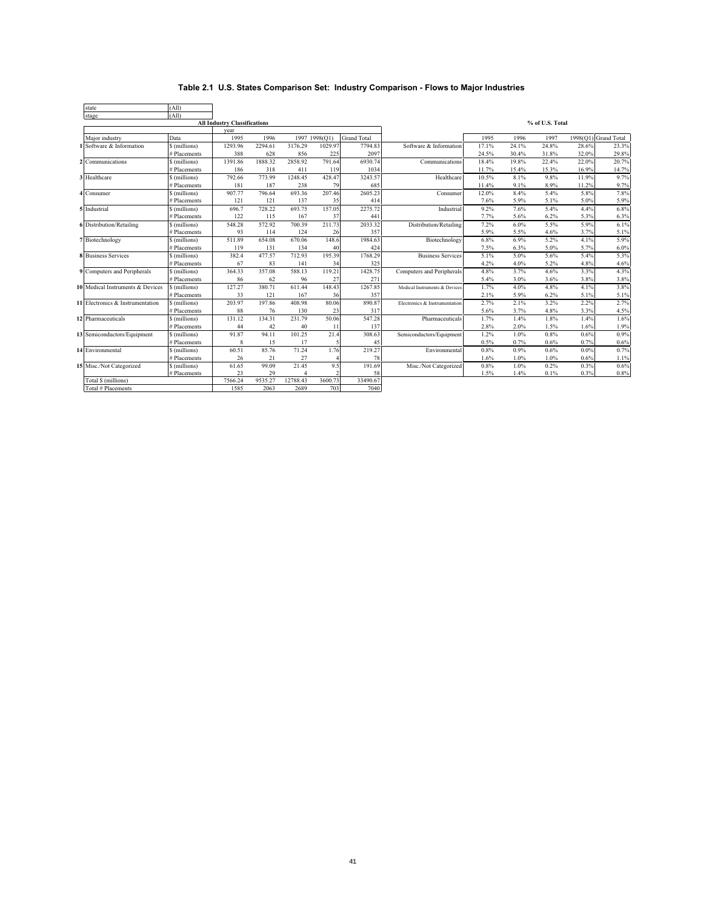# Table 2.1 U.S. States Comparison Set: Industry Comparison - Flows to Major Industries

| state | (All) |
|---|---|
| stage | (All) |

| | | **All Industry Classifications** | | | | | | **% of U.S. Total** | | | | |
|---|---|---|---|---|---|---|---|---|---|---|---|---|
| | | year | | | | | | | | | | |
| Major industry | Data | 1995 | 1996 | 1997 | 1998(Q1) | Grand Total | | 1995 | 1996 | 1997 | 1998(Q1) | Grand Total |
| 1 Software & Information | $ (millions) | 1293.96 | 2294.61 | 3176.29 | 1029.97 | 7794.83 | Software & Information | 17.1% | 24.1% | 24.8% | 28.6% | 23.3% |
| | # Placements | 388 | 628 | 856 | 225 | 2097 | | 24.5% | 30.4% | 31.8% | 32.0% | 29.8% |
| 2 Communications | $ (millions) | 1391.86 | 1888.32 | 2858.92 | 791.64 | 6930.74 | Communications | 18.4% | 19.8% | 22.4% | 22.0% | 20.7% |
| | # Placements | 186 | 318 | 411 | 119 | 1034 | | 11.7% | 15.4% | 15.3% | 16.9% | 14.7% |
| 3 Healthcare | $ (millions) | 792.66 | 773.99 | 1248.45 | 428.47 | 3243.57 | Healthcare | 10.5% | 8.1% | 9.8% | 11.9% | 9.7% |
| | # Placements | 181 | 187 | 238 | 79 | 685 | | 11.4% | 9.1% | 8.9% | 11.2% | 9.7% |
| 4 Consumer | $ (millions) | 907.77 | 796.64 | 693.36 | 207.46 | 2605.23 | Consumer | 12.0% | 8.4% | 5.4% | 5.8% | 7.8% |
| | # Placements | 121 | 121 | 137 | 35 | 414 | | 7.6% | 5.9% | 5.1% | 5.0% | 5.9% |
| 5 Industrial | $ (millions) | 696.7 | 728.22 | 693.75 | 157.05 | 2275.72 | Industrial | 9.2% | 7.6% | 5.4% | 4.4% | 6.8% |
| | # Placements | 122 | 115 | 167 | 37 | 441 | | 7.7% | 5.6% | 6.2% | 5.3% | 6.3% |
| 6 Distribution/Retailing | $ (millions) | 548.28 | 572.92 | 700.39 | 211.73 | 2033.32 | Distribution/Retailing | 7.2% | 6.0% | 5.5% | 5.9% | 6.1% |
| | # Placements | 93 | 114 | 124 | 26 | 357 | | 5.9% | 5.5% | 4.6% | 3.7% | 5.1% |
| 7 Biotechnology | $ (millions) | 511.89 | 654.08 | 670.06 | 148.6 | 1984.63 | Biotechnology | 6.8% | 6.9% | 5.2% | 4.1% | 5.9% |
| | # Placements | 119 | 131 | 134 | 40 | 424 | | 7.5% | 6.3% | 5.0% | 5.7% | 6.0% |
| 8 Business Services | $ (millions) | 382.4 | 477.57 | 712.93 | 195.39 | 1768.29 | Business Services | 5.1% | 5.0% | 5.6% | 5.4% | 5.3% |
| | # Placements | 67 | 83 | 141 | 34 | 325 | | 4.2% | 4.0% | 5.2% | 4.8% | 4.6% |
| 9 Computers and Peripherals | $ (millions) | 364.33 | 357.08 | 588.13 | 119.21 | 1428.75 | Computers and Peripherals | 4.8% | 3.7% | 4.6% | 3.3% | 4.3% |
| | # Placements | 86 | 62 | 96 | 27 | 271 | | 5.4% | 3.0% | 3.6% | 3.8% | 3.8% |
| 10 Medical Instruments & Devices | $ (millions) | 127.27 | 380.71 | 611.44 | 148.43 | 1267.85 | Medical Instruments & Devices | 1.7% | 4.0% | 4.8% | 4.1% | 3.8% |
| | # Placements | 33 | 121 | 167 | 36 | 357 | | 2.1% | 5.9% | 6.2% | 5.1% | 5.1% |
| 11 Electronics & Instrumentation | $ (millions) | 203.97 | 197.86 | 408.98 | 80.06 | 890.87 | Electronics & Instrumentation | 2.7% | 2.1% | 3.2% | 2.2% | 2.7% |
| | # Placements | 88 | 76 | 130 | 23 | 317 | | 5.6% | 3.7% | 4.8% | 3.3% | 4.5% |
| 12 Pharmaceuticals | $ (millions) | 131.12 | 134.31 | 231.79 | 50.06 | 547.28 | Pharmaceuticals | 1.7% | 1.4% | 1.8% | 1.4% | 1.6% |
| | # Placements | 44 | 42 | 40 | 11 | 137 | | 2.8% | 2.0% | 1.5% | 1.6% | 1.9% |
| 13 Semiconductors/Equipment | $ (millions) | 91.87 | 94.11 | 101.25 | 21.4 | 308.63 | Semiconductors/Equipment | 1.2% | 1.0% | 0.8% | 0.6% | 0.9% |
| | # Placements | 8 | 15 | 17 | 5 | 45 | | 0.5% | 0.7% | 0.6% | 0.7% | 0.6% |
| 14 Environmental | $ (millions) | 60.51 | 85.76 | 71.24 | 1.76 | 219.27 | Environmental | 0.8% | 0.9% | 0.6% | 0.0% | 0.7% |
| | # Placements | 26 | 21 | 27 | 4 | 78 | | 1.6% | 1.0% | 1.0% | 0.6% | 1.1% |
| 15 Misc./Not Categorized | $ (millions) | 61.65 | 99.09 | 21.45 | 9.5 | 191.69 | Misc./Not Categorized | 0.8% | 1.0% | 0.2% | 0.3% | 0.6% |
| | # Placements | 23 | 29 | 4 | 2 | 58 | | 1.5% | 1.4% | 0.1% | 0.3% | 0.8% |
| Total $ (millions) | | 7566.24 | 9535.27 | 12788.43 | 3600.73 | 33490.67 | | | | | | |
| Total # Placements | | 1585 | 2063 | 2689 | 703 | 7040 | | | | | | |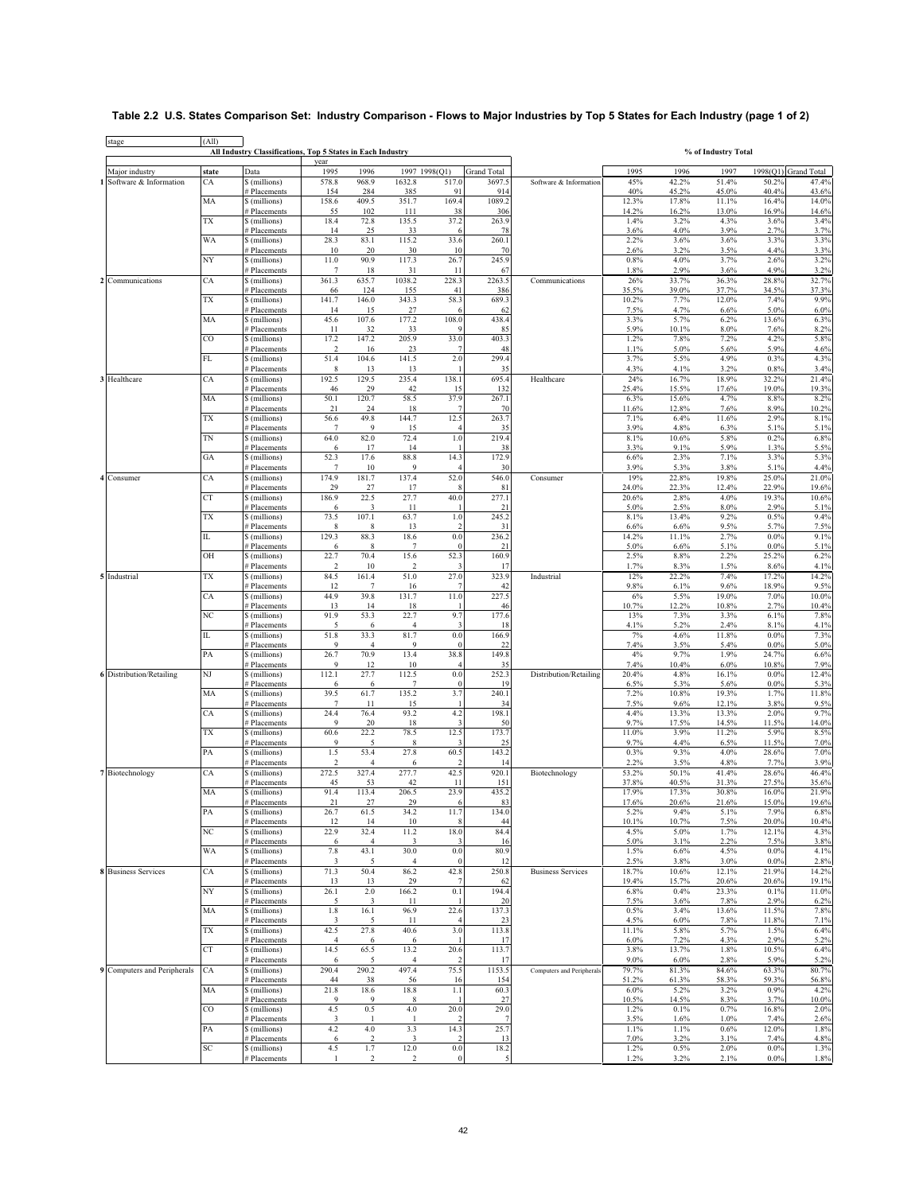# Table 2.2 U.S. States Comparison Set: Industry Comparison - Flows to Major Industries by Top 5 States for Each Industry (page 1 of 2)

stage: (All)

| | | | All Industry Classifications, Top 5 States in Each Industry | | | | | | % of Industry Total | | | | |
|---|---|---|---|---|---|---|---|---|---|---|---|---|---|
| | | | year | | | | | | | | | | |
| Major industry | state | Data | 1995 | 1996 | 1997 | 1998(Q1) | Grand Total | | 1995 | 1996 | 1997 | 1998(Q1) | Grand Total |
| 1 Software & Information | CA | $ (millions) | 578.8 | 968.9 | 1632.8 | 517.0 | 3697.5 | Software & Information | 45% | 42.2% | 51.4% | 50.2% | 47.4% |
| | | # Placements | 154 | 284 | 385 | 91 | 914 | | 40% | 45.2% | 45.0% | 40.4% | 43.6% |
| | MA | $ (millions) | 158.6 | 409.5 | 351.7 | 169.4 | 1089.2 | | 12.3% | 17.8% | 11.1% | 16.4% | 14.0% |
| | | # Placements | 55 | 102 | 111 | 38 | 306 | | 14.2% | 16.2% | 13.0% | 16.9% | 14.6% |
| | TX | $ (millions) | 18.4 | 72.8 | 135.5 | 37.2 | 263.9 | | 1.4% | 3.2% | 4.3% | 3.6% | 3.4% |
| | | # Placements | 14 | 25 | 33 | 6 | 78 | | 3.6% | 4.0% | 3.9% | 2.7% | 3.7% |
| | WA | $ (millions) | 28.3 | 83.1 | 115.2 | 33.6 | 260.1 | | 2.2% | 3.6% | 3.6% | 3.3% | 3.3% |
| | | # Placements | 10 | 20 | 30 | 10 | 70 | | 2.6% | 3.2% | 3.5% | 4.4% | 3.3% |
| | NY | $ (millions) | 11.0 | 90.9 | 117.3 | 26.7 | 245.9 | | 0.8% | 4.0% | 3.7% | 2.6% | 3.2% |
| | | # Placements | 7 | 18 | 31 | 11 | 67 | | 1.8% | 2.9% | 3.6% | 4.9% | 3.2% |
| 2 Communications | CA | $ (millions) | 361.3 | 635.7 | 1038.2 | 228.3 | 2263.5 | Communications | 26% | 33.7% | 36.3% | 28.8% | 32.7% |
| | | # Placements | 66 | 124 | 155 | 41 | 386 | | 35.5% | 39.0% | 37.7% | 34.5% | 37.3% |
| | TX | $ (millions) | 141.7 | 146.0 | 343.3 | 58.3 | 689.3 | | 10.2% | 7.7% | 12.0% | 7.4% | 9.9% |
| | | # Placements | 14 | 15 | 27 | 6 | 62 | | 7.5% | 4.7% | 6.6% | 5.0% | 6.0% |
| | MA | $ (millions) | 45.6 | 107.6 | 177.2 | 108.0 | 438.4 | | 3.3% | 5.7% | 6.2% | 13.6% | 6.3% |
| | | # Placements | 11 | 32 | 33 | 9 | 85 | | 5.9% | 10.1% | 8.0% | 7.6% | 8.2% |
| | CO | $ (millions) | 17.2 | 147.2 | 205.9 | 33.0 | 403.3 | | 1.2% | 7.8% | 7.2% | 4.2% | 5.8% |
| | | # Placements | 2 | 16 | 23 | 7 | 48 | | 1.1% | 5.0% | 5.6% | 5.9% | 4.6% |
| | FL | $ (millions) | 51.4 | 104.6 | 141.5 | 2.0 | 299.4 | | 3.7% | 5.5% | 4.9% | 0.3% | 4.3% |
| | | # Placements | 8 | 13 | 13 | 1 | 35 | | 4.3% | 4.1% | 3.2% | 0.8% | 3.4% |
| 3 Healthcare | CA | $ (millions) | 192.5 | 129.5 | 235.4 | 138.1 | 695.4 | Healthcare | 24% | 16.7% | 18.9% | 32.2% | 21.4% |
| | | # Placements | 46 | 29 | 42 | 15 | 132 | | 25.4% | 15.5% | 17.6% | 19.0% | 19.3% |
| | MA | $ (millions) | 50.1 | 120.7 | 58.5 | 37.9 | 267.1 | | 6.3% | 15.6% | 4.7% | 8.8% | 8.2% |
| | | # Placements | 21 | 24 | 18 | 7 | 70 | | 11.6% | 12.8% | 7.6% | 8.9% | 10.2% |
| | TX | $ (millions) | 56.6 | 49.8 | 144.7 | 12.5 | 263.7 | | 7.1% | 6.4% | 11.6% | 2.9% | 8.1% |
| | | # Placements | 7 | 9 | 15 | 4 | 35 | | 3.9% | 4.8% | 6.3% | 5.1% | 5.1% |
| | TN | $ (millions) | 64.0 | 82.0 | 72.4 | 1.0 | 219.4 | | 8.1% | 10.6% | 5.8% | 0.2% | 6.8% |
| | | # Placements | 6 | 17 | 14 | 1 | 38 | | 3.3% | 9.1% | 5.9% | 1.3% | 5.5% |
| | GA | $ (millions) | 52.3 | 17.6 | 88.8 | 14.3 | 172.9 | | 6.6% | 2.3% | 7.1% | 3.3% | 5.3% |
| | | # Placements | 7 | 10 | 9 | 4 | 30 | | 3.9% | 5.3% | 3.8% | 5.1% | 4.4% |
| 4 Consumer | CA | $ (millions) | 174.9 | 181.7 | 137.4 | 52.0 | 546.0 | Consumer | 19% | 22.8% | 19.8% | 25.0% | 21.0% |
| | | # Placements | 29 | 27 | 17 | 8 | 81 | | 24.0% | 22.3% | 12.4% | 22.9% | 19.6% |
| | CT | $ (millions) | 186.9 | 22.5 | 27.7 | 40.0 | 277.1 | | 20.6% | 2.8% | 4.0% | 19.3% | 10.6% |
| | | # Placements | 6 | 3 | 11 | 1 | 21 | | 5.0% | 2.5% | 8.0% | 2.9% | 5.1% |
| | TX | $ (millions) | 73.5 | 107.1 | 63.7 | 1.0 | 245.2 | | 8.1% | 13.4% | 9.2% | 0.5% | 9.4% |
| | | # Placements | 8 | 8 | 13 | 2 | 31 | | 6.6% | 6.6% | 9.5% | 5.7% | 7.5% |
| | IL | $ (millions) | 129.3 | 88.3 | 18.6 | 0.0 | 236.2 | | 14.2% | 11.1% | 2.7% | 0.0% | 9.1% |
| | | # Placements | 6 | 8 | 7 | 0 | 21 | | 5.0% | 6.6% | 5.1% | 0.0% | 5.1% |
| | OH | $ (millions) | 22.7 | 70.4 | 15.6 | 52.3 | 160.9 | | 2.5% | 8.8% | 2.2% | 25.2% | 6.2% |
| | | # Placements | 2 | 10 | 2 | 3 | 17 | | 1.7% | 8.3% | 1.5% | 8.6% | 4.1% |
| 5 Industrial | TX | $ (millions) | 84.5 | 161.4 | 51.0 | 27.0 | 323.9 | Industrial | 12% | 22.2% | 7.4% | 17.2% | 14.2% |
| | | # Placements | 12 | 7 | 16 | 7 | 42 | | 9.8% | 6.1% | 9.6% | 18.9% | 9.5% |
| | CA | $ (millions) | 44.9 | 39.8 | 131.7 | 11.0 | 227.5 | | 6% | 5.5% | 19.0% | 7.0% | 10.0% |
| | | # Placements | 13 | 14 | 18 | 1 | 46 | | 10.7% | 12.2% | 10.8% | 2.7% | 10.4% |
| | NC | $ (millions) | 91.9 | 53.3 | 22.7 | 9.7 | 177.6 | | 13% | 7.3% | 3.3% | 6.1% | 7.8% |
| | | # Placements | 5 | 6 | 4 | 3 | 18 | | 4.1% | 5.2% | 2.4% | 8.1% | 4.1% |
| | IL | $ (millions) | 51.8 | 33.3 | 81.7 | 0.0 | 166.9 | | 7% | 4.6% | 11.8% | 0.0% | 7.3% |
| | | # Placements | 9 | 4 | 9 | 0 | 22 | | 7.4% | 3.5% | 5.4% | 0.0% | 5.0% |
| | PA | $ (millions) | 26.7 | 70.9 | 13.4 | 38.8 | 149.8 | | 4% | 9.7% | 1.9% | 24.7% | 6.6% |
| | | # Placements | 9 | 12 | 10 | 4 | 35 | | 7.4% | 10.4% | 6.0% | 10.8% | 7.9% |
| 6 Distribution/Retailing | NJ | $ (millions) | 112.1 | 27.7 | 112.5 | 0.0 | 252.3 | Distribution/Retailing | 20.4% | 4.8% | 16.1% | 0.0% | 12.4% |
| | | # Placements | 6 | 6 | 7 | 0 | 19 | | 6.5% | 5.3% | 5.6% | 0.0% | 5.3% |
| | MA | $ (millions) | 39.5 | 61.7 | 135.2 | 3.7 | 240.1 | | 7.2% | 10.8% | 19.3% | 1.7% | 11.8% |
| | | # Placements | 7 | 11 | 15 | 1 | 34 | | 7.5% | 9.6% | 12.1% | 3.8% | 9.5% |
| | CA | $ (millions) | 24.4 | 76.4 | 93.2 | 4.2 | 198.1 | | 4.4% | 13.3% | 13.3% | 2.0% | 9.7% |
| | | # Placements | 9 | 20 | 18 | 3 | 50 | | 9.7% | 17.5% | 14.5% | 11.5% | 14.0% |
| | TX | $ (millions) | 60.6 | 22.2 | 78.5 | 12.5 | 173.7 | | 11.0% | 3.9% | 11.2% | 5.9% | 8.5% |
| | | # Placements | 9 | 5 | 8 | 3 | 25 | | 9.7% | 4.4% | 6.5% | 11.5% | 7.0% |
| | PA | $ (millions) | 1.5 | 53.4 | 27.8 | 60.5 | 143.2 | | 0.3% | 9.3% | 4.0% | 28.6% | 7.0% |
| | | # Placements | 2 | 4 | 6 | 2 | 14 | | 2.2% | 3.5% | 4.8% | 7.7% | 3.9% |
| 7 Biotechnology | CA | $ (millions) | 272.5 | 327.4 | 277.7 | 42.5 | 920.1 | Biotechnology | 53.2% | 50.1% | 41.4% | 28.6% | 46.4% |
| | | # Placements | 45 | 53 | 42 | 11 | 151 | | 37.8% | 40.5% | 31.3% | 27.5% | 35.6% |
| | MA | $ (millions) | 91.4 | 113.4 | 206.5 | 23.9 | 435.2 | | 17.9% | 17.3% | 30.8% | 16.0% | 21.9% |
| | | # Placements | 21 | 27 | 29 | 6 | 83 | | 17.6% | 20.6% | 21.6% | 15.0% | 19.6% |
| | PA | $ (millions) | 26.7 | 61.5 | 34.2 | 11.7 | 134.0 | | 5.2% | 9.4% | 5.1% | 7.9% | 6.8% |
| | | # Placements | 12 | 14 | 10 | 8 | 44 | | 10.1% | 10.7% | 7.5% | 20.0% | 10.4% |
| | NC | $ (millions) | 22.9 | 32.4 | 11.2 | 18.0 | 84.4 | | 4.5% | 5.0% | 1.7% | 12.1% | 4.3% |
| | | # Placements | 6 | 4 | 3 | 3 | 16 | | 5.0% | 3.1% | 2.2% | 7.5% | 3.8% |
| | WA | $ (millions) | 7.8 | 43.1 | 30.0 | 0.0 | 80.9 | | 1.5% | 6.6% | 4.5% | 0.0% | 4.1% |
| | | # Placements | 3 | 5 | 4 | 0 | 12 | | 2.5% | 3.8% | 3.0% | 0.0% | 2.8% |
| 8 Business Services | CA | $ (millions) | 71.3 | 50.4 | 86.2 | 42.8 | 250.8 | Business Services | 18.7% | 10.6% | 12.1% | 21.9% | 14.2% |
| | | # Placements | 13 | 13 | 29 | 7 | 62 | | 19.4% | 15.7% | 20.6% | 20.6% | 19.1% |
| | NY | $ (millions) | 26.1 | 2.0 | 166.2 | 0.1 | 194.4 | | 6.8% | 0.4% | 23.3% | 0.1% | 11.0% |
| | | # Placements | 5 | 3 | 11 | 1 | 20 | | 7.5% | 3.6% | 7.8% | 2.9% | 6.2% |
| | MA | $ (millions) | 1.8 | 16.1 | 96.9 | 22.6 | 137.3 | | 0.5% | 3.4% | 13.6% | 11.5% | 7.8% |
| | | # Placements | 3 | 5 | 11 | 4 | 23 | | 4.5% | 6.0% | 7.8% | 11.8% | 7.1% |
| | TX | $ (millions) | 42.5 | 27.8 | 40.6 | 3.0 | 113.8 | | 11.1% | 5.8% | 5.7% | 1.5% | 6.4% |
| | | # Placements | 4 | 6 | 6 | 1 | 17 | | 6.0% | 7.2% | 4.3% | 2.9% | 5.2% |
| | CT | $ (millions) | 14.5 | 65.5 | 13.2 | 20.6 | 113.7 | | 3.8% | 13.7% | 1.8% | 10.5% | 6.4% |
| | | # Placements | 6 | 5 | 4 | 2 | 17 | | 9.0% | 6.0% | 2.8% | 5.9% | 5.2% |
| 9 Computers and Peripherals | CA | $ (millions) | 290.4 | 290.2 | 497.4 | 75.5 | 1153.5 | Computers and Peripherals | 79.7% | 81.3% | 84.6% | 63.3% | 80.7% |
| | | # Placements | 44 | 38 | 56 | 16 | 154 | | 51.2% | 61.3% | 58.3% | 59.3% | 56.8% |
| | MA | $ (millions) | 21.8 | 18.6 | 18.8 | 1.1 | 60.3 | | 6.0% | 5.2% | 3.2% | 0.9% | 4.2% |
| | | # Placements | 9 | 9 | 8 | 1 | 27 | | 10.5% | 14.5% | 8.3% | 3.7% | 10.0% |
| | CO | $ (millions) | 4.5 | 0.5 | 4.0 | 20.0 | 29.0 | | 1.2% | 0.1% | 0.7% | 16.8% | 2.0% |
| | | # Placements | 3 | 1 | 1 | 2 | 7 | | 3.5% | 1.6% | 1.0% | 7.4% | 2.6% |
| | PA | $ (millions) | 4.2 | 4.0 | 3.3 | 14.3 | 25.7 | | 1.1% | 1.1% | 0.6% | 12.0% | 1.8% |
| | | # Placements | 6 | 2 | 3 | 2 | 13 | | 7.0% | 3.2% | 3.1% | 7.4% | 4.8% |
| | SC | $ (millions) | 4.5 | 1.7 | 12.0 | 0.0 | 18.2 | | 1.2% | 0.5% | 2.0% | 0.0% | 1.3% |
| | | # Placements | 1 | 2 | 2 | 0 | 5 | | 1.2% | 3.2% | 2.1% | 0.0% | 1.8% |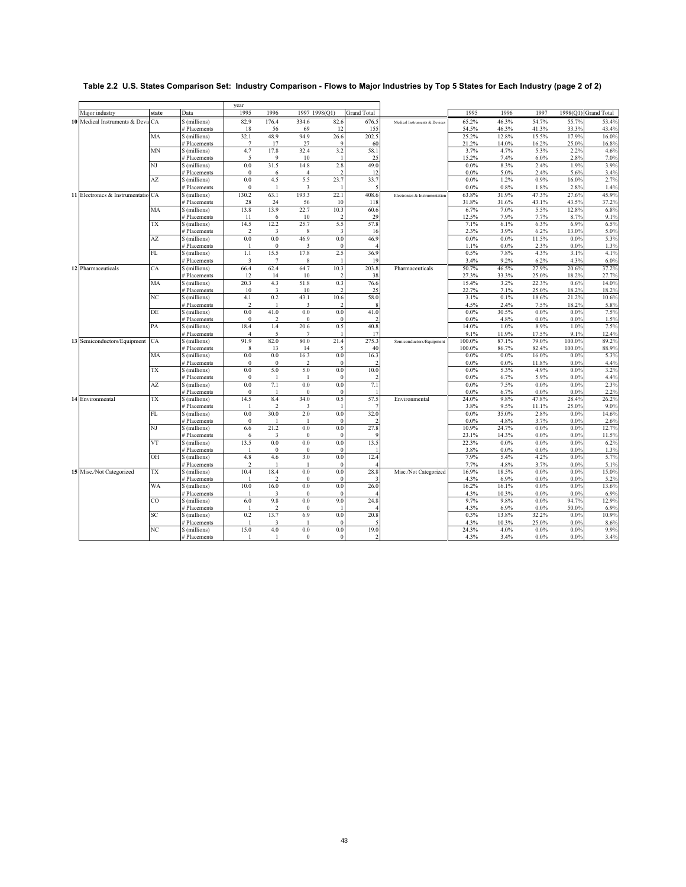## Table 2.2 U.S. States Comparison Set: Industry Comparison - Flows to Major Industries by Top 5 States for Each Industry (page 2 of 2)

| Major industry | state | Data | 1995 | 1996 | 1997 | 1998(Q1) | Grand Total | | 1995 | 1996 | 1997 | 1998(Q1) | Grand Total |
|---|---|---|---|---|---|---|---|---|---|---|---|---|---|
| 10 Medical Instruments & Devices | CA | $ (millions) | 82.9 | 176.4 | 334.6 | 82.6 | 676.5 | Medical Instruments & Devices | 65.2% | 46.3% | 54.7% | 55.7% | 53.4% |
| | | # Placements | 18 | 56 | 69 | 12 | 155 | | 54.5% | 46.3% | 41.3% | 33.3% | 43.4% |
| | MA | $ (millions) | 32.1 | 48.9 | 94.9 | 26.6 | 202.5 | | 25.2% | 12.8% | 15.5% | 17.9% | 16.0% |
| | | # Placements | 7 | 17 | 27 | 9 | 60 | | 21.2% | 14.0% | 16.2% | 25.0% | 16.8% |
| | MN | $ (millions) | 4.7 | 17.8 | 32.4 | 3.2 | 58.1 | | 3.7% | 4.7% | 5.3% | 2.2% | 4.6% |
| | | # Placements | 5 | 9 | 10 | 1 | 25 | | 15.2% | 7.4% | 6.0% | 2.8% | 7.0% |
| | NJ | $ (millions) | 0.0 | 31.5 | 14.8 | 2.8 | 49.0 | | 0.0% | 8.3% | 2.4% | 1.9% | 3.9% |
| | | # Placements | 0 | 6 | 4 | 2 | 12 | | 0.0% | 5.0% | 2.4% | 5.6% | 3.4% |
| | AZ | $ (millions) | 0.0 | 4.5 | 5.5 | 23.7 | 33.7 | | 0.0% | 1.2% | 0.9% | 16.0% | 2.7% |
| | | # Placements | 0 | 1 | 3 | 1 | 5 | | 0.0% | 0.8% | 1.8% | 2.8% | 1.4% |
| 11 Electronics & Instrumentation | CA | $ (millions) | 130.2 | 63.1 | 193.3 | 22.1 | 408.6 | Electronics & Instrumentation | 63.8% | 31.9% | 47.3% | 27.6% | 45.9% |
| | | # Placements | 28 | 24 | 56 | 10 | 118 | | 31.8% | 31.6% | 43.1% | 43.5% | 37.2% |
| | MA | $ (millions) | 13.8 | 13.9 | 22.7 | 10.3 | 60.6 | | 6.7% | 7.0% | 5.5% | 12.8% | 6.8% |
| | | # Placements | 11 | 6 | 10 | 2 | 29 | | 12.5% | 7.9% | 7.7% | 8.7% | 9.1% |
| | TX | $ (millions) | 14.5 | 12.2 | 25.7 | 5.5 | 57.8 | | 7.1% | 6.1% | 6.3% | 6.9% | 6.5% |
| | | # Placements | 2 | 3 | 8 | 3 | 16 | | 2.3% | 3.9% | 6.2% | 13.0% | 5.0% |
| | AZ | $ (millions) | 0.0 | 0.0 | 46.9 | 0.0 | 46.9 | | 0.0% | 0.0% | 11.5% | 0.0% | 5.3% |
| | | # Placements | 1 | 0 | 3 | 0 | 4 | | 1.1% | 0.0% | 2.3% | 0.0% | 1.3% |
| | FL | $ (millions) | 1.1 | 15.5 | 17.8 | 2.5 | 36.9 | | 0.5% | 7.8% | 4.3% | 3.1% | 4.1% |
| | | # Placements | 3 | 7 | 8 | 1 | 19 | | 3.4% | 9.2% | 6.2% | 4.3% | 6.0% |
| 12 Pharmaceuticals | CA | $ (millions) | 66.4 | 62.4 | 64.7 | 10.3 | 203.8 | Pharmaceuticals | 50.7% | 46.5% | 27.9% | 20.6% | 37.2% |
| | | # Placements | 12 | 14 | 10 | 2 | 38 | | 27.3% | 33.3% | 25.0% | 18.2% | 27.7% |
| | MA | $ (millions) | 20.3 | 4.3 | 51.8 | 0.3 | 76.6 | | 15.4% | 3.2% | 22.3% | 0.6% | 14.0% |
| | | # Placements | 10 | 3 | 10 | 2 | 25 | | 22.7% | 7.1% | 25.0% | 18.2% | 18.2% |
| | NC | $ (millions) | 4.1 | 0.2 | 43.1 | 10.6 | 58.0 | | 3.1% | 0.1% | 18.6% | 21.2% | 10.6% |
| | | # Placements | 2 | 1 | 3 | 2 | 8 | | 4.5% | 2.4% | 7.5% | 18.2% | 5.8% |
| | DE | $ (millions) | 0.0 | 41.0 | 0.0 | 0.0 | 41.0 | | 0.0% | 30.5% | 0.0% | 0.0% | 7.5% |
| | | # Placements | 0 | 2 | 0 | 0 | 2 | | 0.0% | 4.8% | 0.0% | 0.0% | 1.5% |
| | PA | $ (millions) | 18.4 | 1.4 | 20.6 | 0.5 | 40.8 | | 14.0% | 1.0% | 8.9% | 1.0% | 7.5% |
| | | # Placements | 4 | 5 | 7 | 1 | 17 | | 9.1% | 11.9% | 17.5% | 9.1% | 12.4% |
| 13 Semiconductors/Equipment | CA | $ (millions) | 91.9 | 82.0 | 80.0 | 21.4 | 275.3 | Semiconductors/Equipment | 100.0% | 87.1% | 79.0% | 100.0% | 89.2% |
| | | # Placements | 8 | 13 | 14 | 5 | 40 | | 100.0% | 86.7% | 82.4% | 100.0% | 88.9% |
| | MA | $ (millions) | 0.0 | 0.0 | 16.3 | 0.0 | 16.3 | | 0.0% | 0.0% | 16.0% | 0.0% | 5.3% |
| | | # Placements | 0 | 0 | 2 | 0 | 2 | | 0.0% | 0.0% | 11.8% | 0.0% | 4.4% |
| | TX | $ (millions) | 0.0 | 5.0 | 5.0 | 0.0 | 10.0 | | 0.0% | 5.3% | 4.9% | 0.0% | 3.2% |
| | | # Placements | 0 | 1 | 1 | 0 | 2 | | 0.0% | 6.7% | 5.9% | 0.0% | 4.4% |
| | AZ | $ (millions) | 0.0 | 7.1 | 0.0 | 0.0 | 7.1 | | 0.0% | 7.5% | 0.0% | 0.0% | 2.3% |
| | | # Placements | 0 | 1 | 0 | 0 | 1 | | 0.0% | 6.7% | 0.0% | 0.0% | 2.2% |
| 14 Environmental | TX | $ (millions) | 14.5 | 8.4 | 34.0 | 0.5 | 57.5 | Environmental | 24.0% | 9.8% | 47.8% | 28.4% | 26.2% |
| | | # Placements | 1 | 2 | 3 | 1 | 7 | | 3.8% | 9.5% | 11.1% | 25.0% | 9.0% |
| | FL | $ (millions) | 0.0 | 30.0 | 2.0 | 0.0 | 32.0 | | 0.0% | 35.0% | 2.8% | 0.0% | 14.6% |
| | | # Placements | 0 | 1 | 1 | 0 | 2 | | 0.0% | 4.8% | 3.7% | 0.0% | 2.6% |
| | NJ | $ (millions) | 6.6 | 21.2 | 0.0 | 0.0 | 27.8 | | 10.9% | 24.7% | 0.0% | 0.0% | 12.7% |
| | | # Placements | 6 | 3 | 0 | 0 | 9 | | 23.1% | 14.3% | 0.0% | 0.0% | 11.5% |
| | VT | $ (millions) | 13.5 | 0.0 | 0.0 | 0.0 | 13.5 | | 22.3% | 0.0% | 0.0% | 0.0% | 6.2% |
| | | # Placements | 1 | 0 | 0 | 0 | 1 | | 3.8% | 0.0% | 0.0% | 0.0% | 1.3% |
| | OH | $ (millions) | 4.8 | 4.6 | 3.0 | 0.0 | 12.4 | | 7.9% | 5.4% | 4.2% | 0.0% | 5.7% |
| | | # Placements | 2 | 1 | 1 | 0 | 4 | | 7.7% | 4.8% | 3.7% | 0.0% | 5.1% |
| 15 Misc./Not Categorized | TX | $ (millions) | 10.4 | 18.4 | 0.0 | 0.0 | 28.8 | Misc./Not Categorized | 16.9% | 18.5% | 0.0% | 0.0% | 15.0% |
| | | # Placements | 1 | 2 | 0 | 0 | 3 | | 4.3% | 6.9% | 0.0% | 0.0% | 5.2% |
| | WA | $ (millions) | 10.0 | 16.0 | 0.0 | 0.0 | 26.0 | | 16.2% | 16.1% | 0.0% | 0.0% | 13.6% |
| | | # Placements | 1 | 3 | 0 | 0 | 4 | | 4.3% | 10.3% | 0.0% | 0.0% | 6.9% |
| | CO | $ (millions) | 6.0 | 9.8 | 0.0 | 9.0 | 24.8 | | 9.7% | 9.8% | 0.0% | 94.7% | 12.9% |
| | | # Placements | 1 | 2 | 0 | 1 | 4 | | 4.3% | 6.9% | 0.0% | 50.0% | 6.9% |
| | SC | $ (millions) | 0.2 | 13.7 | 6.9 | 0.0 | 20.8 | | 0.3% | 13.8% | 32.2% | 0.0% | 10.9% |
| | | # Placements | 1 | 3 | 1 | 0 | 5 | | 4.3% | 10.3% | 25.0% | 0.0% | 8.6% |
| | NC | $ (millions) | 15.0 | 4.0 | 0.0 | 0.0 | 19.0 | | 24.3% | 4.0% | 0.0% | 0.0% | 9.9% |
| | | # Placements | 1 | 1 | 0 | 0 | 2 | | 4.3% | 3.4% | 0.0% | 0.0% | 3.4% |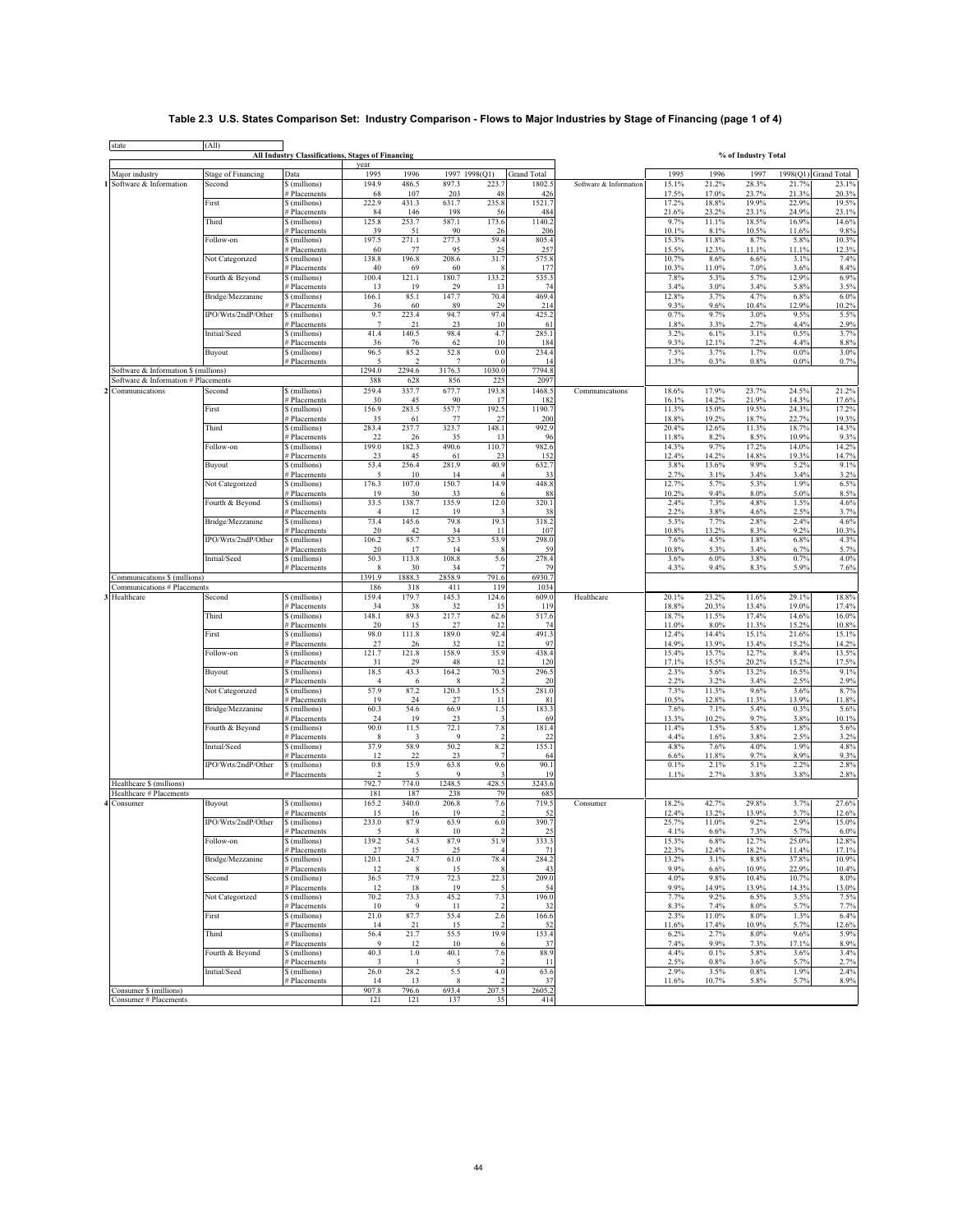**Table 2.3 U.S. States Comparison Set: Industry Comparison - Flows to Major Industries by Stage of Financing (page 1 of 4)**

state: (All)

| | Major industry | Stage of Financing | Data | 1995 | 1996 | 1997 | 1998(Q1) | Grand Total | | 1995 | 1996 | 1997 | 1998(Q1) | Grand Total |
|---|---|---|---|---|---|---|---|---|---|---|---|---|---|---|
| | | | **All Industry Classifications, Stages of Financing** | year | | | | | | **% of Industry Total** | | | | |
| 1 | Software & Information | Second | $ (millions) | 194.9 | 486.5 | 897.3 | 223.7 | 1802.5 | Software & Information | 15.1% | 21.2% | 28.3% | 21.7% | 23.1% |
| | | | # Placements | 68 | 107 | 203 | 48 | 426 | | 17.5% | 17.0% | 23.7% | 21.3% | 20.3% |
| | | First | $ (millions) | 222.9 | 431.3 | 631.7 | 235.8 | 1521.7 | | 17.2% | 18.8% | 19.9% | 22.9% | 19.5% |
| | | | # Placements | 84 | 146 | 198 | 56 | 484 | | 21.6% | 23.2% | 23.1% | 24.9% | 23.1% |
| | | Third | $ (millions) | 125.8 | 253.7 | 587.1 | 173.6 | 1140.2 | | 9.7% | 11.1% | 18.5% | 16.9% | 14.6% |
| | | | # Placements | 39 | 51 | 90 | 26 | 206 | | 10.1% | 8.1% | 10.5% | 11.6% | 9.8% |
| | | Follow-on | $ (millions) | 197.5 | 271.1 | 277.3 | 59.4 | 805.4 | | 15.3% | 11.8% | 8.7% | 5.8% | 10.3% |
| | | | # Placements | 60 | 77 | 95 | 25 | 257 | | 15.5% | 12.3% | 11.1% | 11.1% | 12.3% |
| | | Not Categorized | $ (millions) | 138.8 | 196.8 | 208.6 | 31.7 | 575.8 | | 10.7% | 8.6% | 6.6% | 3.1% | 7.4% |
| | | | # Placements | 40 | 69 | 60 | 8 | 177 | | 10.3% | 11.0% | 7.0% | 3.6% | 8.4% |
| | | Fourth & Beyond | $ (millions) | 100.4 | 121.1 | 180.7 | 133.2 | 535.3 | | 7.8% | 5.3% | 5.7% | 12.9% | 6.9% |
| | | | # Placements | 13 | 19 | 29 | 13 | 74 | | 3.4% | 3.0% | 3.4% | 5.8% | 3.5% |
| | | Bridge/Mezzanine | $ (millions) | 166.1 | 85.1 | 147.7 | 70.4 | 469.4 | | 12.8% | 3.7% | 4.7% | 6.8% | 6.0% |
| | | | # Placements | 36 | 60 | 89 | 29 | 214 | | 9.3% | 9.6% | 10.4% | 12.9% | 10.2% |
| | | IPO/Wrts/2ndP/Other | $ (millions) | 9.7 | 223.4 | 94.7 | 97.4 | 425.2 | | 0.7% | 9.7% | 3.0% | 9.5% | 5.5% |
| | | | # Placements | 7 | 21 | 23 | 10 | 61 | | 1.8% | 3.3% | 2.7% | 4.4% | 2.9% |
| | | Initial/Seed | $ (millions) | 41.4 | 140.5 | 98.4 | 4.7 | 285.1 | | 3.2% | 6.1% | 3.1% | 0.5% | 3.7% |
| | | | # Placements | 36 | 76 | 62 | 10 | 184 | | 9.3% | 12.1% | 7.2% | 4.4% | 8.8% |
| | | Buyout | $ (millions) | 96.5 | 85.2 | 52.8 | 0.0 | 234.4 | | 7.5% | 3.7% | 1.7% | 0.0% | 3.0% |
| | | | # Placements | 5 | 2 | 7 | 0 | 14 | | 1.3% | 0.3% | 0.8% | 0.0% | 0.7% |
| | Software & Information $ (millions) | | | 1294.0 | 2294.6 | 3176.3 | 1030.0 | 7794.8 | | | | | | |
| | Software & Information # Placements | | | 388 | 628 | 856 | 225 | 2097 | | | | | | |
| 2 | Communications | Second | $ (millions) | 259.4 | 337.7 | 677.7 | 193.8 | 1468.5 | Communications | 18.6% | 17.9% | 23.7% | 24.5% | 21.2% |
| | | | # Placements | 30 | 45 | 90 | 17 | 182 | | 16.1% | 14.2% | 21.9% | 14.3% | 17.6% |
| | | First | $ (millions) | 156.9 | 283.5 | 557.7 | 192.5 | 1190.7 | | 11.3% | 15.0% | 19.5% | 24.3% | 17.2% |
| | | | # Placements | 35 | 61 | 77 | 27 | 200 | | 18.8% | 19.2% | 18.7% | 22.7% | 19.3% |
| | | Third | $ (millions) | 283.4 | 237.7 | 323.7 | 148.1 | 992.9 | | 20.4% | 12.6% | 11.3% | 18.7% | 14.3% |
| | | | # Placements | 22 | 26 | 35 | 13 | 96 | | 11.8% | 8.2% | 8.5% | 10.9% | 9.3% |
| | | Follow-on | $ (millions) | 199.0 | 182.3 | 490.6 | 110.7 | 982.6 | | 14.3% | 9.7% | 17.2% | 14.0% | 14.2% |
| | | | # Placements | 23 | 45 | 61 | 23 | 152 | | 12.4% | 14.2% | 14.8% | 19.3% | 14.7% |
| | | Buyout | $ (millions) | 53.4 | 256.4 | 281.9 | 40.9 | 632.7 | | 3.8% | 13.6% | 9.9% | 5.2% | 9.1% |
| | | | # Placements | 5 | 10 | 14 | 4 | 33 | | 2.7% | 3.1% | 3.4% | 3.4% | 3.2% |
| | | Not Categorized | $ (millions) | 176.3 | 107.0 | 150.7 | 14.9 | 448.8 | | 12.7% | 5.7% | 5.3% | 1.9% | 6.5% |
| | | | # Placements | 19 | 30 | 33 | 6 | 88 | | 10.2% | 9.4% | 8.0% | 5.0% | 8.5% |
| | | Fourth & Beyond | $ (millions) | 33.5 | 138.7 | 135.9 | 12.0 | 320.1 | | 2.4% | 7.3% | 4.8% | 1.5% | 4.6% |
| | | | # Placements | 4 | 12 | 19 | 3 | 38 | | 2.2% | 3.8% | 4.6% | 2.5% | 3.7% |
| | | Bridge/Mezzanine | $ (millions) | 73.4 | 145.6 | 79.8 | 19.3 | 318.2 | | 5.3% | 7.7% | 2.8% | 2.4% | 4.6% |
| | | | # Placements | 20 | 42 | 34 | 11 | 107 | | 10.8% | 13.2% | 8.3% | 9.2% | 10.3% |
| | | IPO/Wrts/2ndP/Other | $ (millions) | 106.2 | 85.7 | 52.3 | 53.9 | 298.0 | | 7.6% | 4.5% | 1.8% | 6.8% | 4.3% |
| | | | # Placements | 20 | 17 | 14 | 8 | 59 | | 10.8% | 5.3% | 3.4% | 6.7% | 5.7% |
| | | Initial/Seed | $ (millions) | 50.3 | 113.8 | 108.8 | 5.6 | 278.4 | | 3.6% | 6.0% | 3.8% | 0.7% | 4.0% |
| | | | # Placements | 8 | 30 | 34 | 7 | 79 | | 4.3% | 9.4% | 8.3% | 5.9% | 7.6% |
| | Communications $ (millions) | | | 1391.9 | 1888.3 | 2858.9 | 791.6 | 6930.7 | | | | | | |
| | Communications # Placements | | | 186 | 318 | 411 | 119 | 1034 | | | | | | |
| 3 | Healthcare | Second | $ (millions) | 159.4 | 179.7 | 145.3 | 124.6 | 609.0 | Healthcare | 20.1% | 23.2% | 11.6% | 29.1% | 18.8% |
| | | | # Placements | 34 | 38 | 32 | 15 | 119 | | 18.8% | 20.3% | 13.4% | 19.0% | 17.4% |
| | | Third | $ (millions) | 148.1 | 89.3 | 217.7 | 62.6 | 517.6 | | 18.7% | 11.5% | 17.4% | 14.6% | 16.0% |
| | | | # Placements | 20 | 15 | 27 | 12 | 74 | | 11.0% | 8.0% | 11.3% | 15.2% | 10.8% |
| | | First | $ (millions) | 98.0 | 111.8 | 189.0 | 92.4 | 491.3 | | 12.4% | 14.4% | 15.1% | 21.6% | 15.1% |
| | | | # Placements | 27 | 26 | 32 | 12 | 97 | | 14.9% | 13.9% | 13.4% | 15.2% | 14.2% |
| | | Follow-on | $ (millions) | 121.7 | 121.8 | 158.9 | 35.9 | 438.4 | | 15.4% | 15.7% | 12.7% | 8.4% | 13.5% |
| | | | # Placements | 31 | 29 | 48 | 12 | 120 | | 17.1% | 15.5% | 20.2% | 15.2% | 17.5% |
| | | Buyout | $ (millions) | 18.5 | 43.3 | 164.2 | 70.5 | 296.5 | | 2.3% | 5.6% | 13.2% | 16.5% | 9.1% |
| | | | # Placements | 4 | 6 | 8 | 2 | 20 | | 2.2% | 3.2% | 3.4% | 2.5% | 2.9% |
| | | Not Categorized | $ (millions) | 57.9 | 87.2 | 120.3 | 15.5 | 281.0 | | 7.3% | 11.3% | 9.6% | 3.6% | 8.7% |
| | | | # Placements | 19 | 24 | 27 | 11 | 81 | | 10.5% | 12.8% | 11.3% | 13.9% | 11.8% |
| | | Bridge/Mezzanine | $ (millions) | 60.3 | 54.6 | 66.9 | 1.5 | 183.3 | | 7.6% | 7.1% | 5.4% | 0.3% | 5.6% |
| | | | # Placements | 24 | 19 | 23 | 3 | 69 | | 13.3% | 10.2% | 9.7% | 3.8% | 10.1% |
| | | Fourth & Beyond | $ (millions) | 90.0 | 11.5 | 72.1 | 7.8 | 181.4 | | 11.4% | 1.5% | 5.8% | 1.8% | 5.6% |
| | | | # Placements | 8 | 3 | 9 | 2 | 22 | | 4.4% | 1.6% | 3.8% | 2.5% | 3.2% |
| | | Initial/Seed | $ (millions) | 37.9 | 58.9 | 50.2 | 8.2 | 155.1 | | 4.8% | 7.6% | 4.0% | 1.9% | 4.8% |
| | | | # Placements | 12 | 22 | 23 | 7 | 64 | | 6.6% | 11.8% | 9.7% | 8.9% | 9.3% |
| | | IPO/Wrts/2ndP/Other | $ (millions) | 0.8 | 15.9 | 63.8 | 9.6 | 90.1 | | 0.1% | 2.1% | 5.1% | 2.2% | 2.8% |
| | | | # Placements | 2 | 5 | 9 | 3 | 19 | | 1.1% | 2.7% | 3.8% | 3.8% | 2.8% |
| | Healthcare $ (millions) | | | 792.7 | 774.0 | 1248.5 | 428.5 | 3243.6 | | | | | | |
| | Healthcare # Placements | | | 181 | 187 | 238 | 79 | 685 | | | | | | |
| 4 | Consumer | Buyout | $ (millions) | 165.2 | 340.0 | 206.8 | 7.6 | 719.5 | Consumer | 18.2% | 42.7% | 29.8% | 3.7% | 27.6% |
| | | | # Placements | 15 | 16 | 19 | 2 | 52 | | 12.4% | 13.2% | 13.9% | 5.7% | 12.6% |
| | | IPO/Wrts/2ndP/Other | $ (millions) | 233.0 | 87.9 | 63.9 | 6.0 | 390.7 | | 25.7% | 11.0% | 9.2% | 2.9% | 15.0% |
| | | | # Placements | 5 | 8 | 10 | 2 | 25 | | 4.1% | 6.6% | 7.3% | 5.7% | 6.0% |
| | | Follow-on | $ (millions) | 139.2 | 54.3 | 87.9 | 51.9 | 333.3 | | 15.3% | 6.8% | 12.7% | 25.0% | 12.8% |
| | | | # Placements | 27 | 15 | 25 | 4 | 71 | | 22.3% | 12.4% | 18.2% | 11.4% | 17.1% |
| | | Bridge/Mezzanine | $ (millions) | 120.1 | 24.7 | 61.0 | 78.4 | 284.2 | | 13.2% | 3.1% | 8.8% | 37.8% | 10.9% |
| | | | # Placements | 12 | 8 | 15 | 8 | 43 | | 9.9% | 6.6% | 10.9% | 22.9% | 10.4% |
| | | Second | $ (millions) | 36.5 | 77.9 | 72.3 | 22.3 | 209.0 | | 4.0% | 9.8% | 10.4% | 10.7% | 8.0% |
| | | | # Placements | 12 | 18 | 19 | 5 | 54 | | 9.9% | 14.9% | 13.9% | 14.3% | 13.0% |
| | | Not Categorized | $ (millions) | 70.2 | 73.3 | 45.2 | 7.3 | 196.0 | | 7.7% | 9.2% | 6.5% | 3.5% | 7.5% |
| | | | # Placements | 10 | 9 | 11 | 2 | 32 | | 8.3% | 7.4% | 8.0% | 5.7% | 7.7% |
| | | First | $ (millions) | 21.0 | 87.7 | 55.4 | 2.6 | 166.6 | | 2.3% | 11.0% | 8.0% | 1.3% | 6.4% |
| | | | # Placements | 14 | 21 | 15 | 2 | 52 | | 11.6% | 17.4% | 10.9% | 5.7% | 12.6% |
| | | Third | $ (millions) | 56.4 | 21.7 | 55.5 | 19.9 | 153.4 | | 6.2% | 2.7% | 8.0% | 9.6% | 5.9% |
| | | | # Placements | 9 | 12 | 10 | 6 | 37 | | 7.4% | 9.9% | 7.3% | 17.1% | 8.9% |
| | | Fourth & Beyond | $ (millions) | 40.3 | 1.0 | 40.1 | 7.6 | 88.9 | | 4.4% | 0.1% | 5.8% | 3.6% | 3.4% |
| | | | # Placements | 3 | 1 | 5 | 2 | 11 | | 2.5% | 0.8% | 3.6% | 5.7% | 2.7% |
| | | Initial/Seed | $ (millions) | 26.0 | 28.2 | 5.5 | 4.0 | 63.6 | | 2.9% | 3.5% | 0.8% | 1.9% | 2.4% |
| | | | # Placements | 14 | 13 | 8 | 2 | 37 | | 11.6% | 10.7% | 5.8% | 5.7% | 8.9% |
| | Consumer $ (millions) | | | 907.8 | 796.6 | 693.4 | 207.5 | 2605.2 | | | | | | |
| | Consumer # Placements | | | 121 | 121 | 137 | 35 | 414 | | | | | | |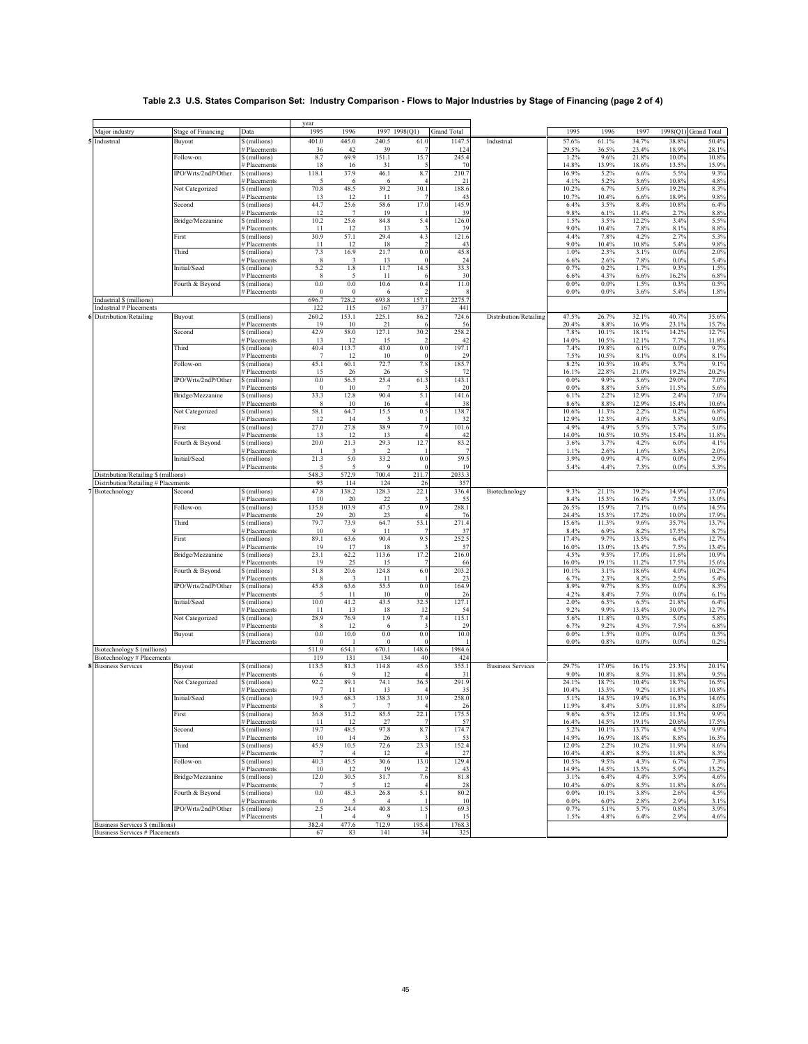**Table 2.3 U.S. States Comparison Set: Industry Comparison - Flows to Major Industries by Stage of Financing (page 2 of 4)**

| | Major industry | Stage of Financing | Data | 1995 | 1996 | 1997 | 1998(Q1) | Grand Total | | 1995 | 1996 | 1997 | 1998(Q1) | Grand Total |
|---|---|---|---|---|---|---|---|---|---|---|---|---|---|---|
| 5 | Industrial | Buyout | $ (millions) | 401.0 | 445.0 | 240.5 | 61.0 | 1147.5 | Industrial | 57.6% | 61.1% | 34.7% | 38.8% | 50.4% |
| | | | # Placements | 36 | 42 | 39 | 7 | 124 | | 29.5% | 36.5% | 23.4% | 18.9% | 28.1% |
| | | Follow-on | $ (millions) | 8.7 | 69.9 | 151.1 | 15.7 | 245.4 | | 1.2% | 9.6% | 21.8% | 10.0% | 10.8% |
| | | | # Placements | 18 | 16 | 31 | 5 | 70 | | 14.8% | 13.9% | 18.6% | 13.5% | 15.9% |
| | | IPO/Wrts/2ndP/Other | $ (millions) | 118.1 | 37.9 | 46.1 | 8.7 | 210.7 | | 16.9% | 5.2% | 6.6% | 5.5% | 9.3% |
| | | | # Placements | 5 | 6 | 6 | 4 | 21 | | 4.1% | 5.2% | 3.6% | 10.8% | 4.8% |
| | | Not Categorized | $ (millions) | 70.8 | 48.5 | 39.2 | 30.1 | 188.6 | | 10.2% | 6.7% | 5.6% | 19.2% | 8.3% |
| | | | # Placements | 13 | 12 | 11 | 7 | 43 | | 10.7% | 10.4% | 6.6% | 18.9% | 9.8% |
| | | Second | $ (millions) | 44.7 | 25.6 | 58.6 | 17.0 | 145.9 | | 6.4% | 3.5% | 8.4% | 10.8% | 6.4% |
| | | | # Placements | 12 | 7 | 19 | 1 | 39 | | 9.8% | 6.1% | 11.4% | 2.7% | 8.8% |
| | | Bridge/Mezzanine | $ (millions) | 10.2 | 25.6 | 84.8 | 5.4 | 126.0 | | 1.5% | 3.5% | 12.2% | 3.4% | 5.5% |
| | | | # Placements | 11 | 12 | 13 | 3 | 39 | | 9.0% | 10.4% | 7.8% | 8.1% | 8.8% |
| | | First | $ (millions) | 30.9 | 57.1 | 29.4 | 4.3 | 121.6 | | 4.4% | 7.8% | 4.2% | 2.7% | 5.3% |
| | | | # Placements | 11 | 12 | 18 | 2 | 43 | | 9.0% | 10.4% | 10.8% | 5.4% | 9.8% |
| | | Third | $ (millions) | 7.3 | 16.9 | 21.7 | 0.0 | 45.8 | | 1.0% | 2.3% | 3.1% | 0.0% | 2.0% |
| | | | # Placements | 8 | 3 | 13 | 0 | 24 | | 6.6% | 2.6% | 7.8% | 0.0% | 5.4% |
| | | Initial/Seed | $ (millions) | 5.2 | 1.8 | 11.7 | 14.5 | 33.3 | | 0.7% | 0.2% | 1.7% | 9.3% | 1.5% |
| | | | # Placements | 8 | 5 | 11 | 6 | 30 | | 6.6% | 4.3% | 6.6% | 16.2% | 6.8% |
| | | Fourth & Beyond | $ (millions) | 0.0 | 0.0 | 10.6 | 0.4 | 11.0 | | 0.0% | 0.0% | 1.5% | 0.3% | 0.5% |
| | | | # Placements | 0 | 0 | 6 | 2 | 8 | | 0.0% | 0.0% | 3.6% | 5.4% | 1.8% |
| | Industrial $ (millions) | | | 696.7 | 728.2 | 693.8 | 157.1 | 2275.7 | | | | | | |
| | Industrial # Placements | | | 122 | 115 | 167 | 37 | 441 | | | | | | |
| 6 | Distribution/Retailing | Buyout | $ (millions) | 260.2 | 153.1 | 225.1 | 86.2 | 724.6 | Distribution/Retailing | 47.5% | 26.7% | 32.1% | 40.7% | 35.6% |
| | | | # Placements | 19 | 10 | 21 | 6 | 56 | | 20.4% | 8.8% | 16.9% | 23.1% | 15.7% |
| | | Second | $ (millions) | 42.9 | 58.0 | 127.1 | 30.2 | 258.2 | | 7.8% | 10.1% | 18.1% | 14.2% | 12.7% |
| | | | # Placements | 13 | 12 | 15 | 2 | 42 | | 14.0% | 10.5% | 12.1% | 7.7% | 11.8% |
| | | Third | $ (millions) | 40.4 | 113.7 | 43.0 | 0.0 | 197.1 | | 7.4% | 19.8% | 6.1% | 0.0% | 9.7% |
| | | | # Placements | 7 | 12 | 10 | 0 | 29 | | 7.5% | 10.5% | 8.1% | 0.0% | 8.1% |
| | | Follow-on | $ (millions) | 45.1 | 60.1 | 72.7 | 7.8 | 185.7 | | 8.2% | 10.5% | 10.4% | 3.7% | 9.1% |
| | | | # Placements | 15 | 26 | 26 | 5 | 72 | | 16.1% | 22.8% | 21.0% | 19.2% | 20.2% |
| | | IPO/Wrts/2ndP/Other | $ (millions) | 0.0 | 56.5 | 25.4 | 61.3 | 143.1 | | 0.0% | 9.9% | 3.6% | 29.0% | 7.0% |
| | | | # Placements | 0 | 10 | 7 | 3 | 20 | | 0.0% | 8.8% | 5.6% | 11.5% | 5.6% |
| | | Bridge/Mezzanine | $ (millions) | 33.3 | 12.8 | 90.4 | 5.1 | 141.6 | | 6.1% | 2.2% | 12.9% | 2.4% | 7.0% |
| | | | # Placements | 8 | 10 | 16 | 4 | 38 | | 8.6% | 8.8% | 12.9% | 15.4% | 10.6% |
| | | Not Categorized | $ (millions) | 58.1 | 64.7 | 15.5 | 0.5 | 138.7 | | 10.6% | 11.3% | 2.2% | 0.2% | 6.8% |
| | | | # Placements | 12 | 14 | 5 | 1 | 32 | | 12.9% | 12.3% | 4.0% | 3.8% | 9.0% |
| | | First | $ (millions) | 27.0 | 27.8 | 38.9 | 7.9 | 101.6 | | 4.9% | 4.9% | 5.5% | 3.7% | 5.0% |
| | | | # Placements | 13 | 12 | 13 | 4 | 42 | | 14.0% | 10.5% | 10.5% | 15.4% | 11.8% |
| | | Fourth & Beyond | $ (millions) | 20.0 | 21.3 | 29.3 | 12.7 | 83.2 | | 3.6% | 3.7% | 4.2% | 6.0% | 4.1% |
| | | | # Placements | 1 | 3 | 2 | 1 | 7 | | 1.1% | 2.6% | 1.6% | 3.8% | 2.0% |
| | | Initial/Seed | $ (millions) | 21.3 | 5.0 | 33.2 | 0.0 | 59.5 | | 3.9% | 0.9% | 4.7% | 0.0% | 2.9% |
| | | | # Placements | 5 | 5 | 9 | 0 | 19 | | 5.4% | 4.4% | 7.3% | 0.0% | 5.3% |
| | Distribution/Retailing $ (millions) | | | 548.3 | 572.9 | 700.4 | 211.7 | 2033.3 | | | | | | |
| | Distribution/Retailing # Placements | | | 93 | 114 | 124 | 26 | 357 | | | | | | |
| 7 | Biotechnology | Second | $ (millions) | 47.8 | 138.2 | 128.3 | 22.1 | 336.4 | Biotechnology | 9.3% | 21.1% | 19.2% | 14.9% | 17.0% |
| | | | # Placements | 10 | 20 | 22 | 3 | 55 | | 8.4% | 15.3% | 16.4% | 7.5% | 13.0% |
| | | Follow-on | $ (millions) | 135.8 | 103.9 | 47.5 | 0.9 | 288.1 | | 26.5% | 15.9% | 7.1% | 0.6% | 14.5% |
| | | | # Placements | 29 | 20 | 23 | 4 | 76 | | 24.4% | 15.3% | 17.2% | 10.0% | 17.9% |
| | | Third | $ (millions) | 79.7 | 73.9 | 64.7 | 53.1 | 271.4 | | 15.6% | 11.3% | 9.6% | 35.7% | 13.7% |
| | | | # Placements | 10 | 9 | 11 | 7 | 37 | | 8.4% | 6.9% | 8.2% | 17.5% | 8.7% |
| | | First | $ (millions) | 89.1 | 63.6 | 90.4 | 9.5 | 252.5 | | 17.4% | 9.7% | 13.5% | 6.4% | 12.7% |
| | | | # Placements | 19 | 17 | 18 | 3 | 57 | | 16.0% | 13.0% | 13.4% | 7.5% | 13.4% |
| | | Bridge/Mezzanine | $ (millions) | 23.1 | 62.2 | 113.6 | 17.2 | 216.0 | | 4.5% | 9.5% | 17.0% | 11.6% | 10.9% |
| | | | # Placements | 19 | 25 | 15 | 7 | 66 | | 16.0% | 19.1% | 11.2% | 17.5% | 15.6% |
| | | Fourth & Beyond | $ (millions) | 51.8 | 20.6 | 124.8 | 6.0 | 203.2 | | 10.1% | 3.1% | 18.6% | 4.0% | 10.2% |
| | | | # Placements | 8 | 3 | 11 | 1 | 23 | | 6.7% | 2.3% | 8.2% | 2.5% | 5.4% |
| | | IPO/Wrts/2ndP/Other | $ (millions) | 45.8 | 63.6 | 55.5 | 0.0 | 164.9 | | 8.9% | 9.7% | 8.3% | 0.0% | 8.3% |
| | | | # Placements | 5 | 11 | 10 | 0 | 26 | | 4.2% | 8.4% | 7.5% | 0.0% | 6.1% |
| | | Initial/Seed | $ (millions) | 10.0 | 41.2 | 43.5 | 32.5 | 127.1 | | 2.0% | 6.3% | 6.5% | 21.8% | 6.4% |
| | | | # Placements | 11 | 13 | 18 | 12 | 54 | | 9.2% | 9.9% | 13.4% | 30.0% | 12.7% |
| | | Not Categorized | $ (millions) | 28.9 | 76.9 | 1.9 | 7.4 | 115.1 | | 5.6% | 11.8% | 0.3% | 5.0% | 5.8% |
| | | | # Placements | 8 | 12 | 6 | 3 | 29 | | 6.7% | 9.2% | 4.5% | 7.5% | 6.8% |
| | | Buyout | $ (millions) | 0.0 | 10.0 | 0.0 | 0.0 | 10.0 | | 0.0% | 1.5% | 0.0% | 0.0% | 0.5% |
| | | | # Placements | 0 | 1 | 0 | 0 | 1 | | 0.0% | 0.8% | 0.0% | 0.0% | 0.2% |
| | Biotechnology $ (millions) | | | 511.9 | 654.1 | 670.1 | 148.6 | 1984.6 | | | | | | |
| | Biotechnology # Placements | | | 119 | 131 | 134 | 40 | 424 | | | | | | |
| 8 | Business Services | Buyout | $ (millions) | 113.5 | 81.3 | 114.8 | 45.6 | 355.1 | Business Services | 29.7% | 17.0% | 16.1% | 23.3% | 20.1% |
| | | | # Placements | 6 | 9 | 12 | 4 | 31 | | 9.0% | 10.8% | 8.5% | 11.8% | 9.5% |
| | | Not Categorized | $ (millions) | 92.2 | 89.1 | 74.1 | 36.5 | 291.9 | | 24.1% | 18.7% | 10.4% | 18.7% | 16.5% |
| | | | # Placements | 7 | 11 | 13 | 4 | 35 | | 10.4% | 13.3% | 9.2% | 11.8% | 10.8% |
| | | Initial/Seed | $ (millions) | 19.5 | 68.3 | 138.3 | 31.9 | 258.0 | | 5.1% | 14.3% | 19.4% | 16.3% | 14.6% |
| | | | # Placements | 8 | 7 | 7 | 4 | 26 | | 11.9% | 8.4% | 5.0% | 11.8% | 8.0% |
| | | First | $ (millions) | 36.8 | 31.2 | 85.5 | 22.1 | 175.5 | | 9.6% | 6.5% | 12.0% | 11.3% | 9.9% |
| | | | # Placements | 11 | 12 | 27 | 7 | 57 | | 16.4% | 14.5% | 19.1% | 20.6% | 17.5% |
| | | Second | $ (millions) | 19.7 | 48.5 | 97.8 | 8.7 | 174.7 | | 5.2% | 10.1% | 13.7% | 4.5% | 9.9% |
| | | | # Placements | 10 | 14 | 26 | 3 | 53 | | 14.9% | 16.9% | 18.4% | 8.8% | 16.3% |
| | | Third | $ (millions) | 45.9 | 10.5 | 72.6 | 23.3 | 152.4 | | 12.0% | 2.2% | 10.2% | 11.9% | 8.6% |
| | | | # Placements | 7 | 4 | 12 | 4 | 27 | | 10.4% | 4.8% | 8.5% | 11.8% | 8.3% |
| | | Follow-on | $ (millions) | 40.3 | 45.5 | 30.6 | 13.0 | 129.4 | | 10.5% | 9.5% | 4.3% | 6.7% | 7.3% |
| | | | # Placements | 10 | 12 | 19 | 2 | 43 | | 14.9% | 14.5% | 13.5% | 5.9% | 13.2% |
| | | Bridge/Mezzanine | $ (millions) | 12.0 | 30.5 | 31.7 | 7.6 | 81.8 | | 3.1% | 6.4% | 4.4% | 3.9% | 4.6% |
| | | | # Placements | 7 | 5 | 12 | 4 | 28 | | 10.4% | 6.0% | 8.5% | 11.8% | 8.6% |
| | | Fourth & Beyond | $ (millions) | 0.0 | 48.3 | 26.8 | 5.1 | 80.2 | | 0.0% | 10.1% | 3.8% | 2.6% | 4.5% |
| | | | # Placements | 0 | 5 | 4 | 1 | 10 | | 0.0% | 6.0% | 2.8% | 2.9% | 3.1% |
| | | IPO/Wrts/2ndP/Other | $ (millions) | 2.5 | 24.4 | 40.8 | 1.5 | 69.3 | | 0.7% | 5.1% | 5.7% | 0.8% | 3.9% |
| | | | # Placements | 1 | 4 | 9 | 1 | 15 | | 1.5% | 4.8% | 6.4% | 2.9% | 4.6% |
| | Business Services $ (millions) | | | 382.4 | 477.6 | 712.9 | 195.4 | 1768.3 | | | | | | |
| | Business Services # Placements | | | 67 | 83 | 141 | 34 | 325 | | | | | | |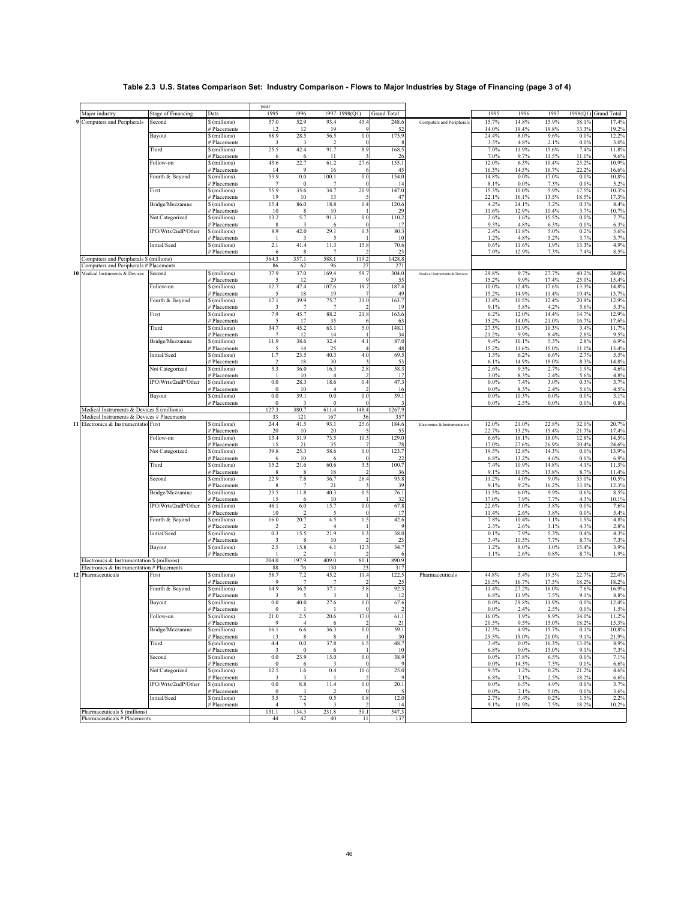**Table 2.3 U.S. States Comparison Set: Industry Comparison - Flows to Major Industries by Stage of Financing (page 3 of 4)**

| | Major industry | Stage of Financing | Data | 1995 | 1996 | 1997 | 1998(Q1) | Grand Total | | 1995 | 1996 | 1997 | 1998(Q1) | Grand Total |
|---|---|---|---|---|---|---|---|---|---|---|---|---|---|---|
| 9 | Computers and Peripherals | Second | $ (millions) | 57.0 | 52.9 | 93.4 | 45.4 | 248.6 | Computers and Peripherals | 15.7% | 14.8% | 15.9% | 38.1% | 17.4% |
| | | | # Placements | 12 | 12 | 19 | 9 | 52 | | 14.0% | 19.4% | 19.8% | 33.3% | 19.2% |
| | | Buyout | $ (millions) | 88.9 | 28.5 | 56.5 | 0.0 | 173.9 | | 24.4% | 8.0% | 9.6% | 0.0% | 12.2% |
| | | | # Placements | 3 | 3 | 2 | 0 | 8 | | 3.5% | 4.8% | 2.1% | 0.0% | 3.0% |
| | | Third | $ (millions) | 25.5 | 42.4 | 91.7 | 8.9 | 168.5 | | 7.0% | 11.9% | 15.6% | 7.4% | 11.8% |
| | | | # Placements | 6 | 6 | 11 | 3 | 26 | | 7.0% | 9.7% | 11.5% | 11.1% | 9.6% |
| | | Follow-on | $ (millions) | 43.6 | 22.7 | 61.2 | 27.6 | 155.1 | | 12.0% | 6.3% | 10.4% | 23.2% | 10.9% |
| | | | # Placements | 14 | 9 | 16 | 6 | 45 | | 16.3% | 14.5% | 16.7% | 22.2% | 16.6% |
| | | Fourth & Beyond | $ (millions) | 53.9 | 0.0 | 100.1 | 0.0 | 154.0 | | 14.8% | 0.0% | 17.0% | 0.0% | 10.8% |
| | | | # Placements | 7 | 0 | 7 | 0 | 14 | | 8.1% | 0.0% | 7.3% | 0.0% | 5.2% |
| | | First | $ (millions) | 55.9 | 35.6 | 34.7 | 20.9 | 147.0 | | 15.3% | 10.0% | 5.9% | 17.5% | 10.3% |
| | | | # Placements | 19 | 10 | 13 | 5 | 47 | | 22.1% | 16.1% | 13.5% | 18.5% | 17.3% |
| | | Bridge/Mezzanine | $ (millions) | 15.4 | 86.0 | 18.8 | 0.4 | 120.6 | | 4.2% | 24.1% | 3.2% | 0.3% | 8.4% |
| | | | # Placements | 10 | 8 | 10 | 1 | 29 | | 11.6% | 12.9% | 10.4% | 3.7% | 10.7% |
| | | Not Categorized | $ (millions) | 13.2 | 5.7 | 91.3 | 0.0 | 110.2 | | 3.6% | 1.6% | 15.5% | 0.0% | 7.7% |
| | | | # Placements | 8 | 3 | 6 | 0 | 17 | | 9.3% | 4.8% | 6.3% | 0.0% | 6.3% |
| | | IPO/Wrts/2ndP/Other | $ (millions) | 8.9 | 42.0 | 29.1 | 0.3 | 80.3 | | 2.4% | 11.8% | 5.0% | 0.2% | 5.6% |
| | | | # Placements | 1 | 3 | 5 | 1 | 10 | | 1.2% | 4.8% | 5.2% | 3.7% | 3.7% |
| | | Initial/Seed | $ (millions) | 2.1 | 41.4 | 11.3 | 15.8 | 70.6 | | 0.6% | 11.6% | 1.9% | 13.3% | 4.9% |
| | | | # Placements | 6 | 8 | 7 | 2 | 23 | | 7.0% | 12.9% | 7.3% | 7.4% | 8.5% |
| | Computers and Peripherals $ (millions) | | | 364.3 | 357.1 | 588.1 | 119.2 | 1428.8 | | | | | | |
| | Computers and Peripherals # Placements | | | 86 | 62 | 96 | 27 | 271 | | | | | | |
| 10 | Medical Instruments & Devices | Second | $ (millions) | 37.9 | 37.0 | 169.4 | 59.7 | 304.0 | Medical Instruments & Devices | 29.8% | 9.7% | 27.7% | 40.2% | 24.0% |
| | | | # Placements | 5 | 12 | 29 | 9 | 55 | | 15.2% | 9.9% | 17.4% | 25.0% | 15.4% |
| | | Follow-on | $ (millions) | 12.7 | 47.4 | 107.6 | 19.7 | 187.4 | | 10.0% | 12.4% | 17.6% | 13.3% | 14.8% |
| | | | # Placements | 5 | 18 | 19 | 7 | 49 | | 15.2% | 14.9% | 11.4% | 19.4% | 13.7% |
| | | Fourth & Beyond | $ (millions) | 17.1 | 39.9 | 75.7 | 31.0 | 163.7 | | 13.4% | 10.5% | 12.4% | 20.9% | 12.9% |
| | | | # Placements | 3 | 7 | 7 | 2 | 19 | | 9.1% | 5.8% | 4.2% | 5.6% | 5.3% |
| | | First | $ (millions) | 7.9 | 45.7 | 88.2 | 21.8 | 163.6 | | 6.2% | 12.0% | 14.4% | 14.7% | 12.9% |
| | | | # Placements | 5 | 17 | 35 | 6 | 63 | | 15.2% | 14.0% | 21.0% | 16.7% | 17.6% |
| | | Third | $ (millions) | 34.7 | 45.2 | 63.1 | 5.0 | 148.1 | | 27.3% | 11.9% | 10.3% | 3.4% | 11.7% |
| | | | # Placements | 7 | 12 | 14 | 1 | 34 | | 21.2% | 9.9% | 8.4% | 2.8% | 9.5% |
| | | Bridge/Mezzanine | $ (millions) | 11.9 | 38.6 | 32.4 | 4.1 | 87.0 | | 9.4% | 10.1% | 5.3% | 2.8% | 6.9% |
| | | | # Placements | 5 | 14 | 25 | 4 | 48 | | 15.2% | 11.6% | 15.0% | 11.1% | 13.4% |
| | | Initial/Seed | $ (millions) | 1.7 | 23.5 | 40.3 | 4.0 | 69.5 | | 1.3% | 6.2% | 6.6% | 2.7% | 5.5% |
| | | | # Placements | 2 | 18 | 30 | 3 | 53 | | 6.1% | 14.9% | 18.0% | 8.3% | 14.8% |
| | | Not Categorized | $ (millions) | 3.3 | 36.0 | 16.3 | 2.8 | 58.3 | | 2.6% | 9.5% | 2.7% | 1.9% | 4.6% |
| | | | # Placements | 1 | 10 | 4 | 2 | 17 | | 3.0% | 8.3% | 2.4% | 5.6% | 4.8% |
| | | IPO/Wrts/2ndP/Other | $ (millions) | 0.0 | 28.3 | 18.6 | 0.4 | 47.3 | | 0.0% | 7.4% | 3.0% | 0.3% | 3.7% |
| | | | # Placements | 0 | 10 | 4 | 2 | 16 | | 0.0% | 8.3% | 2.4% | 5.6% | 4.5% |
| | | Buyout | $ (millions) | 0.0 | 39.1 | 0.0 | 0.0 | 39.1 | | 0.0% | 10.3% | 0.0% | 0.0% | 3.1% |
| | | | # Placements | 0 | 3 | 0 | 0 | 3 | | 0.0% | 2.5% | 0.0% | 0.0% | 0.8% |
| | Medical Instruments & Devices $ (millions) | | | 127.3 | 380.7 | 611.4 | 148.4 | 1267.9 | | | | | | |
| | Medical Instruments & Devices # Placements | | | 33 | 121 | 167 | 36 | 357 | | | | | | |
| 11 | Electronics & Instrumentation | First | $ (millions) | 24.4 | 41.5 | 93.1 | 25.6 | 184.6 | Electronics & Instrumentation | 12.0% | 21.0% | 22.8% | 32.0% | 20.7% |
| | | | # Placements | 20 | 10 | 20 | 5 | 55 | | 22.7% | 13.2% | 15.4% | 21.7% | 17.4% |
| | | Follow-on | $ (millions) | 13.4 | 31.9 | 73.5 | 10.3 | 129.0 | | 6.6% | 16.1% | 18.0% | 12.8% | 14.5% |
| | | | # Placements | 15 | 21 | 35 | 7 | 78 | | 17.0% | 27.6% | 26.9% | 30.4% | 24.6% |
| | | Not Categorized | $ (millions) | 39.8 | 25.3 | 58.6 | 0.0 | 123.7 | | 19.5% | 12.8% | 14.3% | 0.0% | 13.9% |
| | | | # Placements | 6 | 10 | 6 | 0 | 22 | | 6.8% | 13.2% | 4.6% | 0.0% | 6.9% |
| | | Third | $ (millions) | 15.2 | 21.6 | 60.6 | 3.3 | 100.7 | | 7.4% | 10.9% | 14.8% | 4.1% | 11.3% |
| | | | # Placements | 8 | 8 | 18 | 2 | 36 | | 9.1% | 10.5% | 13.8% | 8.7% | 11.4% |
| | | Second | $ (millions) | 22.9 | 7.8 | 36.7 | 26.4 | 93.8 | | 11.2% | 4.0% | 9.0% | 33.0% | 10.5% |
| | | | # Placements | 8 | 7 | 21 | 3 | 39 | | 9.1% | 9.2% | 16.2% | 13.0% | 12.3% |
| | | Bridge/Mezzanine | $ (millions) | 23.5 | 11.8 | 40.3 | 0.5 | 76.1 | | 11.5% | 6.0% | 9.9% | 0.6% | 8.5% |
| | | | # Placements | 15 | 6 | 10 | 1 | 32 | | 17.0% | 7.9% | 7.7% | 4.3% | 10.1% |
| | | IPO/Wrts/2ndP/Other | $ (millions) | 46.1 | 6.0 | 15.7 | 0.0 | 67.8 | | 22.6% | 3.0% | 3.8% | 0.0% | 7.6% |
| | | | # Placements | 10 | 2 | 5 | 0 | 17 | | 11.4% | 2.6% | 3.8% | 0.0% | 5.4% |
| | | Fourth & Beyond | $ (millions) | 16.0 | 20.7 | 4.5 | 1.5 | 42.6 | | 7.8% | 10.4% | 1.1% | 1.9% | 4.8% |
| | | | # Placements | 2 | 2 | 4 | 1 | 9 | | 2.3% | 2.6% | 3.1% | 4.3% | 2.8% |
| | | Initial/Seed | $ (millions) | 0.3 | 15.5 | 21.9 | 0.3 | 38.0 | | 0.1% | 7.9% | 5.3% | 0.4% | 4.3% |
| | | | # Placements | 3 | 8 | 10 | 2 | 23 | | 3.4% | 10.5% | 7.7% | 8.7% | 7.3% |
| | | Buyout | $ (millions) | 2.5 | 15.8 | 4.1 | 12.3 | 34.7 | | 1.2% | 8.0% | 1.0% | 15.4% | 3.9% |
| | | | # Placements | 1 | 2 | 1 | 2 | 6 | | 1.1% | 2.6% | 0.8% | 8.7% | 1.9% |
| | Electronics & Instrumentation $ (millions) | | | 204.0 | 197.9 | 409.0 | 80.1 | 890.9 | | | | | | |
| | Electronics & Instrumentation # Placements | | | 88 | 76 | 130 | 23 | 317 | | | | | | |
| 12 | Pharmaceuticals | First | $ (millions) | 58.7 | 7.2 | 45.2 | 11.4 | 122.5 | Pharmaceuticals | 44.8% | 5.4% | 19.5% | 22.7% | 22.4% |
| | | | # Placements | 9 | 7 | 7 | 2 | 25 | | 20.5% | 16.7% | 17.5% | 18.2% | 18.2% |
| | | Fourth & Beyond | $ (millions) | 14.9 | 36.5 | 37.1 | 3.8 | 92.3 | | 11.4% | 27.2% | 16.0% | 7.6% | 16.9% |
| | | | # Placements | 3 | 5 | 3 | 1 | 12 | | 6.8% | 11.9% | 7.5% | 9.1% | 8.8% |
| | | Buyout | $ (millions) | 0.0 | 40.0 | 27.6 | 0.0 | 67.6 | | 0.0% | 29.8% | 11.9% | 0.0% | 12.4% |
| | | | # Placements | 0 | 1 | 1 | 0 | 2 | | 0.0% | 2.4% | 2.5% | 0.0% | 1.5% |
| | | Follow-on | $ (millions) | 21.0 | 2.5 | 20.6 | 17.0 | 61.1 | | 16.0% | 1.9% | 8.9% | 34.0% | 11.2% |
| | | | # Placements | 9 | 4 | 6 | 2 | 21 | | 20.5% | 9.5% | 15.0% | 18.2% | 15.3% |
| | | Bridge/Mezzanine | $ (millions) | 16.1 | 6.6 | 36.3 | 0.0 | 59.1 | | 12.3% | 4.9% | 15.7% | 0.1% | 10.8% |
| | | | # Placements | 13 | 8 | 8 | 1 | 30 | | 29.5% | 19.0% | 20.0% | 9.1% | 21.9% |
| | | Third | $ (millions) | 4.4 | 0.0 | 37.8 | 6.5 | 48.7 | | 3.4% | 0.0% | 16.3% | 13.0% | 8.9% |
| | | | # Placements | 3 | 0 | 6 | 1 | 10 | | 6.8% | 0.0% | 15.0% | 9.1% | 7.3% |
| | | Second | $ (millions) | 0.0 | 23.9 | 15.0 | 0.0 | 38.9 | | 0.0% | 17.8% | 6.5% | 0.0% | 7.1% |
| | | | # Placements | 0 | 6 | 3 | 0 | 9 | | 0.0% | 14.3% | 7.5% | 0.0% | 6.6% |
| | | Not Categorized | $ (millions) | 12.5 | 1.6 | 0.4 | 10.6 | 25.0 | | 9.5% | 1.2% | 0.2% | 21.2% | 4.6% |
| | | | # Placements | 3 | 3 | 1 | 2 | 9 | | 6.8% | 7.1% | 2.5% | 18.2% | 6.6% |
| | | IPO/Wrts/2ndP/Other | $ (millions) | 0.0 | 8.8 | 11.4 | 0.0 | 20.1 | | 0.0% | 6.5% | 4.9% | 0.0% | 3.7% |
| | | | # Placements | 0 | 3 | 2 | 0 | 5 | | 0.0% | 7.1% | 5.0% | 0.0% | 3.6% |
| | | Initial/Seed | $ (millions) | 3.5 | 7.2 | 0.5 | 0.8 | 12.0 | | 2.7% | 5.4% | 0.2% | 1.5% | 2.2% |
| | | | # Placements | 4 | 5 | 3 | 2 | 14 | | 9.1% | 11.9% | 7.5% | 18.2% | 10.2% |
| | Pharmaceuticals $ (millions) | | | 131.1 | 134.3 | 231.8 | 50.1 | 547.3 | | | | | | |
| | Pharmaceuticals # Placements | | | 44 | 42 | 40 | 11 | 137 | | | | | | |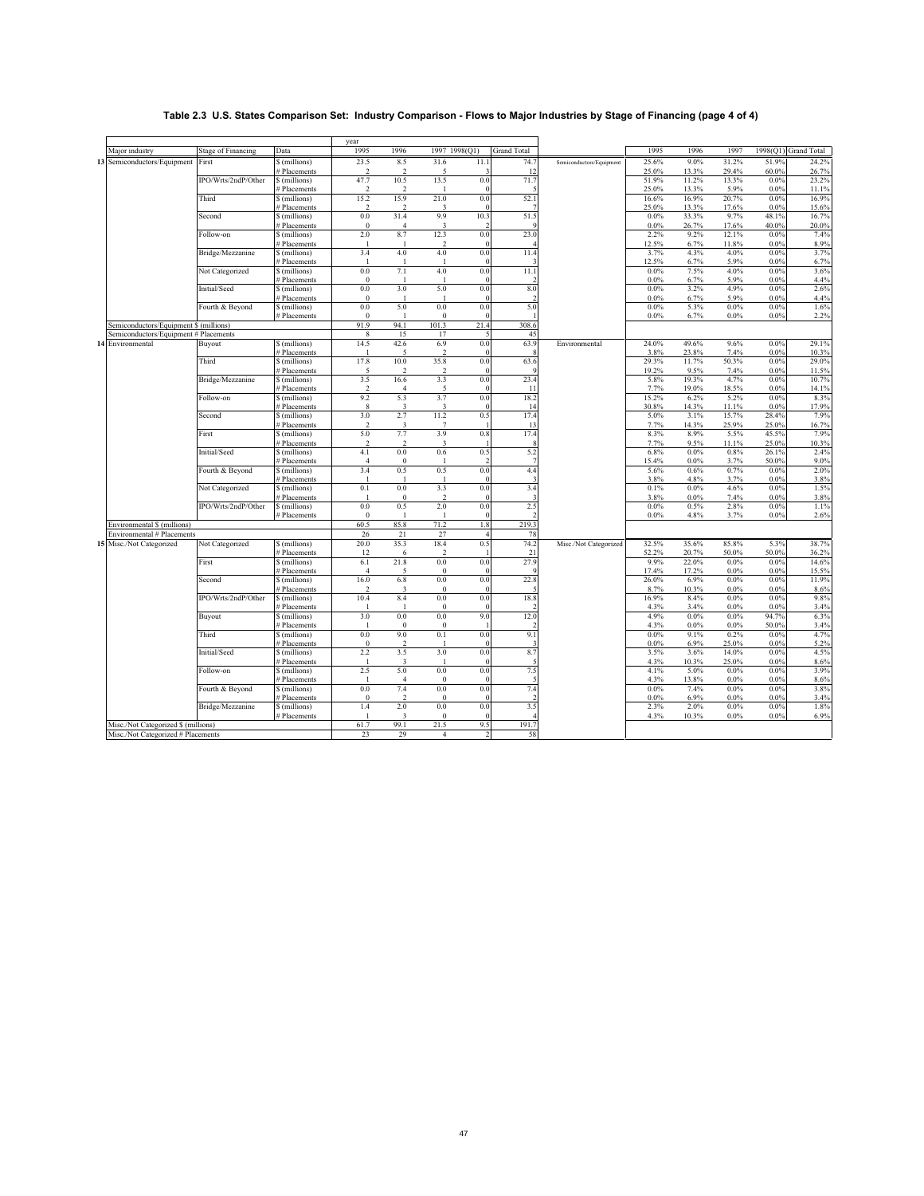## Table 2.3 U.S. States Comparison Set: Industry Comparison - Flows to Major Industries by Stage of Financing (page 4 of 4)

| | Major industry | Stage of Financing | Data | 1995 | 1996 | 1997 | 1998(Q1) | Grand Total | | 1995 | 1996 | 1997 | 1998(Q1) | Grand Total |
|---|---|---|---|---|---|---|---|---|---|---|---|---|---|---|
| 13 | Semiconductors/Equipment | First | $ (millions) | 23.5 | 8.5 | 31.6 | 11.1 | 74.7 | Semiconductors/Equipment | 25.6% | 9.0% | 31.2% | 51.9% | 24.2% |
| | | | # Placements | 2 | 2 | 5 | 3 | 12 | | 25.0% | 13.3% | 29.4% | 60.0% | 26.7% |
| | | IPO/Wrts/2ndP/Other | $ (millions) | 47.7 | 10.5 | 13.5 | 0.0 | 71.7 | | 51.9% | 11.2% | 13.3% | 0.0% | 23.2% |
| | | | # Placements | 2 | 2 | 1 | 0 | 5 | | 25.0% | 13.3% | 5.9% | 0.0% | 11.1% |
| | | Third | $ (millions) | 15.2 | 15.9 | 21.0 | 0.0 | 52.1 | | 16.6% | 16.9% | 20.7% | 0.0% | 16.9% |
| | | | # Placements | 2 | 2 | 3 | 0 | 7 | | 25.0% | 13.3% | 17.6% | 0.0% | 15.6% |
| | | Second | $ (millions) | 0.0 | 31.4 | 9.9 | 10.3 | 51.5 | | 0.0% | 33.3% | 9.7% | 48.1% | 16.7% |
| | | | # Placements | 0 | 4 | 3 | 2 | 9 | | 0.0% | 26.7% | 17.6% | 40.0% | 20.0% |
| | | Follow-on | $ (millions) | 2.0 | 8.7 | 12.3 | 0.0 | 23.0 | | 2.2% | 9.2% | 12.1% | 0.0% | 7.4% |
| | | | # Placements | 1 | 1 | 2 | 0 | 4 | | 12.5% | 6.7% | 11.8% | 0.0% | 8.9% |
| | | Bridge/Mezzanine | $ (millions) | 3.4 | 4.0 | 4.0 | 0.0 | 11.4 | | 3.7% | 4.3% | 4.0% | 0.0% | 3.7% |
| | | | # Placements | 1 | 1 | 1 | 0 | 3 | | 12.5% | 6.7% | 5.9% | 0.0% | 6.7% |
| | | Not Categorized | $ (millions) | 0.0 | 7.1 | 4.0 | 0.0 | 11.1 | | 0.0% | 7.5% | 4.0% | 0.0% | 3.6% |
| | | | # Placements | 0 | 1 | 1 | 0 | 2 | | 0.0% | 6.7% | 5.9% | 0.0% | 4.4% |
| | | Initial/Seed | $ (millions) | 0.0 | 3.0 | 5.0 | 0.0 | 8.0 | | 0.0% | 3.2% | 4.9% | 0.0% | 2.6% |
| | | | # Placements | 0 | 1 | 1 | 0 | 2 | | 0.0% | 6.7% | 5.9% | 0.0% | 4.4% |
| | | Fourth & Beyond | $ (millions) | 0.0 | 5.0 | 0.0 | 0.0 | 5.0 | | 0.0% | 5.3% | 0.0% | 0.0% | 1.6% |
| | | | # Placements | 0 | 1 | 0 | 0 | 1 | | 0.0% | 6.7% | 0.0% | 0.0% | 2.2% |
| | Semiconductors/Equipment $ (millions) | | | 91.9 | 94.1 | 101.3 | 21.4 | 308.6 | | | | | | |
| | Semiconductors/Equipment # Placements | | | 8 | 15 | 17 | 5 | 45 | | | | | | |
| 14 | Environmental | Buyout | $ (millions) | 14.5 | 42.6 | 6.9 | 0.0 | 63.9 | Environmental | 24.0% | 49.6% | 9.6% | 0.0% | 29.1% |
| | | | # Placements | 1 | 5 | 2 | 0 | 8 | | 3.8% | 23.8% | 7.4% | 0.0% | 10.3% |
| | | Third | $ (millions) | 17.8 | 10.0 | 35.8 | 0.0 | 63.6 | | 29.3% | 11.7% | 50.3% | 0.0% | 29.0% |
| | | | # Placements | 5 | 2 | 2 | 0 | 9 | | 19.2% | 9.5% | 7.4% | 0.0% | 11.5% |
| | | Bridge/Mezzanine | $ (millions) | 3.5 | 16.6 | 3.3 | 0.0 | 23.4 | | 5.8% | 19.3% | 4.7% | 0.0% | 10.7% |
| | | | # Placements | 2 | 4 | 5 | 0 | 11 | | 7.7% | 19.0% | 18.5% | 0.0% | 14.1% |
| | | Follow-on | $ (millions) | 9.2 | 5.3 | 3.7 | 0.0 | 18.2 | | 15.2% | 6.2% | 5.2% | 0.0% | 8.3% |
| | | | # Placements | 8 | 3 | 3 | 0 | 14 | | 30.8% | 14.3% | 11.1% | 0.0% | 17.9% |
| | | Second | $ (millions) | 3.0 | 2.7 | 11.2 | 0.5 | 17.4 | | 5.0% | 3.1% | 15.7% | 28.4% | 7.9% |
| | | | # Placements | 2 | 3 | 7 | 1 | 13 | | 7.7% | 14.3% | 25.9% | 25.0% | 16.7% |
| | | First | $ (millions) | 5.0 | 7.7 | 3.9 | 0.8 | 17.4 | | 8.3% | 8.9% | 5.5% | 45.5% | 7.9% |
| | | | # Placements | 2 | 2 | 3 | 1 | 8 | | 7.7% | 9.5% | 11.1% | 25.0% | 10.3% |
| | | Initial/Seed | $ (millions) | 4.1 | 0.0 | 0.6 | 0.5 | 5.2 | | 6.8% | 0.0% | 0.8% | 26.1% | 2.4% |
| | | | # Placements | 4 | 0 | 1 | 2 | 7 | | 15.4% | 0.0% | 3.7% | 50.0% | 9.0% |
| | | Fourth & Beyond | $ (millions) | 3.4 | 0.5 | 0.5 | 0.0 | 4.4 | | 5.6% | 0.6% | 0.7% | 0.0% | 2.0% |
| | | | # Placements | 1 | 1 | 1 | 0 | 3 | | 3.8% | 4.8% | 3.7% | 0.0% | 3.8% |
| | | Not Categorized | $ (millions) | 0.1 | 0.0 | 3.3 | 0.0 | 3.4 | | 0.1% | 0.0% | 4.6% | 0.0% | 1.5% |
| | | | # Placements | 1 | 0 | 2 | 0 | 3 | | 3.8% | 0.0% | 7.4% | 0.0% | 3.8% |
| | | IPO/Wrts/2ndP/Other | $ (millions) | 0.0 | 0.5 | 2.0 | 0.0 | 2.5 | | 0.0% | 0.5% | 2.8% | 0.0% | 1.1% |
| | | | # Placements | 0 | 1 | 1 | 0 | 2 | | 0.0% | 4.8% | 3.7% | 0.0% | 2.6% |
| | Environmental $ (millions) | | | 60.5 | 85.8 | 71.2 | 1.8 | 219.3 | | | | | | |
| | Environmental # Placements | | | 26 | 21 | 27 | 4 | 78 | | | | | | |
| 15 | Misc./Not Categorized | Not Categorized | $ (millions) | 20.0 | 35.3 | 18.4 | 0.5 | 74.2 | Misc./Not Categorized | 32.5% | 35.6% | 85.8% | 5.3% | 38.7% |
| | | | # Placements | 12 | 6 | 2 | 1 | 21 | | 52.2% | 20.7% | 50.0% | 50.0% | 36.2% |
| | | First | $ (millions) | 6.1 | 21.8 | 0.0 | 0.0 | 27.9 | | 9.9% | 22.0% | 0.0% | 0.0% | 14.6% |
| | | | # Placements | 4 | 5 | 0 | 0 | 9 | | 17.4% | 17.2% | 0.0% | 0.0% | 15.5% |
| | | Second | $ (millions) | 16.0 | 6.8 | 0.0 | 0.0 | 22.8 | | 26.0% | 6.9% | 0.0% | 0.0% | 11.9% |
| | | | # Placements | 2 | 3 | 0 | 0 | 5 | | 8.7% | 10.3% | 0.0% | 0.0% | 8.6% |
| | | IPO/Wrts/2ndP/Other | $ (millions) | 10.4 | 8.4 | 0.0 | 0.0 | 18.8 | | 16.9% | 8.4% | 0.0% | 0.0% | 9.8% |
| | | | # Placements | 1 | 1 | 0 | 0 | 2 | | 4.3% | 3.4% | 0.0% | 0.0% | 3.4% |
| | | Buyout | $ (millions) | 3.0 | 0.0 | 0.0 | 9.0 | 12.0 | | 4.9% | 0.0% | 0.0% | 94.7% | 6.3% |
| | | | # Placements | 1 | 0 | 0 | 1 | 2 | | 4.3% | 0.0% | 0.0% | 50.0% | 3.4% |
| | | Third | $ (millions) | 0.0 | 9.0 | 0.1 | 0.0 | 9.1 | | 0.0% | 9.1% | 0.2% | 0.0% | 4.7% |
| | | | # Placements | 0 | 2 | 1 | 0 | 3 | | 0.0% | 6.9% | 25.0% | 0.0% | 5.2% |
| | | Initial/Seed | $ (millions) | 2.2 | 3.5 | 3.0 | 0.0 | 8.7 | | 3.5% | 3.6% | 14.0% | 0.0% | 4.5% |
| | | | # Placements | 1 | 3 | 1 | 0 | 5 | | 4.3% | 10.3% | 25.0% | 0.0% | 8.6% |
| | | Follow-on | $ (millions) | 2.5 | 5.0 | 0.0 | 0.0 | 7.5 | | 4.1% | 5.0% | 0.0% | 0.0% | 3.9% |
| | | | # Placements | 1 | 4 | 0 | 0 | 5 | | 4.3% | 13.8% | 0.0% | 0.0% | 8.6% |
| | | Fourth & Beyond | $ (millions) | 0.0 | 7.4 | 0.0 | 0.0 | 7.4 | | 0.0% | 7.4% | 0.0% | 0.0% | 3.8% |
| | | | # Placements | 0 | 2 | 0 | 0 | 2 | | 0.0% | 6.9% | 0.0% | 0.0% | 3.4% |
| | | Bridge/Mezzanine | $ (millions) | 1.4 | 2.0 | 0.0 | 0.0 | 3.5 | | 2.3% | 2.0% | 0.0% | 0.0% | 1.8% |
| | | | # Placements | 1 | 3 | 0 | 0 | 4 | | 4.3% | 10.3% | 0.0% | 0.0% | 6.9% |
| | Misc./Not Categorized $ (millions) | | | 61.7 | 99.1 | 21.5 | 9.5 | 191.7 | | | | | | |
| | Misc./Not Categorized # Placements | | | 23 | 29 | 4 | 2 | 58 | | | | | | |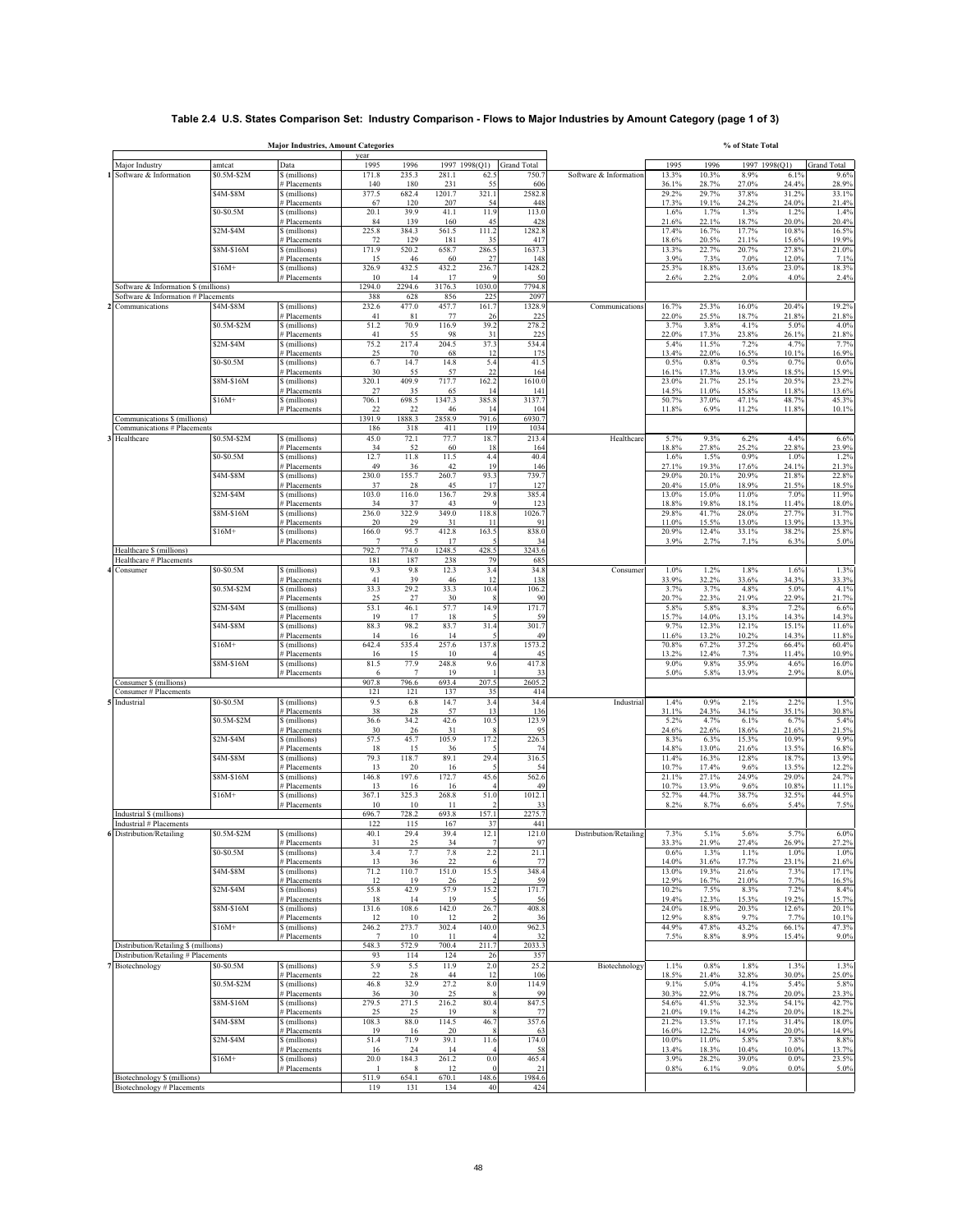# Table 2.4 U.S. States Comparison Set: Industry Comparison - Flows to Major Industries by Amount Category (page 1 of 3)

| | Major Industries, Amount Categories | | | | | | | | | % of State Total | | | | |
|---|---|---|---|---|---|---|---|---|---|---|---|---|---|---|
| | | | year | | | | | | | | | | | |
| Major Industry | amtcat | Data | 1995 | 1996 | 1997 | 1998(Q1) | Grand Total | | | 1995 | 1996 | 1997 | 1998(Q1) | Grand Total |
| 1 Software & Information | $0.5M-$2M | $ (millions) | 171.8 | 235.3 | 281.1 | 62.5 | 750.7 | | Software & Information | 13.3% | 10.3% | 8.9% | 6.1% | 9.6% |
| | | # Placements | 140 | 180 | 231 | 55 | 606 | | | 36.1% | 28.7% | 27.0% | 24.4% | 28.9% |
| | $4M-$8M | $ (millions) | 377.5 | 682.4 | 1201.7 | 321.1 | 2582.8 | | | 29.2% | 29.7% | 37.8% | 31.2% | 33.1% |
| | | # Placements | 67 | 120 | 207 | 54 | 448 | | | 17.3% | 19.1% | 24.2% | 24.0% | 21.4% |
| | $0-$0.5M | $ (millions) | 20.1 | 39.9 | 41.1 | 11.9 | 113.0 | | | 1.6% | 1.7% | 1.3% | 1.2% | 1.4% |
| | | # Placements | 84 | 139 | 160 | 45 | 428 | | | 21.6% | 22.1% | 18.7% | 20.0% | 20.4% |
| | $2M-$4M | $ (millions) | 225.8 | 384.3 | 561.5 | 111.2 | 1282.8 | | | 17.4% | 16.7% | 17.7% | 10.8% | 16.5% |
| | | # Placements | 72 | 129 | 181 | 35 | 417 | | | 18.6% | 20.5% | 21.1% | 15.6% | 19.9% |
| | $8M-$16M | $ (millions) | 171.9 | 520.2 | 658.7 | 286.5 | 1637.3 | | | 13.3% | 22.7% | 20.7% | 27.8% | 21.0% |
| | | # Placements | 15 | 46 | 60 | 27 | 148 | | | 3.9% | 7.3% | 7.0% | 12.0% | 7.1% |
| | $16M+ | $ (millions) | 326.9 | 432.5 | 432.2 | 236.7 | 1428.2 | | | 25.3% | 18.8% | 13.6% | 23.0% | 18.3% |
| | | # Placements | 10 | 14 | 17 | 9 | 50 | | | 2.6% | 2.2% | 2.0% | 4.0% | 2.4% |
| Software & Information $ (millions) | | | 1294.0 | 2294.6 | 3176.3 | 1030.0 | 7794.8 | | | | | | | |
| Software & Information # Placements | | | 388 | 628 | 856 | 225 | 2097 | | | | | | | |
| 2 Communications | $4M-$8M | $ (millions) | 232.6 | 477.0 | 457.7 | 161.7 | 1328.9 | | Communications | 16.7% | 25.3% | 16.0% | 20.4% | 19.2% |
| | | # Placements | 41 | 81 | 77 | 26 | 225 | | | 22.0% | 25.5% | 18.7% | 21.8% | 21.8% |
| | $0.5M-$2M | $ (millions) | 51.2 | 70.9 | 116.9 | 39.2 | 278.2 | | | 3.7% | 3.8% | 4.1% | 5.0% | 4.0% |
| | | # Placements | 41 | 55 | 98 | 31 | 225 | | | 22.0% | 17.3% | 23.8% | 26.1% | 21.8% |
| | $2M-$4M | $ (millions) | 75.2 | 217.4 | 204.5 | 37.3 | 534.4 | | | 5.4% | 11.5% | 7.2% | 4.7% | 7.7% |
| | | # Placements | 25 | 70 | 68 | 12 | 175 | | | 13.4% | 22.0% | 16.5% | 10.1% | 16.9% |
| | $0-$0.5M | $ (millions) | 6.7 | 14.7 | 14.8 | 5.4 | 41.5 | | | 0.5% | 0.8% | 0.5% | 0.7% | 0.6% |
| | | # Placements | 30 | 55 | 57 | 22 | 164 | | | 16.1% | 17.3% | 13.9% | 18.5% | 15.9% |
| | $8M-$16M | $ (millions) | 320.1 | 409.9 | 717.7 | 162.2 | 1610.0 | | | 23.0% | 21.7% | 25.1% | 20.5% | 23.2% |
| | | # Placements | 27 | 35 | 65 | 14 | 141 | | | 14.5% | 11.0% | 15.8% | 11.8% | 13.6% |
| | $16M+ | $ (millions) | 706.1 | 698.5 | 1347.3 | 385.8 | 3137.7 | | | 50.7% | 37.0% | 47.1% | 48.7% | 45.3% |
| | | # Placements | 22 | 22 | 46 | 14 | 104 | | | 11.8% | 6.9% | 11.2% | 11.8% | 10.1% |
| Communications $ (millions) | | | 1391.9 | 1888.3 | 2858.9 | 791.6 | 6930.7 | | | | | | | |
| Communications # Placements | | | 186 | 318 | 411 | 119 | 1034 | | | | | | | |
| 3 Healthcare | $0.5M-$2M | $ (millions) | 45.0 | 72.1 | 77.7 | 18.7 | 213.4 | | Healthcare | 5.7% | 9.3% | 6.2% | 4.4% | 6.6% |
| | | # Placements | 34 | 52 | 60 | 18 | 164 | | | 18.8% | 27.8% | 25.2% | 22.8% | 23.9% |
| | $0-$0.5M | $ (millions) | 12.7 | 11.8 | 11.5 | 4.4 | 40.4 | | | 1.6% | 1.5% | 0.9% | 1.0% | 1.2% |
| | | # Placements | 49 | 36 | 42 | 19 | 146 | | | 27.1% | 19.3% | 17.6% | 24.1% | 21.3% |
| | $4M-$8M | $ (millions) | 230.0 | 155.7 | 260.7 | 93.3 | 739.7 | | | 29.0% | 20.1% | 20.9% | 21.8% | 22.8% |
| | | # Placements | 37 | 28 | 45 | 17 | 127 | | | 20.4% | 15.0% | 18.9% | 21.5% | 18.5% |
| | $2M-$4M | $ (millions) | 103.0 | 116.0 | 136.7 | 29.8 | 385.4 | | | 13.0% | 15.0% | 11.0% | 7.0% | 11.9% |
| | | # Placements | 34 | 37 | 43 | 9 | 123 | | | 18.8% | 19.8% | 18.1% | 11.4% | 18.0% |
| | $8M-$16M | $ (millions) | 236.0 | 322.9 | 349.0 | 118.8 | 1026.7 | | | 29.8% | 41.7% | 28.0% | 27.7% | 31.7% |
| | | # Placements | 20 | 29 | 31 | 11 | 91 | | | 11.0% | 15.5% | 13.0% | 13.9% | 13.3% |
| | $16M+ | $ (millions) | 166.0 | 95.7 | 412.8 | 163.5 | 838.0 | | | 20.9% | 12.4% | 33.1% | 38.2% | 25.8% |
| | | # Placements | 7 | 5 | 17 | 5 | 34 | | | 3.9% | 2.7% | 7.1% | 6.3% | 5.0% |
| Healthcare $ (millions) | | | 792.7 | 774.0 | 1248.5 | 428.5 | 3243.6 | | | | | | | |
| Healthcare # Placements | | | 181 | 187 | 238 | 79 | 685 | | | | | | | |
| 4 Consumer | $0-$0.5M | $ (millions) | 9.3 | 9.8 | 12.3 | 3.4 | 34.8 | | Consumer | 1.0% | 1.2% | 1.8% | 1.6% | 1.3% |
| | | # Placements | 41 | 39 | 46 | 12 | 138 | | | 33.9% | 32.2% | 33.6% | 34.3% | 33.3% |
| | $0.5M-$2M | $ (millions) | 33.3 | 29.2 | 33.3 | 10.4 | 106.2 | | | 3.7% | 3.7% | 4.8% | 5.0% | 4.1% |
| | | # Placements | 25 | 27 | 30 | 8 | 90 | | | 20.7% | 22.3% | 21.9% | 22.9% | 21.7% |
| | $2M-$4M | $ (millions) | 53.1 | 46.1 | 57.7 | 14.9 | 171.7 | | | 5.8% | 5.8% | 8.3% | 7.2% | 6.6% |
| | | # Placements | 19 | 17 | 18 | 5 | 59 | | | 15.7% | 14.0% | 13.1% | 14.3% | 14.3% |
| | $4M-$8M | $ (millions) | 88.3 | 98.2 | 83.7 | 31.4 | 301.7 | | | 9.7% | 12.3% | 12.1% | 15.1% | 11.6% |
| | | # Placements | 14 | 16 | 14 | 5 | 49 | | | 11.6% | 13.2% | 10.2% | 14.3% | 11.8% |
| | $16M+ | $ (millions) | 642.4 | 535.4 | 257.6 | 137.8 | 1573.2 | | | 70.8% | 67.2% | 37.2% | 66.4% | 60.4% |
| | | # Placements | 16 | 15 | 10 | 4 | 45 | | | 13.2% | 12.4% | 7.3% | 11.4% | 10.9% |
| | $8M-$16M | $ (millions) | 81.5 | 77.9 | 248.8 | 9.6 | 417.8 | | | 9.0% | 9.8% | 35.9% | 4.6% | 16.0% |
| | | # Placements | 6 | 7 | 19 | 1 | 33 | | | 5.0% | 5.8% | 13.9% | 2.9% | 8.0% |
| Consumer $ (millions) | | | 907.8 | 796.6 | 693.4 | 207.5 | 2605.2 | | | | | | | |
| Consumer # Placements | | | 121 | 121 | 137 | 35 | 414 | | | | | | | |
| 5 Industrial | $0-$0.5M | $ (millions) | 9.5 | 6.8 | 14.7 | 3.4 | 34.4 | | Industrial | 1.4% | 0.9% | 2.1% | 2.2% | 1.5% |
| | | # Placements | 38 | 28 | 57 | 13 | 136 | | | 31.1% | 24.3% | 34.1% | 35.1% | 30.8% |
| | $0.5M-$2M | $ (millions) | 36.6 | 34.2 | 42.6 | 10.5 | 123.9 | | | 5.2% | 4.7% | 6.1% | 6.7% | 5.4% |
| | | # Placements | 30 | 26 | 31 | 8 | 95 | | | 24.6% | 22.6% | 18.6% | 21.6% | 21.5% |
| | $2M-$4M | $ (millions) | 57.5 | 45.7 | 105.9 | 17.2 | 226.3 | | | 8.3% | 6.3% | 15.3% | 10.9% | 9.9% |
| | | # Placements | 18 | 15 | 36 | 5 | 74 | | | 14.8% | 13.0% | 21.6% | 13.5% | 16.8% |
| | $4M-$8M | $ (millions) | 79.3 | 118.7 | 89.1 | 29.4 | 316.5 | | | 11.4% | 16.3% | 12.8% | 18.7% | 13.9% |
| | | # Placements | 13 | 20 | 16 | 5 | 54 | | | 10.7% | 17.4% | 9.6% | 13.5% | 12.2% |
| | $8M-$16M | $ (millions) | 146.8 | 197.6 | 172.7 | 45.6 | 562.6 | | | 21.1% | 27.1% | 24.9% | 29.0% | 24.7% |
| | | # Placements | 13 | 16 | 16 | 4 | 49 | | | 10.7% | 13.9% | 9.6% | 10.8% | 11.1% |
| | $16M+ | $ (millions) | 367.1 | 325.3 | 268.8 | 51.0 | 1012.1 | | | 52.7% | 44.7% | 38.7% | 32.5% | 44.5% |
| | | # Placements | 10 | 10 | 11 | 2 | 33 | | | 8.2% | 8.7% | 6.6% | 5.4% | 7.5% |
| Industrial $ (millions) | | | 696.7 | 728.2 | 693.8 | 157.1 | 2275.7 | | | | | | | |
| Industrial # Placements | | | 122 | 115 | 167 | 37 | 441 | | | | | | | |
| 6 Distribution/Retailing | $0.5M-$2M | $ (millions) | 40.1 | 29.4 | 39.4 | 12.1 | 121.0 | | Distribution/Retailing | 7.3% | 5.1% | 5.6% | 5.7% | 6.0% |
| | | # Placements | 31 | 25 | 34 | 7 | 97 | | | 33.3% | 21.9% | 27.4% | 26.9% | 27.2% |
| | $0-$0.5M | $ (millions) | 3.4 | 7.7 | 7.8 | 2.2 | 21.1 | | | 0.6% | 1.3% | 1.1% | 1.0% | 1.0% |
| | | # Placements | 13 | 36 | 22 | 6 | 77 | | | 14.0% | 31.6% | 17.7% | 23.1% | 21.6% |
| | $4M-$8M | $ (millions) | 71.2 | 110.7 | 151.0 | 15.5 | 348.4 | | | 13.0% | 19.3% | 21.6% | 7.3% | 17.1% |
| | | # Placements | 12 | 19 | 26 | 2 | 59 | | | 12.9% | 16.7% | 21.0% | 7.7% | 16.5% |
| | $2M-$4M | $ (millions) | 55.8 | 42.9 | 57.9 | 15.2 | 171.7 | | | 10.2% | 7.5% | 8.3% | 7.2% | 8.4% |
| | | # Placements | 18 | 14 | 19 | 5 | 56 | | | 19.4% | 12.3% | 15.3% | 19.2% | 15.7% |
| | $8M-$16M | $ (millions) | 131.6 | 108.6 | 142.0 | 26.7 | 408.8 | | | 24.0% | 18.9% | 20.3% | 12.6% | 20.1% |
| | | # Placements | 12 | 10 | 12 | 2 | 36 | | | 12.9% | 8.8% | 9.7% | 7.7% | 10.1% |
| | $16M+ | $ (millions) | 246.2 | 273.7 | 302.4 | 140.0 | 962.3 | | | 44.9% | 47.8% | 43.2% | 66.1% | 47.3% |
| | | # Placements | 7 | 10 | 11 | 4 | 32 | | | 7.5% | 8.8% | 8.9% | 15.4% | 9.0% |
| Distribution/Retailing $ (millions) | | | 548.3 | 572.9 | 700.4 | 211.7 | 2033.3 | | | | | | | |
| Distribution/Retailing # Placements | | | 93 | 114 | 124 | 26 | 357 | | | | | | | |
| 7 Biotechnology | $0-$0.5M | $ (millions) | 5.9 | 5.5 | 11.9 | 2.0 | 25.2 | | Biotechnology | 1.1% | 0.8% | 1.8% | 1.3% | 1.3% |
| | | # Placements | 22 | 28 | 44 | 12 | 106 | | | 18.5% | 21.4% | 32.8% | 30.0% | 25.0% |
| | $0.5M-$2M | $ (millions) | 46.8 | 32.9 | 27.2 | 8.0 | 114.9 | | | 9.1% | 5.0% | 4.1% | 5.4% | 5.8% |
| | | # Placements | 36 | 30 | 25 | 8 | 99 | | | 30.3% | 22.9% | 18.7% | 20.0% | 23.3% |
| | $8M-$16M | $ (millions) | 279.5 | 271.5 | 216.2 | 80.4 | 847.5 | | | 54.6% | 41.5% | 32.3% | 54.1% | 42.7% |
| | | # Placements | 25 | 25 | 19 | 8 | 77 | | | 21.0% | 19.1% | 14.2% | 20.0% | 18.2% |
| | $4M-$8M | $ (millions) | 108.3 | 88.0 | 114.5 | 46.7 | 357.6 | | | 21.2% | 13.5% | 17.1% | 31.4% | 18.0% |
| | | # Placements | 19 | 16 | 20 | 8 | 63 | | | 16.0% | 12.2% | 14.9% | 20.0% | 14.9% |
| | $2M-$4M | $ (millions) | 51.4 | 71.9 | 39.1 | 11.6 | 174.0 | | | 10.0% | 11.0% | 5.8% | 7.8% | 8.8% |
| | | # Placements | 16 | 24 | 14 | 4 | 58 | | | 13.4% | 18.3% | 10.4% | 10.0% | 13.7% |
| | $16M+ | $ (millions) | 20.0 | 184.3 | 261.2 | 0.0 | 465.4 | | | 3.9% | 28.2% | 39.0% | 0.0% | 23.5% |
| | | # Placements | 1 | 8 | 12 | 0 | 21 | | | 0.8% | 6.1% | 9.0% | 0.0% | 5.0% |
| Biotechnology $ (millions) | | | 511.9 | 654.1 | 670.1 | 148.6 | 1984.6 | | | | | | | |
| Biotechnology # Placements | | | 119 | 131 | 134 | 40 | 424 | | | | | | | |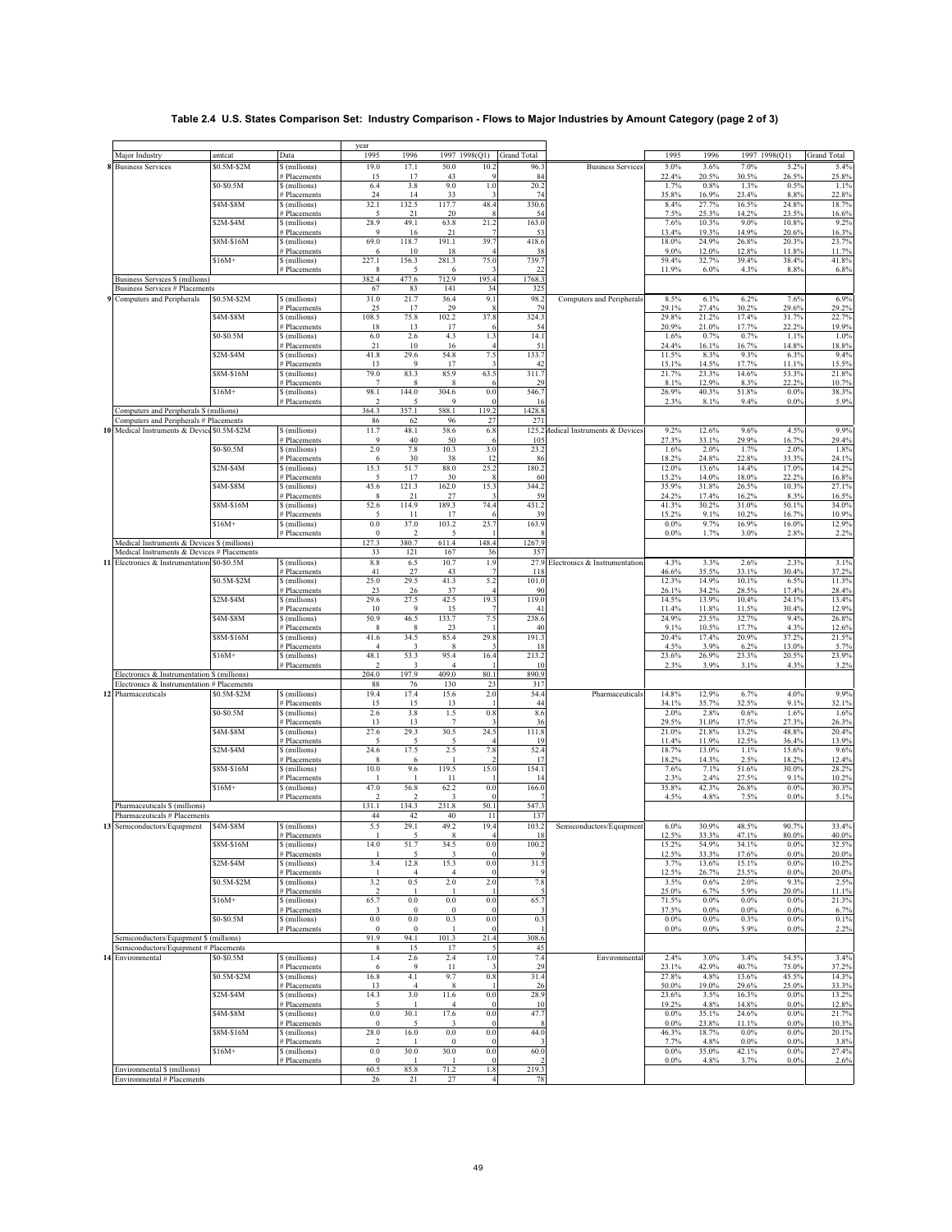## Table 2.4 U.S. States Comparison Set: Industry Comparison - Flows to Major Industries by Amount Category (page 2 of 3)

| | Major Industry | amtcat | Data | 1995 | 1996 | 1997 | 1998(Q1) | Grand Total | | 1995 | 1996 | 1997 | 1998(Q1) | Grand Total |
|---|---|---|---|---|---|---|---|---|---|---|---|---|---|---|
| 8 | Business Services | $0.5M-$2M | $ (millions) | 19.0 | 17.1 | 50.0 | 10.2 | 96.3 | Business Services | 5.0% | 3.6% | 7.0% | 5.2% | 5.4% |
| | | | # Placements | 15 | 17 | 43 | 9 | 84 | | 22.4% | 20.5% | 30.5% | 26.5% | 25.8% |
| | | $0-$0.5M | $ (millions) | 6.4 | 3.8 | 9.0 | 1.0 | 20.2 | | 1.7% | 0.8% | 1.3% | 0.5% | 1.1% |
| | | | # Placements | 24 | 14 | 33 | 3 | 74 | | 35.8% | 16.9% | 23.4% | 8.8% | 22.8% |
| | | $4M-$8M | $ (millions) | 32.1 | 132.5 | 117.7 | 48.4 | 330.6 | | 8.4% | 27.7% | 16.5% | 24.8% | 18.7% |
| | | | # Placements | 5 | 21 | 20 | 8 | 54 | | 7.5% | 25.3% | 14.2% | 23.5% | 16.6% |
| | | $2M-$4M | $ (millions) | 28.9 | 49.1 | 63.8 | 21.2 | 163.0 | | 7.6% | 10.3% | 9.0% | 10.8% | 9.2% |
| | | | # Placements | 9 | 16 | 21 | 7 | 53 | | 13.4% | 19.3% | 14.9% | 20.6% | 16.3% |
| | | $8M-$16M | $ (millions) | 69.0 | 118.7 | 191.1 | 39.7 | 418.6 | | 18.0% | 24.9% | 26.8% | 20.3% | 23.7% |
| | | | # Placements | 6 | 10 | 18 | 4 | 38 | | 9.0% | 12.0% | 12.8% | 11.8% | 11.7% |
| | | $16M+ | $ (millions) | 227.1 | 156.3 | 281.3 | 75.0 | 739.7 | | 59.4% | 32.7% | 39.4% | 38.4% | 41.8% |
| | | | # Placements | 8 | 5 | 6 | 3 | 22 | | 11.9% | 6.0% | 4.3% | 8.8% | 6.8% |
| | Business Services $ (millions) | | | 382.4 | 477.6 | 712.9 | 195.4 | 1768.3 | | | | | | |
| | Business Services # Placements | | | 67 | 83 | 141 | 34 | 325 | | | | | | |
| 9 | Computers and Peripherals | $0.5M-$2M | $ (millions) | 31.0 | 21.7 | 36.4 | 9.1 | 98.2 | Computers and Peripherals | 8.5% | 6.1% | 6.2% | 7.6% | 6.9% |
| | | | # Placements | 25 | 17 | 29 | 8 | 79 | | 29.1% | 27.4% | 30.2% | 29.6% | 29.2% |
| | | $4M-$8M | $ (millions) | 108.5 | 75.8 | 102.2 | 37.8 | 324.3 | | 29.8% | 21.2% | 17.4% | 31.7% | 22.7% |
| | | | # Placements | 18 | 13 | 17 | 6 | 54 | | 20.9% | 21.0% | 17.7% | 22.2% | 19.9% |
| | | $0-$0.5M | $ (millions) | 6.0 | 2.6 | 4.3 | 1.3 | 14.1 | | 1.6% | 0.7% | 0.7% | 1.1% | 1.0% |
| | | | # Placements | 21 | 10 | 16 | 4 | 51 | | 24.4% | 16.1% | 16.7% | 14.8% | 18.8% |
| | | $2M-$4M | $ (millions) | 41.8 | 29.6 | 54.8 | 7.5 | 133.7 | | 11.5% | 8.3% | 9.3% | 6.3% | 9.4% |
| | | | # Placements | 13 | 9 | 17 | 3 | 42 | | 15.1% | 14.5% | 17.7% | 11.1% | 15.5% |
| | | $8M-$16M | $ (millions) | 79.0 | 83.3 | 85.9 | 63.5 | 311.7 | | 21.7% | 23.3% | 14.6% | 53.3% | 21.8% |
| | | | # Placements | 7 | 8 | 8 | 6 | 29 | | 8.1% | 12.9% | 8.3% | 22.2% | 10.7% |
| | | $16M+ | $ (millions) | 98.1 | 144.0 | 304.6 | 0.0 | 546.7 | | 26.9% | 40.3% | 51.8% | 0.0% | 38.3% |
| | | | # Placements | 2 | 5 | 9 | 0 | 16 | | 2.3% | 8.1% | 9.4% | 0.0% | 5.9% |
| | Computers and Peripherals $ (millions) | | | 364.3 | 357.1 | 588.1 | 119.2 | 1428.8 | | | | | | |
| | Computers and Peripherals # Placements | | | 86 | 62 | 96 | 27 | 271 | | | | | | |
| 10 | Medical Instruments & Devices | $0.5M-$2M | $ (millions) | 11.7 | 48.1 | 58.6 | 6.8 | 125.2 | Medical Instruments & Devices | 9.2% | 12.6% | 9.6% | 4.5% | 9.9% |
| | | | # Placements | 9 | 40 | 50 | 6 | 105 | | 27.3% | 33.1% | 29.9% | 16.7% | 29.4% |
| | | $0-$0.5M | $ (millions) | 2.0 | 7.8 | 10.3 | 3.0 | 23.2 | | 1.6% | 2.0% | 1.7% | 2.0% | 1.8% |
| | | | # Placements | 6 | 30 | 38 | 12 | 86 | | 18.2% | 24.8% | 22.8% | 33.3% | 24.1% |
| | | $2M-$4M | $ (millions) | 15.3 | 51.7 | 88.0 | 25.2 | 180.2 | | 12.0% | 13.6% | 14.4% | 17.0% | 14.2% |
| | | | # Placements | 5 | 17 | 30 | 8 | 60 | | 15.2% | 14.0% | 18.0% | 22.2% | 16.8% |
| | | $4M-$8M | $ (millions) | 45.6 | 121.3 | 162.0 | 15.3 | 344.2 | | 35.9% | 31.8% | 26.5% | 10.3% | 27.1% |
| | | | # Placements | 8 | 21 | 27 | 3 | 59 | | 24.2% | 17.4% | 16.2% | 8.3% | 16.5% |
| | | $8M-$16M | $ (millions) | 52.6 | 114.9 | 189.3 | 74.4 | 431.2 | | 41.3% | 30.2% | 31.0% | 50.1% | 34.0% |
| | | | # Placements | 5 | 11 | 17 | 6 | 39 | | 15.2% | 9.1% | 10.2% | 16.7% | 10.9% |
| | | $16M+ | $ (millions) | 0.0 | 37.0 | 103.2 | 23.7 | 163.9 | | 0.0% | 9.7% | 16.9% | 16.0% | 12.9% |
| | | | # Placements | 0 | 2 | 5 | 1 | 8 | | 0.0% | 1.7% | 3.0% | 2.8% | 2.2% |
| | Medical Instruments & Devices $ (millions) | | | 127.3 | 380.7 | 611.4 | 148.4 | 1267.9 | | | | | | |
| | Medical Instruments & Devices # Placements | | | 33 | 121 | 167 | 36 | 357 | | | | | | |
| 11 | Electronics & Instrumentation | $0-$0.5M | $ (millions) | 8.8 | 6.5 | 10.7 | 1.9 | 27.9 | Electronics & Instrumentation | 4.3% | 3.3% | 2.6% | 2.3% | 3.1% |
| | | | # Placements | 41 | 27 | 43 | 7 | 118 | | 46.6% | 35.5% | 33.1% | 30.4% | 37.2% |
| | | $0.5M-$2M | $ (millions) | 25.0 | 29.5 | 41.3 | 5.2 | 101.0 | | 12.3% | 14.9% | 10.1% | 6.5% | 11.3% |
| | | | # Placements | 23 | 26 | 37 | 4 | 90 | | 26.1% | 34.2% | 28.5% | 17.4% | 28.4% |
| | | $2M-$4M | $ (millions) | 29.6 | 27.5 | 42.5 | 19.3 | 119.0 | | 14.5% | 13.9% | 10.4% | 24.1% | 13.4% |
| | | | # Placements | 10 | 9 | 15 | 7 | 41 | | 11.4% | 11.8% | 11.5% | 30.4% | 12.9% |
| | | $4M-$8M | $ (millions) | 50.9 | 46.5 | 133.7 | 7.5 | 238.6 | | 24.9% | 23.5% | 32.7% | 9.4% | 26.8% |
| | | | # Placements | 8 | 8 | 23 | 1 | 40 | | 9.1% | 10.5% | 17.7% | 4.3% | 12.6% |
| | | $8M-$16M | $ (millions) | 41.6 | 34.5 | 85.4 | 29.8 | 191.3 | | 20.4% | 17.4% | 20.9% | 37.2% | 21.5% |
| | | | # Placements | 4 | 3 | 8 | 3 | 18 | | 4.5% | 3.9% | 6.2% | 13.0% | 5.7% |
| | | $16M+ | $ (millions) | 48.1 | 53.3 | 95.4 | 16.4 | 213.2 | | 23.6% | 26.9% | 23.3% | 20.5% | 23.9% |
| | | | # Placements | 2 | 3 | 4 | 1 | 10 | | 2.3% | 3.9% | 3.1% | 4.3% | 3.2% |
| | Electronics & Instrumentation $ (millions) | | | 204.0 | 197.9 | 409.0 | 80.1 | 890.9 | | | | | | |
| | Electronics & Instrumentation # Placements | | | 88 | 76 | 130 | 23 | 317 | | | | | | |
| 12 | Pharmaceuticals | $0.5M-$2M | $ (millions) | 19.4 | 17.4 | 15.6 | 2.0 | 54.4 | Pharmaceuticals | 14.8% | 12.9% | 6.7% | 4.0% | 9.9% |
| | | | # Placements | 15 | 15 | 13 | 1 | 44 | | 34.1% | 35.7% | 32.5% | 9.1% | 32.1% |
| | | $0-$0.5M | $ (millions) | 2.6 | 3.8 | 1.5 | 0.8 | 8.6 | | 2.0% | 2.8% | 0.6% | 1.6% | 1.6% |
| | | | # Placements | 13 | 13 | 7 | 3 | 36 | | 29.5% | 31.0% | 17.5% | 27.3% | 26.3% |
| | | $4M-$8M | $ (millions) | 27.6 | 29.3 | 30.5 | 24.5 | 111.8 | | 21.0% | 21.8% | 13.2% | 48.8% | 20.4% |
| | | | # Placements | 5 | 5 | 5 | 4 | 19 | | 11.4% | 11.9% | 12.5% | 36.4% | 13.9% |
| | | $2M-$4M | $ (millions) | 24.6 | 17.5 | 2.5 | 7.8 | 52.4 | | 18.7% | 13.0% | 1.1% | 15.6% | 9.6% |
| | | | # Placements | 8 | 6 | 1 | 2 | 17 | | 18.2% | 14.3% | 2.5% | 18.2% | 12.4% |
| | | $8M-$16M | $ (millions) | 10.0 | 9.6 | 119.5 | 15.0 | 154.1 | | 7.6% | 7.1% | 51.6% | 30.0% | 28.2% |
| | | | # Placements | 1 | 1 | 11 | 1 | 14 | | 2.3% | 2.4% | 27.5% | 9.1% | 10.2% |
| | | $16M+ | $ (millions) | 47.0 | 56.8 | 62.2 | 0.0 | 166.0 | | 35.8% | 42.3% | 26.8% | 0.0% | 30.3% |
| | | | # Placements | 2 | 2 | 3 | 0 | 7 | | 4.5% | 4.8% | 7.5% | 0.0% | 5.1% |
| | Pharmaceuticals $ (millions) | | | 131.1 | 134.3 | 231.8 | 50.1 | 547.3 | | | | | | |
| | Pharmaceuticals # Placements | | | 44 | 42 | 40 | 11 | 137 | | | | | | |
| 13 | Semiconductors/Equipment | $4M-$8M | $ (millions) | 5.5 | 29.1 | 49.2 | 19.4 | 103.2 | Semiconductors/Equipment | 6.0% | 30.9% | 48.5% | 90.7% | 33.4% |
| | | | # Placements | 1 | 5 | 8 | 4 | 18 | | 12.5% | 33.3% | 47.1% | 80.0% | 40.0% |
| | | $8M-$16M | $ (millions) | 14.0 | 51.7 | 34.5 | 0.0 | 100.2 | | 15.2% | 54.9% | 34.1% | 0.0% | 32.5% |
| | | | # Placements | 1 | 5 | 3 | 0 | 9 | | 12.5% | 33.3% | 17.6% | 0.0% | 20.0% |
| | | $2M-$4M | $ (millions) | 3.4 | 12.8 | 15.3 | 0.0 | 31.5 | | 3.7% | 13.6% | 15.1% | 0.0% | 10.2% |
| | | | # Placements | 1 | 4 | 4 | 0 | 9 | | 12.5% | 26.7% | 23.5% | 0.0% | 20.0% |
| | | $0.5M-$2M | $ (millions) | 3.2 | 0.5 | 2.0 | 2.0 | 7.8 | | 3.5% | 0.6% | 2.0% | 9.3% | 2.5% |
| | | | # Placements | 2 | 1 | 1 | 1 | 5 | | 25.0% | 6.7% | 5.9% | 20.0% | 11.1% |
| | | $16M+ | $ (millions) | 65.7 | 0.0 | 0.0 | 0.0 | 65.7 | | 71.5% | 0.0% | 0.0% | 0.0% | 21.3% |
| | | | # Placements | 3 | 0 | 0 | 0 | 3 | | 37.5% | 0.0% | 0.0% | 0.0% | 6.7% |
| | | $0-$0.5M | $ (millions) | 0.0 | 0.0 | 0.3 | 0.0 | 0.3 | | 0.0% | 0.0% | 0.3% | 0.0% | 0.1% |
| | | | # Placements | 0 | 0 | 1 | 0 | 1 | | 0.0% | 0.0% | 5.9% | 0.0% | 2.2% |
| | Semiconductors/Equipment $ (millions) | | | 91.9 | 94.1 | 101.3 | 21.4 | 308.6 | | | | | | |
| | Semiconductors/Equipment # Placements | | | 8 | 15 | 17 | 5 | 45 | | | | | | |
| 14 | Environmental | $0-$0.5M | $ (millions) | 1.4 | 2.6 | 2.4 | 1.0 | 7.4 | Environmental | 2.4% | 3.0% | 3.4% | 54.5% | 3.4% |
| | | | # Placements | 6 | 9 | 11 | 3 | 29 | | 23.1% | 42.9% | 40.7% | 75.0% | 37.2% |
| | | $0.5M-$2M | $ (millions) | 16.8 | 4.1 | 9.7 | 0.8 | 31.4 | | 27.8% | 4.8% | 13.6% | 45.5% | 14.3% |
| | | | # Placements | 13 | 4 | 8 | 1 | 26 | | 50.0% | 19.0% | 29.6% | 25.0% | 33.3% |
| | | $2M-$4M | $ (millions) | 14.3 | 3.0 | 11.6 | 0.0 | 28.9 | | 23.6% | 3.5% | 16.3% | 0.0% | 13.2% |
| | | | # Placements | 5 | 1 | 4 | 0 | 10 | | 19.2% | 4.8% | 14.8% | 0.0% | 12.8% |
| | | $4M-$8M | $ (millions) | 0.0 | 30.1 | 17.6 | 0.0 | 47.7 | | 0.0% | 35.1% | 24.6% | 0.0% | 21.7% |
| | | | # Placements | 0 | 5 | 3 | 0 | 8 | | 0.0% | 23.8% | 11.1% | 0.0% | 10.3% |
| | | $8M-$16M | $ (millions) | 28.0 | 16.0 | 0.0 | 0.0 | 44.0 | | 46.3% | 18.7% | 0.0% | 0.0% | 20.1% |
| | | | # Placements | 2 | 1 | 0 | 0 | 3 | | 7.7% | 4.8% | 0.0% | 0.0% | 3.8% |
| | | $16M+ | $ (millions) | 0.0 | 30.0 | 30.0 | 0.0 | 60.0 | | 0.0% | 35.0% | 42.1% | 0.0% | 27.4% |
| | | | # Placements | 0 | 1 | 1 | 0 | 2 | | 0.0% | 4.8% | 3.7% | 0.0% | 2.6% |
| | Environmental $ (millions) | | | 60.5 | 85.8 | 71.2 | 1.8 | 219.3 | | | | | | |
| | Environmental # Placements | | | 26 | 21 | 27 | 4 | 78 | | | | | | |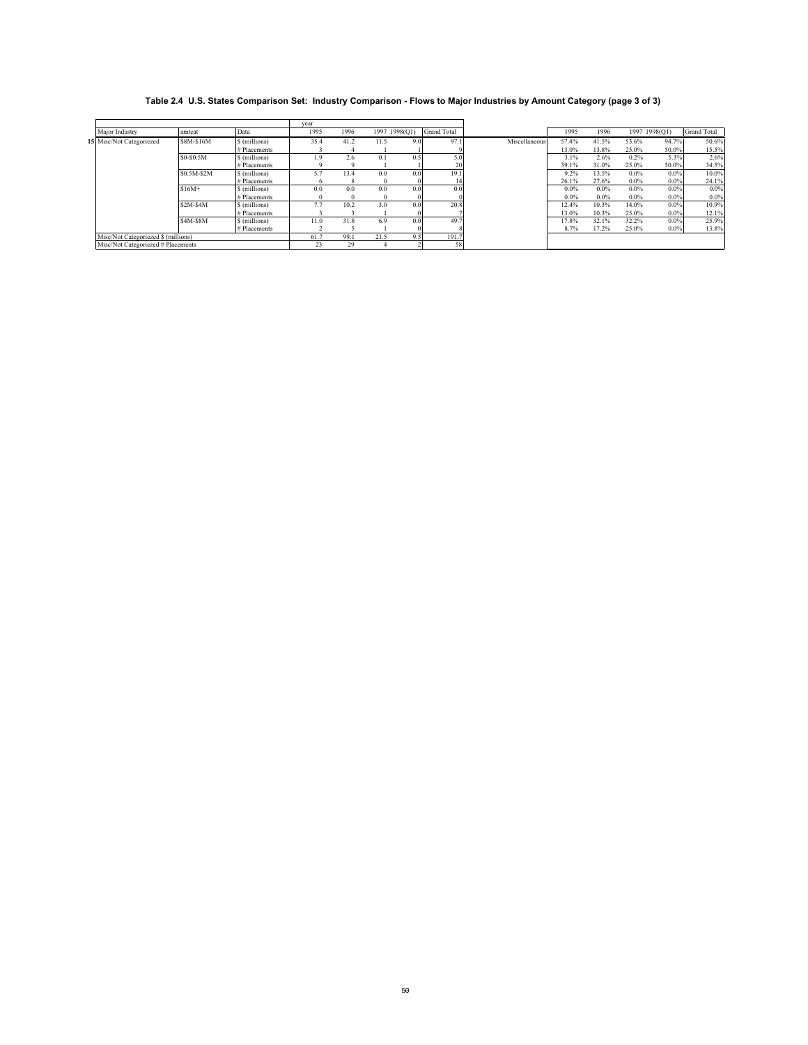**Table 2.4 U.S. States Comparison Set: Industry Comparison - Flows to Major Industries by Amount Category (page 3 of 3)**

| Major Industry | amtcat | Data | 1995 | 1996 | 1997 | 1998(Q1) | Grand Total |
|---|---|---|---|---|---|---|---|
| 15 Misc/Not Categoriezed | $8M-$16M | $ (millions) | 35.4 | 41.2 | 11.5 | 9.0 | 97.1 |
| | | # Placements | 3 | 4 | 1 | 1 | 9 |
| | $0-$0.5M | $ (millions) | 1.9 | 2.6 | 0.1 | 0.5 | 5.0 |
| | | # Placements | 9 | 9 | 1 | 1 | 20 |
| | $0.5M-$2M | $ (millions) | 5.7 | 13.4 | 0.0 | 0.0 | 19.1 |
| | | # Placements | 6 | 8 | 0 | 0 | 14 |
| | $16M+ | $ (millions) | 0.0 | 0.0 | 0.0 | 0.0 | 0.0 |
| | | # Placements | 0 | 0 | 0 | 0 | 0 |
| | $2M-$4M | $ (millions) | 7.7 | 10.2 | 3.0 | 0.0 | 20.8 |
| | | # Placements | 3 | 3 | 1 | 0 | 7 |
| | $4M-$8M | $ (millions) | 11.0 | 31.8 | 6.9 | 0.0 | 49.7 |
| | | # Placements | 2 | 5 | 1 | 0 | 8 |
| Misc/Not Categoriezed $ (millions) | | | 61.7 | 99.1 | 21.5 | 9.5 | 191.7 |
| Misc/Not Categoriezed # Placements | | | 23 | 29 | 4 | 2 | 58 |

| | 1995 | 1996 | 1997 | 1998(Q1) | Grand Total |
|---|---|---|---|---|---|
| Miscellaneous | 57.4% | 41.5% | 53.6% | 94.7% | 50.6% |
| | 13.0% | 13.8% | 25.0% | 50.0% | 15.5% |
| | 3.1% | 2.6% | 0.2% | 5.3% | 2.6% |
| | 39.1% | 31.0% | 25.0% | 50.0% | 34.5% |
| | 9.2% | 13.5% | 0.0% | 0.0% | 10.0% |
| | 26.1% | 27.6% | 0.0% | 0.0% | 24.1% |
| | 0.0% | 0.0% | 0.0% | 0.0% | 0.0% |
| | 0.0% | 0.0% | 0.0% | 0.0% | 0.0% |
| | 12.4% | 10.3% | 14.0% | 0.0% | 10.9% |
| | 13.0% | 10.3% | 25.0% | 0.0% | 12.1% |
| | 17.8% | 32.1% | 32.2% | 0.0% | 25.9% |
| | 8.7% | 17.2% | 25.0% | 0.0% | 13.8% |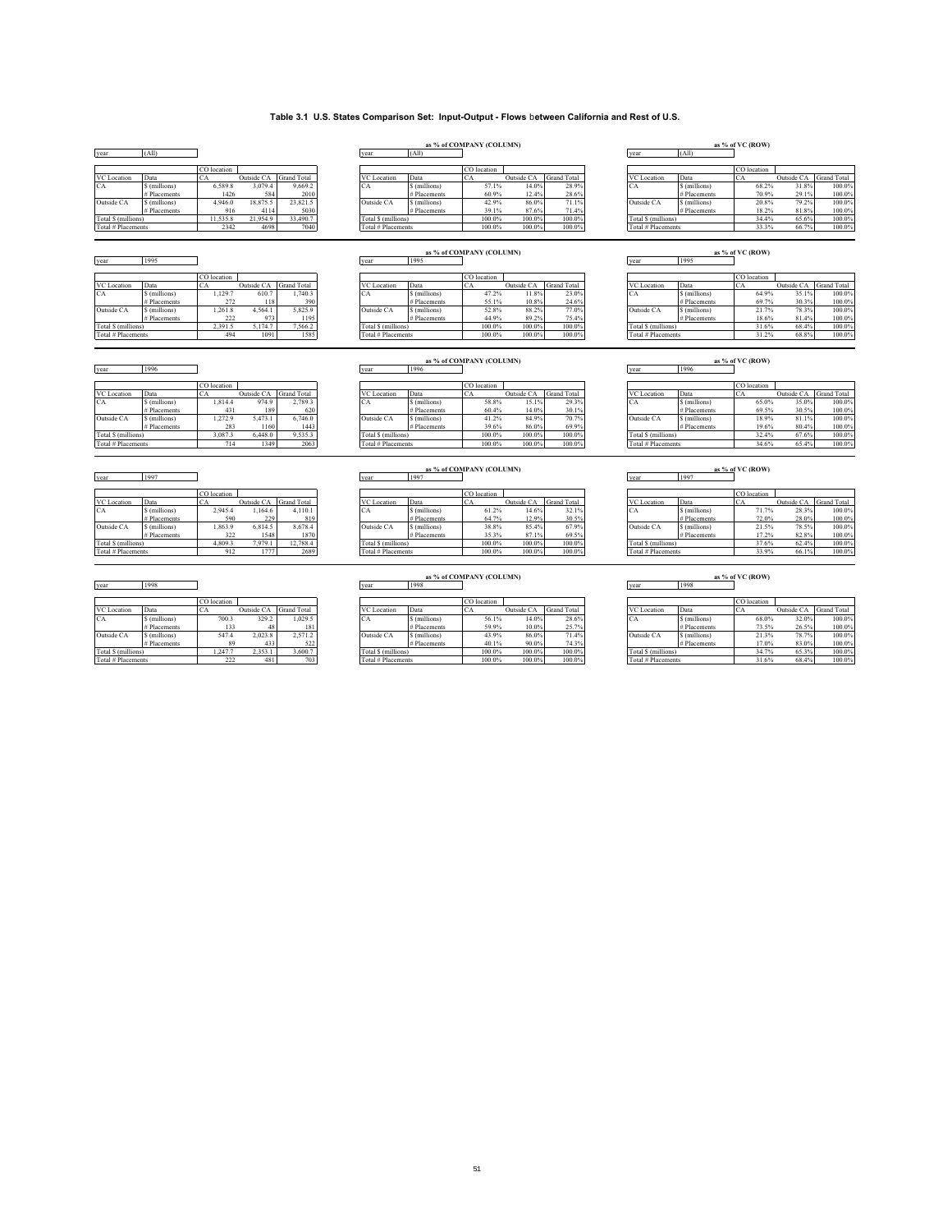**Table 3.1 U.S. States Comparison Set: Input-Output - Flows between California and Rest of U.S.**

year (All)

| VC Location | Data | CO location: CA | Outside CA | Grand Total |
|---|---|---|---|---|
| CA | $ (millions) | 6,589.8 | 3,079.4 | 9,669.2 |
| | # Placements | 1426 | 584 | 2010 |
| Outside CA | $ (millions) | 4,946.0 | 18,875.5 | 23,821.5 |
| | # Placements | 916 | 4114 | 5030 |
| Total $ (millions) | | 11,535.8 | 21,954.9 | 33,490.7 |
| Total # Placements | | 2342 | 4698 | 7040 |

**as % of COMPANY (COLUMN)** — year (All)

| VC Location | Data | CO location: CA | Outside CA | Grand Total |
|---|---|---|---|---|
| CA | $ (millions) | 57.1% | 14.0% | 28.9% |
| | # Placements | 60.9% | 12.4% | 28.6% |
| Outside CA | $ (millions) | 42.9% | 86.0% | 71.1% |
| | # Placements | 39.1% | 87.6% | 71.4% |
| Total $ (millions) | | 100.0% | 100.0% | 100.0% |
| Total # Placements | | 100.0% | 100.0% | 100.0% |

**as % of VC (ROW)** — year (All)

| VC Location | Data | CO location: CA | Outside CA | Grand Total |
|---|---|---|---|---|
| CA | $ (millions) | 68.2% | 31.8% | 100.0% |
| | # Placements | 70.9% | 29.1% | 100.0% |
| Outside CA | $ (millions) | 20.8% | 79.2% | 100.0% |
| | # Placements | 18.2% | 81.8% | 100.0% |
| Total $ (millions) | | 34.4% | 65.6% | 100.0% |
| Total # Placements | | 33.3% | 66.7% | 100.0% |

year 1995

| VC Location | Data | CO location: CA | Outside CA | Grand Total |
|---|---|---|---|---|
| CA | $ (millions) | 1,129.7 | 610.7 | 1,740.3 |
| | # Placements | 272 | 118 | 390 |
| Outside CA | $ (millions) | 1,261.8 | 4,564.1 | 5,825.9 |
| | # Placements | 222 | 973 | 1195 |
| Total $ (millions) | | 2,391.5 | 5,174.7 | 7,566.2 |
| Total # Placements | | 494 | 1091 | 1585 |

**as % of COMPANY (COLUMN)** — year 1995

| VC Location | Data | CO location: CA | Outside CA | Grand Total |
|---|---|---|---|---|
| CA | $ (millions) | 47.2% | 11.8% | 23.0% |
| | # Placements | 55.1% | 10.8% | 24.6% |
| Outside CA | $ (millions) | 52.8% | 88.2% | 77.0% |
| | # Placements | 44.9% | 89.2% | 75.4% |
| Total $ (millions) | | 100.0% | 100.0% | 100.0% |
| Total # Placements | | 100.0% | 100.0% | 100.0% |

**as % of VC (ROW)** — year 1995

| VC Location | Data | CO location: CA | Outside CA | Grand Total |
|---|---|---|---|---|
| CA | $ (millions) | 64.9% | 35.1% | 100.0% |
| | # Placements | 69.7% | 30.3% | 100.0% |
| Outside CA | $ (millions) | 21.7% | 78.3% | 100.0% |
| | # Placements | 18.6% | 81.4% | 100.0% |
| Total $ (millions) | | 31.6% | 68.4% | 100.0% |
| Total # Placements | | 31.2% | 68.8% | 100.0% |

year 1996

| VC Location | Data | CO location: CA | Outside CA | Grand Total |
|---|---|---|---|---|
| CA | $ (millions) | 1,814.4 | 974.9 | 2,789.3 |
| | # Placements | 431 | 189 | 620 |
| Outside CA | $ (millions) | 1,272.9 | 5,473.1 | 6,746.0 |
| | # Placements | 283 | 1160 | 1443 |
| Total $ (millions) | | 3,087.3 | 6,448.0 | 9,535.3 |
| Total # Placements | | 714 | 1349 | 2063 |

**as % of COMPANY (COLUMN)** — year 1996

| VC Location | Data | CO location: CA | Outside CA | Grand Total |
|---|---|---|---|---|
| CA | $ (millions) | 58.8% | 15.1% | 29.3% |
| | # Placements | 60.4% | 14.0% | 30.1% |
| Outside CA | $ (millions) | 41.2% | 84.9% | 70.7% |
| | # Placements | 39.6% | 86.0% | 69.9% |
| Total $ (millions) | | 100.0% | 100.0% | 100.0% |
| Total # Placements | | 100.0% | 100.0% | 100.0% |

**as % of VC (ROW)** — year 1996

| VC Location | Data | CO location: CA | Outside CA | Grand Total |
|---|---|---|---|---|
| CA | $ (millions) | 65.0% | 35.0% | 100.0% |
| | # Placements | 69.5% | 30.5% | 100.0% |
| Outside CA | $ (millions) | 18.9% | 81.1% | 100.0% |
| | # Placements | 19.6% | 80.4% | 100.0% |
| Total $ (millions) | | 32.4% | 67.6% | 100.0% |
| Total # Placements | | 34.6% | 65.4% | 100.0% |

year 1997

| VC Location | Data | CO location: CA | Outside CA | Grand Total |
|---|---|---|---|---|
| CA | $ (millions) | 2,945.4 | 1,164.6 | 4,110.1 |
| | # Placements | 590 | 229 | 819 |
| Outside CA | $ (millions) | 1,863.9 | 6,814.5 | 8,678.4 |
| | # Placements | 322 | 1548 | 1870 |
| Total $ (millions) | | 4,809.3 | 7,979.1 | 12,788.4 |
| Total # Placements | | 912 | 1777 | 2689 |

**as % of COMPANY (COLUMN)** — year 1997

| VC Location | Data | CO location: CA | Outside CA | Grand Total |
|---|---|---|---|---|
| CA | $ (millions) | 61.2% | 14.6% | 32.1% |
| | # Placements | 64.7% | 12.9% | 30.5% |
| Outside CA | $ (millions) | 38.8% | 85.4% | 67.9% |
| | # Placements | 35.3% | 87.1% | 69.5% |
| Total $ (millions) | | 100.0% | 100.0% | 100.0% |
| Total # Placements | | 100.0% | 100.0% | 100.0% |

**as % of VC (ROW)** — year 1997

| VC Location | Data | CO location: CA | Outside CA | Grand Total |
|---|---|---|---|---|
| CA | $ (millions) | 71.7% | 28.3% | 100.0% |
| | # Placements | 72.0% | 28.0% | 100.0% |
| Outside CA | $ (millions) | 21.5% | 78.5% | 100.0% |
| | # Placements | 17.2% | 82.8% | 100.0% |
| Total $ (millions) | | 37.6% | 62.4% | 100.0% |
| Total # Placements | | 33.9% | 66.1% | 100.0% |

year 1998

| VC Location | Data | CO location: CA | Outside CA | Grand Total |
|---|---|---|---|---|
| CA | $ (millions) | 700.3 | 329.2 | 1,029.5 |
| | # Placements | 133 | 48 | 181 |
| Outside CA | $ (millions) | 547.4 | 2,023.8 | 2,571.2 |
| | # Placements | 89 | 433 | 522 |
| Total $ (millions) | | 1,247.7 | 2,353.1 | 3,600.7 |
| Total # Placements | | 222 | 481 | 703 |

**as % of COMPANY (COLUMN)** — year 1998

| VC Location | Data | CO location: CA | Outside CA | Grand Total |
|---|---|---|---|---|
| CA | $ (millions) | 56.1% | 14.0% | 28.6% |
| | # Placements | 59.9% | 10.0% | 25.7% |
| Outside CA | $ (millions) | 43.9% | 86.0% | 71.4% |
| | # Placements | 40.1% | 90.0% | 74.3% |
| Total $ (millions) | | 100.0% | 100.0% | 100.0% |
| Total # Placements | | 100.0% | 100.0% | 100.0% |

**as % of VC (ROW)** — year 1998

| VC Location | Data | CO location: CA | Outside CA | Grand Total |
|---|---|---|---|---|
| CA | $ (millions) | 68.0% | 32.0% | 100.0% |
| | # Placements | 73.5% | 26.5% | 100.0% |
| Outside CA | $ (millions) | 21.3% | 78.7% | 100.0% |
| | # Placements | 17.0% | 83.0% | 100.0% |
| Total $ (millions) | | 34.7% | 65.3% | 100.0% |
| Total # Placements | | 31.6% | 68.4% | 100.0% |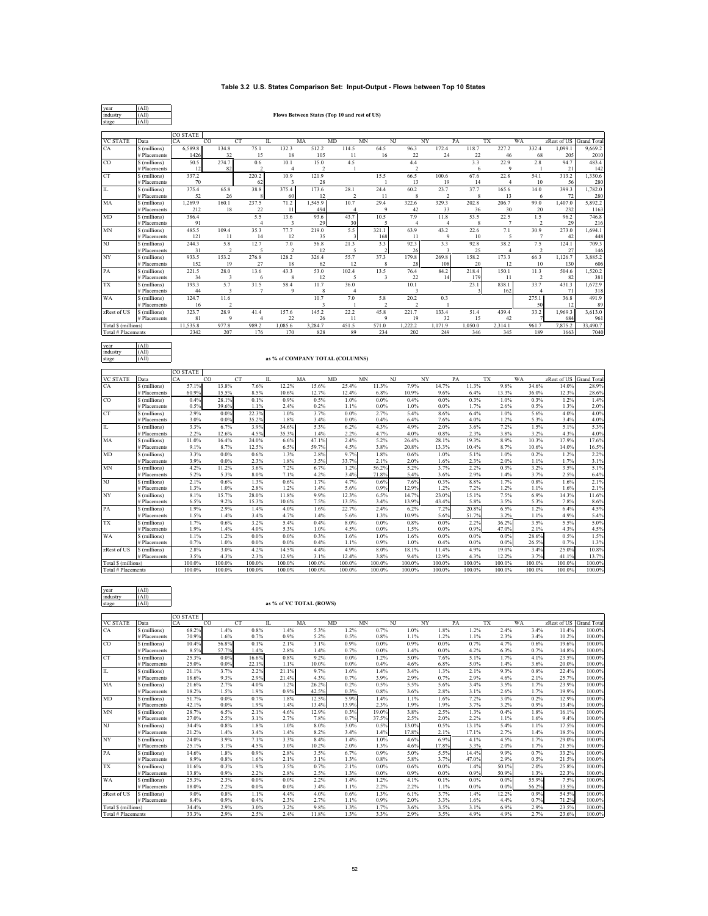### Table 3.2 U.S. States Comparison Set: Input-Output - Flows between Top 10 States

| | |
|---|---|
| year | (All) |
| industry | (All) |
| stage | (All) |

**Flows Between States (Top 10 and rest of US)**

| VC STATE | Data | CA | CO | CT | IL | MA | MD | MN | NJ | NY | PA | TX | WA | zRest of US | Grand Total |
|---|---|---|---|---|---|---|---|---|---|---|---|---|---|---|---|
| | | CO STATE | | | | | | | | | | | | | |
| CA | $ (millions) | 6,589.8 | 134.8 | 75.1 | 132.3 | 512.2 | 114.5 | 64.5 | 96.3 | 172.4 | 118.7 | 227.2 | 332.4 | 1,099.1 | 9,669.2 |
| | # Placements | 1426 | 32 | 15 | 18 | 105 | 11 | 16 | 22 | 24 | 22 | 46 | 68 | 205 | 2010 |
| CO | $ (millions) | 50.5 | 274.7 | 0.6 | 10.1 | 15.0 | 4.5 | | 4.4 | | 3.3 | 22.9 | 2.8 | 94.7 | 483.4 |
| | # Placements | 12 | 82 | 2 | 4 | 2 | 1 | | 2 | | 6 | 9 | 1 | 21 | 142 |
| CT | $ (millions) | 337.2 | | 220.2 | 10.9 | 121.9 | | 15.5 | 66.5 | 100.6 | 67.6 | 22.8 | 54.1 | 313.2 | 1,330.6 |
| | # Placements | 70 | | 62 | 3 | 28 | | 1 | 13 | 19 | 14 | 4 | 10 | 56 | 280 |
| IL | $ (millions) | 375.4 | 65.8 | 38.8 | 375.4 | 173.6 | 28.1 | 24.4 | 60.2 | 23.7 | 37.7 | 165.6 | 14.0 | 399.3 | 1,782.0 |
| | # Placements | 52 | 26 | 8 | 60 | 12 | 2 | 11 | 8 | 2 | 8 | 13 | 6 | 72 | 280 |
| MA | $ (millions) | 1,269.9 | 160.1 | 237.5 | 71.2 | 1,545.9 | 10.7 | 29.4 | 322.6 | 329.3 | 202.8 | 206.7 | 99.0 | 1,407.0 | 5,892.2 |
| | # Placements | 212 | 18 | 22 | 11 | 494 | 4 | 9 | 42 | 33 | 36 | 30 | 20 | 232 | 1163 |
| MD | $ (millions) | 386.4 | | 5.5 | 13.6 | 93.6 | 43.7 | 10.5 | 7.9 | 11.8 | 53.5 | 22.5 | 1.5 | 96.2 | 746.8 |
| | # Placements | 91 | | 4 | 3 | 29 | 30 | 5 | 4 | 4 | 8 | 7 | 2 | 29 | 216 |
| MN | $ (millions) | 485.5 | 109.4 | 35.3 | 77.7 | 219.0 | 5.5 | 321.1 | 63.9 | 43.2 | 22.6 | 7.1 | 30.9 | 273.0 | 1,694.1 |
| | # Placements | 121 | 11 | 14 | 12 | 35 | 3 | 168 | 11 | 9 | 10 | 5 | 7 | 42 | 448 |
| NJ | $ (millions) | 244.3 | 5.8 | 12.7 | 7.0 | 56.8 | 21.3 | 3.3 | 92.3 | 3.3 | 92.8 | 38.2 | 7.5 | 124.1 | 709.3 |
| | # Placements | 31 | 2 | 5 | 2 | 12 | 5 | 2 | 26 | 3 | 25 | 4 | 2 | 27 | 146 |
| NY | $ (millions) | 933.5 | 153.2 | 276.8 | 128.2 | 326.4 | 55.7 | 37.3 | 179.8 | 269.8 | 158.2 | 173.3 | 66.3 | 1,126.7 | 3,885.2 |
| | # Placements | 152 | 19 | 27 | 18 | 62 | 12 | 8 | 28 | 108 | 20 | 12 | 10 | 130 | 606 |
| PA | $ (millions) | 221.5 | 28.0 | 13.6 | 43.3 | 53.0 | 102.4 | 13.5 | 76.4 | 84.2 | 218.4 | 150.1 | 11.3 | 504.6 | 1,520.2 |
| | # Placements | 34 | 3 | 6 | 8 | 12 | 5 | 3 | 22 | 14 | 179 | 11 | 2 | 82 | 381 |
| TX | $ (millions) | 193.3 | 5.7 | 31.5 | 58.4 | 11.7 | 36.0 | | 10.1 | | 23.1 | 838.1 | 33.7 | 431.3 | 1,672.9 |
| | # Placements | 44 | 3 | 7 | 9 | 8 | 4 | | 3 | | 3 | 162 | 4 | 71 | 318 |
| WA | $ (millions) | 124.7 | 11.6 | | | 10.7 | 7.0 | 5.8 | 20.2 | 0.3 | | | 275.1 | 36.8 | 491.9 |
| | # Placements | 16 | 2 | | | 3 | 1 | 2 | 2 | 1 | | | 50 | 12 | 89 |
| zRest of US | $ (millions) | 323.7 | 28.9 | 41.4 | 157.6 | 145.2 | 22.2 | 45.8 | 221.7 | 133.4 | 51.4 | 439.4 | 33.2 | 1,969.3 | 3,613.0 |
| | # Placements | 81 | 9 | 4 | 22 | 26 | 11 | 9 | 19 | 32 | 15 | 42 | 7 | 684 | 961 |
| Total $ (millions) | | 11,535.8 | 977.8 | 989.2 | 1,085.6 | 3,284.7 | 451.5 | 571.0 | 1,222.2 | 1,171.9 | 1,050.0 | 2,314.1 | 961.7 | 7,875.2 | 33,490.7 |
| Total # Placements | | 2342 | 207 | 176 | 170 | 828 | 89 | 234 | 202 | 249 | 346 | 345 | 189 | 1663 | 7040 |

| | |
|---|---|
| year | (All) |
| industry | (All) |
| stage | (All) |

**as % of COMPANY TOTAL (COLUMNS)**

| VC STATE | Data | CA | CO | CT | IL | MA | MD | MN | NJ | NY | PA | TX | WA | zRest of US | Grand Total |
|---|---|---|---|---|---|---|---|---|---|---|---|---|---|---|---|
| | | CO STATE | | | | | | | | | | | | | |
| CA | $ (millions) | 57.1% | 13.8% | 7.6% | 12.2% | 15.6% | 25.4% | 11.3% | 7.9% | 14.7% | 11.3% | 9.8% | 34.6% | 14.0% | 28.9% |
| | # Placements | 60.9% | 15.5% | 8.5% | 10.6% | 12.7% | 12.4% | 6.8% | 10.9% | 9.6% | 6.4% | 13.3% | 36.0% | 12.3% | 28.6% |
| CO | $ (millions) | 0.4% | 28.1% | 0.1% | 0.9% | 0.5% | 1.0% | 0.0% | 0.4% | 0.0% | 0.3% | 1.0% | 0.3% | 1.2% | 1.4% |
| | # Placements | 0.5% | 39.6% | 1.1% | 2.4% | 0.2% | 1.1% | 0.0% | 1.0% | 0.0% | 1.7% | 2.6% | 0.5% | 1.3% | 2.0% |
| CT | $ (millions) | 2.9% | 0.0% | 22.3% | 1.0% | 3.7% | 0.0% | 2.7% | 5.4% | 8.6% | 6.4% | 1.0% | 5.6% | 4.0% | 4.0% |
| | # Placements | 3.0% | 0.0% | 35.2% | 1.8% | 3.4% | 0.0% | 0.4% | 6.4% | 7.6% | 4.0% | 1.2% | 5.3% | 3.4% | 4.0% |
| IL | $ (millions) | 3.3% | 6.7% | 3.9% | 34.6% | 5.3% | 6.2% | 4.3% | 4.9% | 2.0% | 3.6% | 7.2% | 1.5% | 5.1% | 5.3% |
| | # Placements | 2.2% | 12.6% | 4.5% | 35.3% | 1.4% | 2.2% | 4.7% | 4.0% | 0.8% | 2.3% | 3.8% | 3.2% | 4.3% | 4.0% |
| MA | $ (millions) | 11.0% | 16.4% | 24.0% | 6.6% | 47.1% | 2.4% | 5.2% | 26.4% | 28.1% | 19.3% | 8.9% | 10.3% | 17.9% | 17.6% |
| | # Placements | 9.1% | 8.7% | 12.5% | 6.5% | 59.7% | 4.5% | 3.8% | 20.8% | 13.3% | 10.4% | 8.7% | 10.6% | 14.0% | 16.5% |
| MD | $ (millions) | 3.3% | 0.0% | 0.6% | 1.3% | 2.8% | 9.7% | 1.8% | 0.6% | 1.0% | 5.1% | 1.0% | 0.2% | 1.2% | 2.2% |
| | # Placements | 3.9% | 0.0% | 2.3% | 1.8% | 3.5% | 33.7% | 2.1% | 2.0% | 1.6% | 2.3% | 2.0% | 1.1% | 1.7% | 3.1% |
| MN | $ (millions) | 4.2% | 11.2% | 3.6% | 7.2% | 6.7% | 1.2% | 56.2% | 5.2% | 3.7% | 2.2% | 0.3% | 3.2% | 3.5% | 5.1% |
| | # Placements | 5.2% | 5.3% | 8.0% | 7.1% | 4.2% | 3.4% | 71.8% | 5.4% | 3.6% | 2.9% | 1.4% | 3.7% | 2.5% | 6.4% |
| NJ | $ (millions) | 2.1% | 0.6% | 1.3% | 0.6% | 1.7% | 4.7% | 0.6% | 7.6% | 0.3% | 8.8% | 1.7% | 0.8% | 1.6% | 2.1% |
| | # Placements | 1.3% | 1.0% | 2.8% | 1.2% | 1.4% | 5.6% | 0.9% | 12.9% | 1.2% | 7.2% | 1.2% | 1.1% | 1.6% | 2.1% |
| NY | $ (millions) | 8.1% | 15.7% | 28.0% | 11.8% | 9.9% | 12.3% | 6.5% | 14.7% | 23.0% | 15.1% | 7.5% | 6.9% | 14.3% | 11.6% |
| | # Placements | 6.5% | 9.2% | 15.3% | 10.6% | 7.5% | 13.5% | 3.4% | 13.9% | 43.4% | 5.8% | 3.5% | 5.3% | 7.8% | 8.6% |
| PA | $ (millions) | 1.9% | 2.9% | 1.4% | 4.0% | 1.6% | 22.7% | 2.4% | 6.2% | 7.2% | 20.8% | 6.5% | 1.2% | 6.4% | 4.5% |
| | # Placements | 1.5% | 1.4% | 3.4% | 4.7% | 1.4% | 5.6% | 1.3% | 10.9% | 5.6% | 51.7% | 3.2% | 1.1% | 4.9% | 5.4% |
| TX | $ (millions) | 1.7% | 0.6% | 3.2% | 5.4% | 0.4% | 8.0% | 0.0% | 0.8% | 0.0% | 2.2% | 36.2% | 3.5% | 5.5% | 5.0% |
| | # Placements | 1.9% | 1.4% | 4.0% | 5.3% | 1.0% | 4.5% | 0.0% | 1.5% | 0.0% | 0.9% | 47.0% | 2.1% | 4.3% | 4.5% |
| WA | $ (millions) | 1.1% | 1.2% | 0.0% | 0.0% | 0.3% | 1.6% | 1.0% | 1.6% | 0.0% | 0.0% | 0.0% | 28.6% | 0.5% | 1.5% |
| | # Placements | 0.7% | 1.0% | 0.0% | 0.0% | 0.4% | 1.1% | 0.9% | 1.0% | 0.4% | 0.0% | 0.0% | 26.5% | 0.7% | 1.3% |
| zRest of US | $ (millions) | 2.8% | 3.0% | 4.2% | 14.5% | 4.4% | 4.9% | 8.0% | 18.1% | 11.4% | 4.9% | 19.0% | 3.4% | 25.0% | 10.8% |
| | # Placements | 3.5% | 4.3% | 2.3% | 12.9% | 3.1% | 12.4% | 3.8% | 9.4% | 12.9% | 4.3% | 12.2% | 3.7% | 41.1% | 13.7% |
| Total $ (millions) | | 100.0% | 100.0% | 100.0% | 100.0% | 100.0% | 100.0% | 100.0% | 100.0% | 100.0% | 100.0% | 100.0% | 100.0% | 100.0% | 100.0% |
| Total # Placements | | 100.0% | 100.0% | 100.0% | 100.0% | 100.0% | 100.0% | 100.0% | 100.0% | 100.0% | 100.0% | 100.0% | 100.0% | 100.0% | 100.0% |

| | |
|---|---|
| year | (All) |
| industry | (All) |
| stage | (All) |

**as % of VC TOTAL (ROWS)**

| VC STATE | Data | CA | CO | CT | IL | MA | MD | MN | NJ | NY | PA | TX | WA | zRest of US | Grand Total |
|---|---|---|---|---|---|---|---|---|---|---|---|---|---|---|---|
| | | CO STATE | | | | | | | | | | | | | |
| CA | $ (millions) | 68.2% | 1.4% | 0.8% | 1.4% | 5.3% | 1.2% | 0.7% | 1.0% | 1.8% | 1.2% | 2.4% | 3.4% | 11.4% | 100.0% |
| | # Placements | 70.9% | 1.6% | 0.7% | 0.9% | 5.2% | 0.5% | 0.8% | 1.1% | 1.2% | 1.1% | 2.3% | 3.4% | 10.2% | 100.0% |
| CO | $ (millions) | 10.4% | 56.8% | 0.1% | 2.1% | 3.1% | 0.9% | 0.0% | 0.9% | 0.0% | 0.7% | 4.7% | 0.6% | 19.6% | 100.0% |
| | # Placements | 8.5% | 57.7% | 1.4% | 2.8% | 1.4% | 0.7% | 0.0% | 1.4% | 0.0% | 4.2% | 6.3% | 0.7% | 14.8% | 100.0% |
| CT | $ (millions) | 25.3% | 0.0% | 16.6% | 0.8% | 9.2% | 0.0% | 1.2% | 5.0% | 7.6% | 5.1% | 1.7% | 4.1% | 23.5% | 100.0% |
| | # Placements | 25.0% | 0.0% | 22.1% | 1.1% | 10.0% | 0.0% | 0.4% | 4.6% | 6.8% | 5.0% | 1.4% | 3.6% | 20.0% | 100.0% |
| IL | $ (millions) | 21.1% | 3.7% | 2.2% | 21.1% | 9.7% | 1.6% | 1.4% | 3.4% | 1.3% | 2.1% | 9.3% | 0.8% | 22.4% | 100.0% |
| | # Placements | 18.6% | 9.3% | 2.9% | 21.4% | 4.3% | 0.7% | 3.9% | 2.9% | 0.7% | 2.9% | 4.6% | 2.1% | 25.7% | 100.0% |
| MA | $ (millions) | 21.6% | 2.7% | 4.0% | 1.2% | 26.2% | 0.2% | 0.5% | 5.5% | 5.6% | 3.4% | 3.5% | 1.7% | 23.9% | 100.0% |
| | # Placements | 18.2% | 1.5% | 1.9% | 0.9% | 42.5% | 0.3% | 0.8% | 3.6% | 2.8% | 3.1% | 2.6% | 1.7% | 19.9% | 100.0% |
| MD | $ (millions) | 51.7% | 0.0% | 0.7% | 1.8% | 12.5% | 5.9% | 1.4% | 1.1% | 1.6% | 7.2% | 3.0% | 0.2% | 12.9% | 100.0% |
| | # Placements | 42.1% | 0.0% | 1.9% | 1.4% | 13.4% | 13.9% | 2.3% | 1.9% | 1.9% | 3.7% | 3.2% | 0.9% | 13.4% | 100.0% |
| MN | $ (millions) | 28.7% | 6.5% | 2.1% | 4.6% | 12.9% | 0.3% | 19.0% | 3.8% | 2.5% | 1.3% | 0.4% | 1.8% | 16.1% | 100.0% |
| | # Placements | 27.0% | 2.5% | 3.1% | 2.7% | 7.8% | 0.7% | 37.5% | 2.5% | 2.0% | 2.2% | 1.1% | 1.6% | 9.4% | 100.0% |
| NJ | $ (millions) | 34.4% | 0.8% | 1.8% | 1.0% | 8.0% | 3.0% | 0.5% | 13.0% | 0.5% | 13.1% | 5.4% | 1.1% | 17.5% | 100.0% |
| | # Placements | 21.2% | 1.4% | 3.4% | 1.4% | 8.2% | 3.4% | 1.4% | 17.8% | 2.1% | 17.1% | 2.7% | 1.4% | 18.5% | 100.0% |
| NY | $ (millions) | 24.0% | 3.9% | 7.1% | 3.3% | 8.4% | 1.4% | 1.0% | 4.6% | 6.9% | 4.1% | 4.5% | 1.7% | 29.0% | 100.0% |
| | # Placements | 25.1% | 3.1% | 4.5% | 3.0% | 10.2% | 2.0% | 1.3% | 4.6% | 17.8% | 3.3% | 2.0% | 1.7% | 21.5% | 100.0% |
| PA | $ (millions) | 14.6% | 1.8% | 0.9% | 2.8% | 3.5% | 6.7% | 0.9% | 5.0% | 5.5% | 14.4% | 9.9% | 0.7% | 33.2% | 100.0% |
| | # Placements | 8.9% | 0.8% | 1.6% | 2.1% | 3.1% | 1.3% | 0.8% | 5.8% | 3.7% | 47.0% | 2.9% | 0.5% | 21.5% | 100.0% |
| TX | $ (millions) | 11.6% | 0.3% | 1.9% | 3.5% | 0.7% | 2.1% | 0.0% | 0.6% | 0.0% | 1.4% | 50.1% | 2.0% | 25.8% | 100.0% |
| | # Placements | 13.8% | 0.9% | 2.2% | 2.8% | 2.5% | 1.3% | 0.0% | 0.9% | 0.0% | 0.9% | 50.9% | 1.3% | 22.3% | 100.0% |
| WA | $ (millions) | 25.3% | 2.3% | 0.0% | 0.0% | 2.2% | 1.4% | 1.2% | 4.1% | 0.1% | 0.0% | 0.0% | 55.9% | 7.5% | 100.0% |
| | # Placements | 18.0% | 2.2% | 0.0% | 0.0% | 3.4% | 1.1% | 2.2% | 2.2% | 1.1% | 0.0% | 0.0% | 56.2% | 13.5% | 100.0% |
| zRest of US | $ (millions) | 9.0% | 0.8% | 1.1% | 4.4% | 4.0% | 0.6% | 1.3% | 6.1% | 3.7% | 1.4% | 12.2% | 0.9% | 54.5% | 100.0% |
| | # Placements | 8.4% | 0.9% | 0.4% | 2.3% | 2.7% | 1.1% | 0.9% | 2.0% | 3.3% | 1.6% | 4.4% | 0.7% | 71.2% | 100.0% |
| Total $ (millions) | | 34.4% | 2.9% | 3.0% | 3.2% | 9.8% | 1.3% | 1.7% | 3.6% | 3.5% | 3.1% | 6.9% | 2.9% | 23.5% | 100.0% |
| Total # Placements | | 33.3% | 2.9% | 2.5% | 2.4% | 11.8% | 1.3% | 3.3% | 2.9% | 3.5% | 4.9% | 4.9% | 2.7% | 23.6% | 100.0% |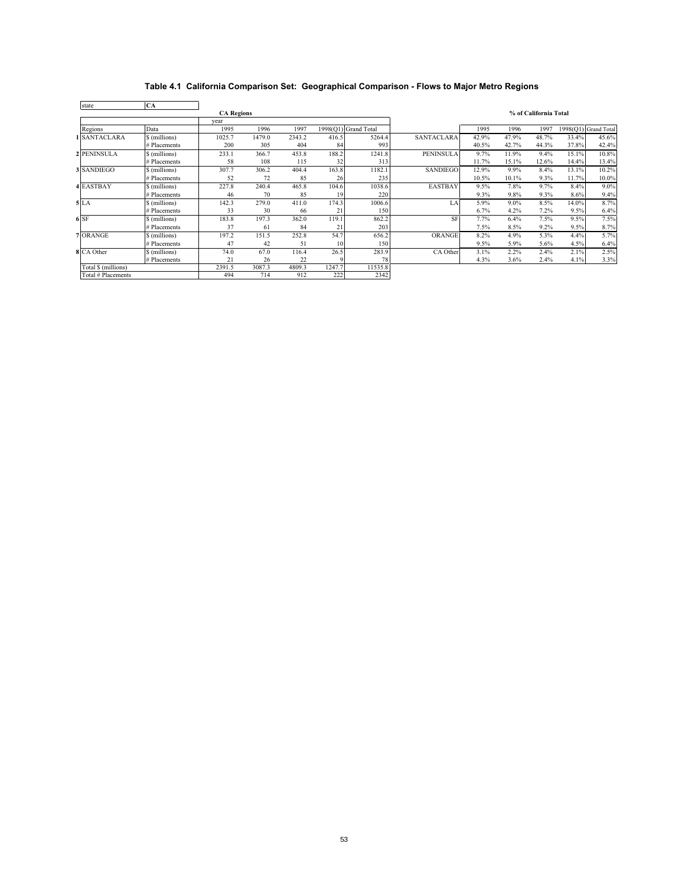### Table 4.1 California Comparison Set: Geographical Comparison - Flows to Major Metro Regions

state: **CA**

**CA Regions**

| | Regions | Data | 1995 | 1996 | 1997 | 1998(Q1) | Grand Total |
|---|---|---|---|---|---|---|---|
| 1 | SANTACLARA | $ (millions) | 1025.7 | 1479.0 | 2343.2 | 416.5 | 5264.4 |
| | | # Placements | 200 | 305 | 404 | 84 | 993 |
| 2 | PENINSULA | $ (millions) | 233.1 | 366.7 | 453.8 | 188.2 | 1241.8 |
| | | # Placements | 58 | 108 | 115 | 32 | 313 |
| 3 | SANDIEGO | $ (millions) | 307.7 | 306.2 | 404.4 | 163.8 | 1182.1 |
| | | # Placements | 52 | 72 | 85 | 26 | 235 |
| 4 | EASTBAY | $ (millions) | 227.8 | 240.4 | 465.8 | 104.6 | 1038.6 |
| | | # Placements | 46 | 70 | 85 | 19 | 220 |
| 5 | LA | $ (millions) | 142.3 | 279.0 | 411.0 | 174.3 | 1006.6 |
| | | # Placements | 33 | 30 | 66 | 21 | 150 |
| 6 | SF | $ (millions) | 183.8 | 197.3 | 362.0 | 119.1 | 862.2 |
| | | # Placements | 37 | 61 | 84 | 21 | 203 |
| 7 | ORANGE | $ (millions) | 197.2 | 151.5 | 252.8 | 54.7 | 656.2 |
| | | # Placements | 47 | 42 | 51 | 10 | 150 |
| 8 | CA Other | $ (millions) | 74.0 | 67.0 | 116.4 | 26.5 | 283.9 |
| | | # Placements | 21 | 26 | 22 | 9 | 78 |
| | Total $ (millions) | | 2391.5 | 3087.3 | 4809.3 | 1247.7 | 11535.8 |
| | Total # Placements | | 494 | 714 | 912 | 222 | 2342 |

**% of California Total**

| | 1995 | 1996 | 1997 | 1998(Q1) | Grand Total |
|---|---|---|---|---|---|
| SANTACLARA | 42.9% | 47.9% | 48.7% | 33.4% | 45.6% |
| | 40.5% | 42.7% | 44.3% | 37.8% | 42.4% |
| PENINSULA | 9.7% | 11.9% | 9.4% | 15.1% | 10.8% |
| | 11.7% | 15.1% | 12.6% | 14.4% | 13.4% |
| SANDIEGO | 12.9% | 9.9% | 8.4% | 13.1% | 10.2% |
| | 10.5% | 10.1% | 9.3% | 11.7% | 10.0% |
| EASTBAY | 9.5% | 7.8% | 9.7% | 8.4% | 9.0% |
| | 9.3% | 9.8% | 9.3% | 8.6% | 9.4% |
| LA | 5.9% | 9.0% | 8.5% | 14.0% | 8.7% |
| | 6.7% | 4.2% | 7.2% | 9.5% | 6.4% |
| SF | 7.7% | 6.4% | 7.5% | 9.5% | 7.5% |
| | 7.5% | 8.5% | 9.2% | 9.5% | 8.7% |
| ORANGE | 8.2% | 4.9% | 5.3% | 4.4% | 5.7% |
| | 9.5% | 5.9% | 5.6% | 4.5% | 6.4% |
| CA Other | 3.1% | 2.2% | 2.4% | 2.1% | 2.5% |
| | 4.3% | 3.6% | 2.4% | 4.1% | 3.3% |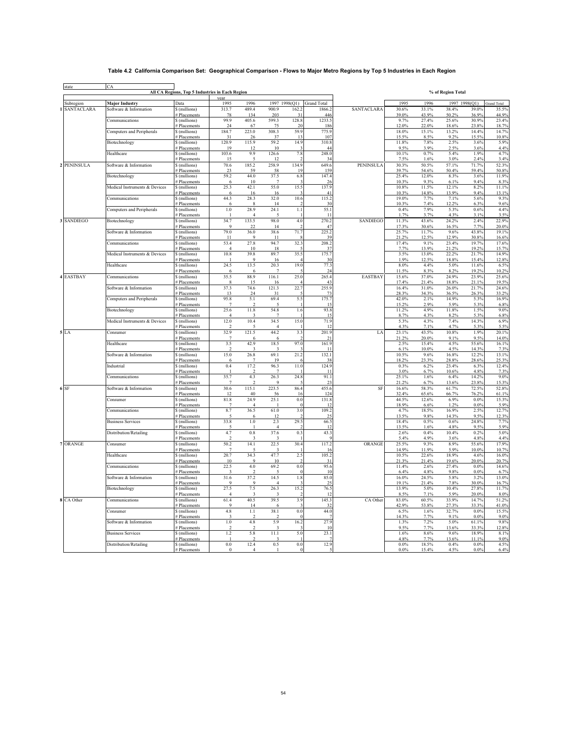**Table 4.2 California Comparison Set: Geographical Comparison - Flows to Major Metro Regions by Top 5 Industries in Each Region**

| state | CA | | | | | | | | | | | | | |
|---|---|---|---|---|---|---|---|---|---|---|---|---|---|---|
| | All CA Regions, Top 5 Industries in Each Region | | | | | | | | % of Region Total | | | | | |
| | | | year | | | | | | | | | | | |
| Subregion | Major Industry | Data | 1995 | 1996 | 1997 | 1998(Q1) | Grand Total | | 1995 | 1996 | 1997 | 1998(Q1) | Grand Total | |
| 1 SANTACLARA | Software & Information | $ (millions) | 313.7 | 489.4 | 900.9 | 162.2 | 1866.2 | SANTACLARA | 30.6% | 33.1% | 38.4% | 39.0% | 35.5% | |
| | | # Placements | 78 | 134 | 203 | 31 | 446 | | 39.0% | 43.9% | 50.2% | 36.9% | 44.9% | |
| | Communications | $ (millions) | 99.9 | 405.6 | 599.3 | 128.8 | 1233.5 | | 9.7% | 27.4% | 25.6% | 30.9% | 23.4% | |
| | | # Placements | 24 | 67 | 75 | 20 | 186 | | 12.0% | 22.0% | 18.6% | 23.8% | 18.7% | |
| | Computers and Peripherals | $ (millions) | 184.7 | 223.0 | 308.3 | 59.9 | 775.9 | | 18.0% | 15.1% | 13.2% | 14.4% | 14.7% | |
| | | # Placements | 31 | 26 | 37 | 13 | 107 | | 15.5% | 8.5% | 9.2% | 15.5% | 10.8% | |
| | Biotechnology | $ (millions) | 120.9 | 115.9 | 59.2 | 14.9 | 310.8 | | 11.8% | 7.8% | 2.5% | 3.6% | 5.9% | |
| | | # Placements | 19 | 12 | 10 | 3 | 44 | | 9.5% | 3.9% | 2.5% | 3.6% | 4.4% | |
| | Healthcare | $ (millions) | 103.6 | 9.9 | 126.6 | 7.8 | 248.0 | | 10.1% | 0.7% | 5.4% | 1.9% | 4.7% | |
| | | # Placements | 15 | 5 | 12 | 2 | 34 | | 7.5% | 1.6% | 3.0% | 2.4% | 3.4% | |
| 2 PENINSULA | Software & Information | $ (millions) | 70.6 | 185.2 | 258.9 | 134.9 | 649.6 | PENINSULA | 30.3% | 50.5% | 57.1% | 71.7% | 52.3% | |
| | | # Placements | 23 | 59 | 58 | 19 | 159 | | 39.7% | 54.6% | 50.4% | 59.4% | 50.8% | |
| | Biotechnology | $ (millions) | 59.2 | 44.0 | 37.5 | 6.8 | 147.4 | | 25.4% | 12.0% | 8.3% | 3.6% | 11.9% | |
| | | # Placements | 6 | 10 | 7 | 3 | 26 | | 10.3% | 9.3% | 6.1% | 9.4% | 8.3% | |
| | Medical Instruments & Devices | $ (millions) | 25.3 | 42.1 | 55.0 | 15.5 | 137.9 | | 10.8% | 11.5% | 12.1% | 8.2% | 11.1% | |
| | | # Placements | 6 | 16 | 16 | 3 | 41 | | 10.3% | 14.8% | 13.9% | 9.4% | 13.1% | |
| | Communications | $ (millions) | 44.3 | 28.3 | 32.0 | 10.6 | 115.2 | | 19.0% | 7.7% | 7.1% | 5.6% | 9.3% | |
| | | # Placements | 6 | 8 | 14 | 2 | 30 | | 10.3% | 7.4% | 12.2% | 6.3% | 9.6% | |
| | Computers and Peripherals | $ (millions) | 1.0 | 28.9 | 24.1 | 1.1 | 55.1 | | 0.4% | 7.9% | 5.3% | 0.6% | 4.4% | |
| | | # Placements | 1 | 4 | 5 | 1 | 11 | | 1.7% | 3.7% | 4.3% | 3.1% | 3.5% | |
| 3 SANDIEGO | Biotechnology | $ (millions) | 34.7 | 133.5 | 98.0 | 4.0 | 270.2 | SANDIEGO | 11.3% | 43.6% | 24.2% | 2.4% | 22.9% | |
| | | # Placements | 9 | 22 | 14 | 2 | 47 | | 17.3% | 30.6% | 16.5% | 7.7% | 20.0% | |
| | Software & Information | $ (millions) | 79.0 | 36.0 | 38.6 | 71.7 | 225.2 | | 25.7% | 11.7% | 9.6% | 43.8% | 19.1% | |
| | | # Placements | 11 | 9 | 11 | 8 | 39 | | 21.2% | 12.5% | 12.9% | 30.8% | 16.6% | |
| | Communications | $ (millions) | 53.4 | 27.8 | 94.7 | 32.3 | 208.2 | | 17.4% | 9.1% | 23.4% | 19.7% | 17.6% | |
| | | # Placements | 4 | 10 | 18 | 5 | 37 | | 7.7% | 13.9% | 21.2% | 19.2% | 15.7% | |
| | Medical Instruments & Devices | $ (millions) | 10.8 | 39.8 | 89.7 | 35.5 | 175.7 | | 3.5% | 13.0% | 22.2% | 21.7% | 14.9% | |
| | | # Placements | 1 | 9 | 16 | 4 | 30 | | 1.9% | 12.5% | 18.8% | 15.4% | 12.8% | |
| | Healthcare | $ (millions) | 24.5 | 13.5 | 20.3 | 19.0 | 77.3 | | 8.0% | 4.4% | 5.0% | 11.6% | 6.5% | |
| | | # Placements | 6 | 6 | 7 | 5 | 24 | | 11.5% | 8.3% | 8.2% | 19.2% | 10.2% | |
| 4 EASTBAY | Communications | $ (millions) | 35.5 | 88.9 | 116.1 | 25.0 | 265.4 | EASTBAY | 15.6% | 37.0% | 24.9% | 23.9% | 25.6% | |
| | | # Placements | 8 | 15 | 16 | 4 | 43 | | 17.4% | 21.4% | 18.8% | 21.1% | 19.5% | |
| | Software & Information | $ (millions) | 37.3 | 74.6 | 121.3 | 22.7 | 255.9 | | 16.4% | 31.0% | 26.0% | 21.7% | 24.6% | |
| | | # Placements | 13 | 24 | 31 | 5 | 73 | | 28.3% | 34.3% | 36.5% | 26.3% | 33.2% | |
| | Computers and Peripherals | $ (millions) | 95.8 | 5.1 | 69.4 | 5.5 | 175.7 | | 42.0% | 2.1% | 14.9% | 5.3% | 16.9% | |
| | | # Placements | 7 | 2 | 5 | 1 | 15 | | 15.2% | 2.9% | 5.9% | 5.3% | 6.8% | |
| | Biotechnology | $ (millions) | 25.6 | 11.8 | 54.8 | 1.6 | 93.8 | | 11.2% | 4.9% | 11.8% | 1.5% | 9.0% | |
| | | # Placements | 4 | 3 | 7 | 1 | 15 | | 8.7% | 4.3% | 8.2% | 5.3% | 6.8% | |
| | Medical Instruments & Devices | $ (millions) | 12.0 | 10.4 | 34.5 | 15.0 | 71.9 | | 5.3% | 4.3% | 7.4% | 14.3% | 6.9% | |
| | | # Placements | 2 | 5 | 4 | 1 | 12 | | 4.3% | 7.1% | 4.7% | 5.3% | 5.5% | |
| 5 LA | Consumer | $ (millions) | 32.9 | 121.5 | 44.2 | 3.3 | 201.9 | LA | 23.1% | 43.5% | 10.8% | 1.9% | 20.1% | |
| | | # Placements | 7 | 6 | 6 | 2 | 21 | | 21.2% | 20.0% | 9.1% | 9.5% | 14.0% | |
| | Healthcare | $ (millions) | 3.5 | 42.9 | 18.5 | 97.0 | 161.9 | | 2.5% | 15.4% | 4.5% | 55.6% | 16.1% | |
| | | # Placements | 2 | 3 | 3 | 3 | 11 | | 6.1% | 10.0% | 4.5% | 14.3% | 7.3% | |
| | Software & Information | $ (millions) | 15.0 | 26.8 | 69.1 | 21.2 | 132.1 | | 10.5% | 9.6% | 16.8% | 12.2% | 13.1% | |
| | | # Placements | 6 | 7 | 19 | 6 | 38 | | 18.2% | 23.3% | 28.8% | 28.6% | 25.3% | |
| | Industrial | $ (millions) | 0.4 | 17.2 | 96.3 | 11.0 | 124.9 | | 0.3% | 6.2% | 23.4% | 6.3% | 12.4% | |
| | | # Placements | 1 | 2 | 7 | 1 | 11 | | 3.0% | 6.7% | 10.6% | 4.8% | 7.3% | |
| | Communications | $ (millions) | 35.7 | 4.3 | 26.3 | 24.8 | 91.1 | | 25.1% | 1.6% | 6.4% | 14.2% | 9.0% | |
| | | # Placements | 7 | 2 | 9 | 5 | 23 | | 21.2% | 6.7% | 13.6% | 23.8% | 15.3% | |
| 6 SF | Software & Information | $ (millions) | 30.6 | 115.1 | 223.5 | 86.4 | 455.6 | SF | 16.6% | 58.3% | 61.7% | 72.5% | 52.8% | |
| | | # Placements | 12 | 40 | 56 | 16 | 124 | | 32.4% | 65.6% | 66.7% | 76.2% | 61.1% | |
| | Consumer | $ (millions) | 81.8 | 24.9 | 25.1 | 0.0 | 131.8 | | 44.5% | 12.6% | 6.9% | 0.0% | 15.3% | |
| | | # Placements | 7 | 4 | 1 | 0 | 12 | | 18.9% | 6.6% | 1.2% | 0.0% | 5.9% | |
| | Communications | $ (millions) | 8.7 | 36.5 | 61.0 | 3.0 | 109.2 | | 4.7% | 18.5% | 16.9% | 2.5% | 12.7% | |
| | | # Placements | 5 | 6 | 12 | 2 | 25 | | 13.5% | 9.8% | 14.3% | 9.5% | 12.3% | |
| | Business Services | $ (millions) | 33.8 | 1.0 | 2.3 | 29.5 | 66.5 | | 18.4% | 0.5% | 0.6% | 24.8% | 7.7% | |
| | | # Placements | 5 | 1 | 4 | 2 | 12 | | 13.5% | 1.6% | 4.8% | 9.5% | 5.9% | |
| | Distribution/Retailing | $ (millions) | 4.7 | 0.8 | 37.6 | 0.3 | 43.3 | | 2.6% | 0.4% | 10.4% | 0.2% | 5.0% | |
| | | # Placements | 2 | 3 | 3 | 1 | 9 | | 5.4% | 4.9% | 3.6% | 4.8% | 4.4% | |
| 7 ORANGE | Consumer | $ (millions) | 50.2 | 14.1 | 22.5 | 30.4 | 117.2 | ORANGE | 25.5% | 9.3% | 8.9% | 55.6% | 17.9% | |
| | | # Placements | 7 | 5 | 3 | 1 | 16 | | 14.9% | 11.9% | 5.9% | 10.0% | 10.7% | |
| | Healthcare | $ (millions) | 20.7 | 34.3 | 47.7 | 2.5 | 105.2 | | 10.5% | 22.6% | 18.9% | 4.6% | 16.0% | |
| | | # Placements | 10 | 9 | 10 | 2 | 31 | | 21.3% | 21.4% | 19.6% | 20.0% | 20.7% | |
| | Communications | $ (millions) | 22.5 | 4.0 | 69.2 | 0.0 | 95.6 | | 11.4% | 2.6% | 27.4% | 0.0% | 14.6% | |
| | | # Placements | 3 | 2 | 5 | 0 | 10 | | 6.4% | 4.8% | 9.8% | 0.0% | 6.7% | |
| | Software & Information | $ (millions) | 31.6 | 37.2 | 14.5 | 1.8 | 85.0 | | 16.0% | 24.5% | 5.8% | 3.2% | 13.0% | |
| | | # Placements | 9 | 9 | 4 | 3 | 25 | | 19.1% | 21.4% | 7.8% | 30.0% | 16.7% | |
| | Biotechnology | $ (millions) | 27.5 | 7.5 | 26.3 | 15.2 | 76.5 | | 13.9% | 5.0% | 10.4% | 27.8% | 11.7% | |
| | | # Placements | 4 | 3 | 3 | 2 | 12 | | 8.5% | 7.1% | 5.9% | 20.0% | 8.0% | |
| 8 CA Other | Communications | $ (millions) | 61.4 | 40.5 | 39.5 | 3.9 | 145.3 | CA Other | 83.0% | 60.5% | 33.9% | 14.7% | 51.2% | |
| | | # Placements | 9 | 14 | 6 | 3 | 32 | | 42.9% | 53.8% | 27.3% | 33.3% | 41.0% | |
| | Consumer | $ (millions) | 4.8 | 1.1 | 38.1 | 0.0 | 44.0 | | 6.5% | 1.6% | 32.7% | 0.0% | 15.5% | |
| | | # Placements | 3 | 2 | 2 | 0 | 7 | | 14.3% | 7.7% | 9.1% | 0.0% | 9.0% | |
| | Software & Information | $ (millions) | 1.0 | 4.8 | 5.9 | 16.2 | 27.9 | | 1.3% | 7.2% | 5.0% | 61.1% | 9.8% | |
| | | # Placements | 2 | 2 | 3 | 3 | 10 | | 9.5% | 7.7% | 13.6% | 33.3% | 12.8% | |
| | Business Services | $ (millions) | 1.2 | 5.8 | 11.1 | 5.0 | 23.1 | | 1.6% | 8.6% | 9.6% | 18.9% | 8.1% | |
| | | # Placements | 1 | 2 | 3 | 1 | 7 | | 4.8% | 7.7% | 13.6% | 11.1% | 9.0% | |
| | Distribution/Retailing | $ (millions) | 0.0 | 12.4 | 0.5 | 0.0 | 12.9 | | 0.0% | 18.5% | 0.4% | 0.0% | 4.5% | |
| | | # Placements | 0 | 4 | 1 | 0 | 5 | | 0.0% | 15.4% | 4.5% | 0.0% | 6.4% | |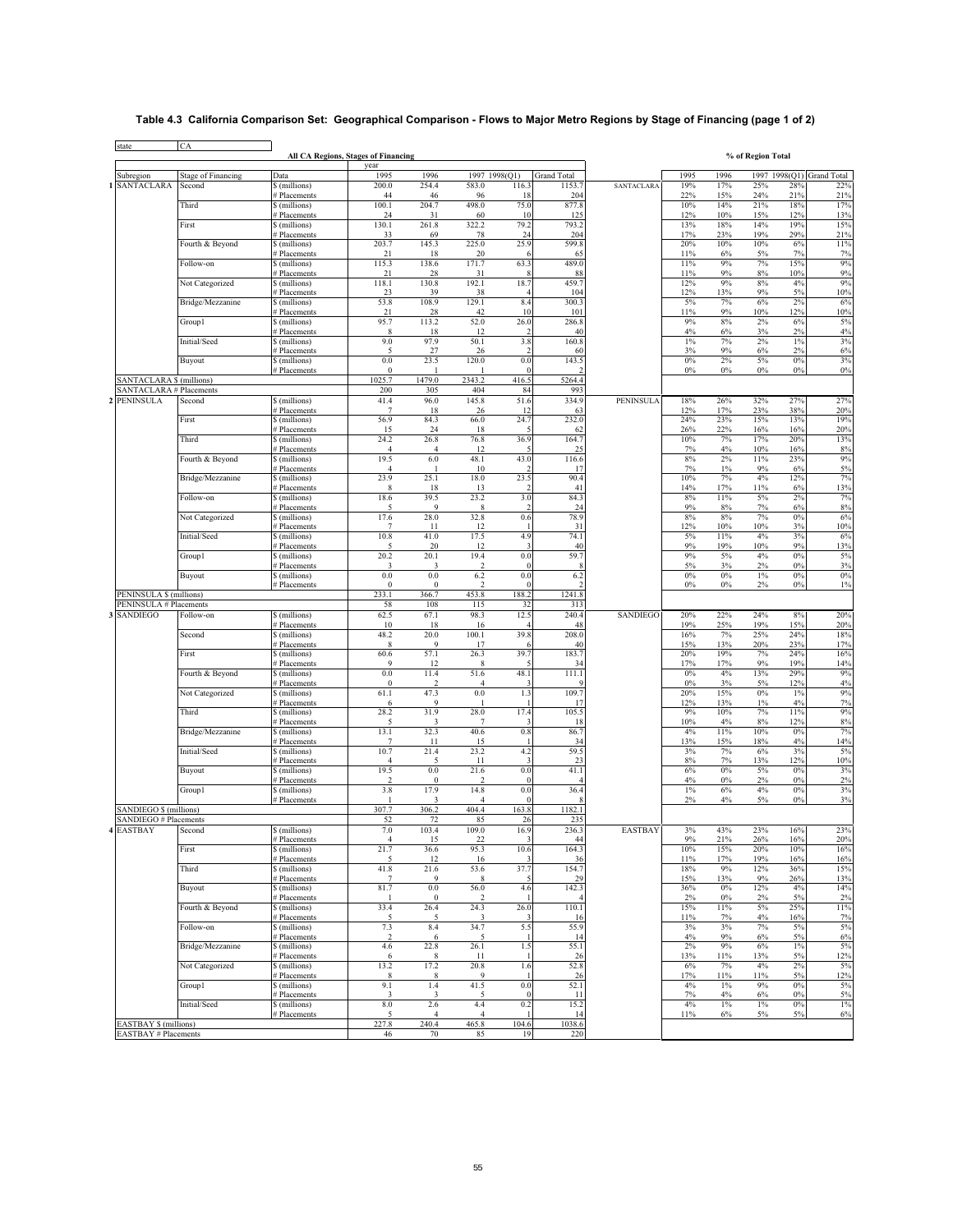# Table 4.3 California Comparison Set: Geographical Comparison - Flows to Major Metro Regions by Stage of Financing (page 1 of 2)

state: CA

| | | | All CA Regions, Stages of Financing | | | | | | % of Region Total | | | | |
|---|---|---|---|---|---|---|---|---|---|---|---|---|---|
| | | | year | | | | | | | | | | |
| Subregion | Stage of Financing | Data | 1995 | 1996 | 1997 | 1998(Q1) | Grand Total | | 1995 | 1996 | 1997 | 1998(Q1) | Grand Total |
| 1 SANTACLARA | Second | $ (millions) | 200.0 | 254.4 | 583.0 | 116.3 | 1153.7 | SANTACLARA | 19% | 17% | 25% | 28% | 22% |
| | | # Placements | 44 | 46 | 96 | 18 | 204 | | 22% | 15% | 24% | 21% | 21% |
| | Third | $ (millions) | 100.1 | 204.7 | 498.0 | 75.0 | 877.8 | | 10% | 14% | 21% | 18% | 17% |
| | | # Placements | 24 | 31 | 60 | 10 | 125 | | 12% | 10% | 15% | 12% | 13% |
| | First | $ (millions) | 130.1 | 261.8 | 322.2 | 79.2 | 793.2 | | 13% | 18% | 14% | 19% | 15% |
| | | # Placements | 33 | 69 | 78 | 24 | 204 | | 17% | 23% | 19% | 29% | 21% |
| | Fourth & Beyond | $ (millions) | 203.7 | 145.3 | 225.0 | 25.9 | 599.8 | | 20% | 10% | 10% | 6% | 11% |
| | | # Placements | 21 | 18 | 20 | 6 | 65 | | 11% | 6% | 5% | 7% | 7% |
| | Follow-on | $ (millions) | 115.3 | 138.6 | 171.7 | 63.3 | 489.0 | | 11% | 9% | 7% | 15% | 9% |
| | | # Placements | 21 | 28 | 31 | 8 | 88 | | 11% | 9% | 8% | 10% | 9% |
| | Not Categorized | $ (millions) | 118.1 | 130.8 | 192.1 | 18.7 | 459.7 | | 12% | 9% | 8% | 4% | 9% |
| | | # Placements | 23 | 39 | 38 | 4 | 104 | | 12% | 13% | 9% | 5% | 10% |
| | Bridge/Mezzanine | $ (millions) | 53.8 | 108.9 | 129.1 | 8.4 | 300.3 | | 5% | 7% | 6% | 2% | 6% |
| | | # Placements | 21 | 28 | 42 | 10 | 101 | | 11% | 9% | 10% | 12% | 10% |
| | Group1 | $ (millions) | 95.7 | 113.2 | 52.0 | 26.0 | 286.8 | | 9% | 8% | 2% | 6% | 5% |
| | | # Placements | 8 | 18 | 12 | 2 | 40 | | 4% | 6% | 3% | 2% | 4% |
| | Initial/Seed | $ (millions) | 9.0 | 97.9 | 50.1 | 3.8 | 160.8 | | 1% | 7% | 2% | 1% | 3% |
| | | # Placements | 5 | 27 | 26 | 2 | 60 | | 3% | 9% | 6% | 2% | 6% |
| | Buyout | $ (millions) | 0.0 | 23.5 | 120.0 | 0.0 | 143.5 | | 0% | 2% | 5% | 0% | 3% |
| | | # Placements | 0 | 1 | 1 | 0 | 2 | | 0% | 0% | 0% | 0% | 0% |
| SANTACLARA $ (millions) | | | 1025.7 | 1479.0 | 2343.2 | 416.5 | 5264.4 | | | | | | |
| SANTACLARA # Placements | | | 200 | 305 | 404 | 84 | 993 | | | | | | |
| 2 PENINSULA | Second | $ (millions) | 41.4 | 96.0 | 145.8 | 51.6 | 334.9 | PENINSULA | 18% | 26% | 32% | 27% | 27% |
| | | # Placements | 7 | 18 | 26 | 12 | 63 | | 12% | 17% | 23% | 38% | 20% |
| | First | $ (millions) | 56.9 | 84.3 | 66.0 | 24.7 | 232.0 | | 24% | 23% | 15% | 13% | 19% |
| | | # Placements | 15 | 24 | 18 | 5 | 62 | | 26% | 22% | 16% | 16% | 20% |
| | Third | $ (millions) | 24.2 | 26.8 | 76.8 | 36.9 | 164.7 | | 10% | 7% | 17% | 20% | 13% |
| | | # Placements | 4 | 4 | 12 | 5 | 25 | | 7% | 4% | 10% | 16% | 8% |
| | Fourth & Beyond | $ (millions) | 19.5 | 6.0 | 48.1 | 43.0 | 116.6 | | 8% | 2% | 11% | 23% | 9% |
| | | # Placements | 4 | 1 | 10 | 2 | 17 | | 7% | 1% | 9% | 6% | 5% |
| | Bridge/Mezzanine | $ (millions) | 23.9 | 25.1 | 18.0 | 23.5 | 90.4 | | 10% | 7% | 4% | 12% | 7% |
| | | # Placements | 8 | 18 | 13 | 2 | 41 | | 14% | 17% | 11% | 6% | 13% |
| | Follow-on | $ (millions) | 18.6 | 39.5 | 23.2 | 3.0 | 84.3 | | 8% | 11% | 5% | 2% | 7% |
| | | # Placements | 5 | 9 | 8 | 2 | 24 | | 9% | 8% | 7% | 6% | 8% |
| | Not Categorized | $ (millions) | 17.6 | 28.0 | 32.8 | 0.6 | 78.9 | | 8% | 8% | 7% | 0% | 6% |
| | | # Placements | 7 | 11 | 12 | 1 | 31 | | 12% | 10% | 10% | 3% | 10% |
| | Initial/Seed | $ (millions) | 10.8 | 41.0 | 17.5 | 4.9 | 74.1 | | 5% | 11% | 4% | 3% | 6% |
| | | # Placements | 5 | 20 | 12 | 3 | 40 | | 9% | 19% | 10% | 9% | 13% |
| | Group1 | $ (millions) | 20.2 | 20.1 | 19.4 | 0.0 | 59.7 | | 9% | 5% | 4% | 0% | 5% |
| | | # Placements | 3 | 3 | 2 | 0 | 8 | | 5% | 3% | 2% | 0% | 3% |
| | Buyout | $ (millions) | 0.0 | 0.0 | 6.2 | 0.0 | 6.2 | | 0% | 0% | 1% | 0% | 0% |
| | | # Placements | 0 | 0 | 2 | 0 | 2 | | 0% | 0% | 2% | 0% | 1% |
| PENINSULA $ (millions) | | | 233.1 | 366.7 | 453.8 | 188.2 | 1241.8 | | | | | | |
| PENINSULA # Placements | | | 58 | 108 | 115 | 32 | 313 | | | | | | |
| 3 SANDIEGO | Follow-on | $ (millions) | 62.5 | 67.1 | 98.3 | 12.5 | 240.4 | SANDIEGO | 20% | 22% | 24% | 8% | 20% |
| | | # Placements | 10 | 18 | 16 | 4 | 48 | | 19% | 25% | 19% | 15% | 20% |
| | Second | $ (millions) | 48.2 | 20.0 | 100.1 | 39.8 | 208.0 | | 16% | 7% | 25% | 24% | 18% |
| | | # Placements | 8 | 9 | 17 | 6 | 40 | | 15% | 13% | 20% | 23% | 17% |
| | First | $ (millions) | 60.6 | 57.1 | 26.3 | 39.7 | 183.7 | | 20% | 19% | 7% | 24% | 16% |
| | | # Placements | 9 | 12 | 8 | 5 | 34 | | 17% | 17% | 9% | 19% | 14% |
| | Fourth & Beyond | $ (millions) | 0.0 | 11.4 | 51.6 | 48.1 | 111.1 | | 0% | 4% | 13% | 29% | 9% |
| | | # Placements | 0 | 2 | 4 | 3 | 9 | | 0% | 3% | 5% | 12% | 4% |
| | Not Categorized | $ (millions) | 61.1 | 47.3 | 0.0 | 1.3 | 109.7 | | 20% | 15% | 0% | 1% | 9% |
| | | # Placements | 6 | 9 | 1 | 1 | 17 | | 12% | 13% | 1% | 4% | 7% |
| | Third | $ (millions) | 28.2 | 31.9 | 28.0 | 17.4 | 105.5 | | 9% | 10% | 7% | 11% | 9% |
| | | # Placements | 5 | 3 | 7 | 3 | 18 | | 10% | 4% | 8% | 12% | 8% |
| | Bridge/Mezzanine | $ (millions) | 13.1 | 32.3 | 40.6 | 0.8 | 86.7 | | 4% | 11% | 10% | 0% | 7% |
| | | # Placements | 7 | 11 | 15 | 1 | 34 | | 13% | 15% | 18% | 4% | 14% |
| | Initial/Seed | $ (millions) | 10.7 | 21.4 | 23.2 | 4.2 | 59.5 | | 3% | 7% | 6% | 3% | 5% |
| | | # Placements | 4 | 5 | 11 | 3 | 23 | | 8% | 7% | 13% | 12% | 10% |
| | Buyout | $ (millions) | 19.5 | 0.0 | 21.6 | 0.0 | 41.1 | | 6% | 0% | 5% | 0% | 3% |
| | | # Placements | 2 | 0 | 2 | 0 | 4 | | 4% | 0% | 2% | 0% | 2% |
| | Group1 | $ (millions) | 3.8 | 17.9 | 14.8 | 0.0 | 36.4 | | 1% | 6% | 4% | 0% | 3% |
| | | # Placements | 1 | 3 | 4 | 0 | 8 | | 2% | 4% | 5% | 0% | 3% |
| SANDIEGO $ (millions) | | | 307.7 | 306.2 | 404.4 | 163.8 | 1182.1 | | | | | | |
| SANDIEGO # Placements | | | 52 | 72 | 85 | 26 | 235 | | | | | | |
| 4 EASTBAY | Second | $ (millions) | 7.0 | 103.4 | 109.0 | 16.9 | 236.3 | EASTBAY | 3% | 43% | 23% | 16% | 23% |
| | | # Placements | 4 | 15 | 22 | 3 | 44 | | 9% | 21% | 26% | 16% | 20% |
| | First | $ (millions) | 21.7 | 36.6 | 95.3 | 10.6 | 164.3 | | 10% | 15% | 20% | 10% | 16% |
| | | # Placements | 5 | 12 | 16 | 3 | 36 | | 11% | 17% | 19% | 16% | 16% |
| | Third | $ (millions) | 41.8 | 21.6 | 53.6 | 37.7 | 154.7 | | 18% | 9% | 12% | 36% | 15% |
| | | # Placements | 7 | 9 | 8 | 5 | 29 | | 15% | 13% | 9% | 26% | 13% |
| | Buyout | $ (millions) | 81.7 | 0.0 | 56.0 | 4.6 | 142.3 | | 36% | 0% | 12% | 4% | 14% |
| | | # Placements | 1 | 0 | 2 | 1 | 4 | | 2% | 0% | 2% | 5% | 2% |
| | Fourth & Beyond | $ (millions) | 33.4 | 26.4 | 24.3 | 26.0 | 110.1 | | 15% | 11% | 5% | 25% | 11% |
| | | # Placements | 5 | 5 | 3 | 3 | 16 | | 11% | 7% | 4% | 16% | 7% |
| | Follow-on | $ (millions) | 7.3 | 8.4 | 34.7 | 5.5 | 55.9 | | 3% | 3% | 7% | 5% | 5% |
| | | # Placements | 2 | 6 | 5 | 1 | 14 | | 4% | 9% | 6% | 5% | 6% |
| | Bridge/Mezzanine | $ (millions) | 4.6 | 22.8 | 26.1 | 1.5 | 55.1 | | 2% | 9% | 6% | 1% | 5% |
| | | # Placements | 6 | 8 | 11 | 1 | 26 | | 13% | 11% | 13% | 5% | 12% |
| | Not Categorized | $ (millions) | 13.2 | 17.2 | 20.8 | 1.6 | 52.8 | | 6% | 7% | 4% | 2% | 5% |
| | | # Placements | 8 | 8 | 9 | 1 | 26 | | 17% | 11% | 11% | 5% | 12% |
| | Group1 | $ (millions) | 9.1 | 1.4 | 41.5 | 0.0 | 52.1 | | 4% | 1% | 9% | 0% | 5% |
| | | # Placements | 3 | 3 | 5 | 0 | 11 | | 7% | 4% | 6% | 0% | 5% |
| | Initial/Seed | $ (millions) | 8.0 | 2.6 | 4.4 | 0.2 | 15.2 | | 4% | 1% | 1% | 0% | 1% |
| | | # Placements | 5 | 4 | 4 | 1 | 14 | | 11% | 6% | 5% | 5% | 6% |
| EASTBAY $ (millions) | | | 227.8 | 240.4 | 465.8 | 104.6 | 1038.6 | | | | | | |
| EASTBAY # Placements | | | 46 | 70 | 85 | 19 | 220 | | | | | | |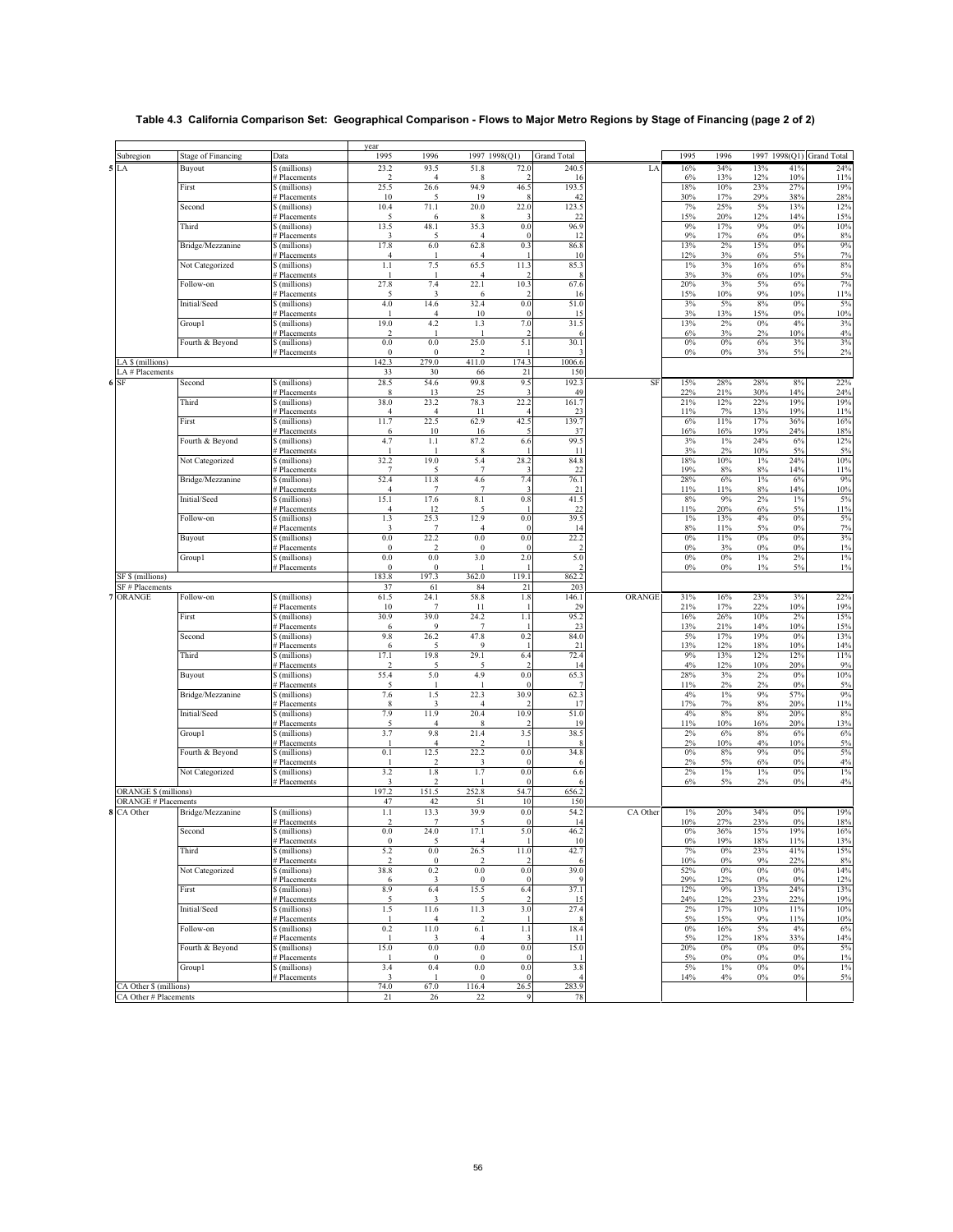**Table 4.3 California Comparison Set: Geographical Comparison - Flows to Major Metro Regions by Stage of Financing (page 2 of 2)**

| Subregion | Stage of Financing | Data | 1995 | 1996 | 1997 | 1998(Q1) | Grand Total | | 1995 | 1996 | 1997 | 1998(Q1) | Grand Total |
|---|---|---|---|---|---|---|---|---|---|---|---|---|---|
| 5 LA | Buyout | $ (millions) | 23.2 | 93.5 | 51.8 | 72.0 | 240.5 | LA | 16% | 34% | 13% | 41% | 24% |
| | | # Placements | 2 | 4 | 8 | 2 | 16 | | 6% | 13% | 12% | 10% | 11% |
| | First | $ (millions) | 25.5 | 26.6 | 94.9 | 46.5 | 193.5 | | 18% | 10% | 23% | 27% | 19% |
| | | # Placements | 10 | 5 | 19 | 8 | 42 | | 30% | 17% | 29% | 38% | 28% |
| | Second | $ (millions) | 10.4 | 71.1 | 20.0 | 22.0 | 123.5 | | 7% | 25% | 5% | 13% | 12% |
| | | # Placements | 5 | 6 | 8 | 3 | 22 | | 15% | 20% | 12% | 14% | 15% |
| | Third | $ (millions) | 13.5 | 48.1 | 35.3 | 0.0 | 96.9 | | 9% | 17% | 9% | 0% | 10% |
| | | # Placements | 3 | 5 | 4 | 0 | 12 | | 9% | 17% | 6% | 0% | 8% |
| | Bridge/Mezzanine | $ (millions) | 17.8 | 6.0 | 62.8 | 0.3 | 86.8 | | 13% | 2% | 15% | 0% | 9% |
| | | # Placements | 4 | 1 | 4 | 1 | 10 | | 12% | 3% | 6% | 5% | 7% |
| | Not Categorized | $ (millions) | 1.1 | 7.5 | 65.5 | 11.3 | 85.3 | | 1% | 3% | 16% | 6% | 8% |
| | | # Placements | 1 | 1 | 4 | 2 | 8 | | 3% | 3% | 6% | 10% | 5% |
| | Follow-on | $ (millions) | 27.8 | 7.4 | 22.1 | 10.3 | 67.6 | | 20% | 3% | 5% | 6% | 7% |
| | | # Placements | 5 | 3 | 6 | 2 | 16 | | 15% | 10% | 9% | 10% | 11% |
| | Initial/Seed | $ (millions) | 4.0 | 14.6 | 32.4 | 0.0 | 51.0 | | 3% | 5% | 8% | 0% | 5% |
| | | # Placements | 1 | 4 | 10 | 0 | 15 | | 3% | 13% | 15% | 0% | 10% |
| | Group1 | $ (millions) | 19.0 | 4.2 | 1.3 | 7.0 | 31.5 | | 13% | 2% | 0% | 4% | 3% |
| | | # Placements | 2 | 1 | 1 | 2 | 6 | | 6% | 3% | 2% | 10% | 4% |
| | Fourth & Beyond | $ (millions) | 0.0 | 0.0 | 25.0 | 5.1 | 30.1 | | 0% | 0% | 6% | 3% | 3% |
| | | # Placements | 0 | 0 | 2 | 1 | 3 | | 0% | 0% | 3% | 5% | 2% |
| LA $ (millions) | | | 142.3 | 279.0 | 411.0 | 174.3 | 1006.6 | | | | | | |
| LA # Placements | | | 33 | 30 | 66 | 21 | 150 | | | | | | |
| 6 SF | Second | $ (millions) | 28.5 | 54.6 | 99.8 | 9.5 | 192.3 | SF | 15% | 28% | 28% | 8% | 22% |
| | | # Placements | 8 | 13 | 25 | 3 | 49 | | 22% | 21% | 30% | 14% | 24% |
| | Third | $ (millions) | 38.0 | 23.2 | 78.3 | 22.2 | 161.7 | | 21% | 12% | 22% | 19% | 19% |
| | | # Placements | 4 | 4 | 11 | 4 | 23 | | 11% | 7% | 13% | 19% | 11% |
| | First | $ (millions) | 11.7 | 22.5 | 62.9 | 42.5 | 139.7 | | 6% | 11% | 17% | 36% | 16% |
| | | # Placements | 6 | 10 | 16 | 5 | 37 | | 16% | 16% | 19% | 24% | 18% |
| | Fourth & Beyond | $ (millions) | 4.7 | 1.1 | 87.2 | 6.6 | 99.5 | | 3% | 1% | 24% | 6% | 12% |
| | | # Placements | 1 | 1 | 8 | 1 | 11 | | 3% | 2% | 10% | 5% | 5% |
| | Not Categorized | $ (millions) | 32.2 | 19.0 | 5.4 | 28.2 | 84.8 | | 18% | 10% | 1% | 24% | 10% |
| | | # Placements | 7 | 5 | 7 | 3 | 22 | | 19% | 8% | 8% | 14% | 11% |
| | Bridge/Mezzanine | $ (millions) | 52.4 | 11.8 | 4.6 | 7.4 | 76.1 | | 28% | 6% | 1% | 6% | 9% |
| | | # Placements | 4 | 7 | 7 | 3 | 21 | | 11% | 11% | 8% | 14% | 10% |
| | Initial/Seed | $ (millions) | 15.1 | 17.6 | 8.1 | 0.8 | 41.5 | | 8% | 9% | 2% | 1% | 5% |
| | | # Placements | 4 | 12 | 5 | 1 | 22 | | 11% | 20% | 6% | 5% | 11% |
| | Follow-on | $ (millions) | 1.3 | 25.3 | 12.9 | 0.0 | 39.5 | | 1% | 13% | 4% | 0% | 5% |
| | | # Placements | 3 | 7 | 4 | 0 | 14 | | 8% | 11% | 5% | 0% | 7% |
| | Buyout | $ (millions) | 0.0 | 22.2 | 0.0 | 0.0 | 22.2 | | 0% | 11% | 0% | 0% | 3% |
| | | # Placements | 0 | 2 | 0 | 0 | 2 | | 0% | 3% | 0% | 0% | 1% |
| | Group1 | $ (millions) | 0.0 | 0.0 | 3.0 | 2.0 | 5.0 | | 0% | 0% | 1% | 2% | 1% |
| | | # Placements | 0 | 0 | 1 | 1 | 2 | | 0% | 0% | 1% | 5% | 1% |
| SF $ (millions) | | | 183.8 | 197.3 | 362.0 | 119.1 | 862.2 | | | | | | |
| SF # Placements | | | 37 | 61 | 84 | 21 | 203 | | | | | | |
| 7 ORANGE | Follow-on | $ (millions) | 61.5 | 24.1 | 58.8 | 1.8 | 146.1 | ORANGE | 31% | 16% | 23% | 3% | 22% |
| | | # Placements | 10 | 7 | 11 | 1 | 29 | | 21% | 17% | 22% | 10% | 19% |
| | First | $ (millions) | 30.9 | 39.0 | 24.2 | 1.1 | 95.2 | | 16% | 26% | 10% | 2% | 15% |
| | | # Placements | 6 | 9 | 7 | 1 | 23 | | 13% | 21% | 14% | 10% | 15% |
| | Second | $ (millions) | 9.8 | 26.2 | 47.8 | 0.2 | 84.0 | | 5% | 17% | 19% | 0% | 13% |
| | | # Placements | 6 | 5 | 9 | 1 | 21 | | 13% | 12% | 18% | 10% | 14% |
| | Third | $ (millions) | 17.1 | 19.8 | 29.1 | 6.4 | 72.4 | | 9% | 13% | 12% | 12% | 11% |
| | | # Placements | 2 | 5 | 5 | 2 | 14 | | 4% | 12% | 10% | 20% | 9% |
| | Buyout | $ (millions) | 55.4 | 5.0 | 4.9 | 0.0 | 65.3 | | 28% | 3% | 2% | 0% | 10% |
| | | # Placements | 5 | 1 | 1 | 0 | 7 | | 11% | 2% | 2% | 0% | 5% |
| | Bridge/Mezzanine | $ (millions) | 7.6 | 1.5 | 22.3 | 30.9 | 62.3 | | 4% | 1% | 9% | 57% | 9% |
| | | # Placements | 8 | 3 | 4 | 2 | 17 | | 17% | 7% | 8% | 20% | 11% |
| | Initial/Seed | $ (millions) | 7.9 | 11.9 | 20.4 | 10.9 | 51.0 | | 4% | 8% | 8% | 20% | 8% |
| | | # Placements | 5 | 4 | 8 | 2 | 19 | | 11% | 10% | 16% | 20% | 13% |
| | Group1 | $ (millions) | 3.7 | 9.8 | 21.4 | 3.5 | 38.5 | | 2% | 6% | 8% | 6% | 6% |
| | | # Placements | 1 | 4 | 2 | 1 | 8 | | 2% | 10% | 4% | 10% | 5% |
| | Fourth & Beyond | $ (millions) | 0.1 | 12.5 | 22.2 | 0.0 | 34.8 | | 0% | 8% | 9% | 0% | 5% |
| | | # Placements | 1 | 2 | 3 | 0 | 6 | | 2% | 5% | 6% | 0% | 4% |
| | Not Categorized | $ (millions) | 3.2 | 1.8 | 1.7 | 0.0 | 6.6 | | 2% | 1% | 1% | 0% | 1% |
| | | # Placements | 3 | 2 | 1 | 0 | 6 | | 6% | 5% | 2% | 0% | 4% |
| ORANGE $ (millions) | | | 197.2 | 151.5 | 252.8 | 54.7 | 656.2 | | | | | | |
| ORANGE # Placements | | | 47 | 42 | 51 | 10 | 150 | | | | | | |
| 8 CA Other | Bridge/Mezzanine | $ (millions) | 1.1 | 13.3 | 39.9 | 0.0 | 54.2 | CA Other | 1% | 20% | 34% | 0% | 19% |
| | | # Placements | 2 | 7 | 5 | 0 | 14 | | 10% | 27% | 23% | 0% | 18% |
| | Second | $ (millions) | 0.0 | 24.0 | 17.1 | 5.0 | 46.2 | | 0% | 36% | 15% | 19% | 16% |
| | | # Placements | 0 | 5 | 4 | 1 | 10 | | 0% | 19% | 18% | 11% | 13% |
| | Third | $ (millions) | 5.2 | 0.0 | 26.5 | 11.0 | 42.7 | | 7% | 0% | 23% | 41% | 15% |
| | | # Placements | 2 | 0 | 2 | 2 | 6 | | 10% | 0% | 9% | 22% | 8% |
| | Not Categorized | $ (millions) | 38.8 | 0.2 | 0.0 | 0.0 | 39.0 | | 52% | 0% | 0% | 0% | 14% |
| | | # Placements | 6 | 3 | 0 | 0 | 9 | | 29% | 12% | 0% | 0% | 12% |
| | First | $ (millions) | 8.9 | 6.4 | 15.5 | 6.4 | 37.1 | | 12% | 9% | 13% | 24% | 13% |
| | | # Placements | 5 | 3 | 5 | 2 | 15 | | 24% | 12% | 23% | 22% | 19% |
| | Initial/Seed | $ (millions) | 1.5 | 11.6 | 11.3 | 3.0 | 27.4 | | 2% | 17% | 10% | 11% | 10% |
| | | # Placements | 1 | 4 | 2 | 1 | 8 | | 5% | 15% | 9% | 11% | 10% |
| | Follow-on | $ (millions) | 0.2 | 11.0 | 6.1 | 1.1 | 18.4 | | 0% | 16% | 5% | 4% | 6% |
| | | # Placements | 1 | 3 | 4 | 3 | 11 | | 5% | 12% | 18% | 33% | 14% |
| | Fourth & Beyond | $ (millions) | 15.0 | 0.0 | 0.0 | 0.0 | 15.0 | | 20% | 0% | 0% | 0% | 5% |
| | | # Placements | 1 | 0 | 0 | 0 | 1 | | 5% | 0% | 0% | 0% | 1% |
| | Group1 | $ (millions) | 3.4 | 0.4 | 0.0 | 0.0 | 3.8 | | 5% | 1% | 0% | 0% | 1% |
| | | # Placements | 3 | 1 | 0 | 0 | 4 | | 14% | 4% | 0% | 0% | 5% |
| CA Other $ (millions) | | | 74.0 | 67.0 | 116.4 | 26.5 | 283.9 | | | | | | |
| CA Other # Placements | | | 21 | 26 | 22 | 9 | 78 | | | | | | |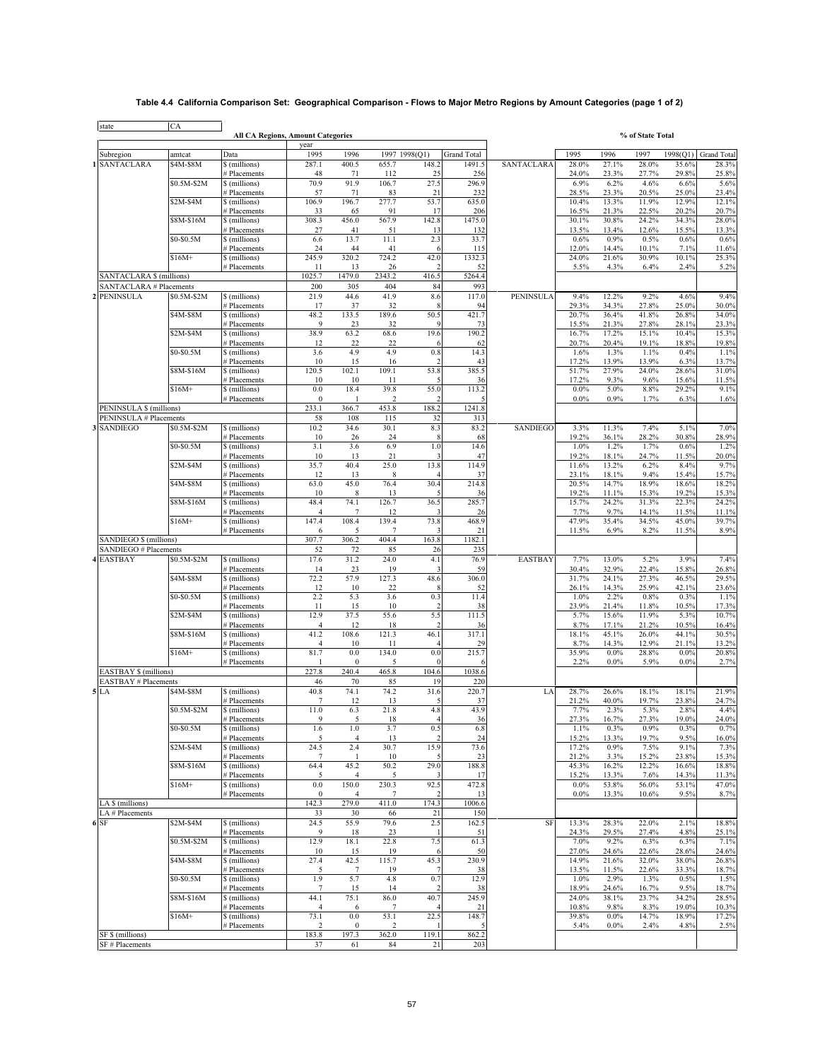**Table 4.4 California Comparison Set: Geographical Comparison - Flows to Major Metro Regions by Amount Categories (page 1 of 2)**

| state | CA | | | | | | | | | | | | |
|---|---|---|---|---|---|---|---|---|---|---|---|---|---|
| | | **All CA Regions, Amount Categories** | | | | | | | **% of State Total** | | | | |
| | | | year | | | | | | | | | | |
| Subregion | amtcat | Data | 1995 | 1996 | 1997 | 1998(Q1) | Grand Total | | 1995 | 1996 | 1997 | 1998(Q1) | Grand Total |
| 1 SANTACLARA | $4M-$8M | $ (millions) | 287.1 | 400.5 | 655.7 | 148.2 | 1491.5 | SANTACLARA | 28.0% | 27.1% | 28.0% | 35.6% | 28.3% |
| | | # Placements | 48 | 71 | 112 | 25 | 256 | | 24.0% | 23.3% | 27.7% | 29.8% | 25.8% |
| | $0.5M-$2M | $ (millions) | 70.9 | 91.9 | 106.7 | 27.5 | 296.9 | | 6.9% | 6.2% | 4.6% | 6.6% | 5.6% |
| | | # Placements | 57 | 71 | 83 | 21 | 232 | | 28.5% | 23.3% | 20.5% | 25.0% | 23.4% |
| | $2M-$4M | $ (millions) | 106.9 | 196.7 | 277.7 | 53.7 | 635.0 | | 10.4% | 13.3% | 11.9% | 12.9% | 12.1% |
| | | # Placements | 33 | 65 | 91 | 17 | 206 | | 16.5% | 21.3% | 22.5% | 20.2% | 20.7% |
| | $8M-$16M | $ (millions) | 308.3 | 456.0 | 567.9 | 142.8 | 1475.0 | | 30.1% | 30.8% | 24.2% | 34.3% | 28.0% |
| | | # Placements | 27 | 41 | 51 | 13 | 132 | | 13.5% | 13.4% | 12.6% | 15.5% | 13.3% |
| | $0-$0.5M | $ (millions) | 6.6 | 13.7 | 11.1 | 2.3 | 33.7 | | 0.6% | 0.9% | 0.5% | 0.6% | 0.6% |
| | | # Placements | 24 | 44 | 41 | 6 | 115 | | 12.0% | 14.4% | 10.1% | 7.1% | 11.6% |
| | $16M+ | $ (millions) | 245.9 | 320.2 | 724.2 | 42.0 | 1332.3 | | 24.0% | 21.6% | 30.9% | 10.1% | 25.3% |
| | | # Placements | 11 | 13 | 26 | 2 | 52 | | 5.5% | 4.3% | 6.4% | 2.4% | 5.2% |
| SANTACLARA $ (millions) | | | 1025.7 | 1479.0 | 2343.2 | 416.5 | 5264.4 | | | | | | |
| SANTACLARA # Placements | | | 200 | 305 | 404 | 84 | 993 | | | | | | |
| 2 PENINSULA | $0.5M-$2M | $ (millions) | 21.9 | 44.6 | 41.9 | 8.6 | 117.0 | PENINSULA | 9.4% | 12.2% | 9.2% | 4.6% | 9.4% |
| | | # Placements | 17 | 37 | 32 | 8 | 94 | | 29.3% | 34.3% | 27.8% | 25.0% | 30.0% |
| | $4M-$8M | $ (millions) | 48.2 | 133.5 | 189.6 | 50.5 | 421.7 | | 20.7% | 36.4% | 41.8% | 26.8% | 34.0% |
| | | # Placements | 9 | 23 | 32 | 9 | 73 | | 15.5% | 21.3% | 27.8% | 28.1% | 23.3% |
| | $2M-$4M | $ (millions) | 38.9 | 63.2 | 68.6 | 19.6 | 190.2 | | 16.7% | 17.2% | 15.1% | 10.4% | 15.3% |
| | | # Placements | 12 | 22 | 22 | 6 | 62 | | 20.7% | 20.4% | 19.1% | 18.8% | 19.8% |
| | $0-$0.5M | $ (millions) | 3.6 | 4.9 | 4.9 | 0.8 | 14.3 | | 1.6% | 1.3% | 1.1% | 0.4% | 1.1% |
| | | # Placements | 10 | 15 | 16 | 2 | 43 | | 17.2% | 13.9% | 13.9% | 6.3% | 13.7% |
| | $8M-$16M | $ (millions) | 120.5 | 102.1 | 109.1 | 53.8 | 385.5 | | 51.7% | 27.9% | 24.0% | 28.6% | 31.0% |
| | | # Placements | 10 | 10 | 11 | 5 | 36 | | 17.2% | 9.3% | 9.6% | 15.6% | 11.5% |
| | $16M+ | $ (millions) | 0.0 | 18.4 | 39.8 | 55.0 | 113.2 | | 0.0% | 5.0% | 8.8% | 29.2% | 9.1% |
| | | # Placements | 0 | 1 | 2 | 2 | 5 | | 0.0% | 0.9% | 1.7% | 6.3% | 1.6% |
| PENINSULA $ (millions) | | | 233.1 | 366.7 | 453.8 | 188.2 | 1241.8 | | | | | | |
| PENINSULA # Placements | | | 58 | 108 | 115 | 32 | 313 | | | | | | |
| 3 SANDIEGO | $0.5M-$2M | $ (millions) | 10.2 | 34.6 | 30.1 | 8.3 | 83.2 | SANDIEGO | 3.3% | 11.3% | 7.4% | 5.1% | 7.0% |
| | | # Placements | 10 | 26 | 24 | 8 | 68 | | 19.2% | 36.1% | 28.2% | 30.8% | 28.9% |
| | $0-$0.5M | $ (millions) | 3.1 | 3.6 | 6.9 | 1.0 | 14.6 | | 1.0% | 1.2% | 1.7% | 0.6% | 1.2% |
| | | # Placements | 10 | 13 | 21 | 3 | 47 | | 19.2% | 18.1% | 24.7% | 11.5% | 20.0% |
| | $2M-$4M | $ (millions) | 35.7 | 40.4 | 25.0 | 13.8 | 114.9 | | 11.6% | 13.2% | 6.2% | 8.4% | 9.7% |
| | | # Placements | 12 | 13 | 8 | 4 | 37 | | 23.1% | 18.1% | 9.4% | 15.4% | 15.7% |
| | $4M-$8M | $ (millions) | 63.0 | 45.0 | 76.4 | 30.4 | 214.8 | | 20.5% | 14.7% | 18.9% | 18.6% | 18.2% |
| | | # Placements | 10 | 8 | 13 | 5 | 36 | | 19.2% | 11.1% | 15.3% | 19.2% | 15.3% |
| | $8M-$16M | $ (millions) | 48.4 | 74.1 | 126.7 | 36.5 | 285.7 | | 15.7% | 24.2% | 31.3% | 22.3% | 24.2% |
| | | # Placements | 4 | 7 | 12 | 3 | 26 | | 7.7% | 9.7% | 14.1% | 11.5% | 11.1% |
| | $16M+ | $ (millions) | 147.4 | 108.4 | 139.4 | 73.8 | 468.9 | | 47.9% | 35.4% | 34.5% | 45.0% | 39.7% |
| | | # Placements | 6 | 5 | 7 | 3 | 21 | | 11.5% | 6.9% | 8.2% | 11.5% | 8.9% |
| SANDIEGO $ (millions) | | | 307.7 | 306.2 | 404.4 | 163.8 | 1182.1 | | | | | | |
| SANDIEGO # Placements | | | 52 | 72 | 85 | 26 | 235 | | | | | | |
| 4 EASTBAY | $0.5M-$2M | $ (millions) | 17.6 | 31.2 | 24.0 | 4.1 | 76.9 | EASTBAY | 7.7% | 13.0% | 5.2% | 3.9% | 7.4% |
| | | # Placements | 14 | 23 | 19 | 3 | 59 | | 30.4% | 32.9% | 22.4% | 15.8% | 26.8% |
| | $4M-$8M | $ (millions) | 72.2 | 57.9 | 127.3 | 48.6 | 306.0 | | 31.7% | 24.1% | 27.3% | 46.5% | 29.5% |
| | | # Placements | 12 | 10 | 22 | 8 | 52 | | 26.1% | 14.3% | 25.9% | 42.1% | 23.6% |
| | $0-$0.5M | $ (millions) | 2.2 | 5.3 | 3.6 | 0.3 | 11.4 | | 1.0% | 2.2% | 0.8% | 0.3% | 1.1% |
| | | # Placements | 11 | 15 | 10 | 2 | 38 | | 23.9% | 21.4% | 11.8% | 10.5% | 17.3% |
| | $2M-$4M | $ (millions) | 12.9 | 37.5 | 55.6 | 5.5 | 111.5 | | 5.7% | 15.6% | 11.9% | 5.3% | 10.7% |
| | | # Placements | 4 | 12 | 18 | 2 | 36 | | 8.7% | 17.1% | 21.2% | 10.5% | 16.4% |
| | $8M-$16M | $ (millions) | 41.2 | 108.6 | 121.3 | 46.1 | 317.1 | | 18.1% | 45.1% | 26.0% | 44.1% | 30.5% |
| | | # Placements | 4 | 10 | 11 | 4 | 29 | | 8.7% | 14.3% | 12.9% | 21.1% | 13.2% |
| | $16M+ | $ (millions) | 81.7 | 0.0 | 134.0 | 0.0 | 215.7 | | 35.9% | 0.0% | 28.8% | 0.0% | 20.8% |
| | | # Placements | 1 | 0 | 5 | 0 | 6 | | 2.2% | 0.0% | 5.9% | 0.0% | 2.7% |
| EASTBAY $ (millions) | | | 227.8 | 240.4 | 465.8 | 104.6 | 1038.6 | | | | | | |
| EASTBAY # Placements | | | 46 | 70 | 85 | 19 | 220 | | | | | | |
| 5 LA | $4M-$8M | $ (millions) | 40.8 | 74.1 | 74.2 | 31.6 | 220.7 | LA | 28.7% | 26.6% | 18.1% | 18.1% | 21.9% |
| | | # Placements | 7 | 12 | 13 | 5 | 37 | | 21.2% | 40.0% | 19.7% | 23.8% | 24.7% |
| | $0.5M-$2M | $ (millions) | 11.0 | 6.3 | 21.8 | 4.8 | 43.9 | | 7.7% | 2.3% | 5.3% | 2.8% | 4.4% |
| | | # Placements | 9 | 5 | 18 | 4 | 36 | | 27.3% | 16.7% | 27.3% | 19.0% | 24.0% |
| | $0-$0.5M | $ (millions) | 1.6 | 1.0 | 3.7 | 0.5 | 6.8 | | 1.1% | 0.3% | 0.9% | 0.3% | 0.7% |
| | | # Placements | 5 | 4 | 13 | 2 | 24 | | 15.2% | 13.3% | 19.7% | 9.5% | 16.0% |
| | $2M-$4M | $ (millions) | 24.5 | 2.4 | 30.7 | 15.9 | 73.6 | | 17.2% | 0.9% | 7.5% | 9.1% | 7.3% |
| | | # Placements | 7 | 1 | 10 | 5 | 23 | | 21.2% | 3.3% | 15.2% | 23.8% | 15.3% |
| | $8M-$16M | $ (millions) | 64.4 | 45.2 | 50.2 | 29.0 | 188.8 | | 45.3% | 16.2% | 12.2% | 16.6% | 18.8% |
| | | # Placements | 5 | 4 | 5 | 3 | 17 | | 15.2% | 13.3% | 7.6% | 14.3% | 11.3% |
| | $16M+ | $ (millions) | 0.0 | 150.0 | 230.3 | 92.5 | 472.8 | | 0.0% | 53.8% | 56.0% | 53.1% | 47.0% |
| | | # Placements | 0 | 4 | 7 | 2 | 13 | | 0.0% | 13.3% | 10.6% | 9.5% | 8.7% |
| LA $ (millions) | | | 142.3 | 279.0 | 411.0 | 174.3 | 1006.6 | | | | | | |
| LA # Placements | | | 33 | 30 | 66 | 21 | 150 | | | | | | |
| 6 SF | $2M-$4M | $ (millions) | 24.5 | 55.9 | 79.6 | 2.5 | 162.5 | SF | 13.3% | 28.3% | 22.0% | 2.1% | 18.8% |
| | | # Placements | 9 | 18 | 23 | 1 | 51 | | 24.3% | 29.5% | 27.4% | 4.8% | 25.1% |
| | $0.5M-$2M | $ (millions) | 12.9 | 18.1 | 22.8 | 7.5 | 61.3 | | 7.0% | 9.2% | 6.3% | 6.3% | 7.1% |
| | | # Placements | 10 | 15 | 19 | 6 | 50 | | 27.0% | 24.6% | 22.6% | 28.6% | 24.6% |
| | $4M-$8M | $ (millions) | 27.4 | 42.5 | 115.7 | 45.3 | 230.9 | | 14.9% | 21.6% | 32.0% | 38.0% | 26.8% |
| | | # Placements | 5 | 7 | 19 | 7 | 38 | | 13.5% | 11.5% | 22.6% | 33.3% | 18.7% |
| | $0-$0.5M | $ (millions) | 1.9 | 5.7 | 4.8 | 0.7 | 12.9 | | 1.0% | 2.9% | 1.3% | 0.5% | 1.5% |
| | | # Placements | 7 | 15 | 14 | 2 | 38 | | 18.9% | 24.6% | 16.7% | 9.5% | 18.7% |
| | $8M-$16M | $ (millions) | 44.1 | 75.1 | 86.0 | 40.7 | 245.9 | | 24.0% | 38.1% | 23.7% | 34.2% | 28.5% |
| | | # Placements | 4 | 6 | 7 | 4 | 21 | | 10.8% | 9.8% | 8.3% | 19.0% | 10.3% |
| | $16M+ | $ (millions) | 73.1 | 0.0 | 53.1 | 22.5 | 148.7 | | 39.8% | 0.0% | 14.7% | 18.9% | 17.2% |
| | | # Placements | 2 | 0 | 2 | 1 | 5 | | 5.4% | 0.0% | 2.4% | 4.8% | 2.5% |
| SF $ (millions) | | | 183.8 | 197.3 | 362.0 | 119.1 | 862.2 | | | | | | |
| SF # Placements | | | 37 | 61 | 84 | 21 | 203 | | | | | | |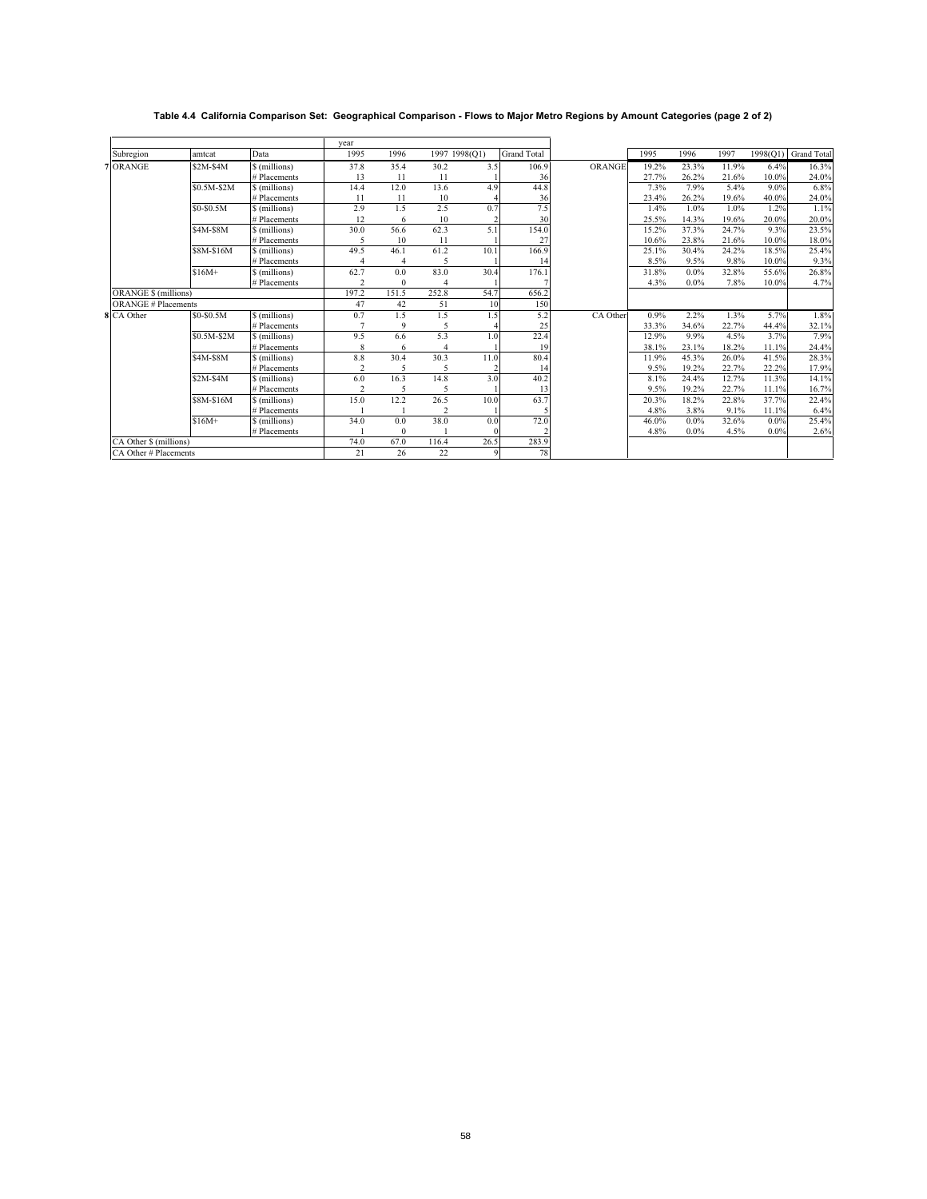**Table 4.4 California Comparison Set: Geographical Comparison - Flows to Major Metro Regions by Amount Categories (page 2 of 2)**

| | | | year | | | | | | | | | | |
|---|---|---|---|---|---|---|---|---|---|---|---|---|---|
| Subregion | amtcat | Data | 1995 | 1996 | 1997 | 1998(Q1) | Grand Total | | 1995 | 1996 | 1997 | 1998(Q1) | Grand Total |
| 7 ORANGE | $2M-$4M | $ (millions) | 37.8 | 35.4 | 30.2 | 3.5 | 106.9 | ORANGE | 19.2% | 23.3% | 11.9% | 6.4% | 16.3% |
| | | # Placements | 13 | 11 | 11 | 1 | 36 | | 27.7% | 26.2% | 21.6% | 10.0% | 24.0% |
| | $0.5M-$2M | $ (millions) | 14.4 | 12.0 | 13.6 | 4.9 | 44.8 | | 7.3% | 7.9% | 5.4% | 9.0% | 6.8% |
| | | # Placements | 11 | 11 | 10 | 4 | 36 | | 23.4% | 26.2% | 19.6% | 40.0% | 24.0% |
| | $0-$0.5M | $ (millions) | 2.9 | 1.5 | 2.5 | 0.7 | 7.5 | | 1.4% | 1.0% | 1.0% | 1.2% | 1.1% |
| | | # Placements | 12 | 6 | 10 | 2 | 30 | | 25.5% | 14.3% | 19.6% | 20.0% | 20.0% |
| | $4M-$8M | $ (millions) | 30.0 | 56.6 | 62.3 | 5.1 | 154.0 | | 15.2% | 37.3% | 24.7% | 9.3% | 23.5% |
| | | # Placements | 5 | 10 | 11 | 1 | 27 | | 10.6% | 23.8% | 21.6% | 10.0% | 18.0% |
| | $8M-$16M | $ (millions) | 49.5 | 46.1 | 61.2 | 10.1 | 166.9 | | 25.1% | 30.4% | 24.2% | 18.5% | 25.4% |
| | | # Placements | 4 | 4 | 5 | 1 | 14 | | 8.5% | 9.5% | 9.8% | 10.0% | 9.3% |
| | $16M+ | $ (millions) | 62.7 | 0.0 | 83.0 | 30.4 | 176.1 | | 31.8% | 0.0% | 32.8% | 55.6% | 26.8% |
| | | # Placements | 2 | 0 | 4 | 1 | 7 | | 4.3% | 0.0% | 7.8% | 10.0% | 4.7% |
| ORANGE $ (millions) | | | 197.2 | 151.5 | 252.8 | 54.7 | 656.2 | | | | | | |
| ORANGE # Placements | | | 47 | 42 | 51 | 10 | 150 | | | | | | |
| 8 CA Other | $0-$0.5M | $ (millions) | 0.7 | 1.5 | 1.5 | 1.5 | 5.2 | CA Other | 0.9% | 2.2% | 1.3% | 5.7% | 1.8% |
| | | # Placements | 7 | 9 | 5 | 4 | 25 | | 33.3% | 34.6% | 22.7% | 44.4% | 32.1% |
| | $0.5M-$2M | $ (millions) | 9.5 | 6.6 | 5.3 | 1.0 | 22.4 | | 12.9% | 9.9% | 4.5% | 3.7% | 7.9% |
| | | # Placements | 8 | 6 | 4 | 1 | 19 | | 38.1% | 23.1% | 18.2% | 11.1% | 24.4% |
| | $4M-$8M | $ (millions) | 8.8 | 30.4 | 30.3 | 11.0 | 80.4 | | 11.9% | 45.3% | 26.0% | 41.5% | 28.3% |
| | | # Placements | 2 | 5 | 5 | 2 | 14 | | 9.5% | 19.2% | 22.7% | 22.2% | 17.9% |
| | $2M-$4M | $ (millions) | 6.0 | 16.3 | 14.8 | 3.0 | 40.2 | | 8.1% | 24.4% | 12.7% | 11.3% | 14.1% |
| | | # Placements | 2 | 5 | 5 | 1 | 13 | | 9.5% | 19.2% | 22.7% | 11.1% | 16.7% |
| | $8M-$16M | $ (millions) | 15.0 | 12.2 | 26.5 | 10.0 | 63.7 | | 20.3% | 18.2% | 22.8% | 37.7% | 22.4% |
| | | # Placements | 1 | 1 | 2 | 1 | 5 | | 4.8% | 3.8% | 9.1% | 11.1% | 6.4% |
| | $16M+ | $ (millions) | 34.0 | 0.0 | 38.0 | 0.0 | 72.0 | | 46.0% | 0.0% | 32.6% | 0.0% | 25.4% |
| | | # Placements | 1 | 0 | 1 | 0 | 2 | | 4.8% | 0.0% | 4.5% | 0.0% | 2.6% |
| CA Other $ (millions) | | | 74.0 | 67.0 | 116.4 | 26.5 | 283.9 | | | | | | |
| CA Other # Placements | | | 21 | 26 | 22 | 9 | 78 | | | | | | |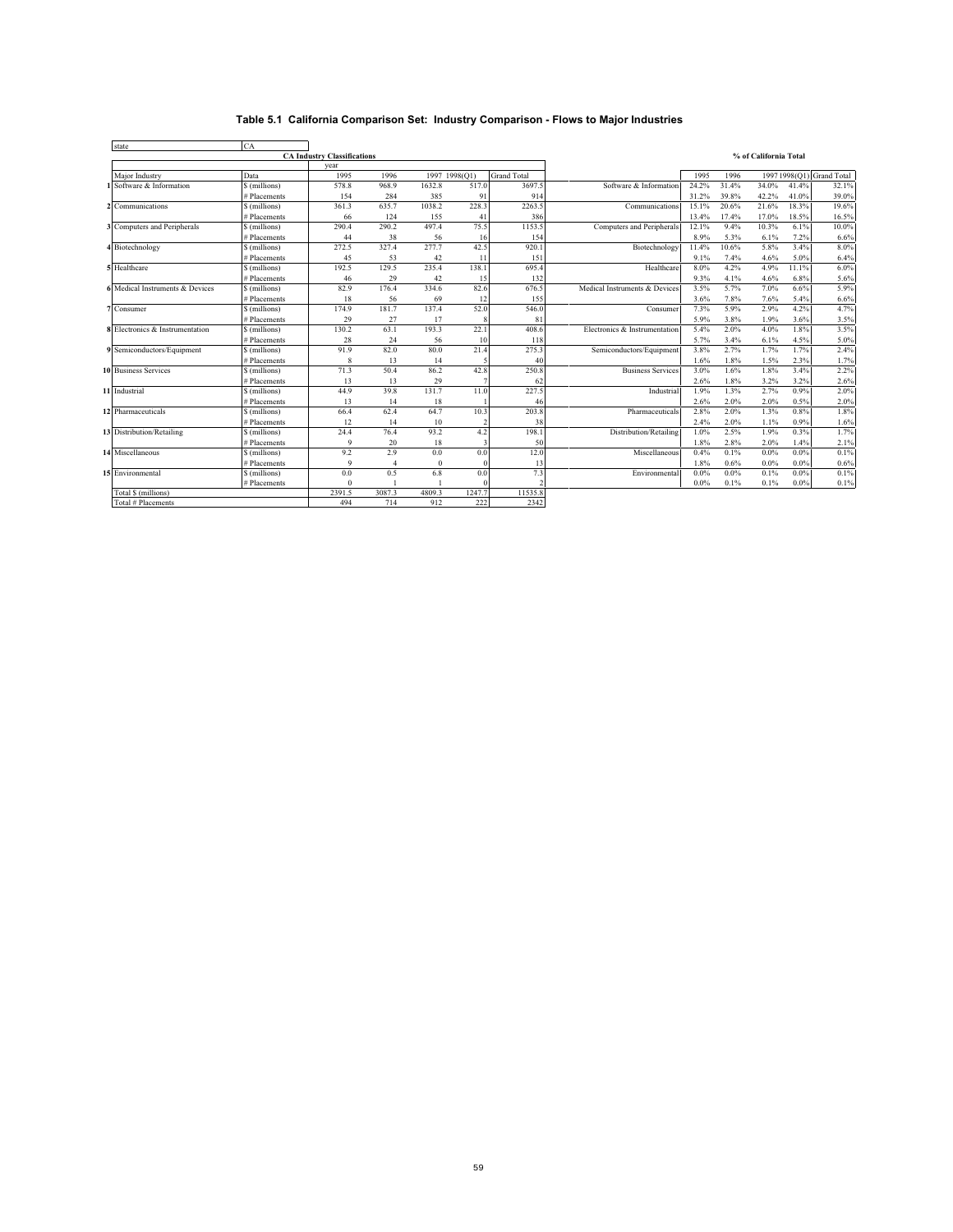## Table 5.1 California Comparison Set: Industry Comparison - Flows to Major Industries

| state | CA | | | | | |
|---|---|---|---|---|---|---|
| | | **CA Industry Classifications** | | | | |
| | | year | | | | |
| Major Industry | Data | 1995 | 1996 | 1997 | 1998(Q1) | Grand Total |
| 1 Software & Information | $ (millions) | 578.8 | 968.9 | 1632.8 | 517.0 | 3697.5 |
| | # Placements | 154 | 284 | 385 | 91 | 914 |
| 2 Communications | $ (millions) | 361.3 | 635.7 | 1038.2 | 228.3 | 2263.5 |
| | # Placements | 66 | 124 | 155 | 41 | 386 |
| 3 Computers and Peripherals | $ (millions) | 290.4 | 290.2 | 497.4 | 75.5 | 1153.5 |
| | # Placements | 44 | 38 | 56 | 16 | 154 |
| 4 Biotechnology | $ (millions) | 272.5 | 327.4 | 277.7 | 42.5 | 920.1 |
| | # Placements | 45 | 53 | 42 | 11 | 151 |
| 5 Healthcare | $ (millions) | 192.5 | 129.5 | 235.4 | 138.1 | 695.4 |
| | # Placements | 46 | 29 | 42 | 15 | 132 |
| 6 Medical Instruments & Devices | $ (millions) | 82.9 | 176.4 | 334.6 | 82.6 | 676.5 |
| | # Placements | 18 | 56 | 69 | 12 | 155 |
| 7 Consumer | $ (millions) | 174.9 | 181.7 | 137.4 | 52.0 | 546.0 |
| | # Placements | 29 | 27 | 17 | 8 | 81 |
| 8 Electronics & Instrumentation | $ (millions) | 130.2 | 63.1 | 193.3 | 22.1 | 408.6 |
| | # Placements | 28 | 24 | 56 | 10 | 118 |
| 9 Semiconductors/Equipment | $ (millions) | 91.9 | 82.0 | 80.0 | 21.4 | 275.3 |
| | # Placements | 8 | 13 | 14 | 5 | 40 |
| 10 Business Services | $ (millions) | 71.3 | 50.4 | 86.2 | 42.8 | 250.8 |
| | # Placements | 13 | 13 | 29 | 7 | 62 |
| 11 Industrial | $ (millions) | 44.9 | 39.8 | 131.7 | 11.0 | 227.5 |
| | # Placements | 13 | 14 | 18 | 1 | 46 |
| 12 Pharmaceuticals | $ (millions) | 66.4 | 62.4 | 64.7 | 10.3 | 203.8 |
| | # Placements | 12 | 14 | 10 | 2 | 38 |
| 13 Distribution/Retailing | $ (millions) | 24.4 | 76.4 | 93.2 | 4.2 | 198.1 |
| | # Placements | 9 | 20 | 18 | 3 | 50 |
| 14 Miscellaneous | $ (millions) | 9.2 | 2.9 | 0.0 | 0.0 | 12.0 |
| | # Placements | 9 | 4 | 0 | 0 | 13 |
| 15 Environmental | $ (millions) | 0.0 | 0.5 | 6.8 | 0.0 | 7.3 |
| | # Placements | 0 | 1 | 1 | 0 | 2 |
| Total $ (millions) | | 2391.5 | 3087.3 | 4809.3 | 1247.7 | 11535.8 |
| Total # Placements | | 494 | 714 | 912 | 222 | 2342 |

**% of California Total**

| | 1995 | 1996 | 1997 | 1998(Q1) | Grand Total |
|---|---|---|---|---|---|
| Software & Information | 24.2% | 31.4% | 34.0% | 41.4% | 32.1% |
| | 31.2% | 39.8% | 42.2% | 41.0% | 39.0% |
| Communications | 15.1% | 20.6% | 21.6% | 18.3% | 19.6% |
| | 13.4% | 17.4% | 17.0% | 18.5% | 16.5% |
| Computers and Peripherals | 12.1% | 9.4% | 10.3% | 6.1% | 10.0% |
| | 8.9% | 5.3% | 6.1% | 7.2% | 6.6% |
| Biotechnology | 11.4% | 10.6% | 5.8% | 3.4% | 8.0% |
| | 9.1% | 7.4% | 4.6% | 5.0% | 6.4% |
| Healthcare | 8.0% | 4.2% | 4.9% | 11.1% | 6.0% |
| | 9.3% | 4.1% | 4.6% | 6.8% | 5.6% |
| Medical Instruments & Devices | 3.5% | 5.7% | 7.0% | 6.6% | 5.9% |
| | 3.6% | 7.8% | 7.6% | 5.4% | 6.6% |
| Consumer | 7.3% | 5.9% | 2.9% | 4.2% | 4.7% |
| | 5.9% | 3.8% | 1.9% | 3.6% | 3.5% |
| Electronics & Instrumentation | 5.4% | 2.0% | 4.0% | 1.8% | 3.5% |
| | 5.7% | 3.4% | 6.1% | 4.5% | 5.0% |
| Semiconductors/Equipment | 3.8% | 2.7% | 1.7% | 1.7% | 2.4% |
| | 1.6% | 1.8% | 1.5% | 2.3% | 1.7% |
| Business Services | 3.0% | 1.6% | 1.8% | 3.4% | 2.2% |
| | 2.6% | 1.8% | 3.2% | 3.2% | 2.6% |
| Industrial | 1.9% | 1.3% | 2.7% | 0.9% | 2.0% |
| | 2.6% | 2.0% | 2.0% | 0.5% | 2.0% |
| Pharmaceuticals | 2.8% | 2.0% | 1.3% | 0.8% | 1.8% |
| | 2.4% | 2.0% | 1.1% | 0.9% | 1.6% |
| Distribution/Retailing | 1.0% | 2.5% | 1.9% | 0.3% | 1.7% |
| | 1.8% | 2.8% | 2.0% | 1.4% | 2.1% |
| Miscellaneous | 0.4% | 0.1% | 0.0% | 0.0% | 0.1% |
| | 1.8% | 0.6% | 0.0% | 0.0% | 0.6% |
| Environmental | 0.0% | 0.0% | 0.1% | 0.0% | 0.1% |
| | 0.0% | 0.1% | 0.1% | 0.0% | 0.1% |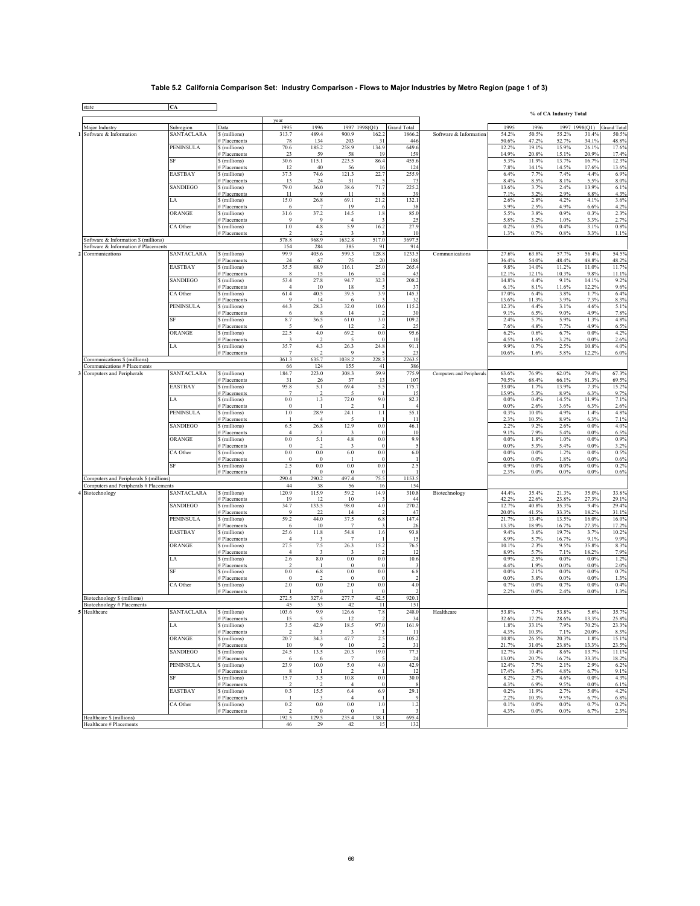**Table 5.2 California Comparison Set: Industry Comparison - Flows to Major Industries by Metro Region (page 1 of 3)**

state: **CA**

| | Major Industry | Subregion | Data | 1995 | 1996 | 1997 | 1998(Q1) | Grand Total | | 1995 | 1996 | 1997 | 1998(Q1) | Grand Total |
|---|---|---|---|---|---|---|---|---|---|---|---|---|---|---|
| | | | | year | | | | | | % of CA Industry Total | | | | |
| 1 | Software & Information | SANTACLARA | $ (millions) | 313.7 | 489.4 | 900.9 | 162.2 | 1866.2 | Software & Information | 54.2% | 50.5% | 55.2% | 31.4% | 50.5% |
| | | | # Placements | 78 | 134 | 203 | 31 | 446 | | 50.6% | 47.2% | 52.7% | 34.1% | 48.8% |
| | | PENINSULA | $ (millions) | 70.6 | 185.2 | 258.9 | 134.9 | 649.6 | | 12.2% | 19.1% | 15.9% | 26.1% | 17.6% |
| | | | # Placements | 23 | 59 | 58 | 19 | 159 | | 14.9% | 20.8% | 15.1% | 20.9% | 17.4% |
| | | SF | $ (millions) | 30.6 | 115.1 | 223.5 | 86.4 | 455.6 | | 5.3% | 11.9% | 13.7% | 16.7% | 12.3% |
| | | | # Placements | 12 | 40 | 56 | 16 | 124 | | 7.8% | 14.1% | 14.5% | 17.6% | 13.6% |
| | | EASTBAY | $ (millions) | 37.3 | 74.6 | 121.3 | 22.7 | 255.9 | | 6.4% | 7.7% | 7.4% | 4.4% | 6.9% |
| | | | # Placements | 13 | 24 | 31 | 5 | 73 | | 8.4% | 8.5% | 8.1% | 5.5% | 8.0% |
| | | SANDIEGO | $ (millions) | 79.0 | 36.0 | 38.6 | 71.7 | 225.2 | | 13.6% | 3.7% | 2.4% | 13.9% | 6.1% |
| | | | # Placements | 11 | 9 | 11 | 8 | 39 | | 7.1% | 3.2% | 2.9% | 8.8% | 4.3% |
| | | LA | $ (millions) | 15.0 | 26.8 | 69.1 | 21.2 | 132.1 | | 2.6% | 2.8% | 4.2% | 4.1% | 3.6% |
| | | | # Placements | 6 | 7 | 19 | 6 | 38 | | 3.9% | 2.5% | 4.9% | 6.6% | 4.2% |
| | | ORANGE | $ (millions) | 31.6 | 37.2 | 14.5 | 1.8 | 85.0 | | 5.5% | 3.8% | 0.9% | 0.3% | 2.3% |
| | | | # Placements | 9 | 9 | 4 | 3 | 25 | | 5.8% | 3.2% | 1.0% | 3.3% | 2.7% |
| | | CA Other | $ (millions) | 1.0 | 4.8 | 5.9 | 16.2 | 27.9 | | 0.2% | 0.5% | 0.4% | 3.1% | 0.8% |
| | | | # Placements | 2 | 2 | 3 | 3 | 10 | | 1.3% | 0.7% | 0.8% | 3.3% | 1.1% |
| | Software & Information $ (millions) | | | 578.8 | 968.9 | 1632.8 | 517.0 | 3697.5 | | | | | | |
| | Software & Information # Placements | | | 154 | 284 | 385 | 91 | 914 | | | | | | |
| 2 | Communications | SANTACLARA | $ (millions) | 99.9 | 405.6 | 599.3 | 128.8 | 1233.5 | Communications | 27.6% | 63.8% | 57.7% | 56.4% | 54.5% |
| | | | # Placements | 24 | 67 | 75 | 20 | 186 | | 36.4% | 54.0% | 48.4% | 48.8% | 48.2% |
| | | EASTBAY | $ (millions) | 35.5 | 88.9 | 116.1 | 25.0 | 265.4 | | 9.8% | 14.0% | 11.2% | 11.0% | 11.7% |
| | | | # Placements | 8 | 15 | 16 | 4 | 43 | | 12.1% | 12.1% | 10.3% | 9.8% | 11.1% |
| | | SANDIEGO | $ (millions) | 53.4 | 27.8 | 94.7 | 32.3 | 208.2 | | 14.8% | 4.4% | 9.1% | 14.1% | 9.2% |
| | | | # Placements | 4 | 10 | 18 | 5 | 37 | | 6.1% | 8.1% | 11.6% | 12.2% | 9.6% |
| | | CA Other | $ (millions) | 61.4 | 40.5 | 39.5 | 3.9 | 145.3 | | 17.0% | 6.4% | 3.8% | 1.7% | 6.4% |
| | | | # Placements | 9 | 14 | 6 | 3 | 32 | | 13.6% | 11.3% | 3.9% | 7.3% | 8.3% |
| | | PENINSULA | $ (millions) | 44.3 | 28.3 | 32.0 | 10.6 | 115.2 | | 12.3% | 4.4% | 3.1% | 4.6% | 5.1% |
| | | | # Placements | 6 | 8 | 14 | 2 | 30 | | 9.1% | 6.5% | 9.0% | 4.9% | 7.8% |
| | | SF | $ (millions) | 8.7 | 36.5 | 61.0 | 3.0 | 109.2 | | 2.4% | 5.7% | 5.9% | 1.3% | 4.8% |
| | | | # Placements | 5 | 6 | 12 | 2 | 25 | | 7.6% | 4.8% | 7.7% | 4.9% | 6.5% |
| | | ORANGE | $ (millions) | 22.5 | 4.0 | 69.2 | 0.0 | 95.6 | | 6.2% | 0.6% | 6.7% | 0.0% | 4.2% |
| | | | # Placements | 3 | 2 | 5 | 0 | 10 | | 4.5% | 1.6% | 3.2% | 0.0% | 2.6% |
| | | LA | $ (millions) | 35.7 | 4.3 | 26.3 | 24.8 | 91.1 | | 9.9% | 0.7% | 2.5% | 10.8% | 4.0% |
| | | | # Placements | 7 | 2 | 9 | 5 | 23 | | 10.6% | 1.6% | 5.8% | 12.2% | 6.0% |
| | Communications $ (millions) | | | 361.3 | 635.7 | 1038.2 | 228.3 | 2263.5 | | | | | | |
| | Communications # Placements | | | 66 | 124 | 155 | 41 | 386 | | | | | | |
| 3 | Computers and Peripherals | SANTACLARA | $ (millions) | 184.7 | 223.0 | 308.3 | 59.9 | 775.9 | Computers and Peripherals | 63.6% | 76.9% | 62.0% | 79.4% | 67.3% |
| | | | # Placements | 31 | 26 | 37 | 13 | 107 | | 70.5% | 68.4% | 66.1% | 81.3% | 69.5% |
| | | EASTBAY | $ (millions) | 95.8 | 5.1 | 69.4 | 5.5 | 175.7 | | 33.0% | 1.7% | 13.9% | 7.3% | 15.2% |
| | | | # Placements | 7 | 2 | 5 | 1 | 15 | | 15.9% | 5.3% | 8.9% | 6.3% | 9.7% |
| | | LA | $ (millions) | 0.0 | 1.3 | 72.0 | 9.0 | 82.3 | | 0.0% | 0.4% | 14.5% | 11.9% | 7.1% |
| | | | # Placements | 0 | 1 | 2 | 1 | 4 | | 0.0% | 2.6% | 3.6% | 6.3% | 2.6% |
| | | PENINSULA | $ (millions) | 1.0 | 28.9 | 24.1 | 1.1 | 55.1 | | 0.3% | 10.0% | 4.9% | 1.4% | 4.8% |
| | | | # Placements | 1 | 4 | 5 | 1 | 11 | | 2.3% | 10.5% | 8.9% | 6.3% | 7.1% |
| | | SANDIEGO | $ (millions) | 6.5 | 26.8 | 12.9 | 0.0 | 46.1 | | 2.2% | 9.2% | 2.6% | 0.0% | 4.0% |
| | | | # Placements | 4 | 3 | 3 | 0 | 10 | | 9.1% | 7.9% | 5.4% | 0.0% | 6.5% |
| | | ORANGE | $ (millions) | 0.0 | 5.1 | 4.8 | 0.0 | 9.9 | | 0.0% | 1.8% | 1.0% | 0.0% | 0.9% |
| | | | # Placements | 0 | 2 | 3 | 0 | 5 | | 0.0% | 5.3% | 5.4% | 0.0% | 3.2% |
| | | CA Other | $ (millions) | 0.0 | 0.0 | 6.0 | 0.0 | 6.0 | | 0.0% | 0.0% | 1.2% | 0.0% | 0.5% |
| | | | # Placements | 0 | 0 | 1 | 0 | 1 | | 0.0% | 0.0% | 1.8% | 0.0% | 0.6% |
| | | SF | $ (millions) | 2.5 | 0.0 | 0.0 | 0.0 | 2.5 | | 0.9% | 0.0% | 0.0% | 0.0% | 0.2% |
| | | | # Placements | 1 | 0 | 0 | 0 | 1 | | 2.3% | 0.0% | 0.0% | 0.0% | 0.6% |
| | Computers and Peripherals $ (millions) | | | 290.4 | 290.2 | 497.4 | 75.5 | 1153.5 | | | | | | |
| | Computers and Peripherals # Placements | | | 44 | 38 | 56 | 16 | 154 | | | | | | |
| 4 | Biotechnology | SANTACLARA | $ (millions) | 120.9 | 115.9 | 59.2 | 14.9 | 310.8 | Biotechnology | 44.4% | 35.4% | 21.3% | 35.0% | 33.8% |
| | | | # Placements | 19 | 12 | 10 | 3 | 44 | | 42.2% | 22.6% | 23.8% | 27.3% | 29.1% |
| | | SANDIEGO | $ (millions) | 34.7 | 133.5 | 98.0 | 4.0 | 270.2 | | 12.7% | 40.8% | 35.3% | 9.4% | 29.4% |
| | | | # Placements | 9 | 22 | 14 | 2 | 47 | | 20.0% | 41.5% | 33.3% | 18.2% | 31.1% |
| | | PENINSULA | $ (millions) | 59.2 | 44.0 | 37.5 | 6.8 | 147.4 | | 21.7% | 13.4% | 13.5% | 16.0% | 16.0% |
| | | | # Placements | 6 | 10 | 7 | 3 | 26 | | 13.3% | 18.9% | 16.7% | 27.3% | 17.2% |
| | | EASTBAY | $ (millions) | 25.6 | 11.8 | 54.8 | 1.6 | 93.8 | | 9.4% | 3.6% | 19.7% | 3.7% | 10.2% |
| | | | # Placements | 4 | 3 | 7 | 1 | 15 | | 8.9% | 5.7% | 16.7% | 9.1% | 9.9% |
| | | ORANGE | $ (millions) | 27.5 | 7.5 | 26.3 | 15.2 | 76.5 | | 10.1% | 2.3% | 9.5% | 35.8% | 8.3% |
| | | | # Placements | 4 | 3 | 3 | 2 | 12 | | 8.9% | 5.7% | 7.1% | 18.2% | 7.9% |
| | | LA | $ (millions) | 2.6 | 8.0 | 0.0 | 0.0 | 10.6 | | 0.9% | 2.5% | 0.0% | 0.0% | 1.2% |
| | | | # Placements | 2 | 1 | 0 | 0 | 3 | | 4.4% | 1.9% | 0.0% | 0.0% | 2.0% |
| | | SF | $ (millions) | 0.0 | 6.8 | 0.0 | 0.0 | 6.8 | | 0.0% | 2.1% | 0.0% | 0.0% | 0.7% |
| | | | # Placements | 0 | 2 | 0 | 0 | 2 | | 0.0% | 3.8% | 0.0% | 0.0% | 1.3% |
| | | CA Other | $ (millions) | 2.0 | 0.0 | 2.0 | 0.0 | 4.0 | | 0.7% | 0.0% | 0.7% | 0.0% | 0.4% |
| | | | # Placements | 1 | 0 | 1 | 0 | 2 | | 2.2% | 0.0% | 2.4% | 0.0% | 1.3% |
| | Biotechnology $ (millions) | | | 272.5 | 327.4 | 277.7 | 42.5 | 920.1 | | | | | | |
| | Biotechnology # Placements | | | 45 | 53 | 42 | 11 | 151 | | | | | | |
| 5 | Healthcare | SANTACLARA | $ (millions) | 103.6 | 9.9 | 126.6 | 7.8 | 248.0 | Healthcare | 53.8% | 7.7% | 53.8% | 5.6% | 35.7% |
| | | | # Placements | 15 | 5 | 12 | 2 | 34 | | 32.6% | 17.2% | 28.6% | 13.3% | 25.8% |
| | | LA | $ (millions) | 3.5 | 42.9 | 18.5 | 97.0 | 161.9 | | 1.8% | 33.1% | 7.9% | 70.2% | 23.3% |
| | | | # Placements | 2 | 3 | 3 | 3 | 11 | | 4.3% | 10.3% | 7.1% | 20.0% | 8.3% |
| | | ORANGE | $ (millions) | 20.7 | 34.3 | 47.7 | 2.5 | 105.2 | | 10.8% | 26.5% | 20.3% | 1.8% | 15.1% |
| | | | # Placements | 10 | 9 | 10 | 2 | 31 | | 21.7% | 31.0% | 23.8% | 13.3% | 23.5% |
| | | SANDIEGO | $ (millions) | 24.5 | 13.5 | 20.3 | 19.0 | 77.3 | | 12.7% | 10.4% | 8.6% | 13.7% | 11.1% |
| | | | # Placements | 6 | 6 | 7 | 5 | 24 | | 13.0% | 20.7% | 16.7% | 33.3% | 18.2% |
| | | PENINSULA | $ (millions) | 23.9 | 10.0 | 5.0 | 4.0 | 42.9 | | 12.4% | 7.7% | 2.1% | 2.9% | 6.2% |
| | | | # Placements | 8 | 1 | 2 | 1 | 12 | | 17.4% | 3.4% | 4.8% | 6.7% | 9.1% |
| | | SF | $ (millions) | 15.7 | 3.5 | 10.8 | 0.0 | 30.0 | | 8.2% | 2.7% | 4.6% | 0.0% | 4.3% |
| | | | # Placements | 2 | 2 | 4 | 0 | 8 | | 4.3% | 6.9% | 9.5% | 0.0% | 6.1% |
| | | EASTBAY | $ (millions) | 0.3 | 15.5 | 6.4 | 6.9 | 29.1 | | 0.2% | 11.9% | 2.7% | 5.0% | 4.2% |
| | | | # Placements | 1 | 3 | 4 | 1 | 9 | | 2.2% | 10.3% | 9.5% | 6.7% | 6.8% |
| | | CA Other | $ (millions) | 0.2 | 0.0 | 0.0 | 1.0 | 1.2 | | 0.1% | 0.0% | 0.0% | 0.7% | 0.2% |
| | | | # Placements | 2 | 0 | 0 | 1 | 3 | | 4.3% | 0.0% | 0.0% | 6.7% | 2.3% |
| | Healthcare $ (millions) | | | 192.5 | 129.5 | 235.4 | 138.1 | 695.4 | | | | | | |
| | Healthcare # Placements | | | 46 | 29 | 42 | 15 | 132 | | | | | | |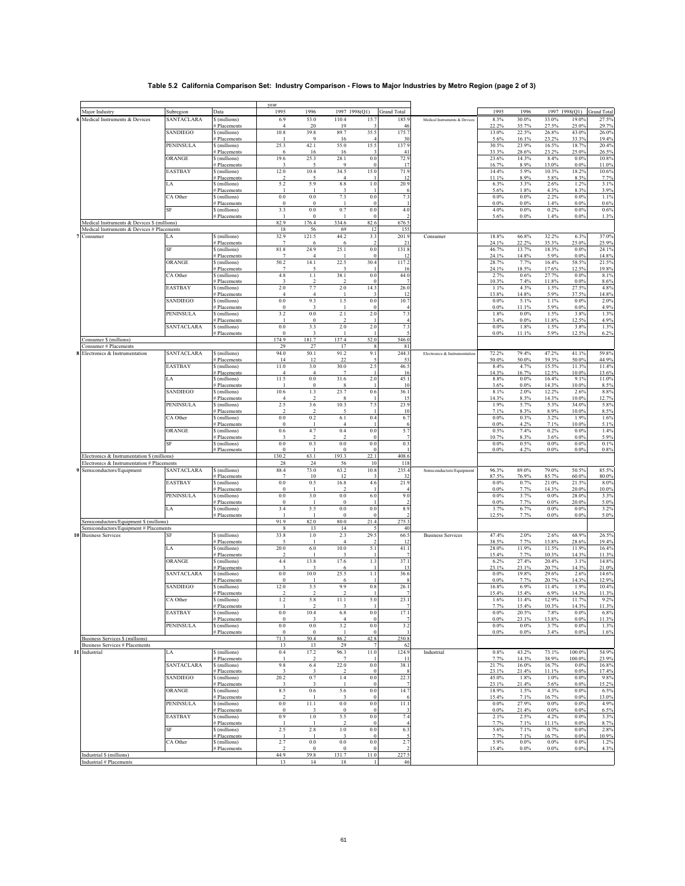# Table 5.2 California Comparison Set: Industry Comparison - Flows to Major Industries by Metro Region (page 2 of 3)

| Major Industry | Subregion | Data | 1995 | 1996 | 1997 | 1998(Q1) | Grand Total | | 1995 | 1996 | 1997 | 1998(Q1) | Grand Total |
|---|---|---|---|---|---|---|---|---|---|---|---|---|---|
| 6 Medical Instruments & Devices | SANTACLARA | $ (millions) | 6.9 | 53.0 | 110.4 | 15.7 | 185.9 | Medical Instruments & Devices | 8.3% | 30.0% | 33.0% | 19.0% | 27.5% |
| | | # Placements | 4 | 20 | 19 | 3 | 46 | | 22.2% | 35.7% | 27.5% | 25.0% | 29.7% |
| | SANDIEGO | $ (millions) | 10.8 | 39.8 | 89.7 | 35.5 | 175.7 | | 13.0% | 22.5% | 26.8% | 43.0% | 26.0% |
| | | # Placements | 1 | 9 | 16 | 4 | 30 | | 5.6% | 16.1% | 23.2% | 33.3% | 19.4% |
| | PENINSULA | $ (millions) | 25.3 | 42.1 | 55.0 | 15.5 | 137.9 | | 30.5% | 23.9% | 16.5% | 18.7% | 20.4% |
| | | # Placements | 6 | 16 | 16 | 3 | 41 | | 33.3% | 28.6% | 23.2% | 25.0% | 26.5% |
| | ORANGE | $ (millions) | 19.6 | 25.3 | 28.1 | 0.0 | 72.9 | | 23.6% | 14.3% | 8.4% | 0.0% | 10.8% |
| | | # Placements | 3 | 5 | 9 | 0 | 17 | | 16.7% | 8.9% | 13.0% | 0.0% | 11.0% |
| | EASTBAY | $ (millions) | 12.0 | 10.4 | 34.5 | 15.0 | 71.9 | | 14.4% | 5.9% | 10.3% | 18.2% | 10.6% |
| | | # Placements | 2 | 5 | 4 | 1 | 12 | | 11.1% | 8.9% | 5.8% | 8.3% | 7.7% |
| | LA | $ (millions) | 5.2 | 5.9 | 8.8 | 1.0 | 20.9 | | 6.3% | 3.3% | 2.6% | 1.2% | 3.1% |
| | | # Placements | 1 | 1 | 3 | 1 | 6 | | 5.6% | 1.8% | 4.3% | 8.3% | 3.9% |
| | CA Other | $ (millions) | 0.0 | 0.0 | 7.3 | 0.0 | 7.3 | | 0.0% | 0.0% | 2.2% | 0.0% | 1.1% |
| | | # Placements | 0 | 0 | 1 | 0 | 1 | | 0.0% | 0.0% | 1.4% | 0.0% | 0.6% |
| | SF | $ (millions) | 3.3 | 0.0 | 0.7 | 0.0 | 4.0 | | 4.0% | 0.0% | 0.2% | 0.0% | 0.6% |
| | | # Placements | 1 | 0 | 1 | 0 | 2 | | 5.6% | 0.0% | 1.4% | 0.0% | 1.3% |
| Medical Instruments & Devices $ (millions) | | | 82.9 | 176.4 | 334.6 | 82.6 | 676.5 | | | | | | |
| Medical Instruments & Devices # Placements | | | 18 | 56 | 69 | 12 | 155 | | | | | | |
| 7 Consumer | LA | $ (millions) | 32.9 | 121.5 | 44.2 | 3.3 | 201.9 | Consumer | 18.8% | 66.8% | 32.2% | 6.3% | 37.0% |
| | | # Placements | 7 | 6 | 6 | 2 | 21 | | 24.1% | 22.2% | 35.3% | 25.0% | 25.9% |
| | SF | $ (millions) | 81.8 | 24.9 | 25.1 | 0.0 | 131.8 | | 46.7% | 13.7% | 18.3% | 0.0% | 24.1% |
| | | # Placements | 7 | 4 | 1 | 0 | 12 | | 24.1% | 14.8% | 5.9% | 0.0% | 14.8% |
| | ORANGE | $ (millions) | 50.2 | 14.1 | 22.5 | 30.4 | 117.2 | | 28.7% | 7.7% | 16.4% | 58.5% | 21.5% |
| | | # Placements | 7 | 5 | 3 | 1 | 16 | | 24.1% | 18.5% | 17.6% | 12.5% | 19.8% |
| | CA Other | $ (millions) | 4.8 | 1.1 | 38.1 | 0.0 | 44.0 | | 2.7% | 0.6% | 27.7% | 0.0% | 8.1% |
| | | # Placements | 3 | 2 | 2 | 0 | 7 | | 10.3% | 7.4% | 11.8% | 0.0% | 8.6% |
| | EASTBAY | $ (millions) | 2.0 | 7.7 | 2.0 | 14.3 | 26.0 | | 1.1% | 4.3% | 1.5% | 27.5% | 4.8% |
| | | # Placements | 4 | 4 | 1 | 3 | 12 | | 13.8% | 14.8% | 5.9% | 37.5% | 14.8% |
| | SANDIEGO | $ (millions) | 0.0 | 9.3 | 1.5 | 0.0 | 10.7 | | 0.0% | 5.1% | 1.1% | 0.0% | 2.0% |
| | | # Placements | 0 | 3 | 1 | 0 | 4 | | 0.0% | 11.1% | 5.9% | 0.0% | 4.9% |
| | PENINSULA | $ (millions) | 3.2 | 0.0 | 2.1 | 2.0 | 7.3 | | 1.8% | 0.0% | 1.5% | 3.8% | 1.3% |
| | | # Placements | 1 | 0 | 2 | 1 | 4 | | 3.4% | 0.0% | 11.8% | 12.5% | 4.9% |
| | SANTACLARA | $ (millions) | 0.0 | 3.3 | 2.0 | 2.0 | 7.3 | | 0.0% | 1.8% | 1.5% | 3.8% | 1.3% |
| | | # Placements | 0 | 3 | 1 | 1 | 5 | | 0.0% | 11.1% | 5.9% | 12.5% | 6.2% |
| Consumer $ (millions) | | | 174.9 | 181.7 | 137.4 | 52.0 | 546.0 | | | | | | |
| Consumer # Placements | | | 29 | 27 | 17 | 8 | 81 | | | | | | |
| 8 Electronics & Instrumentation | SANTACLARA | $ (millions) | 94.0 | 50.1 | 91.2 | 9.1 | 244.3 | Electronics & Instrumentation | 72.2% | 79.4% | 47.2% | 41.1% | 59.8% |
| | | # Placements | 14 | 12 | 22 | 5 | 53 | | 50.0% | 50.0% | 39.3% | 50.0% | 44.9% |
| | EASTBAY | $ (millions) | 11.0 | 3.0 | 30.0 | 2.5 | 46.5 | | 8.4% | 4.7% | 15.5% | 11.3% | 11.4% |
| | | # Placements | 4 | 4 | 7 | 1 | 16 | | 14.3% | 16.7% | 12.5% | 10.0% | 13.6% |
| | LA | $ (millions) | 11.5 | 0.0 | 31.6 | 2.0 | 45.1 | | 8.8% | 0.0% | 16.4% | 9.1% | 11.0% |
| | | # Placements | 1 | 0 | 8 | 1 | 10 | | 3.6% | 0.0% | 14.3% | 10.0% | 8.5% |
| | SANDIEGO | $ (millions) | 10.6 | 1.3 | 23.7 | 0.6 | 36.1 | | 8.1% | 2.0% | 12.2% | 2.6% | 8.8% |
| | | # Placements | 4 | 2 | 8 | 1 | 15 | | 14.3% | 8.3% | 14.3% | 10.0% | 12.7% |
| | PENINSULA | $ (millions) | 2.5 | 3.6 | 10.3 | 7.5 | 23.9 | | 1.9% | 5.7% | 5.3% | 34.0% | 5.8% |
| | | # Placements | 2 | 2 | 5 | 1 | 10 | | 7.1% | 8.3% | 8.9% | 10.0% | 8.5% |
| | CA Other | $ (millions) | 0.0 | 0.2 | 6.1 | 0.4 | 6.7 | | 0.0% | 0.3% | 3.2% | 1.9% | 1.6% |
| | | # Placements | 0 | 1 | 4 | 1 | 6 | | 0.0% | 4.2% | 7.1% | 10.0% | 5.1% |
| | ORANGE | $ (millions) | 0.6 | 4.7 | 0.4 | 0.0 | 5.7 | | 0.5% | 7.4% | 0.2% | 0.0% | 1.4% |
| | | # Placements | 3 | 2 | 2 | 0 | 7 | | 10.7% | 8.3% | 3.6% | 0.0% | 5.9% |
| | SF | $ (millions) | 0.0 | 0.3 | 0.0 | 0.0 | 0.3 | | 0.0% | 0.5% | 0.0% | 0.0% | 0.1% |
| | | # Placements | 0 | 1 | 0 | 0 | 1 | | 0.0% | 4.2% | 0.0% | 0.0% | 0.8% |
| Electronics & Instrumentation $ (millions) | | | 130.2 | 63.1 | 193.3 | 22.1 | 408.6 | | | | | | |
| Electronics & Instrumentation # Placements | | | 28 | 24 | 56 | 10 | 118 | | | | | | |
| 9 Semiconductors/Equipment | SANTACLARA | $ (millions) | 88.4 | 73.0 | 63.2 | 10.8 | 235.4 | Semiconductors/Equipment | 96.3% | 89.0% | 79.0% | 50.5% | 85.5% |
| | | # Placements | 7 | 10 | 12 | 3 | 32 | | 87.5% | 76.9% | 85.7% | 60.0% | 80.0% |
| | EASTBAY | $ (millions) | 0.0 | 0.5 | 16.8 | 4.6 | 21.9 | | 0.0% | 0.7% | 21.0% | 21.5% | 8.0% |
| | | # Placements | 0 | 1 | 2 | 1 | 4 | | 0.0% | 7.7% | 14.3% | 20.0% | 10.0% |
| | PENINSULA | $ (millions) | 0.0 | 3.0 | 0.0 | 6.0 | 9.0 | | 0.0% | 3.7% | 0.0% | 28.0% | 3.3% |
| | | # Placements | 0 | 1 | 0 | 1 | 2 | | 0.0% | 7.7% | 0.0% | 20.0% | 5.0% |
| | LA | $ (millions) | 3.4 | 5.5 | 0.0 | 0.0 | 8.9 | | 3.7% | 6.7% | 0.0% | 0.0% | 3.2% |
| | | # Placements | 1 | 1 | 0 | 0 | 2 | | 12.5% | 7.7% | 0.0% | 0.0% | 5.0% |
| Semiconductors/Equipment $ (millions) | | | 91.9 | 82.0 | 80.0 | 21.4 | 275.3 | | | | | | |
| Semiconductors/Equipment # Placements | | | 8 | 13 | 14 | 5 | 40 | | | | | | |
| 10 Business Services | SF | $ (millions) | 33.8 | 1.0 | 2.3 | 29.5 | 66.5 | Business Services | 47.4% | 2.0% | 2.6% | 68.9% | 26.5% |
| | | # Placements | 5 | 1 | 4 | 2 | 12 | | 38.5% | 7.7% | 13.8% | 28.6% | 19.4% |
| | LA | $ (millions) | 20.0 | 6.0 | 10.0 | 5.1 | 41.1 | | 28.0% | 11.9% | 11.5% | 11.9% | 16.4% |
| | | # Placements | 2 | 1 | 3 | 1 | 7 | | 15.4% | 7.7% | 10.3% | 14.3% | 11.3% |
| | ORANGE | $ (millions) | 4.4 | 13.8 | 17.6 | 1.3 | 37.1 | | 6.2% | 27.4% | 20.4% | 3.1% | 14.8% |
| | | # Placements | 3 | 3 | 6 | 1 | 13 | | 23.1% | 23.1% | 20.7% | 14.3% | 21.0% |
| | SANTACLARA | $ (millions) | 0.0 | 10.0 | 25.5 | 1.1 | 36.6 | | 0.0% | 19.8% | 29.6% | 2.6% | 14.6% |
| | | # Placements | 0 | 1 | 6 | 1 | 8 | | 0.0% | 7.7% | 20.7% | 14.3% | 12.9% |
| | SANDIEGO | $ (millions) | 12.0 | 3.5 | 9.9 | 0.8 | 26.1 | | 16.8% | 6.9% | 11.4% | 1.9% | 10.4% |
| | | # Placements | 2 | 2 | 2 | 1 | 7 | | 15.4% | 15.4% | 6.9% | 14.3% | 11.3% |
| | CA Other | $ (millions) | 1.2 | 5.8 | 11.1 | 5.0 | 23.1 | | 1.6% | 11.4% | 12.9% | 11.7% | 9.2% |
| | | # Placements | 1 | 2 | 3 | 1 | 7 | | 7.7% | 15.4% | 10.3% | 14.3% | 11.3% |
| | EASTBAY | $ (millions) | 0.0 | 10.4 | 6.8 | 0.0 | 17.1 | | 0.0% | 20.5% | 7.8% | 0.0% | 6.8% |
| | | # Placements | 0 | 3 | 4 | 0 | 7 | | 0.0% | 23.1% | 13.8% | 0.0% | 11.3% |
| | PENINSULA | $ (millions) | 0.0 | 0.0 | 3.2 | 0.0 | 3.2 | | 0.0% | 0.0% | 3.7% | 0.0% | 1.3% |
| | | # Placements | 0 | 0 | 1 | 0 | 1 | | 0.0% | 0.0% | 3.4% | 0.0% | 1.6% |
| Business Services $ (millions) | | | 71.3 | 50.4 | 86.2 | 42.8 | 250.8 | | | | | | |
| Business Services # Placements | | | 13 | 13 | 29 | 7 | 62 | | | | | | |
| 11 Industrial | LA | $ (millions) | 0.4 | 17.2 | 96.3 | 11.0 | 124.9 | Industrial | 0.8% | 43.2% | 73.1% | 100.0% | 54.9% |
| | | # Placements | 1 | 2 | 7 | 1 | 11 | | 7.7% | 14.3% | 38.9% | 100.0% | 23.9% |
| | SANTACLARA | $ (millions) | 9.8 | 6.4 | 22.0 | 0.0 | 38.1 | | 21.7% | 16.0% | 16.7% | 0.0% | 16.8% |
| | | # Placements | 3 | 3 | 2 | 0 | 8 | | 23.1% | 21.4% | 11.1% | 0.0% | 17.4% |
| | SANDIEGO | $ (millions) | 20.2 | 0.7 | 1.4 | 0.0 | 22.3 | | 45.0% | 1.8% | 1.0% | 0.0% | 9.8% |
| | | # Placements | 3 | 3 | 1 | 0 | 7 | | 23.1% | 21.4% | 5.6% | 0.0% | 15.2% |
| | ORANGE | $ (millions) | 8.5 | 0.6 | 5.6 | 0.0 | 14.7 | | 18.9% | 1.5% | 4.3% | 0.0% | 6.5% |
| | | # Placements | 2 | 1 | 3 | 0 | 6 | | 15.4% | 7.1% | 16.7% | 0.0% | 13.0% |
| | PENINSULA | $ (millions) | 0.0 | 11.1 | 0.0 | 0.0 | 11.1 | | 0.0% | 27.9% | 0.0% | 0.0% | 4.9% |
| | | # Placements | 0 | 3 | 0 | 0 | 3 | | 0.0% | 21.4% | 0.0% | 0.0% | 6.5% |
| | EASTBAY | $ (millions) | 0.9 | 1.0 | 5.5 | 0.0 | 7.4 | | 2.1% | 2.5% | 4.2% | 0.0% | 3.3% |
| | | # Placements | 1 | 1 | 2 | 0 | 4 | | 7.7% | 7.1% | 11.1% | 0.0% | 8.7% |
| | SF | $ (millions) | 2.5 | 2.8 | 1.0 | 0.0 | 6.3 | | 5.6% | 7.1% | 0.7% | 0.0% | 2.8% |
| | | # Placements | 1 | 1 | 3 | 0 | 5 | | 7.7% | 7.1% | 16.7% | 0.0% | 10.9% |
| | CA Other | $ (millions) | 2.7 | 0.0 | 0.0 | 0.0 | 2.7 | | 5.9% | 0.0% | 0.0% | 0.0% | 1.2% |
| | | # Placements | 2 | 0 | 0 | 0 | 2 | | 15.4% | 0.0% | 0.0% | 0.0% | 4.3% |
| Industrial $ (millions) | | | 44.9 | 39.8 | 131.7 | 11.0 | 227.5 | | | | | | |
| Industrial # Placements | | | 13 | 14 | 18 | 1 | 46 | | | | | | |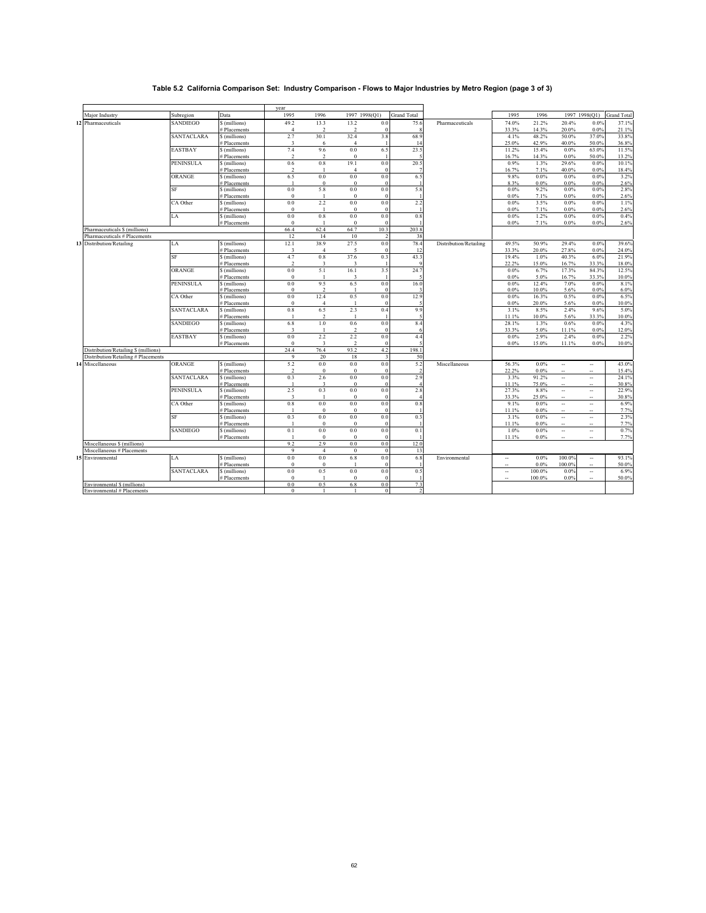**Table 5.2 California Comparison Set: Industry Comparison - Flows to Major Industries by Metro Region (page 3 of 3)**

| Major Industry | Subregion | Data | 1995 | 1996 | 1997 | 1998(Q1) | Grand Total | | 1995 | 1996 | 1997 | 1998(Q1) | Grand Total |
|---|---|---|---|---|---|---|---|---|---|---|---|---|---|
| 12 Pharmaceuticals | SANDIEGO | $ (millions) | 49.2 | 13.3 | 13.2 | 0.0 | 75.6 | Pharmaceuticals | 74.0% | 21.2% | 20.4% | 0.0% | 37.1% |
| | | # Placements | 4 | 2 | 2 | 0 | 8 | | 33.3% | 14.3% | 20.0% | 0.0% | 21.1% |
| | SANTACLARA | $ (millions) | 2.7 | 30.1 | 32.4 | 3.8 | 68.9 | | 4.1% | 48.2% | 50.0% | 37.0% | 33.8% |
| | | # Placements | 3 | 6 | 4 | 1 | 14 | | 25.0% | 42.9% | 40.0% | 50.0% | 36.8% |
| | EASTBAY | $ (millions) | 7.4 | 9.6 | 0.0 | 6.5 | 23.5 | | 11.2% | 15.4% | 0.0% | 63.0% | 11.5% |
| | | # Placements | 2 | 2 | 0 | 1 | 5 | | 16.7% | 14.3% | 0.0% | 50.0% | 13.2% |
| | PENINSULA | $ (millions) | 0.6 | 0.8 | 19.1 | 0.0 | 20.5 | | 0.9% | 1.3% | 29.6% | 0.0% | 10.1% |
| | | # Placements | 2 | 1 | 4 | 0 | 7 | | 16.7% | 7.1% | 40.0% | 0.0% | 18.4% |
| | ORANGE | $ (millions) | 6.5 | 0.0 | 0.0 | 0.0 | 6.5 | | 9.8% | 0.0% | 0.0% | 0.0% | 3.2% |
| | | # Placements | 1 | 0 | 0 | 0 | 1 | | 8.3% | 0.0% | 0.0% | 0.0% | 2.6% |
| | SF | $ (millions) | 0.0 | 5.8 | 0.0 | 0.0 | 5.8 | | 0.0% | 9.2% | 0.0% | 0.0% | 2.8% |
| | | # Placements | 0 | 1 | 0 | 0 | 1 | | 0.0% | 7.1% | 0.0% | 0.0% | 2.6% |
| | CA Other | $ (millions) | 0.0 | 2.2 | 0.0 | 0.0 | 2.2 | | 0.0% | 3.5% | 0.0% | 0.0% | 1.1% |
| | | # Placements | 0 | 1 | 0 | 0 | 1 | | 0.0% | 7.1% | 0.0% | 0.0% | 2.6% |
| | LA | $ (millions) | 0.0 | 0.8 | 0.0 | 0.0 | 0.8 | | 0.0% | 1.2% | 0.0% | 0.0% | 0.4% |
| | | # Placements | 0 | 1 | 0 | 0 | 1 | | 0.0% | 7.1% | 0.0% | 0.0% | 2.6% |
| Pharmaceuticals $ (millions) | | | 66.4 | 62.4 | 64.7 | 10.3 | 203.8 | | | | | | |
| Pharmaceuticals # Placements | | | 12 | 14 | 10 | 2 | 38 | | | | | | |
| 13 Distribution/Retailing | LA | $ (millions) | 12.1 | 38.9 | 27.5 | 0.0 | 78.4 | Distribution/Retailing | 49.5% | 50.9% | 29.4% | 0.0% | 39.6% |
| | | # Placements | 3 | 4 | 5 | 0 | 12 | | 33.3% | 20.0% | 27.8% | 0.0% | 24.0% |
| | SF | $ (millions) | 4.7 | 0.8 | 37.6 | 0.3 | 43.3 | | 19.4% | 1.0% | 40.3% | 6.0% | 21.9% |
| | | # Placements | 2 | 3 | 3 | 1 | 9 | | 22.2% | 15.0% | 16.7% | 33.3% | 18.0% |
| | ORANGE | $ (millions) | 0.0 | 5.1 | 16.1 | 3.5 | 24.7 | | 0.0% | 6.7% | 17.3% | 84.3% | 12.5% |
| | | # Placements | 0 | 1 | 3 | 1 | 5 | | 0.0% | 5.0% | 16.7% | 33.3% | 10.0% |
| | PENINSULA | $ (millions) | 0.0 | 9.5 | 6.5 | 0.0 | 16.0 | | 0.0% | 12.4% | 7.0% | 0.0% | 8.1% |
| | | # Placements | 0 | 2 | 1 | 0 | 3 | | 0.0% | 10.0% | 5.6% | 0.0% | 6.0% |
| | CA Other | $ (millions) | 0.0 | 12.4 | 0.5 | 0.0 | 12.9 | | 0.0% | 16.3% | 0.5% | 0.0% | 6.5% |
| | | # Placements | 0 | 4 | 1 | 0 | 5 | | 0.0% | 20.0% | 5.6% | 0.0% | 10.0% |
| | SANTACLARA | $ (millions) | 0.8 | 6.5 | 2.3 | 0.4 | 9.9 | | 3.1% | 8.5% | 2.4% | 9.6% | 5.0% |
| | | # Placements | 1 | 2 | 1 | 1 | 5 | | 11.1% | 10.0% | 5.6% | 33.3% | 10.0% |
| | SANDIEGO | $ (millions) | 6.8 | 1.0 | 0.6 | 0.0 | 8.4 | | 28.1% | 1.3% | 0.6% | 0.0% | 4.3% |
| | | # Placements | 3 | 1 | 2 | 0 | 6 | | 33.3% | 5.0% | 11.1% | 0.0% | 12.0% |
| | EASTBAY | $ (millions) | 0.0 | 2.2 | 2.2 | 0.0 | 4.4 | | 0.0% | 2.9% | 2.4% | 0.0% | 2.2% |
| | | # Placements | 0 | 3 | 2 | 0 | 5 | | 0.0% | 15.0% | 11.1% | 0.0% | 10.0% |
| Distribution/Retailing $ (millions) | | | 24.4 | 76.4 | 93.2 | 4.2 | 198.1 | | | | | | |
| Distribution/Retailing # Placements | | | 9 | 20 | 18 | 3 | 50 | | | | | | |
| 14 Miscellaneous | ORANGE | $ (millions) | 5.2 | 0.0 | 0.0 | 0.0 | 5.2 | Miscellaneous | 56.3% | 0.0% | -- | -- | 43.0% |
| | | # Placements | 2 | 0 | 0 | 0 | 2 | | 22.2% | 0.0% | -- | -- | 15.4% |
| | SANTACLARA | $ (millions) | 0.3 | 2.6 | 0.0 | 0.0 | 2.9 | | 3.3% | 91.2% | -- | -- | 24.1% |
| | | # Placements | 1 | 3 | 0 | 0 | 4 | | 11.1% | 75.0% | -- | -- | 30.8% |
| | PENINSULA | $ (millions) | 2.5 | 0.3 | 0.0 | 0.0 | 2.8 | | 27.3% | 8.8% | -- | -- | 22.9% |
| | | # Placements | 3 | 1 | 0 | 0 | 4 | | 33.3% | 25.0% | -- | -- | 30.8% |
| | CA Other | $ (millions) | 0.8 | 0.0 | 0.0 | 0.0 | 0.8 | | 9.1% | 0.0% | -- | -- | 6.9% |
| | | # Placements | 1 | 0 | 0 | 0 | 1 | | 11.1% | 0.0% | -- | -- | 7.7% |
| | SF | $ (millions) | 0.3 | 0.0 | 0.0 | 0.0 | 0.3 | | 3.1% | 0.0% | -- | -- | 2.3% |
| | | # Placements | 1 | 0 | 0 | 0 | 1 | | 11.1% | 0.0% | -- | -- | 7.7% |
| | SANDIEGO | $ (millions) | 0.1 | 0.0 | 0.0 | 0.0 | 0.1 | | 1.0% | 0.0% | -- | -- | 0.7% |
| | | # Placements | 1 | 0 | 0 | 0 | 1 | | 11.1% | 0.0% | -- | -- | 7.7% |
| Miscellaneous $ (millions) | | | 9.2 | 2.9 | 0.0 | 0.0 | 12.0 | | | | | | |
| Miscellaneous # Placements | | | 9 | 4 | 0 | 0 | 13 | | | | | | |
| 15 Environmental | LA | $ (millions) | 0.0 | 0.0 | 6.8 | 0.0 | 6.8 | Environmental | -- | 0.0% | 100.0% | -- | 93.1% |
| | | # Placements | 0 | 0 | 1 | 0 | 1 | | -- | 0.0% | 100.0% | -- | 50.0% |
| | SANTACLARA | $ (millions) | 0.0 | 0.5 | 0.0 | 0.0 | 0.5 | | -- | 100.0% | 0.0% | -- | 6.9% |
| | | # Placements | 0 | 1 | 0 | 0 | 1 | | -- | 100.0% | 0.0% | -- | 50.0% |
| Environmental $ (millions) | | | 0.0 | 0.5 | 6.8 | 0.0 | 7.3 | | | | | | |
| Environmental # Placements | | | 0 | 1 | 1 | 0 | 2 | | | | | | |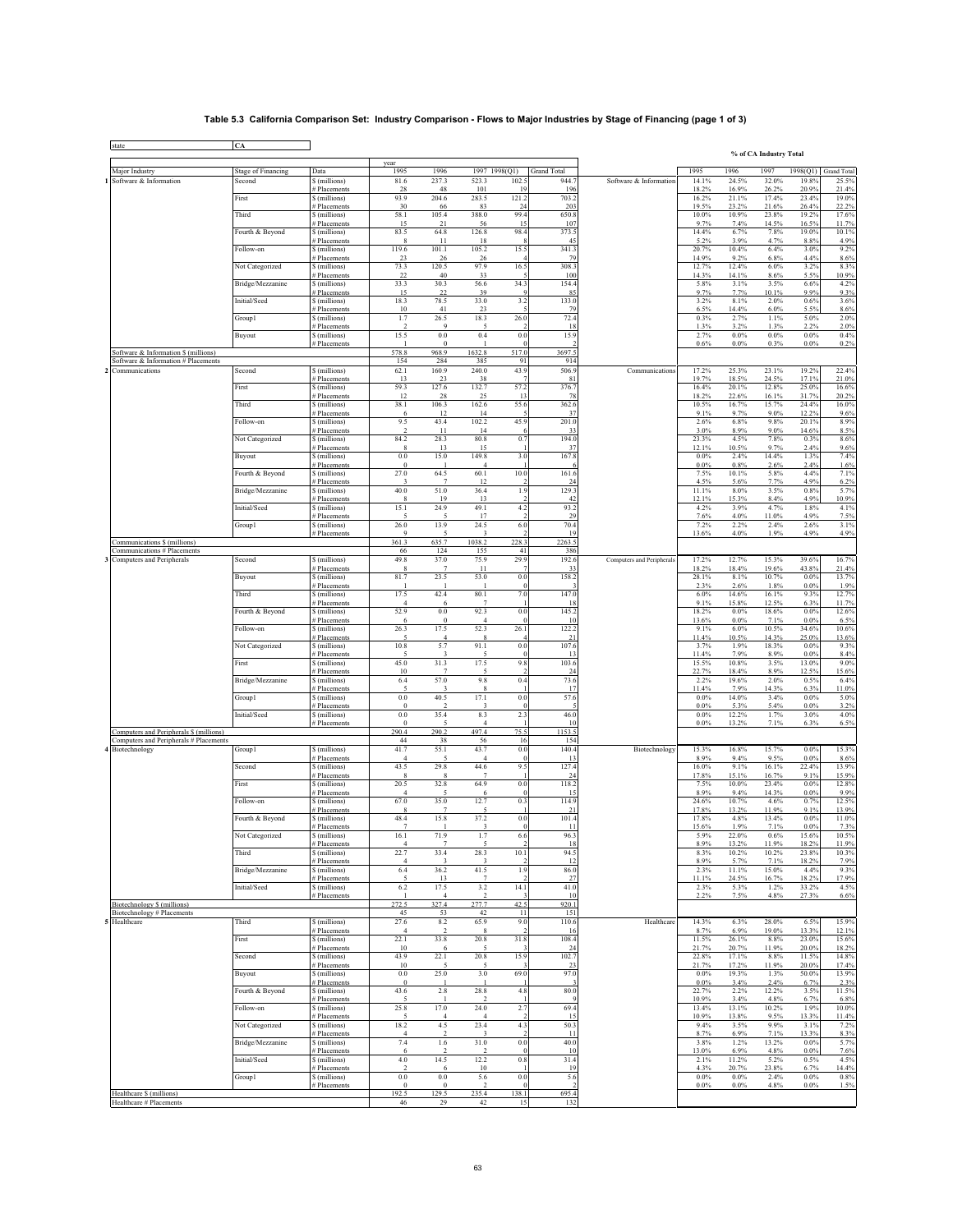**Table 5.3 California Comparison Set: Industry Comparison - Flows to Major Industries by Stage of Financing (page 1 of 3)**

state: CA

| | Major Industry | Stage of Financing | Data | 1995 | 1996 | 1997 | 1998(Q1) | Grand Total | | 1995 | 1996 | 1997 | 1998(Q1) | Grand Total |
|---|---|---|---|---|---|---|---|---|---|---|---|---|---|---|
| | | | | year | | | | | | % of CA Industry Total | | | | |
| 1 | Software & Information | Second | $ (millions) | 81.6 | 237.3 | 523.3 | 102.5 | 944.7 | Software & Information | 14.1% | 24.5% | 32.0% | 19.8% | 25.5% |
| | | | # Placements | 28 | 48 | 101 | 19 | 196 | | 18.2% | 16.9% | 26.2% | 20.9% | 21.4% |
| | | First | $ (millions) | 93.9 | 204.6 | 283.5 | 121.2 | 703.2 | | 16.2% | 21.1% | 17.4% | 23.4% | 19.0% |
| | | | # Placements | 30 | 66 | 83 | 24 | 203 | | 19.5% | 23.2% | 21.6% | 26.4% | 22.2% |
| | | Third | $ (millions) | 58.1 | 105.4 | 388.0 | 99.4 | 650.8 | | 10.0% | 10.9% | 23.8% | 19.2% | 17.6% |
| | | | # Placements | 15 | 21 | 56 | 15 | 107 | | 9.7% | 7.4% | 14.5% | 16.5% | 11.7% |
| | | Fourth & Beyond | $ (millions) | 83.5 | 64.8 | 126.8 | 98.4 | 373.5 | | 14.4% | 6.7% | 7.8% | 19.0% | 10.1% |
| | | | # Placements | 8 | 11 | 18 | 8 | 45 | | 5.2% | 3.9% | 4.7% | 8.8% | 4.9% |
| | | Follow-on | $ (millions) | 119.6 | 101.1 | 105.2 | 15.5 | 341.3 | | 20.7% | 10.4% | 6.4% | 3.0% | 9.2% |
| | | | # Placements | 23 | 26 | 26 | 4 | 79 | | 14.9% | 9.2% | 6.8% | 4.4% | 8.6% |
| | | Not Categorized | $ (millions) | 73.3 | 120.5 | 97.9 | 16.5 | 308.3 | | 12.7% | 12.4% | 6.0% | 3.2% | 8.3% |
| | | | # Placements | 22 | 40 | 33 | 5 | 100 | | 14.3% | 14.1% | 8.6% | 5.5% | 10.9% |
| | | Bridge/Mezzanine | $ (millions) | 33.3 | 30.3 | 56.6 | 34.3 | 154.4 | | 5.8% | 3.1% | 3.5% | 6.6% | 4.2% |
| | | | # Placements | 15 | 22 | 39 | 9 | 85 | | 9.7% | 7.7% | 10.1% | 9.9% | 9.3% |
| | | Initial/Seed | $ (millions) | 18.3 | 78.5 | 33.0 | 3.2 | 133.0 | | 3.2% | 8.1% | 2.0% | 0.6% | 3.6% |
| | | | # Placements | 10 | 41 | 23 | 5 | 79 | | 6.5% | 14.4% | 6.0% | 5.5% | 8.6% |
| | | Group1 | $ (millions) | 1.7 | 26.5 | 18.3 | 26.0 | 72.4 | | 0.3% | 2.7% | 1.1% | 5.0% | 2.0% |
| | | | # Placements | 2 | 9 | 5 | 2 | 18 | | 1.3% | 3.2% | 1.3% | 2.2% | 2.0% |
| | | Buyout | $ (millions) | 15.5 | 0.0 | 0.4 | 0.0 | 15.9 | | 2.7% | 0.0% | 0.0% | 0.0% | 0.4% |
| | | | # Placements | 1 | 0 | 1 | 0 | 2 | | 0.6% | 0.0% | 0.3% | 0.0% | 0.2% |
| | Software & Information $ (millions) | | | 578.8 | 968.9 | 1632.8 | 517.0 | 3697.5 | | | | | | |
| | Software & Information # Placements | | | 154 | 284 | 385 | 91 | 914 | | | | | | |
| 2 | Communications | Second | $ (millions) | 62.1 | 160.9 | 240.0 | 43.9 | 506.9 | Communications | 17.2% | 25.3% | 23.1% | 19.2% | 22.4% |
| | | | # Placements | 13 | 23 | 38 | 7 | 81 | | 19.7% | 18.5% | 24.5% | 17.1% | 21.0% |
| | | First | $ (millions) | 59.3 | 127.6 | 132.7 | 57.2 | 376.7 | | 16.4% | 20.1% | 12.8% | 25.0% | 16.6% |
| | | | # Placements | 12 | 28 | 25 | 13 | 78 | | 18.2% | 22.6% | 16.1% | 31.7% | 20.2% |
| | | Third | $ (millions) | 38.1 | 106.3 | 162.6 | 55.6 | 362.6 | | 10.5% | 16.7% | 15.7% | 24.4% | 16.0% |
| | | | # Placements | 6 | 12 | 14 | 5 | 37 | | 9.1% | 9.7% | 9.0% | 12.2% | 9.6% |
| | | Follow-on | $ (millions) | 9.5 | 43.4 | 102.2 | 45.9 | 201.0 | | 2.6% | 6.8% | 9.8% | 20.1% | 8.9% |
| | | | # Placements | 2 | 11 | 14 | 6 | 33 | | 3.0% | 8.9% | 9.0% | 14.6% | 8.5% |
| | | Not Categorized | $ (millions) | 84.2 | 28.3 | 80.8 | 0.7 | 194.0 | | 23.3% | 4.5% | 7.8% | 0.3% | 8.6% |
| | | | # Placements | 8 | 13 | 15 | 1 | 37 | | 12.1% | 10.5% | 9.7% | 2.4% | 9.6% |
| | | Buyout | $ (millions) | 0.0 | 15.0 | 149.8 | 3.0 | 167.8 | | 0.0% | 2.4% | 14.4% | 1.3% | 7.4% |
| | | | # Placements | 0 | 1 | 4 | 1 | 6 | | 0.0% | 0.8% | 2.6% | 2.4% | 1.6% |
| | | Fourth & Beyond | $ (millions) | 27.0 | 64.5 | 60.1 | 10.0 | 161.6 | | 7.5% | 10.1% | 5.8% | 4.4% | 7.1% |
| | | | # Placements | 3 | 7 | 12 | 2 | 24 | | 4.5% | 5.6% | 7.7% | 4.9% | 6.2% |
| | | Bridge/Mezzanine | $ (millions) | 40.0 | 51.0 | 36.4 | 1.9 | 129.3 | | 11.1% | 8.0% | 3.5% | 0.8% | 5.7% |
| | | | # Placements | 8 | 19 | 13 | 2 | 42 | | 12.1% | 15.3% | 8.4% | 4.9% | 10.9% |
| | | Initial/Seed | $ (millions) | 15.1 | 24.9 | 49.1 | 4.2 | 93.2 | | 4.2% | 3.9% | 4.7% | 1.8% | 4.1% |
| | | | # Placements | 5 | 5 | 17 | 2 | 29 | | 7.6% | 4.0% | 11.0% | 4.9% | 7.5% |
| | | Group1 | $ (millions) | 26.0 | 13.9 | 24.5 | 6.0 | 70.4 | | 7.2% | 2.2% | 2.4% | 2.6% | 3.1% |
| | | | # Placements | 9 | 5 | 3 | 2 | 19 | | 13.6% | 4.0% | 1.9% | 4.9% | 4.9% |
| | Communications $ (millions) | | | 361.3 | 635.7 | 1038.2 | 228.3 | 2263.5 | | | | | | |
| | Communications # Placements | | | 66 | 124 | 155 | 41 | 386 | | | | | | |
| 3 | Computers and Peripherals | Second | $ (millions) | 49.8 | 37.0 | 75.9 | 29.9 | 192.6 | Computers and Peripherals | 17.2% | 12.7% | 15.3% | 39.6% | 16.7% |
| | | | # Placements | 8 | 7 | 11 | 7 | 33 | | 18.2% | 18.4% | 19.6% | 43.8% | 21.4% |
| | | Buyout | $ (millions) | 81.7 | 23.5 | 53.0 | 0.0 | 158.2 | | 28.1% | 8.1% | 10.7% | 0.0% | 13.7% |
| | | | # Placements | 1 | 1 | 1 | 0 | 3 | | 2.3% | 2.6% | 1.8% | 0.0% | 1.9% |
| | | Third | $ (millions) | 17.5 | 42.4 | 80.1 | 7.0 | 147.0 | | 6.0% | 14.6% | 16.1% | 9.3% | 12.7% |
| | | | # Placements | 4 | 6 | 7 | 1 | 18 | | 9.1% | 15.8% | 12.5% | 6.3% | 11.7% |
| | | Fourth & Beyond | $ (millions) | 52.9 | 0.0 | 92.3 | 0.0 | 145.2 | | 18.2% | 0.0% | 18.6% | 0.0% | 12.6% |
| | | | # Placements | 6 | 0 | 4 | 0 | 10 | | 13.6% | 0.0% | 7.1% | 0.0% | 6.5% |
| | | Follow-on | $ (millions) | 26.3 | 17.5 | 52.3 | 26.1 | 122.2 | | 9.1% | 6.0% | 10.5% | 34.6% | 10.6% |
| | | | # Placements | 5 | 4 | 8 | 4 | 21 | | 11.4% | 10.5% | 14.3% | 25.0% | 13.6% |
| | | Not Categorized | $ (millions) | 10.8 | 5.7 | 91.1 | 0.0 | 107.6 | | 3.7% | 1.9% | 18.3% | 0.0% | 9.3% |
| | | | # Placements | 5 | 3 | 5 | 0 | 13 | | 11.4% | 7.9% | 8.9% | 0.0% | 8.4% |
| | | First | $ (millions) | 45.0 | 31.3 | 17.5 | 9.8 | 103.6 | | 15.5% | 10.8% | 3.5% | 13.0% | 9.0% |
| | | | # Placements | 10 | 7 | 5 | 2 | 24 | | 22.7% | 18.4% | 8.9% | 12.5% | 15.6% |
| | | Bridge/Mezzanine | $ (millions) | 6.4 | 57.0 | 9.8 | 0.4 | 73.6 | | 2.2% | 19.6% | 2.0% | 0.5% | 6.4% |
| | | | # Placements | 5 | 3 | 8 | 1 | 17 | | 11.4% | 7.9% | 14.3% | 6.3% | 11.0% |
| | | Group1 | $ (millions) | 0.0 | 40.5 | 17.1 | 0.0 | 57.6 | | 0.0% | 14.0% | 3.4% | 0.0% | 5.0% |
| | | | # Placements | 0 | 2 | 3 | 0 | 5 | | 0.0% | 5.3% | 5.4% | 0.0% | 3.2% |
| | | Initial/Seed | $ (millions) | 0.0 | 35.4 | 8.3 | 2.3 | 46.0 | | 0.0% | 12.2% | 1.7% | 3.0% | 4.0% |
| | | | # Placements | 0 | 5 | 4 | 1 | 10 | | 0.0% | 13.2% | 7.1% | 6.3% | 6.5% |
| | Computers and Peripherals $ (millions) | | | 290.4 | 290.2 | 497.4 | 75.5 | 1153.5 | | | | | | |
| | Computers and Peripherals # Placements | | | 44 | 38 | 56 | 16 | 154 | | | | | | |
| 4 | Biotechnology | Group1 | $ (millions) | 41.7 | 55.1 | 43.7 | 0.0 | 140.4 | Biotechnology | 15.3% | 16.8% | 15.7% | 0.0% | 15.3% |
| | | | # Placements | 4 | 5 | 4 | 0 | 13 | | 8.9% | 9.4% | 9.5% | 0.0% | 8.6% |
| | | Second | $ (millions) | 43.5 | 29.8 | 44.6 | 9.5 | 127.4 | | 16.0% | 9.1% | 16.1% | 22.4% | 13.9% |
| | | | # Placements | 8 | 8 | 7 | 1 | 24 | | 17.8% | 15.1% | 16.7% | 9.1% | 15.9% |
| | | First | $ (millions) | 20.5 | 32.8 | 64.9 | 0.0 | 118.2 | | 7.5% | 10.0% | 23.4% | 0.0% | 12.8% |
| | | | # Placements | 4 | 5 | 6 | 0 | 15 | | 8.9% | 9.4% | 14.3% | 0.0% | 9.9% |
| | | Follow-on | $ (millions) | 67.0 | 35.0 | 12.7 | 0.3 | 114.9 | | 24.6% | 10.7% | 4.6% | 0.7% | 12.5% |
| | | | # Placements | 8 | 7 | 5 | 1 | 21 | | 17.8% | 13.2% | 11.9% | 9.1% | 13.9% |
| | | Fourth & Beyond | $ (millions) | 48.4 | 15.8 | 37.2 | 0.0 | 101.4 | | 17.8% | 4.8% | 13.4% | 0.0% | 11.0% |
| | | | # Placements | 7 | 1 | 3 | 0 | 11 | | 15.6% | 1.9% | 7.1% | 0.0% | 7.3% |
| | | Not Categorized | $ (millions) | 16.1 | 71.9 | 1.7 | 6.6 | 96.3 | | 5.9% | 22.0% | 0.6% | 15.6% | 10.5% |
| | | | # Placements | 4 | 7 | 5 | 2 | 18 | | 8.9% | 13.2% | 11.9% | 18.2% | 11.9% |
| | | Third | $ (millions) | 22.7 | 33.4 | 28.3 | 10.1 | 94.5 | | 8.3% | 10.2% | 10.2% | 23.8% | 10.3% |
| | | | # Placements | 4 | 3 | 3 | 2 | 12 | | 8.9% | 5.7% | 7.1% | 18.2% | 7.9% |
| | | Bridge/Mezzanine | $ (millions) | 6.4 | 36.2 | 41.5 | 1.9 | 86.0 | | 2.3% | 11.1% | 15.0% | 4.4% | 9.3% |
| | | | # Placements | 5 | 13 | 7 | 2 | 27 | | 11.1% | 24.5% | 16.7% | 18.2% | 17.9% |
| | | Initial/Seed | $ (millions) | 6.2 | 17.5 | 3.2 | 14.1 | 41.0 | | 2.3% | 5.3% | 1.2% | 33.2% | 4.5% |
| | | | # Placements | 1 | 4 | 2 | 3 | 10 | | 2.2% | 7.5% | 4.8% | 27.3% | 6.6% |
| | Biotechnology $ (millions) | | | 272.5 | 327.4 | 277.7 | 42.5 | 920.1 | | | | | | |
| | Biotechnology # Placements | | | 45 | 53 | 42 | 11 | 151 | | | | | | |
| 5 | Healthcare | Third | $ (millions) | 27.6 | 8.2 | 65.9 | 9.0 | 110.6 | Healthcare | 14.3% | 6.3% | 28.0% | 6.5% | 15.9% |
| | | | # Placements | 4 | 2 | 8 | 2 | 16 | | 8.7% | 6.9% | 19.0% | 13.3% | 12.1% |
| | | First | $ (millions) | 22.1 | 33.8 | 20.8 | 31.8 | 108.4 | | 11.5% | 26.1% | 8.8% | 23.0% | 15.6% |
| | | | # Placements | 10 | 6 | 5 | 3 | 24 | | 21.7% | 20.7% | 11.9% | 20.0% | 18.2% |
| | | Second | $ (millions) | 43.9 | 22.1 | 20.8 | 15.9 | 102.7 | | 22.8% | 17.1% | 8.8% | 11.5% | 14.8% |
| | | | # Placements | 10 | 5 | 5 | 3 | 23 | | 21.7% | 17.2% | 11.9% | 20.0% | 17.4% |
| | | Buyout | $ (millions) | 0.0 | 25.0 | 3.0 | 69.0 | 97.0 | | 0.0% | 19.3% | 1.3% | 50.0% | 13.9% |
| | | | # Placements | 0 | 1 | 1 | 1 | 3 | | 0.0% | 3.4% | 2.4% | 6.7% | 2.3% |
| | | Fourth & Beyond | $ (millions) | 43.6 | 2.8 | 28.8 | 4.8 | 80.0 | | 22.7% | 2.2% | 12.2% | 3.5% | 11.5% |
| | | | # Placements | 5 | 1 | 2 | 1 | 9 | | 10.9% | 3.4% | 4.8% | 6.7% | 6.8% |
| | | Follow-on | $ (millions) | 25.8 | 17.0 | 24.0 | 2.7 | 69.4 | | 13.4% | 13.1% | 10.2% | 1.9% | 10.0% |
| | | | # Placements | 5 | 4 | 4 | 2 | 15 | | 10.9% | 13.8% | 9.5% | 13.3% | 11.4% |
| | | Not Categorized | $ (millions) | 18.2 | 4.5 | 23.4 | 4.3 | 50.3 | | 9.4% | 3.5% | 9.9% | 3.1% | 7.2% |
| | | | # Placements | 4 | 2 | 3 | 2 | 11 | | 8.7% | 6.9% | 7.1% | 13.3% | 8.3% |
| | | Bridge/Mezzanine | $ (millions) | 7.4 | 1.6 | 31.0 | 0.0 | 40.0 | | 3.8% | 1.2% | 13.2% | 0.0% | 5.7% |
| | | | # Placements | 6 | 2 | 2 | 0 | 10 | | 13.0% | 6.9% | 4.8% | 0.0% | 7.6% |
| | | Initial/Seed | $ (millions) | 4.0 | 14.5 | 12.2 | 0.8 | 31.4 | | 2.1% | 11.2% | 5.2% | 0.5% | 4.5% |
| | | | # Placements | 2 | 6 | 10 | 1 | 19 | | 4.3% | 20.7% | 23.8% | 6.7% | 14.4% |
| | | Group1 | $ (millions) | 0.0 | 0.0 | 5.6 | 0.0 | 5.6 | | 0.0% | 0.0% | 2.4% | 0.0% | 0.8% |
| | | | # Placements | 0 | 0 | 2 | 0 | 2 | | 0.0% | 0.0% | 4.8% | 0.0% | 1.5% |
| | Healthcare $ (millions) | | | 192.5 | 129.5 | 235.4 | 138.1 | 695.4 | | | | | | |
| | Healthcare # Placements | | | 46 | 29 | 42 | 15 | 132 | | | | | | |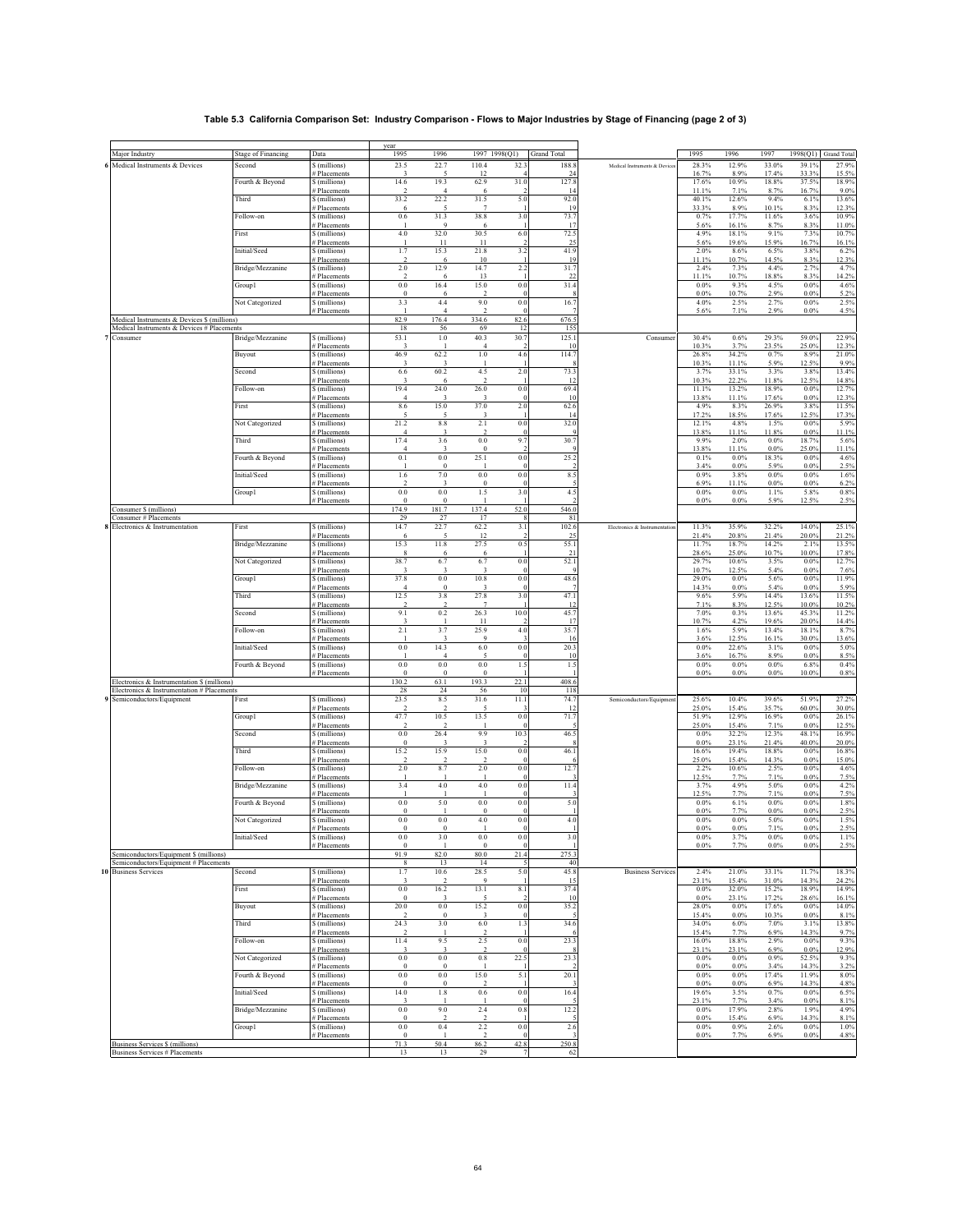**Table 5.3 California Comparison Set: Industry Comparison - Flows to Major Industries by Stage of Financing (page 2 of 3)**

| Major Industry | Stage of Financing | Data | 1995 | 1996 | 1997 | 1998(Q1) | Grand Total | | 1995 | 1996 | 1997 | 1998(Q1) | Grand Total |
|---|---|---|---|---|---|---|---|---|---|---|---|---|---|
| 6 Medical Instruments & Devices | Second | $ (millions) | 23.5 | 22.7 | 110.4 | 32.3 | 188.8 | Medical Instruments & Devices | 28.3% | 12.9% | 33.0% | 39.1% | 27.9% |
| | | # Placements | 3 | 5 | 12 | 4 | 24 | | 16.7% | 8.9% | 17.4% | 33.3% | 15.5% |
| | Fourth & Beyond | $ (millions) | 14.6 | 19.3 | 62.9 | 31.0 | 127.8 | | 17.6% | 10.9% | 18.8% | 37.5% | 18.9% |
| | | # Placements | 2 | 4 | 6 | 2 | 14 | | 11.1% | 7.1% | 8.7% | 16.7% | 9.0% |
| | Third | $ (millions) | 33.2 | 22.2 | 31.5 | 5.0 | 92.0 | | 40.1% | 12.6% | 9.4% | 6.1% | 13.6% |
| | | # Placements | 6 | 5 | 7 | 1 | 19 | | 33.3% | 8.9% | 10.1% | 8.3% | 12.3% |
| | Follow-on | $ (millions) | 0.6 | 31.3 | 38.8 | 3.0 | 73.7 | | 0.7% | 17.7% | 11.6% | 3.6% | 10.9% |
| | | # Placements | 1 | 9 | 6 | 1 | 17 | | 5.6% | 16.1% | 8.7% | 8.3% | 11.0% |
| | First | $ (millions) | 4.0 | 32.0 | 30.5 | 6.0 | 72.5 | | 4.9% | 18.1% | 9.1% | 7.3% | 10.7% |
| | | # Placements | 1 | 11 | 11 | 2 | 25 | | 5.6% | 19.6% | 15.9% | 16.7% | 16.1% |
| | Initial/Seed | $ (millions) | 1.7 | 15.3 | 21.8 | 3.2 | 41.9 | | 2.0% | 8.6% | 6.5% | 3.8% | 6.2% |
| | | # Placements | 2 | 6 | 10 | 1 | 19 | | 11.1% | 10.7% | 14.5% | 8.3% | 12.3% |
| | Bridge/Mezzanine | $ (millions) | 2.0 | 12.9 | 14.7 | 2.2 | 31.7 | | 2.4% | 7.3% | 4.4% | 2.7% | 4.7% |
| | | # Placements | 2 | 6 | 13 | 1 | 22 | | 11.1% | 10.7% | 18.8% | 8.3% | 14.2% |
| | Group1 | $ (millions) | 0.0 | 16.4 | 15.0 | 0.0 | 31.4 | | 0.0% | 9.3% | 4.5% | 0.0% | 4.6% |
| | | # Placements | 0 | 6 | 2 | 0 | 8 | | 0.0% | 10.7% | 2.9% | 0.0% | 5.2% |
| | Not Categorized | $ (millions) | 3.3 | 4.4 | 9.0 | 0.0 | 16.7 | | 4.0% | 2.5% | 2.7% | 0.0% | 2.5% |
| | | # Placements | 1 | 4 | 2 | 0 | 7 | | 5.6% | 7.1% | 2.9% | 0.0% | 4.5% |
| Medical Instruments & Devices $ (millions) | | | 82.9 | 176.4 | 334.6 | 82.6 | 676.5 | | | | | | |
| Medical Instruments & Devices # Placements | | | 18 | 56 | 69 | 12 | 155 | | | | | | |
| 7 Consumer | Bridge/Mezzanine | $ (millions) | 53.1 | 1.0 | 40.3 | 30.7 | 125.1 | Consumer | 30.4% | 0.6% | 29.3% | 59.0% | 22.9% |
| | | # Placements | 3 | 1 | 4 | 2 | 10 | | 10.3% | 3.7% | 23.5% | 25.0% | 12.3% |
| | Buyout | $ (millions) | 46.9 | 62.2 | 1.0 | 4.6 | 114.7 | | 26.8% | 34.2% | 0.7% | 8.9% | 21.0% |
| | | # Placements | 3 | 3 | 1 | 1 | 8 | | 10.3% | 11.1% | 5.9% | 12.5% | 9.9% |
| | Second | $ (millions) | 6.6 | 60.2 | 4.5 | 2.0 | 73.3 | | 3.7% | 33.1% | 3.3% | 3.8% | 13.4% |
| | | # Placements | 3 | 6 | 2 | 1 | 12 | | 10.3% | 22.2% | 11.8% | 12.5% | 14.8% |
| | Follow-on | $ (millions) | 19.4 | 24.0 | 26.0 | 0.0 | 69.4 | | 11.1% | 13.2% | 18.9% | 0.0% | 12.7% |
| | | # Placements | 4 | 3 | 3 | 0 | 10 | | 13.8% | 11.1% | 17.6% | 0.0% | 12.3% |
| | First | $ (millions) | 8.6 | 15.0 | 37.0 | 2.0 | 62.6 | | 4.9% | 8.3% | 26.9% | 3.8% | 11.5% |
| | | # Placements | 5 | 5 | 3 | 1 | 14 | | 17.2% | 18.5% | 17.6% | 12.5% | 17.3% |
| | Not Categorized | $ (millions) | 21.2 | 8.8 | 2.1 | 0.0 | 32.0 | | 12.1% | 4.8% | 1.5% | 0.0% | 5.9% |
| | | # Placements | 4 | 3 | 2 | 0 | 9 | | 13.8% | 11.1% | 11.8% | 0.0% | 11.1% |
| | Third | $ (millions) | 17.4 | 3.6 | 0.0 | 9.7 | 30.7 | | 9.9% | 2.0% | 0.0% | 18.7% | 5.6% |
| | | # Placements | 4 | 3 | 0 | 2 | 9 | | 13.8% | 11.1% | 0.0% | 25.0% | 11.1% |
| | Fourth & Beyond | $ (millions) | 0.1 | 0.0 | 25.1 | 0.0 | 25.2 | | 0.1% | 0.0% | 18.3% | 0.0% | 4.6% |
| | | # Placements | 1 | 0 | 1 | 0 | 2 | | 3.4% | 0.0% | 5.9% | 0.0% | 2.5% |
| | Initial/Seed | $ (millions) | 1.6 | 7.0 | 0.0 | 0.0 | 8.5 | | 0.9% | 3.8% | 0.0% | 0.0% | 1.6% |
| | | # Placements | 2 | 3 | 0 | 0 | 5 | | 6.9% | 11.1% | 0.0% | 0.0% | 6.2% |
| | Group1 | $ (millions) | 0.0 | 0.0 | 1.5 | 3.0 | 4.5 | | 0.0% | 0.0% | 1.1% | 5.8% | 0.8% |
| | | # Placements | 0 | 0 | 1 | 1 | 2 | | 0.0% | 0.0% | 5.9% | 12.5% | 2.5% |
| Consumer $ (millions) | | | 174.9 | 181.7 | 137.4 | 52.0 | 546.0 | | | | | | |
| Consumer # Placements | | | 29 | 27 | 17 | 8 | 81 | | | | | | |
| 8 Electronics & Instrumentation | First | $ (millions) | 14.7 | 22.7 | 62.2 | 3.1 | 102.6 | Electronics & Instrumentation | 11.3% | 35.9% | 32.2% | 14.0% | 25.1% |
| | | # Placements | 6 | 5 | 12 | 2 | 25 | | 21.4% | 20.8% | 21.4% | 20.0% | 21.2% |
| | Bridge/Mezzanine | $ (millions) | 15.3 | 11.8 | 27.5 | 0.5 | 55.1 | | 11.7% | 18.7% | 14.2% | 2.1% | 13.5% |
| | | # Placements | 8 | 6 | 6 | 1 | 21 | | 28.6% | 25.0% | 10.7% | 10.0% | 17.8% |
| | Not Categorized | $ (millions) | 38.7 | 6.7 | 6.7 | 0.0 | 52.1 | | 29.7% | 10.6% | 3.5% | 0.0% | 12.7% |
| | | # Placements | 3 | 3 | 3 | 0 | 9 | | 10.7% | 12.5% | 5.4% | 0.0% | 7.6% |
| | Group1 | $ (millions) | 37.8 | 0.0 | 10.8 | 0.0 | 48.6 | | 29.0% | 0.0% | 5.6% | 0.0% | 11.9% |
| | | # Placements | 4 | 0 | 3 | 0 | 7 | | 14.3% | 0.0% | 5.4% | 0.0% | 5.9% |
| | Third | $ (millions) | 12.5 | 3.8 | 27.8 | 3.0 | 47.1 | | 9.6% | 5.9% | 14.4% | 13.6% | 11.5% |
| | | # Placements | 2 | 2 | 7 | 1 | 12 | | 7.1% | 8.3% | 12.5% | 10.0% | 10.2% |
| | Second | $ (millions) | 9.1 | 0.2 | 26.3 | 10.0 | 45.7 | | 7.0% | 0.3% | 13.6% | 45.3% | 11.2% |
| | | # Placements | 3 | 1 | 11 | 2 | 17 | | 10.7% | 4.2% | 19.6% | 20.0% | 14.4% |
| | Follow-on | $ (millions) | 2.1 | 3.7 | 25.9 | 4.0 | 35.7 | | 1.6% | 5.9% | 13.4% | 18.1% | 8.7% |
| | | # Placements | 1 | 3 | 9 | 3 | 16 | | 3.6% | 12.5% | 16.1% | 30.0% | 13.6% |
| | Initial/Seed | $ (millions) | 0.0 | 14.3 | 6.0 | 0.0 | 20.3 | | 0.0% | 22.6% | 3.1% | 0.0% | 5.0% |
| | | # Placements | 1 | 4 | 5 | 0 | 10 | | 3.6% | 16.7% | 8.9% | 0.0% | 8.5% |
| | Fourth & Beyond | $ (millions) | 0.0 | 0.0 | 0.0 | 1.5 | 1.5 | | 0.0% | 0.0% | 0.0% | 6.8% | 0.4% |
| | | # Placements | 0 | 0 | 0 | 1 | 1 | | 0.0% | 0.0% | 0.0% | 10.0% | 0.8% |
| Electronics & Instrumentation $ (millions) | | | 130.2 | 63.1 | 193.3 | 22.1 | 408.6 | | | | | | |
| Electronics & Instrumentation # Placements | | | 28 | 24 | 56 | 10 | 118 | | | | | | |
| 9 Semiconductors/Equipment | First | $ (millions) | 23.5 | 8.5 | 31.6 | 11.1 | 74.7 | Semiconductors/Equipment | 25.6% | 10.4% | 39.6% | 51.9% | 27.2% |
| | | # Placements | 2 | 2 | 5 | 3 | 12 | | 25.0% | 15.4% | 35.7% | 60.0% | 30.0% |
| | Group1 | $ (millions) | 47.7 | 10.5 | 13.5 | 0.0 | 71.7 | | 51.9% | 12.9% | 16.9% | 0.0% | 26.1% |
| | | # Placements | 2 | 2 | 1 | 0 | 5 | | 25.0% | 15.4% | 7.1% | 0.0% | 12.5% |
| | Second | $ (millions) | 0.0 | 26.4 | 9.9 | 10.3 | 46.5 | | 0.0% | 32.2% | 12.3% | 48.1% | 16.9% |
| | | # Placements | 0 | 3 | 3 | 2 | 8 | | 0.0% | 23.1% | 21.4% | 40.0% | 20.0% |
| | Third | $ (millions) | 15.2 | 15.9 | 15.0 | 0.0 | 46.1 | | 16.6% | 19.4% | 18.8% | 0.0% | 16.8% |
| | | # Placements | 2 | 2 | 2 | 0 | 6 | | 25.0% | 15.4% | 14.3% | 0.0% | 15.0% |
| | Follow-on | $ (millions) | 2.0 | 8.7 | 2.0 | 0.0 | 12.7 | | 2.2% | 10.6% | 2.5% | 0.0% | 4.6% |
| | | # Placements | 1 | 1 | 1 | 0 | 3 | | 12.5% | 7.7% | 7.1% | 0.0% | 7.5% |
| | Bridge/Mezzanine | $ (millions) | 3.4 | 4.0 | 4.0 | 0.0 | 11.4 | | 3.7% | 4.9% | 5.0% | 0.0% | 4.2% |
| | | # Placements | 1 | 1 | 1 | 0 | 3 | | 12.5% | 7.7% | 7.1% | 0.0% | 7.5% |
| | Fourth & Beyond | $ (millions) | 0.0 | 5.0 | 0.0 | 0.0 | 5.0 | | 0.0% | 6.1% | 0.0% | 0.0% | 1.8% |
| | | # Placements | 0 | 1 | 0 | 0 | 1 | | 0.0% | 7.7% | 0.0% | 0.0% | 2.5% |
| | Not Categorized | $ (millions) | 0.0 | 0.0 | 4.0 | 0.0 | 4.0 | | 0.0% | 0.0% | 5.0% | 0.0% | 1.5% |
| | | # Placements | 0 | 0 | 1 | 0 | 1 | | 0.0% | 0.0% | 7.1% | 0.0% | 2.5% |
| | Initial/Seed | $ (millions) | 0.0 | 3.0 | 0.0 | 0.0 | 3.0 | | 0.0% | 3.7% | 0.0% | 0.0% | 1.1% |
| | | # Placements | 0 | 1 | 0 | 0 | 1 | | 0.0% | 7.7% | 0.0% | 0.0% | 2.5% |
| Semiconductors/Equipment $ (millions) | | | 91.9 | 82.0 | 80.0 | 21.4 | 275.3 | | | | | | |
| Semiconductors/Equipment # Placements | | | 8 | 13 | 14 | 5 | 40 | | | | | | |
| 10 Business Services | Second | $ (millions) | 1.7 | 10.6 | 28.5 | 5.0 | 45.8 | Business Services | 2.4% | 21.0% | 33.1% | 11.7% | 18.3% |
| | | # Placements | 3 | 2 | 9 | 1 | 15 | | 23.1% | 15.4% | 31.0% | 14.3% | 24.2% |
| | First | $ (millions) | 0.0 | 16.2 | 13.1 | 8.1 | 37.4 | | 0.0% | 32.0% | 15.2% | 18.9% | 14.9% |
| | | # Placements | 0 | 3 | 5 | 2 | 10 | | 0.0% | 23.1% | 17.2% | 28.6% | 16.1% |
| | Buyout | $ (millions) | 20.0 | 0.0 | 15.2 | 0.0 | 35.2 | | 28.0% | 0.0% | 17.6% | 0.0% | 14.0% |
| | | # Placements | 2 | 0 | 3 | 0 | 5 | | 15.4% | 0.0% | 10.3% | 0.0% | 8.1% |
| | Third | $ (millions) | 24.3 | 3.0 | 6.0 | 1.3 | 34.6 | | 34.0% | 6.0% | 7.0% | 3.1% | 13.8% |
| | | # Placements | 2 | 1 | 2 | 1 | 6 | | 15.4% | 7.7% | 6.9% | 14.3% | 9.7% |
| | Follow-on | $ (millions) | 11.4 | 9.5 | 2.5 | 0.0 | 23.3 | | 16.0% | 18.8% | 2.9% | 0.0% | 9.3% |
| | | # Placements | 3 | 3 | 2 | 0 | 8 | | 23.1% | 23.1% | 6.9% | 0.0% | 12.9% |
| | Not Categorized | $ (millions) | 0.0 | 0.0 | 0.8 | 22.5 | 23.3 | | 0.0% | 0.0% | 0.9% | 52.5% | 9.3% |
| | | # Placements | 0 | 0 | 1 | 1 | 2 | | 0.0% | 0.0% | 3.4% | 14.3% | 3.2% |
| | Fourth & Beyond | $ (millions) | 0.0 | 0.0 | 15.0 | 5.1 | 20.1 | | 0.0% | 0.0% | 17.4% | 11.9% | 8.0% |
| | | # Placements | 0 | 0 | 2 | 1 | 3 | | 0.0% | 0.0% | 6.9% | 14.3% | 4.8% |
| | Initial/Seed | $ (millions) | 14.0 | 1.8 | 0.6 | 0.0 | 16.4 | | 19.6% | 3.5% | 0.7% | 0.0% | 6.5% |
| | | # Placements | 3 | 1 | 1 | 0 | 5 | | 23.1% | 7.7% | 3.4% | 0.0% | 8.1% |
| | Bridge/Mezzanine | $ (millions) | 0.0 | 9.0 | 2.4 | 0.8 | 12.2 | | 0.0% | 17.9% | 2.8% | 1.9% | 4.9% |
| | | # Placements | 0 | 2 | 2 | 1 | 5 | | 0.0% | 15.4% | 6.9% | 14.3% | 8.1% |
| | Group1 | $ (millions) | 0.0 | 0.4 | 2.2 | 0.0 | 2.6 | | 0.0% | 0.9% | 2.6% | 0.0% | 1.0% |
| | | # Placements | 0 | 1 | 2 | 0 | 3 | | 0.0% | 7.7% | 6.9% | 0.0% | 4.8% |
| Business Services $ (millions) | | | 71.3 | 50.4 | 86.2 | 42.8 | 250.8 | | | | | | |
| Business Services # Placements | | | 13 | 13 | 29 | 7 | 62 | | | | | | |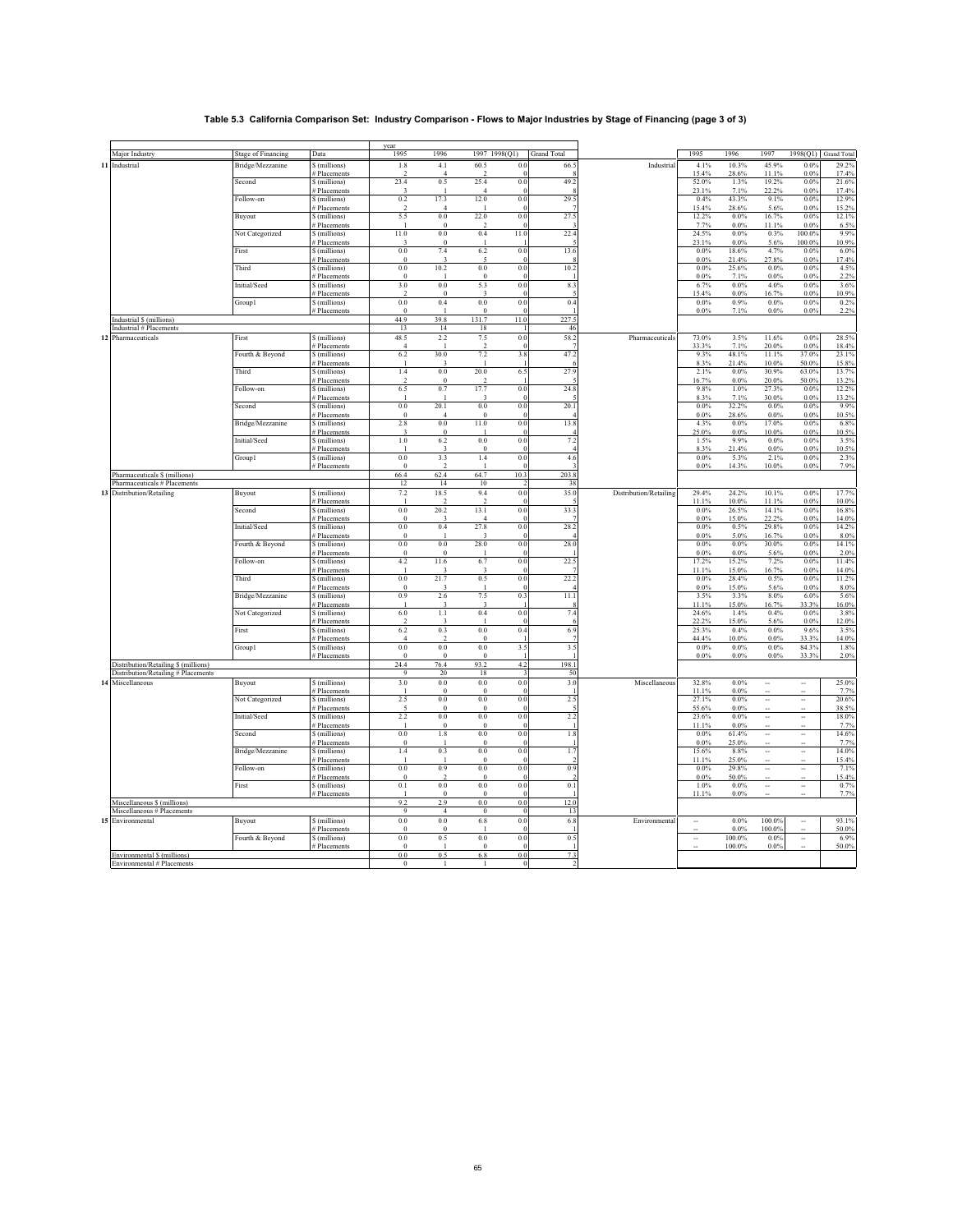## Table 5.3 California Comparison Set: Industry Comparison - Flows to Major Industries by Stage of Financing (page 3 of 3)

| | Major Industry | Stage of Financing | Data | 1995 | 1996 | 1997 | 1998(Q1) | Grand Total | | 1995 | 1996 | 1997 | 1998(Q1) | Grand Total |
|---|---|---|---|---|---|---|---|---|---|---|---|---|---|---|
| 11 | Industrial | Bridge/Mezzanine | $ (millions) | 1.8 | 4.1 | 60.5 | 0.0 | 66.5 | Industrial | 4.1% | 10.3% | 45.9% | 0.0% | 29.2% |
| | | | # Placements | 2 | 4 | 2 | 0 | 8 | | 15.4% | 28.6% | 11.1% | 0.0% | 17.4% |
| | | Second | $ (millions) | 23.4 | 0.5 | 25.4 | 0.0 | 49.2 | | 52.0% | 1.3% | 19.2% | 0.0% | 21.6% |
| | | | # Placements | 3 | 1 | 4 | 0 | 8 | | 23.1% | 7.1% | 22.2% | 0.0% | 17.4% |
| | | Follow-on | $ (millions) | 0.2 | 17.3 | 12.0 | 0.0 | 29.5 | | 0.4% | 43.3% | 9.1% | 0.0% | 12.9% |
| | | | # Placements | 2 | 4 | 1 | 0 | 7 | | 15.4% | 28.6% | 5.6% | 0.0% | 15.2% |
| | | Buyout | $ (millions) | 5.5 | 0.0 | 22.0 | 0.0 | 27.5 | | 12.2% | 0.0% | 16.7% | 0.0% | 12.1% |
| | | | # Placements | 1 | 0 | 2 | 0 | 3 | | 7.7% | 0.0% | 11.1% | 0.0% | 6.5% |
| | | Not Categorized | $ (millions) | 11.0 | 0.0 | 0.4 | 11.0 | 22.4 | | 24.5% | 0.0% | 0.3% | 100.0% | 9.9% |
| | | | # Placements | 3 | 0 | 1 | 1 | 5 | | 23.1% | 0.0% | 5.6% | 100.0% | 10.9% |
| | | First | $ (millions) | 0.0 | 7.4 | 6.2 | 0.0 | 13.6 | | 0.0% | 18.6% | 4.7% | 0.0% | 6.0% |
| | | | # Placements | 0 | 3 | 5 | 0 | 8 | | 0.0% | 21.4% | 27.8% | 0.0% | 17.4% |
| | | Third | $ (millions) | 0.0 | 10.2 | 0.0 | 0.0 | 10.2 | | 0.0% | 25.6% | 0.0% | 0.0% | 4.5% |
| | | | # Placements | 0 | 1 | 0 | 0 | 1 | | 0.0% | 7.1% | 0.0% | 0.0% | 2.2% |
| | | Initial/Seed | $ (millions) | 3.0 | 0.0 | 5.3 | 0.0 | 8.3 | | 6.7% | 0.0% | 4.0% | 0.0% | 3.6% |
| | | | # Placements | 2 | 0 | 3 | 0 | 5 | | 15.4% | 0.0% | 16.7% | 0.0% | 10.9% |
| | | Group1 | $ (millions) | 0.0 | 0.4 | 0.0 | 0.0 | 0.4 | | 0.0% | 0.9% | 0.0% | 0.0% | 0.2% |
| | | | # Placements | 0 | 1 | 0 | 0 | 1 | | 0.0% | 7.1% | 0.0% | 0.0% | 2.2% |
| | Industrial $ (millions) | | | 44.9 | 39.8 | 131.7 | 11.0 | 227.5 | | | | | | |
| | Industrial # Placements | | | 13 | 14 | 18 | 1 | 46 | | | | | | |
| 12 | Pharmaceuticals | First | $ (millions) | 48.5 | 2.2 | 7.5 | 0.0 | 58.2 | Pharmaceuticals | 73.0% | 3.5% | 11.6% | 0.0% | 28.5% |
| | | | # Placements | 4 | 1 | 2 | 0 | 7 | | 33.3% | 7.1% | 20.0% | 0.0% | 18.4% |
| | | Fourth & Beyond | $ (millions) | 6.2 | 30.0 | 7.2 | 3.8 | 47.2 | | 9.3% | 48.1% | 11.1% | 37.0% | 23.1% |
| | | | # Placements | 1 | 3 | 1 | 1 | 6 | | 8.3% | 21.4% | 10.0% | 50.0% | 15.8% |
| | | Third | $ (millions) | 1.4 | 0.0 | 20.0 | 6.5 | 27.9 | | 2.1% | 0.0% | 30.9% | 63.0% | 13.7% |
| | | | # Placements | 2 | 0 | 2 | 1 | 5 | | 16.7% | 0.0% | 20.0% | 50.0% | 13.2% |
| | | Follow-on | $ (millions) | 6.5 | 0.7 | 17.7 | 0.0 | 24.8 | | 9.8% | 1.0% | 27.3% | 0.0% | 12.2% |
| | | | # Placements | 1 | 1 | 3 | 0 | 5 | | 8.3% | 7.1% | 30.0% | 0.0% | 13.2% |
| | | Second | $ (millions) | 0.0 | 20.1 | 0.0 | 0.0 | 20.1 | | 0.0% | 32.2% | 0.0% | 0.0% | 9.9% |
| | | | # Placements | 0 | 4 | 0 | 0 | 4 | | 0.0% | 28.6% | 0.0% | 0.0% | 10.5% |
| | | Bridge/Mezzanine | $ (millions) | 2.8 | 0.0 | 11.0 | 0.0 | 13.8 | | 4.3% | 0.0% | 17.0% | 0.0% | 6.8% |
| | | | # Placements | 3 | 0 | 1 | 0 | 4 | | 25.0% | 0.0% | 10.0% | 0.0% | 10.5% |
| | | Initial/Seed | $ (millions) | 1.0 | 6.2 | 0.0 | 0.0 | 7.2 | | 1.5% | 9.9% | 0.0% | 0.0% | 3.5% |
| | | | # Placements | 1 | 3 | 0 | 0 | 4 | | 8.3% | 21.4% | 0.0% | 0.0% | 10.5% |
| | | Group1 | $ (millions) | 0.0 | 3.3 | 1.4 | 0.0 | 4.6 | | 0.0% | 5.3% | 2.1% | 0.0% | 2.3% |
| | | | # Placements | 0 | 2 | 1 | 0 | 3 | | 0.0% | 14.3% | 10.0% | 0.0% | 7.9% |
| | Pharmaceuticals $ (millions) | | | 66.4 | 62.4 | 64.7 | 10.3 | 203.8 | | | | | | |
| | Pharmaceuticals # Placements | | | 12 | 14 | 10 | 2 | 38 | | | | | | |
| 13 | Distribution/Retailing | Buyout | $ (millions) | 7.2 | 18.5 | 9.4 | 0.0 | 35.0 | Distribution/Retailing | 29.4% | 24.2% | 10.1% | 0.0% | 17.7% |
| | | | # Placements | 1 | 2 | 2 | 0 | 5 | | 11.1% | 10.0% | 11.1% | 0.0% | 10.0% |
| | | Second | $ (millions) | 0.0 | 20.2 | 13.1 | 0.0 | 33.3 | | 0.0% | 26.5% | 14.1% | 0.0% | 16.8% |
| | | | # Placements | 0 | 3 | 4 | 0 | 7 | | 0.0% | 15.0% | 22.2% | 0.0% | 14.0% |
| | | Initial/Seed | $ (millions) | 0.0 | 0.4 | 27.8 | 0.0 | 28.2 | | 0.0% | 0.5% | 29.8% | 0.0% | 14.2% |
| | | | # Placements | 0 | 1 | 3 | 0 | 4 | | 0.0% | 5.0% | 16.7% | 0.0% | 8.0% |
| | | Fourth & Beyond | $ (millions) | 0.0 | 0.0 | 28.0 | 0.0 | 28.0 | | 0.0% | 0.0% | 30.0% | 0.0% | 14.1% |
| | | | # Placements | 0 | 0 | 1 | 0 | 1 | | 0.0% | 0.0% | 5.6% | 0.0% | 2.0% |
| | | Follow-on | $ (millions) | 4.2 | 11.6 | 6.7 | 0.0 | 22.5 | | 17.2% | 15.2% | 7.2% | 0.0% | 11.4% |
| | | | # Placements | 1 | 3 | 3 | 0 | 7 | | 11.1% | 15.0% | 16.7% | 0.0% | 14.0% |
| | | Third | $ (millions) | 0.0 | 21.7 | 0.5 | 0.0 | 22.2 | | 0.0% | 28.4% | 0.5% | 0.0% | 11.2% |
| | | | # Placements | 0 | 3 | 1 | 0 | 4 | | 0.0% | 15.0% | 5.6% | 0.0% | 8.0% |
| | | Bridge/Mezzanine | $ (millions) | 0.9 | 2.6 | 7.5 | 0.3 | 11.1 | | 3.5% | 3.3% | 8.0% | 6.0% | 5.6% |
| | | | # Placements | 1 | 3 | 3 | 1 | 8 | | 11.1% | 15.0% | 16.7% | 33.3% | 16.0% |
| | | Not Categorized | $ (millions) | 6.0 | 1.1 | 0.4 | 0.0 | 7.4 | | 24.6% | 1.4% | 0.4% | 0.0% | 3.8% |
| | | | # Placements | 2 | 3 | 1 | 0 | 6 | | 22.2% | 15.0% | 5.6% | 0.0% | 12.0% |
| | | First | $ (millions) | 6.2 | 0.3 | 0.0 | 0.4 | 6.9 | | 25.3% | 0.4% | 0.0% | 9.6% | 3.5% |
| | | | # Placements | 4 | 2 | 0 | 1 | 7 | | 44.4% | 10.0% | 0.0% | 33.3% | 14.0% |
| | | Group1 | $ (millions) | 0.0 | 0.0 | 0.0 | 3.5 | 3.5 | | 0.0% | 0.0% | 0.0% | 84.3% | 1.8% |
| | | | # Placements | 0 | 0 | 0 | 1 | 1 | | 0.0% | 0.0% | 0.0% | 33.3% | 2.0% |
| | Distribution/Retailing $ (millions) | | | 24.4 | 76.4 | 93.2 | 4.2 | 198.1 | | | | | | |
| | Distribution/Retailing # Placements | | | 9 | 20 | 18 | 3 | 50 | | | | | | |
| 14 | Miscellaneous | Buyout | $ (millions) | 3.0 | 0.0 | 0.0 | 0.0 | 3.0 | Miscellaneous | 32.8% | 0.0% | -- | -- | 25.0% |
| | | | # Placements | 1 | 0 | 0 | 0 | 1 | | 11.1% | 0.0% | -- | -- | 7.7% |
| | | Not Categorized | $ (millions) | 2.5 | 0.0 | 0.0 | 0.0 | 2.5 | | 27.1% | 0.0% | -- | -- | 20.6% |
| | | | # Placements | 5 | 0 | 0 | 0 | 5 | | 55.6% | 0.0% | -- | -- | 38.5% |
| | | Initial/Seed | $ (millions) | 2.2 | 0.0 | 0.0 | 0.0 | 2.2 | | 23.6% | 0.0% | -- | -- | 18.0% |
| | | | # Placements | 1 | 0 | 0 | 0 | 1 | | 11.1% | 0.0% | -- | -- | 7.7% |
| | | Second | $ (millions) | 0.0 | 1.8 | 0.0 | 0.0 | 1.8 | | 0.0% | 61.4% | -- | -- | 14.6% |
| | | | # Placements | 0 | 1 | 0 | 0 | 1 | | 0.0% | 25.0% | -- | -- | 7.7% |
| | | Bridge/Mezzanine | $ (millions) | 1.4 | 0.3 | 0.0 | 0.0 | 1.7 | | 15.6% | 8.8% | -- | -- | 14.0% |
| | | | # Placements | 1 | 1 | 0 | 0 | 2 | | 11.1% | 25.0% | -- | -- | 15.4% |
| | | Follow-on | $ (millions) | 0.0 | 0.9 | 0.0 | 0.0 | 0.9 | | 0.0% | 29.8% | -- | -- | 7.1% |
| | | | # Placements | 0 | 2 | 0 | 0 | 2 | | 0.0% | 50.0% | -- | -- | 15.4% |
| | | First | $ (millions) | 0.1 | 0.0 | 0.0 | 0.0 | 0.1 | | 1.0% | 0.0% | -- | -- | 0.7% |
| | | | # Placements | 1 | 0 | 0 | 0 | 1 | | 11.1% | 0.0% | -- | -- | 7.7% |
| | Miscellaneous $ (millions) | | | 9.2 | 2.9 | 0.0 | 0.0 | 12.0 | | | | | | |
| | Miscellaneous # Placements | | | 9 | 4 | 0 | 0 | 13 | | | | | | |
| 15 | Environmental | Buyout | $ (millions) | 0.0 | 0.0 | 6.8 | 0.0 | 6.8 | Environmental | -- | 0.0% | 100.0% | -- | 93.1% |
| | | | # Placements | 0 | 0 | 1 | 0 | 1 | | -- | 0.0% | 100.0% | -- | 50.0% |
| | | Fourth & Beyond | $ (millions) | 0.0 | 0.5 | 0.0 | 0.0 | 0.5 | | -- | 100.0% | 0.0% | -- | 6.9% |
| | | | # Placements | 0 | 1 | 0 | 0 | 1 | | -- | 100.0% | 0.0% | -- | 50.0% |
| | Environmental $ (millions) | | | 0.0 | 0.5 | 6.8 | 0.0 | 7.3 | | | | | | |
| | Environmental # Placements | | | 0 | 1 | 1 | 0 | 2 | | | | | | |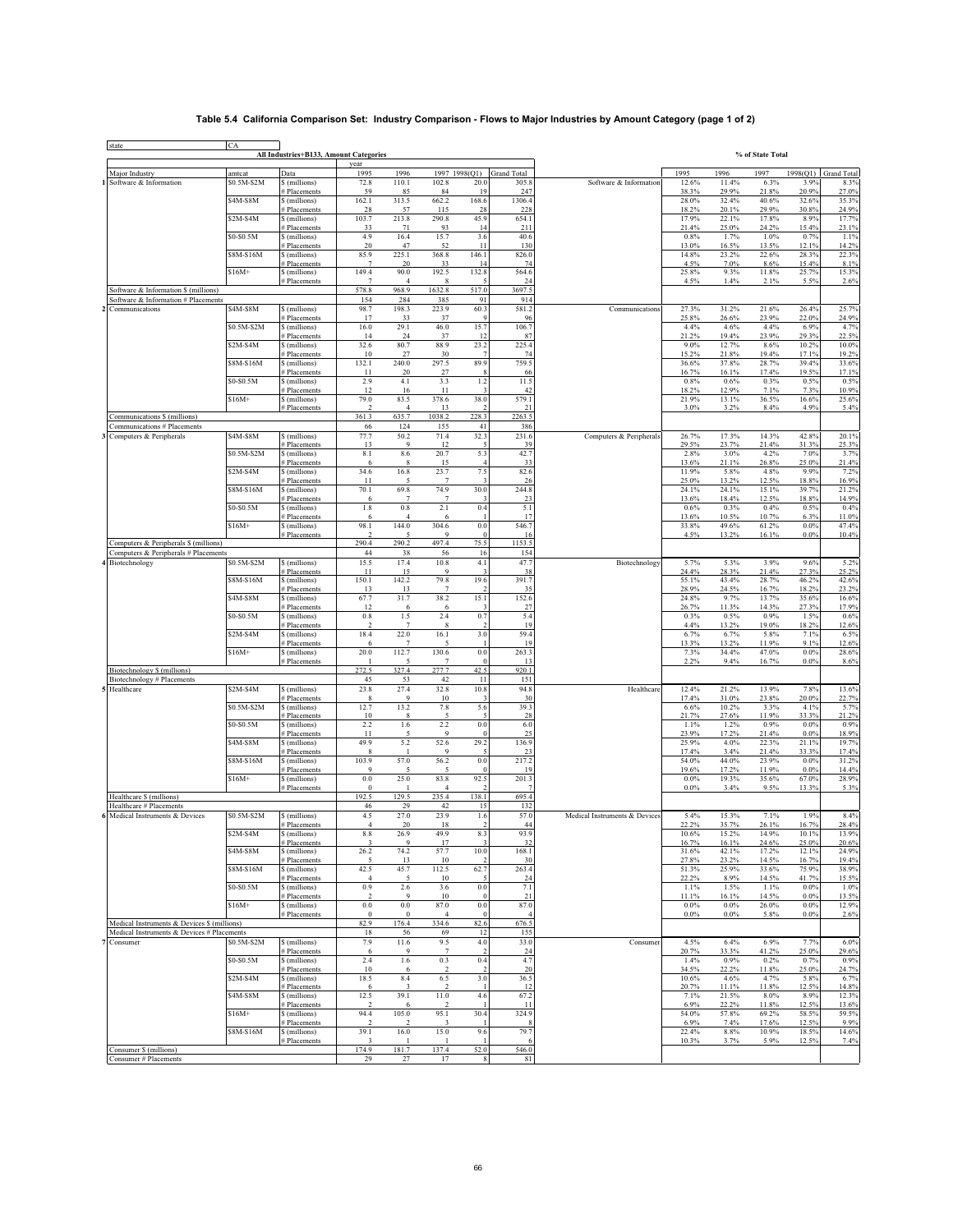# Table 5.4 California Comparison Set: Industry Comparison - Flows to Major Industries by Amount Category (page 1 of 2)

state: CA

All Industries+B133, Amount Categories

| Major Industry | amtcat | Data | 1995 | 1996 | 1997 | 1998(Q1) | Grand Total | | 1995 | 1996 | 1997 | 1998(Q1) | Grand Total |
|---|---|---|---|---|---|---|---|---|---|---|---|---|---|
| | | | **year** | | | | | | **% of State Total** | | | | |
| 1 Software & Information | $0.5M-$2M | $ (millions) | 72.8 | 110.1 | 102.8 | 20.0 | 305.8 | Software & Information | 12.6% | 11.4% | 6.3% | 3.9% | 8.3% |
| | | # Placements | 59 | 85 | 84 | 19 | 247 | | 38.3% | 29.9% | 21.8% | 20.9% | 27.0% |
| | $4M-$8M | $ (millions) | 162.1 | 313.5 | 662.2 | 168.6 | 1306.4 | | 28.0% | 32.4% | 40.6% | 32.6% | 35.3% |
| | | # Placements | 28 | 57 | 115 | 28 | 228 | | 18.2% | 20.1% | 29.9% | 30.8% | 24.9% |
| | $2M-$4M | $ (millions) | 103.7 | 213.8 | 290.8 | 45.9 | 654.1 | | 17.9% | 22.1% | 17.8% | 8.9% | 17.7% |
| | | # Placements | 33 | 71 | 93 | 14 | 211 | | 21.4% | 25.0% | 24.2% | 15.4% | 23.1% |
| | $0-$0.5M | $ (millions) | 4.9 | 16.4 | 15.7 | 3.6 | 40.6 | | 0.8% | 1.7% | 1.0% | 0.7% | 1.1% |
| | | # Placements | 20 | 47 | 52 | 11 | 130 | | 13.0% | 16.5% | 13.5% | 12.1% | 14.2% |
| | $8M-$16M | $ (millions) | 85.9 | 225.1 | 368.8 | 146.1 | 826.0 | | 14.8% | 23.2% | 22.6% | 28.3% | 22.3% |
| | | # Placements | 7 | 20 | 33 | 14 | 74 | | 4.5% | 7.0% | 8.6% | 15.4% | 8.1% |
| | $16M+ | $ (millions) | 149.4 | 90.0 | 192.5 | 132.8 | 564.6 | | 25.8% | 9.3% | 11.8% | 25.7% | 15.3% |
| | | # Placements | 7 | 4 | 8 | 5 | 24 | | 4.5% | 1.4% | 2.1% | 5.5% | 2.6% |
| Software & Information $ (millions) | | | 578.8 | 968.9 | 1632.8 | 517.0 | 3697.5 | | | | | | |
| Software & Information # Placements | | | 154 | 284 | 385 | 91 | 914 | | | | | | |
| 2 Communications | $4M-$8M | $ (millions) | 98.7 | 198.3 | 223.9 | 60.3 | 581.2 | Communications | 27.3% | 31.2% | 21.6% | 26.4% | 25.7% |
| | | # Placements | 17 | 33 | 37 | 9 | 96 | | 25.8% | 26.6% | 23.9% | 22.0% | 24.9% |
| | $0.5M-$2M | $ (millions) | 16.0 | 29.1 | 46.0 | 15.7 | 106.7 | | 4.4% | 4.6% | 4.4% | 6.9% | 4.7% |
| | | # Placements | 14 | 24 | 37 | 12 | 87 | | 21.2% | 19.4% | 23.9% | 29.3% | 22.5% |
| | $2M-$4M | $ (millions) | 32.6 | 80.7 | 88.9 | 23.2 | 225.4 | | 9.0% | 12.7% | 8.6% | 10.2% | 10.0% |
| | | # Placements | 10 | 27 | 30 | 7 | 74 | | 15.2% | 21.8% | 19.4% | 17.1% | 19.2% |
| | $8M-$16M | $ (millions) | 132.1 | 240.0 | 297.5 | 89.9 | 759.5 | | 36.6% | 37.8% | 28.7% | 39.4% | 33.6% |
| | | # Placements | 11 | 20 | 27 | 8 | 66 | | 16.7% | 16.1% | 17.4% | 19.5% | 17.1% |
| | $0-$0.5M | $ (millions) | 2.9 | 4.1 | 3.3 | 1.2 | 11.5 | | 0.8% | 0.6% | 0.3% | 0.5% | 0.5% |
| | | # Placements | 12 | 16 | 11 | 3 | 42 | | 18.2% | 12.9% | 7.1% | 7.3% | 10.9% |
| | $16M+ | $ (millions) | 79.0 | 83.5 | 378.6 | 38.0 | 579.1 | | 21.9% | 13.1% | 36.5% | 16.6% | 25.6% |
| | | # Placements | 2 | 4 | 13 | 2 | 21 | | 3.0% | 3.2% | 8.4% | 4.9% | 5.4% |
| Communications $ (millions) | | | 361.3 | 635.7 | 1038.2 | 228.3 | 2263.5 | | | | | | |
| Communications # Placements | | | 66 | 124 | 155 | 41 | 386 | | | | | | |
| 3 Computers & Peripherals | $4M-$8M | $ (millions) | 77.7 | 50.2 | 71.4 | 32.3 | 231.6 | Computers & Peripherals | 26.7% | 17.3% | 14.3% | 42.8% | 20.1% |
| | | # Placements | 13 | 9 | 12 | 5 | 39 | | 29.5% | 23.7% | 21.4% | 31.3% | 25.3% |
| | $0.5M-$2M | $ (millions) | 8.1 | 8.6 | 20.7 | 5.3 | 42.7 | | 2.8% | 3.0% | 4.2% | 7.0% | 3.7% |
| | | # Placements | 6 | 8 | 15 | 4 | 33 | | 13.6% | 21.1% | 26.8% | 25.0% | 21.4% |
| | $2M-$4M | $ (millions) | 34.6 | 16.8 | 23.7 | 7.5 | 82.6 | | 11.9% | 5.8% | 4.8% | 9.9% | 7.2% |
| | | # Placements | 11 | 5 | 7 | 3 | 26 | | 25.0% | 13.2% | 12.5% | 18.8% | 16.9% |
| | $8M-$16M | $ (millions) | 70.1 | 69.8 | 74.9 | 30.0 | 244.8 | | 24.1% | 24.1% | 15.1% | 39.7% | 21.2% |
| | | # Placements | 6 | 7 | 7 | 3 | 23 | | 13.6% | 18.4% | 12.5% | 18.8% | 14.9% |
| | $0-$0.5M | $ (millions) | 1.8 | 0.8 | 2.1 | 0.4 | 5.1 | | 0.6% | 0.3% | 0.4% | 0.5% | 0.4% |
| | | # Placements | 6 | 4 | 6 | 1 | 17 | | 13.6% | 10.5% | 10.7% | 6.3% | 11.0% |
| | $16M+ | $ (millions) | 98.1 | 144.0 | 304.6 | 0.0 | 546.7 | | 33.8% | 49.6% | 61.2% | 0.0% | 47.4% |
| | | # Placements | 2 | 5 | 9 | 0 | 16 | | 4.5% | 13.2% | 16.1% | 0.0% | 10.4% |
| Computers & Peripherals $ (millions) | | | 290.4 | 290.2 | 497.4 | 75.5 | 1153.5 | | | | | | |
| Computers & Peripherals # Placements | | | 44 | 38 | 56 | 16 | 154 | | | | | | |
| 4 Biotechnology | $0.5M-$2M | $ (millions) | 15.5 | 17.4 | 10.8 | 4.1 | 47.7 | Biotechnology | 5.7% | 5.3% | 3.9% | 9.6% | 5.2% |
| | | # Placements | 11 | 15 | 9 | 3 | 38 | | 24.4% | 28.3% | 21.4% | 27.3% | 25.2% |
| | $8M-$16M | $ (millions) | 150.1 | 142.2 | 79.8 | 19.6 | 391.7 | | 55.1% | 43.4% | 28.7% | 46.2% | 42.6% |
| | | # Placements | 13 | 13 | 7 | 2 | 35 | | 28.9% | 24.5% | 16.7% | 18.2% | 23.2% |
| | $4M-$8M | $ (millions) | 67.7 | 31.7 | 38.2 | 15.1 | 152.6 | | 24.8% | 9.7% | 13.7% | 35.6% | 16.6% |
| | | # Placements | 12 | 6 | 6 | 3 | 27 | | 26.7% | 11.3% | 14.3% | 27.3% | 17.9% |
| | $0-$0.5M | $ (millions) | 0.8 | 1.5 | 2.4 | 0.7 | 5.4 | | 0.3% | 0.5% | 0.9% | 1.5% | 0.6% |
| | | # Placements | 2 | 7 | 8 | 2 | 19 | | 4.4% | 13.2% | 19.0% | 18.2% | 12.6% |
| | $2M-$4M | $ (millions) | 18.4 | 22.0 | 16.1 | 3.0 | 59.4 | | 6.7% | 6.7% | 5.8% | 7.1% | 6.5% |
| | | # Placements | 6 | 7 | 5 | 1 | 19 | | 13.3% | 13.2% | 11.9% | 9.1% | 12.6% |
| | $16M+ | $ (millions) | 20.0 | 112.7 | 130.6 | 0.0 | 263.3 | | 7.3% | 34.4% | 47.0% | 0.0% | 28.6% |
| | | # Placements | 1 | 5 | 7 | 0 | 13 | | 2.2% | 9.4% | 16.7% | 0.0% | 8.6% |
| Biotechnology $ (millions) | | | 272.5 | 327.4 | 277.7 | 42.5 | 920.1 | | | | | | |
| Biotechnology # Placements | | | 45 | 53 | 42 | 11 | 151 | | | | | | |
| 5 Healthcare | $2M-$4M | $ (millions) | 23.8 | 27.4 | 32.8 | 10.8 | 94.8 | Healthcare | 12.4% | 21.2% | 13.9% | 7.8% | 13.6% |
| | | # Placements | 8 | 9 | 10 | 3 | 30 | | 17.4% | 31.0% | 23.8% | 20.0% | 22.7% |
| | $0.5M-$2M | $ (millions) | 12.7 | 13.2 | 7.8 | 5.6 | 39.3 | | 6.6% | 10.2% | 3.3% | 4.1% | 5.7% |
| | | # Placements | 10 | 8 | 5 | 5 | 28 | | 21.7% | 27.6% | 11.9% | 33.3% | 21.2% |
| | $0-$0.5M | $ (millions) | 2.2 | 1.6 | 2.2 | 0.0 | 6.0 | | 1.1% | 1.2% | 0.9% | 0.0% | 0.9% |
| | | # Placements | 11 | 5 | 9 | 0 | 25 | | 23.9% | 17.2% | 21.4% | 0.0% | 18.9% |
| | $4M-$8M | $ (millions) | 49.9 | 5.2 | 52.6 | 29.2 | 136.9 | | 25.9% | 4.0% | 22.3% | 21.1% | 19.7% |
| | | # Placements | 8 | 1 | 9 | 5 | 23 | | 17.4% | 3.4% | 21.4% | 33.3% | 17.4% |
| | $8M-$16M | $ (millions) | 103.9 | 57.0 | 56.2 | 0.0 | 217.2 | | 54.0% | 44.0% | 23.9% | 0.0% | 31.2% |
| | | # Placements | 9 | 5 | 5 | 0 | 19 | | 19.6% | 17.2% | 11.9% | 0.0% | 14.4% |
| | $16M+ | $ (millions) | 0.0 | 25.0 | 83.8 | 92.5 | 201.3 | | 0.0% | 19.3% | 35.6% | 67.0% | 28.9% |
| | | # Placements | 0 | 1 | 4 | 2 | 7 | | 0.0% | 3.4% | 9.5% | 13.3% | 5.3% |
| Healthcare $ (millions) | | | 192.5 | 129.5 | 235.4 | 138.1 | 695.4 | | | | | | |
| Healthcare # Placements | | | 46 | 29 | 42 | 15 | 132 | | | | | | |
| 6 Medical Instruments & Devices | $0.5M-$2M | $ (millions) | 4.5 | 27.0 | 23.9 | 1.6 | 57.0 | Medical Instruments & Devices | 5.4% | 15.3% | 7.1% | 1.9% | 8.4% |
| | | # Placements | 4 | 20 | 18 | 2 | 44 | | 22.2% | 35.7% | 26.1% | 16.7% | 28.4% |
| | $2M-$4M | $ (millions) | 8.8 | 26.9 | 49.9 | 8.3 | 93.9 | | 10.6% | 15.2% | 14.9% | 10.1% | 13.9% |
| | | # Placements | 3 | 9 | 17 | 3 | 32 | | 16.7% | 16.1% | 24.6% | 25.0% | 20.6% |
| | $4M-$8M | $ (millions) | 26.2 | 74.2 | 57.7 | 10.0 | 168.1 | | 31.6% | 42.1% | 17.2% | 12.1% | 24.9% |
| | | # Placements | 5 | 13 | 10 | 2 | 30 | | 27.8% | 23.2% | 14.5% | 16.7% | 19.4% |
| | $8M-$16M | $ (millions) | 42.5 | 45.7 | 112.5 | 62.7 | 263.4 | | 51.3% | 25.9% | 33.6% | 75.9% | 38.9% |
| | | # Placements | 4 | 5 | 10 | 5 | 24 | | 22.2% | 8.9% | 14.5% | 41.7% | 15.5% |
| | $0-$0.5M | $ (millions) | 0.9 | 2.6 | 3.6 | 0.0 | 7.1 | | 1.1% | 1.5% | 1.1% | 0.0% | 1.0% |
| | | # Placements | 2 | 9 | 10 | 0 | 21 | | 11.1% | 16.1% | 14.5% | 0.0% | 13.5% |
| | $16M+ | $ (millions) | 0.0 | 0.0 | 87.0 | 0.0 | 87.0 | | 0.0% | 0.0% | 26.0% | 0.0% | 12.9% |
| | | # Placements | 0 | 0 | 4 | 0 | 4 | | 0.0% | 0.0% | 5.8% | 0.0% | 2.6% |
| Medical Instruments & Devices $ (millions) | | | 82.9 | 176.4 | 334.6 | 82.6 | 676.5 | | | | | | |
| Medical Instruments & Devices # Placements | | | 18 | 56 | 69 | 12 | 155 | | | | | | |
| 7 Consumer | $0.5M-$2M | $ (millions) | 7.9 | 11.6 | 9.5 | 4.0 | 33.0 | Consumer | 4.5% | 6.4% | 6.9% | 7.7% | 6.0% |
| | | # Placements | 6 | 9 | 7 | 2 | 24 | | 20.7% | 33.3% | 41.2% | 25.0% | 29.6% |
| | $0-$0.5M | $ (millions) | 2.4 | 1.6 | 0.3 | 0.4 | 4.7 | | 1.4% | 0.9% | 0.2% | 0.7% | 0.9% |
| | | # Placements | 10 | 6 | 2 | 2 | 20 | | 34.5% | 22.2% | 11.8% | 25.0% | 24.7% |
| | $2M-$4M | $ (millions) | 18.5 | 8.4 | 6.5 | 3.0 | 36.5 | | 10.6% | 4.6% | 4.7% | 5.8% | 6.7% |
| | | # Placements | 6 | 3 | 2 | 1 | 12 | | 20.7% | 11.1% | 11.8% | 12.5% | 14.8% |
| | $4M-$8M | $ (millions) | 12.5 | 39.1 | 11.0 | 4.6 | 67.2 | | 7.1% | 21.5% | 8.0% | 8.9% | 12.3% |
| | | # Placements | 2 | 6 | 2 | 1 | 11 | | 6.9% | 22.2% | 11.8% | 12.5% | 13.6% |
| | $16M+ | $ (millions) | 94.4 | 105.0 | 95.1 | 30.4 | 324.9 | | 54.0% | 57.8% | 69.2% | 58.5% | 59.5% |
| | | # Placements | 2 | 2 | 3 | 1 | 8 | | 6.9% | 7.4% | 17.6% | 12.5% | 9.9% |
| | $8M-$16M | $ (millions) | 39.1 | 16.0 | 15.0 | 9.6 | 79.7 | | 22.4% | 8.8% | 10.9% | 18.5% | 14.6% |
| | | # Placements | 3 | 1 | 1 | 1 | 6 | | 10.3% | 3.7% | 5.9% | 12.5% | 7.4% |
| Consumer $ (millions) | | | 174.9 | 181.7 | 137.4 | 52.0 | 546.0 | | | | | | |
| Consumer # Placements | | | 29 | 27 | 17 | 8 | 81 | | | | | | |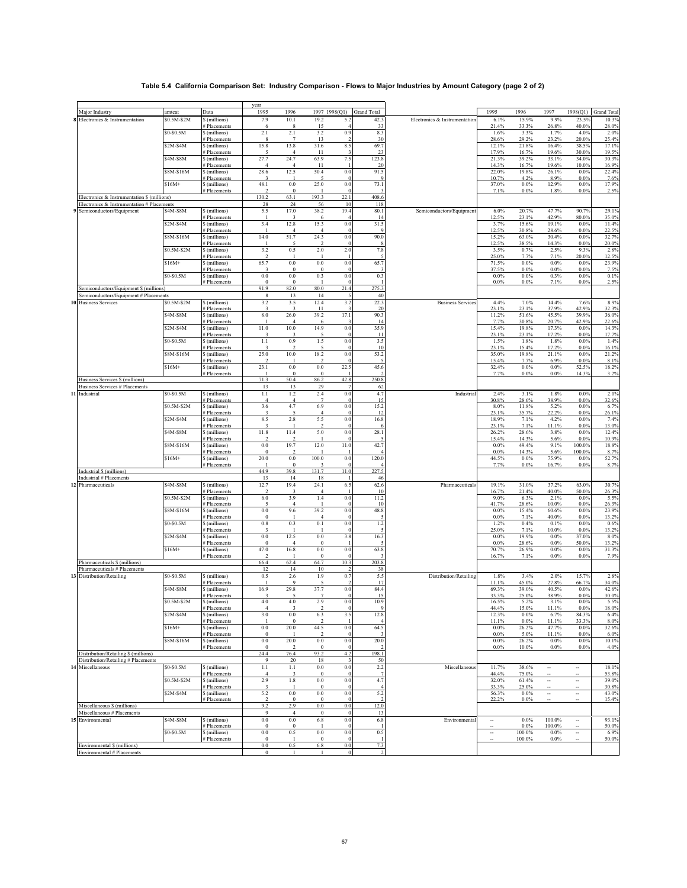# Table 5.4 California Comparison Set: Industry Comparison - Flows to Major Industries by Amount Category (page 2 of 2)

| | Major Industry | amtcat | Data | 1995 | 1996 | 1997 | 1998(Q1) | Grand Total | | 1995 | 1996 | 1997 | 1998(Q1) | Grand Total |
|---|---|---|---|---|---|---|---|---|---|---|---|---|---|---|
| 8 | Electronics & Instrumentation | $0.5M-$2M | $ (millions) | 7.9 | 10.1 | 19.2 | 5.2 | 42.3 | Electronics & Instrumentation | 6.1% | 15.9% | 9.9% | 23.5% | 10.3% |
| | | | # Placements | 6 | 8 | 15 | 4 | 33 | | 21.4% | 33.3% | 26.8% | 40.0% | 28.0% |
| | | $0-$0.5M | $ (millions) | 2.1 | 2.1 | 3.2 | 0.9 | 8.3 | | 1.6% | 3.3% | 1.7% | 4.0% | 2.0% |
| | | | # Placements | 8 | 7 | 13 | 2 | 30 | | 28.6% | 29.2% | 23.2% | 20.0% | 25.4% |
| | | $2M-$4M | $ (millions) | 15.8 | 13.8 | 31.6 | 8.5 | 69.7 | | 12.1% | 21.8% | 16.4% | 38.5% | 17.1% |
| | | | # Placements | 5 | 4 | 11 | 3 | 23 | | 17.9% | 16.7% | 19.6% | 30.0% | 19.5% |
| | | $4M-$8M | $ (millions) | 27.7 | 24.7 | 63.9 | 7.5 | 123.8 | | 21.3% | 39.2% | 33.1% | 34.0% | 30.3% |
| | | | # Placements | 4 | 4 | 11 | 1 | 20 | | 14.3% | 16.7% | 19.6% | 10.0% | 16.9% |
| | | $8M-$16M | $ (millions) | 28.6 | 12.5 | 50.4 | 0.0 | 91.5 | | 22.0% | 19.8% | 26.1% | 0.0% | 22.4% |
| | | | # Placements | 3 | 1 | 5 | 0 | 9 | | 10.7% | 4.2% | 8.9% | 0.0% | 7.6% |
| | | $16M+ | $ (millions) | 48.1 | 0.0 | 25.0 | 0.0 | 73.1 | | 37.0% | 0.0% | 12.9% | 0.0% | 17.9% |
| | | | # Placements | 2 | 0 | 1 | 0 | 3 | | 7.1% | 0.0% | 1.8% | 0.0% | 2.5% |
| | Electronics & Instrumentation $ (millions) | | | 130.2 | 63.1 | 193.3 | 22.1 | 408.6 | | | | | | |
| | Electronics & Instrumentation # Placements | | | 28 | 24 | 56 | 10 | 118 | | | | | | |
| 9 | Semiconductors/Equipment | $4M-$8M | $ (millions) | 5.5 | 17.0 | 38.2 | 19.4 | 80.1 | Semiconductors/Equipment | 6.0% | 20.7% | 47.7% | 90.7% | 29.1% |
| | | | # Placements | 1 | 3 | 6 | 4 | 14 | | 12.5% | 23.1% | 42.9% | 80.0% | 35.0% |
| | | $2M-$4M | $ (millions) | 3.4 | 12.8 | 15.3 | 0.0 | 31.5 | | 3.7% | 15.6% | 19.1% | 0.0% | 11.4% |
| | | | # Placements | 1 | 4 | 4 | 0 | 9 | | 12.5% | 30.8% | 28.6% | 0.0% | 22.5% |
| | | $8M-$16M | $ (millions) | 14.0 | 51.7 | 24.3 | 0.0 | 90.0 | | 15.2% | 63.0% | 30.4% | 0.0% | 32.7% |
| | | | # Placements | 1 | 5 | 2 | 0 | 8 | | 12.5% | 38.5% | 14.3% | 0.0% | 20.0% |
| | | $0.5M-$2M | $ (millions) | 3.2 | 0.5 | 2.0 | 2.0 | 7.8 | | 3.5% | 0.7% | 2.5% | 9.3% | 2.8% |
| | | | # Placements | 2 | 1 | 1 | 1 | 5 | | 25.0% | 7.7% | 7.1% | 20.0% | 12.5% |
| | | $16M+ | $ (millions) | 65.7 | 0.0 | 0.0 | 0.0 | 65.7 | | 71.5% | 0.0% | 0.0% | 0.0% | 23.9% |
| | | | # Placements | 3 | 0 | 0 | 0 | 3 | | 37.5% | 0.0% | 0.0% | 0.0% | 7.5% |
| | | $0-$0.5M | $ (millions) | 0.0 | 0.0 | 0.3 | 0.0 | 0.3 | | 0.0% | 0.0% | 0.3% | 0.0% | 0.1% |
| | | | # Placements | 0 | 0 | 1 | 0 | 1 | | 0.0% | 0.0% | 7.1% | 0.0% | 2.5% |
| | Semiconductors/Equipment $ (millions) | | | 91.9 | 82.0 | 80.0 | 21.4 | 275.3 | | | | | | |
| | Semiconductors/Equipment # Placements | | | 8 | 13 | 14 | 5 | 40 | | | | | | |
| 10 | Business Services | $0.5M-$2M | $ (millions) | 3.2 | 3.5 | 12.4 | 3.2 | 22.3 | Business Services | 4.4% | 7.0% | 14.4% | 7.6% | 8.9% |
| | | | # Placements | 3 | 3 | 11 | 3 | 20 | | 23.1% | 23.1% | 37.9% | 42.9% | 32.3% |
| | | $4M-$8M | $ (millions) | 8.0 | 26.0 | 39.2 | 17.1 | 90.3 | | 11.2% | 51.6% | 45.5% | 39.9% | 36.0% |
| | | | # Placements | 1 | 4 | 6 | 3 | 14 | | 7.7% | 30.8% | 20.7% | 42.9% | 22.6% |
| | | $2M-$4M | $ (millions) | 11.0 | 10.0 | 14.9 | 0.0 | 35.9 | | 15.4% | 19.8% | 17.3% | 0.0% | 14.3% |
| | | | # Placements | 3 | 3 | 5 | 0 | 11 | | 23.1% | 23.1% | 17.2% | 0.0% | 17.7% |
| | | $0-$0.5M | $ (millions) | 1.1 | 0.9 | 1.5 | 0.0 | 3.5 | | 1.5% | 1.8% | 1.8% | 0.0% | 1.4% |
| | | | # Placements | 3 | 2 | 5 | 0 | 10 | | 23.1% | 15.4% | 17.2% | 0.0% | 16.1% |
| | | $8M-$16M | $ (millions) | 25.0 | 10.0 | 18.2 | 0.0 | 53.2 | | 35.0% | 19.8% | 21.1% | 0.0% | 21.2% |
| | | | # Placements | 2 | 1 | 2 | 0 | 5 | | 15.4% | 7.7% | 6.9% | 0.0% | 8.1% |
| | | $16M+ | $ (millions) | 23.1 | 0.0 | 0.0 | 22.5 | 45.6 | | 32.4% | 0.0% | 0.0% | 52.5% | 18.2% |
| | | | # Placements | 1 | 0 | 0 | 1 | 2 | | 7.7% | 0.0% | 0.0% | 14.3% | 3.2% |
| | Business Services $ (millions) | | | 71.3 | 50.4 | 86.2 | 42.8 | 250.8 | | | | | | |
| | Business Services # Placements | | | 13 | 13 | 29 | 7 | 62 | | | | | | |
| 11 | Industrial | $0-$0.5M | $ (millions) | 1.1 | 1.2 | 2.4 | 0.0 | 4.7 | Industrial | 2.4% | 3.1% | 1.8% | 0.0% | 2.0% |
| | | | # Placements | 4 | 4 | 7 | 0 | 15 | | 30.8% | 28.6% | 38.9% | 0.0% | 32.6% |
| | | $0.5M-$2M | $ (millions) | 3.6 | 4.7 | 6.9 | 0.0 | 15.2 | | 8.0% | 11.8% | 5.2% | 0.0% | 6.7% |
| | | | # Placements | 3 | 5 | 4 | 0 | 12 | | 23.1% | 35.7% | 22.2% | 0.0% | 26.1% |
| | | $2M-$4M | $ (millions) | 8.5 | 2.8 | 5.5 | 0.0 | 16.8 | | 18.9% | 7.1% | 4.2% | 0.0% | 7.4% |
| | | | # Placements | 3 | 1 | 2 | 0 | 6 | | 23.1% | 7.1% | 11.1% | 0.0% | 13.0% |
| | | $4M-$8M | $ (millions) | 11.8 | 11.4 | 5.0 | 0.0 | 28.1 | | 26.2% | 28.6% | 3.8% | 0.0% | 12.4% |
| | | | # Placements | 2 | 2 | 1 | 0 | 5 | | 15.4% | 14.3% | 5.6% | 0.0% | 10.9% |
| | | $8M-$16M | $ (millions) | 0.0 | 19.7 | 12.0 | 11.0 | 42.7 | | 0.0% | 49.4% | 9.1% | 100.0% | 18.8% |
| | | | # Placements | 0 | 2 | 1 | 1 | 4 | | 0.0% | 14.3% | 5.6% | 100.0% | 8.7% |
| | | $16M+ | $ (millions) | 20.0 | 0.0 | 100.0 | 0.0 | 120.0 | | 44.5% | 0.0% | 75.9% | 0.0% | 52.7% |
| | | | # Placements | 1 | 0 | 3 | 0 | 4 | | 7.7% | 0.0% | 16.7% | 0.0% | 8.7% |
| | Industrial $ (millions) | | | 44.9 | 39.8 | 131.7 | 11.0 | 227.5 | | | | | | |
| | Industrial # Placements | | | 13 | 14 | 18 | 1 | 46 | | | | | | |
| 12 | Pharmaceuticals | $4M-$8M | $ (millions) | 12.7 | 19.4 | 24.1 | 6.5 | 62.6 | Pharmaceuticals | 19.1% | 31.0% | 37.2% | 63.0% | 30.7% |
| | | | # Placements | 2 | 3 | 4 | 1 | 10 | | 16.7% | 21.4% | 40.0% | 50.0% | 26.3% |
| | | $0.5M-$2M | $ (millions) | 6.0 | 3.9 | 1.4 | 0.0 | 11.2 | | 9.0% | 6.3% | 2.1% | 0.0% | 5.5% |
| | | | # Placements | 5 | 4 | 1 | 0 | 10 | | 41.7% | 28.6% | 10.0% | 0.0% | 26.3% |
| | | $8M-$16M | $ (millions) | 0.0 | 9.6 | 39.2 | 0.0 | 48.8 | | 0.0% | 15.4% | 60.6% | 0.0% | 23.9% |
| | | | # Placements | 0 | 1 | 4 | 0 | 5 | | 0.0% | 7.1% | 40.0% | 0.0% | 13.2% |
| | | $0-$0.5M | $ (millions) | 0.8 | 0.3 | 0.1 | 0.0 | 1.2 | | 1.2% | 0.4% | 0.1% | 0.0% | 0.6% |
| | | | # Placements | 3 | 1 | 1 | 0 | 5 | | 25.0% | 7.1% | 10.0% | 0.0% | 13.2% |
| | | $2M-$4M | $ (millions) | 0.0 | 12.5 | 0.0 | 3.8 | 16.3 | | 0.0% | 19.9% | 0.0% | 37.0% | 8.0% |
| | | | # Placements | 0 | 4 | 0 | 1 | 5 | | 0.0% | 28.6% | 0.0% | 50.0% | 13.2% |
| | | $16M+ | $ (millions) | 47.0 | 16.8 | 0.0 | 0.0 | 63.8 | | 70.7% | 26.9% | 0.0% | 0.0% | 31.3% |
| | | | # Placements | 2 | 1 | 0 | 0 | 3 | | 16.7% | 7.1% | 0.0% | 0.0% | 7.9% |
| | Pharmaceuticals $ (millions) | | | 66.4 | 62.4 | 64.7 | 10.3 | 203.8 | | | | | | |
| | Pharmaceuticals # Placements | | | 12 | 14 | 10 | 2 | 38 | | | | | | |
| 13 | Distribution/Retailing | $0-$0.5M | $ (millions) | 0.5 | 2.6 | 1.9 | 0.7 | 5.5 | Distribution/Retailing | 1.8% | 3.4% | 2.0% | 15.7% | 2.8% |
| | | | # Placements | 1 | 9 | 5 | 2 | 17 | | 11.1% | 45.0% | 27.8% | 66.7% | 34.0% |
| | | $4M-$8M | $ (millions) | 16.9 | 29.8 | 37.7 | 0.0 | 84.4 | | 69.3% | 39.0% | 40.5% | 0.0% | 42.6% |
| | | | # Placements | 3 | 5 | 7 | 0 | 15 | | 33.3% | 25.0% | 38.9% | 0.0% | 30.0% |
| | | $0.5M-$2M | $ (millions) | 4.0 | 4.0 | 2.9 | 0.0 | 10.9 | | 16.5% | 5.2% | 3.1% | 0.0% | 5.5% |
| | | | # Placements | 4 | 3 | 2 | 0 | 9 | | 44.4% | 15.0% | 11.1% | 0.0% | 18.0% |
| | | $2M-$4M | $ (millions) | 3.0 | 0.0 | 6.3 | 3.5 | 12.8 | | 12.3% | 0.0% | 6.7% | 84.3% | 6.4% |
| | | | # Placements | 1 | 0 | 2 | 1 | 4 | | 11.1% | 0.0% | 11.1% | 33.3% | 8.0% |
| | | $16M+ | $ (millions) | 0.0 | 20.0 | 44.5 | 0.0 | 64.5 | | 0.0% | 26.2% | 47.7% | 0.0% | 32.6% |
| | | | # Placements | 0 | 1 | 2 | 0 | 3 | | 0.0% | 5.0% | 11.1% | 0.0% | 6.0% |
| | | $8M-$16M | $ (millions) | 0.0 | 20.0 | 0.0 | 0.0 | 20.0 | | 0.0% | 26.2% | 0.0% | 0.0% | 10.1% |
| | | | # Placements | 0 | 2 | 0 | 0 | 2 | | 0.0% | 10.0% | 0.0% | 0.0% | 4.0% |
| | Distribution/Retailing $ (millions) | | | 24.4 | 76.4 | 93.2 | 4.2 | 198.1 | | | | | | |
| | Distribution/Retailing # Placements | | | 9 | 20 | 18 | 3 | 50 | | | | | | |
| 14 | Miscellaneous | $0-$0.5M | $ (millions) | 1.1 | 1.1 | 0.0 | 0.0 | 2.2 | Miscellaneous | 11.7% | 38.6% | -- | -- | 18.1% |
| | | | # Placements | 4 | 3 | 0 | 0 | 7 | | 44.4% | 75.0% | -- | -- | 53.8% |
| | | $0.5M-$2M | $ (millions) | 2.9 | 1.8 | 0.0 | 0.0 | 4.7 | | 32.0% | 61.4% | -- | -- | 39.0% |
| | | | # Placements | 3 | 1 | 0 | 0 | 4 | | 33.3% | 25.0% | -- | -- | 30.8% |
| | | $2M-$4M | $ (millions) | 5.2 | 0.0 | 0.0 | 0.0 | 5.2 | | 56.3% | 0.0% | -- | -- | 43.0% |
| | | | # Placements | 2 | 0 | 0 | 0 | 2 | | 22.2% | 0.0% | -- | -- | 15.4% |
| | Miscellaneous $ (millions) | | | 9.2 | 2.9 | 0.0 | 0.0 | 12.0 | | | | | | |
| | Miscellaneous # Placements | | | 9 | 4 | 0 | 0 | 13 | | | | | | |
| 15 | Environmental | $4M-$8M | $ (millions) | 0.0 | 0.0 | 6.8 | 0.0 | 6.8 | Environmental | -- | 0.0% | 100.0% | -- | 93.1% |
| | | | # Placements | 0 | 0 | 1 | 0 | 1 | | -- | 0.0% | 100.0% | -- | 50.0% |
| | | $0-$0.5M | $ (millions) | 0.0 | 0.5 | 0.0 | 0.0 | 0.5 | | -- | 100.0% | 0.0% | -- | 6.9% |
| | | | # Placements | 0 | 1 | 0 | 0 | 1 | | -- | 100.0% | 0.0% | -- | 50.0% |
| | Environmental $ (millions) | | | 0.0 | 0.5 | 6.8 | 0.0 | 7.3 | | | | | | |
| | Environmental # Placements | | | 0 | 1 | 1 | 0 | 2 | | | | | | |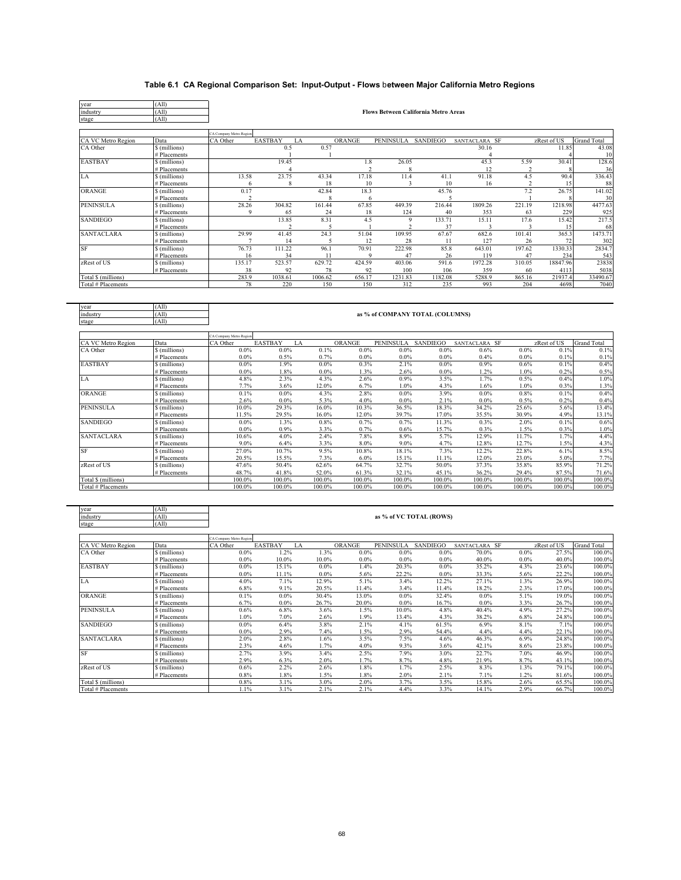# Table 6.1 CA Regional Comparison Set: Input-Output - Flows between Major California Metro Regions

| | |
|---|---|
| year | (All) |
| industry | (All) |
| stage | (All) |

**Flows Between California Metro Areas**

| | | CA Company Metro Region | | | | | | | | | |
|---|---|---|---|---|---|---|---|---|---|---|---|
| CA VC Metro Region | Data | CA Other | EASTBAY | LA | ORANGE | PENINSULA | SANDIEGO | SANTACLARA | SF | zRest of US | Grand Total |
| CA Other | $ (millions) | | 0.5 | 0.57 | | | | 30.16 | | 11.85 | 43.08 |
| | # Placements | | 1 | 1 | | | | 4 | | 4 | 10 |
| EASTBAY | $ (millions) | | 19.45 | | 1.8 | 26.05 | | 45.3 | 5.59 | 30.41 | 128.6 |
| | # Placements | | 4 | | 2 | 8 | | 12 | 2 | 8 | 36 |
| LA | $ (millions) | 13.58 | 23.75 | 43.34 | 17.18 | 11.4 | 41.1 | 91.18 | 4.5 | 90.4 | 336.43 |
| | # Placements | 6 | 8 | 18 | 10 | 3 | 10 | 16 | 2 | 15 | 88 |
| ORANGE | $ (millions) | 0.17 | | 42.84 | 18.3 | | 45.76 | | 7.2 | 26.75 | 141.02 |
| | # Placements | 2 | | 8 | 6 | | 5 | | 1 | 8 | 30 |
| PENINSULA | $ (millions) | 28.26 | 304.82 | 161.44 | 67.85 | 449.39 | 216.44 | 1809.26 | 221.19 | 1218.98 | 4477.63 |
| | # Placements | 9 | 65 | 24 | 18 | 124 | 40 | 353 | 63 | 229 | 925 |
| SANDIEGO | $ (millions) | | 13.85 | 8.31 | 4.5 | 9 | 133.71 | 15.11 | 17.6 | 15.42 | 217.5 |
| | # Placements | | 2 | 5 | 1 | 2 | 37 | 3 | 3 | 15 | 68 |
| SANTACLARA | $ (millions) | 29.99 | 41.45 | 24.3 | 51.04 | 109.95 | 67.67 | 682.6 | 101.41 | 365.3 | 1473.71 |
| | # Placements | 7 | 14 | 5 | 12 | 28 | 11 | 127 | 26 | 72 | 302 |
| SF | $ (millions) | 76.73 | 111.22 | 96.1 | 70.91 | 222.98 | 85.8 | 643.01 | 197.62 | 1330.33 | 2834.7 |
| | # Placements | 16 | 34 | 11 | 9 | 47 | 26 | 119 | 47 | 234 | 543 |
| zRest of US | $ (millions) | 135.17 | 523.57 | 629.72 | 424.59 | 403.06 | 591.6 | 1972.28 | 310.05 | 18847.96 | 23838 |
| | # Placements | 38 | 92 | 78 | 92 | 100 | 106 | 359 | 60 | 4113 | 5038 |
| Total $ (millions) | | 283.9 | 1038.61 | 1006.62 | 656.17 | 1231.83 | 1182.08 | 5288.9 | 865.16 | 21937.4 | 33490.67 |
| Total # Placements | | 78 | 220 | 150 | 150 | 312 | 235 | 993 | 204 | 4698 | 7040 |

| | |
|---|---|
| year | (All) |
| industry | (All) |
| stage | (All) |

**as % of COMPANY TOTAL (COLUMNS)**

| | | CA Company Metro Region | | | | | | | | | |
|---|---|---|---|---|---|---|---|---|---|---|---|
| CA VC Metro Region | Data | CA Other | EASTBAY | LA | ORANGE | PENINSULA | SANDIEGO | SANTACLARA | SF | zRest of US | Grand Total |
| CA Other | $ (millions) | 0.0% | 0.0% | 0.1% | 0.0% | 0.0% | 0.0% | 0.6% | 0.0% | 0.1% | 0.1% |
| | # Placements | 0.0% | 0.5% | 0.7% | 0.0% | 0.0% | 0.0% | 0.4% | 0.0% | 0.1% | 0.1% |
| EASTBAY | $ (millions) | 0.0% | 1.9% | 0.0% | 0.3% | 2.1% | 0.0% | 0.9% | 0.6% | 0.1% | 0.4% |
| | # Placements | 0.0% | 1.8% | 0.0% | 1.3% | 2.6% | 0.0% | 1.2% | 1.0% | 0.2% | 0.5% |
| LA | $ (millions) | 4.8% | 2.3% | 4.3% | 2.6% | 0.9% | 3.5% | 1.7% | 0.5% | 0.4% | 1.0% |
| | # Placements | 7.7% | 3.6% | 12.0% | 6.7% | 1.0% | 4.3% | 1.6% | 1.0% | 0.3% | 1.3% |
| ORANGE | $ (millions) | 0.1% | 0.0% | 4.3% | 2.8% | 0.0% | 3.9% | 0.0% | 0.8% | 0.1% | 0.4% |
| | # Placements | 2.6% | 0.0% | 5.3% | 4.0% | 0.0% | 2.1% | 0.0% | 0.5% | 0.2% | 0.4% |
| PENINSULA | $ (millions) | 10.0% | 29.3% | 16.0% | 10.3% | 36.5% | 18.3% | 34.2% | 25.6% | 5.6% | 13.4% |
| | # Placements | 11.5% | 29.5% | 16.0% | 12.0% | 39.7% | 17.0% | 35.5% | 30.9% | 4.9% | 13.1% |
| SANDIEGO | $ (millions) | 0.0% | 1.3% | 0.8% | 0.7% | 0.7% | 11.3% | 0.3% | 2.0% | 0.1% | 0.6% |
| | # Placements | 0.0% | 0.9% | 3.3% | 0.7% | 0.6% | 15.7% | 0.3% | 1.5% | 0.3% | 1.0% |
| SANTACLARA | $ (millions) | 10.6% | 4.0% | 2.4% | 7.8% | 8.9% | 5.7% | 12.9% | 11.7% | 1.7% | 4.4% |
| | # Placements | 9.0% | 6.4% | 3.3% | 8.0% | 9.0% | 4.7% | 12.8% | 12.7% | 1.5% | 4.3% |
| SF | $ (millions) | 27.0% | 10.7% | 9.5% | 10.8% | 18.1% | 7.3% | 12.2% | 22.8% | 6.1% | 8.5% |
| | # Placements | 20.5% | 15.5% | 7.3% | 6.0% | 15.1% | 11.1% | 12.0% | 23.0% | 5.0% | 7.7% |
| zRest of US | $ (millions) | 47.6% | 50.4% | 62.6% | 64.7% | 32.7% | 50.0% | 37.3% | 35.8% | 85.9% | 71.2% |
| | # Placements | 48.7% | 41.8% | 52.0% | 61.3% | 32.1% | 45.1% | 36.2% | 29.4% | 87.5% | 71.6% |
| Total $ (millions) | | 100.0% | 100.0% | 100.0% | 100.0% | 100.0% | 100.0% | 100.0% | 100.0% | 100.0% | 100.0% |
| Total # Placements | | 100.0% | 100.0% | 100.0% | 100.0% | 100.0% | 100.0% | 100.0% | 100.0% | 100.0% | 100.0% |

| | |
|---|---|
| year | (All) |
| industry | (All) |
| stage | (All) |

**as % of VC TOTAL (ROWS)**

| | | CA Company Metro Region | | | | | | | | | |
|---|---|---|---|---|---|---|---|---|---|---|---|
| CA VC Metro Region | Data | CA Other | EASTBAY | LA | ORANGE | PENINSULA | SANDIEGO | SANTACLARA | SF | zRest of US | Grand Total |
| CA Other | $ (millions) | 0.0% | 1.2% | 1.3% | 0.0% | 0.0% | 0.0% | 70.0% | 0.0% | 27.5% | 100.0% |
| | # Placements | 0.0% | 10.0% | 10.0% | 0.0% | 0.0% | 0.0% | 40.0% | 0.0% | 40.0% | 100.0% |
| EASTBAY | $ (millions) | 0.0% | 15.1% | 0.0% | 1.4% | 20.3% | 0.0% | 35.2% | 4.3% | 23.6% | 100.0% |
| | # Placements | 0.0% | 11.1% | 0.0% | 5.6% | 22.2% | 0.0% | 33.3% | 5.6% | 22.2% | 100.0% |
| LA | $ (millions) | 4.0% | 7.1% | 12.9% | 5.1% | 3.4% | 12.2% | 27.1% | 1.3% | 26.9% | 100.0% |
| | # Placements | 6.8% | 9.1% | 20.5% | 11.4% | 3.4% | 11.4% | 18.2% | 2.3% | 17.0% | 100.0% |
| ORANGE | $ (millions) | 0.1% | 0.0% | 30.4% | 13.0% | 0.0% | 32.4% | 0.0% | 5.1% | 19.0% | 100.0% |
| | # Placements | 6.7% | 0.0% | 26.7% | 20.0% | 0.0% | 16.7% | 0.0% | 3.3% | 26.7% | 100.0% |
| PENINSULA | $ (millions) | 0.6% | 6.8% | 3.6% | 1.5% | 10.0% | 4.8% | 40.4% | 4.9% | 27.2% | 100.0% |
| | # Placements | 1.0% | 7.0% | 2.6% | 1.9% | 13.4% | 4.3% | 38.2% | 6.8% | 24.8% | 100.0% |
| SANDIEGO | $ (millions) | 0.0% | 6.4% | 3.8% | 2.1% | 4.1% | 61.5% | 6.9% | 8.1% | 7.1% | 100.0% |
| | # Placements | 0.0% | 2.9% | 7.4% | 1.5% | 2.9% | 54.4% | 4.4% | 4.4% | 22.1% | 100.0% |
| SANTACLARA | $ (millions) | 2.0% | 2.8% | 1.6% | 3.5% | 7.5% | 4.6% | 46.3% | 6.9% | 24.8% | 100.0% |
| | # Placements | 2.3% | 4.6% | 1.7% | 4.0% | 9.3% | 3.6% | 42.1% | 8.6% | 23.8% | 100.0% |
| SF | $ (millions) | 2.7% | 3.9% | 3.4% | 2.5% | 7.9% | 3.0% | 22.7% | 7.0% | 46.9% | 100.0% |
| | # Placements | 2.9% | 6.3% | 2.0% | 1.7% | 8.7% | 4.8% | 21.9% | 8.7% | 43.1% | 100.0% |
| zRest of US | $ (millions) | 0.6% | 2.2% | 2.6% | 1.8% | 1.7% | 2.5% | 8.3% | 1.3% | 79.1% | 100.0% |
| | # Placements | 0.8% | 1.8% | 1.5% | 1.8% | 2.0% | 2.1% | 7.1% | 1.2% | 81.6% | 100.0% |
| Total $ (millions) | | 0.8% | 3.1% | 3.0% | 2.0% | 3.7% | 3.5% | 15.8% | 2.6% | 65.5% | 100.0% |
| Total # Placements | | 1.1% | 3.1% | 2.1% | 2.1% | 4.4% | 3.3% | 14.1% | 2.9% | 66.7% | 100.0% |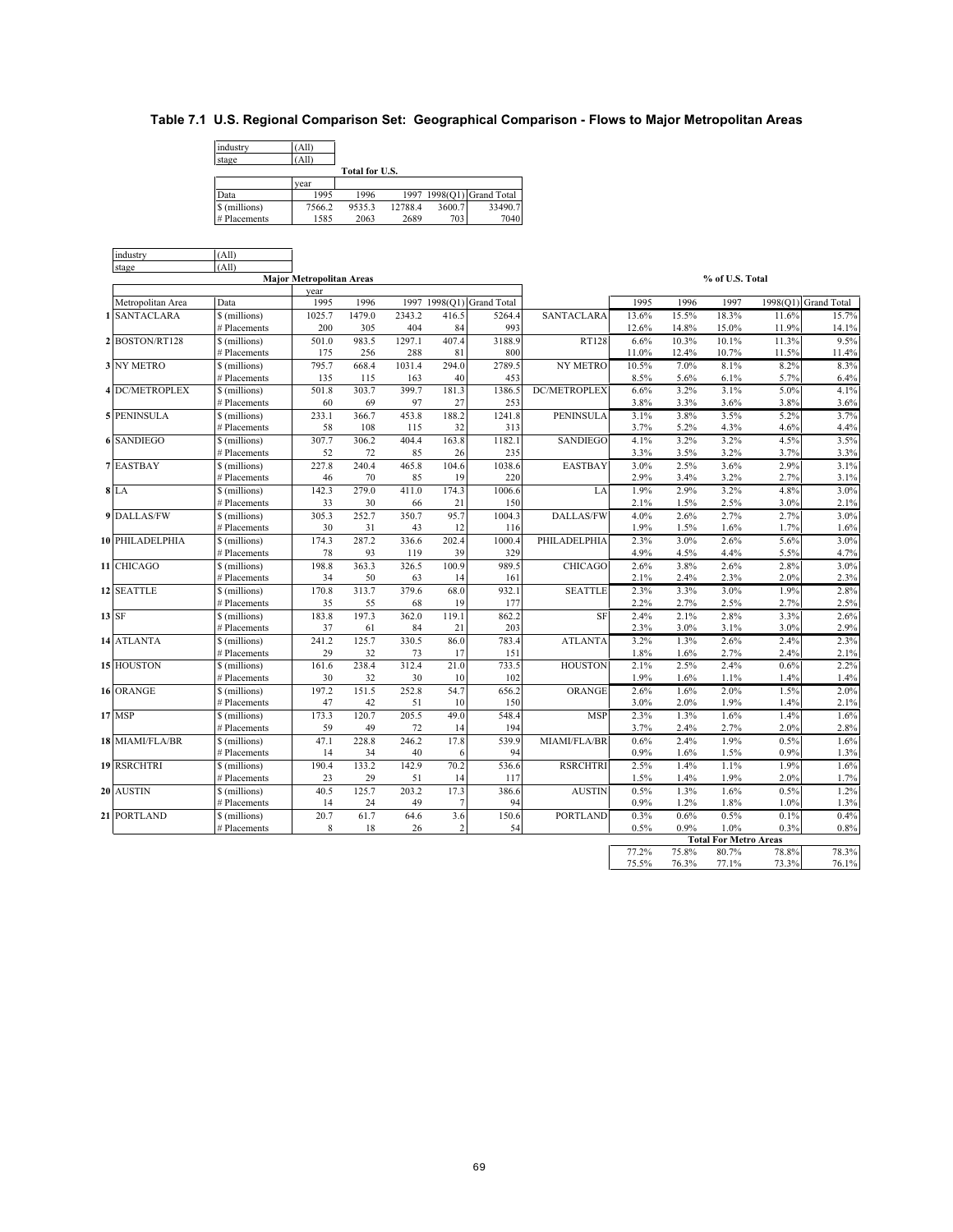## Table 7.1 U.S. Regional Comparison Set: Geographical Comparison - Flows to Major Metropolitan Areas

| industry | (All) |
|---|---|
| stage | (All) |

**Total for U.S.**

| Data | 1995 | 1996 | 1997 | 1998(Q1) | Grand Total |
|---|---|---|---|---|---|
| $ (millions) | 7566.2 | 9535.3 | 12788.4 | 3600.7 | 33490.7 |
| # Placements | 1585 | 2063 | 2689 | 703 | 7040 |

| industry | (All) |
|---|---|
| stage | (All) |

| | Major Metropolitan Areas | | | | | | | | % of U.S. Total | | | | |
|---|---|---|---|---|---|---|---|---|---|---|---|---|---|
| Metropolitan Area | Data | 1995 | 1996 | 1997 | 1998(Q1) | Grand Total | | 1995 | 1996 | 1997 | 1998(Q1) | Grand Total |
| 1 SANTACLARA | $ (millions) | 1025.7 | 1479.0 | 2343.2 | 416.5 | 5264.4 | SANTACLARA | 13.6% | 15.5% | 18.3% | 11.6% | 15.7% |
| | # Placements | 200 | 305 | 404 | 84 | 993 | | 12.6% | 14.8% | 15.0% | 11.9% | 14.1% |
| 2 BOSTON/RT128 | $ (millions) | 501.0 | 983.5 | 1297.1 | 407.4 | 3188.9 | RT128 | 6.6% | 10.3% | 10.1% | 11.3% | 9.5% |
| | # Placements | 175 | 256 | 288 | 81 | 800 | | 11.0% | 12.4% | 10.7% | 11.5% | 11.4% |
| 3 NY METRO | $ (millions) | 795.7 | 668.4 | 1031.4 | 294.0 | 2789.5 | NY METRO | 10.5% | 7.0% | 8.1% | 8.2% | 8.3% |
| | # Placements | 135 | 115 | 163 | 40 | 453 | | 8.5% | 5.6% | 6.1% | 5.7% | 6.4% |
| 4 DC/METROPLEX | $ (millions) | 501.8 | 303.7 | 399.7 | 181.3 | 1386.5 | DC/METROPLEX | 6.6% | 3.2% | 3.1% | 5.0% | 4.1% |
| | # Placements | 60 | 69 | 97 | 27 | 253 | | 3.8% | 3.3% | 3.6% | 3.8% | 3.6% |
| 5 PENINSULA | $ (millions) | 233.1 | 366.7 | 453.8 | 188.2 | 1241.8 | PENINSULA | 3.1% | 3.8% | 3.5% | 5.2% | 3.7% |
| | # Placements | 58 | 108 | 115 | 32 | 313 | | 3.7% | 5.2% | 4.3% | 4.6% | 4.4% |
| 6 SANDIEGO | $ (millions) | 307.7 | 306.2 | 404.4 | 163.8 | 1182.1 | SANDIEGO | 4.1% | 3.2% | 3.2% | 4.5% | 3.5% |
| | # Placements | 52 | 72 | 85 | 26 | 235 | | 3.3% | 3.5% | 3.2% | 3.7% | 3.3% |
| 7 EASTBAY | $ (millions) | 227.8 | 240.4 | 465.8 | 104.6 | 1038.6 | EASTBAY | 3.0% | 2.5% | 3.6% | 2.9% | 3.1% |
| | # Placements | 46 | 70 | 85 | 19 | 220 | | 2.9% | 3.4% | 3.2% | 2.7% | 3.1% |
| 8 LA | $ (millions) | 142.3 | 279.0 | 411.0 | 174.3 | 1006.6 | LA | 1.9% | 2.9% | 3.2% | 4.8% | 3.0% |
| | # Placements | 33 | 30 | 66 | 21 | 150 | | 2.1% | 1.5% | 2.5% | 3.0% | 2.1% |
| 9 DALLAS/FW | $ (millions) | 305.3 | 252.7 | 350.7 | 95.7 | 1004.3 | DALLAS/FW | 4.0% | 2.6% | 2.7% | 2.7% | 3.0% |
| | # Placements | 30 | 31 | 43 | 12 | 116 | | 1.9% | 1.5% | 1.6% | 1.7% | 1.6% |
| 10 PHILADELPHIA | $ (millions) | 174.3 | 287.2 | 336.6 | 202.4 | 1000.4 | PHILADELPHIA | 2.3% | 3.0% | 2.6% | 5.6% | 3.0% |
| | # Placements | 78 | 93 | 119 | 39 | 329 | | 4.9% | 4.5% | 4.4% | 5.5% | 4.7% |
| 11 CHICAGO | $ (millions) | 198.8 | 363.3 | 326.5 | 100.9 | 989.5 | CHICAGO | 2.6% | 3.8% | 2.6% | 2.8% | 3.0% |
| | # Placements | 34 | 50 | 63 | 14 | 161 | | 2.1% | 2.4% | 2.3% | 2.0% | 2.3% |
| 12 SEATTLE | $ (millions) | 170.8 | 313.7 | 379.6 | 68.0 | 932.1 | SEATTLE | 2.3% | 3.3% | 3.0% | 1.9% | 2.8% |
| | # Placements | 35 | 55 | 68 | 19 | 177 | | 2.2% | 2.7% | 2.5% | 2.7% | 2.5% |
| 13 SF | $ (millions) | 183.8 | 197.3 | 362.0 | 119.1 | 862.2 | SF | 2.4% | 2.1% | 2.8% | 3.3% | 2.6% |
| | # Placements | 37 | 61 | 84 | 21 | 203 | | 2.3% | 3.0% | 3.1% | 3.0% | 2.9% |
| 14 ATLANTA | $ (millions) | 241.2 | 125.7 | 330.5 | 86.0 | 783.4 | ATLANTA | 3.2% | 1.3% | 2.6% | 2.4% | 2.3% |
| | # Placements | 29 | 32 | 73 | 17 | 151 | | 1.8% | 1.6% | 2.7% | 2.4% | 2.1% |
| 15 HOUSTON | $ (millions) | 161.6 | 238.4 | 312.4 | 21.0 | 733.5 | HOUSTON | 2.1% | 2.5% | 2.4% | 0.6% | 2.2% |
| | # Placements | 30 | 32 | 30 | 10 | 102 | | 1.9% | 1.6% | 1.1% | 1.4% | 1.4% |
| 16 ORANGE | $ (millions) | 197.2 | 151.5 | 252.8 | 54.7 | 656.2 | ORANGE | 2.6% | 1.6% | 2.0% | 1.5% | 2.0% |
| | # Placements | 47 | 42 | 51 | 10 | 150 | | 3.0% | 2.0% | 1.9% | 1.4% | 2.1% |
| 17 MSP | $ (millions) | 173.3 | 120.7 | 205.5 | 49.0 | 548.4 | MSP | 2.3% | 1.3% | 1.6% | 1.4% | 1.6% |
| | # Placements | 59 | 49 | 72 | 14 | 194 | | 3.7% | 2.4% | 2.7% | 2.0% | 2.8% |
| 18 MIAMI/FLA/BR | $ (millions) | 47.1 | 228.8 | 246.2 | 17.8 | 539.9 | MIAMI/FLA/BR | 0.6% | 2.4% | 1.9% | 0.5% | 1.6% |
| | # Placements | 14 | 34 | 40 | 6 | 94 | | 0.9% | 1.6% | 1.5% | 0.9% | 1.3% |
| 19 RSRCHTRI | $ (millions) | 190.4 | 133.2 | 142.9 | 70.2 | 536.6 | RSRCHTRI | 2.5% | 1.4% | 1.1% | 1.9% | 1.6% |
| | # Placements | 23 | 29 | 51 | 14 | 117 | | 1.5% | 1.4% | 1.9% | 2.0% | 1.7% |
| 20 AUSTIN | $ (millions) | 40.5 | 125.7 | 203.2 | 17.3 | 386.6 | AUSTIN | 0.5% | 1.3% | 1.6% | 0.5% | 1.2% |
| | # Placements | 14 | 24 | 49 | 7 | 94 | | 0.9% | 1.2% | 1.8% | 1.0% | 1.3% |
| 21 PORTLAND | $ (millions) | 20.7 | 61.7 | 64.6 | 3.6 | 150.6 | PORTLAND | 0.3% | 0.6% | 0.5% | 0.1% | 0.4% |
| | # Placements | 8 | 18 | 26 | 2 | 54 | | 0.5% | 0.9% | 1.0% | 0.3% | 0.8% |
| | | | | | | | **Total For Metro Areas** | | | | | |
| | | | | | | | | 77.2% | 75.8% | 80.7% | 78.8% | 78.3% |
| | | | | | | | | 75.5% | 76.3% | 77.1% | 73.3% | 76.1% |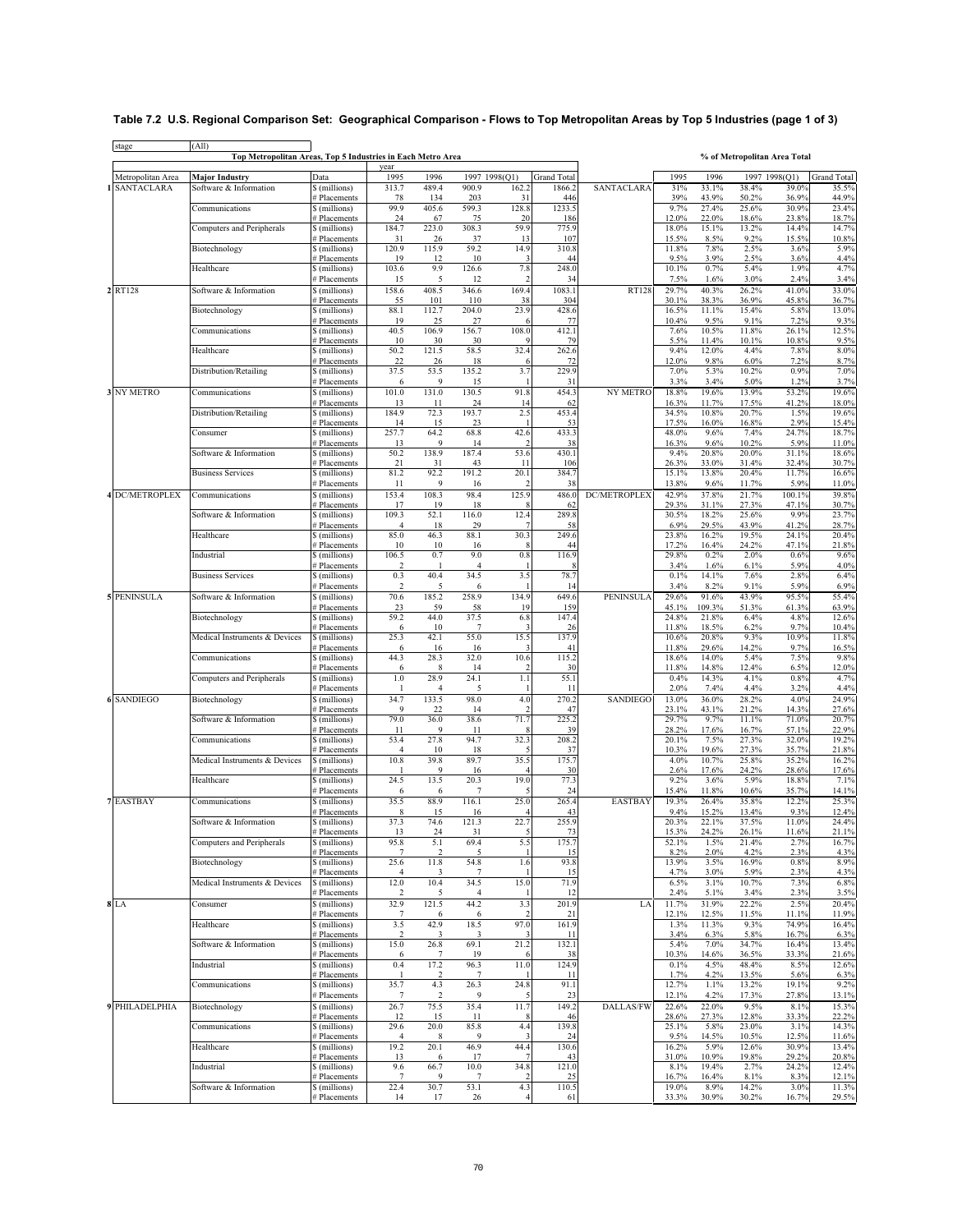**Table 7.2 U.S. Regional Comparison Set: Geographical Comparison - Flows to Top Metropolitan Areas by Top 5 Industries (page 1 of 3)**

stage: (All)

| | Top Metropolitan Areas, Top 5 Industries in Each Metro Area | | year | | | | | | % of Metropolitan Area Total | | | | |
|---|---|---|---|---|---|---|---|---|---|---|---|---|---|
| Metropolitan Area | Major Industry | Data | 1995 | 1996 | 1997 | 1998(Q1) | Grand Total | | 1995 | 1996 | 1997 | 1998(Q1) | Grand Total |
| 1 SANTACLARA | Software & Information | $ (millions) | 313.7 | 489.4 | 900.9 | 162.2 | 1866.2 | SANTACLARA | 31% | 33.1% | 38.4% | 39.0% | 35.5% |
| | | # Placements | 78 | 134 | 203 | 31 | 446 | | 39% | 43.9% | 50.2% | 36.9% | 44.9% |
| | Communications | $ (millions) | 99.9 | 405.6 | 599.3 | 128.8 | 1233.5 | | 9.7% | 27.4% | 25.6% | 30.9% | 23.4% |
| | | # Placements | 24 | 67 | 75 | 20 | 186 | | 12.0% | 22.0% | 18.6% | 23.8% | 18.7% |
| | Computers and Peripherals | $ (millions) | 184.7 | 223.0 | 308.3 | 59.9 | 775.9 | | 18.0% | 15.1% | 13.2% | 14.4% | 14.7% |
| | | # Placements | 31 | 26 | 37 | 13 | 107 | | 15.5% | 8.5% | 9.2% | 15.5% | 10.8% |
| | Biotechnology | $ (millions) | 120.9 | 115.9 | 59.2 | 14.9 | 310.8 | | 11.8% | 7.8% | 2.5% | 3.6% | 5.9% |
| | | # Placements | 19 | 12 | 10 | 3 | 44 | | 9.5% | 3.9% | 2.5% | 3.6% | 4.4% |
| | Healthcare | $ (millions) | 103.6 | 9.9 | 126.6 | 7.8 | 248.0 | | 10.1% | 0.7% | 5.4% | 1.9% | 4.7% |
| | | # Placements | 15 | 5 | 12 | 2 | 34 | | 7.5% | 1.6% | 3.0% | 2.4% | 3.4% |
| 2 RT128 | Software & Information | $ (millions) | 158.6 | 408.5 | 346.6 | 169.4 | 1083.1 | RT128 | 29.7% | 40.3% | 26.2% | 41.0% | 33.0% |
| | | # Placements | 55 | 101 | 110 | 38 | 304 | | 30.1% | 38.3% | 36.9% | 45.8% | 36.7% |
| | Biotechnology | $ (millions) | 88.1 | 112.7 | 204.0 | 23.9 | 428.6 | | 16.5% | 11.1% | 15.4% | 5.8% | 13.0% |
| | | # Placements | 19 | 25 | 27 | 6 | 77 | | 10.4% | 9.5% | 9.1% | 7.2% | 9.3% |
| | Communications | $ (millions) | 40.5 | 106.9 | 156.7 | 108.0 | 412.1 | | 7.6% | 10.5% | 11.8% | 26.1% | 12.5% |
| | | # Placements | 10 | 30 | 30 | 9 | 79 | | 5.5% | 11.4% | 10.1% | 10.8% | 9.5% |
| | Healthcare | $ (millions) | 50.2 | 121.5 | 58.5 | 32.4 | 262.6 | | 9.4% | 12.0% | 4.4% | 7.8% | 8.0% |
| | | # Placements | 22 | 26 | 18 | 6 | 72 | | 12.0% | 9.8% | 6.0% | 7.2% | 8.7% |
| | Distribution/Retailing | $ (millions) | 37.5 | 53.5 | 135.2 | 3.7 | 229.9 | | 7.0% | 5.3% | 10.2% | 0.9% | 7.0% |
| | | # Placements | 6 | 9 | 15 | 1 | 31 | | 3.3% | 3.4% | 5.0% | 1.2% | 3.7% |
| 3 NY METRO | Communications | $ (millions) | 101.0 | 131.0 | 130.5 | 91.8 | 454.3 | NY METRO | 18.8% | 19.6% | 13.9% | 53.2% | 19.6% |
| | | # Placements | 13 | 11 | 24 | 14 | 62 | | 16.3% | 11.7% | 17.5% | 41.2% | 18.0% |
| | Distribution/Retailing | $ (millions) | 184.9 | 72.3 | 193.7 | 2.5 | 453.4 | | 34.5% | 10.8% | 20.7% | 1.5% | 19.6% |
| | | # Placements | 14 | 15 | 23 | 1 | 53 | | 17.5% | 16.0% | 16.8% | 2.9% | 15.4% |
| | Consumer | $ (millions) | 257.7 | 64.2 | 68.8 | 42.6 | 433.3 | | 48.0% | 9.6% | 7.4% | 24.7% | 18.7% |
| | | # Placements | 13 | 9 | 14 | 2 | 38 | | 16.3% | 9.6% | 10.2% | 5.9% | 11.0% |
| | Software & Information | $ (millions) | 50.2 | 138.9 | 187.4 | 53.6 | 430.1 | | 9.4% | 20.8% | 20.0% | 31.1% | 18.6% |
| | | # Placements | 21 | 31 | 43 | 11 | 106 | | 26.3% | 33.0% | 31.4% | 32.4% | 30.7% |
| | Business Services | $ (millions) | 81.2 | 92.2 | 191.2 | 20.1 | 384.7 | | 15.1% | 13.8% | 20.4% | 11.7% | 16.6% |
| | | # Placements | 11 | 9 | 16 | 2 | 38 | | 13.8% | 9.6% | 11.7% | 5.9% | 11.0% |
| 4 DC/METROPLEX | Communications | $ (millions) | 153.4 | 108.3 | 98.4 | 125.9 | 486.0 | DC/METROPLEX | 42.9% | 37.8% | 21.7% | 100.1% | 39.8% |
| | | # Placements | 17 | 19 | 18 | 8 | 62 | | 29.3% | 31.1% | 27.3% | 47.1% | 30.7% |
| | Software & Information | $ (millions) | 109.3 | 52.1 | 116.0 | 12.4 | 289.8 | | 30.5% | 18.2% | 25.6% | 9.9% | 23.7% |
| | | # Placements | 4 | 18 | 29 | 7 | 58 | | 6.9% | 29.5% | 43.9% | 41.2% | 28.7% |
| | Healthcare | $ (millions) | 85.0 | 46.3 | 88.1 | 30.3 | 249.6 | | 23.8% | 16.2% | 19.5% | 24.1% | 20.4% |
| | | # Placements | 10 | 10 | 16 | 8 | 44 | | 17.2% | 16.4% | 24.2% | 47.1% | 21.8% |
| | Industrial | $ (millions) | 106.5 | 0.7 | 9.0 | 0.8 | 116.9 | | 29.8% | 0.2% | 2.0% | 0.6% | 9.6% |
| | | # Placements | 2 | 1 | 4 | 1 | 8 | | 3.4% | 1.6% | 6.1% | 5.9% | 4.0% |
| | Business Services | $ (millions) | 0.3 | 40.4 | 34.5 | 3.5 | 78.7 | | 0.1% | 14.1% | 7.6% | 2.8% | 6.4% |
| | | # Placements | 2 | 5 | 6 | 1 | 14 | | 3.4% | 8.2% | 9.1% | 5.9% | 6.9% |
| 5 PENINSULA | Software & Information | $ (millions) | 70.6 | 185.2 | 258.9 | 134.9 | 649.6 | PENINSULA | 29.6% | 91.6% | 43.9% | 95.5% | 55.4% |
| | | # Placements | 23 | 59 | 58 | 19 | 159 | | 45.1% | 109.3% | 51.3% | 61.3% | 63.9% |
| | Biotechnology | $ (millions) | 59.2 | 44.0 | 37.5 | 6.8 | 147.4 | | 24.8% | 21.8% | 6.4% | 4.8% | 12.6% |
| | | # Placements | 6 | 10 | 7 | 3 | 26 | | 11.8% | 18.5% | 6.2% | 9.7% | 10.4% |
| | Medical Instruments & Devices | $ (millions) | 25.3 | 42.1 | 55.0 | 15.5 | 137.9 | | 10.6% | 20.8% | 9.3% | 10.9% | 11.8% |
| | | # Placements | 6 | 16 | 16 | 3 | 41 | | 11.8% | 29.6% | 14.2% | 9.7% | 16.5% |
| | Communications | $ (millions) | 44.3 | 28.3 | 32.0 | 10.6 | 115.2 | | 18.6% | 14.0% | 5.4% | 7.5% | 9.8% |
| | | # Placements | 6 | 8 | 14 | 2 | 30 | | 11.8% | 14.8% | 12.4% | 6.5% | 12.0% |
| | Computers and Peripherals | $ (millions) | 1.0 | 28.9 | 24.1 | 1.1 | 55.1 | | 0.4% | 14.3% | 4.1% | 0.8% | 4.7% |
| | | # Placements | 1 | 4 | 5 | 1 | 11 | | 2.0% | 7.4% | 4.4% | 3.2% | 4.4% |
| 6 SANDIEGO | Biotechnology | $ (millions) | 34.7 | 133.5 | 98.0 | 4.0 | 270.2 | SANDIEGO | 13.0% | 36.0% | 28.2% | 4.0% | 24.9% |
| | | # Placements | 9 | 22 | 14 | 2 | 47 | | 23.1% | 43.1% | 21.2% | 14.3% | 27.6% |
| | Software & Information | $ (millions) | 79.0 | 36.0 | 38.6 | 71.7 | 225.2 | | 29.7% | 9.7% | 11.1% | 71.0% | 20.7% |
| | | # Placements | 11 | 9 | 11 | 8 | 39 | | 28.2% | 17.6% | 16.7% | 57.1% | 22.9% |
| | Communications | $ (millions) | 53.4 | 27.8 | 94.7 | 32.3 | 208.2 | | 20.1% | 7.5% | 27.3% | 32.0% | 19.2% |
| | | # Placements | 4 | 10 | 18 | 5 | 37 | | 10.3% | 19.6% | 27.3% | 35.7% | 21.8% |
| | Medical Instruments & Devices | $ (millions) | 10.8 | 39.8 | 89.7 | 35.5 | 175.7 | | 4.0% | 10.7% | 25.8% | 35.2% | 16.2% |
| | | # Placements | 1 | 9 | 16 | 4 | 30 | | 2.6% | 17.6% | 24.2% | 28.6% | 17.6% |
| | Healthcare | $ (millions) | 24.5 | 13.5 | 20.3 | 19.0 | 77.3 | | 9.2% | 3.6% | 5.9% | 18.8% | 7.1% |
| | | # Placements | 6 | 6 | 7 | 5 | 24 | | 15.4% | 11.8% | 10.6% | 35.7% | 14.1% |
| 7 EASTBAY | Communications | $ (millions) | 35.5 | 88.9 | 116.1 | 25.0 | 265.4 | EASTBAY | 19.3% | 26.4% | 35.8% | 12.2% | 25.3% |
| | | # Placements | 8 | 15 | 16 | 4 | 43 | | 9.4% | 15.2% | 13.4% | 9.3% | 12.4% |
| | Software & Information | $ (millions) | 37.3 | 74.6 | 121.3 | 22.7 | 255.9 | | 20.3% | 22.1% | 37.5% | 11.0% | 24.4% |
| | | # Placements | 13 | 24 | 31 | 5 | 73 | | 15.3% | 24.2% | 26.1% | 11.6% | 21.1% |
| | Computers and Peripherals | $ (millions) | 95.8 | 5.1 | 69.4 | 5.5 | 175.7 | | 52.1% | 1.5% | 21.4% | 2.7% | 16.7% |
| | | # Placements | 7 | 2 | 5 | 1 | 15 | | 8.2% | 2.0% | 4.2% | 2.3% | 4.3% |
| | Biotechnology | $ (millions) | 25.6 | 11.8 | 54.8 | 1.6 | 93.8 | | 13.9% | 3.5% | 16.9% | 0.8% | 8.9% |
| | | # Placements | 4 | 3 | 7 | 1 | 15 | | 4.7% | 3.0% | 5.9% | 2.3% | 4.3% |
| | Medical Instruments & Devices | $ (millions) | 12.0 | 10.4 | 34.5 | 15.0 | 71.9 | | 6.5% | 3.1% | 10.7% | 7.3% | 6.8% |
| | | # Placements | 2 | 5 | 4 | 1 | 12 | | 2.4% | 5.1% | 3.4% | 2.3% | 3.5% |
| 8 LA | Consumer | $ (millions) | 32.9 | 121.5 | 44.2 | 3.3 | 201.9 | LA | 11.7% | 31.9% | 22.2% | 2.5% | 20.4% |
| | | # Placements | 7 | 6 | 6 | 2 | 21 | | 12.1% | 12.5% | 11.5% | 11.1% | 11.9% |
| | Healthcare | $ (millions) | 3.5 | 42.9 | 18.5 | 97.0 | 161.9 | | 1.3% | 11.3% | 9.3% | 74.9% | 16.4% |
| | | # Placements | 2 | 3 | 3 | 3 | 11 | | 3.4% | 6.3% | 5.8% | 16.7% | 6.3% |
| | Software & Information | $ (millions) | 15.0 | 26.8 | 69.1 | 21.2 | 132.1 | | 5.4% | 7.0% | 34.7% | 16.4% | 13.4% |
| | | # Placements | 6 | 7 | 19 | 6 | 38 | | 10.3% | 14.6% | 36.5% | 33.3% | 21.6% |
| | Industrial | $ (millions) | 0.4 | 17.2 | 96.3 | 11.0 | 124.9 | | 0.1% | 4.5% | 48.4% | 8.5% | 12.6% |
| | | # Placements | 1 | 2 | 7 | 1 | 11 | | 1.7% | 4.2% | 13.5% | 5.6% | 6.3% |
| | Communications | $ (millions) | 35.7 | 4.3 | 26.3 | 24.8 | 91.1 | | 12.7% | 1.1% | 13.2% | 19.1% | 9.2% |
| | | # Placements | 7 | 2 | 9 | 5 | 23 | | 12.1% | 4.2% | 17.3% | 27.8% | 13.1% |
| 9 PHILADELPHIA | Biotechnology | $ (millions) | 26.7 | 75.5 | 35.4 | 11.7 | 149.2 | DALLAS/FW | 22.6% | 22.0% | 9.5% | 8.1% | 15.3% |
| | | # Placements | 12 | 15 | 11 | 8 | 46 | | 28.6% | 27.3% | 12.8% | 33.3% | 22.2% |
| | Communications | $ (millions) | 29.6 | 20.0 | 85.8 | 4.4 | 139.8 | | 25.1% | 5.8% | 23.0% | 3.1% | 14.3% |
| | | # Placements | 4 | 8 | 9 | 3 | 24 | | 9.5% | 14.5% | 10.5% | 12.5% | 11.6% |
| | Healthcare | $ (millions) | 19.2 | 20.1 | 46.9 | 44.4 | 130.6 | | 16.2% | 5.9% | 12.6% | 30.9% | 13.4% |
| | | # Placements | 13 | 6 | 17 | 7 | 43 | | 31.0% | 10.9% | 19.8% | 29.2% | 20.8% |
| | Industrial | $ (millions) | 9.6 | 66.7 | 10.0 | 34.8 | 121.0 | | 8.1% | 19.4% | 2.7% | 24.2% | 12.4% |
| | | # Placements | 7 | 9 | 7 | 2 | 25 | | 16.7% | 16.4% | 8.1% | 8.3% | 12.1% |
| | Software & Information | $ (millions) | 22.4 | 30.7 | 53.1 | 4.3 | 110.5 | | 19.0% | 8.9% | 14.2% | 3.0% | 11.3% |
| | | # Placements | 14 | 17 | 26 | 4 | 61 | | 33.3% | 30.9% | 30.2% | 16.7% | 29.5% |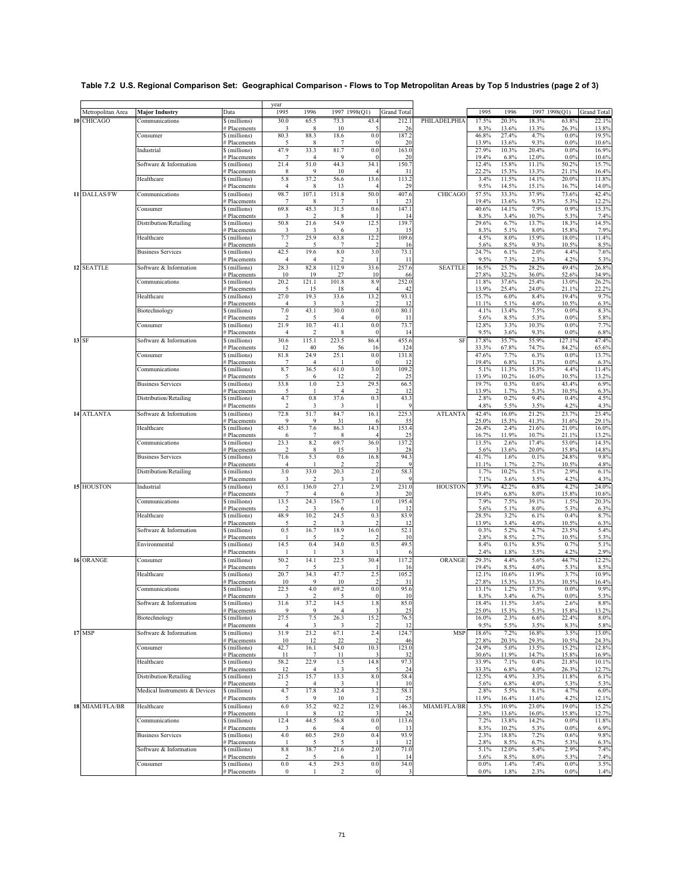## Table 7.2 U.S. Regional Comparison Set: Geographical Comparison - Flows to Top Metropolitan Areas by Top 5 Industries (page 2 of 3)

| Metropolitan Area | Major Industry | Data | year 1995 | 1996 | 1997 | 1998(Q1) | Grand Total | | 1995 | 1996 | 1997 | 1998(Q1) | Grand Total |
|---|---|---|---|---|---|---|---|---|---|---|---|---|---|
| 10 CHICAGO | Communications | $ (millions) | 30.0 | 65.5 | 73.3 | 43.4 | 212.1 | PHILADELPHIA | 17.5% | 20.3% | 18.3% | 63.8% | 22.1% |
| | | # Placements | 3 | 8 | 10 | 5 | 26 | | 8.3% | 13.6% | 13.3% | 26.3% | 13.8% |
| | Consumer | $ (millions) | 80.3 | 88.3 | 18.6 | 0.0 | 187.2 | | 46.8% | 27.4% | 4.7% | 0.0% | 19.5% |
| | | # Placements | 5 | 8 | 7 | 0 | 20 | | 13.9% | 13.6% | 9.3% | 0.0% | 10.6% |
| | Industrial | $ (millions) | 47.9 | 33.3 | 81.7 | 0.0 | 163.0 | | 27.9% | 10.3% | 20.4% | 0.0% | 16.9% |
| | | # Placements | 7 | 4 | 9 | 0 | 20 | | 19.4% | 6.8% | 12.0% | 0.0% | 10.6% |
| | Software & Information | $ (millions) | 21.4 | 51.0 | 44.3 | 34.1 | 150.7 | | 12.4% | 15.8% | 11.1% | 50.2% | 15.7% |
| | | # Placements | 8 | 9 | 10 | 4 | 31 | | 22.2% | 15.3% | 13.3% | 21.1% | 16.4% |
| | Healthcare | $ (millions) | 5.8 | 37.2 | 56.6 | 13.6 | 113.2 | | 3.4% | 11.5% | 14.1% | 20.0% | 11.8% |
| | | # Placements | 4 | 8 | 13 | 4 | 29 | | 9.5% | 14.5% | 15.1% | 16.7% | 14.0% |
| 11 DALLAS/FW | Communications | $ (millions) | 98.7 | 107.1 | 151.8 | 50.0 | 407.6 | CHICAGO | 57.5% | 33.3% | 37.9% | 73.6% | 42.4% |
| | | # Placements | 7 | 8 | 7 | 1 | 23 | | 19.4% | 13.6% | 9.3% | 5.3% | 12.2% |
| | Consumer | $ (millions) | 69.8 | 45.3 | 31.5 | 0.6 | 147.1 | | 40.6% | 14.1% | 7.9% | 0.9% | 15.3% |
| | | # Placements | 3 | 2 | 8 | 1 | 14 | | 8.3% | 3.4% | 10.7% | 5.3% | 7.4% |
| | Distribution/Retailing | $ (millions) | 50.8 | 21.6 | 54.9 | 12.5 | 139.7 | | 29.6% | 6.7% | 13.7% | 18.3% | 14.5% |
| | | # Placements | 3 | 3 | 6 | 3 | 15 | | 8.3% | 5.1% | 8.0% | 15.8% | 7.9% |
| | Healthcare | $ (millions) | 7.7 | 25.9 | 63.8 | 12.2 | 109.6 | | 4.5% | 8.0% | 15.9% | 18.0% | 11.4% |
| | | # Placements | 2 | 5 | 7 | 2 | 16 | | 5.6% | 8.5% | 9.3% | 10.5% | 8.5% |
| | Business Services | $ (millions) | 42.5 | 19.6 | 8.0 | 3.0 | 73.1 | | 24.7% | 6.1% | 2.0% | 4.4% | 7.6% |
| | | # Placements | 4 | 4 | 2 | 1 | 11 | | 9.5% | 7.3% | 2.3% | 4.2% | 5.3% |
| 12 SEATTLE | Software & Information | $ (millions) | 28.3 | 82.8 | 112.9 | 33.6 | 257.6 | SEATTLE | 16.5% | 25.7% | 28.2% | 49.4% | 26.8% |
| | | # Placements | 10 | 19 | 27 | 10 | 66 | | 27.8% | 32.2% | 36.0% | 52.6% | 34.9% |
| | Communications | $ (millions) | 20.2 | 121.1 | 101.8 | 8.9 | 252.0 | | 11.8% | 37.6% | 25.4% | 13.0% | 26.2% |
| | | # Placements | 5 | 15 | 18 | 4 | 42 | | 13.9% | 25.4% | 24.0% | 21.1% | 22.2% |
| | Healthcare | $ (millions) | 27.0 | 19.3 | 33.6 | 13.2 | 93.1 | | 15.7% | 6.0% | 8.4% | 19.4% | 9.7% |
| | | # Placements | 4 | 3 | 3 | 2 | 12 | | 11.1% | 5.1% | 4.0% | 10.5% | 6.3% |
| | Biotechnology | $ (millions) | 7.0 | 43.1 | 30.0 | 0.0 | 80.1 | | 4.1% | 13.4% | 7.5% | 0.0% | 8.3% |
| | | # Placements | 2 | 5 | 4 | 0 | 11 | | 5.6% | 8.5% | 5.3% | 0.0% | 5.8% |
| | Consumer | $ (millions) | 21.9 | 10.7 | 41.1 | 0.0 | 73.7 | | 12.8% | 3.3% | 10.3% | 0.0% | 7.7% |
| | | # Placements | 4 | 2 | 8 | 0 | 14 | | 9.5% | 3.6% | 9.3% | 0.0% | 6.8% |
| 13 SF | Software & Information | $ (millions) | 30.6 | 115.1 | 223.5 | 86.4 | 455.6 | SF | 17.8% | 35.7% | 55.9% | 127.1% | 47.4% |
| | | # Placements | 12 | 40 | 56 | 16 | 124 | | 33.3% | 67.8% | 74.7% | 84.2% | 65.6% |
| | Consumer | $ (millions) | 81.8 | 24.9 | 25.1 | 0.0 | 131.8 | | 47.6% | 7.7% | 6.3% | 0.0% | 13.7% |
| | | # Placements | 7 | 4 | 1 | 0 | 12 | | 19.4% | 6.8% | 1.3% | 0.0% | 6.3% |
| | Communications | $ (millions) | 8.7 | 36.5 | 61.0 | 3.0 | 109.2 | | 5.1% | 11.3% | 15.3% | 4.4% | 11.4% |
| | | # Placements | 5 | 6 | 12 | 2 | 25 | | 13.9% | 10.2% | 16.0% | 10.5% | 13.2% |
| | Business Services | $ (millions) | 33.8 | 1.0 | 2.3 | 29.5 | 66.5 | | 19.7% | 0.3% | 0.6% | 43.4% | 6.9% |
| | | # Placements | 5 | 1 | 4 | 2 | 12 | | 13.9% | 1.7% | 5.3% | 10.5% | 6.3% |
| | Distribution/Retailing | $ (millions) | 4.7 | 0.8 | 37.6 | 0.3 | 43.3 | | 2.8% | 0.2% | 9.4% | 0.4% | 4.5% |
| | | # Placements | 2 | 3 | 3 | 1 | 9 | | 4.8% | 5.5% | 3.5% | 4.2% | 4.3% |
| 14 ATLANTA | Software & Information | $ (millions) | 72.8 | 51.7 | 84.7 | 16.1 | 225.3 | ATLANTA | 42.4% | 16.0% | 21.2% | 23.7% | 23.4% |
| | | # Placements | 9 | 9 | 31 | 6 | 55 | | 25.0% | 15.3% | 41.3% | 31.6% | 29.1% |
| | Healthcare | $ (millions) | 45.3 | 7.6 | 86.3 | 14.3 | 153.4 | | 26.4% | 2.4% | 21.6% | 21.0% | 16.0% |
| | | # Placements | 6 | 7 | 8 | 4 | 25 | | 16.7% | 11.9% | 10.7% | 21.1% | 13.2% |
| | Communications | $ (millions) | 23.3 | 8.2 | 69.7 | 36.0 | 137.2 | | 13.5% | 2.6% | 17.4% | 53.0% | 14.3% |
| | | # Placements | 2 | 8 | 15 | 3 | 28 | | 5.6% | 13.6% | 20.0% | 15.8% | 14.8% |
| | Business Services | $ (millions) | 71.6 | 5.3 | 0.6 | 16.8 | 94.3 | | 41.7% | 1.6% | 0.1% | 24.8% | 9.8% |
| | | # Placements | 4 | 1 | 2 | 2 | 9 | | 11.1% | 1.7% | 2.7% | 10.5% | 4.8% |
| | Distribution/Retailing | $ (millions) | 3.0 | 33.0 | 20.3 | 2.0 | 58.3 | | 1.7% | 10.2% | 5.1% | 2.9% | 6.1% |
| | | # Placements | 3 | 2 | 3 | 1 | 9 | | 7.1% | 3.6% | 3.5% | 4.2% | 4.3% |
| 15 HOUSTON | Industrial | $ (millions) | 65.1 | 136.0 | 27.1 | 2.9 | 231.0 | HOUSTON | 37.9% | 42.2% | 6.8% | 4.2% | 24.0% |
| | | # Placements | 7 | 4 | 6 | 3 | 20 | | 19.4% | 6.8% | 8.0% | 15.8% | 10.6% |
| | Communications | $ (millions) | 13.5 | 24.3 | 156.7 | 1.0 | 195.4 | | 7.9% | 7.5% | 39.1% | 1.5% | 20.3% |
| | | # Placements | 2 | 3 | 6 | 1 | 12 | | 5.6% | 5.1% | 8.0% | 5.3% | 6.3% |
| | Healthcare | $ (millions) | 48.9 | 10.2 | 24.5 | 0.3 | 83.9 | | 28.5% | 3.2% | 6.1% | 0.4% | 8.7% |
| | | # Placements | 5 | 2 | 3 | 2 | 12 | | 13.9% | 3.4% | 4.0% | 10.5% | 6.3% |
| | Software & Information | $ (millions) | 0.5 | 16.7 | 18.9 | 16.0 | 52.1 | | 0.3% | 5.2% | 4.7% | 23.5% | 5.4% |
| | | # Placements | 1 | 5 | 2 | 2 | 10 | | 2.8% | 8.5% | 2.7% | 10.5% | 5.3% |
| | Environmental | $ (millions) | 14.5 | 0.4 | 34.0 | 0.5 | 49.5 | | 8.4% | 0.1% | 8.5% | 0.7% | 5.1% |
| | | # Placements | 1 | 1 | 3 | 1 | 6 | | 2.4% | 1.8% | 3.5% | 4.2% | 2.9% |
| 16 ORANGE | Consumer | $ (millions) | 50.2 | 14.1 | 22.5 | 30.4 | 117.2 | ORANGE | 29.3% | 4.4% | 5.6% | 44.7% | 12.2% |
| | | # Placements | 7 | 5 | 3 | 1 | 16 | | 19.4% | 8.5% | 4.0% | 5.3% | 8.5% |
| | Healthcare | $ (millions) | 20.7 | 34.3 | 47.7 | 2.5 | 105.2 | | 12.1% | 10.6% | 11.9% | 3.7% | 10.9% |
| | | # Placements | 10 | 9 | 10 | 2 | 31 | | 27.8% | 15.3% | 13.3% | 10.5% | 16.4% |
| | Communications | $ (millions) | 22.5 | 4.0 | 69.2 | 0.0 | 95.6 | | 13.1% | 1.2% | 17.3% | 0.0% | 9.9% |
| | | # Placements | 3 | 2 | 5 | 0 | 10 | | 8.3% | 3.4% | 6.7% | 0.0% | 5.3% |
| | Software & Information | $ (millions) | 31.6 | 37.2 | 14.5 | 1.8 | 85.0 | | 18.4% | 11.5% | 3.6% | 2.6% | 8.8% |
| | | # Placements | 9 | 9 | 4 | 3 | 25 | | 25.0% | 15.3% | 5.3% | 15.8% | 13.2% |
| | Biotechnology | $ (millions) | 27.5 | 7.5 | 26.3 | 15.2 | 76.5 | | 16.0% | 2.3% | 6.6% | 22.4% | 8.0% |
| | | # Placements | 4 | 3 | 3 | 2 | 12 | | 9.5% | 5.5% | 3.5% | 8.3% | 5.8% |
| 17 MSP | Software & Information | $ (millions) | 31.9 | 23.2 | 67.1 | 2.4 | 124.7 | MSP | 18.6% | 7.2% | 16.8% | 3.5% | 13.0% |
| | | # Placements | 10 | 12 | 22 | 2 | 46 | | 27.8% | 20.3% | 29.3% | 10.5% | 24.3% |
| | Consumer | $ (millions) | 42.7 | 16.1 | 54.0 | 10.3 | 123.0 | | 24.9% | 5.0% | 13.5% | 15.2% | 12.8% |
| | | # Placements | 11 | 7 | 11 | 3 | 32 | | 30.6% | 11.9% | 14.7% | 15.8% | 16.9% |
| | Healthcare | $ (millions) | 58.2 | 22.9 | 1.5 | 14.8 | 97.3 | | 33.9% | 7.1% | 0.4% | 21.8% | 10.1% |
| | | # Placements | 12 | 4 | 3 | 5 | 24 | | 33.3% | 6.8% | 4.0% | 26.3% | 12.7% |
| | Distribution/Retailing | $ (millions) | 21.5 | 15.7 | 13.3 | 8.0 | 58.4 | | 12.5% | 4.9% | 3.3% | 11.8% | 6.1% |
| | | # Placements | 2 | 4 | 3 | 1 | 10 | | 5.6% | 6.8% | 4.0% | 5.3% | 5.3% |
| | Medical Instruments & Devices | $ (millions) | 4.7 | 17.8 | 32.4 | 3.2 | 58.1 | | 2.8% | 5.5% | 8.1% | 4.7% | 6.0% |
| | | # Placements | 5 | 9 | 10 | 1 | 25 | | 11.9% | 16.4% | 11.6% | 4.2% | 12.1% |
| 18 MIAMI/FLA/BR | Healthcare | $ (millions) | 6.0 | 35.2 | 92.2 | 12.9 | 146.3 | MIAMI/FLA/BR | 3.5% | 10.9% | 23.0% | 19.0% | 15.2% |
| | | # Placements | 1 | 8 | 12 | 3 | 24 | | 2.8% | 13.6% | 16.0% | 15.8% | 12.7% |
| | Communications | $ (millions) | 12.4 | 44.5 | 56.8 | 0.0 | 113.6 | | 7.2% | 13.8% | 14.2% | 0.0% | 11.8% |
| | | # Placements | 3 | 6 | 4 | 0 | 13 | | 8.3% | 10.2% | 5.3% | 0.0% | 6.9% |
| | Business Services | $ (millions) | 4.0 | 60.5 | 29.0 | 0.4 | 93.9 | | 2.3% | 18.8% | 7.2% | 0.6% | 9.8% |
| | | # Placements | 1 | 5 | 5 | 1 | 12 | | 2.8% | 8.5% | 6.7% | 5.3% | 6.3% |
| | Software & Information | $ (millions) | 8.8 | 38.7 | 21.6 | 2.0 | 71.0 | | 5.1% | 12.0% | 5.4% | 2.9% | 7.4% |
| | | # Placements | 2 | 5 | 6 | 1 | 14 | | 5.6% | 8.5% | 8.0% | 5.3% | 7.4% |
| | Consumer | $ (millions) | 0.0 | 4.5 | 29.5 | 0.0 | 34.0 | | 0.0% | 1.4% | 7.4% | 0.0% | 3.5% |
| | | # Placements | 0 | 1 | 2 | 0 | 3 | | 0.0% | 1.8% | 2.3% | 0.0% | 1.4% |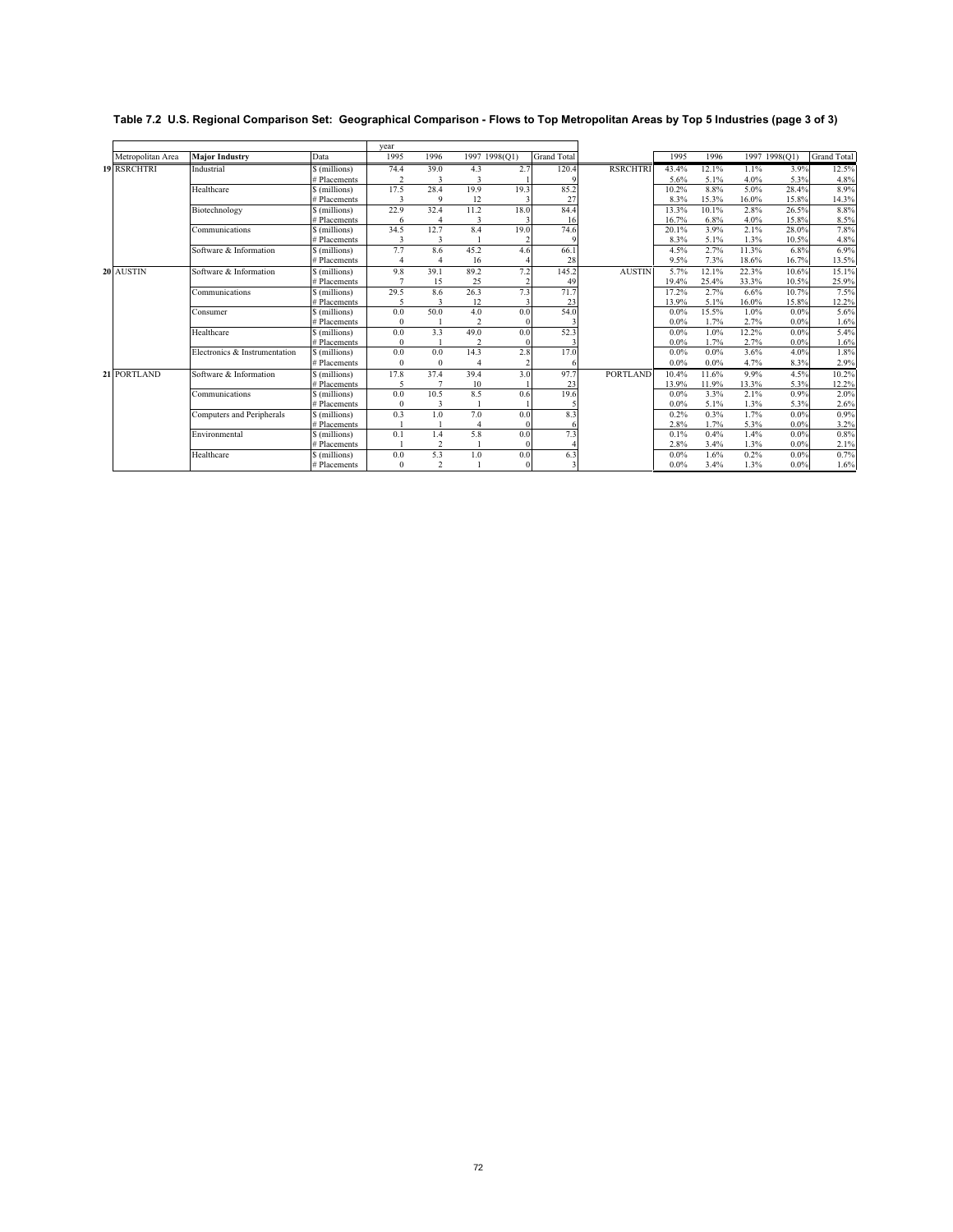**Table 7.2 U.S. Regional Comparison Set: Geographical Comparison - Flows to Top Metropolitan Areas by Top 5 Industries (page 3 of 3)**

| | Metropolitan Area | Major Industry | Data | 1995 | 1996 | 1997 | 1998(Q1) | Grand Total | | 1995 | 1996 | 1997 | 1998(Q1) | Grand Total |
|---|---|---|---|---|---|---|---|---|---|---|---|---|---|---|
| 19 | RSRCHTRI | Industrial | $ (millions) | 74.4 | 39.0 | 4.3 | 2.7 | 120.4 | RSRCHTRI | 43.4% | 12.1% | 1.1% | 3.9% | 12.5% |
| | | | # Placements | 2 | 3 | 3 | 1 | 9 | | 5.6% | 5.1% | 4.0% | 5.3% | 4.8% |
| | | Healthcare | $ (millions) | 17.5 | 28.4 | 19.9 | 19.3 | 85.2 | | 10.2% | 8.8% | 5.0% | 28.4% | 8.9% |
| | | | # Placements | 3 | 9 | 12 | 3 | 27 | | 8.3% | 15.3% | 16.0% | 15.8% | 14.3% |
| | | Biotechnology | $ (millions) | 22.9 | 32.4 | 11.2 | 18.0 | 84.4 | | 13.3% | 10.1% | 2.8% | 26.5% | 8.8% |
| | | | # Placements | 6 | 4 | 3 | 3 | 16 | | 16.7% | 6.8% | 4.0% | 15.8% | 8.5% |
| | | Communications | $ (millions) | 34.5 | 12.7 | 8.4 | 19.0 | 74.6 | | 20.1% | 3.9% | 2.1% | 28.0% | 7.8% |
| | | | # Placements | 3 | 3 | 1 | 2 | 9 | | 8.3% | 5.1% | 1.3% | 10.5% | 4.8% |
| | | Software & Information | $ (millions) | 7.7 | 8.6 | 45.2 | 4.6 | 66.1 | | 4.5% | 2.7% | 11.3% | 6.8% | 6.9% |
| | | | # Placements | 4 | 4 | 16 | 4 | 28 | | 9.5% | 7.3% | 18.6% | 16.7% | 13.5% |
| 20 | AUSTIN | Software & Information | $ (millions) | 9.8 | 39.1 | 89.2 | 7.2 | 145.2 | AUSTIN | 5.7% | 12.1% | 22.3% | 10.6% | 15.1% |
| | | | # Placements | 7 | 15 | 25 | 2 | 49 | | 19.4% | 25.4% | 33.3% | 10.5% | 25.9% |
| | | Communications | $ (millions) | 29.5 | 8.6 | 26.3 | 7.3 | 71.7 | | 17.2% | 2.7% | 6.6% | 10.7% | 7.5% |
| | | | # Placements | 5 | 3 | 12 | 3 | 23 | | 13.9% | 5.1% | 16.0% | 15.8% | 12.2% |
| | | Consumer | $ (millions) | 0.0 | 50.0 | 4.0 | 0.0 | 54.0 | | 0.0% | 15.5% | 1.0% | 0.0% | 5.6% |
| | | | # Placements | 0 | 1 | 2 | 0 | 3 | | 0.0% | 1.7% | 2.7% | 0.0% | 1.6% |
| | | Healthcare | $ (millions) | 0.0 | 3.3 | 49.0 | 0.0 | 52.3 | | 0.0% | 1.0% | 12.2% | 0.0% | 5.4% |
| | | | # Placements | 0 | 1 | 2 | 0 | 3 | | 0.0% | 1.7% | 2.7% | 0.0% | 1.6% |
| | | Electronics & Instrumentation | $ (millions) | 0.0 | 0.0 | 14.3 | 2.8 | 17.0 | | 0.0% | 0.0% | 3.6% | 4.0% | 1.8% |
| | | | # Placements | 0 | 0 | 4 | 2 | 6 | | 0.0% | 0.0% | 4.7% | 8.3% | 2.9% |
| 21 | PORTLAND | Software & Information | $ (millions) | 17.8 | 37.4 | 39.4 | 3.0 | 97.7 | PORTLAND | 10.4% | 11.6% | 9.9% | 4.5% | 10.2% |
| | | | # Placements | 5 | 7 | 10 | 1 | 23 | | 13.9% | 11.9% | 13.3% | 5.3% | 12.2% |
| | | Communications | $ (millions) | 0.0 | 10.5 | 8.5 | 0.6 | 19.6 | | 0.0% | 3.3% | 2.1% | 0.9% | 2.0% |
| | | | # Placements | 0 | 3 | 1 | 1 | 5 | | 0.0% | 5.1% | 1.3% | 5.3% | 2.6% |
| | | Computers and Peripherals | $ (millions) | 0.3 | 1.0 | 7.0 | 0.0 | 8.3 | | 0.2% | 0.3% | 1.7% | 0.0% | 0.9% |
| | | | # Placements | 1 | 1 | 4 | 0 | 6 | | 2.8% | 1.7% | 5.3% | 0.0% | 3.2% |
| | | Environmental | $ (millions) | 0.1 | 1.4 | 5.8 | 0.0 | 7.3 | | 0.1% | 0.4% | 1.4% | 0.0% | 0.8% |
| | | | # Placements | 1 | 2 | 1 | 0 | 4 | | 2.8% | 3.4% | 1.3% | 0.0% | 2.1% |
| | | Healthcare | $ (millions) | 0.0 | 5.3 | 1.0 | 0.0 | 6.3 | | 0.0% | 1.6% | 0.2% | 0.0% | 0.7% |
| | | | # Placements | 0 | 2 | 1 | 0 | 3 | | 0.0% | 3.4% | 1.3% | 0.0% | 1.6% |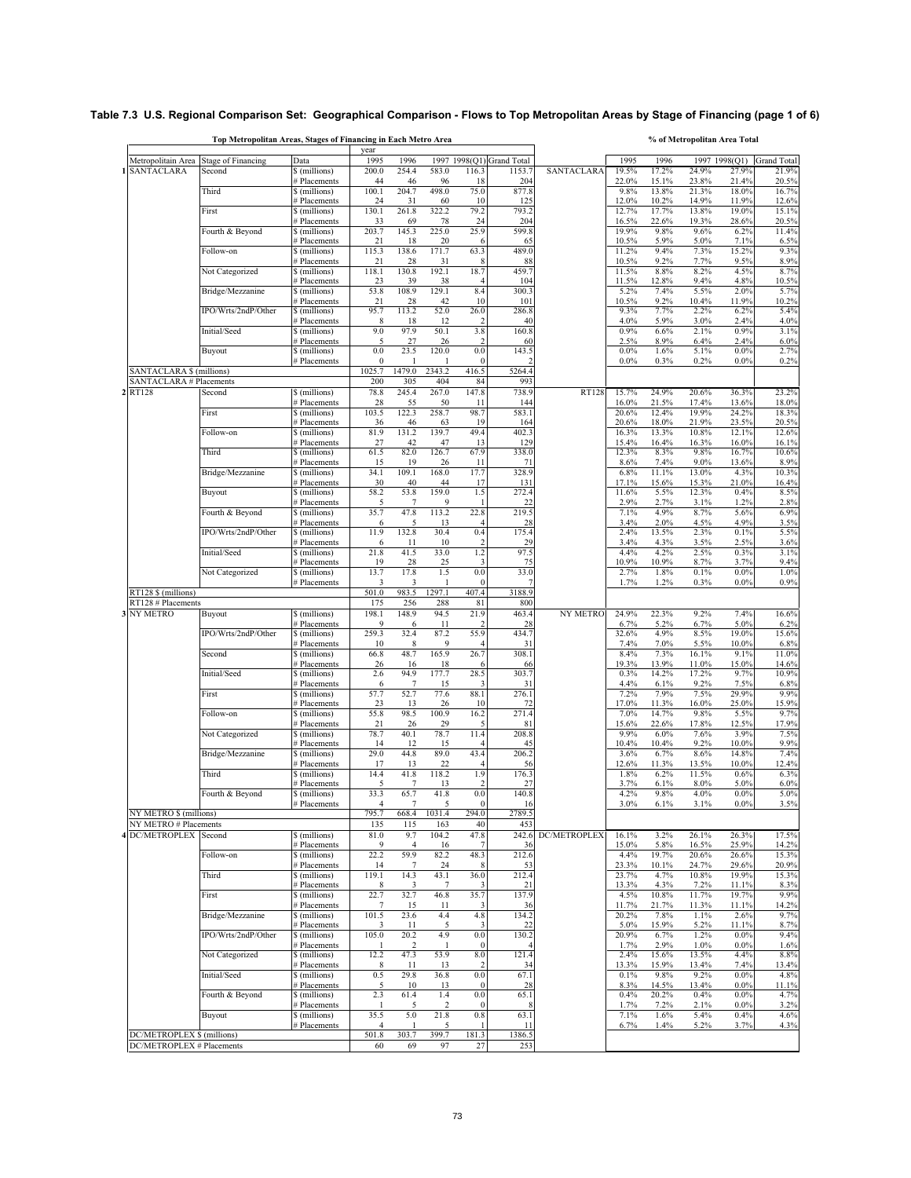## Table 7.3 U.S. Regional Comparison Set: Geographical Comparison - Flows to Top Metropolitan Areas by Stage of Financing (page 1 of 6)

**Top Metropolitan Areas, Stages of Financing in Each Metro Area** / **% of Metropolitan Area Total**

| | Metropolitain Area | Stage of Financing | Data | 1995 | 1996 | 1997 | 1998(Q1) | Grand Total | | 1995 | 1996 | 1997 | 1998(Q1) | Grand Total |
|---|---|---|---|---|---|---|---|---|---|---|---|---|---|---|
| 1 | SANTACLARA | Second | $ (millions) | 200.0 | 254.4 | 583.0 | 116.3 | 1153.7 | SANTACLARA | 19.5% | 17.2% | 24.9% | 27.9% | 21.9% |
| | | | # Placements | 44 | 46 | 96 | 18 | 204 | | 22.0% | 15.1% | 23.8% | 21.4% | 20.5% |
| | | Third | $ (millions) | 100.1 | 204.7 | 498.0 | 75.0 | 877.8 | | 9.8% | 13.8% | 21.3% | 18.0% | 16.7% |
| | | | # Placements | 24 | 31 | 60 | 10 | 125 | | 12.0% | 10.2% | 14.9% | 11.9% | 12.6% |
| | | First | $ (millions) | 130.1 | 261.8 | 322.2 | 79.2 | 793.2 | | 12.7% | 17.7% | 13.8% | 19.0% | 15.1% |
| | | | # Placements | 33 | 69 | 78 | 24 | 204 | | 16.5% | 22.6% | 19.3% | 28.6% | 20.5% |
| | | Fourth & Beyond | $ (millions) | 203.7 | 145.3 | 225.0 | 25.9 | 599.8 | | 19.9% | 9.8% | 9.6% | 6.2% | 11.4% |
| | | | # Placements | 21 | 18 | 20 | 6 | 65 | | 10.5% | 5.9% | 5.0% | 7.1% | 6.5% |
| | | Follow-on | $ (millions) | 115.3 | 138.6 | 171.7 | 63.3 | 489.0 | | 11.2% | 9.4% | 7.3% | 15.2% | 9.3% |
| | | | # Placements | 21 | 28 | 31 | 8 | 88 | | 10.5% | 9.2% | 7.7% | 9.5% | 8.9% |
| | | Not Categorized | $ (millions) | 118.1 | 130.8 | 192.1 | 18.7 | 459.7 | | 11.5% | 8.8% | 8.2% | 4.5% | 8.7% |
| | | | # Placements | 23 | 39 | 38 | 4 | 104 | | 11.5% | 12.8% | 9.4% | 4.8% | 10.5% |
| | | Bridge/Mezzanine | $ (millions) | 53.8 | 108.9 | 129.1 | 8.4 | 300.3 | | 5.2% | 7.4% | 5.5% | 2.0% | 5.7% |
| | | | # Placements | 21 | 28 | 42 | 10 | 101 | | 10.5% | 9.2% | 10.4% | 11.9% | 10.2% |
| | | IPO/Wrts/2ndP/Other | $ (millions) | 95.7 | 113.2 | 52.0 | 26.0 | 286.8 | | 9.3% | 7.7% | 2.2% | 6.2% | 5.4% |
| | | | # Placements | 8 | 18 | 12 | 2 | 40 | | 4.0% | 5.9% | 3.0% | 2.4% | 4.0% |
| | | Initial/Seed | $ (millions) | 9.0 | 97.9 | 50.1 | 3.8 | 160.8 | | 0.9% | 6.6% | 2.1% | 0.9% | 3.1% |
| | | | # Placements | 5 | 27 | 26 | 2 | 60 | | 2.5% | 8.9% | 6.4% | 2.4% | 6.0% |
| | | Buyout | $ (millions) | 0.0 | 23.5 | 120.0 | 0.0 | 143.5 | | 0.0% | 1.6% | 5.1% | 0.0% | 2.7% |
| | | | # Placements | 0 | 1 | 1 | 0 | 2 | | 0.0% | 0.3% | 0.2% | 0.0% | 0.2% |
| | SANTACLARA $ (millions) | | | 1025.7 | 1479.0 | 2343.2 | 416.5 | 5264.4 | | | | | | |
| | SANTACLARA # Placements | | | 200 | 305 | 404 | 84 | 993 | | | | | | |
| 2 | RT128 | Second | $ (millions) | 78.8 | 245.4 | 267.0 | 147.8 | 738.9 | RT128 | 15.7% | 24.9% | 20.6% | 36.3% | 23.2% |
| | | | # Placements | 28 | 55 | 50 | 11 | 144 | | 16.0% | 21.5% | 17.4% | 13.6% | 18.0% |
| | | First | $ (millions) | 103.5 | 122.3 | 258.7 | 98.7 | 583.1 | | 20.6% | 12.4% | 19.9% | 24.2% | 18.3% |
| | | | # Placements | 36 | 46 | 63 | 19 | 164 | | 20.6% | 18.0% | 21.9% | 23.5% | 20.5% |
| | | Follow-on | $ (millions) | 81.9 | 131.2 | 139.7 | 49.4 | 402.3 | | 16.3% | 13.3% | 10.8% | 12.1% | 12.6% |
| | | | # Placements | 27 | 42 | 47 | 13 | 129 | | 15.4% | 16.4% | 16.3% | 16.0% | 16.1% |
| | | Third | $ (millions) | 61.5 | 82.0 | 126.7 | 67.9 | 338.0 | | 12.3% | 8.3% | 9.8% | 16.7% | 10.6% |
| | | | # Placements | 15 | 19 | 26 | 11 | 71 | | 8.6% | 7.4% | 9.0% | 13.6% | 8.9% |
| | | Bridge/Mezzanine | $ (millions) | 34.1 | 109.1 | 168.0 | 17.7 | 328.9 | | 6.8% | 11.1% | 13.0% | 4.3% | 10.3% |
| | | | # Placements | 30 | 40 | 44 | 17 | 131 | | 17.1% | 15.6% | 15.3% | 21.0% | 16.4% |
| | | Buyout | $ (millions) | 58.2 | 53.8 | 159.0 | 1.5 | 272.4 | | 11.6% | 5.5% | 12.3% | 0.4% | 8.5% |
| | | | # Placements | 5 | 7 | 9 | 1 | 22 | | 2.9% | 2.7% | 3.1% | 1.2% | 2.8% |
| | | Fourth & Beyond | $ (millions) | 35.7 | 47.8 | 113.2 | 22.8 | 219.5 | | 7.1% | 4.9% | 8.7% | 5.6% | 6.9% |
| | | | # Placements | 6 | 5 | 13 | 4 | 28 | | 3.4% | 2.0% | 4.5% | 4.9% | 3.5% |
| | | IPO/Wrts/2ndP/Other | $ (millions) | 11.9 | 132.8 | 30.4 | 0.4 | 175.4 | | 2.4% | 13.5% | 2.3% | 0.1% | 5.5% |
| | | | # Placements | 6 | 11 | 10 | 2 | 29 | | 3.4% | 4.3% | 3.5% | 2.5% | 3.6% |
| | | Initial/Seed | $ (millions) | 21.8 | 41.5 | 33.0 | 1.2 | 97.5 | | 4.4% | 4.2% | 2.5% | 0.3% | 3.1% |
| | | | # Placements | 19 | 28 | 25 | 3 | 75 | | 10.9% | 10.9% | 8.7% | 3.7% | 9.4% |
| | | Not Categorized | $ (millions) | 13.7 | 17.8 | 1.5 | 0.0 | 33.0 | | 2.7% | 1.8% | 0.1% | 0.0% | 1.0% |
| | | | # Placements | 3 | 3 | 1 | 0 | 7 | | 1.7% | 1.2% | 0.3% | 0.0% | 0.9% |
| | RT128 $ (millions) | | | 501.0 | 983.5 | 1297.1 | 407.4 | 3188.9 | | | | | | |
| | RT128 # Placements | | | 175 | 256 | 288 | 81 | 800 | | | | | | |
| 3 | NY METRO | Buyout | $ (millions) | 198.1 | 148.9 | 94.5 | 21.9 | 463.4 | NY METRO | 24.9% | 22.3% | 9.2% | 7.4% | 16.6% |
| | | | # Placements | 9 | 6 | 11 | 2 | 28 | | 6.7% | 5.2% | 6.7% | 5.0% | 6.2% |
| | | IPO/Wrts/2ndP/Other | $ (millions) | 259.3 | 32.4 | 87.2 | 55.9 | 434.7 | | 32.6% | 4.9% | 8.5% | 19.0% | 15.6% |
| | | | # Placements | 10 | 8 | 9 | 4 | 31 | | 7.4% | 7.0% | 5.5% | 10.0% | 6.8% |
| | | Second | $ (millions) | 66.8 | 48.7 | 165.9 | 26.7 | 308.1 | | 8.4% | 7.3% | 16.1% | 9.1% | 11.0% |
| | | | # Placements | 26 | 16 | 18 | 6 | 66 | | 19.3% | 13.9% | 11.0% | 15.0% | 14.6% |
| | | Initial/Seed | $ (millions) | 2.6 | 94.9 | 177.7 | 28.5 | 303.7 | | 0.3% | 14.2% | 17.2% | 9.7% | 10.9% |
| | | | # Placements | 6 | 7 | 15 | 3 | 31 | | 4.4% | 6.1% | 9.2% | 7.5% | 6.8% |
| | | First | $ (millions) | 57.7 | 52.7 | 77.6 | 88.1 | 276.1 | | 7.2% | 7.9% | 7.5% | 29.9% | 9.9% |
| | | | # Placements | 23 | 13 | 26 | 10 | 72 | | 17.0% | 11.3% | 16.0% | 25.0% | 15.9% |
| | | Follow-on | $ (millions) | 55.8 | 98.5 | 100.9 | 16.2 | 271.4 | | 7.0% | 14.7% | 9.8% | 5.5% | 9.7% |
| | | | # Placements | 21 | 26 | 29 | 5 | 81 | | 15.6% | 22.6% | 17.8% | 12.5% | 17.9% |
| | | Not Categorized | $ (millions) | 78.7 | 40.1 | 78.7 | 11.4 | 208.8 | | 9.9% | 6.0% | 7.6% | 3.9% | 7.5% |
| | | | # Placements | 14 | 12 | 15 | 4 | 45 | | 10.4% | 10.4% | 9.2% | 10.0% | 9.9% |
| | | Bridge/Mezzanine | $ (millions) | 29.0 | 44.8 | 89.0 | 43.4 | 206.2 | | 3.6% | 6.7% | 8.6% | 14.8% | 7.4% |
| | | | # Placements | 17 | 13 | 22 | 4 | 56 | | 12.6% | 11.3% | 13.5% | 10.0% | 12.4% |
| | | Third | $ (millions) | 14.4 | 41.8 | 118.2 | 1.9 | 176.3 | | 1.8% | 6.2% | 11.5% | 0.6% | 6.3% |
| | | | # Placements | 5 | 7 | 13 | 2 | 27 | | 3.7% | 6.1% | 8.0% | 5.0% | 6.0% |
| | | Fourth & Beyond | $ (millions) | 33.3 | 65.7 | 41.8 | 0.0 | 140.8 | | 4.2% | 9.8% | 4.0% | 0.0% | 5.0% |
| | | | # Placements | 4 | 7 | 5 | 0 | 16 | | 3.0% | 6.1% | 3.1% | 0.0% | 3.5% |
| | NY METRO $ (millions) | | | 795.7 | 668.4 | 1031.4 | 294.0 | 2789.5 | | | | | | |
| | NY METRO # Placements | | | 135 | 115 | 163 | 40 | 453 | | | | | | |
| 4 | DC/METROPLEX | Second | $ (millions) | 81.0 | 9.7 | 104.2 | 47.8 | 242.6 | DC/METROPLEX | 16.1% | 3.2% | 26.1% | 26.3% | 17.5% |
| | | | # Placements | 9 | 4 | 16 | 7 | 36 | | 15.0% | 5.8% | 16.5% | 25.9% | 14.2% |
| | | Follow-on | $ (millions) | 22.2 | 59.9 | 82.2 | 48.3 | 212.6 | | 4.4% | 19.7% | 20.6% | 26.6% | 15.3% |
| | | | # Placements | 14 | 7 | 24 | 8 | 53 | | 23.3% | 10.1% | 24.7% | 29.6% | 20.9% |
| | | Third | $ (millions) | 119.1 | 14.3 | 43.1 | 36.0 | 212.4 | | 23.7% | 4.7% | 10.8% | 19.9% | 15.3% |
| | | | # Placements | 8 | 3 | 7 | 3 | 21 | | 13.3% | 4.3% | 7.2% | 11.1% | 8.3% |
| | | First | $ (millions) | 22.7 | 32.7 | 46.8 | 35.7 | 137.9 | | 4.5% | 10.8% | 11.7% | 19.7% | 9.9% |
| | | | # Placements | 7 | 15 | 11 | 3 | 36 | | 11.7% | 21.7% | 11.3% | 11.1% | 14.2% |
| | | Bridge/Mezzanine | $ (millions) | 101.5 | 23.6 | 4.4 | 4.8 | 134.2 | | 20.2% | 7.8% | 1.1% | 2.6% | 9.7% |
| | | | # Placements | 3 | 11 | 5 | 3 | 22 | | 5.0% | 15.9% | 5.2% | 11.1% | 8.7% |
| | | IPO/Wrts/2ndP/Other | $ (millions) | 105.0 | 20.2 | 4.9 | 0.0 | 130.2 | | 20.9% | 6.7% | 1.2% | 0.0% | 9.4% |
| | | | # Placements | 1 | 2 | 1 | 0 | 4 | | 1.7% | 2.9% | 1.0% | 0.0% | 1.6% |
| | | Not Categorized | $ (millions) | 12.2 | 47.3 | 53.9 | 8.0 | 121.4 | | 2.4% | 15.6% | 13.5% | 4.4% | 8.8% |
| | | | # Placements | 8 | 11 | 13 | 2 | 34 | | 13.3% | 15.9% | 13.4% | 7.4% | 13.4% |
| | | Initial/Seed | $ (millions) | 0.5 | 29.8 | 36.8 | 0.0 | 67.1 | | 0.1% | 9.8% | 9.2% | 0.0% | 4.8% |
| | | | # Placements | 5 | 10 | 13 | 0 | 28 | | 8.3% | 14.5% | 13.4% | 0.0% | 11.1% |
| | | Fourth & Beyond | $ (millions) | 2.3 | 61.4 | 1.4 | 0.0 | 65.1 | | 0.4% | 20.2% | 0.4% | 0.0% | 4.7% |
| | | | # Placements | 1 | 5 | 2 | 0 | 8 | | 1.7% | 7.2% | 2.1% | 0.0% | 3.2% |
| | | Buyout | $ (millions) | 35.5 | 5.0 | 21.8 | 0.8 | 63.1 | | 7.1% | 1.6% | 5.4% | 0.4% | 4.6% |
| | | | # Placements | 4 | 1 | 5 | 1 | 11 | | 6.7% | 1.4% | 5.2% | 3.7% | 4.3% |
| | DC/METROPLEX $ (millions) | | | 501.8 | 303.7 | 399.7 | 181.3 | 1386.5 | | | | | | |
| | DC/METROPLEX # Placements | | | 60 | 69 | 97 | 27 | 253 | | | | | | |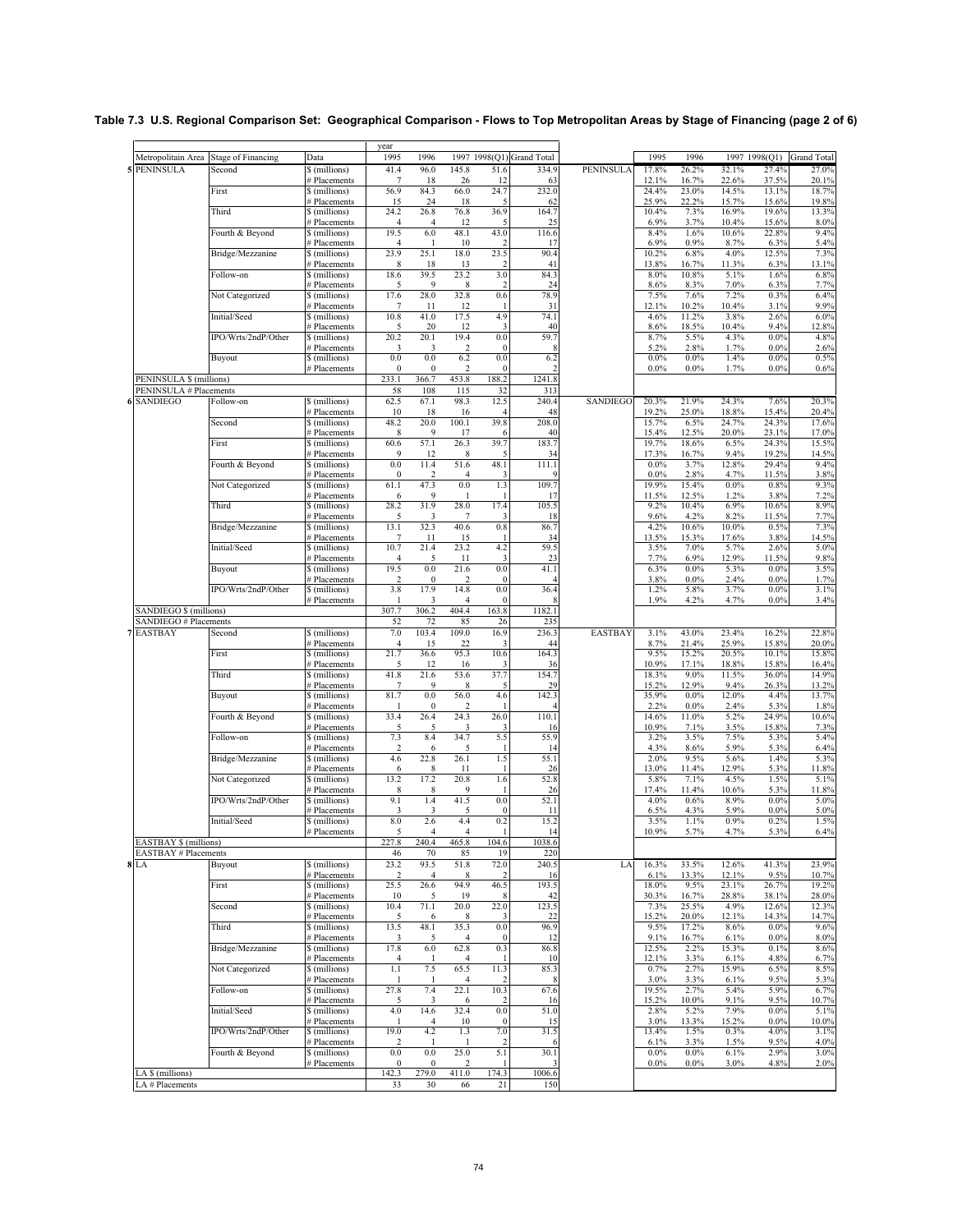**Table 7.3 U.S. Regional Comparison Set: Geographical Comparison - Flows to Top Metropolitan Areas by Stage of Financing (page 2 of 6)**

| Metropolitain Area | Stage of Financing | Data | 1995 | 1996 | 1997 | 1998(Q1) | Grand Total | | 1995 | 1996 | 1997 | 1998(Q1) | Grand Total |
|---|---|---|---|---|---|---|---|---|---|---|---|---|---|
| | | | year | | | | | | | | | | |
| 5 PENINSULA | Second | $ (millions) | 41.4 | 96.0 | 145.8 | 51.6 | 334.9 | PENINSULA | 17.8% | 26.2% | 32.1% | 27.4% | 27.0% |
| | | # Placements | 7 | 18 | 26 | 12 | 63 | | 12.1% | 16.7% | 22.6% | 37.5% | 20.1% |
| | First | $ (millions) | 56.9 | 84.3 | 66.0 | 24.7 | 232.0 | | 24.4% | 23.0% | 14.5% | 13.1% | 18.7% |
| | | # Placements | 15 | 24 | 18 | 5 | 62 | | 25.9% | 22.2% | 15.7% | 15.6% | 19.8% |
| | Third | $ (millions) | 24.2 | 26.8 | 76.8 | 36.9 | 164.7 | | 10.4% | 7.3% | 16.9% | 19.6% | 13.3% |
| | | # Placements | 4 | 4 | 12 | 5 | 25 | | 6.9% | 3.7% | 10.4% | 15.6% | 8.0% |
| | Fourth & Beyond | $ (millions) | 19.5 | 6.0 | 48.1 | 43.0 | 116.6 | | 8.4% | 1.6% | 10.6% | 22.8% | 9.4% |
| | | # Placements | 4 | 1 | 10 | 2 | 17 | | 6.9% | 0.9% | 8.7% | 6.3% | 5.4% |
| | Bridge/Mezzanine | $ (millions) | 23.9 | 25.1 | 18.0 | 23.5 | 90.4 | | 10.2% | 6.8% | 4.0% | 12.5% | 7.3% |
| | | # Placements | 8 | 18 | 13 | 2 | 41 | | 13.8% | 16.7% | 11.3% | 6.3% | 13.1% |
| | Follow-on | $ (millions) | 18.6 | 39.5 | 23.2 | 3.0 | 84.3 | | 8.0% | 10.8% | 5.1% | 1.6% | 6.8% |
| | | # Placements | 5 | 9 | 8 | 2 | 24 | | 8.6% | 8.3% | 7.0% | 6.3% | 7.7% |
| | Not Categorized | $ (millions) | 17.6 | 28.0 | 32.8 | 0.6 | 78.9 | | 7.5% | 7.6% | 7.2% | 0.3% | 6.4% |
| | | # Placements | 7 | 11 | 12 | 1 | 31 | | 12.1% | 10.2% | 10.4% | 3.1% | 9.9% |
| | Initial/Seed | $ (millions) | 10.8 | 41.0 | 17.5 | 4.9 | 74.1 | | 4.6% | 11.2% | 3.8% | 2.6% | 6.0% |
| | | # Placements | 5 | 20 | 12 | 3 | 40 | | 8.6% | 18.5% | 10.4% | 9.4% | 12.8% |
| | IPO/Wrts/2ndP/Other | $ (millions) | 20.2 | 20.1 | 19.4 | 0.0 | 59.7 | | 8.7% | 5.5% | 4.3% | 0.0% | 4.8% |
| | | # Placements | 3 | 3 | 2 | 0 | 8 | | 5.2% | 2.8% | 1.7% | 0.0% | 2.6% |
| | Buyout | $ (millions) | 0.0 | 0.0 | 6.2 | 0.0 | 6.2 | | 0.0% | 0.0% | 1.4% | 0.0% | 0.5% |
| | | # Placements | 0 | 0 | 2 | 0 | 2 | | 0.0% | 0.0% | 1.7% | 0.0% | 0.6% |
| PENINSULA $ (millions) | | | 233.1 | 366.7 | 453.8 | 188.2 | 1241.8 | | | | | | |
| PENINSULA # Placements | | | 58 | 108 | 115 | 32 | 313 | | | | | | |
| 6 SANDIEGO | Follow-on | $ (millions) | 62.5 | 67.1 | 98.3 | 12.5 | 240.4 | SANDIEGO | 20.3% | 21.9% | 24.3% | 7.6% | 20.3% |
| | | # Placements | 10 | 18 | 16 | 4 | 48 | | 19.2% | 25.0% | 18.8% | 15.4% | 20.4% |
| | Second | $ (millions) | 48.2 | 20.0 | 100.1 | 39.8 | 208.0 | | 15.7% | 6.5% | 24.7% | 24.3% | 17.6% |
| | | # Placements | 8 | 9 | 17 | 6 | 40 | | 15.4% | 12.5% | 20.0% | 23.1% | 17.0% |
| | First | $ (millions) | 60.6 | 57.1 | 26.3 | 39.7 | 183.7 | | 19.7% | 18.6% | 6.5% | 24.3% | 15.5% |
| | | # Placements | 9 | 12 | 8 | 5 | 34 | | 17.3% | 16.7% | 9.4% | 19.2% | 14.5% |
| | Fourth & Beyond | $ (millions) | 0.0 | 11.4 | 51.6 | 48.1 | 111.1 | | 0.0% | 3.7% | 12.8% | 29.4% | 9.4% |
| | | # Placements | 0 | 2 | 4 | 3 | 9 | | 0.0% | 2.8% | 4.7% | 11.5% | 3.8% |
| | Not Categorized | $ (millions) | 61.1 | 47.3 | 0.0 | 1.3 | 109.7 | | 19.9% | 15.4% | 0.0% | 0.8% | 9.3% |
| | | # Placements | 6 | 9 | 1 | 1 | 17 | | 11.5% | 12.5% | 1.2% | 3.8% | 7.2% |
| | Third | $ (millions) | 28.2 | 31.9 | 28.0 | 17.4 | 105.5 | | 9.2% | 10.4% | 6.9% | 10.6% | 8.9% |
| | | # Placements | 5 | 3 | 7 | 3 | 18 | | 9.6% | 4.2% | 8.2% | 11.5% | 7.7% |
| | Bridge/Mezzanine | $ (millions) | 13.1 | 32.3 | 40.6 | 0.8 | 86.7 | | 4.2% | 10.6% | 10.0% | 0.5% | 7.3% |
| | | # Placements | 7 | 11 | 15 | 1 | 34 | | 13.5% | 15.3% | 17.6% | 3.8% | 14.5% |
| | Initial/Seed | $ (millions) | 10.7 | 21.4 | 23.2 | 4.2 | 59.5 | | 3.5% | 7.0% | 5.7% | 2.6% | 5.0% |
| | | # Placements | 4 | 5 | 11 | 3 | 23 | | 7.7% | 6.9% | 12.9% | 11.5% | 9.8% |
| | Buyout | $ (millions) | 19.5 | 0.0 | 21.6 | 0.0 | 41.1 | | 6.3% | 0.0% | 5.3% | 0.0% | 3.5% |
| | | # Placements | 2 | 0 | 2 | 0 | 4 | | 3.8% | 0.0% | 2.4% | 0.0% | 1.7% |
| | IPO/Wrts/2ndP/Other | $ (millions) | 3.8 | 17.9 | 14.8 | 0.0 | 36.4 | | 1.2% | 5.8% | 3.7% | 0.0% | 3.1% |
| | | # Placements | 1 | 3 | 4 | 0 | 8 | | 1.9% | 4.2% | 4.7% | 0.0% | 3.4% |
| SANDIEGO $ (millions) | | | 307.7 | 306.2 | 404.4 | 163.8 | 1182.1 | | | | | | |
| SANDIEGO # Placements | | | 52 | 72 | 85 | 26 | 235 | | | | | | |
| 7 EASTBAY | Second | $ (millions) | 7.0 | 103.4 | 109.0 | 16.9 | 236.3 | EASTBAY | 3.1% | 43.0% | 23.4% | 16.2% | 22.8% |
| | | # Placements | 4 | 15 | 22 | 3 | 44 | | 8.7% | 21.4% | 25.9% | 15.8% | 20.0% |
| | First | $ (millions) | 21.7 | 36.6 | 95.3 | 10.6 | 164.3 | | 9.5% | 15.2% | 20.5% | 10.1% | 15.8% |
| | | # Placements | 5 | 12 | 16 | 3 | 36 | | 10.9% | 17.1% | 18.8% | 15.8% | 16.4% |
| | Third | $ (millions) | 41.8 | 21.6 | 53.6 | 37.7 | 154.7 | | 18.3% | 9.0% | 11.5% | 36.0% | 14.9% |
| | | # Placements | 7 | 9 | 8 | 5 | 29 | | 15.2% | 12.9% | 9.4% | 26.3% | 13.2% |
| | Buyout | $ (millions) | 81.7 | 0.0 | 56.0 | 4.6 | 142.3 | | 35.9% | 0.0% | 12.0% | 4.4% | 13.7% |
| | | # Placements | 1 | 0 | 2 | 1 | 4 | | 2.2% | 0.0% | 2.4% | 5.3% | 1.8% |
| | Fourth & Beyond | $ (millions) | 33.4 | 26.4 | 24.3 | 26.0 | 110.1 | | 14.6% | 11.0% | 5.2% | 24.9% | 10.6% |
| | | # Placements | 5 | 5 | 3 | 3 | 16 | | 10.9% | 7.1% | 3.5% | 15.8% | 7.3% |
| | Follow-on | $ (millions) | 7.3 | 8.4 | 34.7 | 5.5 | 55.9 | | 3.2% | 3.5% | 7.5% | 5.3% | 5.4% |
| | | # Placements | 2 | 6 | 5 | 1 | 14 | | 4.3% | 8.6% | 5.9% | 5.3% | 6.4% |
| | Bridge/Mezzanine | $ (millions) | 4.6 | 22.8 | 26.1 | 1.5 | 55.1 | | 2.0% | 9.5% | 5.6% | 1.4% | 5.3% |
| | | # Placements | 6 | 8 | 11 | 1 | 26 | | 13.0% | 11.4% | 12.9% | 5.3% | 11.8% |
| | Not Categorized | $ (millions) | 13.2 | 17.2 | 20.8 | 1.6 | 52.8 | | 5.8% | 7.1% | 4.5% | 1.5% | 5.1% |
| | | # Placements | 8 | 8 | 9 | 1 | 26 | | 17.4% | 11.4% | 10.6% | 5.3% | 11.8% |
| | IPO/Wrts/2ndP/Other | $ (millions) | 9.1 | 1.4 | 41.5 | 0.0 | 52.1 | | 4.0% | 0.6% | 8.9% | 0.0% | 5.0% |
| | | # Placements | 3 | 3 | 5 | 0 | 11 | | 6.5% | 4.3% | 5.9% | 0.0% | 5.0% |
| | Initial/Seed | $ (millions) | 8.0 | 2.6 | 4.4 | 0.2 | 15.2 | | 3.5% | 1.1% | 0.9% | 0.2% | 1.5% |
| | | # Placements | 5 | 4 | 4 | 1 | 14 | | 10.9% | 5.7% | 4.7% | 5.3% | 6.4% |
| EASTBAY $ (millions) | | | 227.8 | 240.4 | 465.8 | 104.6 | 1038.6 | | | | | | |
| EASTBAY # Placements | | | 46 | 70 | 85 | 19 | 220 | | | | | | |
| 8 LA | Buyout | $ (millions) | 23.2 | 93.5 | 51.8 | 72.0 | 240.5 | LA | 16.3% | 33.5% | 12.6% | 41.3% | 23.9% |
| | | # Placements | 2 | 4 | 8 | 2 | 16 | | 6.1% | 13.3% | 12.1% | 9.5% | 10.7% |
| | First | $ (millions) | 25.5 | 26.6 | 94.9 | 46.5 | 193.5 | | 18.0% | 9.5% | 23.1% | 26.7% | 19.2% |
| | | # Placements | 10 | 5 | 19 | 8 | 42 | | 30.3% | 16.7% | 28.8% | 38.1% | 28.0% |
| | Second | $ (millions) | 10.4 | 71.1 | 20.0 | 22.0 | 123.5 | | 7.3% | 25.5% | 4.9% | 12.6% | 12.3% |
| | | # Placements | 5 | 6 | 8 | 3 | 22 | | 15.2% | 20.0% | 12.1% | 14.3% | 14.7% |
| | Third | $ (millions) | 13.5 | 48.1 | 35.3 | 0.0 | 96.9 | | 9.5% | 17.2% | 8.6% | 0.0% | 9.6% |
| | | # Placements | 3 | 5 | 4 | 0 | 12 | | 9.1% | 16.7% | 6.1% | 0.0% | 8.0% |
| | Bridge/Mezzanine | $ (millions) | 17.8 | 6.0 | 62.8 | 0.3 | 86.8 | | 12.5% | 2.2% | 15.3% | 0.1% | 8.6% |
| | | # Placements | 4 | 1 | 4 | 1 | 10 | | 12.1% | 3.3% | 6.1% | 4.8% | 6.7% |
| | Not Categorized | $ (millions) | 1.1 | 7.5 | 65.5 | 11.3 | 85.3 | | 0.7% | 2.7% | 15.9% | 6.5% | 8.5% |
| | | # Placements | 1 | 1 | 4 | 2 | 8 | | 3.0% | 3.3% | 6.1% | 9.5% | 5.3% |
| | Follow-on | $ (millions) | 27.8 | 7.4 | 22.1 | 10.3 | 67.6 | | 19.5% | 2.7% | 5.4% | 5.9% | 6.7% |
| | | # Placements | 5 | 3 | 6 | 2 | 16 | | 15.2% | 10.0% | 9.1% | 9.5% | 10.7% |
| | Initial/Seed | $ (millions) | 4.0 | 14.6 | 32.4 | 0.0 | 51.0 | | 2.8% | 5.2% | 7.9% | 0.0% | 5.1% |
| | | # Placements | 1 | 4 | 10 | 0 | 15 | | 3.0% | 13.3% | 15.2% | 0.0% | 10.0% |
| | IPO/Wrts/2ndP/Other | $ (millions) | 19.0 | 4.2 | 1.3 | 7.0 | 31.5 | | 13.4% | 1.5% | 0.3% | 4.0% | 3.1% |
| | | # Placements | 2 | 1 | 1 | 2 | 6 | | 6.1% | 3.3% | 1.5% | 9.5% | 4.0% |
| | Fourth & Beyond | $ (millions) | 0.0 | 0.0 | 25.0 | 5.1 | 30.1 | | 0.0% | 0.0% | 6.1% | 2.9% | 3.0% |
| | | # Placements | 0 | 0 | 2 | 1 | 3 | | 0.0% | 0.0% | 3.0% | 4.8% | 2.0% |
| LA $ (millions) | | | 142.3 | 279.0 | 411.0 | 174.3 | 1006.6 | | | | | | |
| LA # Placements | | | 33 | 30 | 66 | 21 | 150 | | | | | | |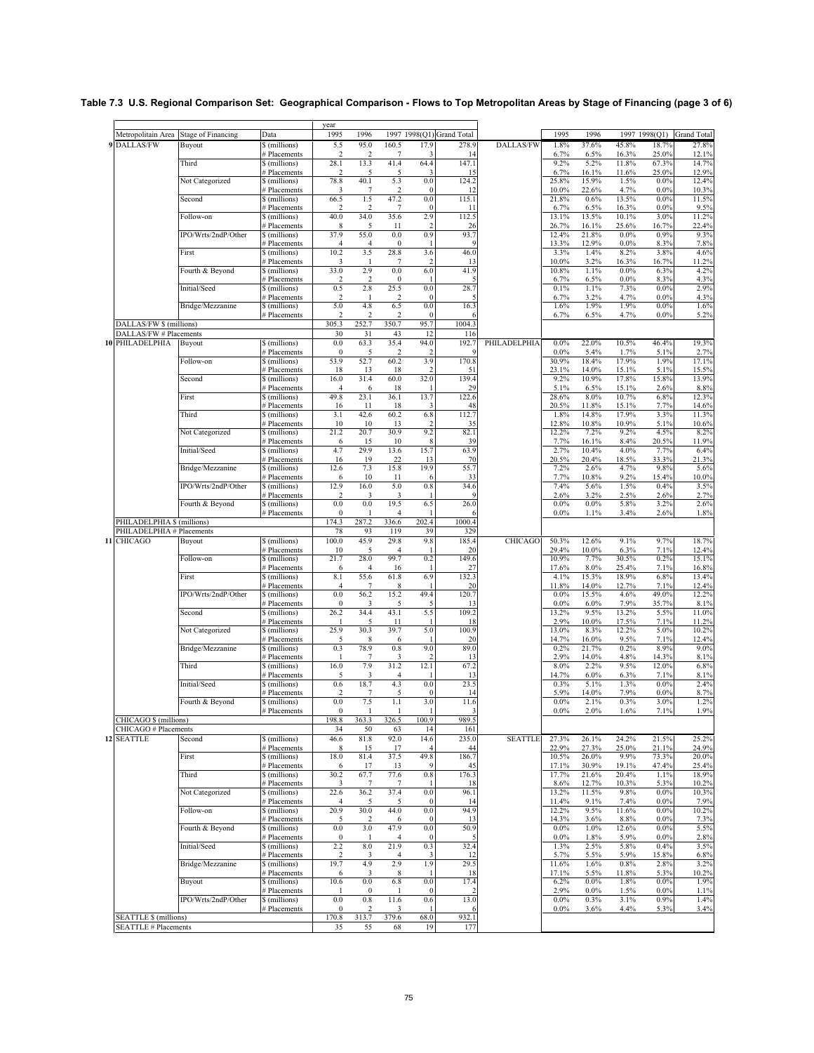**Table 7.3 U.S. Regional Comparison Set: Geographical Comparison - Flows to Top Metropolitan Areas by Stage of Financing (page 3 of 6)**

| | Metropolitain Area | Stage of Financing | Data | 1995 | 1996 | 1997 | 1998(Q1) | Grand Total | | 1995 | 1996 | 1997 | 1998(Q1) | Grand Total |
|---|---|---|---|---|---|---|---|---|---|---|---|---|---|---|
| 9 | DALLAS/FW | Buyout | $ (millions) | 5.5 | 95.0 | 160.5 | 17.9 | 278.9 | DALLAS/FW | 1.8% | 37.6% | 45.8% | 18.7% | 27.8% |
| | | | # Placements | 2 | 2 | 7 | 3 | 14 | | 6.7% | 6.5% | 16.3% | 25.0% | 12.1% |
| | | Third | $ (millions) | 28.1 | 13.3 | 41.4 | 64.4 | 147.1 | | 9.2% | 5.2% | 11.8% | 67.3% | 14.7% |
| | | | # Placements | 2 | 5 | 5 | 3 | 15 | | 6.7% | 16.1% | 11.6% | 25.0% | 12.9% |
| | | Not Categorized | $ (millions) | 78.8 | 40.1 | 5.3 | 0.0 | 124.2 | | 25.8% | 15.9% | 1.5% | 0.0% | 12.4% |
| | | | # Placements | 3 | 7 | 2 | 0 | 12 | | 10.0% | 22.6% | 4.7% | 0.0% | 10.3% |
| | | Second | $ (millions) | 66.5 | 1.5 | 47.2 | 0.0 | 115.1 | | 21.8% | 0.6% | 13.5% | 0.0% | 11.5% |
| | | | # Placements | 2 | 2 | 7 | 0 | 11 | | 6.7% | 6.5% | 16.3% | 0.0% | 9.5% |
| | | Follow-on | $ (millions) | 40.0 | 34.0 | 35.6 | 2.9 | 112.5 | | 13.1% | 13.5% | 10.1% | 3.0% | 11.2% |
| | | | # Placements | 8 | 5 | 11 | 2 | 26 | | 26.7% | 16.1% | 25.6% | 16.7% | 22.4% |
| | | IPO/Wrts/2ndP/Other | $ (millions) | 37.9 | 55.0 | 0.0 | 0.9 | 93.7 | | 12.4% | 21.8% | 0.0% | 0.9% | 9.3% |
| | | | # Placements | 4 | 4 | 0 | 1 | 9 | | 13.3% | 12.9% | 0.0% | 8.3% | 7.8% |
| | | First | $ (millions) | 10.2 | 3.5 | 28.8 | 3.6 | 46.0 | | 3.3% | 1.4% | 8.2% | 3.8% | 4.6% |
| | | | # Placements | 3 | 1 | 7 | 2 | 13 | | 10.0% | 3.2% | 16.3% | 16.7% | 11.2% |
| | | Fourth & Beyond | $ (millions) | 33.0 | 2.9 | 0.0 | 6.0 | 41.9 | | 10.8% | 1.1% | 0.0% | 6.3% | 4.2% |
| | | | # Placements | 2 | 2 | 0 | 1 | 5 | | 6.7% | 6.5% | 0.0% | 8.3% | 4.3% |
| | | Initial/Seed | $ (millions) | 0.5 | 2.8 | 25.5 | 0.0 | 28.7 | | 0.1% | 1.1% | 7.3% | 0.0% | 2.9% |
| | | | # Placements | 2 | 1 | 2 | 0 | 5 | | 6.7% | 3.2% | 4.7% | 0.0% | 4.3% |
| | | Bridge/Mezzanine | $ (millions) | 5.0 | 4.8 | 6.5 | 0.0 | 16.3 | | 1.6% | 1.9% | 1.9% | 0.0% | 1.6% |
| | | | # Placements | 2 | 2 | 2 | 0 | 6 | | 6.7% | 6.5% | 4.7% | 0.0% | 5.2% |
| | DALLAS/FW $ (millions) | | | 305.3 | 252.7 | 350.7 | 95.7 | 1004.3 | | | | | | |
| | DALLAS/FW # Placements | | | 30 | 31 | 43 | 12 | 116 | | | | | | |
| 10 | PHILADELPHIA | Buyout | $ (millions) | 0.0 | 63.3 | 35.4 | 94.0 | 192.7 | PHILADELPHIA | 0.0% | 22.0% | 10.5% | 46.4% | 19.3% |
| | | | # Placements | 0 | 5 | 2 | 2 | 9 | | 0.0% | 5.4% | 1.7% | 5.1% | 2.7% |
| | | Follow-on | $ (millions) | 53.9 | 52.7 | 60.2 | 3.9 | 170.8 | | 30.9% | 18.4% | 17.9% | 1.9% | 17.1% |
| | | | # Placements | 18 | 13 | 18 | 2 | 51 | | 23.1% | 14.0% | 15.1% | 5.1% | 15.5% |
| | | Second | $ (millions) | 16.0 | 31.4 | 60.0 | 32.0 | 139.4 | | 9.2% | 10.9% | 17.8% | 15.8% | 13.9% |
| | | | # Placements | 4 | 6 | 18 | 1 | 29 | | 5.1% | 6.5% | 15.1% | 2.6% | 8.8% |
| | | First | $ (millions) | 49.8 | 23.1 | 36.1 | 13.7 | 122.6 | | 28.6% | 8.0% | 10.7% | 6.8% | 12.3% |
| | | | # Placements | 16 | 11 | 18 | 3 | 48 | | 20.5% | 11.8% | 15.1% | 7.7% | 14.6% |
| | | Third | $ (millions) | 3.1 | 42.6 | 60.2 | 6.8 | 112.7 | | 1.8% | 14.8% | 17.9% | 3.3% | 11.3% |
| | | | # Placements | 10 | 10 | 13 | 2 | 35 | | 12.8% | 10.8% | 10.9% | 5.1% | 10.6% |
| | | Not Categorized | $ (millions) | 21.2 | 20.7 | 30.9 | 9.2 | 82.1 | | 12.2% | 7.2% | 9.2% | 4.5% | 8.2% |
| | | | # Placements | 6 | 15 | 10 | 8 | 39 | | 7.7% | 16.1% | 8.4% | 20.5% | 11.9% |
| | | Initial/Seed | $ (millions) | 4.7 | 29.9 | 13.6 | 15.7 | 63.9 | | 2.7% | 10.4% | 4.0% | 7.7% | 6.4% |
| | | | # Placements | 16 | 19 | 22 | 13 | 70 | | 20.5% | 20.4% | 18.5% | 33.3% | 21.3% |
| | | Bridge/Mezzanine | $ (millions) | 12.6 | 7.3 | 15.8 | 19.9 | 55.7 | | 7.2% | 2.6% | 4.7% | 9.8% | 5.6% |
| | | | # Placements | 6 | 10 | 11 | 6 | 33 | | 7.7% | 10.8% | 9.2% | 15.4% | 10.0% |
| | | IPO/Wrts/2ndP/Other | $ (millions) | 12.9 | 16.0 | 5.0 | 0.8 | 34.6 | | 7.4% | 5.6% | 1.5% | 0.4% | 3.5% |
| | | | # Placements | 2 | 3 | 3 | 1 | 9 | | 2.6% | 3.2% | 2.5% | 2.6% | 2.7% |
| | | Fourth & Beyond | $ (millions) | 0.0 | 0.0 | 19.5 | 6.5 | 26.0 | | 0.0% | 0.0% | 5.8% | 3.2% | 2.6% |
| | | | # Placements | 0 | 1 | 4 | 1 | 6 | | 0.0% | 1.1% | 3.4% | 2.6% | 1.8% |
| | PHILADELPHIA $ (millions) | | | 174.3 | 287.2 | 336.6 | 202.4 | 1000.4 | | | | | | |
| | PHILADELPHIA # Placements | | | 78 | 93 | 119 | 39 | 329 | | | | | | |
| 11 | CHICAGO | Buyout | $ (millions) | 100.0 | 45.9 | 29.8 | 9.8 | 185.4 | CHICAGO | 50.3% | 12.6% | 9.1% | 9.7% | 18.7% |
| | | | # Placements | 10 | 5 | 4 | 1 | 20 | | 29.4% | 10.0% | 6.3% | 7.1% | 12.4% |
| | | Follow-on | $ (millions) | 21.7 | 28.0 | 99.7 | 0.2 | 149.6 | | 10.9% | 7.7% | 30.5% | 0.2% | 15.1% |
| | | | # Placements | 6 | 4 | 16 | 1 | 27 | | 17.6% | 8.0% | 25.4% | 7.1% | 16.8% |
| | | First | $ (millions) | 8.1 | 55.6 | 61.8 | 6.9 | 132.3 | | 4.1% | 15.3% | 18.9% | 6.8% | 13.4% |
| | | | # Placements | 4 | 7 | 8 | 1 | 20 | | 11.8% | 14.0% | 12.7% | 7.1% | 12.4% |
| | | IPO/Wrts/2ndP/Other | $ (millions) | 0.0 | 56.2 | 15.2 | 49.4 | 120.7 | | 0.0% | 15.5% | 4.6% | 49.0% | 12.2% |
| | | | # Placements | 0 | 3 | 5 | 5 | 13 | | 0.0% | 6.0% | 7.9% | 35.7% | 8.1% |
| | | Second | $ (millions) | 26.2 | 34.4 | 43.1 | 5.5 | 109.2 | | 13.2% | 9.5% | 13.2% | 5.5% | 11.0% |
| | | | # Placements | 1 | 5 | 11 | 1 | 18 | | 2.9% | 10.0% | 17.5% | 7.1% | 11.2% |
| | | Not Categorized | $ (millions) | 25.9 | 30.3 | 39.7 | 5.0 | 100.9 | | 13.0% | 8.3% | 12.2% | 5.0% | 10.2% |
| | | | # Placements | 5 | 8 | 6 | 1 | 20 | | 14.7% | 16.0% | 9.5% | 7.1% | 12.4% |
| | | Bridge/Mezzanine | $ (millions) | 0.3 | 78.9 | 0.8 | 9.0 | 89.0 | | 0.2% | 21.7% | 0.2% | 8.9% | 9.0% |
| | | | # Placements | 1 | 7 | 3 | 2 | 13 | | 2.9% | 14.0% | 4.8% | 14.3% | 8.1% |
| | | Third | $ (millions) | 16.0 | 7.9 | 31.2 | 12.1 | 67.2 | | 8.0% | 2.2% | 9.5% | 12.0% | 6.8% |
| | | | # Placements | 5 | 3 | 4 | 1 | 13 | | 14.7% | 6.0% | 6.3% | 7.1% | 8.1% |
| | | Initial/Seed | $ (millions) | 0.6 | 18.7 | 4.3 | 0.0 | 23.5 | | 0.3% | 5.1% | 1.3% | 0.0% | 2.4% |
| | | | # Placements | 2 | 7 | 5 | 0 | 14 | | 5.9% | 14.0% | 7.9% | 0.0% | 8.7% |
| | | Fourth & Beyond | $ (millions) | 0.0 | 7.5 | 1.1 | 3.0 | 11.6 | | 0.0% | 2.1% | 0.3% | 3.0% | 1.2% |
| | | | # Placements | 0 | 1 | 1 | 1 | 3 | | 0.0% | 2.0% | 1.6% | 7.1% | 1.9% |
| | CHICAGO $ (millions) | | | 198.8 | 363.3 | 326.5 | 100.9 | 989.5 | | | | | | |
| | CHICAGO # Placements | | | 34 | 50 | 63 | 14 | 161 | | | | | | |
| 12 | SEATTLE | Second | $ (millions) | 46.6 | 81.8 | 92.0 | 14.6 | 235.0 | SEATTLE | 27.3% | 26.1% | 24.2% | 21.5% | 25.2% |
| | | | # Placements | 8 | 15 | 17 | 4 | 44 | | 22.9% | 27.3% | 25.0% | 21.1% | 24.9% |
| | | First | $ (millions) | 18.0 | 81.4 | 37.5 | 49.8 | 186.7 | | 10.5% | 26.0% | 9.9% | 73.3% | 20.0% |
| | | | # Placements | 6 | 17 | 13 | 9 | 45 | | 17.1% | 30.9% | 19.1% | 47.4% | 25.4% |
| | | Third | $ (millions) | 30.2 | 67.7 | 77.6 | 0.8 | 176.3 | | 17.7% | 21.6% | 20.4% | 1.1% | 18.9% |
| | | | # Placements | 3 | 7 | 7 | 1 | 18 | | 8.6% | 12.7% | 10.3% | 5.3% | 10.2% |
| | | Not Categorized | $ (millions) | 22.6 | 36.2 | 37.4 | 0.0 | 96.1 | | 13.2% | 11.5% | 9.8% | 0.0% | 10.3% |
| | | | # Placements | 4 | 5 | 5 | 0 | 14 | | 11.4% | 9.1% | 7.4% | 0.0% | 7.9% |
| | | Follow-on | $ (millions) | 20.9 | 30.0 | 44.0 | 0.0 | 94.9 | | 12.2% | 9.5% | 11.6% | 0.0% | 10.2% |
| | | | # Placements | 5 | 2 | 6 | 0 | 13 | | 14.3% | 3.6% | 8.8% | 0.0% | 7.3% |
| | | Fourth & Beyond | $ (millions) | 0.0 | 3.0 | 47.9 | 0.0 | 50.9 | | 0.0% | 1.0% | 12.6% | 0.0% | 5.5% |
| | | | # Placements | 0 | 1 | 4 | 0 | 5 | | 0.0% | 1.8% | 5.9% | 0.0% | 2.8% |
| | | Initial/Seed | $ (millions) | 2.2 | 8.0 | 21.9 | 0.3 | 32.4 | | 1.3% | 2.5% | 5.8% | 0.4% | 3.5% |
| | | | # Placements | 2 | 3 | 4 | 3 | 12 | | 5.7% | 5.5% | 5.9% | 15.8% | 6.8% |
| | | Bridge/Mezzanine | $ (millions) | 19.7 | 4.9 | 2.9 | 1.9 | 29.5 | | 11.6% | 1.6% | 0.8% | 2.8% | 3.2% |
| | | | # Placements | 6 | 3 | 8 | 1 | 18 | | 17.1% | 5.5% | 11.8% | 5.3% | 10.2% |
| | | Buyout | $ (millions) | 10.6 | 0.0 | 6.8 | 0.0 | 17.4 | | 6.2% | 0.0% | 1.8% | 0.0% | 1.9% |
| | | | # Placements | 1 | 0 | 1 | 0 | 2 | | 2.9% | 0.0% | 1.5% | 0.0% | 1.1% |
| | | IPO/Wrts/2ndP/Other | $ (millions) | 0.0 | 0.8 | 11.6 | 0.6 | 13.0 | | 0.0% | 0.3% | 3.1% | 0.9% | 1.4% |
| | | | # Placements | 0 | 2 | 3 | 1 | 6 | | 0.0% | 3.6% | 4.4% | 5.3% | 3.4% |
| | SEATTLE $ (millions) | | | 170.8 | 313.7 | 379.6 | 68.0 | 932.1 | | | | | | |
| | SEATTLE # Placements | | | 35 | 55 | 68 | 19 | 177 | | | | | | |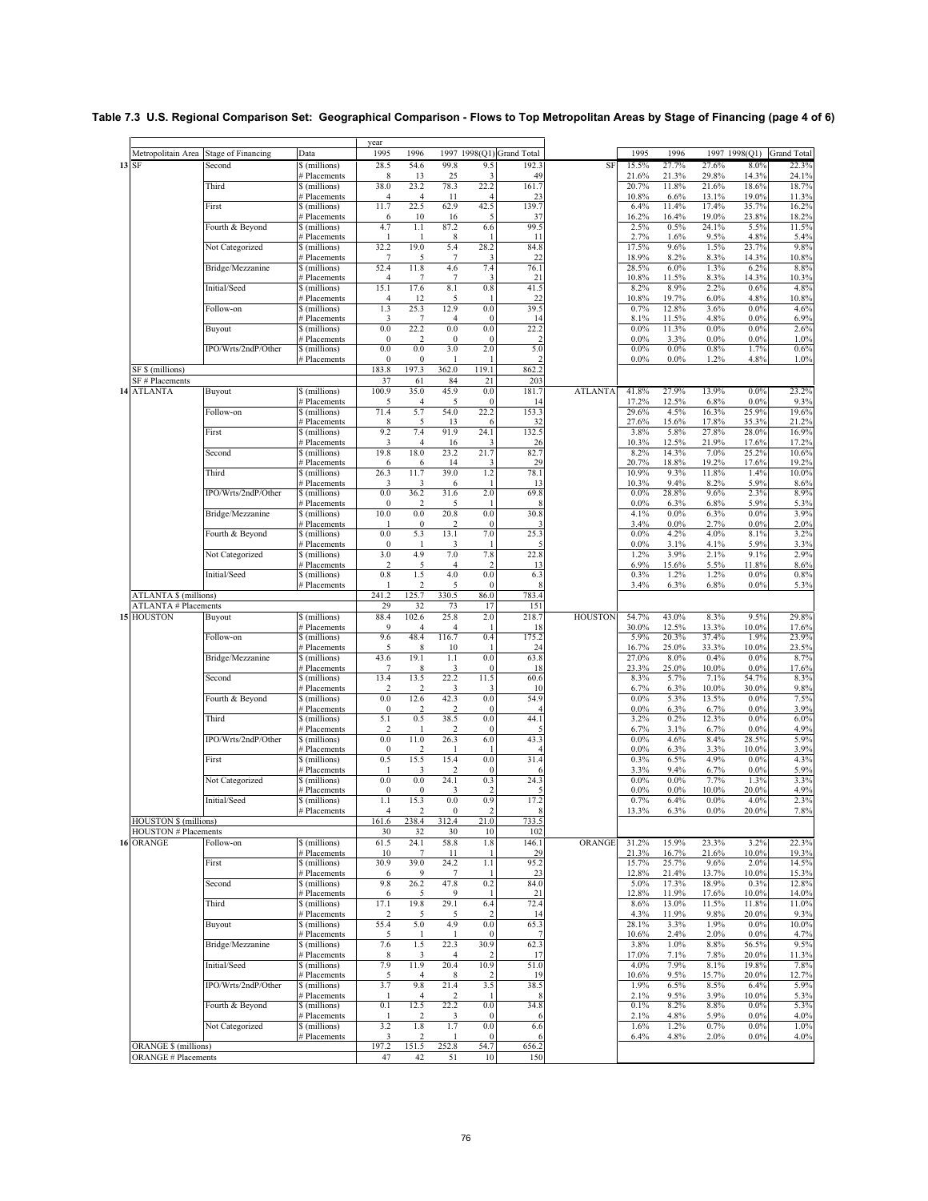**Table 7.3 U.S. Regional Comparison Set: Geographical Comparison - Flows to Top Metropolitan Areas by Stage of Financing (page 4 of 6)**

| | Metropolitain Area | Stage of Financing | Data | 1995 | 1996 | 1997 | 1998(Q1) | Grand Total | | 1995 | 1996 | 1997 | 1998(Q1) | Grand Total |
|---|---|---|---|---|---|---|---|---|---|---|---|---|---|---|
| 13 | SF | Second | $ (millions) | 28.5 | 54.6 | 99.8 | 9.5 | 192.3 | SF | 15.5% | 27.7% | 27.6% | 8.0% | 22.3% |
| | | | # Placements | 8 | 13 | 25 | 3 | 49 | | 21.6% | 21.3% | 29.8% | 14.3% | 24.1% |
| | | Third | $ (millions) | 38.0 | 23.2 | 78.3 | 22.2 | 161.7 | | 20.7% | 11.8% | 21.6% | 18.6% | 18.7% |
| | | | # Placements | 4 | 4 | 11 | 4 | 23 | | 10.8% | 6.6% | 13.1% | 19.0% | 11.3% |
| | | First | $ (millions) | 11.7 | 22.5 | 62.9 | 42.5 | 139.7 | | 6.4% | 11.4% | 17.4% | 35.7% | 16.2% |
| | | | # Placements | 6 | 10 | 16 | 5 | 37 | | 16.2% | 16.4% | 19.0% | 23.8% | 18.2% |
| | | Fourth & Beyond | $ (millions) | 4.7 | 1.1 | 87.2 | 6.6 | 99.5 | | 2.5% | 0.5% | 24.1% | 5.5% | 11.5% |
| | | | # Placements | 1 | 1 | 8 | 1 | 11 | | 2.7% | 1.6% | 9.5% | 4.8% | 5.4% |
| | | Not Categorized | $ (millions) | 32.2 | 19.0 | 5.4 | 28.2 | 84.8 | | 17.5% | 9.6% | 1.5% | 23.7% | 9.8% |
| | | | # Placements | 7 | 5 | 7 | 3 | 22 | | 18.9% | 8.2% | 8.3% | 14.3% | 10.8% |
| | | Bridge/Mezzanine | $ (millions) | 52.4 | 11.8 | 4.6 | 7.4 | 76.1 | | 28.5% | 6.0% | 1.3% | 6.2% | 8.8% |
| | | | # Placements | 4 | 7 | 7 | 3 | 21 | | 10.8% | 11.5% | 8.3% | 14.3% | 10.3% |
| | | Initial/Seed | $ (millions) | 15.1 | 17.6 | 8.1 | 0.8 | 41.5 | | 8.2% | 8.9% | 2.2% | 0.6% | 4.8% |
| | | | # Placements | 4 | 12 | 5 | 1 | 22 | | 10.8% | 19.7% | 6.0% | 4.8% | 10.8% |
| | | Follow-on | $ (millions) | 1.3 | 25.3 | 12.9 | 0.0 | 39.5 | | 0.7% | 12.8% | 3.6% | 0.0% | 4.6% |
| | | | # Placements | 3 | 7 | 4 | 0 | 14 | | 8.1% | 11.5% | 4.8% | 0.0% | 6.9% |
| | | Buyout | $ (millions) | 0.0 | 22.2 | 0.0 | 0.0 | 22.2 | | 0.0% | 11.3% | 0.0% | 0.0% | 2.6% |
| | | | # Placements | 0 | 2 | 0 | 0 | 2 | | 0.0% | 3.3% | 0.0% | 0.0% | 1.0% |
| | | IPO/Wrts/2ndP/Other | $ (millions) | 0.0 | 0.0 | 3.0 | 2.0 | 5.0 | | 0.0% | 0.0% | 0.8% | 1.7% | 0.6% |
| | | | # Placements | 0 | 0 | 1 | 1 | 2 | | 0.0% | 0.0% | 1.2% | 4.8% | 1.0% |
| | SF $ (millions) | | | 183.8 | 197.3 | 362.0 | 119.1 | 862.2 | | | | | | |
| | SF # Placements | | | 37 | 61 | 84 | 21 | 203 | | | | | | |
| 14 | ATLANTA | Buyout | $ (millions) | 100.9 | 35.0 | 45.9 | 0.0 | 181.7 | ATLANTA | 41.8% | 27.9% | 13.9% | 0.0% | 23.2% |
| | | | # Placements | 5 | 4 | 5 | 0 | 14 | | 17.2% | 12.5% | 6.8% | 0.0% | 9.3% |
| | | Follow-on | $ (millions) | 71.4 | 5.7 | 54.0 | 22.2 | 153.3 | | 29.6% | 4.5% | 16.3% | 25.9% | 19.6% |
| | | | # Placements | 8 | 5 | 13 | 6 | 32 | | 27.6% | 15.6% | 17.8% | 35.3% | 21.2% |
| | | First | $ (millions) | 9.2 | 7.4 | 91.9 | 24.1 | 132.5 | | 3.8% | 5.8% | 27.8% | 28.0% | 16.9% |
| | | | # Placements | 3 | 4 | 16 | 3 | 26 | | 10.3% | 12.5% | 21.9% | 17.6% | 17.2% |
| | | Second | $ (millions) | 19.8 | 18.0 | 23.2 | 21.7 | 82.7 | | 8.2% | 14.3% | 7.0% | 25.2% | 10.6% |
| | | | # Placements | 6 | 6 | 14 | 3 | 29 | | 20.7% | 18.8% | 19.2% | 17.6% | 19.2% |
| | | Third | $ (millions) | 26.3 | 11.7 | 39.0 | 1.2 | 78.1 | | 10.9% | 9.3% | 11.8% | 1.4% | 10.0% |
| | | | # Placements | 3 | 3 | 6 | 1 | 13 | | 10.3% | 9.4% | 8.2% | 5.9% | 8.6% |
| | | IPO/Wrts/2ndP/Other | $ (millions) | 0.0 | 36.2 | 31.6 | 2.0 | 69.8 | | 0.0% | 28.8% | 9.6% | 2.3% | 8.9% |
| | | | # Placements | 0 | 2 | 5 | 1 | 8 | | 0.0% | 6.3% | 6.8% | 5.9% | 5.3% |
| | | Bridge/Mezzanine | $ (millions) | 10.0 | 0.0 | 20.8 | 0.0 | 30.8 | | 4.1% | 0.0% | 6.3% | 0.0% | 3.9% |
| | | | # Placements | 1 | 0 | 2 | 0 | 3 | | 3.4% | 0.0% | 2.7% | 0.0% | 2.0% |
| | | Fourth & Beyond | $ (millions) | 0.0 | 5.3 | 13.1 | 7.0 | 25.3 | | 0.0% | 4.2% | 4.0% | 8.1% | 3.2% |
| | | | # Placements | 0 | 1 | 3 | 1 | 5 | | 0.0% | 3.1% | 4.1% | 5.9% | 3.3% |
| | | Not Categorized | $ (millions) | 3.0 | 4.9 | 7.0 | 7.8 | 22.8 | | 1.2% | 3.9% | 2.1% | 9.1% | 2.9% |
| | | | # Placements | 2 | 5 | 4 | 2 | 13 | | 6.9% | 15.6% | 5.5% | 11.8% | 8.6% |
| | | Initial/Seed | $ (millions) | 0.8 | 1.5 | 4.0 | 0.0 | 6.3 | | 0.3% | 1.2% | 1.2% | 0.0% | 0.8% |
| | | | # Placements | 1 | 2 | 5 | 0 | 8 | | 3.4% | 6.3% | 6.8% | 0.0% | 5.3% |
| | ATLANTA $ (millions) | | | 241.2 | 125.7 | 330.5 | 86.0 | 783.4 | | | | | | |
| | ATLANTA # Placements | | | 29 | 32 | 73 | 17 | 151 | | | | | | |
| 15 | HOUSTON | Buyout | $ (millions) | 88.4 | 102.6 | 25.8 | 2.0 | 218.7 | HOUSTON | 54.7% | 43.0% | 8.3% | 9.5% | 29.8% |
| | | | # Placements | 9 | 4 | 4 | 1 | 18 | | 30.0% | 12.5% | 13.3% | 10.0% | 17.6% |
| | | Follow-on | $ (millions) | 9.6 | 48.4 | 116.7 | 0.4 | 175.2 | | 5.9% | 20.3% | 37.4% | 1.9% | 23.9% |
| | | | # Placements | 5 | 8 | 10 | 1 | 24 | | 16.7% | 25.0% | 33.3% | 10.0% | 23.5% |
| | | Bridge/Mezzanine | $ (millions) | 43.6 | 19.1 | 1.1 | 0.0 | 63.8 | | 27.0% | 8.0% | 0.4% | 0.0% | 8.7% |
| | | | # Placements | 7 | 8 | 3 | 0 | 18 | | 23.3% | 25.0% | 10.0% | 0.0% | 17.6% |
| | | Second | $ (millions) | 13.4 | 13.5 | 22.2 | 11.5 | 60.6 | | 8.3% | 5.7% | 7.1% | 54.7% | 8.3% |
| | | | # Placements | 2 | 2 | 3 | 3 | 10 | | 6.7% | 6.3% | 10.0% | 30.0% | 9.8% |
| | | Fourth & Beyond | $ (millions) | 0.0 | 12.6 | 42.3 | 0.0 | 54.9 | | 0.0% | 5.3% | 13.5% | 0.0% | 7.5% |
| | | | # Placements | 0 | 2 | 2 | 0 | 4 | | 0.0% | 6.3% | 6.7% | 0.0% | 3.9% |
| | | Third | $ (millions) | 5.1 | 0.5 | 38.5 | 0.0 | 44.1 | | 3.2% | 0.2% | 12.3% | 0.0% | 6.0% |
| | | | # Placements | 2 | 1 | 2 | 0 | 5 | | 6.7% | 3.1% | 6.7% | 0.0% | 4.9% |
| | | IPO/Wrts/2ndP/Other | $ (millions) | 0.0 | 11.0 | 26.3 | 6.0 | 43.3 | | 0.0% | 4.6% | 8.4% | 28.5% | 5.9% |
| | | | # Placements | 0 | 2 | 1 | 1 | 4 | | 0.0% | 6.3% | 3.3% | 10.0% | 3.9% |
| | | First | $ (millions) | 0.5 | 15.5 | 15.4 | 0.0 | 31.4 | | 0.3% | 6.5% | 4.9% | 0.0% | 4.3% |
| | | | # Placements | 1 | 3 | 2 | 0 | 6 | | 3.3% | 9.4% | 6.7% | 0.0% | 5.9% |
| | | Not Categorized | $ (millions) | 0.0 | 0.0 | 24.1 | 0.3 | 24.3 | | 0.0% | 0.0% | 7.7% | 1.3% | 3.3% |
| | | | # Placements | 0 | 0 | 3 | 2 | 5 | | 0.0% | 0.0% | 10.0% | 20.0% | 4.9% |
| | | Initial/Seed | $ (millions) | 1.1 | 15.3 | 0.0 | 0.9 | 17.2 | | 0.7% | 6.4% | 0.0% | 4.0% | 2.3% |
| | | | # Placements | 4 | 2 | 0 | 2 | 8 | | 13.3% | 6.3% | 0.0% | 20.0% | 7.8% |
| | HOUSTON $ (millions) | | | 161.6 | 238.4 | 312.4 | 21.0 | 733.5 | | | | | | |
| | HOUSTON # Placements | | | 30 | 32 | 30 | 10 | 102 | | | | | | |
| 16 | ORANGE | Follow-on | $ (millions) | 61.5 | 24.1 | 58.8 | 1.8 | 146.1 | ORANGE | 31.2% | 15.9% | 23.3% | 3.2% | 22.3% |
| | | | # Placements | 10 | 7 | 11 | 1 | 29 | | 21.3% | 16.7% | 21.6% | 10.0% | 19.3% |
| | | First | $ (millions) | 30.9 | 39.0 | 24.2 | 1.1 | 95.2 | | 15.7% | 25.7% | 9.6% | 2.0% | 14.5% |
| | | | # Placements | 6 | 9 | 7 | 1 | 23 | | 12.8% | 21.4% | 13.7% | 10.0% | 15.3% |
| | | Second | $ (millions) | 9.8 | 26.2 | 47.8 | 0.2 | 84.0 | | 5.0% | 17.3% | 18.9% | 0.3% | 12.8% |
| | | | # Placements | 6 | 5 | 9 | 1 | 21 | | 12.8% | 11.9% | 17.6% | 10.0% | 14.0% |
| | | Third | $ (millions) | 17.1 | 19.8 | 29.1 | 6.4 | 72.4 | | 8.6% | 13.0% | 11.5% | 11.8% | 11.0% |
| | | | # Placements | 2 | 5 | 5 | 2 | 14 | | 4.3% | 11.9% | 9.8% | 20.0% | 9.3% |
| | | Buyout | $ (millions) | 55.4 | 5.0 | 4.9 | 0.0 | 65.3 | | 28.1% | 3.3% | 1.9% | 0.0% | 10.0% |
| | | | # Placements | 5 | 1 | 1 | 0 | 7 | | 10.6% | 2.4% | 2.0% | 0.0% | 4.7% |
| | | Bridge/Mezzanine | $ (millions) | 7.6 | 1.5 | 22.3 | 30.9 | 62.3 | | 3.8% | 1.0% | 8.8% | 56.5% | 9.5% |
| | | | # Placements | 8 | 3 | 4 | 2 | 17 | | 17.0% | 7.1% | 7.8% | 20.0% | 11.3% |
| | | Initial/Seed | $ (millions) | 7.9 | 11.9 | 20.4 | 10.9 | 51.0 | | 4.0% | 7.9% | 8.1% | 19.8% | 7.8% |
| | | | # Placements | 5 | 4 | 8 | 2 | 19 | | 10.6% | 9.5% | 15.7% | 20.0% | 12.7% |
| | | IPO/Wrts/2ndP/Other | $ (millions) | 3.7 | 9.8 | 21.4 | 3.5 | 38.5 | | 1.9% | 6.5% | 8.5% | 6.4% | 5.9% |
| | | | # Placements | 1 | 4 | 2 | 1 | 8 | | 2.1% | 9.5% | 3.9% | 10.0% | 5.3% |
| | | Fourth & Beyond | $ (millions) | 0.1 | 12.5 | 22.2 | 0.0 | 34.8 | | 0.1% | 8.2% | 8.8% | 0.0% | 5.3% |
| | | | # Placements | 1 | 2 | 3 | 0 | 6 | | 2.1% | 4.8% | 5.9% | 0.0% | 4.0% |
| | | Not Categorized | $ (millions) | 3.2 | 1.8 | 1.7 | 0.0 | 6.6 | | 1.6% | 1.2% | 0.7% | 0.0% | 1.0% |
| | | | # Placements | 3 | 2 | 1 | 0 | 6 | | 6.4% | 4.8% | 2.0% | 0.0% | 4.0% |
| | ORANGE $ (millions) | | | 197.2 | 151.5 | 252.8 | 54.7 | 656.2 | | | | | | |
| | ORANGE # Placements | | | 47 | 42 | 51 | 10 | 150 | | | | | | |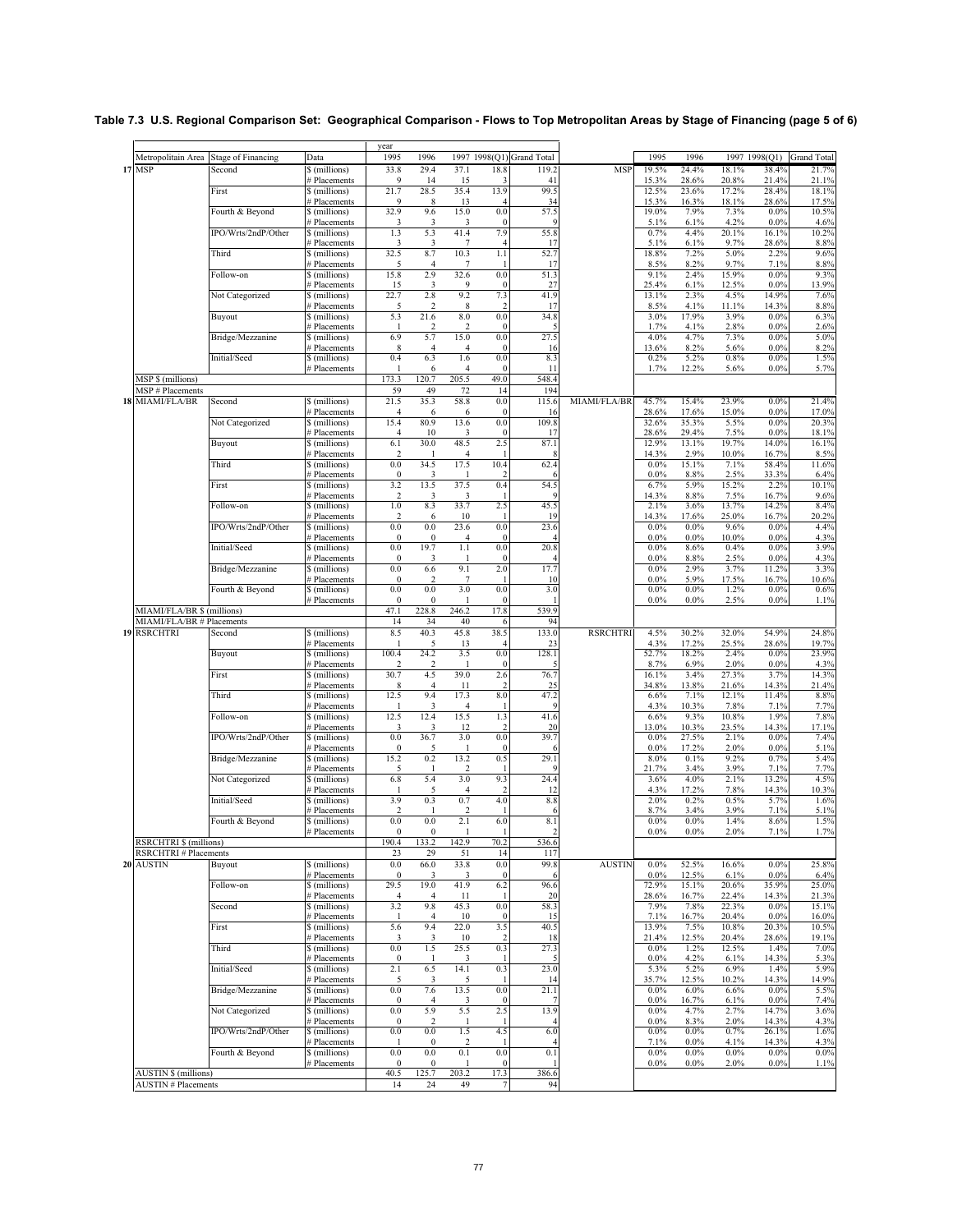**Table 7.3 U.S. Regional Comparison Set: Geographical Comparison - Flows to Top Metropolitan Areas by Stage of Financing (page 5 of 6)**

| | Metropolitain Area | Stage of Financing | Data | 1995 | 1996 | 1997 | 1998(Q1) | Grand Total | | 1995 | 1996 | 1997 | 1998(Q1) | Grand Total |
|---|---|---|---|---|---|---|---|---|---|---|---|---|---|---|
| 17 | MSP | Second | $ (millions) | 33.8 | 29.4 | 37.1 | 18.8 | 119.2 | MSP | 19.5% | 24.4% | 18.1% | 38.4% | 21.7% |
| | | | # Placements | 9 | 14 | 15 | 3 | 41 | | 15.3% | 28.6% | 20.8% | 21.4% | 21.1% |
| | | First | $ (millions) | 21.7 | 28.5 | 35.4 | 13.9 | 99.5 | | 12.5% | 23.6% | 17.2% | 28.4% | 18.1% |
| | | | # Placements | 9 | 8 | 13 | 4 | 34 | | 15.3% | 16.3% | 18.1% | 28.6% | 17.5% |
| | | Fourth & Beyond | $ (millions) | 32.9 | 9.6 | 15.0 | 0.0 | 57.5 | | 19.0% | 7.9% | 7.3% | 0.0% | 10.5% |
| | | | # Placements | 3 | 3 | 3 | 0 | 9 | | 5.1% | 6.1% | 4.2% | 0.0% | 4.6% |
| | | IPO/Wrts/2ndP/Other | $ (millions) | 1.3 | 5.3 | 41.4 | 7.9 | 55.8 | | 0.7% | 4.4% | 20.1% | 16.1% | 10.2% |
| | | | # Placements | 3 | 3 | 7 | 4 | 17 | | 5.1% | 6.1% | 9.7% | 28.6% | 8.8% |
| | | Third | $ (millions) | 32.5 | 8.7 | 10.3 | 1.1 | 52.7 | | 18.8% | 7.2% | 5.0% | 2.2% | 9.6% |
| | | | # Placements | 5 | 4 | 7 | 1 | 17 | | 8.5% | 8.2% | 9.7% | 7.1% | 8.8% |
| | | Follow-on | $ (millions) | 15.8 | 2.9 | 32.6 | 0.0 | 51.3 | | 9.1% | 2.4% | 15.9% | 0.0% | 9.3% |
| | | | # Placements | 15 | 3 | 9 | 0 | 27 | | 25.4% | 6.1% | 12.5% | 0.0% | 13.9% |
| | | Not Categorized | $ (millions) | 22.7 | 2.8 | 9.2 | 7.3 | 41.9 | | 13.1% | 2.3% | 4.5% | 14.9% | 7.6% |
| | | | # Placements | 5 | 2 | 8 | 2 | 17 | | 8.5% | 4.1% | 11.1% | 14.3% | 8.8% |
| | | Buyout | $ (millions) | 5.3 | 21.6 | 8.0 | 0.0 | 34.8 | | 3.0% | 17.9% | 3.9% | 0.0% | 6.3% |
| | | | # Placements | 1 | 2 | 2 | 0 | 5 | | 1.7% | 4.1% | 2.8% | 0.0% | 2.6% |
| | | Bridge/Mezzanine | $ (millions) | 6.9 | 5.7 | 15.0 | 0.0 | 27.5 | | 4.0% | 4.7% | 7.3% | 0.0% | 5.0% |
| | | | # Placements | 8 | 4 | 4 | 0 | 16 | | 13.6% | 8.2% | 5.6% | 0.0% | 8.2% |
| | | Initial/Seed | $ (millions) | 0.4 | 6.3 | 1.6 | 0.0 | 8.3 | | 0.2% | 5.2% | 0.8% | 0.0% | 1.5% |
| | | | # Placements | 1 | 6 | 4 | 0 | 11 | | 1.7% | 12.2% | 5.6% | 0.0% | 5.7% |
| | MSP $ (millions) | | | 173.3 | 120.7 | 205.5 | 49.0 | 548.4 | | | | | | |
| | MSP # Placements | | | 59 | 49 | 72 | 14 | 194 | | | | | | |
| 18 | MIAMI/FLA/BR | Second | $ (millions) | 21.5 | 35.3 | 58.8 | 0.0 | 115.6 | MIAMI/FLA/BR | 45.7% | 15.4% | 23.9% | 0.0% | 21.4% |
| | | | # Placements | 4 | 6 | 6 | 0 | 16 | | 28.6% | 17.6% | 15.0% | 0.0% | 17.0% |
| | | Not Categorized | $ (millions) | 15.4 | 80.9 | 13.6 | 0.0 | 109.8 | | 32.6% | 35.3% | 5.5% | 0.0% | 20.3% |
| | | | # Placements | 4 | 10 | 3 | 0 | 17 | | 28.6% | 29.4% | 7.5% | 0.0% | 18.1% |
| | | Buyout | $ (millions) | 6.1 | 30.0 | 48.5 | 2.5 | 87.1 | | 12.9% | 13.1% | 19.7% | 14.0% | 16.1% |
| | | | # Placements | 2 | 1 | 4 | 1 | 8 | | 14.3% | 2.9% | 10.0% | 16.7% | 8.5% |
| | | Third | $ (millions) | 0.0 | 34.5 | 17.5 | 10.4 | 62.4 | | 0.0% | 15.1% | 7.1% | 58.4% | 11.6% |
| | | | # Placements | 0 | 3 | 1 | 2 | 6 | | 0.0% | 8.8% | 2.5% | 33.3% | 6.4% |
| | | First | $ (millions) | 3.2 | 13.5 | 37.5 | 0.4 | 54.5 | | 6.7% | 5.9% | 15.2% | 2.2% | 10.1% |
| | | | # Placements | 2 | 3 | 3 | 1 | 9 | | 14.3% | 8.8% | 7.5% | 16.7% | 9.6% |
| | | Follow-on | $ (millions) | 1.0 | 8.3 | 33.7 | 2.5 | 45.5 | | 2.1% | 3.6% | 13.7% | 14.2% | 8.4% |
| | | | # Placements | 2 | 6 | 10 | 1 | 19 | | 14.3% | 17.6% | 25.0% | 16.7% | 20.2% |
| | | IPO/Wrts/2ndP/Other | $ (millions) | 0.0 | 0.0 | 23.6 | 0.0 | 23.6 | | 0.0% | 0.0% | 9.6% | 0.0% | 4.4% |
| | | | # Placements | 0 | 0 | 4 | 0 | 4 | | 0.0% | 0.0% | 10.0% | 0.0% | 4.3% |
| | | Initial/Seed | $ (millions) | 0.0 | 19.7 | 1.1 | 0.0 | 20.8 | | 0.0% | 8.6% | 0.4% | 0.0% | 3.9% |
| | | | # Placements | 0 | 3 | 1 | 0 | 4 | | 0.0% | 8.8% | 2.5% | 0.0% | 4.3% |
| | | Bridge/Mezzanine | $ (millions) | 0.0 | 6.6 | 9.1 | 2.0 | 17.7 | | 0.0% | 2.9% | 3.7% | 11.2% | 3.3% |
| | | | # Placements | 0 | 2 | 7 | 1 | 10 | | 0.0% | 5.9% | 17.5% | 16.7% | 10.6% |
| | | Fourth & Beyond | $ (millions) | 0.0 | 0.0 | 3.0 | 0.0 | 3.0 | | 0.0% | 0.0% | 1.2% | 0.0% | 0.6% |
| | | | # Placements | 0 | 0 | 1 | 0 | 1 | | 0.0% | 0.0% | 2.5% | 0.0% | 1.1% |
| | MIAMI/FLA/BR $ (millions) | | | 47.1 | 228.8 | 246.2 | 17.8 | 539.9 | | | | | | |
| | MIAMI/FLA/BR # Placements | | | 14 | 34 | 40 | 6 | 94 | | | | | | |
| 19 | RSRCHTRI | Second | $ (millions) | 8.5 | 40.3 | 45.8 | 38.5 | 133.0 | RSRCHTRI | 4.5% | 30.2% | 32.0% | 54.9% | 24.8% |
| | | | # Placements | 1 | 5 | 13 | 4 | 23 | | 4.3% | 17.2% | 25.5% | 28.6% | 19.7% |
| | | Buyout | $ (millions) | 100.4 | 24.2 | 3.5 | 0.0 | 128.1 | | 52.7% | 18.2% | 2.4% | 0.0% | 23.9% |
| | | | # Placements | 2 | 2 | 1 | 0 | 5 | | 8.7% | 6.9% | 2.0% | 0.0% | 4.3% |
| | | First | $ (millions) | 30.7 | 4.5 | 39.0 | 2.6 | 76.7 | | 16.1% | 3.4% | 27.3% | 3.7% | 14.3% |
| | | | # Placements | 8 | 4 | 11 | 2 | 25 | | 34.8% | 13.8% | 21.6% | 14.3% | 21.4% |
| | | Third | $ (millions) | 12.5 | 9.4 | 17.3 | 8.0 | 47.2 | | 6.6% | 7.1% | 12.1% | 11.4% | 8.8% |
| | | | # Placements | 1 | 3 | 4 | 1 | 9 | | 4.3% | 10.3% | 7.8% | 7.1% | 7.7% |
| | | Follow-on | $ (millions) | 12.5 | 12.4 | 15.5 | 1.3 | 41.6 | | 6.6% | 9.3% | 10.8% | 1.9% | 7.8% |
| | | | # Placements | 3 | 3 | 12 | 2 | 20 | | 13.0% | 10.3% | 23.5% | 14.3% | 17.1% |
| | | IPO/Wrts/2ndP/Other | $ (millions) | 0.0 | 36.7 | 3.0 | 0.0 | 39.7 | | 0.0% | 27.5% | 2.1% | 0.0% | 7.4% |
| | | | # Placements | 0 | 5 | 1 | 0 | 6 | | 0.0% | 17.2% | 2.0% | 0.0% | 5.1% |
| | | Bridge/Mezzanine | $ (millions) | 15.2 | 0.2 | 13.2 | 0.5 | 29.1 | | 8.0% | 0.1% | 9.2% | 0.7% | 5.4% |
| | | | # Placements | 5 | 1 | 2 | 1 | 9 | | 21.7% | 3.4% | 3.9% | 7.1% | 7.7% |
| | | Not Categorized | $ (millions) | 6.8 | 5.4 | 3.0 | 9.3 | 24.4 | | 3.6% | 4.0% | 2.1% | 13.2% | 4.5% |
| | | | # Placements | 1 | 5 | 4 | 2 | 12 | | 4.3% | 17.2% | 7.8% | 14.3% | 10.3% |
| | | Initial/Seed | $ (millions) | 3.9 | 0.3 | 0.7 | 4.0 | 8.8 | | 2.0% | 0.2% | 0.5% | 5.7% | 1.6% |
| | | | # Placements | 2 | 1 | 2 | 1 | 6 | | 8.7% | 3.4% | 3.9% | 7.1% | 5.1% |
| | | Fourth & Beyond | $ (millions) | 0.0 | 0.0 | 2.1 | 6.0 | 8.1 | | 0.0% | 0.0% | 1.4% | 8.6% | 1.5% |
| | | | # Placements | 0 | 0 | 1 | 1 | 2 | | 0.0% | 0.0% | 2.0% | 7.1% | 1.7% |
| | RSRCHTRI $ (millions) | | | 190.4 | 133.2 | 142.9 | 70.2 | 536.6 | | | | | | |
| | RSRCHTRI # Placements | | | 23 | 29 | 51 | 14 | 117 | | | | | | |
| 20 | AUSTIN | Buyout | $ (millions) | 0.0 | 66.0 | 33.8 | 0.0 | 99.8 | AUSTIN | 0.0% | 52.5% | 16.6% | 0.0% | 25.8% |
| | | | # Placements | 0 | 3 | 3 | 0 | 6 | | 0.0% | 12.5% | 6.1% | 0.0% | 6.4% |
| | | Follow-on | $ (millions) | 29.5 | 19.0 | 41.9 | 6.2 | 96.6 | | 72.9% | 15.1% | 20.6% | 35.9% | 25.0% |
| | | | # Placements | 4 | 4 | 11 | 1 | 20 | | 28.6% | 16.7% | 22.4% | 14.3% | 21.3% |
| | | Second | $ (millions) | 3.2 | 9.8 | 45.3 | 0.0 | 58.3 | | 7.9% | 7.8% | 22.3% | 0.0% | 15.1% |
| | | | # Placements | 1 | 4 | 10 | 0 | 15 | | 7.1% | 16.7% | 20.4% | 0.0% | 16.0% |
| | | First | $ (millions) | 5.6 | 9.4 | 22.0 | 3.5 | 40.5 | | 13.9% | 7.5% | 10.8% | 20.3% | 10.5% |
| | | | # Placements | 3 | 3 | 10 | 2 | 18 | | 21.4% | 12.5% | 20.4% | 28.6% | 19.1% |
| | | Third | $ (millions) | 0.0 | 1.5 | 25.5 | 0.3 | 27.3 | | 0.0% | 1.2% | 12.5% | 1.4% | 7.0% |
| | | | # Placements | 0 | 1 | 3 | 1 | 5 | | 0.0% | 4.2% | 6.1% | 14.3% | 5.3% |
| | | Initial/Seed | $ (millions) | 2.1 | 6.5 | 14.1 | 0.3 | 23.0 | | 5.3% | 5.2% | 6.9% | 1.4% | 5.9% |
| | | | # Placements | 5 | 3 | 5 | 1 | 14 | | 35.7% | 12.5% | 10.2% | 14.3% | 14.9% |
| | | Bridge/Mezzanine | $ (millions) | 0.0 | 7.6 | 13.5 | 0.0 | 21.1 | | 0.0% | 6.0% | 6.6% | 0.0% | 5.5% |
| | | | # Placements | 0 | 4 | 3 | 0 | 7 | | 0.0% | 16.7% | 6.1% | 0.0% | 7.4% |
| | | Not Categorized | $ (millions) | 0.0 | 5.9 | 5.5 | 2.5 | 13.9 | | 0.0% | 4.7% | 2.7% | 14.7% | 3.6% |
| | | | # Placements | 0 | 2 | 1 | 1 | 4 | | 0.0% | 8.3% | 2.0% | 14.3% | 4.3% |
| | | IPO/Wrts/2ndP/Other | $ (millions) | 0.0 | 0.0 | 1.5 | 4.5 | 6.0 | | 0.0% | 0.0% | 0.7% | 26.1% | 1.6% |
| | | | # Placements | 1 | 0 | 2 | 1 | 4 | | 7.1% | 0.0% | 4.1% | 14.3% | 4.3% |
| | | Fourth & Beyond | $ (millions) | 0.0 | 0.0 | 0.1 | 0.0 | 0.1 | | 0.0% | 0.0% | 0.0% | 0.0% | 0.0% |
| | | | # Placements | 0 | 0 | 1 | 0 | 1 | | 0.0% | 0.0% | 2.0% | 0.0% | 1.1% |
| | AUSTIN $ (millions) | | | 40.5 | 125.7 | 203.2 | 17.3 | 386.6 | | | | | | |
| | AUSTIN # Placements | | | 14 | 24 | 49 | 7 | 94 | | | | | | |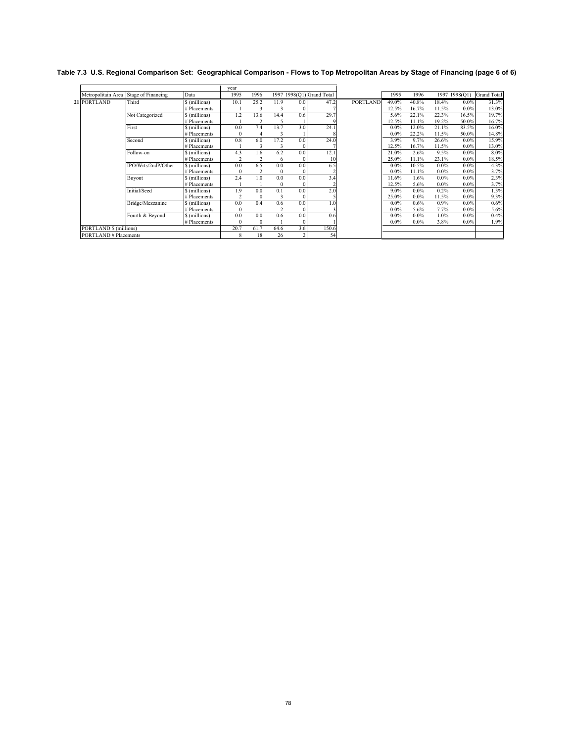**Table 7.3 U.S. Regional Comparison Set: Geographical Comparison - Flows to Top Metropolitan Areas by Stage of Financing (page 6 of 6)**

| | Metropolitain Area | Stage of Financing | Data | year 1995 | 1996 | 1997 | 1998(Q1) | Grand Total | | 1995 | 1996 | 1997 | 1998(Q1) | Grand Total |
|---|---|---|---|---|---|---|---|---|---|---|---|---|---|---|
| 21 | PORTLAND | Third | $ (millions) | 10.1 | 25.2 | 11.9 | 0.0 | 47.2 | PORTLAND | 49.0% | 40.8% | 18.4% | 0.0% | 31.3% |
| | | | # Placements | 1 | 3 | 3 | 0 | 7 | | 12.5% | 16.7% | 11.5% | 0.0% | 13.0% |
| | | Not Categorized | $ (millions) | 1.2 | 13.6 | 14.4 | 0.6 | 29.7 | | 5.6% | 22.1% | 22.3% | 16.5% | 19.7% |
| | | | # Placements | 1 | 2 | 5 | 1 | 9 | | 12.5% | 11.1% | 19.2% | 50.0% | 16.7% |
| | | First | $ (millions) | 0.0 | 7.4 | 13.7 | 3.0 | 24.1 | | 0.0% | 12.0% | 21.1% | 83.5% | 16.0% |
| | | | # Placements | 0 | 4 | 3 | 1 | 8 | | 0.0% | 22.2% | 11.5% | 50.0% | 14.8% |
| | | Second | $ (millions) | 0.8 | 6.0 | 17.2 | 0.0 | 24.0 | | 3.9% | 9.7% | 26.6% | 0.0% | 15.9% |
| | | | # Placements | 1 | 3 | 3 | 0 | 7 | | 12.5% | 16.7% | 11.5% | 0.0% | 13.0% |
| | | Follow-on | $ (millions) | 4.3 | 1.6 | 6.2 | 0.0 | 12.1 | | 21.0% | 2.6% | 9.5% | 0.0% | 8.0% |
| | | | # Placements | 2 | 2 | 6 | 0 | 10 | | 25.0% | 11.1% | 23.1% | 0.0% | 18.5% |
| | | IPO/Wrts/2ndP/Other | $ (millions) | 0.0 | 6.5 | 0.0 | 0.0 | 6.5 | | 0.0% | 10.5% | 0.0% | 0.0% | 4.3% |
| | | | # Placements | 0 | 2 | 0 | 0 | 2 | | 0.0% | 11.1% | 0.0% | 0.0% | 3.7% |
| | | Buyout | $ (millions) | 2.4 | 1.0 | 0.0 | 0.0 | 3.4 | | 11.6% | 1.6% | 0.0% | 0.0% | 2.3% |
| | | | # Placements | 1 | 1 | 0 | 0 | 2 | | 12.5% | 5.6% | 0.0% | 0.0% | 3.7% |
| | | Initial/Seed | $ (millions) | 1.9 | 0.0 | 0.1 | 0.0 | 2.0 | | 9.0% | 0.0% | 0.2% | 0.0% | 1.3% |
| | | | # Placements | 2 | 0 | 3 | 0 | 5 | | 25.0% | 0.0% | 11.5% | 0.0% | 9.3% |
| | | Bridge/Mezzanine | $ (millions) | 0.0 | 0.4 | 0.6 | 0.0 | 1.0 | | 0.0% | 0.6% | 0.9% | 0.0% | 0.6% |
| | | | # Placements | 0 | 1 | 2 | 0 | 3 | | 0.0% | 5.6% | 7.7% | 0.0% | 5.6% |
| | | Fourth & Beyond | $ (millions) | 0.0 | 0.0 | 0.6 | 0.0 | 0.6 | | 0.0% | 0.0% | 1.0% | 0.0% | 0.4% |
| | | | # Placements | 0 | 0 | 1 | 0 | 1 | | 0.0% | 0.0% | 3.8% | 0.0% | 1.9% |
| | PORTLAND $ (millions) | | | 20.7 | 61.7 | 64.6 | 3.6 | 150.6 | | | | | | |
| | PORTLAND # Placements | | | 8 | 18 | 26 | 2 | 54 | | | | | | |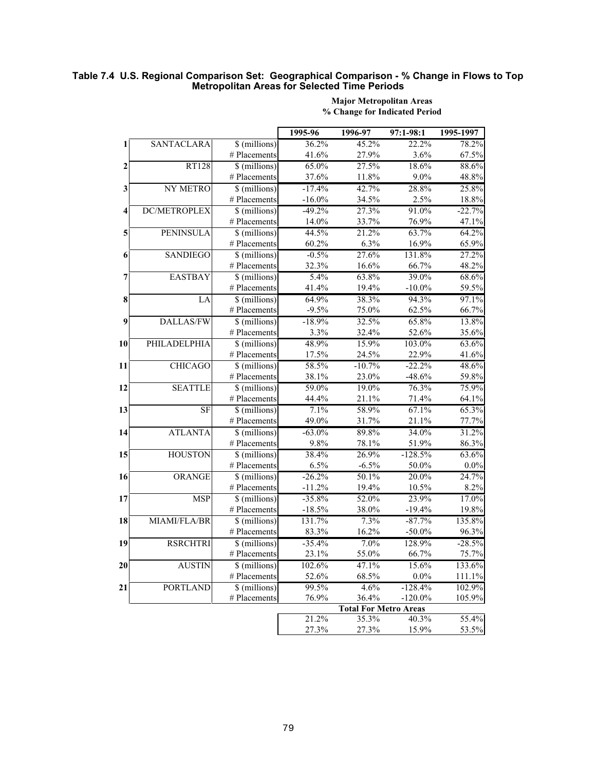**Table 7.4 U.S. Regional Comparison Set: Geographical Comparison - % Change in Flows to Top Metropolitan Areas for Selected Time Periods**

| | | | Major Metropolitan Areas % Change for Indicated Period | | | |
|---|---|---|---|---|---|---|
| | | | 1995-96 | 1996-97 | 97:1-98:1 | 1995-1997 |
| 1 | SANTACLARA | $ (millions) | 36.2% | 45.2% | 22.2% | 78.2% |
| | | # Placements | 41.6% | 27.9% | 3.6% | 67.5% |
| 2 | RT128 | $ (millions) | 65.0% | 27.5% | 18.6% | 88.6% |
| | | # Placements | 37.6% | 11.8% | 9.0% | 48.8% |
| 3 | NY METRO | $ (millions) | -17.4% | 42.7% | 28.8% | 25.8% |
| | | # Placements | -16.0% | 34.5% | 2.5% | 18.8% |
| 4 | DC/METROPLEX | $ (millions) | -49.2% | 27.3% | 91.0% | -22.7% |
| | | # Placements | 14.0% | 33.7% | 76.9% | 47.1% |
| 5 | PENINSULA | $ (millions) | 44.5% | 21.2% | 63.7% | 64.2% |
| | | # Placements | 60.2% | 6.3% | 16.9% | 65.9% |
| 6 | SANDIEGO | $ (millions) | -0.5% | 27.6% | 131.8% | 27.2% |
| | | # Placements | 32.3% | 16.6% | 66.7% | 48.2% |
| 7 | EASTBAY | $ (millions) | 5.4% | 63.8% | 39.0% | 68.6% |
| | | # Placements | 41.4% | 19.4% | -10.0% | 59.5% |
| 8 | LA | $ (millions) | 64.9% | 38.3% | 94.3% | 97.1% |
| | | # Placements | -9.5% | 75.0% | 62.5% | 66.7% |
| 9 | DALLAS/FW | $ (millions) | -18.9% | 32.5% | 65.8% | 13.8% |
| | | # Placements | 3.3% | 32.4% | 52.6% | 35.6% |
| 10 | PHILADELPHIA | $ (millions) | 48.9% | 15.9% | 103.0% | 63.6% |
| | | # Placements | 17.5% | 24.5% | 22.9% | 41.6% |
| 11 | CHICAGO | $ (millions) | 58.5% | -10.7% | -22.2% | 48.6% |
| | | # Placements | 38.1% | 23.0% | -48.6% | 59.8% |
| 12 | SEATTLE | $ (millions) | 59.0% | 19.0% | 76.3% | 75.9% |
| | | # Placements | 44.4% | 21.1% | 71.4% | 64.1% |
| 13 | SF | $ (millions) | 7.1% | 58.9% | 67.1% | 65.3% |
| | | # Placements | 49.0% | 31.7% | 21.1% | 77.7% |
| 14 | ATLANTA | $ (millions) | -63.0% | 89.8% | 34.0% | 31.2% |
| | | # Placements | 9.8% | 78.1% | 51.9% | 86.3% |
| 15 | HOUSTON | $ (millions) | 38.4% | 26.9% | -128.5% | 63.6% |
| | | # Placements | 6.5% | -6.5% | 50.0% | 0.0% |
| 16 | ORANGE | $ (millions) | -26.2% | 50.1% | 20.0% | 24.7% |
| | | # Placements | -11.2% | 19.4% | 10.5% | 8.2% |
| 17 | MSP | $ (millions) | -35.8% | 52.0% | 23.9% | 17.0% |
| | | # Placements | -18.5% | 38.0% | -19.4% | 19.8% |
| 18 | MIAMI/FLA/BR | $ (millions) | 131.7% | 7.3% | -87.7% | 135.8% |
| | | # Placements | 83.3% | 16.2% | -50.0% | 96.3% |
| 19 | RSRCHTRI | $ (millions) | -35.4% | 7.0% | 128.9% | -28.5% |
| | | # Placements | 23.1% | 55.0% | 66.7% | 75.7% |
| 20 | AUSTIN | $ (millions) | 102.6% | 47.1% | 15.6% | 133.6% |
| | | # Placements | 52.6% | 68.5% | 0.0% | 111.1% |
| 21 | PORTLAND | $ (millions) | 99.5% | 4.6% | -128.4% | 102.9% |
| | | # Placements | 76.9% | 36.4% | -120.0% | 105.9% |
| | | | Total For Metro Areas | | | |
| | | | 21.2% | 35.3% | 40.3% | 55.4% |
| | | | 27.3% | 27.3% | 15.9% | 53.5% |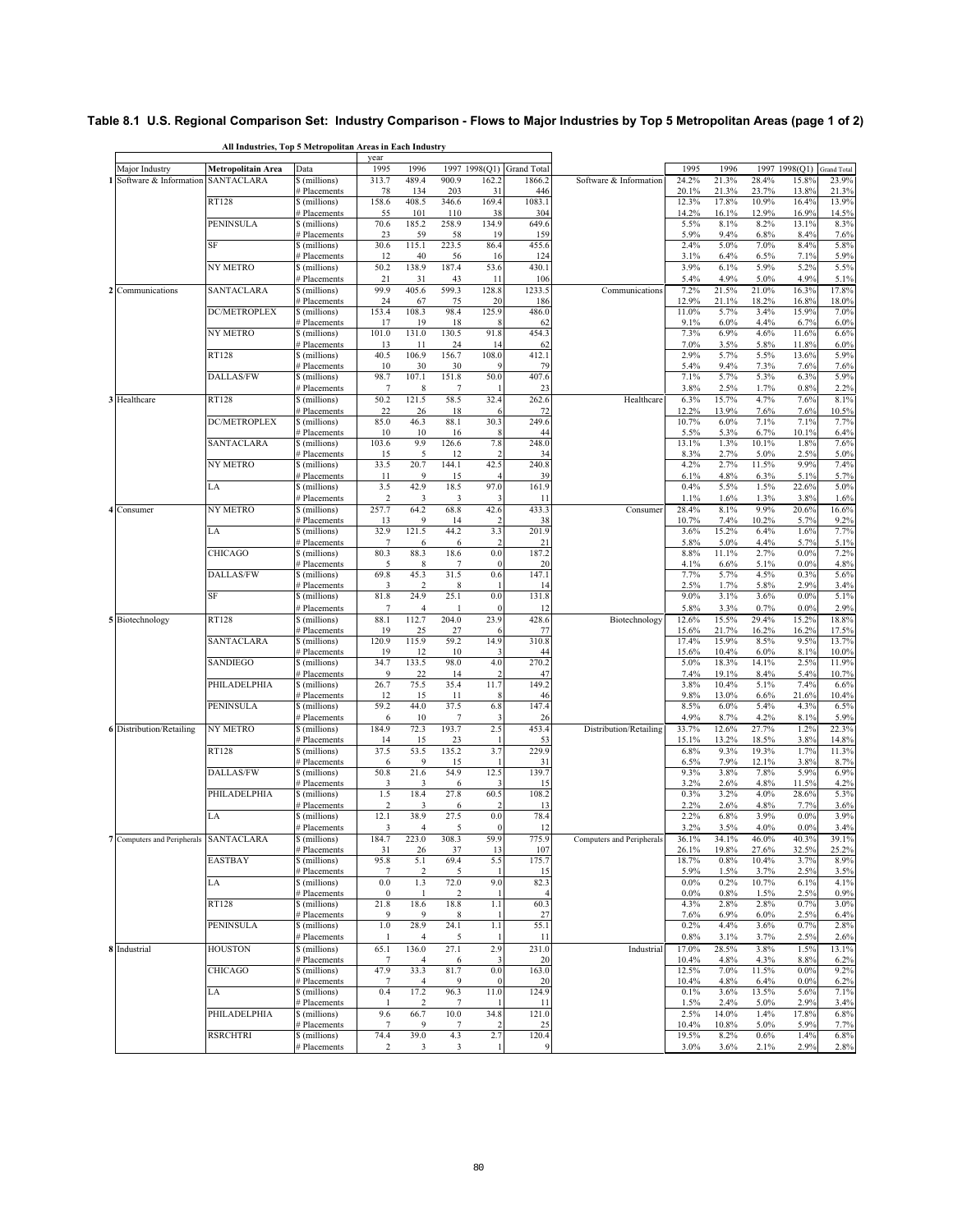## Table 8.1 U.S. Regional Comparison Set: Industry Comparison - Flows to Major Industries by Top 5 Metropolitan Areas (page 1 of 2)

**All Industries, Top 5 Metropolitain Areas in Each Industry**

| | Major Industry | Metropolitain Area | Data | 1995 | 1996 | 1997 | 1998(Q1) | Grand Total | | 1995 | 1996 | 1997 | 1998(Q1) | Grand Total |
|---|---|---|---|---|---|---|---|---|---|---|---|---|---|---|
| 1 | Software & Information | SANTACLARA | $ (millions) | 313.7 | 489.4 | 900.9 | 162.2 | 1866.2 | Software & Information | 24.2% | 21.3% | 28.4% | 15.8% | 23.9% |
| | | | # Placements | 78 | 134 | 203 | 31 | 446 | | 20.1% | 21.3% | 23.7% | 13.8% | 21.3% |
| | | RT128 | $ (millions) | 158.6 | 408.5 | 346.6 | 169.4 | 1083.1 | | 12.3% | 17.8% | 10.9% | 16.4% | 13.9% |
| | | | # Placements | 55 | 101 | 110 | 38 | 304 | | 14.2% | 16.1% | 12.9% | 16.9% | 14.5% |
| | | PENINSULA | $ (millions) | 70.6 | 185.2 | 258.9 | 134.9 | 649.6 | | 5.5% | 8.1% | 8.2% | 13.1% | 8.3% |
| | | | # Placements | 23 | 59 | 58 | 19 | 159 | | 5.9% | 9.4% | 6.8% | 8.4% | 7.6% |
| | | SF | $ (millions) | 30.6 | 115.1 | 223.5 | 86.4 | 455.6 | | 2.4% | 5.0% | 7.0% | 8.4% | 5.8% |
| | | | # Placements | 12 | 40 | 56 | 16 | 124 | | 3.1% | 6.4% | 6.5% | 7.1% | 5.9% |
| | | NY METRO | $ (millions) | 50.2 | 138.9 | 187.4 | 53.6 | 430.1 | | 3.9% | 6.1% | 5.9% | 5.2% | 5.5% |
| | | | # Placements | 21 | 31 | 43 | 11 | 106 | | 5.4% | 4.9% | 5.0% | 4.9% | 5.1% |
| 2 | Communications | SANTACLARA | $ (millions) | 99.9 | 405.6 | 599.3 | 128.8 | 1233.5 | Communications | 7.2% | 21.5% | 21.0% | 16.3% | 17.8% |
| | | | # Placements | 24 | 67 | 75 | 20 | 186 | | 12.9% | 21.1% | 18.2% | 16.8% | 18.0% |
| | | DC/METROPLEX | $ (millions) | 153.4 | 108.3 | 98.4 | 125.9 | 486.0 | | 11.0% | 5.7% | 3.4% | 15.9% | 7.0% |
| | | | # Placements | 17 | 19 | 18 | 8 | 62 | | 9.1% | 6.0% | 4.4% | 6.7% | 6.0% |
| | | NY METRO | $ (millions) | 101.0 | 131.0 | 130.5 | 91.8 | 454.3 | | 7.3% | 6.9% | 4.6% | 11.6% | 6.6% |
| | | | # Placements | 13 | 11 | 24 | 14 | 62 | | 7.0% | 3.5% | 5.8% | 11.8% | 6.0% |
| | | RT128 | $ (millions) | 40.5 | 106.9 | 156.7 | 108.0 | 412.1 | | 2.9% | 5.7% | 5.5% | 13.6% | 5.9% |
| | | | # Placements | 10 | 30 | 30 | 9 | 79 | | 5.4% | 9.4% | 7.3% | 7.6% | 7.6% |
| | | DALLAS/FW | $ (millions) | 98.7 | 107.1 | 151.8 | 50.0 | 407.6 | | 7.1% | 5.7% | 5.3% | 6.3% | 5.9% |
| | | | # Placements | 7 | 8 | 7 | 1 | 23 | | 3.8% | 2.5% | 1.7% | 0.8% | 2.2% |
| 3 | Healthcare | RT128 | $ (millions) | 50.2 | 121.5 | 58.5 | 32.4 | 262.6 | Healthcare | 6.3% | 15.7% | 4.7% | 7.6% | 8.1% |
| | | | # Placements | 22 | 26 | 18 | 6 | 72 | | 12.2% | 13.9% | 7.6% | 7.6% | 10.5% |
| | | DC/METROPLEX | $ (millions) | 85.0 | 46.3 | 88.1 | 30.3 | 249.6 | | 10.7% | 6.0% | 7.1% | 7.1% | 7.7% |
| | | | # Placements | 10 | 10 | 16 | 8 | 44 | | 5.5% | 5.3% | 6.7% | 10.1% | 6.4% |
| | | SANTACLARA | $ (millions) | 103.6 | 9.9 | 126.6 | 7.8 | 248.0 | | 13.1% | 1.3% | 10.1% | 1.8% | 7.6% |
| | | | # Placements | 15 | 5 | 12 | 2 | 34 | | 8.3% | 2.7% | 5.0% | 2.5% | 5.0% |
| | | NY METRO | $ (millions) | 33.5 | 20.7 | 144.1 | 42.5 | 240.8 | | 4.2% | 2.7% | 11.5% | 9.9% | 7.4% |
| | | | # Placements | 11 | 9 | 15 | 4 | 39 | | 6.1% | 4.8% | 6.3% | 5.1% | 5.7% |
| | | LA | $ (millions) | 3.5 | 42.9 | 18.5 | 97.0 | 161.9 | | 0.4% | 5.5% | 1.5% | 22.6% | 5.0% |
| | | | # Placements | 2 | 3 | 3 | 3 | 11 | | 1.1% | 1.6% | 1.3% | 3.8% | 1.6% |
| 4 | Consumer | NY METRO | $ (millions) | 257.7 | 64.2 | 68.8 | 42.6 | 433.3 | Consumer | 28.4% | 8.1% | 9.9% | 20.6% | 16.6% |
| | | | # Placements | 13 | 9 | 14 | 2 | 38 | | 10.7% | 7.4% | 10.2% | 5.7% | 9.2% |
| | | LA | $ (millions) | 32.9 | 121.5 | 44.2 | 3.3 | 201.9 | | 3.6% | 15.2% | 6.4% | 1.6% | 7.7% |
| | | | # Placements | 7 | 6 | 6 | 2 | 21 | | 5.8% | 5.0% | 4.4% | 5.7% | 5.1% |
| | | CHICAGO | $ (millions) | 80.3 | 88.3 | 18.6 | 0.0 | 187.2 | | 8.8% | 11.1% | 2.7% | 0.0% | 7.2% |
| | | | # Placements | 5 | 8 | 7 | 0 | 20 | | 4.1% | 6.6% | 5.1% | 0.0% | 4.8% |
| | | DALLAS/FW | $ (millions) | 69.8 | 45.3 | 31.5 | 0.6 | 147.1 | | 7.7% | 5.7% | 4.5% | 0.3% | 5.6% |
| | | | # Placements | 3 | 2 | 8 | 1 | 14 | | 2.5% | 1.7% | 5.8% | 2.9% | 3.4% |
| | | SF | $ (millions) | 81.8 | 24.9 | 25.1 | 0.0 | 131.8 | | 9.0% | 3.1% | 3.6% | 0.0% | 5.1% |
| | | | # Placements | 7 | 4 | 1 | 0 | 12 | | 5.8% | 3.3% | 0.7% | 0.0% | 2.9% |
| 5 | Biotechnology | RT128 | $ (millions) | 88.1 | 112.7 | 204.0 | 23.9 | 428.6 | Biotechnology | 12.6% | 15.5% | 29.4% | 15.2% | 18.8% |
| | | | # Placements | 19 | 25 | 27 | 6 | 77 | | 15.6% | 21.7% | 16.2% | 16.2% | 17.5% |
| | | SANTACLARA | $ (millions) | 120.9 | 115.9 | 59.2 | 14.9 | 310.8 | | 17.4% | 15.9% | 8.5% | 9.5% | 13.7% |
| | | | # Placements | 19 | 12 | 10 | 3 | 44 | | 15.6% | 10.4% | 6.0% | 8.1% | 10.0% |
| | | SANDIEGO | $ (millions) | 34.7 | 133.5 | 98.0 | 4.0 | 270.2 | | 5.0% | 18.3% | 14.1% | 2.5% | 11.9% |
| | | | # Placements | 9 | 22 | 14 | 2 | 47 | | 7.4% | 19.1% | 8.4% | 5.4% | 10.7% |
| | | PHILADELPHIA | $ (millions) | 26.7 | 75.5 | 35.4 | 11.7 | 149.2 | | 3.8% | 10.4% | 5.1% | 7.4% | 6.6% |
| | | | # Placements | 12 | 15 | 11 | 8 | 46 | | 9.8% | 13.0% | 6.6% | 21.6% | 10.4% |
| | | PENINSULA | $ (millions) | 59.2 | 44.0 | 37.5 | 6.8 | 147.4 | | 8.5% | 6.0% | 5.4% | 4.3% | 6.5% |
| | | | # Placements | 6 | 10 | 7 | 3 | 26 | | 4.9% | 8.7% | 4.2% | 8.1% | 5.9% |
| 6 | Distribution/Retailing | NY METRO | $ (millions) | 184.9 | 72.3 | 193.7 | 2.5 | 453.4 | Distribution/Retailing | 33.7% | 12.6% | 27.7% | 1.2% | 22.3% |
| | | | # Placements | 14 | 15 | 23 | 1 | 53 | | 15.1% | 13.2% | 18.5% | 3.8% | 14.8% |
| | | RT128 | $ (millions) | 37.5 | 53.5 | 135.2 | 3.7 | 229.9 | | 6.8% | 9.3% | 19.3% | 1.7% | 11.3% |
| | | | # Placements | 6 | 9 | 15 | 1 | 31 | | 6.5% | 7.9% | 12.1% | 3.8% | 8.7% |
| | | DALLAS/FW | $ (millions) | 50.8 | 21.6 | 54.9 | 12.5 | 139.7 | | 9.3% | 3.8% | 7.8% | 5.9% | 6.9% |
| | | | # Placements | 3 | 3 | 6 | 3 | 15 | | 3.2% | 2.6% | 4.8% | 11.5% | 4.2% |
| | | PHILADELPHIA | $ (millions) | 1.5 | 18.4 | 27.8 | 60.5 | 108.2 | | 0.3% | 3.2% | 4.0% | 28.6% | 5.3% |
| | | | # Placements | 2 | 3 | 6 | 2 | 13 | | 2.2% | 2.6% | 4.8% | 7.7% | 3.6% |
| | | LA | $ (millions) | 12.1 | 38.9 | 27.5 | 0.0 | 78.4 | | 2.2% | 6.8% | 3.9% | 0.0% | 3.9% |
| | | | # Placements | 3 | 4 | 5 | 0 | 12 | | 3.2% | 3.5% | 4.0% | 0.0% | 3.4% |
| 7 | Computers and Peripherals | SANTACLARA | $ (millions) | 184.7 | 223.0 | 308.3 | 59.9 | 775.9 | Computers and Peripherals | 36.1% | 34.1% | 46.0% | 40.3% | 39.1% |
| | | | # Placements | 31 | 26 | 37 | 13 | 107 | | 26.1% | 19.8% | 27.6% | 32.5% | 25.2% |
| | | EASTBAY | $ (millions) | 95.8 | 5.1 | 69.4 | 5.5 | 175.7 | | 18.7% | 0.8% | 10.4% | 3.7% | 8.9% |
| | | | # Placements | 7 | 2 | 5 | 1 | 15 | | 5.9% | 1.5% | 3.7% | 2.5% | 3.5% |
| | | LA | $ (millions) | 0.0 | 1.3 | 72.0 | 9.0 | 82.3 | | 0.0% | 0.2% | 10.7% | 6.1% | 4.1% |
| | | | # Placements | 0 | 1 | 2 | 1 | 4 | | 0.0% | 0.8% | 1.5% | 2.5% | 0.9% |
| | | RT128 | $ (millions) | 21.8 | 18.6 | 18.8 | 1.1 | 60.3 | | 4.3% | 2.8% | 2.8% | 0.7% | 3.0% |
| | | | # Placements | 9 | 9 | 8 | 1 | 27 | | 7.6% | 6.9% | 6.0% | 2.5% | 6.4% |
| | | PENINSULA | $ (millions) | 1.0 | 28.9 | 24.1 | 1.1 | 55.1 | | 0.2% | 4.4% | 3.6% | 0.7% | 2.8% |
| | | | # Placements | 1 | 4 | 5 | 1 | 11 | | 0.8% | 3.1% | 3.7% | 2.5% | 2.6% |
| 8 | Industrial | HOUSTON | $ (millions) | 65.1 | 136.0 | 27.1 | 2.9 | 231.0 | Industrial | 17.0% | 28.5% | 3.8% | 1.5% | 13.1% |
| | | | # Placements | 7 | 4 | 6 | 3 | 20 | | 10.4% | 4.8% | 4.3% | 8.8% | 6.2% |
| | | CHICAGO | $ (millions) | 47.9 | 33.3 | 81.7 | 0.0 | 163.0 | | 12.5% | 7.0% | 11.5% | 0.0% | 9.2% |
| | | | # Placements | 7 | 4 | 9 | 0 | 20 | | 10.4% | 4.8% | 6.4% | 0.0% | 6.2% |
| | | LA | $ (millions) | 0.4 | 17.2 | 96.3 | 11.0 | 124.9 | | 0.1% | 3.6% | 13.5% | 5.6% | 7.1% |
| | | | # Placements | 1 | 2 | 7 | 1 | 11 | | 1.5% | 2.4% | 5.0% | 2.9% | 3.4% |
| | | PHILADELPHIA | $ (millions) | 9.6 | 66.7 | 10.0 | 34.8 | 121.0 | | 2.5% | 14.0% | 1.4% | 17.8% | 6.8% |
| | | | # Placements | 7 | 9 | 7 | 2 | 25 | | 10.4% | 10.8% | 5.0% | 5.9% | 7.7% |
| | | RSRCHTRI | $ (millions) | 74.4 | 39.0 | 4.3 | 2.7 | 120.4 | | 19.5% | 8.2% | 0.6% | 1.4% | 6.8% |
| | | | # Placements | 2 | 3 | 3 | 1 | 9 | | 3.0% | 3.6% | 2.1% | 2.9% | 2.8% |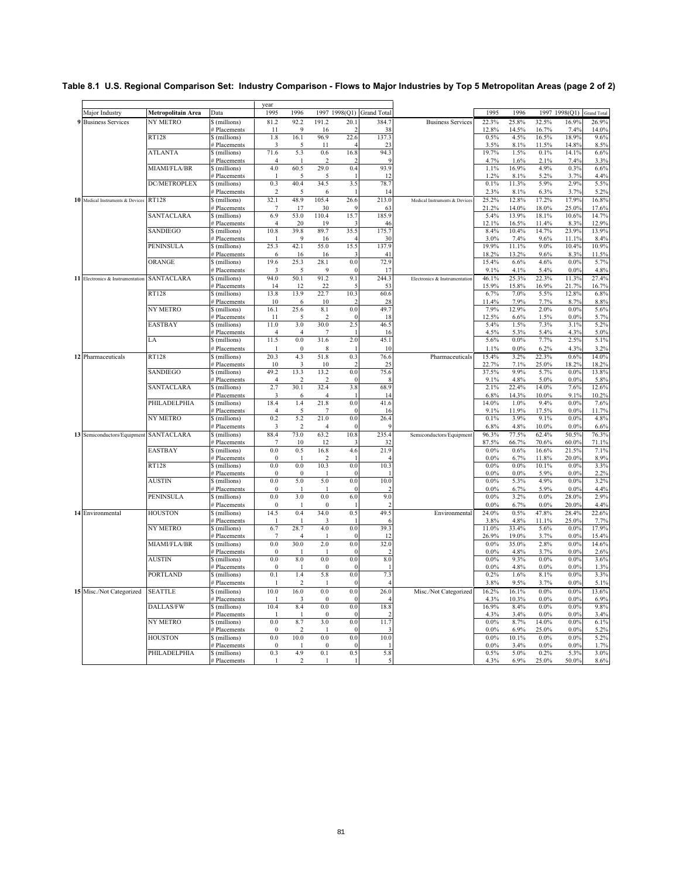## Table 8.1 U.S. Regional Comparison Set: Industry Comparison - Flows to Major Industries by Top 5 Metropolitan Areas (page 2 of 2)

| | | | year | | | | | | | | | | |
|---|---|---|---|---|---|---|---|---|---|---|---|---|---|
| Major Industry | Metropolitan Area | Data | 1995 | 1996 | 1997 | 1998(Q1) | Grand Total | | 1995 | 1996 | 1997 | 1998(Q1) | Grand Total |
| 9 Business Services | NY METRO | $ (millions) | 81.2 | 92.2 | 191.2 | 20.1 | 384.7 | Business Services | 22.3% | 25.8% | 32.5% | 16.9% | 26.9% |
| | | # Placements | 11 | 9 | 16 | 2 | 38 | | 12.8% | 14.5% | 16.7% | 7.4% | 14.0% |
| | RT128 | $ (millions) | 1.8 | 16.1 | 96.9 | 22.6 | 137.3 | | 0.5% | 4.5% | 16.5% | 18.9% | 9.6% |
| | | # Placements | 3 | 5 | 11 | 4 | 23 | | 3.5% | 8.1% | 11.5% | 14.8% | 8.5% |
| | ATLANTA | $ (millions) | 71.6 | 5.3 | 0.6 | 16.8 | 94.3 | | 19.7% | 1.5% | 0.1% | 14.1% | 6.6% |
| | | # Placements | 4 | 1 | 2 | 2 | 9 | | 4.7% | 1.6% | 2.1% | 7.4% | 3.3% |
| | MIAMI/FLA/BR | $ (millions) | 4.0 | 60.5 | 29.0 | 0.4 | 93.9 | | 1.1% | 16.9% | 4.9% | 0.3% | 6.6% |
| | | # Placements | 1 | 5 | 5 | 1 | 12 | | 1.2% | 8.1% | 5.2% | 3.7% | 4.4% |
| | DC/METROPLEX | $ (millions) | 0.3 | 40.4 | 34.5 | 3.5 | 78.7 | | 0.1% | 11.3% | 5.9% | 2.9% | 5.5% |
| | | # Placements | 2 | 5 | 6 | 1 | 14 | | 2.3% | 8.1% | 6.3% | 3.7% | 5.2% |
| 10 Medical Instruments & Devices | RT128 | $ (millions) | 32.1 | 48.9 | 105.4 | 26.6 | 213.0 | Medical Instruments & Devices | 25.2% | 12.8% | 17.2% | 17.9% | 16.8% |
| | | # Placements | 7 | 17 | 30 | 9 | 63 | | 21.2% | 14.0% | 18.0% | 25.0% | 17.6% |
| | SANTACLARA | $ (millions) | 6.9 | 53.0 | 110.4 | 15.7 | 185.9 | | 5.4% | 13.9% | 18.1% | 10.6% | 14.7% |
| | | # Placements | 4 | 20 | 19 | 3 | 46 | | 12.1% | 16.5% | 11.4% | 8.3% | 12.9% |
| | SANDIEGO | $ (millions) | 10.8 | 39.8 | 89.7 | 35.5 | 175.7 | | 8.4% | 10.4% | 14.7% | 23.9% | 13.9% |
| | | # Placements | 1 | 9 | 16 | 4 | 30 | | 3.0% | 7.4% | 9.6% | 11.1% | 8.4% |
| | PENINSULA | $ (millions) | 25.3 | 42.1 | 55.0 | 15.5 | 137.9 | | 19.9% | 11.1% | 9.0% | 10.4% | 10.9% |
| | | # Placements | 6 | 16 | 16 | 3 | 41 | | 18.2% | 13.2% | 9.6% | 8.3% | 11.5% |
| | ORANGE | $ (millions) | 19.6 | 25.3 | 28.1 | 0.0 | 72.9 | | 15.4% | 6.6% | 4.6% | 0.0% | 5.7% |
| | | # Placements | 3 | 5 | 9 | 0 | 17 | | 9.1% | 4.1% | 5.4% | 0.0% | 4.8% |
| 11 Electronics & Instrumentation | SANTACLARA | $ (millions) | 94.0 | 50.1 | 91.2 | 9.1 | 244.3 | Electronics & Instrumentation | 46.1% | 25.3% | 22.3% | 11.3% | 27.4% |
| | | # Placements | 14 | 12 | 22 | 5 | 53 | | 15.9% | 15.8% | 16.9% | 21.7% | 16.7% |
| | RT128 | $ (millions) | 13.8 | 13.9 | 22.7 | 10.3 | 60.6 | | 6.7% | 7.0% | 5.5% | 12.8% | 6.8% |
| | | # Placements | 10 | 6 | 10 | 2 | 28 | | 11.4% | 7.9% | 7.7% | 8.7% | 8.8% |
| | NY METRO | $ (millions) | 16.1 | 25.6 | 8.1 | 0.0 | 49.7 | | 7.9% | 12.9% | 2.0% | 0.0% | 5.6% |
| | | # Placements | 11 | 5 | 2 | 0 | 18 | | 12.5% | 6.6% | 1.5% | 0.0% | 5.7% |
| | EASTBAY | $ (millions) | 11.0 | 3.0 | 30.0 | 2.5 | 46.5 | | 5.4% | 1.5% | 7.3% | 3.1% | 5.2% |
| | | # Placements | 4 | 4 | 7 | 1 | 16 | | 4.5% | 5.3% | 5.4% | 4.3% | 5.0% |
| | LA | $ (millions) | 11.5 | 0.0 | 31.6 | 2.0 | 45.1 | | 5.6% | 0.0% | 7.7% | 2.5% | 5.1% |
| | | # Placements | 1 | 0 | 8 | 1 | 10 | | 1.1% | 0.0% | 6.2% | 4.3% | 3.2% |
| 12 Pharmaceuticals | RT128 | $ (millions) | 20.3 | 4.3 | 51.8 | 0.3 | 76.6 | Pharmaceuticals | 15.4% | 3.2% | 22.3% | 0.6% | 14.0% |
| | | # Placements | 10 | 3 | 10 | 2 | 25 | | 22.7% | 7.1% | 25.0% | 18.2% | 18.2% |
| | SANDIEGO | $ (millions) | 49.2 | 13.3 | 13.2 | 0.0 | 75.6 | | 37.5% | 9.9% | 5.7% | 0.0% | 13.8% |
| | | # Placements | 4 | 2 | 2 | 0 | 8 | | 9.1% | 4.8% | 5.0% | 0.0% | 5.8% |
| | SANTACLARA | $ (millions) | 2.7 | 30.1 | 32.4 | 3.8 | 68.9 | | 2.1% | 22.4% | 14.0% | 7.6% | 12.6% |
| | | # Placements | 3 | 6 | 4 | 1 | 14 | | 6.8% | 14.3% | 10.0% | 9.1% | 10.2% |
| | PHILADELPHIA | $ (millions) | 18.4 | 1.4 | 21.8 | 0.0 | 41.6 | | 14.0% | 1.0% | 9.4% | 0.0% | 7.6% |
| | | # Placements | 4 | 5 | 7 | 0 | 16 | | 9.1% | 11.9% | 17.5% | 0.0% | 11.7% |
| | NY METRO | $ (millions) | 0.2 | 5.2 | 21.0 | 0.0 | 26.4 | | 0.1% | 3.9% | 9.1% | 0.0% | 4.8% |
| | | # Placements | 3 | 2 | 4 | 0 | 9 | | 6.8% | 4.8% | 10.0% | 0.0% | 6.6% |
| 13 Semiconductors/Equipment | SANTACLARA | $ (millions) | 88.4 | 73.0 | 63.2 | 10.8 | 235.4 | Semiconductors/Equipment | 96.3% | 77.5% | 62.4% | 50.5% | 76.3% |
| | | # Placements | 7 | 10 | 12 | 3 | 32 | | 87.5% | 66.7% | 70.6% | 60.0% | 71.1% |
| | EASTBAY | $ (millions) | 0.0 | 0.5 | 16.8 | 4.6 | 21.9 | | 0.0% | 0.6% | 16.6% | 21.5% | 7.1% |
| | | # Placements | 0 | 1 | 2 | 1 | 4 | | 0.0% | 6.7% | 11.8% | 20.0% | 8.9% |
| | RT128 | $ (millions) | 0.0 | 0.0 | 10.3 | 0.0 | 10.3 | | 0.0% | 0.0% | 10.1% | 0.0% | 3.3% |
| | | # Placements | 0 | 0 | 1 | 0 | 1 | | 0.0% | 0.0% | 5.9% | 0.0% | 2.2% |
| | AUSTIN | $ (millions) | 0.0 | 5.0 | 5.0 | 0.0 | 10.0 | | 0.0% | 5.3% | 4.9% | 0.0% | 3.2% |
| | | # Placements | 0 | 1 | 1 | 0 | 2 | | 0.0% | 6.7% | 5.9% | 0.0% | 4.4% |
| | PENINSULA | $ (millions) | 0.0 | 3.0 | 0.0 | 6.0 | 9.0 | | 0.0% | 3.2% | 0.0% | 28.0% | 2.9% |
| | | # Placements | 0 | 1 | 0 | 1 | 2 | | 0.0% | 6.7% | 0.0% | 20.0% | 4.4% |
| 14 Environmental | HOUSTON | $ (millions) | 14.5 | 0.4 | 34.0 | 0.5 | 49.5 | Environmental | 24.0% | 0.5% | 47.8% | 28.4% | 22.6% |
| | | # Placements | 1 | 1 | 3 | 1 | 6 | | 3.8% | 4.8% | 11.1% | 25.0% | 7.7% |
| | NY METRO | $ (millions) | 6.7 | 28.7 | 4.0 | 0.0 | 39.3 | | 11.0% | 33.4% | 5.6% | 0.0% | 17.9% |
| | | # Placements | 7 | 4 | 1 | 0 | 12 | | 26.9% | 19.0% | 3.7% | 0.0% | 15.4% |
| | MIAMI/FLA/BR | $ (millions) | 0.0 | 30.0 | 2.0 | 0.0 | 32.0 | | 0.0% | 35.0% | 2.8% | 0.0% | 14.6% |
| | | # Placements | 0 | 1 | 1 | 0 | 2 | | 0.0% | 4.8% | 3.7% | 0.0% | 2.6% |
| | AUSTIN | $ (millions) | 0.0 | 8.0 | 0.0 | 0.0 | 8.0 | | 0.0% | 9.3% | 0.0% | 0.0% | 3.6% |
| | | # Placements | 0 | 1 | 0 | 0 | 1 | | 0.0% | 4.8% | 0.0% | 0.0% | 1.3% |
| | PORTLAND | $ (millions) | 0.1 | 1.4 | 5.8 | 0.0 | 7.3 | | 0.2% | 1.6% | 8.1% | 0.0% | 3.3% |
| | | # Placements | 1 | 2 | 1 | 0 | 4 | | 3.8% | 9.5% | 3.7% | 0.0% | 5.1% |
| 15 Misc./Not Categorized | SEATTLE | $ (millions) | 10.0 | 16.0 | 0.0 | 0.0 | 26.0 | Misc./Not Categorized | 16.2% | 16.1% | 0.0% | 0.0% | 13.6% |
| | | # Placements | 1 | 3 | 0 | 0 | 4 | | 4.3% | 10.3% | 0.0% | 0.0% | 6.9% |
| | DALLAS/FW | $ (millions) | 10.4 | 8.4 | 0.0 | 0.0 | 18.8 | | 16.9% | 8.4% | 0.0% | 0.0% | 9.8% |
| | | # Placements | 1 | 1 | 0 | 0 | 2 | | 4.3% | 3.4% | 0.0% | 0.0% | 3.4% |
| | NY METRO | $ (millions) | 0.0 | 8.7 | 3.0 | 0.0 | 11.7 | | 0.0% | 8.7% | 14.0% | 0.0% | 6.1% |
| | | # Placements | 0 | 2 | 1 | 0 | 3 | | 0.0% | 6.9% | 25.0% | 0.0% | 5.2% |
| | HOUSTON | $ (millions) | 0.0 | 10.0 | 0.0 | 0.0 | 10.0 | | 0.0% | 10.1% | 0.0% | 0.0% | 5.2% |
| | | # Placements | 0 | 1 | 0 | 0 | 1 | | 0.0% | 3.4% | 0.0% | 0.0% | 1.7% |
| | PHILADELPHIA | $ (millions) | 0.3 | 4.9 | 0.1 | 0.5 | 5.8 | | 0.5% | 5.0% | 0.2% | 5.3% | 3.0% |
| | | # Placements | 1 | 2 | 1 | 1 | 5 | | 4.3% | 6.9% | 25.0% | 50.0% | 8.6% |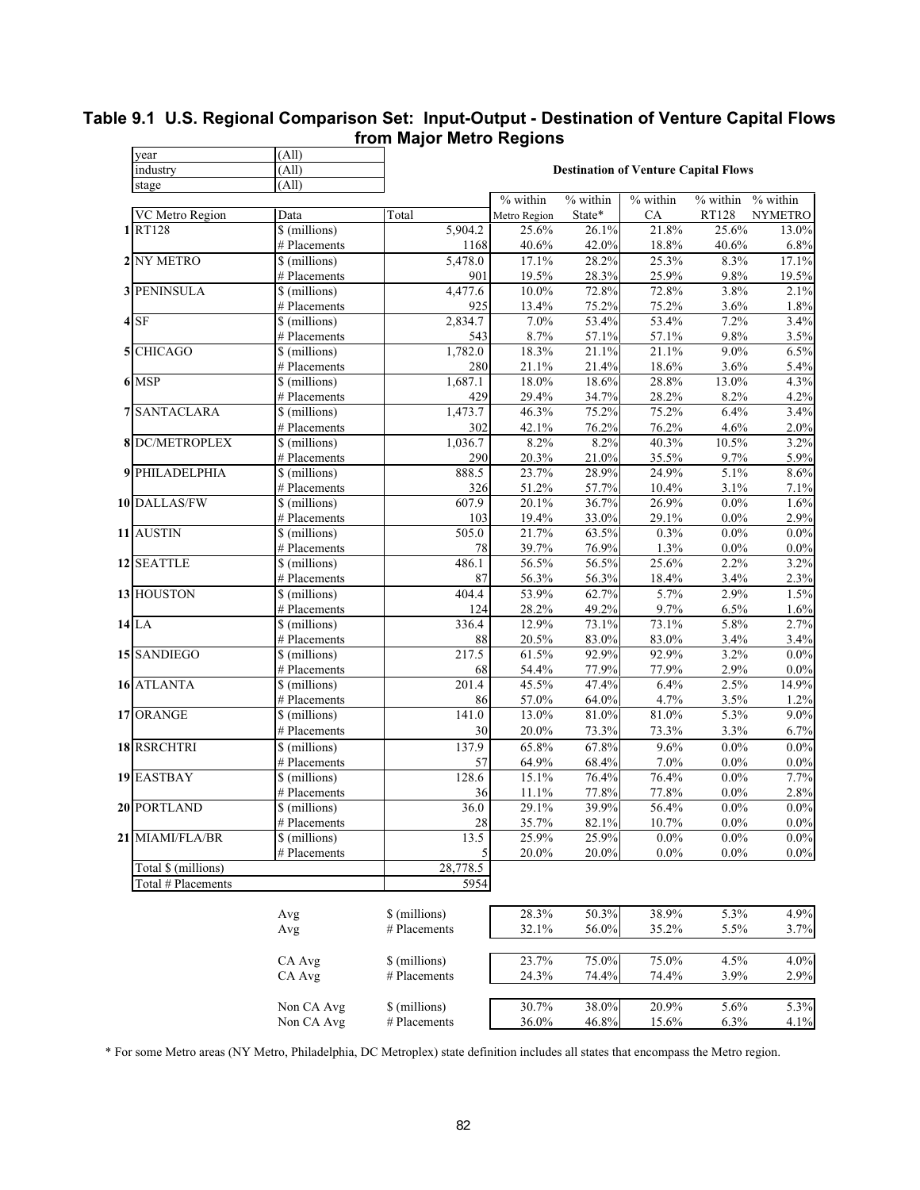## Table 9.1 U.S. Regional Comparison Set: Input-Output - Destination of Venture Capital Flows from Major Metro Regions

| year | (All) |
|---|---|
| industry | (All) |
| stage | (All) |

**Destination of Venture Capital Flows**

| | VC Metro Region | Data | Total | % within Metro Region | % within State* | % within CA | % within RT128 | % within NYMETRO |
|---|---|---|---|---|---|---|---|---|
| 1 | RT128 | $ (millions) | 5,904.2 | 25.6% | 26.1% | 21.8% | 25.6% | 13.0% |
| | | # Placements | 1168 | 40.6% | 42.0% | 18.8% | 40.6% | 6.8% |
| 2 | NY METRO | $ (millions) | 5,478.0 | 17.1% | 28.2% | 25.3% | 8.3% | 17.1% |
| | | # Placements | 901 | 19.5% | 28.3% | 25.9% | 9.8% | 19.5% |
| 3 | PENINSULA | $ (millions) | 4,477.6 | 10.0% | 72.8% | 72.8% | 3.8% | 2.1% |
| | | # Placements | 925 | 13.4% | 75.2% | 75.2% | 3.6% | 1.8% |
| 4 | SF | $ (millions) | 2,834.7 | 7.0% | 53.4% | 53.4% | 7.2% | 3.4% |
| | | # Placements | 543 | 8.7% | 57.1% | 57.1% | 9.8% | 3.5% |
| 5 | CHICAGO | $ (millions) | 1,782.0 | 18.3% | 21.1% | 21.1% | 9.0% | 6.5% |
| | | # Placements | 280 | 21.1% | 21.4% | 18.6% | 3.6% | 5.4% |
| 6 | MSP | $ (millions) | 1,687.1 | 18.0% | 18.6% | 28.8% | 13.0% | 4.3% |
| | | # Placements | 429 | 29.4% | 34.7% | 28.2% | 8.2% | 4.2% |
| 7 | SANTACLARA | $ (millions) | 1,473.7 | 46.3% | 75.2% | 75.2% | 6.4% | 3.4% |
| | | # Placements | 302 | 42.1% | 76.2% | 76.2% | 4.6% | 2.0% |
| 8 | DC/METROPLEX | $ (millions) | 1,036.7 | 8.2% | 8.2% | 40.3% | 10.5% | 3.2% |
| | | # Placements | 290 | 20.3% | 21.0% | 35.5% | 9.7% | 5.9% |
| 9 | PHILADELPHIA | $ (millions) | 888.5 | 23.7% | 28.9% | 24.9% | 5.1% | 8.6% |
| | | # Placements | 326 | 51.2% | 57.7% | 10.4% | 3.1% | 7.1% |
| 10 | DALLAS/FW | $ (millions) | 607.9 | 20.1% | 36.7% | 26.9% | 0.0% | 1.6% |
| | | # Placements | 103 | 19.4% | 33.0% | 29.1% | 0.0% | 2.9% |
| 11 | AUSTIN | $ (millions) | 505.0 | 21.7% | 63.5% | 0.3% | 0.0% | 0.0% |
| | | # Placements | 78 | 39.7% | 76.9% | 1.3% | 0.0% | 0.0% |
| 12 | SEATTLE | $ (millions) | 486.1 | 56.5% | 56.5% | 25.6% | 2.2% | 3.2% |
| | | # Placements | 87 | 56.3% | 56.3% | 18.4% | 3.4% | 2.3% |
| 13 | HOUSTON | $ (millions) | 404.4 | 53.9% | 62.7% | 5.7% | 2.9% | 1.5% |
| | | # Placements | 124 | 28.2% | 49.2% | 9.7% | 6.5% | 1.6% |
| 14 | LA | $ (millions) | 336.4 | 12.9% | 73.1% | 73.1% | 5.8% | 2.7% |
| | | # Placements | 88 | 20.5% | 83.0% | 83.0% | 3.4% | 3.4% |
| 15 | SANDIEGO | $ (millions) | 217.5 | 61.5% | 92.9% | 92.9% | 3.2% | 0.0% |
| | | # Placements | 68 | 54.4% | 77.9% | 77.9% | 2.9% | 0.0% |
| 16 | ATLANTA | $ (millions) | 201.4 | 45.5% | 47.4% | 6.4% | 2.5% | 14.9% |
| | | # Placements | 86 | 57.0% | 64.0% | 4.7% | 3.5% | 1.2% |
| 17 | ORANGE | $ (millions) | 141.0 | 13.0% | 81.0% | 81.0% | 5.3% | 9.0% |
| | | # Placements | 30 | 20.0% | 73.3% | 73.3% | 3.3% | 6.7% |
| 18 | RSRCHTRI | $ (millions) | 137.9 | 65.8% | 67.8% | 9.6% | 0.0% | 0.0% |
| | | # Placements | 57 | 64.9% | 68.4% | 7.0% | 0.0% | 0.0% |
| 19 | EASTBAY | $ (millions) | 128.6 | 15.1% | 76.4% | 76.4% | 0.0% | 7.7% |
| | | # Placements | 36 | 11.1% | 77.8% | 77.8% | 0.0% | 2.8% |
| 20 | PORTLAND | $ (millions) | 36.0 | 29.1% | 39.9% | 56.4% | 0.0% | 0.0% |
| | | # Placements | 28 | 35.7% | 82.1% | 10.7% | 0.0% | 0.0% |
| 21 | MIAMI/FLA/BR | $ (millions) | 13.5 | 25.9% | 25.9% | 0.0% | 0.0% | 0.0% |
| | | # Placements | 5 | 20.0% | 20.0% | 0.0% | 0.0% | 0.0% |
| | Total $ (millions) | | 28,778.5 | | | | | |
| | Total # Placements | | 5954 | | | | | |

| | | % within Metro Region | % within State* | % within CA | % within RT128 | % within NYMETRO |
|---|---|---|---|---|---|---|
| Avg | $ (millions) | 28.3% | 50.3% | 38.9% | 5.3% | 4.9% |
| Avg | # Placements | 32.1% | 56.0% | 35.2% | 5.5% | 3.7% |
| CA Avg | $ (millions) | 23.7% | 75.0% | 75.0% | 4.5% | 4.0% |
| CA Avg | # Placements | 24.3% | 74.4% | 74.4% | 3.9% | 2.9% |
| Non CA Avg | $ (millions) | 30.7% | 38.0% | 20.9% | 5.6% | 5.3% |
| Non CA Avg | # Placements | 36.0% | 46.8% | 15.6% | 6.3% | 4.1% |

* For some Metro areas (NY Metro, Philadelphia, DC Metroplex) state definition includes all states that encompass the Metro region.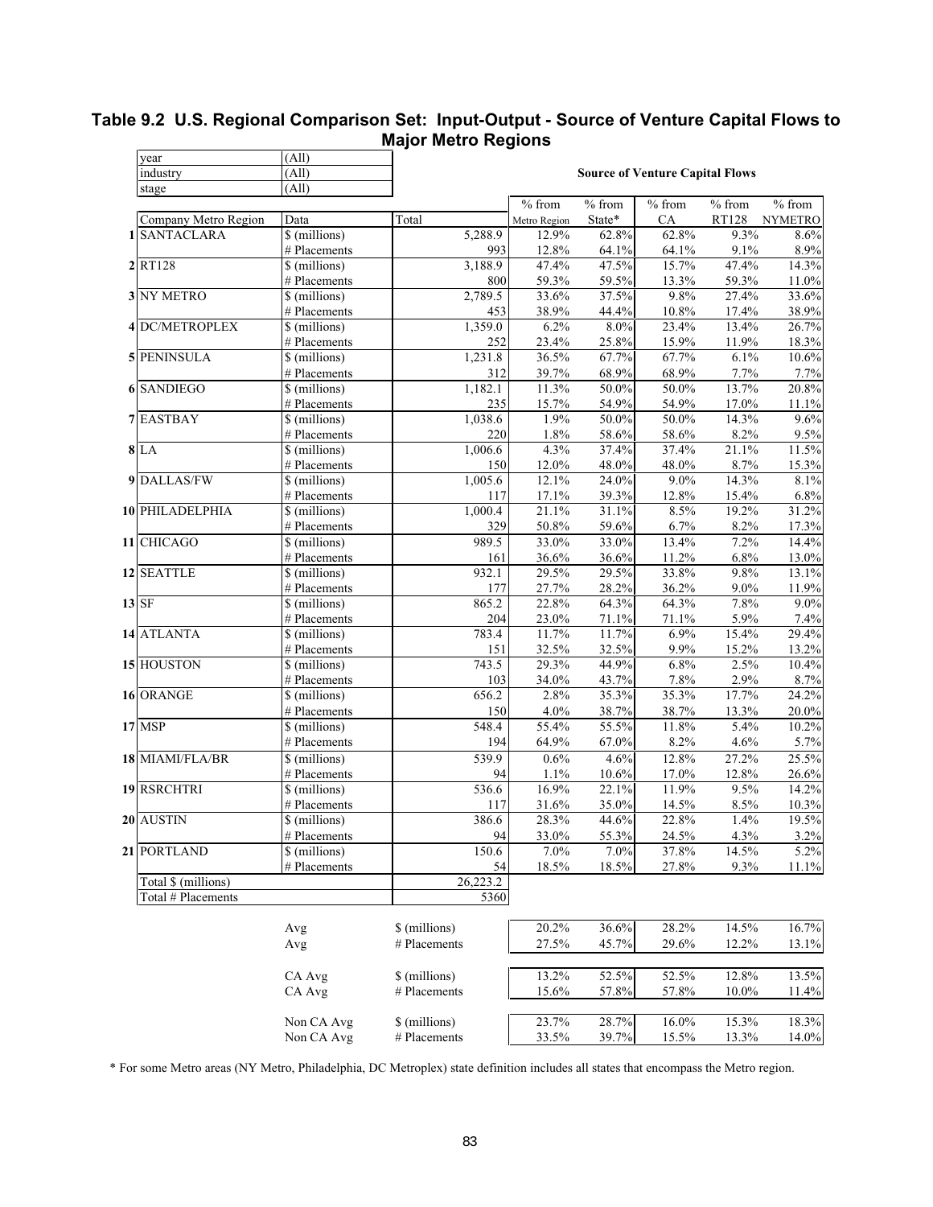## Table 9.2 U.S. Regional Comparison Set: Input-Output - Source of Venture Capital Flows to Major Metro Regions

| | |
|---|---|
| year | (All) |
| industry | (All) |
| stage | (All) |

**Source of Venture Capital Flows**

| | Company Metro Region | Data | Total | % from Metro Region | % from State* | % from CA | % from RT128 | % from NYMETRO |
|---|---|---|---|---|---|---|---|---|
| 1 | SANTACLARA | $ (millions) | 5,288.9 | 12.9% | 62.8% | 62.8% | 9.3% | 8.6% |
| | | # Placements | 993 | 12.8% | 64.1% | 64.1% | 9.1% | 8.9% |
| 2 | RT128 | $ (millions) | 3,188.9 | 47.4% | 47.5% | 15.7% | 47.4% | 14.3% |
| | | # Placements | 800 | 59.3% | 59.5% | 13.3% | 59.3% | 11.0% |
| 3 | NY METRO | $ (millions) | 2,789.5 | 33.6% | 37.5% | 9.8% | 27.4% | 33.6% |
| | | # Placements | 453 | 38.9% | 44.4% | 10.8% | 17.4% | 38.9% |
| 4 | DC/METROPLEX | $ (millions) | 1,359.0 | 6.2% | 8.0% | 23.4% | 13.4% | 26.7% |
| | | # Placements | 252 | 23.4% | 25.8% | 15.9% | 11.9% | 18.3% |
| 5 | PENINSULA | $ (millions) | 1,231.8 | 36.5% | 67.7% | 67.7% | 6.1% | 10.6% |
| | | # Placements | 312 | 39.7% | 68.9% | 68.9% | 7.7% | 7.7% |
| 6 | SANDIEGO | $ (millions) | 1,182.1 | 11.3% | 50.0% | 50.0% | 13.7% | 20.8% |
| | | # Placements | 235 | 15.7% | 54.9% | 54.9% | 17.0% | 11.1% |
| 7 | EASTBAY | $ (millions) | 1,038.6 | 1.9% | 50.0% | 50.0% | 14.3% | 9.6% |
| | | # Placements | 220 | 1.8% | 58.6% | 58.6% | 8.2% | 9.5% |
| 8 | LA | $ (millions) | 1,006.6 | 4.3% | 37.4% | 37.4% | 21.1% | 11.5% |
| | | # Placements | 150 | 12.0% | 48.0% | 48.0% | 8.7% | 15.3% |
| 9 | DALLAS/FW | $ (millions) | 1,005.6 | 12.1% | 24.0% | 9.0% | 14.3% | 8.1% |
| | | # Placements | 117 | 17.1% | 39.3% | 12.8% | 15.4% | 6.8% |
| 10 | PHILADELPHIA | $ (millions) | 1,000.4 | 21.1% | 31.1% | 8.5% | 19.2% | 31.2% |
| | | # Placements | 329 | 50.8% | 59.6% | 6.7% | 8.2% | 17.3% |
| 11 | CHICAGO | $ (millions) | 989.5 | 33.0% | 33.0% | 13.4% | 7.2% | 14.4% |
| | | # Placements | 161 | 36.6% | 36.6% | 11.2% | 6.8% | 13.0% |
| 12 | SEATTLE | $ (millions) | 932.1 | 29.5% | 29.5% | 33.8% | 9.8% | 13.1% |
| | | # Placements | 177 | 27.7% | 28.2% | 36.2% | 9.0% | 11.9% |
| 13 | SF | $ (millions) | 865.2 | 22.8% | 64.3% | 64.3% | 7.8% | 9.0% |
| | | # Placements | 204 | 23.0% | 71.1% | 71.1% | 5.9% | 7.4% |
| 14 | ATLANTA | $ (millions) | 783.4 | 11.7% | 11.7% | 6.9% | 15.4% | 29.4% |
| | | # Placements | 151 | 32.5% | 32.5% | 9.9% | 15.2% | 13.2% |
| 15 | HOUSTON | $ (millions) | 743.5 | 29.3% | 44.9% | 6.8% | 2.5% | 10.4% |
| | | # Placements | 103 | 34.0% | 43.7% | 7.8% | 2.9% | 8.7% |
| 16 | ORANGE | $ (millions) | 656.2 | 2.8% | 35.3% | 35.3% | 17.7% | 24.2% |
| | | # Placements | 150 | 4.0% | 38.7% | 38.7% | 13.3% | 20.0% |
| 17 | MSP | $ (millions) | 548.4 | 55.4% | 55.5% | 11.8% | 5.4% | 10.2% |
| | | # Placements | 194 | 64.9% | 67.0% | 8.2% | 4.6% | 5.7% |
| 18 | MIAMI/FLA/BR | $ (millions) | 539.9 | 0.6% | 4.6% | 12.8% | 27.2% | 25.5% |
| | | # Placements | 94 | 1.1% | 10.6% | 17.0% | 12.8% | 26.6% |
| 19 | RSRCHTRI | $ (millions) | 536.6 | 16.9% | 22.1% | 11.9% | 9.5% | 14.2% |
| | | # Placements | 117 | 31.6% | 35.0% | 14.5% | 8.5% | 10.3% |
| 20 | AUSTIN | $ (millions) | 386.6 | 28.3% | 44.6% | 22.8% | 1.4% | 19.5% |
| | | # Placements | 94 | 33.0% | 55.3% | 24.5% | 4.3% | 3.2% |
| 21 | PORTLAND | $ (millions) | 150.6 | 7.0% | 7.0% | 37.8% | 14.5% | 5.2% |
| | | # Placements | 54 | 18.5% | 18.5% | 27.8% | 9.3% | 11.1% |
| | Total $ (millions) | | 26,223.2 | | | | | |
| | Total # Placements | | 5360 | | | | | |
| | | Avg | $ (millions) | 20.2% | 36.6% | 28.2% | 14.5% | 16.7% |
| | | Avg | # Placements | 27.5% | 45.7% | 29.6% | 12.2% | 13.1% |
| | | CA Avg | $ (millions) | 13.2% | 52.5% | 52.5% | 12.8% | 13.5% |
| | | CA Avg | # Placements | 15.6% | 57.8% | 57.8% | 10.0% | 11.4% |
| | | Non CA Avg | $ (millions) | 23.7% | 28.7% | 16.0% | 15.3% | 18.3% |
| | | Non CA Avg | # Placements | 33.5% | 39.7% | 15.5% | 13.3% | 14.0% |

\* For some Metro areas (NY Metro, Philadelphia, DC Metroplex) state definition includes all states that encompass the Metro region.